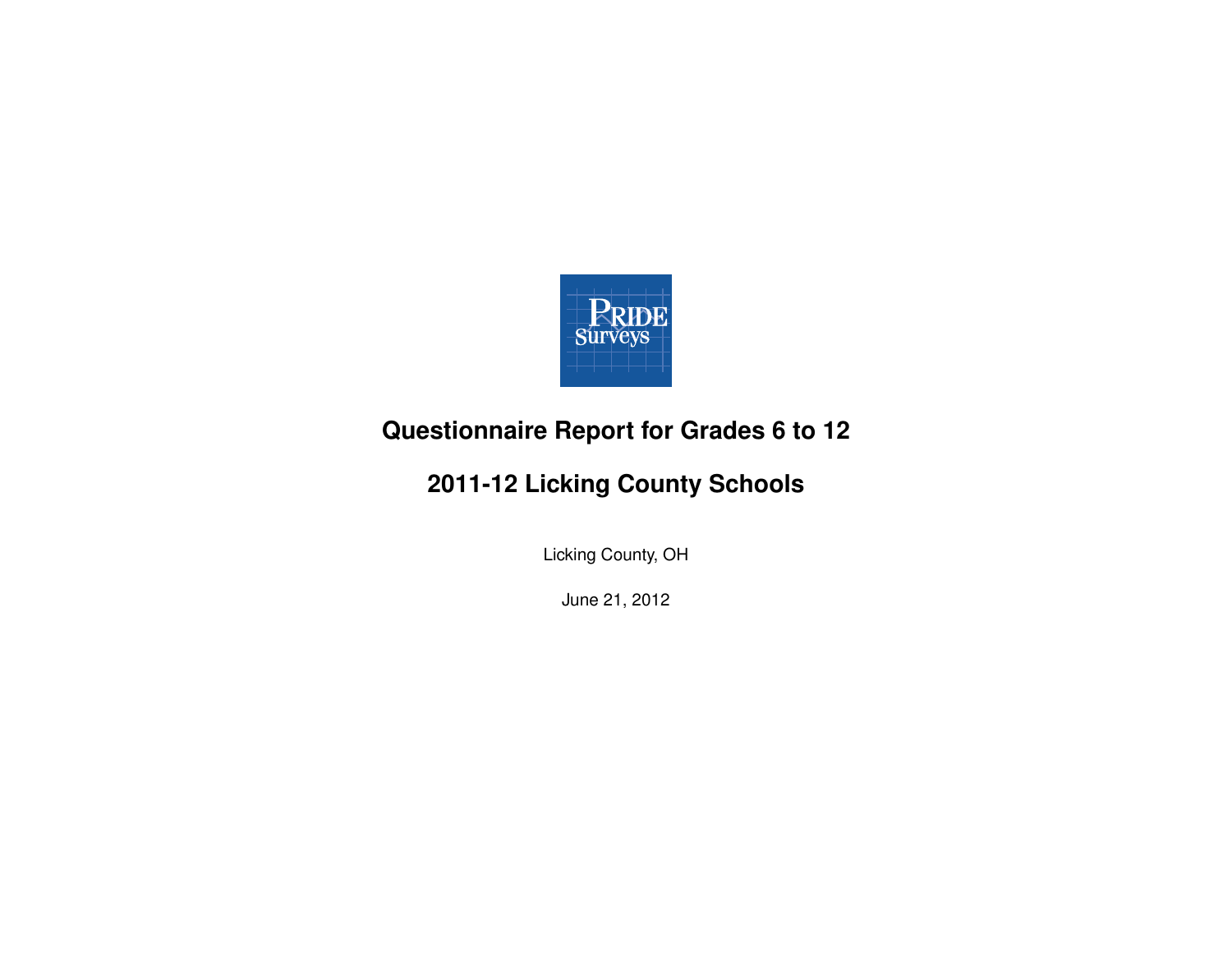PRIDE Surveys

# Questionnaire Report for Grades 6 to 12

# 2011-12 Licking County Schools

Licking County, OH

June 21, 2012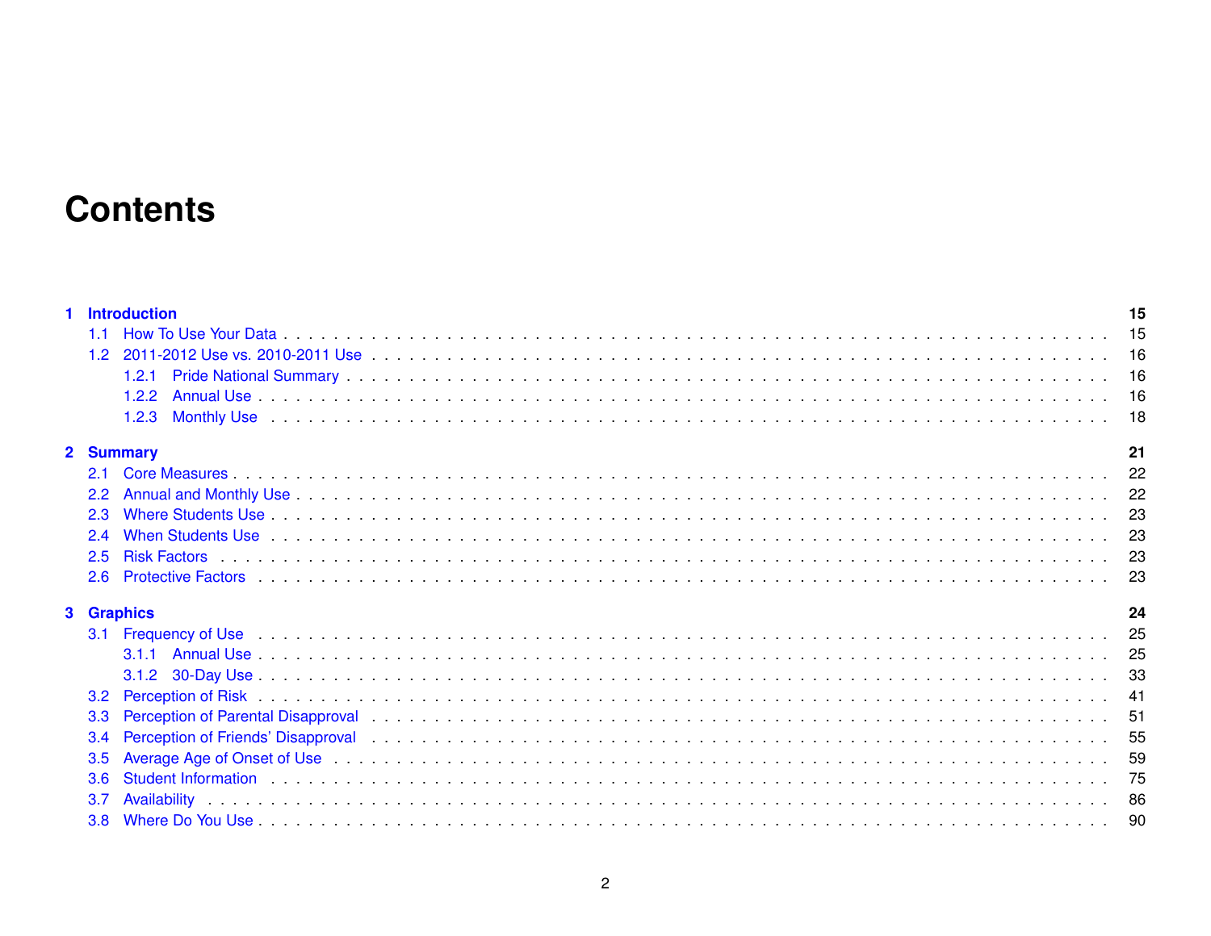# Contents

**1 Introduction** **15**

- 1.1 How To Use Your Data . . . . . 15
- 1.2 2011-2012 Use vs. 2010-2011 Use . . . . . 16
  - 1.2.1 Pride National Summary . . . . . 16
  - 1.2.2 Annual Use . . . . . 16
  - 1.2.3 Monthly Use . . . . . 18

**2 Summary** **21**

- 2.1 Core Measures . . . . . 22
- 2.2 Annual and Monthly Use . . . . . 22
- 2.3 Where Students Use . . . . . 23
- 2.4 When Students Use . . . . . 23
- 2.5 Risk Factors . . . . . 23
- 2.6 Protective Factors . . . . . 23

**3 Graphics** **24**

- 3.1 Frequency of Use . . . . . 25
  - 3.1.1 Annual Use . . . . . 25
  - 3.1.2 30-Day Use . . . . . 33
- 3.2 Perception of Risk . . . . . 41
- 3.3 Perception of Parental Disapproval . . . . . 51
- 3.4 Perception of Friends' Disapproval . . . . . 55
- 3.5 Average Age of Onset of Use . . . . . 59
- 3.6 Student Information . . . . . 75
- 3.7 Availability . . . . . 86
- 3.8 Where Do You Use . . . . . 90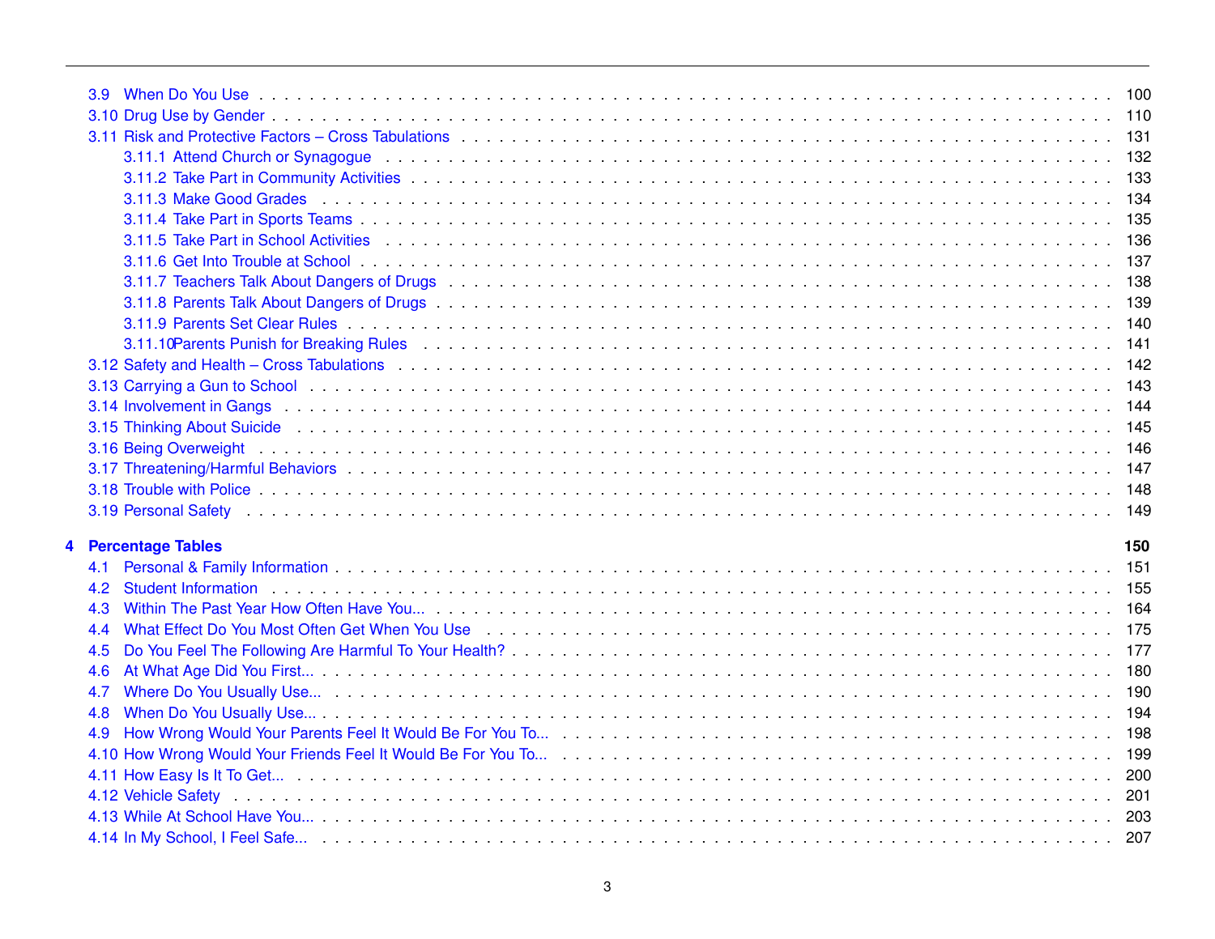- 3.9 When Do You Use . . . 100
- 3.10 Drug Use by Gender . . . 110
- 3.11 Risk and Protective Factors – Cross Tabulations . . . 131
  - 3.11.1 Attend Church or Synagogue . . . 132
  - 3.11.2 Take Part in Community Activities . . . 133
  - 3.11.3 Make Good Grades . . . 134
  - 3.11.4 Take Part in Sports Teams . . . 135
  - 3.11.5 Take Part in School Activities . . . 136
  - 3.11.6 Get Into Trouble at School . . . 137
  - 3.11.7 Teachers Talk About Dangers of Drugs . . . 138
  - 3.11.8 Parents Talk About Dangers of Drugs . . . 139
  - 3.11.9 Parents Set Clear Rules . . . 140
  - 3.11.10 Parents Punish for Breaking Rules . . . 141
- 3.12 Safety and Health – Cross Tabulations . . . 142
- 3.13 Carrying a Gun to School . . . 143
- 3.14 Involvement in Gangs . . . 144
- 3.15 Thinking About Suicide . . . 145
- 3.16 Being Overweight . . . 146
- 3.17 Threatening/Harmful Behaviors . . . 147
- 3.18 Trouble with Police . . . 148
- 3.19 Personal Safety . . . 149

**4 Percentage Tables** **150**

- 4.1 Personal & Family Information . . . 151
- 4.2 Student Information . . . 155
- 4.3 Within The Past Year How Often Have You... . . . 164
- 4.4 What Effect Do You Most Often Get When You Use . . . 175
- 4.5 Do You Feel The Following Are Harmful To Your Health? . . . 177
- 4.6 At What Age Did You First... . . . 180
- 4.7 Where Do You Usually Use... . . . 190
- 4.8 When Do You Usually Use... . . . 194
- 4.9 How Wrong Would Your Parents Feel It Would Be For You To... . . . 198
- 4.10 How Wrong Would Your Friends Feel It Would Be For You To... . . . 199
- 4.11 How Easy Is It To Get... . . . 200
- 4.12 Vehicle Safety . . . 201
- 4.13 While At School Have You... . . . 203
- 4.14 In My School, I Feel Safe... . . . 207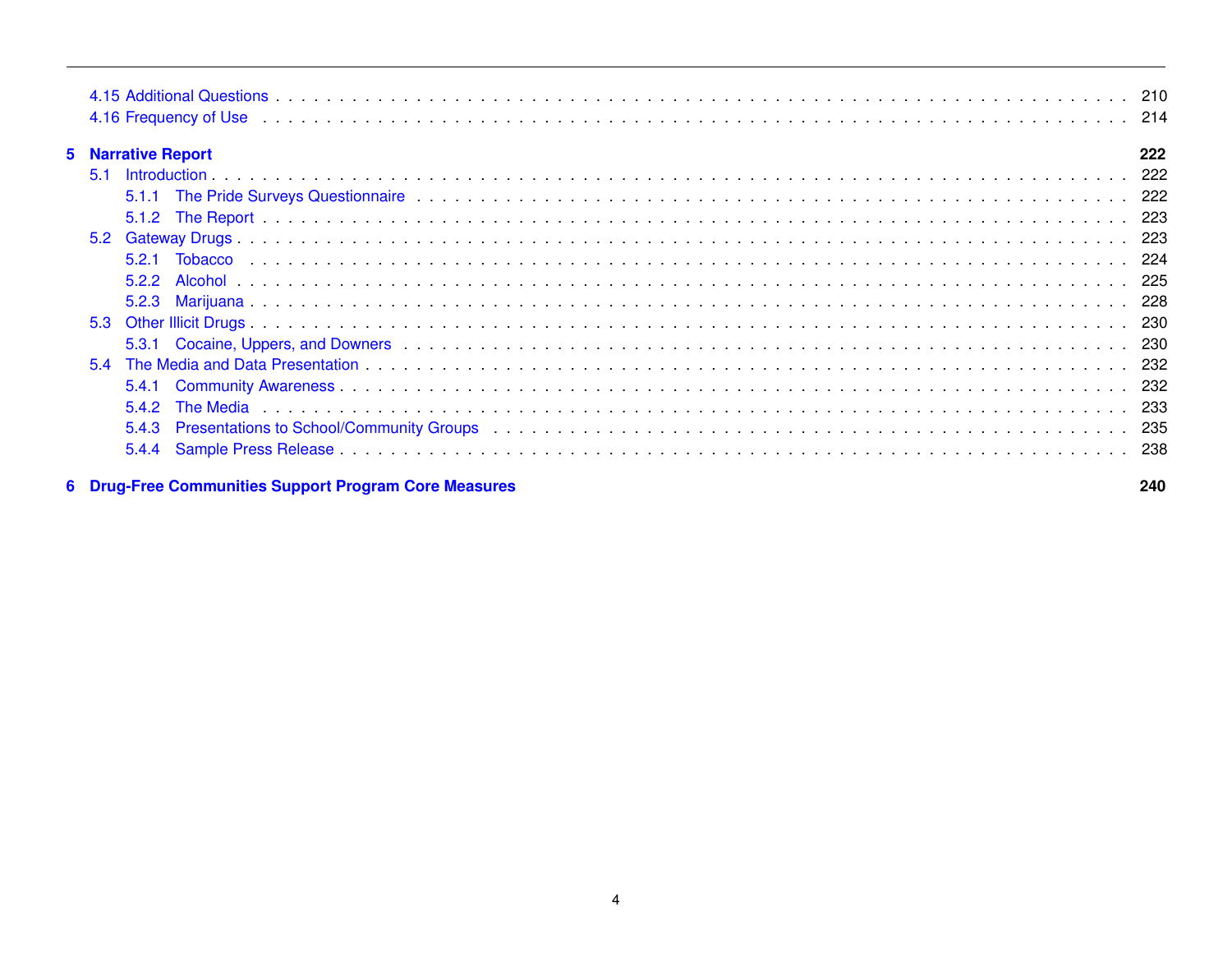4.15 Additional Questions . . . . . . . . . . . . . . . . . . . . . . . . . . . . . . . . . . . . . . . . . . . . . . . . . . . . . . . . . . 210
4.16 Frequency of Use . . . . . . . . . . . . . . . . . . . . . . . . . . . . . . . . . . . . . . . . . . . . . . . . . . . . . . . . . . 214

**5 Narrative Report** **222**

5.1 Introduction . . . . . . . . . . . . . . . . . . . . . . . . . . . . . . . . . . . . . . . . . . . . . . . . . . . . . . . . . . 222
    5.1.1 The Pride Surveys Questionnaire . . . . . . . . . . . . . . . . . . . . . . . . . . . . . . . . . . . . . . 222
    5.1.2 The Report . . . . . . . . . . . . . . . . . . . . . . . . . . . . . . . . . . . . . . . . . . . . . . . . . . . . . 223
5.2 Gateway Drugs . . . . . . . . . . . . . . . . . . . . . . . . . . . . . . . . . . . . . . . . . . . . . . . . . . . . . . . 223
    5.2.1 Tobacco . . . . . . . . . . . . . . . . . . . . . . . . . . . . . . . . . . . . . . . . . . . . . . . . . . . . . . . 224
    5.2.2 Alcohol . . . . . . . . . . . . . . . . . . . . . . . . . . . . . . . . . . . . . . . . . . . . . . . . . . . . . . . 225
    5.2.3 Marijuana . . . . . . . . . . . . . . . . . . . . . . . . . . . . . . . . . . . . . . . . . . . . . . . . . . . . . 228
5.3 Other Illicit Drugs . . . . . . . . . . . . . . . . . . . . . . . . . . . . . . . . . . . . . . . . . . . . . . . . . . . . . 230
    5.3.1 Cocaine, Uppers, and Downers . . . . . . . . . . . . . . . . . . . . . . . . . . . . . . . . . . . . . . . 230
5.4 The Media and Data Presentation . . . . . . . . . . . . . . . . . . . . . . . . . . . . . . . . . . . . . . . . . . 232
    5.4.1 Community Awareness . . . . . . . . . . . . . . . . . . . . . . . . . . . . . . . . . . . . . . . . . . . . 232
    5.4.2 The Media . . . . . . . . . . . . . . . . . . . . . . . . . . . . . . . . . . . . . . . . . . . . . . . . . . . . 233
    5.4.3 Presentations to School/Community Groups . . . . . . . . . . . . . . . . . . . . . . . . . . . . . . 235
    5.4.4 Sample Press Release . . . . . . . . . . . . . . . . . . . . . . . . . . . . . . . . . . . . . . . . . . . . 238

**6 Drug-Free Communities Support Program Core Measures** **240**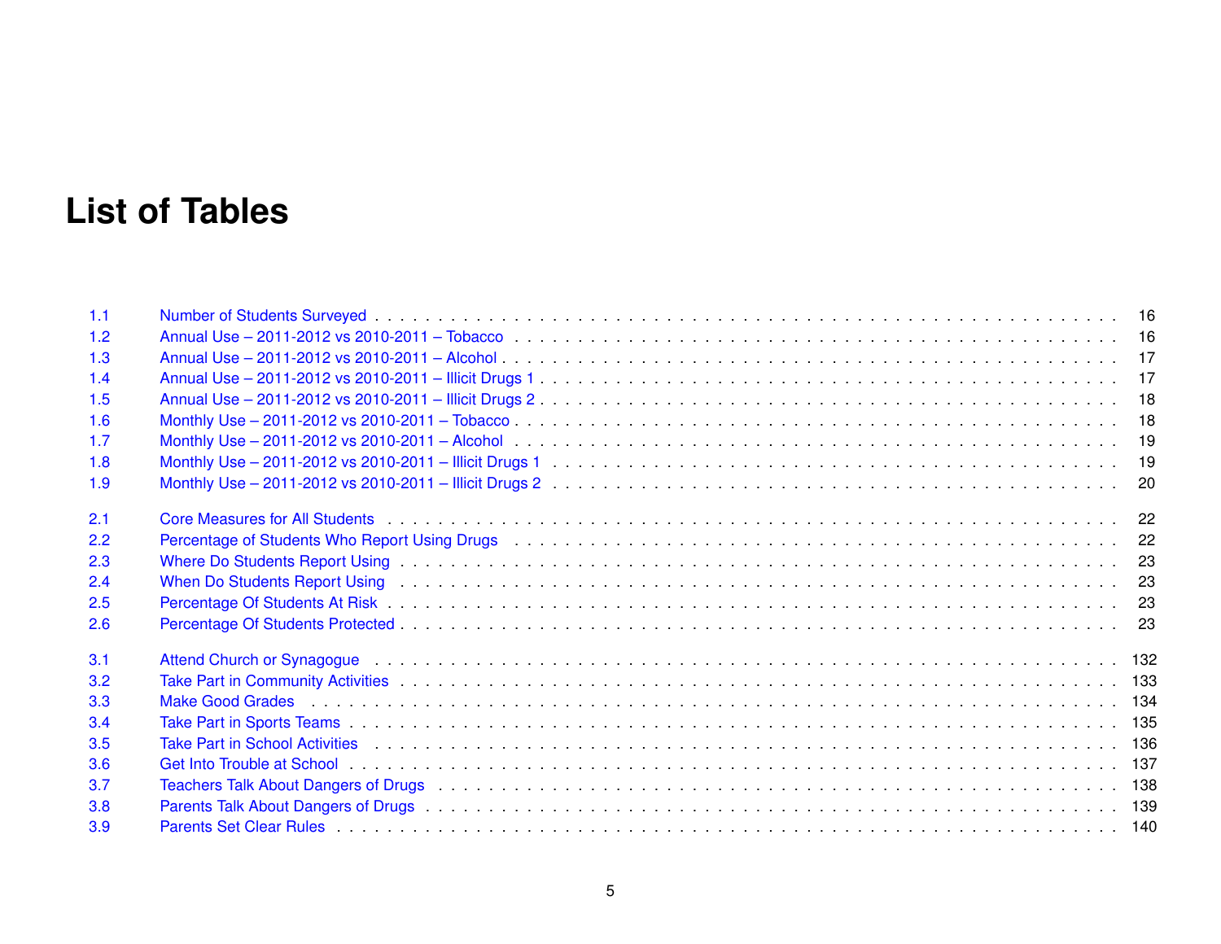# List of Tables

| | | |
|---|---|---|
| 1.1 | Number of Students Surveyed | 16 |
| 1.2 | Annual Use – 2011-2012 vs 2010-2011 – Tobacco | 16 |
| 1.3 | Annual Use – 2011-2012 vs 2010-2011 – Alcohol | 17 |
| 1.4 | Annual Use – 2011-2012 vs 2010-2011 – Illicit Drugs 1 | 17 |
| 1.5 | Annual Use – 2011-2012 vs 2010-2011 – Illicit Drugs 2 | 18 |
| 1.6 | Monthly Use – 2011-2012 vs 2010-2011 – Tobacco | 18 |
| 1.7 | Monthly Use – 2011-2012 vs 2010-2011 – Alcohol | 19 |
| 1.8 | Monthly Use – 2011-2012 vs 2010-2011 – Illicit Drugs 1 | 19 |
| 1.9 | Monthly Use – 2011-2012 vs 2010-2011 – Illicit Drugs 2 | 20 |
| 2.1 | Core Measures for All Students | 22 |
| 2.2 | Percentage of Students Who Report Using Drugs | 22 |
| 2.3 | Where Do Students Report Using | 23 |
| 2.4 | When Do Students Report Using | 23 |
| 2.5 | Percentage Of Students At Risk | 23 |
| 2.6 | Percentage Of Students Protected | 23 |
| 3.1 | Attend Church or Synagogue | 132 |
| 3.2 | Take Part in Community Activities | 133 |
| 3.3 | Make Good Grades | 134 |
| 3.4 | Take Part in Sports Teams | 135 |
| 3.5 | Take Part in School Activities | 136 |
| 3.6 | Get Into Trouble at School | 137 |
| 3.7 | Teachers Talk About Dangers of Drugs | 138 |
| 3.8 | Parents Talk About Dangers of Drugs | 139 |
| 3.9 | Parents Set Clear Rules | 140 |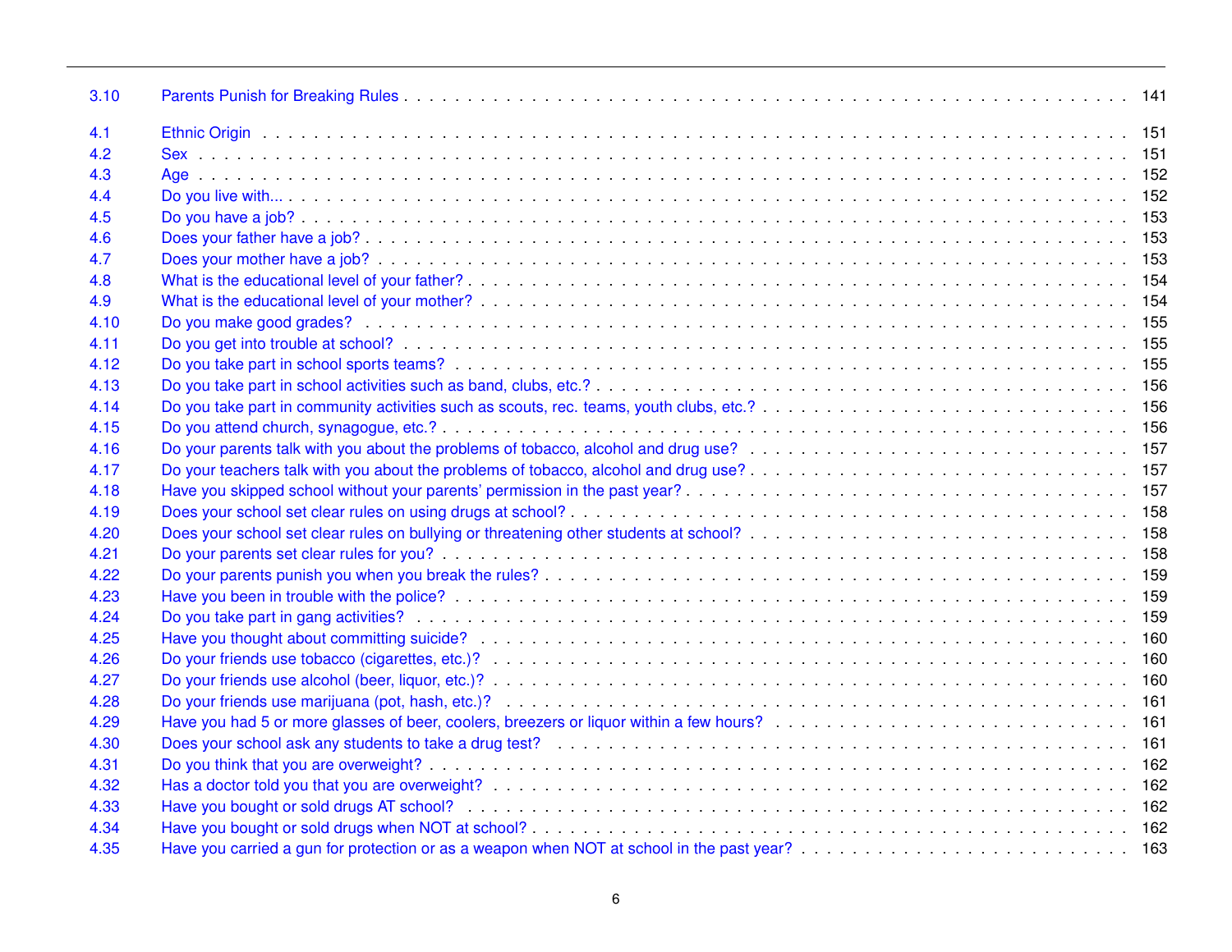| | | |
|---|---|---|
| 3.10 | Parents Punish for Breaking Rules | 141 |
| 4.1 | Ethnic Origin | 151 |
| 4.2 | Sex | 151 |
| 4.3 | Age | 152 |
| 4.4 | Do you live with... | 152 |
| 4.5 | Do you have a job? | 153 |
| 4.6 | Does your father have a job? | 153 |
| 4.7 | Does your mother have a job? | 153 |
| 4.8 | What is the educational level of your father? | 154 |
| 4.9 | What is the educational level of your mother? | 154 |
| 4.10 | Do you make good grades? | 155 |
| 4.11 | Do you get into trouble at school? | 155 |
| 4.12 | Do you take part in school sports teams? | 155 |
| 4.13 | Do you take part in school activities such as band, clubs, etc.? | 156 |
| 4.14 | Do you take part in community activities such as scouts, rec. teams, youth clubs, etc.? | 156 |
| 4.15 | Do you attend church, synagogue, etc.? | 156 |
| 4.16 | Do your parents talk with you about the problems of tobacco, alcohol and drug use? | 157 |
| 4.17 | Do your teachers talk with you about the problems of tobacco, alcohol and drug use? | 157 |
| 4.18 | Have you skipped school without your parents' permission in the past year? | 157 |
| 4.19 | Does your school set clear rules on using drugs at school? | 158 |
| 4.20 | Does your school set clear rules on bullying or threatening other students at school? | 158 |
| 4.21 | Do your parents set clear rules for you? | 158 |
| 4.22 | Do your parents punish you when you break the rules? | 159 |
| 4.23 | Have you been in trouble with the police? | 159 |
| 4.24 | Do you take part in gang activities? | 159 |
| 4.25 | Have you thought about committing suicide? | 160 |
| 4.26 | Do your friends use tobacco (cigarettes, etc.)? | 160 |
| 4.27 | Do your friends use alcohol (beer, liquor, etc.)? | 160 |
| 4.28 | Do your friends use marijuana (pot, hash, etc.)? | 161 |
| 4.29 | Have you had 5 or more glasses of beer, coolers, breezers or liquor within a few hours? | 161 |
| 4.30 | Does your school ask any students to take a drug test? | 161 |
| 4.31 | Do you think that you are overweight? | 162 |
| 4.32 | Has a doctor told you that you are overweight? | 162 |
| 4.33 | Have you bought or sold drugs AT school? | 162 |
| 4.34 | Have you bought or sold drugs when NOT at school? | 162 |
| 4.35 | Have you carried a gun for protection or as a weapon when NOT at school in the past year? | 163 |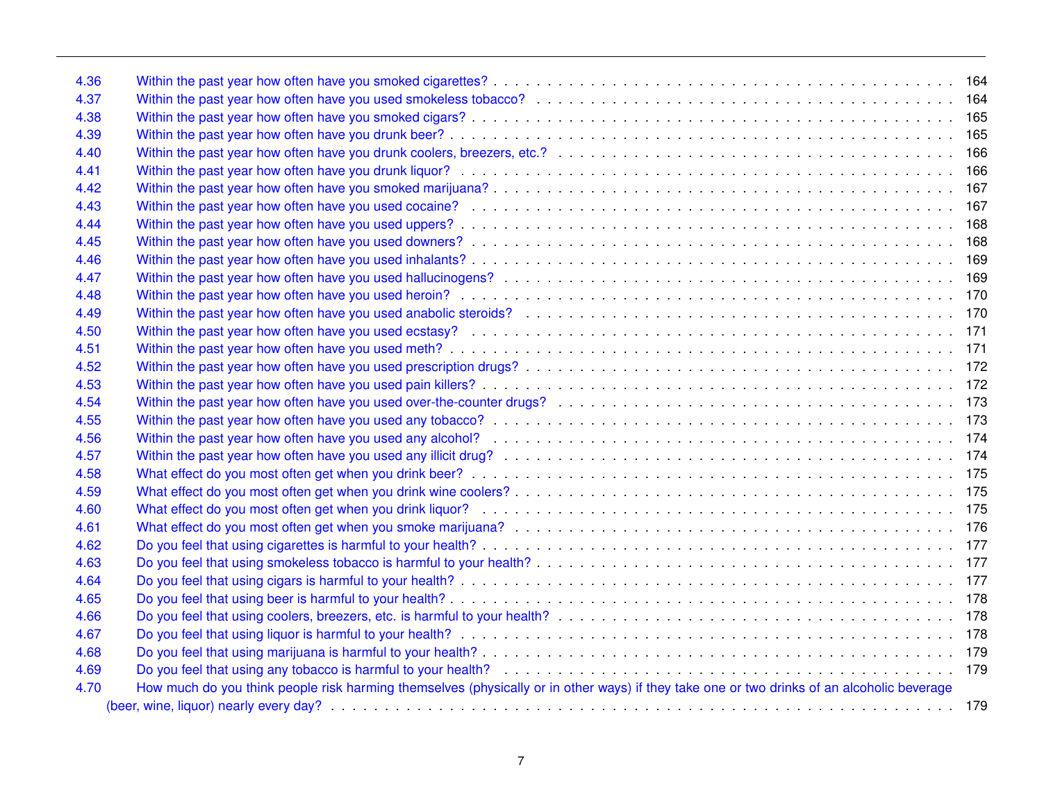4.36 Within the past year how often have you smoked cigarettes? . . . . . 164
4.37 Within the past year how often have you used smokeless tobacco? . . . . . 164
4.38 Within the past year how often have you smoked cigars? . . . . . 165
4.39 Within the past year how often have you drunk beer? . . . . . 165
4.40 Within the past year how often have you drunk coolers, breezers, etc.? . . . . . 166
4.41 Within the past year how often have you drunk liquor? . . . . . 166
4.42 Within the past year how often have you smoked marijuana? . . . . . 167
4.43 Within the past year how often have you used cocaine? . . . . . 167
4.44 Within the past year how often have you used uppers? . . . . . 168
4.45 Within the past year how often have you used downers? . . . . . 168
4.46 Within the past year how often have you used inhalants? . . . . . 169
4.47 Within the past year how often have you used hallucinogens? . . . . . 169
4.48 Within the past year how often have you used heroin? . . . . . 170
4.49 Within the past year how often have you used anabolic steroids? . . . . . 170
4.50 Within the past year how often have you used ecstasy? . . . . . 171
4.51 Within the past year how often have you used meth? . . . . . 171
4.52 Within the past year how often have you used prescription drugs? . . . . . 172
4.53 Within the past year how often have you used pain killers? . . . . . 172
4.54 Within the past year how often have you used over-the-counter drugs? . . . . . 173
4.55 Within the past year how often have you used any tobacco? . . . . . 173
4.56 Within the past year how often have you used any alcohol? . . . . . 174
4.57 Within the past year how often have you used any illicit drug? . . . . . 174
4.58 What effect do you most often get when you drink beer? . . . . . 175
4.59 What effect do you most often get when you drink wine coolers? . . . . . 175
4.60 What effect do you most often get when you drink liquor? . . . . . 175
4.61 What effect do you most often get when you smoke marijuana? . . . . . 176
4.62 Do you feel that using cigarettes is harmful to your health? . . . . . 177
4.63 Do you feel that using smokeless tobacco is harmful to your health? . . . . . 177
4.64 Do you feel that using cigars is harmful to your health? . . . . . 177
4.65 Do you feel that using beer is harmful to your health? . . . . . 178
4.66 Do you feel that using coolers, breezers, etc. is harmful to your health? . . . . . 178
4.67 Do you feel that using liquor is harmful to your health? . . . . . 178
4.68 Do you feel that using marijuana is harmful to your health? . . . . . 179
4.69 Do you feel that using any tobacco is harmful to your health? . . . . . 179
4.70 How much do you think people risk harming themselves (physically or in other ways) if they take one or two drinks of an alcoholic beverage (beer, wine, liquor) nearly every day? . . . . . 179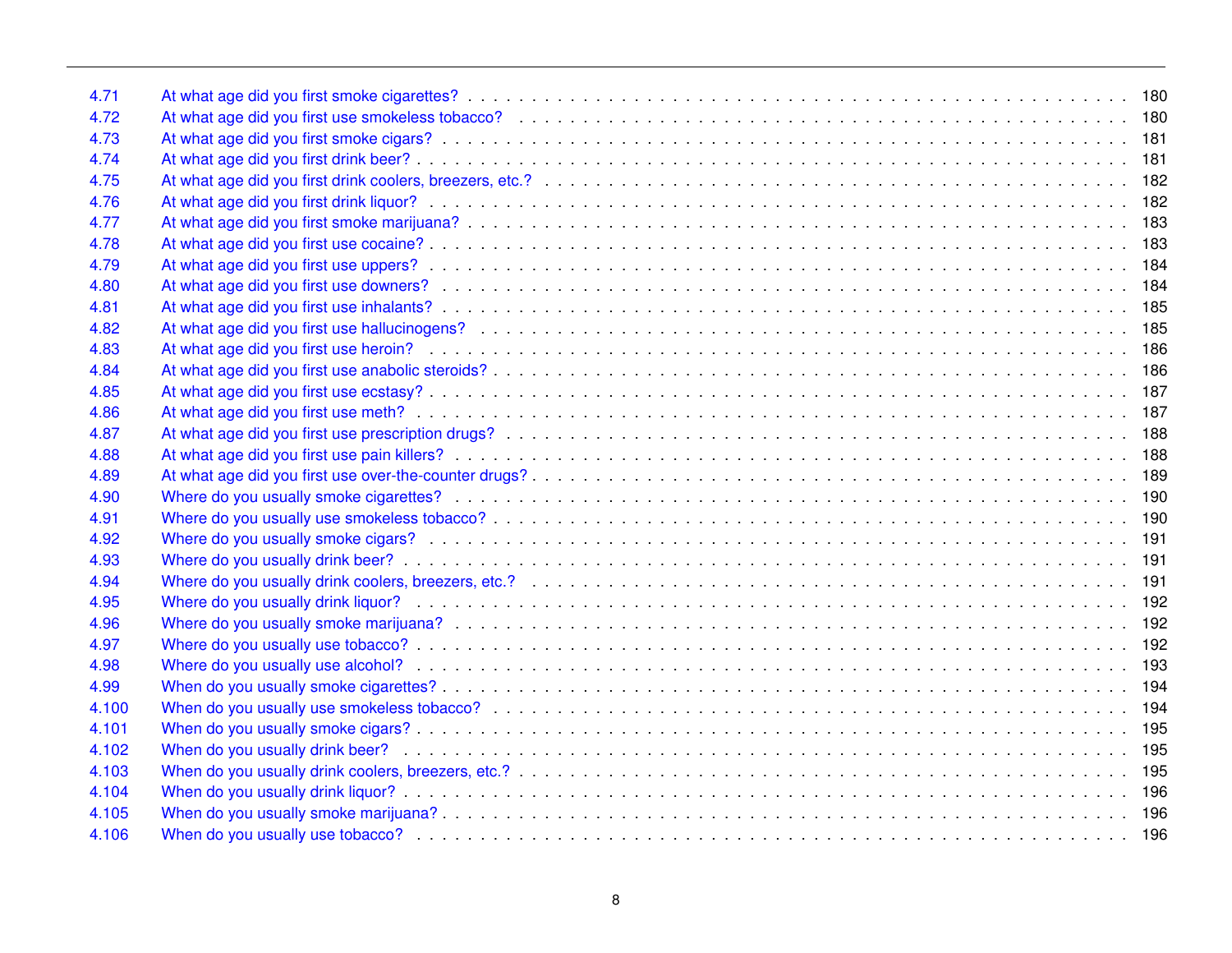| | | |
|---|---|---|
| 4.71 | At what age did you first smoke cigarettes? | 180 |
| 4.72 | At what age did you first use smokeless tobacco? | 180 |
| 4.73 | At what age did you first smoke cigars? | 181 |
| 4.74 | At what age did you first drink beer? | 181 |
| 4.75 | At what age did you first drink coolers, breezers, etc.? | 182 |
| 4.76 | At what age did you first drink liquor? | 182 |
| 4.77 | At what age did you first smoke marijuana? | 183 |
| 4.78 | At what age did you first use cocaine? | 183 |
| 4.79 | At what age did you first use uppers? | 184 |
| 4.80 | At what age did you first use downers? | 184 |
| 4.81 | At what age did you first use inhalants? | 185 |
| 4.82 | At what age did you first use hallucinogens? | 185 |
| 4.83 | At what age did you first use heroin? | 186 |
| 4.84 | At what age did you first use anabolic steroids? | 186 |
| 4.85 | At what age did you first use ecstasy? | 187 |
| 4.86 | At what age did you first use meth? | 187 |
| 4.87 | At what age did you first use prescription drugs? | 188 |
| 4.88 | At what age did you first use pain killers? | 188 |
| 4.89 | At what age did you first use over-the-counter drugs? | 189 |
| 4.90 | Where do you usually smoke cigarettes? | 190 |
| 4.91 | Where do you usually use smokeless tobacco? | 190 |
| 4.92 | Where do you usually smoke cigars? | 191 |
| 4.93 | Where do you usually drink beer? | 191 |
| 4.94 | Where do you usually drink coolers, breezers, etc.? | 191 |
| 4.95 | Where do you usually drink liquor? | 192 |
| 4.96 | Where do you usually smoke marijuana? | 192 |
| 4.97 | Where do you usually use tobacco? | 192 |
| 4.98 | Where do you usually use alcohol? | 193 |
| 4.99 | When do you usually smoke cigarettes? | 194 |
| 4.100 | When do you usually use smokeless tobacco? | 194 |
| 4.101 | When do you usually smoke cigars? | 195 |
| 4.102 | When do you usually drink beer? | 195 |
| 4.103 | When do you usually drink coolers, breezers, etc.? | 195 |
| 4.104 | When do you usually drink liquor? | 196 |
| 4.105 | When do you usually smoke marijuana? | 196 |
| 4.106 | When do you usually use tobacco? | 196 |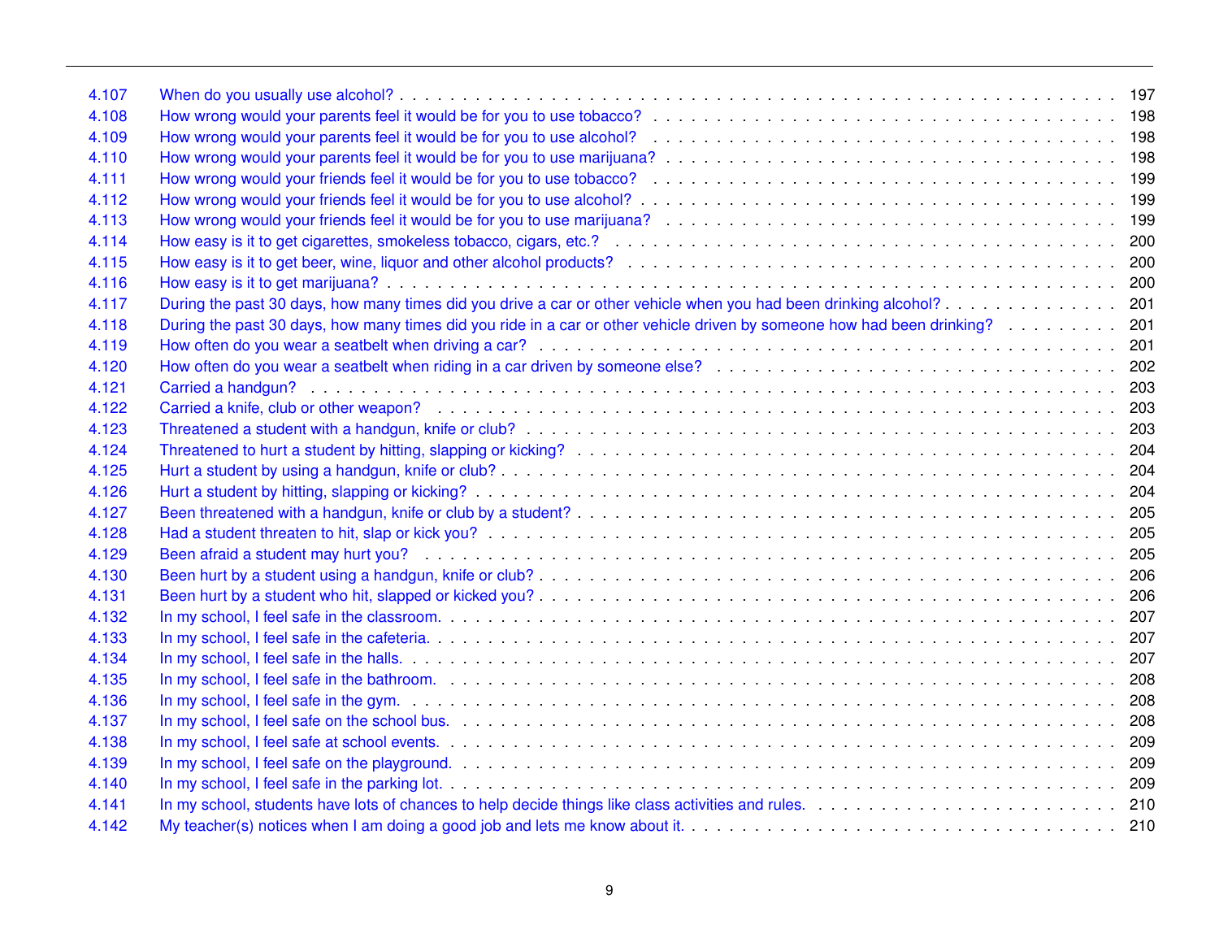| | | |
|---|---|---|
| 4.107 | When do you usually use alcohol? | 197 |
| 4.108 | How wrong would your parents feel it would be for you to use tobacco? | 198 |
| 4.109 | How wrong would your parents feel it would be for you to use alcohol? | 198 |
| 4.110 | How wrong would your parents feel it would be for you to use marijuana? | 198 |
| 4.111 | How wrong would your friends feel it would be for you to use tobacco? | 199 |
| 4.112 | How wrong would your friends feel it would be for you to use alcohol? | 199 |
| 4.113 | How wrong would your friends feel it would be for you to use marijuana? | 199 |
| 4.114 | How easy is it to get cigarettes, smokeless tobacco, cigars, etc.? | 200 |
| 4.115 | How easy is it to get beer, wine, liquor and other alcohol products? | 200 |
| 4.116 | How easy is it to get marijuana? | 200 |
| 4.117 | During the past 30 days, how many times did you drive a car or other vehicle when you had been drinking alcohol? | 201 |
| 4.118 | During the past 30 days, how many times did you ride in a car or other vehicle driven by someone how had been drinking? | 201 |
| 4.119 | How often do you wear a seatbelt when driving a car? | 201 |
| 4.120 | How often do you wear a seatbelt when riding in a car driven by someone else? | 202 |
| 4.121 | Carried a handgun? | 203 |
| 4.122 | Carried a knife, club or other weapon? | 203 |
| 4.123 | Threatened a student with a handgun, knife or club? | 203 |
| 4.124 | Threatened to hurt a student by hitting, slapping or kicking? | 204 |
| 4.125 | Hurt a student by using a handgun, knife or club? | 204 |
| 4.126 | Hurt a student by hitting, slapping or kicking? | 204 |
| 4.127 | Been threatened with a handgun, knife or club by a student? | 205 |
| 4.128 | Had a student threaten to hit, slap or kick you? | 205 |
| 4.129 | Been afraid a student may hurt you? | 205 |
| 4.130 | Been hurt by a student using a handgun, knife or club? | 206 |
| 4.131 | Been hurt by a student who hit, slapped or kicked you? | 206 |
| 4.132 | In my school, I feel safe in the classroom. | 207 |
| 4.133 | In my school, I feel safe in the cafeteria. | 207 |
| 4.134 | In my school, I feel safe in the halls. | 207 |
| 4.135 | In my school, I feel safe in the bathroom. | 208 |
| 4.136 | In my school, I feel safe in the gym. | 208 |
| 4.137 | In my school, I feel safe on the school bus. | 208 |
| 4.138 | In my school, I feel safe at school events. | 209 |
| 4.139 | In my school, I feel safe on the playground. | 209 |
| 4.140 | In my school, I feel safe in the parking lot. | 209 |
| 4.141 | In my school, students have lots of chances to help decide things like class activities and rules. | 210 |
| 4.142 | My teacher(s) notices when I am doing a good job and lets me know about it. | 210 |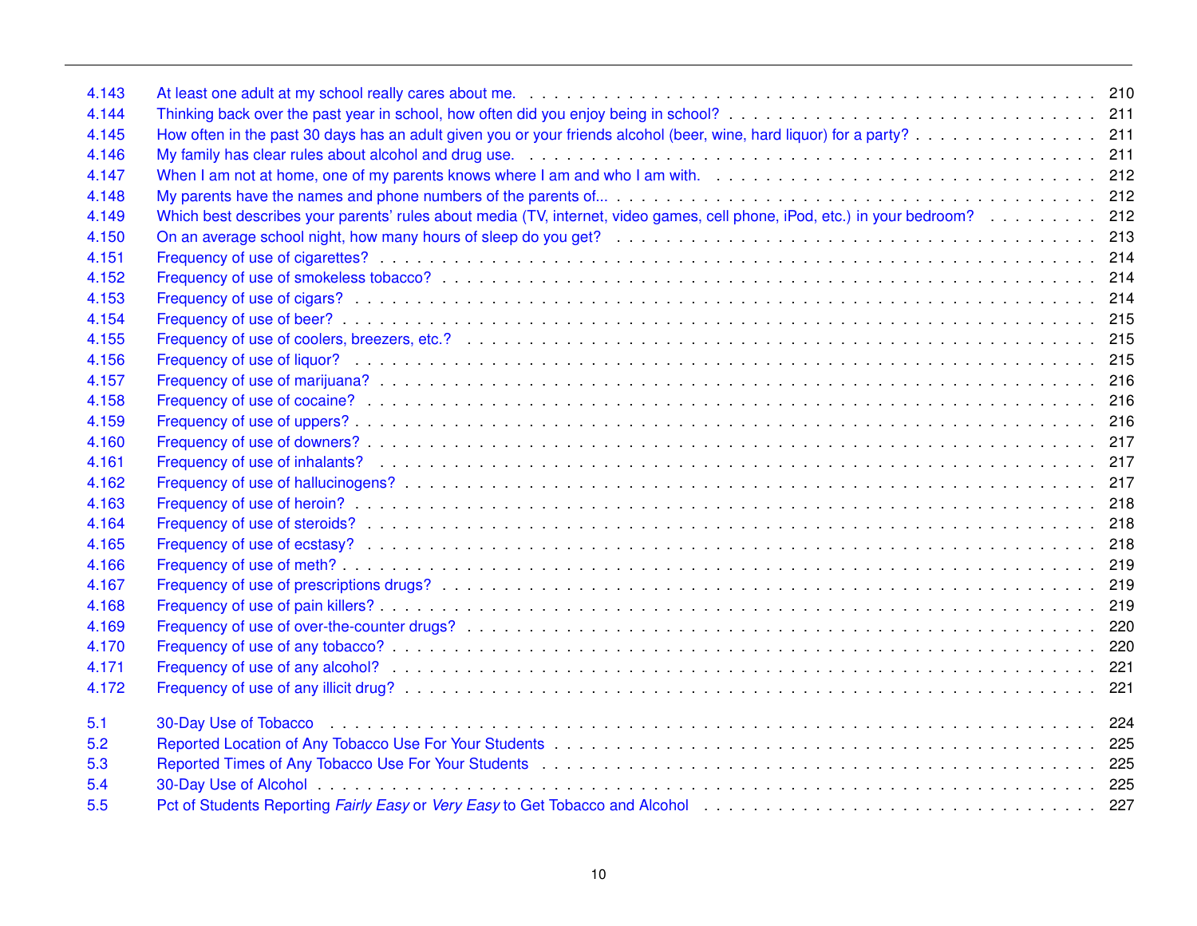| | | |
|---|---|---|
| 4.143 | At least one adult at my school really cares about me. | 210 |
| 4.144 | Thinking back over the past year in school, how often did you enjoy being in school? | 211 |
| 4.145 | How often in the past 30 days has an adult given you or your friends alcohol (beer, wine, hard liquor) for a party? | 211 |
| 4.146 | My family has clear rules about alcohol and drug use. | 211 |
| 4.147 | When I am not at home, one of my parents knows where I am and who I am with. | 212 |
| 4.148 | My parents have the names and phone numbers of the parents of... | 212 |
| 4.149 | Which best describes your parents' rules about media (TV, internet, video games, cell phone, iPod, etc.) in your bedroom? | 212 |
| 4.150 | On an average school night, how many hours of sleep do you get? | 213 |
| 4.151 | Frequency of use of cigarettes? | 214 |
| 4.152 | Frequency of use of smokeless tobacco? | 214 |
| 4.153 | Frequency of use of cigars? | 214 |
| 4.154 | Frequency of use of beer? | 215 |
| 4.155 | Frequency of use of coolers, breezers, etc.? | 215 |
| 4.156 | Frequency of use of liquor? | 215 |
| 4.157 | Frequency of use of marijuana? | 216 |
| 4.158 | Frequency of use of cocaine? | 216 |
| 4.159 | Frequency of use of uppers? | 216 |
| 4.160 | Frequency of use of downers? | 217 |
| 4.161 | Frequency of use of inhalants? | 217 |
| 4.162 | Frequency of use of hallucinogens? | 217 |
| 4.163 | Frequency of use of heroin? | 218 |
| 4.164 | Frequency of use of steroids? | 218 |
| 4.165 | Frequency of use of ecstasy? | 218 |
| 4.166 | Frequency of use of meth? | 219 |
| 4.167 | Frequency of use of prescriptions drugs? | 219 |
| 4.168 | Frequency of use of pain killers? | 219 |
| 4.169 | Frequency of use of over-the-counter drugs? | 220 |
| 4.170 | Frequency of use of any tobacco? | 220 |
| 4.171 | Frequency of use of any alcohol? | 221 |
| 4.172 | Frequency of use of any illicit drug? | 221 |
| 5.1 | 30-Day Use of Tobacco | 224 |
| 5.2 | Reported Location of Any Tobacco Use For Your Students | 225 |
| 5.3 | Reported Times of Any Tobacco Use For Your Students | 225 |
| 5.4 | 30-Day Use of Alcohol | 225 |
| 5.5 | Pct of Students Reporting *Fairly Easy* or *Very Easy* to Get Tobacco and Alcohol | 227 |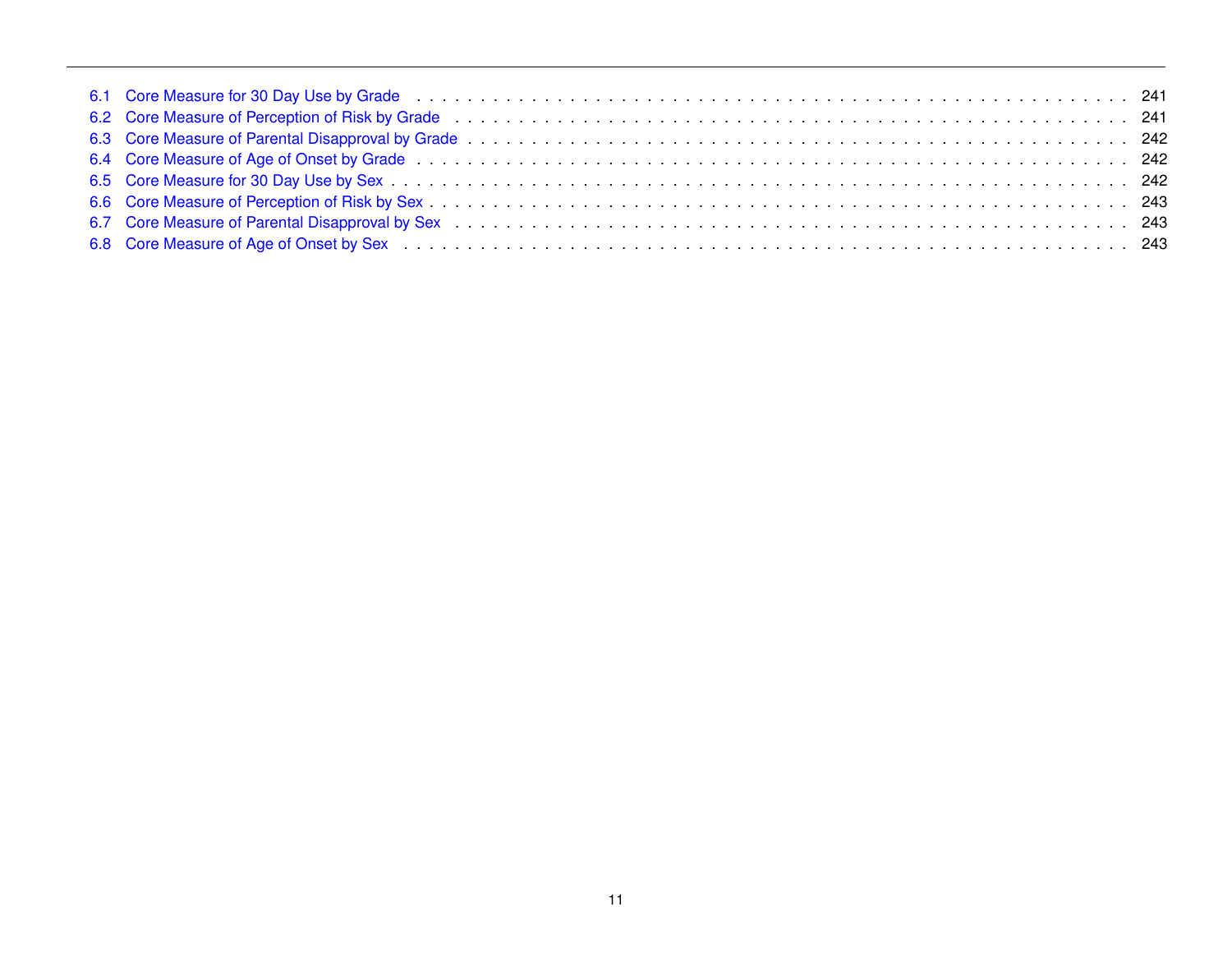6.1 Core Measure for 30 Day Use by Grade . . . . . . . . . . . . . . . . . . . . . . . . . . . . . . . . . . . . . . . . . . . . . . . . . . . . . . . . . . . . 241
6.2 Core Measure of Perception of Risk by Grade . . . . . . . . . . . . . . . . . . . . . . . . . . . . . . . . . . . . . . . . . . . . . . . . . . . . . . . . . 241
6.3 Core Measure of Parental Disapproval by Grade . . . . . . . . . . . . . . . . . . . . . . . . . . . . . . . . . . . . . . . . . . . . . . . . . . . . . . . 242
6.4 Core Measure of Age of Onset by Grade . . . . . . . . . . . . . . . . . . . . . . . . . . . . . . . . . . . . . . . . . . . . . . . . . . . . . . . . . . . . 242
6.5 Core Measure for 30 Day Use by Sex . . . . . . . . . . . . . . . . . . . . . . . . . . . . . . . . . . . . . . . . . . . . . . . . . . . . . . . . . . . . . . 242
6.6 Core Measure of Perception of Risk by Sex . . . . . . . . . . . . . . . . . . . . . . . . . . . . . . . . . . . . . . . . . . . . . . . . . . . . . . . . . . 243
6.7 Core Measure of Parental Disapproval by Sex . . . . . . . . . . . . . . . . . . . . . . . . . . . . . . . . . . . . . . . . . . . . . . . . . . . . . . . . 243
6.8 Core Measure of Age of Onset by Sex . . . . . . . . . . . . . . . . . . . . . . . . . . . . . . . . . . . . . . . . . . . . . . . . . . . . . . . . . . . . . . 243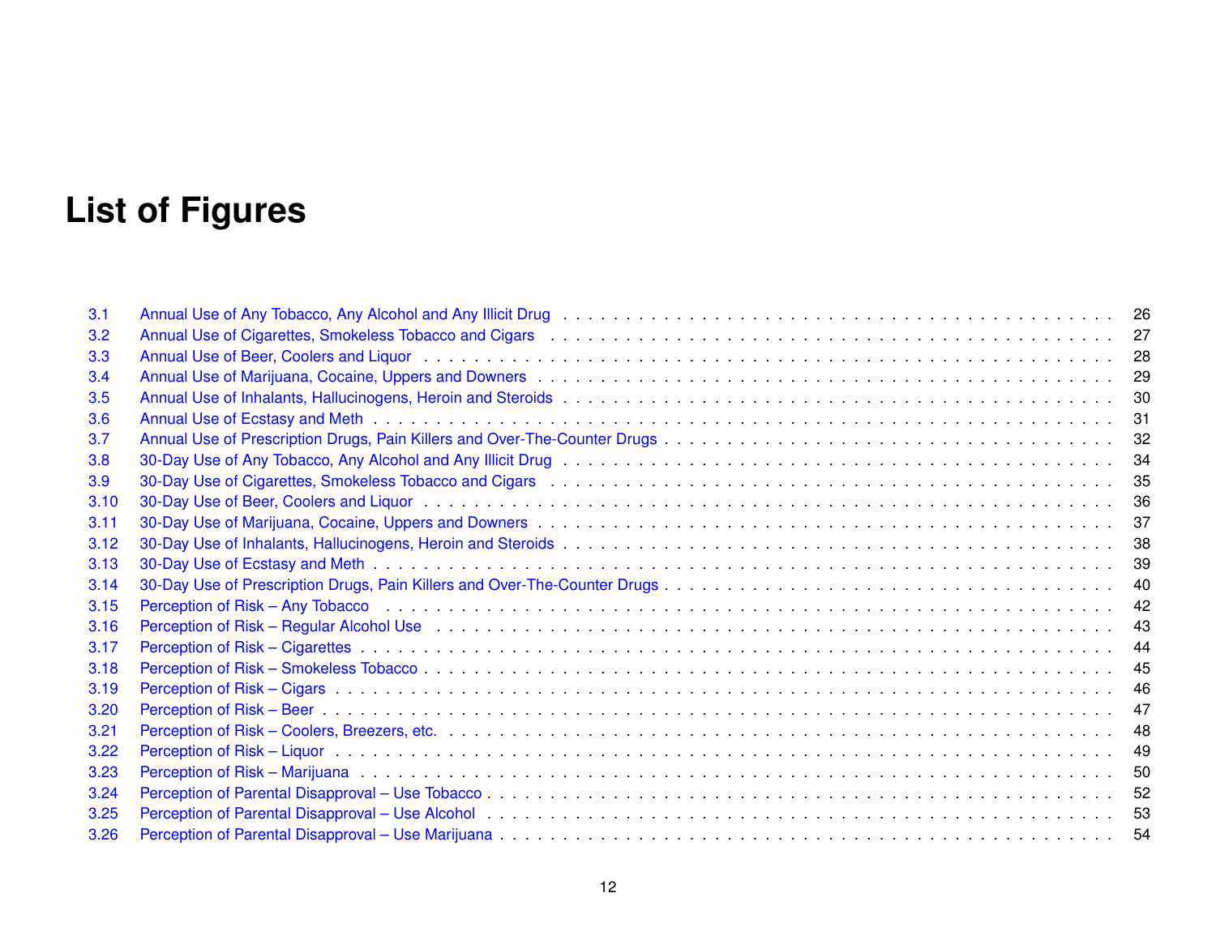# List of Figures

| | | |
|---|---|---|
| 3.1 | Annual Use of Any Tobacco, Any Alcohol and Any Illicit Drug | 26 |
| 3.2 | Annual Use of Cigarettes, Smokeless Tobacco and Cigars | 27 |
| 3.3 | Annual Use of Beer, Coolers and Liquor | 28 |
| 3.4 | Annual Use of Marijuana, Cocaine, Uppers and Downers | 29 |
| 3.5 | Annual Use of Inhalants, Hallucinogens, Heroin and Steroids | 30 |
| 3.6 | Annual Use of Ecstasy and Meth | 31 |
| 3.7 | Annual Use of Prescription Drugs, Pain Killers and Over-The-Counter Drugs | 32 |
| 3.8 | 30-Day Use of Any Tobacco, Any Alcohol and Any Illicit Drug | 34 |
| 3.9 | 30-Day Use of Cigarettes, Smokeless Tobacco and Cigars | 35 |
| 3.10 | 30-Day Use of Beer, Coolers and Liquor | 36 |
| 3.11 | 30-Day Use of Marijuana, Cocaine, Uppers and Downers | 37 |
| 3.12 | 30-Day Use of Inhalants, Hallucinogens, Heroin and Steroids | 38 |
| 3.13 | 30-Day Use of Ecstasy and Meth | 39 |
| 3.14 | 30-Day Use of Prescription Drugs, Pain Killers and Over-The-Counter Drugs | 40 |
| 3.15 | Perception of Risk – Any Tobacco | 42 |
| 3.16 | Perception of Risk – Regular Alcohol Use | 43 |
| 3.17 | Perception of Risk – Cigarettes | 44 |
| 3.18 | Perception of Risk – Smokeless Tobacco | 45 |
| 3.19 | Perception of Risk – Cigars | 46 |
| 3.20 | Perception of Risk – Beer | 47 |
| 3.21 | Perception of Risk – Coolers, Breezers, etc. | 48 |
| 3.22 | Perception of Risk – Liquor | 49 |
| 3.23 | Perception of Risk – Marijuana | 50 |
| 3.24 | Perception of Parental Disapproval – Use Tobacco | 52 |
| 3.25 | Perception of Parental Disapproval – Use Alcohol | 53 |
| 3.26 | Perception of Parental Disapproval – Use Marijuana | 54 |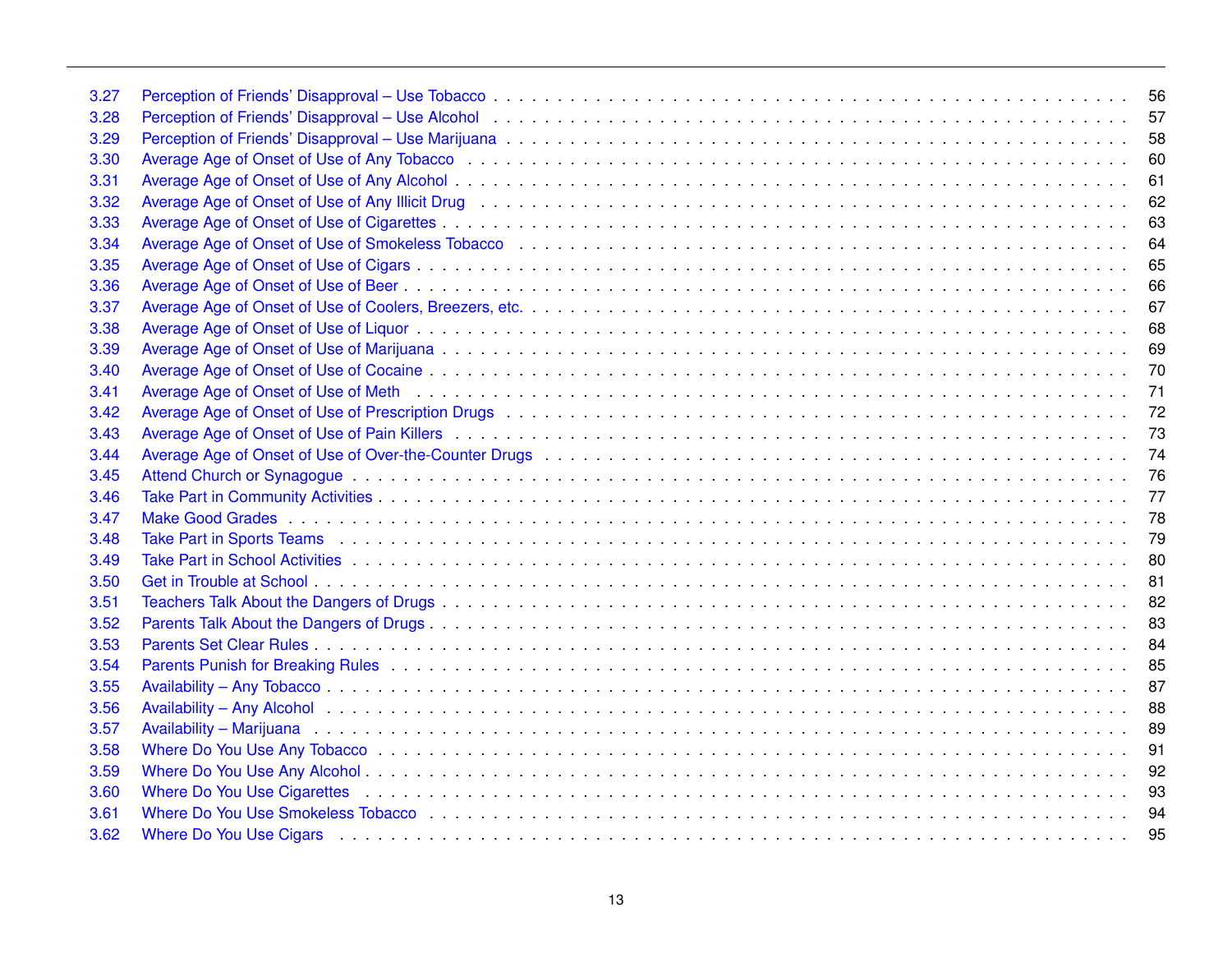3.27 Perception of Friends' Disapproval – Use Tobacco . . . 56
3.28 Perception of Friends' Disapproval – Use Alcohol . . . 57
3.29 Perception of Friends' Disapproval – Use Marijuana . . . 58
3.30 Average Age of Onset of Use of Any Tobacco . . . 60
3.31 Average Age of Onset of Use of Any Alcohol . . . 61
3.32 Average Age of Onset of Use of Any Illicit Drug . . . 62
3.33 Average Age of Onset of Use of Cigarettes . . . 63
3.34 Average Age of Onset of Use of Smokeless Tobacco . . . 64
3.35 Average Age of Onset of Use of Cigars . . . 65
3.36 Average Age of Onset of Use of Beer . . . 66
3.37 Average Age of Onset of Use of Coolers, Breezers, etc. . . . 67
3.38 Average Age of Onset of Use of Liquor . . . 68
3.39 Average Age of Onset of Use of Marijuana . . . 69
3.40 Average Age of Onset of Use of Cocaine . . . 70
3.41 Average Age of Onset of Use of Meth . . . 71
3.42 Average Age of Onset of Use of Prescription Drugs . . . 72
3.43 Average Age of Onset of Use of Pain Killers . . . 73
3.44 Average Age of Onset of Use of Over-the-Counter Drugs . . . 74
3.45 Attend Church or Synagogue . . . 76
3.46 Take Part in Community Activities . . . 77
3.47 Make Good Grades . . . 78
3.48 Take Part in Sports Teams . . . 79
3.49 Take Part in School Activities . . . 80
3.50 Get in Trouble at School . . . 81
3.51 Teachers Talk About the Dangers of Drugs . . . 82
3.52 Parents Talk About the Dangers of Drugs . . . 83
3.53 Parents Set Clear Rules . . . 84
3.54 Parents Punish for Breaking Rules . . . 85
3.55 Availability – Any Tobacco . . . 87
3.56 Availability – Any Alcohol . . . 88
3.57 Availability – Marijuana . . . 89
3.58 Where Do You Use Any Tobacco . . . 91
3.59 Where Do You Use Any Alcohol . . . 92
3.60 Where Do You Use Cigarettes . . . 93
3.61 Where Do You Use Smokeless Tobacco . . . 94
3.62 Where Do You Use Cigars . . . 95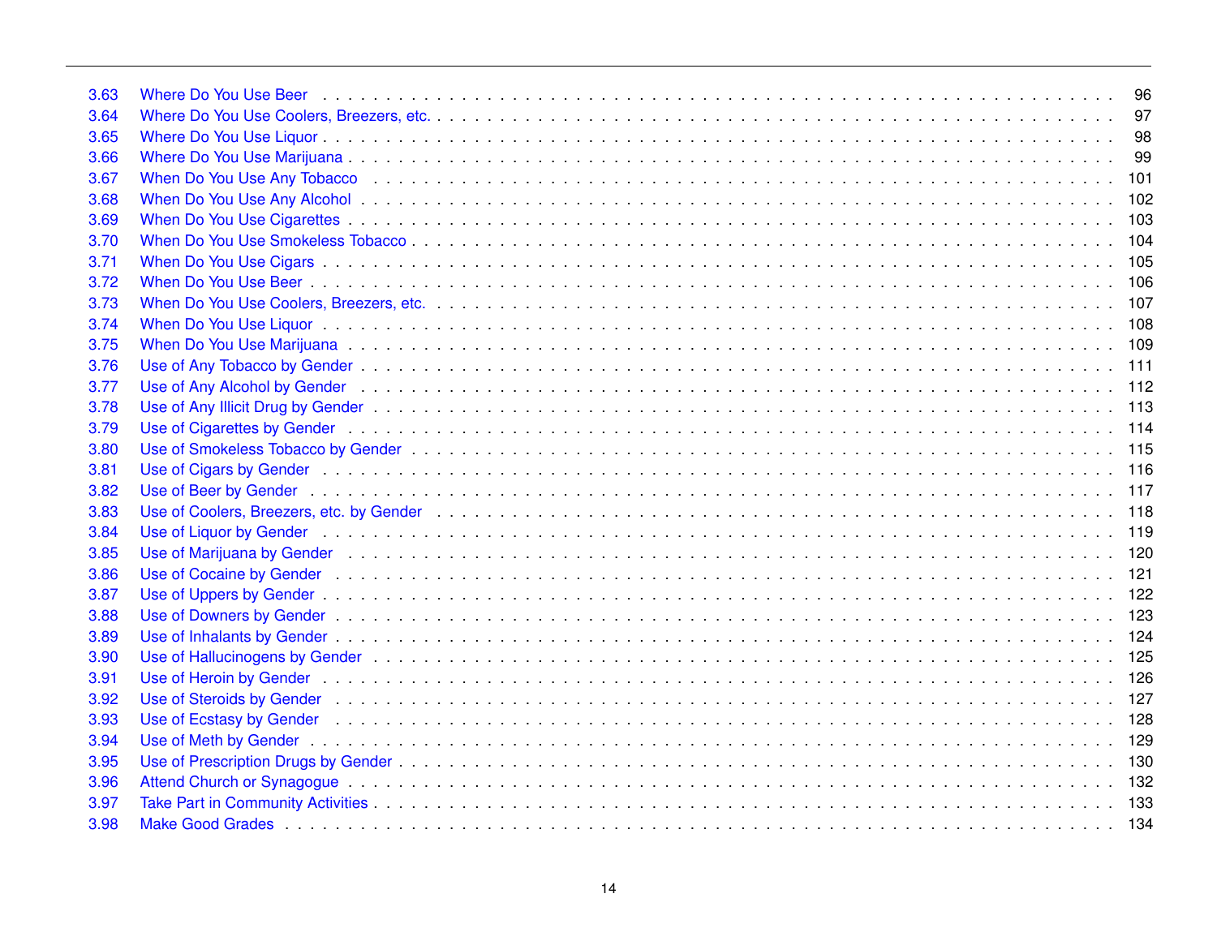| | | |
|---|---|---|
| 3.63 | Where Do You Use Beer | 96 |
| 3.64 | Where Do You Use Coolers, Breezers, etc. | 97 |
| 3.65 | Where Do You Use Liquor | 98 |
| 3.66 | Where Do You Use Marijuana | 99 |
| 3.67 | When Do You Use Any Tobacco | 101 |
| 3.68 | When Do You Use Any Alcohol | 102 |
| 3.69 | When Do You Use Cigarettes | 103 |
| 3.70 | When Do You Use Smokeless Tobacco | 104 |
| 3.71 | When Do You Use Cigars | 105 |
| 3.72 | When Do You Use Beer | 106 |
| 3.73 | When Do You Use Coolers, Breezers, etc. | 107 |
| 3.74 | When Do You Use Liquor | 108 |
| 3.75 | When Do You Use Marijuana | 109 |
| 3.76 | Use of Any Tobacco by Gender | 111 |
| 3.77 | Use of Any Alcohol by Gender | 112 |
| 3.78 | Use of Any Illicit Drug by Gender | 113 |
| 3.79 | Use of Cigarettes by Gender | 114 |
| 3.80 | Use of Smokeless Tobacco by Gender | 115 |
| 3.81 | Use of Cigars by Gender | 116 |
| 3.82 | Use of Beer by Gender | 117 |
| 3.83 | Use of Coolers, Breezers, etc. by Gender | 118 |
| 3.84 | Use of Liquor by Gender | 119 |
| 3.85 | Use of Marijuana by Gender | 120 |
| 3.86 | Use of Cocaine by Gender | 121 |
| 3.87 | Use of Uppers by Gender | 122 |
| 3.88 | Use of Downers by Gender | 123 |
| 3.89 | Use of Inhalants by Gender | 124 |
| 3.90 | Use of Hallucinogens by Gender | 125 |
| 3.91 | Use of Heroin by Gender | 126 |
| 3.92 | Use of Steroids by Gender | 127 |
| 3.93 | Use of Ecstasy by Gender | 128 |
| 3.94 | Use of Meth by Gender | 129 |
| 3.95 | Use of Prescription Drugs by Gender | 130 |
| 3.96 | Attend Church or Synagogue | 132 |
| 3.97 | Take Part in Community Activities | 133 |
| 3.98 | Make Good Grades | 134 |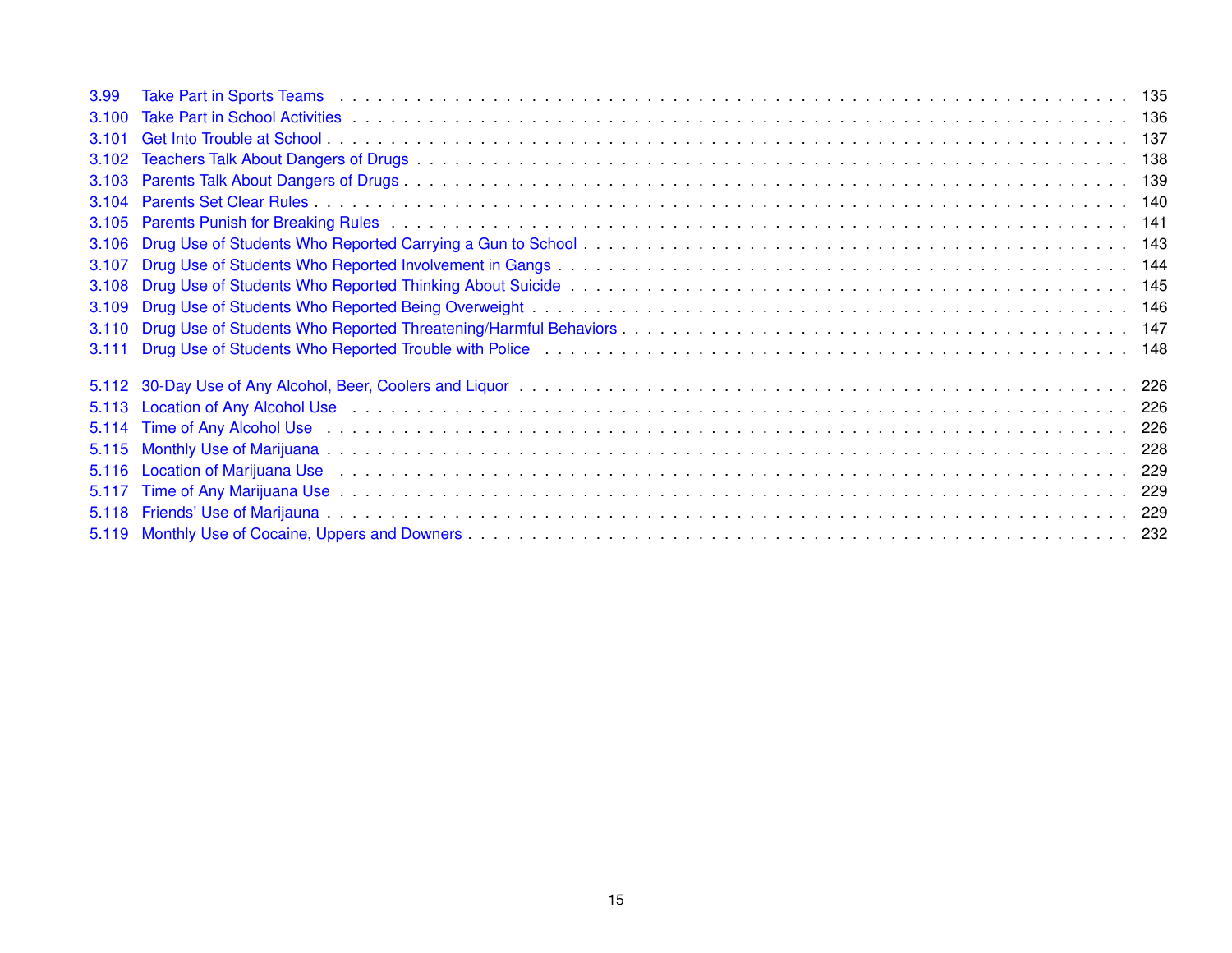| | | |
|---|---|---|
| 3.99 | Take Part in Sports Teams | 135 |
| 3.100 | Take Part in School Activities | 136 |
| 3.101 | Get Into Trouble at School | 137 |
| 3.102 | Teachers Talk About Dangers of Drugs | 138 |
| 3.103 | Parents Talk About Dangers of Drugs | 139 |
| 3.104 | Parents Set Clear Rules | 140 |
| 3.105 | Parents Punish for Breaking Rules | 141 |
| 3.106 | Drug Use of Students Who Reported Carrying a Gun to School | 143 |
| 3.107 | Drug Use of Students Who Reported Involvement in Gangs | 144 |
| 3.108 | Drug Use of Students Who Reported Thinking About Suicide | 145 |
| 3.109 | Drug Use of Students Who Reported Being Overweight | 146 |
| 3.110 | Drug Use of Students Who Reported Threatening/Harmful Behaviors | 147 |
| 3.111 | Drug Use of Students Who Reported Trouble with Police | 148 |
| 5.112 | 30-Day Use of Any Alcohol, Beer, Coolers and Liquor | 226 |
| 5.113 | Location of Any Alcohol Use | 226 |
| 5.114 | Time of Any Alcohol Use | 226 |
| 5.115 | Monthly Use of Marijuana | 228 |
| 5.116 | Location of Marijuana Use | 229 |
| 5.117 | Time of Any Marijuana Use | 229 |
| 5.118 | Friends' Use of Marijauna | 229 |
| 5.119 | Monthly Use of Cocaine, Uppers and Downers | 232 |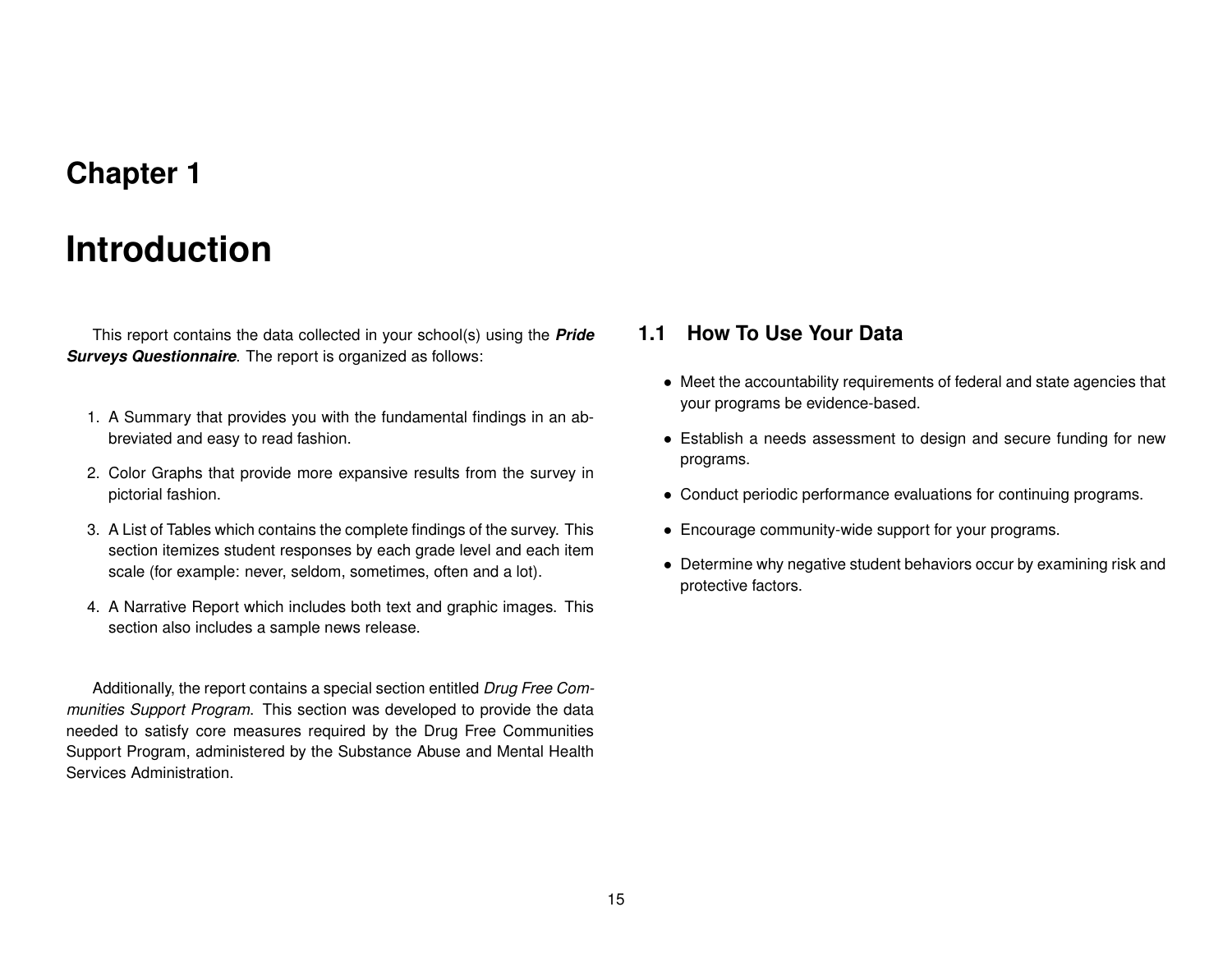# Chapter 1

# Introduction

This report contains the data collected in your school(s) using the ***Pride Surveys Questionnaire***. The report is organized as follows:

1. A Summary that provides you with the fundamental findings in an abbreviated and easy to read fashion.
2. Color Graphs that provide more expansive results from the survey in pictorial fashion.
3. A List of Tables which contains the complete findings of the survey. This section itemizes student responses by each grade level and each item scale (for example: never, seldom, sometimes, often and a lot).
4. A Narrative Report which includes both text and graphic images. This section also includes a sample news release.

Additionally, the report contains a special section entitled *Drug Free Communities Support Program*. This section was developed to provide the data needed to satisfy core measures required by the Drug Free Communities Support Program, administered by the Substance Abuse and Mental Health Services Administration.

## 1.1 How To Use Your Data

- Meet the accountability requirements of federal and state agencies that your programs be evidence-based.
- Establish a needs assessment to design and secure funding for new programs.
- Conduct periodic performance evaluations for continuing programs.
- Encourage community-wide support for your programs.
- Determine why negative student behaviors occur by examining risk and protective factors.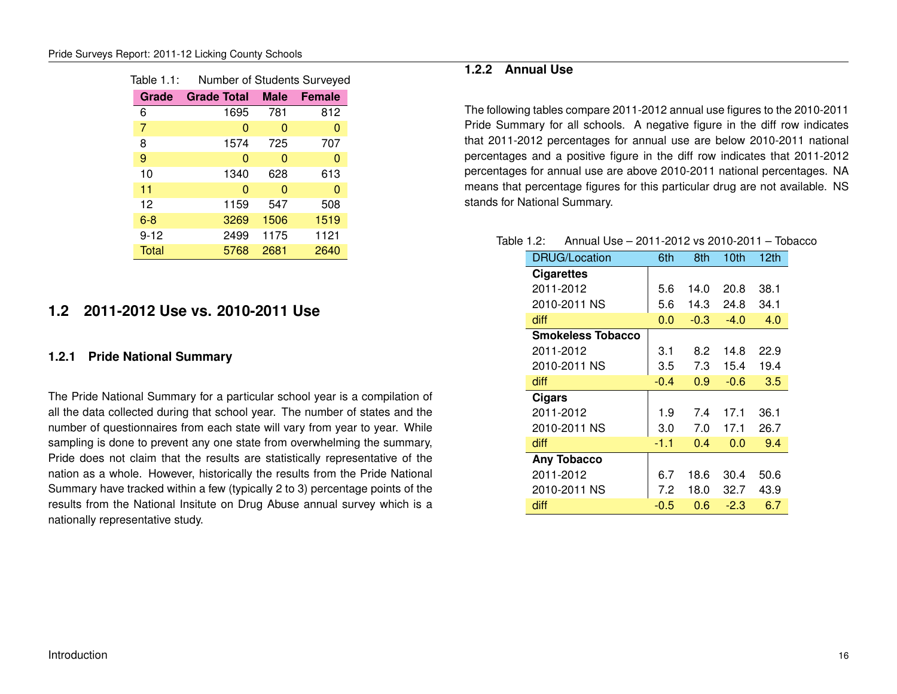Table 1.1: Number of Students Surveyed

| Grade | Grade Total | Male | Female |
|---|---|---|---|
| 6 | 1695 | 781 | 812 |
| 7 | 0 | 0 | 0 |
| 8 | 1574 | 725 | 707 |
| 9 | 0 | 0 | 0 |
| 10 | 1340 | 628 | 613 |
| 11 | 0 | 0 | 0 |
| 12 | 1159 | 547 | 508 |
| 6-8 | 3269 | 1506 | 1519 |
| 9-12 | 2499 | 1175 | 1121 |
| Total | 5768 | 2681 | 2640 |

## 1.2 2011-2012 Use vs. 2010-2011 Use

### 1.2.1 Pride National Summary

The Pride National Summary for a particular school year is a compilation of all the data collected during that school year. The number of states and the number of questionnaires from each state will vary from year to year. While sampling is done to prevent any one state from overwhelming the summary, Pride does not claim that the results are statistically representative of the nation as a whole. However, historically the results from the Pride National Summary have tracked within a few (typically 2 to 3) percentage points of the results from the National Insitute on Drug Abuse annual survey which is a nationally representative study.

### 1.2.2 Annual Use

The following tables compare 2011-2012 annual use figures to the 2010-2011 Pride Summary for all schools. A negative figure in the diff row indicates that 2011-2012 percentages for annual use are below 2010-2011 national percentages and a positive figure in the diff row indicates that 2011-2012 percentages for annual use are above 2010-2011 national percentages. NA means that percentage figures for this particular drug are not available. NS stands for National Summary.

Table 1.2: Annual Use – 2011-2012 vs 2010-2011 – Tobacco

| DRUG/Location | 6th | 8th | 10th | 12th |
|---|---|---|---|---|
| **Cigarettes** | | | | |
| 2011-2012 | 5.6 | 14.0 | 20.8 | 38.1 |
| 2010-2011 NS | 5.6 | 14.3 | 24.8 | 34.1 |
| diff | 0.0 | -0.3 | -4.0 | 4.0 |
| **Smokeless Tobacco** | | | | |
| 2011-2012 | 3.1 | 8.2 | 14.8 | 22.9 |
| 2010-2011 NS | 3.5 | 7.3 | 15.4 | 19.4 |
| diff | -0.4 | 0.9 | -0.6 | 3.5 |
| **Cigars** | | | | |
| 2011-2012 | 1.9 | 7.4 | 17.1 | 36.1 |
| 2010-2011 NS | 3.0 | 7.0 | 17.1 | 26.7 |
| diff | -1.1 | 0.4 | 0.0 | 9.4 |
| **Any Tobacco** | | | | |
| 2011-2012 | 6.7 | 18.6 | 30.4 | 50.6 |
| 2010-2011 NS | 7.2 | 18.0 | 32.7 | 43.9 |
| diff | -0.5 | 0.6 | -2.3 | 6.7 |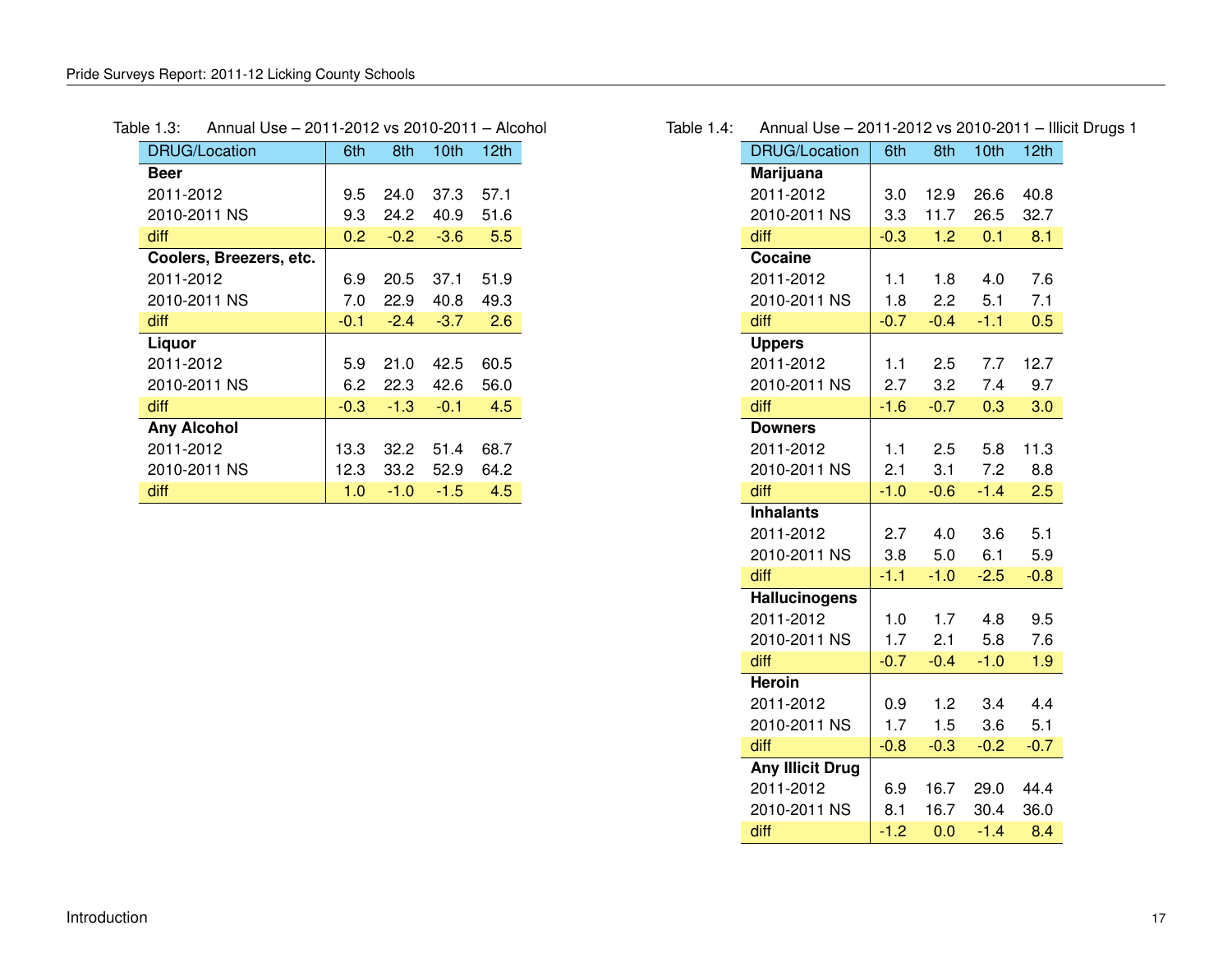Table 1.3: Annual Use – 2011-2012 vs 2010-2011 – Alcohol

| DRUG/Location | 6th | 8th | 10th | 12th |
|---|---|---|---|---|
| **Beer** | | | | |
| 2011-2012 | 9.5 | 24.0 | 37.3 | 57.1 |
| 2010-2011 NS | 9.3 | 24.2 | 40.9 | 51.6 |
| diff | 0.2 | -0.2 | -3.6 | 5.5 |
| **Coolers, Breezers, etc.** | | | | |
| 2011-2012 | 6.9 | 20.5 | 37.1 | 51.9 |
| 2010-2011 NS | 7.0 | 22.9 | 40.8 | 49.3 |
| diff | -0.1 | -2.4 | -3.7 | 2.6 |
| **Liquor** | | | | |
| 2011-2012 | 5.9 | 21.0 | 42.5 | 60.5 |
| 2010-2011 NS | 6.2 | 22.3 | 42.6 | 56.0 |
| diff | -0.3 | -1.3 | -0.1 | 4.5 |
| **Any Alcohol** | | | | |
| 2011-2012 | 13.3 | 32.2 | 51.4 | 68.7 |
| 2010-2011 NS | 12.3 | 33.2 | 52.9 | 64.2 |
| diff | 1.0 | -1.0 | -1.5 | 4.5 |

Table 1.4: Annual Use – 2011-2012 vs 2010-2011 – Illicit Drugs 1

| DRUG/Location | 6th | 8th | 10th | 12th |
|---|---|---|---|---|
| **Marijuana** | | | | |
| 2011-2012 | 3.0 | 12.9 | 26.6 | 40.8 |
| 2010-2011 NS | 3.3 | 11.7 | 26.5 | 32.7 |
| diff | -0.3 | 1.2 | 0.1 | 8.1 |
| **Cocaine** | | | | |
| 2011-2012 | 1.1 | 1.8 | 4.0 | 7.6 |
| 2010-2011 NS | 1.8 | 2.2 | 5.1 | 7.1 |
| diff | -0.7 | -0.4 | -1.1 | 0.5 |
| **Uppers** | | | | |
| 2011-2012 | 1.1 | 2.5 | 7.7 | 12.7 |
| 2010-2011 NS | 2.7 | 3.2 | 7.4 | 9.7 |
| diff | -1.6 | -0.7 | 0.3 | 3.0 |
| **Downers** | | | | |
| 2011-2012 | 1.1 | 2.5 | 5.8 | 11.3 |
| 2010-2011 NS | 2.1 | 3.1 | 7.2 | 8.8 |
| diff | -1.0 | -0.6 | -1.4 | 2.5 |
| **Inhalants** | | | | |
| 2011-2012 | 2.7 | 4.0 | 3.6 | 5.1 |
| 2010-2011 NS | 3.8 | 5.0 | 6.1 | 5.9 |
| diff | -1.1 | -1.0 | -2.5 | -0.8 |
| **Hallucinogens** | | | | |
| 2011-2012 | 1.0 | 1.7 | 4.8 | 9.5 |
| 2010-2011 NS | 1.7 | 2.1 | 5.8 | 7.6 |
| diff | -0.7 | -0.4 | -1.0 | 1.9 |
| **Heroin** | | | | |
| 2011-2012 | 0.9 | 1.2 | 3.4 | 4.4 |
| 2010-2011 NS | 1.7 | 1.5 | 3.6 | 5.1 |
| diff | -0.8 | -0.3 | -0.2 | -0.7 |
| **Any Illicit Drug** | | | | |
| 2011-2012 | 6.9 | 16.7 | 29.0 | 44.4 |
| 2010-2011 NS | 8.1 | 16.7 | 30.4 | 36.0 |
| diff | -1.2 | 0.0 | -1.4 | 8.4 |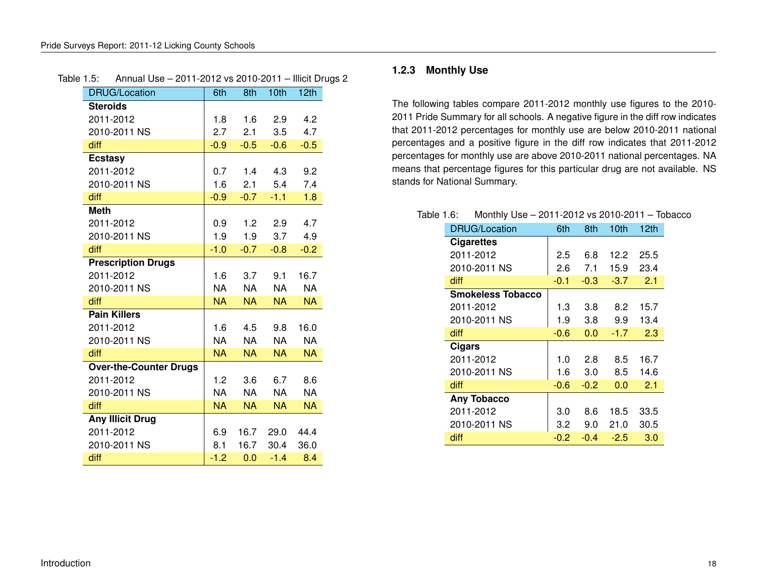Table 1.5: Annual Use – 2011-2012 vs 2010-2011 – Illicit Drugs 2

| DRUG/Location | 6th | 8th | 10th | 12th |
|---|---|---|---|---|
| **Steroids** | | | | |
| 2011-2012 | 1.8 | 1.6 | 2.9 | 4.2 |
| 2010-2011 NS | 2.7 | 2.1 | 3.5 | 4.7 |
| diff | -0.9 | -0.5 | -0.6 | -0.5 |
| **Ecstasy** | | | | |
| 2011-2012 | 0.7 | 1.4 | 4.3 | 9.2 |
| 2010-2011 NS | 1.6 | 2.1 | 5.4 | 7.4 |
| diff | -0.9 | -0.7 | -1.1 | 1.8 |
| **Meth** | | | | |
| 2011-2012 | 0.9 | 1.2 | 2.9 | 4.7 |
| 2010-2011 NS | 1.9 | 1.9 | 3.7 | 4.9 |
| diff | -1.0 | -0.7 | -0.8 | -0.2 |
| **Prescription Drugs** | | | | |
| 2011-2012 | 1.6 | 3.7 | 9.1 | 16.7 |
| 2010-2011 NS | NA | NA | NA | NA |
| diff | NA | NA | NA | NA |
| **Pain Killers** | | | | |
| 2011-2012 | 1.6 | 4.5 | 9.8 | 16.0 |
| 2010-2011 NS | NA | NA | NA | NA |
| diff | NA | NA | NA | NA |
| **Over-the-Counter Drugs** | | | | |
| 2011-2012 | 1.2 | 3.6 | 6.7 | 8.6 |
| 2010-2011 NS | NA | NA | NA | NA |
| diff | NA | NA | NA | NA |
| **Any Illicit Drug** | | | | |
| 2011-2012 | 6.9 | 16.7 | 29.0 | 44.4 |
| 2010-2011 NS | 8.1 | 16.7 | 30.4 | 36.0 |
| diff | -1.2 | 0.0 | -1.4 | 8.4 |

### 1.2.3 Monthly Use

The following tables compare 2011-2012 monthly use figures to the 2010-2011 Pride Summary for all schools. A negative figure in the diff row indicates that 2011-2012 percentages for monthly use are below 2010-2011 national percentages and a positive figure in the diff row indicates that 2011-2012 percentages for monthly use are above 2010-2011 national percentages. NA means that percentage figures for this particular drug are not available. NS stands for National Summary.

Table 1.6: Monthly Use – 2011-2012 vs 2010-2011 – Tobacco

| DRUG/Location | 6th | 8th | 10th | 12th |
|---|---|---|---|---|
| **Cigarettes** | | | | |
| 2011-2012 | 2.5 | 6.8 | 12.2 | 25.5 |
| 2010-2011 NS | 2.6 | 7.1 | 15.9 | 23.4 |
| diff | -0.1 | -0.3 | -3.7 | 2.1 |
| **Smokeless Tobacco** | | | | |
| 2011-2012 | 1.3 | 3.8 | 8.2 | 15.7 |
| 2010-2011 NS | 1.9 | 3.8 | 9.9 | 13.4 |
| diff | -0.6 | 0.0 | -1.7 | 2.3 |
| **Cigars** | | | | |
| 2011-2012 | 1.0 | 2.8 | 8.5 | 16.7 |
| 2010-2011 NS | 1.6 | 3.0 | 8.5 | 14.6 |
| diff | -0.6 | -0.2 | 0.0 | 2.1 |
| **Any Tobacco** | | | | |
| 2011-2012 | 3.0 | 8.6 | 18.5 | 33.5 |
| 2010-2011 NS | 3.2 | 9.0 | 21.0 | 30.5 |
| diff | -0.2 | -0.4 | -2.5 | 3.0 |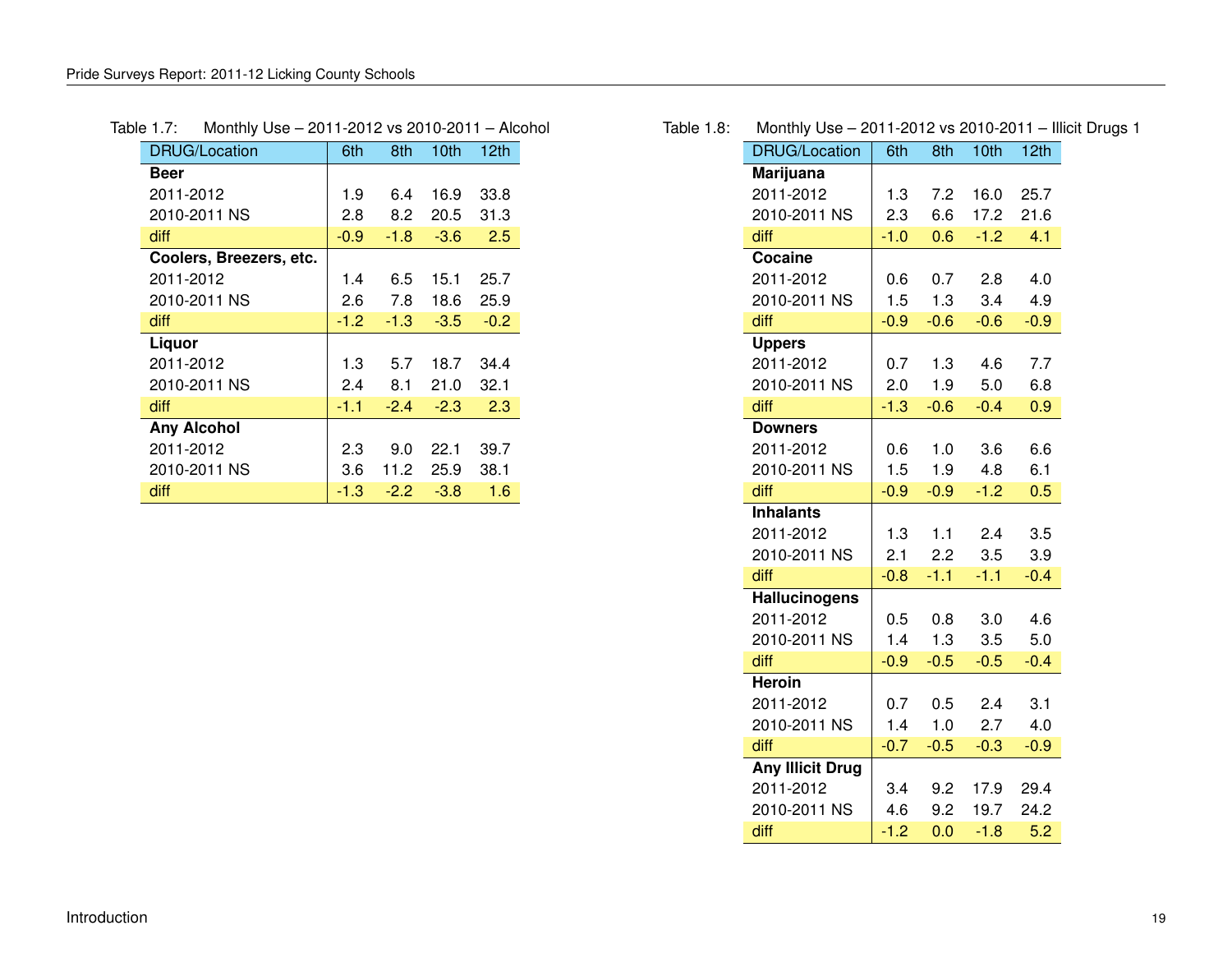Table 1.7: Monthly Use – 2011-2012 vs 2010-2011 – Alcohol

| DRUG/Location | 6th | 8th | 10th | 12th |
|---|---|---|---|---|
| **Beer** | | | | |
| 2011-2012 | 1.9 | 6.4 | 16.9 | 33.8 |
| 2010-2011 NS | 2.8 | 8.2 | 20.5 | 31.3 |
| diff | -0.9 | -1.8 | -3.6 | 2.5 |
| **Coolers, Breezers, etc.** | | | | |
| 2011-2012 | 1.4 | 6.5 | 15.1 | 25.7 |
| 2010-2011 NS | 2.6 | 7.8 | 18.6 | 25.9 |
| diff | -1.2 | -1.3 | -3.5 | -0.2 |
| **Liquor** | | | | |
| 2011-2012 | 1.3 | 5.7 | 18.7 | 34.4 |
| 2010-2011 NS | 2.4 | 8.1 | 21.0 | 32.1 |
| diff | -1.1 | -2.4 | -2.3 | 2.3 |
| **Any Alcohol** | | | | |
| 2011-2012 | 2.3 | 9.0 | 22.1 | 39.7 |
| 2010-2011 NS | 3.6 | 11.2 | 25.9 | 38.1 |
| diff | -1.3 | -2.2 | -3.8 | 1.6 |

Table 1.8: Monthly Use – 2011-2012 vs 2010-2011 – Illicit Drugs 1

| DRUG/Location | 6th | 8th | 10th | 12th |
|---|---|---|---|---|
| **Marijuana** | | | | |
| 2011-2012 | 1.3 | 7.2 | 16.0 | 25.7 |
| 2010-2011 NS | 2.3 | 6.6 | 17.2 | 21.6 |
| diff | -1.0 | 0.6 | -1.2 | 4.1 |
| **Cocaine** | | | | |
| 2011-2012 | 0.6 | 0.7 | 2.8 | 4.0 |
| 2010-2011 NS | 1.5 | 1.3 | 3.4 | 4.9 |
| diff | -0.9 | -0.6 | -0.6 | -0.9 |
| **Uppers** | | | | |
| 2011-2012 | 0.7 | 1.3 | 4.6 | 7.7 |
| 2010-2011 NS | 2.0 | 1.9 | 5.0 | 6.8 |
| diff | -1.3 | -0.6 | -0.4 | 0.9 |
| **Downers** | | | | |
| 2011-2012 | 0.6 | 1.0 | 3.6 | 6.6 |
| 2010-2011 NS | 1.5 | 1.9 | 4.8 | 6.1 |
| diff | -0.9 | -0.9 | -1.2 | 0.5 |
| **Inhalants** | | | | |
| 2011-2012 | 1.3 | 1.1 | 2.4 | 3.5 |
| 2010-2011 NS | 2.1 | 2.2 | 3.5 | 3.9 |
| diff | -0.8 | -1.1 | -1.1 | -0.4 |
| **Hallucinogens** | | | | |
| 2011-2012 | 0.5 | 0.8 | 3.0 | 4.6 |
| 2010-2011 NS | 1.4 | 1.3 | 3.5 | 5.0 |
| diff | -0.9 | -0.5 | -0.5 | -0.4 |
| **Heroin** | | | | |
| 2011-2012 | 0.7 | 0.5 | 2.4 | 3.1 |
| 2010-2011 NS | 1.4 | 1.0 | 2.7 | 4.0 |
| diff | -0.7 | -0.5 | -0.3 | -0.9 |
| **Any Illicit Drug** | | | | |
| 2011-2012 | 3.4 | 9.2 | 17.9 | 29.4 |
| 2010-2011 NS | 4.6 | 9.2 | 19.7 | 24.2 |
| diff | -1.2 | 0.0 | -1.8 | 5.2 |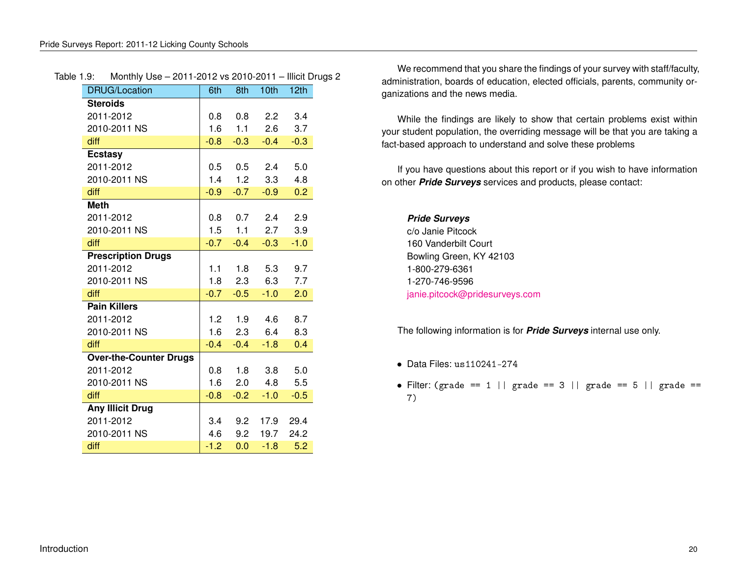Table 1.9: Monthly Use – 2011-2012 vs 2010-2011 – Illicit Drugs 2

| DRUG/Location | 6th | 8th | 10th | 12th |
|---|---|---|---|---|
| **Steroids** | | | | |
| 2011-2012 | 0.8 | 0.8 | 2.2 | 3.4 |
| 2010-2011 NS | 1.6 | 1.1 | 2.6 | 3.7 |
| diff | -0.8 | -0.3 | -0.4 | -0.3 |
| **Ecstasy** | | | | |
| 2011-2012 | 0.5 | 0.5 | 2.4 | 5.0 |
| 2010-2011 NS | 1.4 | 1.2 | 3.3 | 4.8 |
| diff | -0.9 | -0.7 | -0.9 | 0.2 |
| **Meth** | | | | |
| 2011-2012 | 0.8 | 0.7 | 2.4 | 2.9 |
| 2010-2011 NS | 1.5 | 1.1 | 2.7 | 3.9 |
| diff | -0.7 | -0.4 | -0.3 | -1.0 |
| **Prescription Drugs** | | | | |
| 2011-2012 | 1.1 | 1.8 | 5.3 | 9.7 |
| 2010-2011 NS | 1.8 | 2.3 | 6.3 | 7.7 |
| diff | -0.7 | -0.5 | -1.0 | 2.0 |
| **Pain Killers** | | | | |
| 2011-2012 | 1.2 | 1.9 | 4.6 | 8.7 |
| 2010-2011 NS | 1.6 | 2.3 | 6.4 | 8.3 |
| diff | -0.4 | -0.4 | -1.8 | 0.4 |
| **Over-the-Counter Drugs** | | | | |
| 2011-2012 | 0.8 | 1.8 | 3.8 | 5.0 |
| 2010-2011 NS | 1.6 | 2.0 | 4.8 | 5.5 |
| diff | -0.8 | -0.2 | -1.0 | -0.5 |
| **Any Illicit Drug** | | | | |
| 2011-2012 | 3.4 | 9.2 | 17.9 | 29.4 |
| 2010-2011 NS | 4.6 | 9.2 | 19.7 | 24.2 |
| diff | -1.2 | 0.0 | -1.8 | 5.2 |

We recommend that you share the findings of your survey with staff/faculty, administration, boards of education, elected officials, parents, community organizations and the news media.

While the findings are likely to show that certain problems exist within your student population, the overriding message will be that you are taking a fact-based approach to understand and solve these problems

If you have questions about this report or if you wish to have information on other ***Pride Surveys*** services and products, please contact:

***Pride Surveys***
c/o Janie Pitcock
160 Vanderbilt Court
Bowling Green, KY 42103
1-800-279-6361
1-270-746-9596
janie.pitcock@pridesurveys.com

The following information is for ***Pride Surveys*** internal use only.

- Data Files: `us110241-274`
- Filter: `(grade == 1 || grade == 3 || grade == 5 || grade == 7)`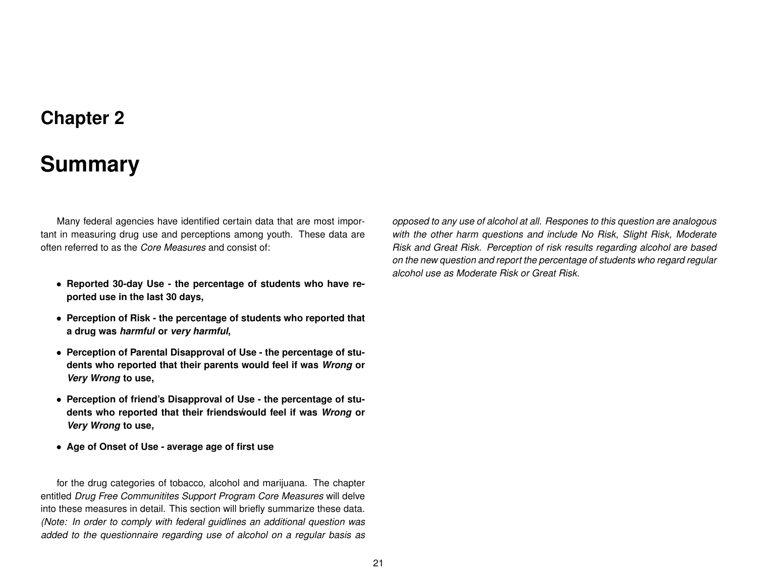# Chapter 2

# Summary

Many federal agencies have identified certain data that are most important in measuring drug use and perceptions among youth. These data are often referred to as the *Core Measures* and consist of:

- **Reported 30-day Use - the percentage of students who have reported use in the last 30 days,**
- **Perception of Risk - the percentage of students who reported that a drug was *harmful* or *very harmful*,**
- **Perception of Parental Disapproval of Use - the percentage of students who reported that their parents would feel if was *Wrong* or *Very Wrong* to use,**
- **Perception of friend's Disapproval of Use - the percentage of students who reported that their friendsẃould feel if was *Wrong* or *Very Wrong* to use,**
- **Age of Onset of Use - average age of first use**

for the drug categories of tobacco, alcohol and marijuana. The chapter entitled *Drug Free Communitites Support Program Core Measures* will delve into these measures in detail. This section will briefly summarize these data. *(Note: In order to comply with federal guidlines an additional question was added to the questionnaire regarding use of alcohol on a regular basis as opposed to any use of alcohol at all. Respones to this question are analogous with the other harm questions and include No Risk, Slight Risk, Moderate Risk and Great Risk. Perception of risk results regarding alcohol are based on the new question and report the percentage of students who regard regular alcohol use as Moderate Risk or Great Risk.*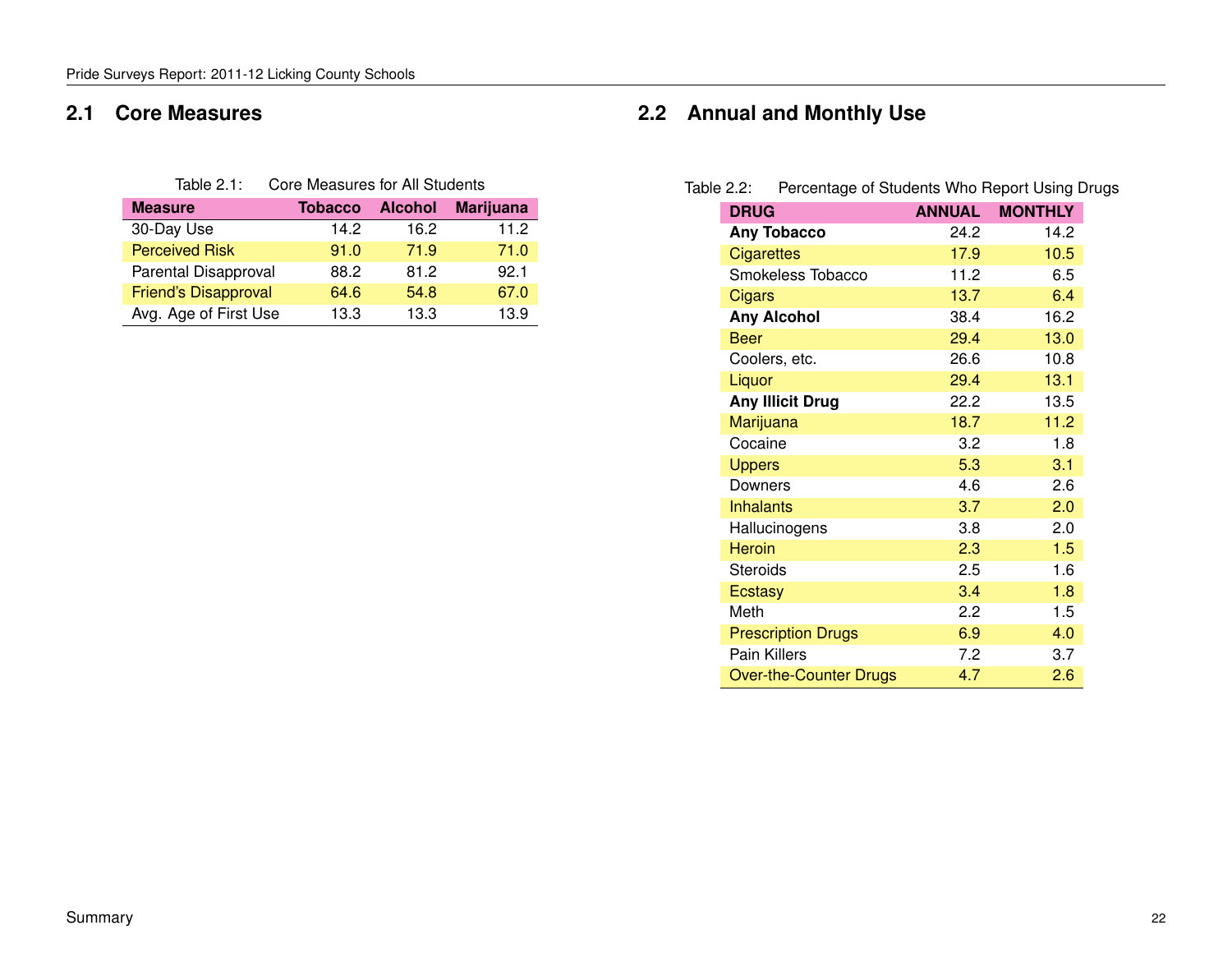## 2.1 Core Measures

Table 2.1: Core Measures for All Students

| Measure | Tobacco | Alcohol | Marijuana |
|---|---|---|---|
| 30-Day Use | 14.2 | 16.2 | 11.2 |
| Perceived Risk | 91.0 | 71.9 | 71.0 |
| Parental Disapproval | 88.2 | 81.2 | 92.1 |
| Friend's Disapproval | 64.6 | 54.8 | 67.0 |
| Avg. Age of First Use | 13.3 | 13.3 | 13.9 |

## 2.2 Annual and Monthly Use

Table 2.2: Percentage of Students Who Report Using Drugs

| DRUG | ANNUAL | MONTHLY |
|---|---|---|
| **Any Tobacco** | 24.2 | 14.2 |
| Cigarettes | 17.9 | 10.5 |
| Smokeless Tobacco | 11.2 | 6.5 |
| Cigars | 13.7 | 6.4 |
| **Any Alcohol** | 38.4 | 16.2 |
| Beer | 29.4 | 13.0 |
| Coolers, etc. | 26.6 | 10.8 |
| Liquor | 29.4 | 13.1 |
| **Any Illicit Drug** | 22.2 | 13.5 |
| Marijuana | 18.7 | 11.2 |
| Cocaine | 3.2 | 1.8 |
| Uppers | 5.3 | 3.1 |
| Downers | 4.6 | 2.6 |
| Inhalants | 3.7 | 2.0 |
| Hallucinogens | 3.8 | 2.0 |
| Heroin | 2.3 | 1.5 |
| Steroids | 2.5 | 1.6 |
| Ecstasy | 3.4 | 1.8 |
| Meth | 2.2 | 1.5 |
| Prescription Drugs | 6.9 | 4.0 |
| Pain Killers | 7.2 | 3.7 |
| Over-the-Counter Drugs | 4.7 | 2.6 |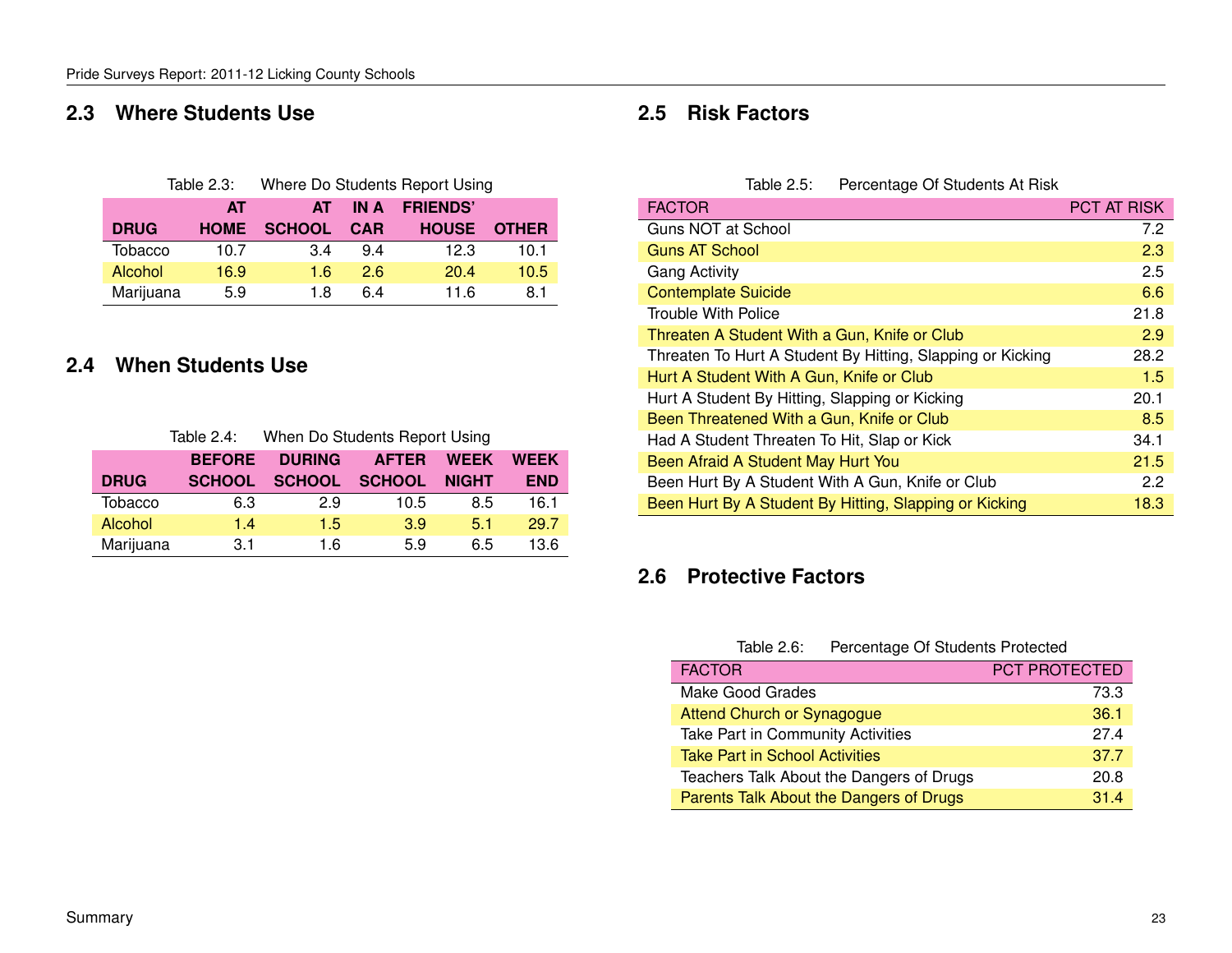## 2.3 Where Students Use

Table 2.3: Where Do Students Report Using

| DRUG | AT HOME | AT SCHOOL | IN A CAR | FRIENDS' HOUSE | OTHER |
|---|---|---|---|---|---|
| Tobacco | 10.7 | 3.4 | 9.4 | 12.3 | 10.1 |
| Alcohol | 16.9 | 1.6 | 2.6 | 20.4 | 10.5 |
| Marijuana | 5.9 | 1.8 | 6.4 | 11.6 | 8.1 |

## 2.4 When Students Use

Table 2.4: When Do Students Report Using

| DRUG | BEFORE SCHOOL | DURING SCHOOL | AFTER SCHOOL | WEEK NIGHT | WEEK END |
|---|---|---|---|---|---|
| Tobacco | 6.3 | 2.9 | 10.5 | 8.5 | 16.1 |
| Alcohol | 1.4 | 1.5 | 3.9 | 5.1 | 29.7 |
| Marijuana | 3.1 | 1.6 | 5.9 | 6.5 | 13.6 |

## 2.5 Risk Factors

Table 2.5: Percentage Of Students At Risk

| FACTOR | PCT AT RISK |
|---|---|
| Guns NOT at School | 7.2 |
| Guns AT School | 2.3 |
| Gang Activity | 2.5 |
| Contemplate Suicide | 6.6 |
| Trouble With Police | 21.8 |
| Threaten A Student With a Gun, Knife or Club | 2.9 |
| Threaten To Hurt A Student By Hitting, Slapping or Kicking | 28.2 |
| Hurt A Student With A Gun, Knife or Club | 1.5 |
| Hurt A Student By Hitting, Slapping or Kicking | 20.1 |
| Been Threatened With a Gun, Knife or Club | 8.5 |
| Had A Student Threaten To Hit, Slap or Kick | 34.1 |
| Been Afraid A Student May Hurt You | 21.5 |
| Been Hurt By A Student With A Gun, Knife or Club | 2.2 |
| Been Hurt By A Student By Hitting, Slapping or Kicking | 18.3 |

## 2.6 Protective Factors

Table 2.6: Percentage Of Students Protected

| FACTOR | PCT PROTECTED |
|---|---|
| Make Good Grades | 73.3 |
| Attend Church or Synagogue | 36.1 |
| Take Part in Community Activities | 27.4 |
| Take Part in School Activities | 37.7 |
| Teachers Talk About the Dangers of Drugs | 20.8 |
| Parents Talk About the Dangers of Drugs | 31.4 |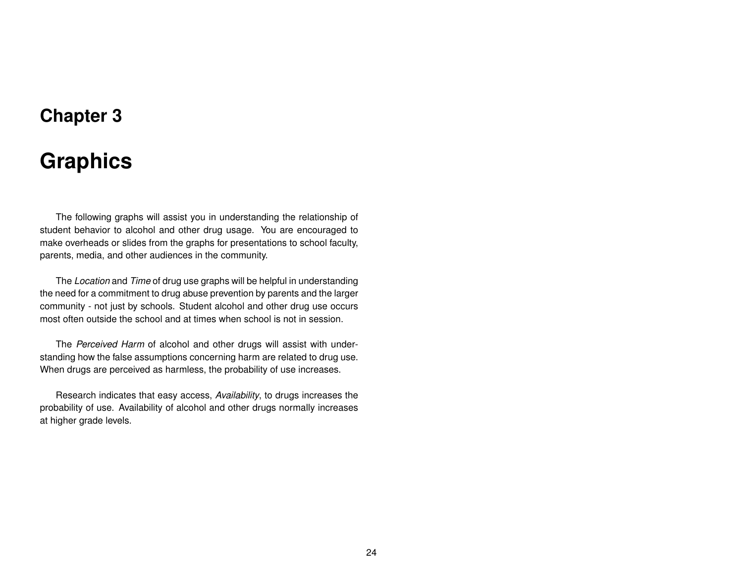# Chapter 3

# Graphics

The following graphs will assist you in understanding the relationship of student behavior to alcohol and other drug usage. You are encouraged to make overheads or slides from the graphs for presentations to school faculty, parents, media, and other audiences in the community.

The *Location* and *Time* of drug use graphs will be helpful in understanding the need for a commitment to drug abuse prevention by parents and the larger community - not just by schools. Student alcohol and other drug use occurs most often outside the school and at times when school is not in session.

The *Perceived Harm* of alcohol and other drugs will assist with understanding how the false assumptions concerning harm are related to drug use. When drugs are perceived as harmless, the probability of use increases.

Research indicates that easy access, *Availability*, to drugs increases the probability of use. Availability of alcohol and other drugs normally increases at higher grade levels.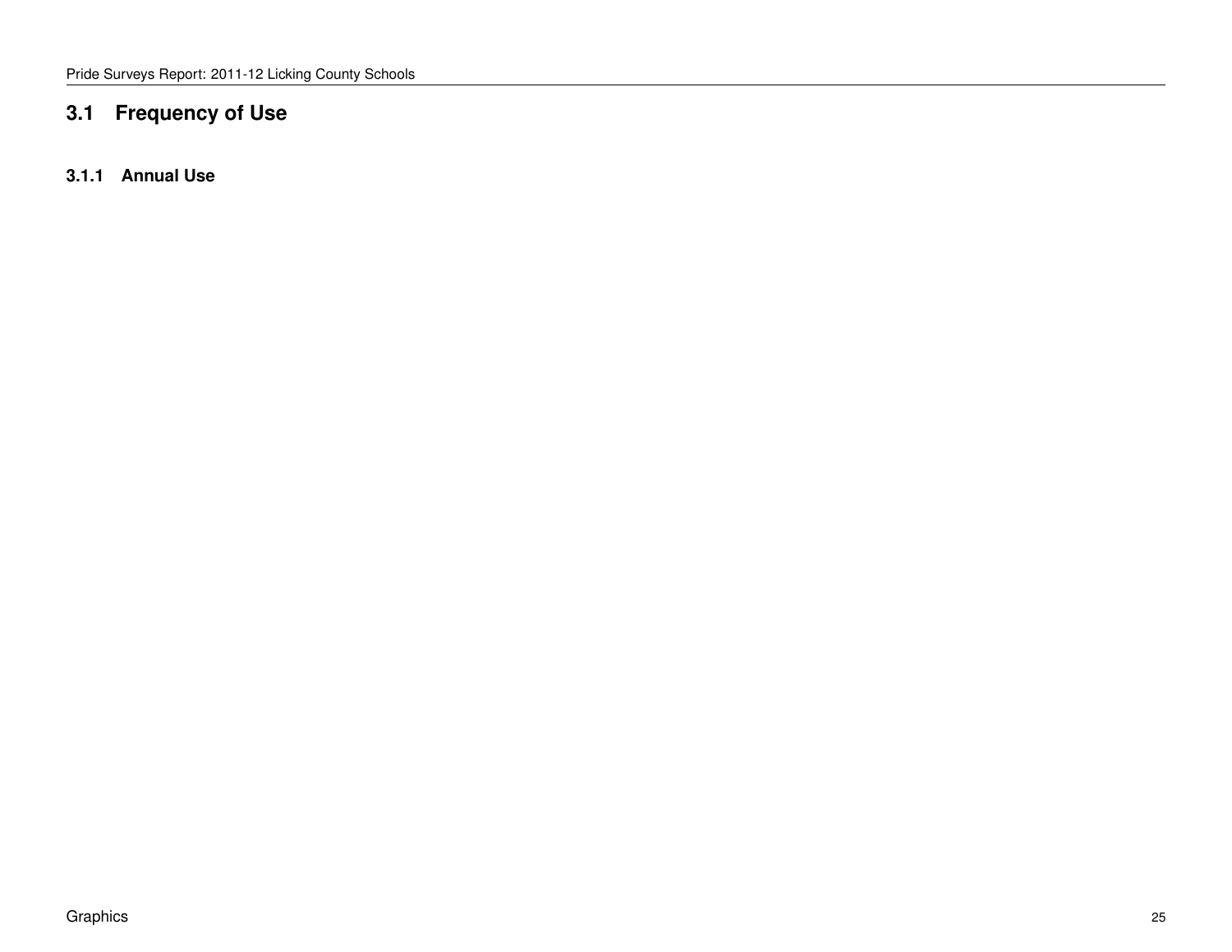## 3.1 Frequency of Use

### 3.1.1 Annual Use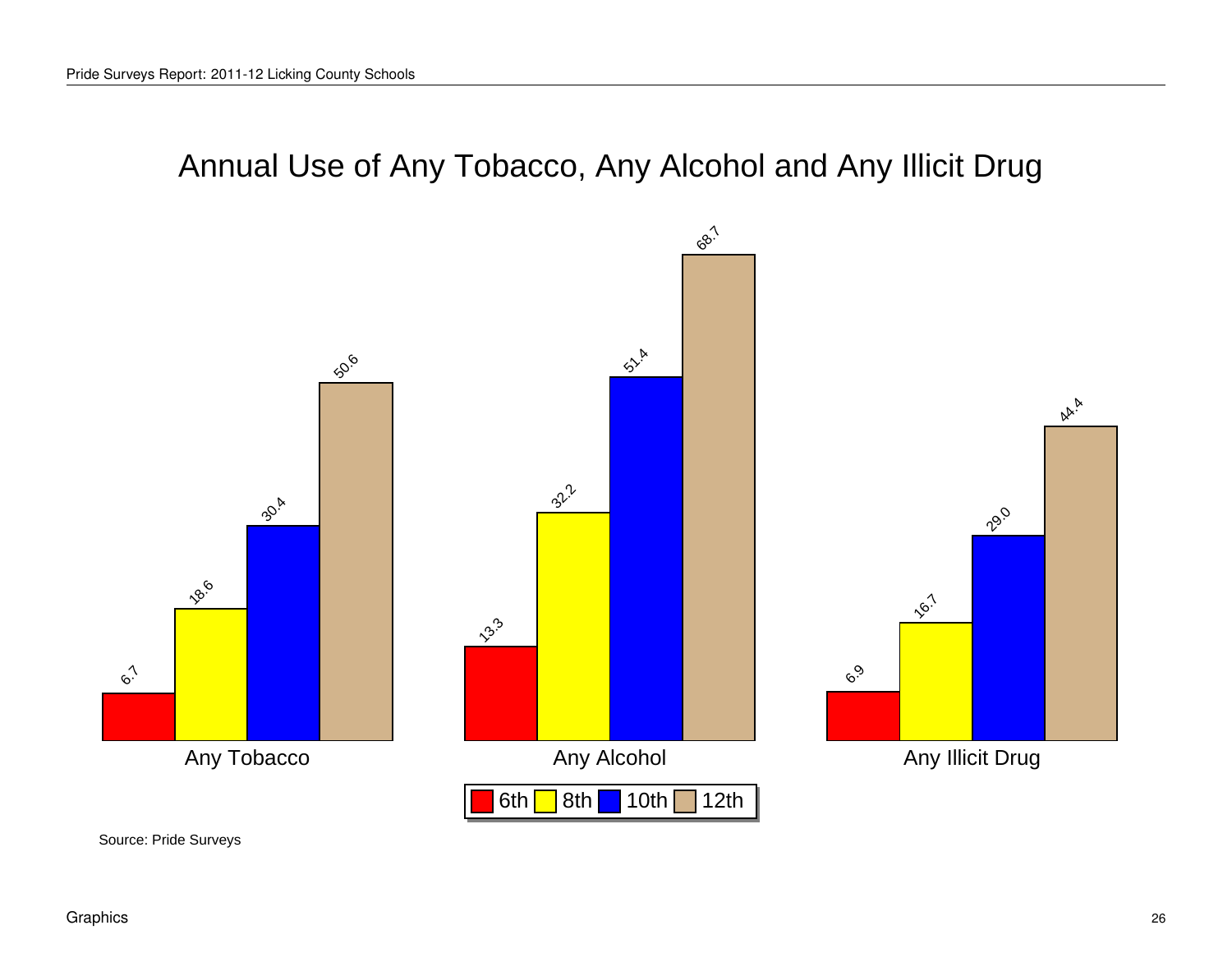# Annual Use of Any Tobacco, Any Alcohol and Any Illicit Drug

| | 6th | 8th | 10th | 12th |
|---|---|---|---|---|
| Any Tobacco | 6.7 | 18.6 | 30.4 | 50.6 |
| Any Alcohol | 13.3 | 32.2 | 51.4 | 68.7 |
| Any Illicit Drug | 6.9 | 16.7 | 29.0 | 44.4 |

Source: Pride Surveys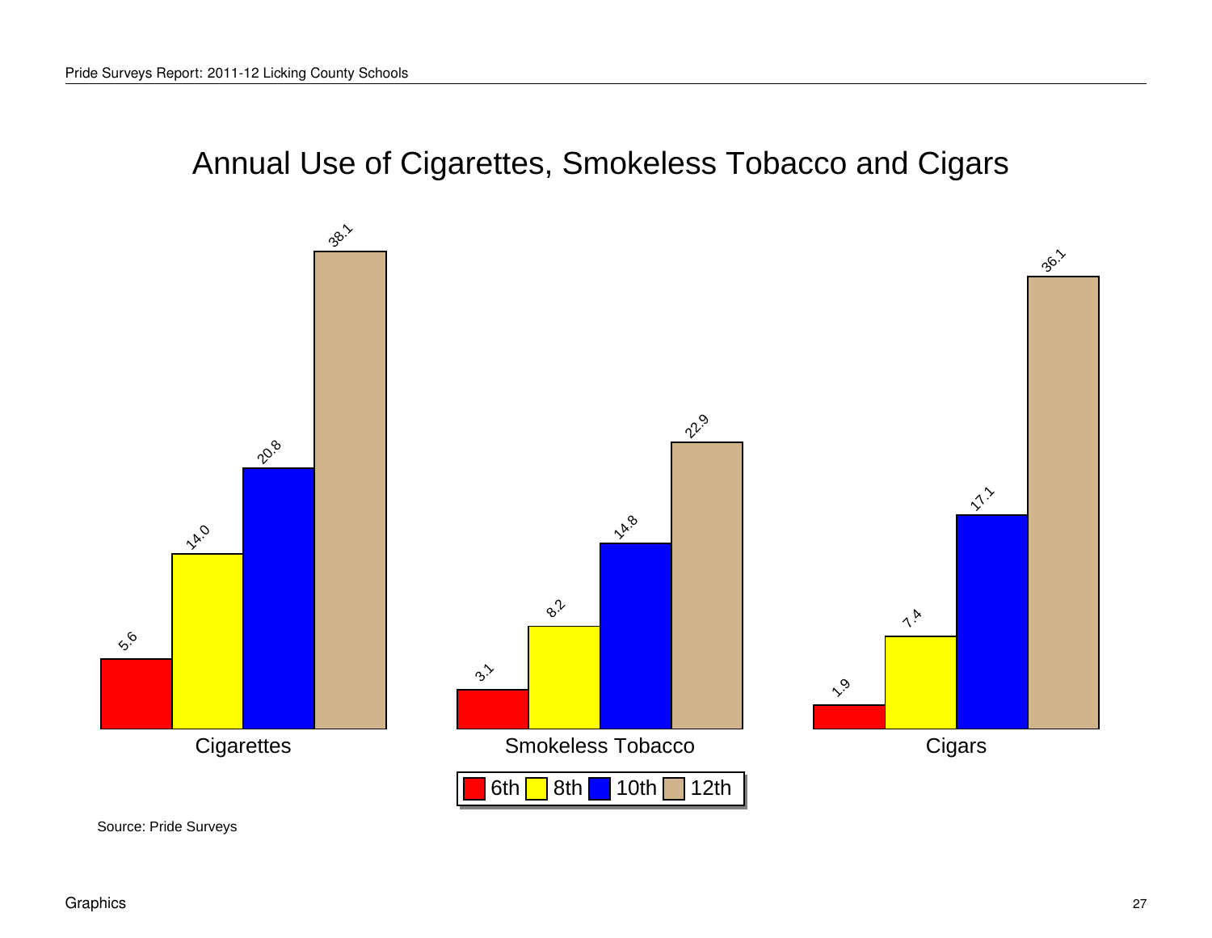# Annual Use of Cigarettes, Smokeless Tobacco and Cigars

| | 6th | 8th | 10th | 12th |
|---|---|---|---|---|
| Cigarettes | 5.6 | 14.0 | 20.8 | 38.1 |
| Smokeless Tobacco | 3.1 | 8.2 | 14.8 | 22.9 |
| Cigars | 1.9 | 7.4 | 17.1 | 36.1 |

Source: Pride Surveys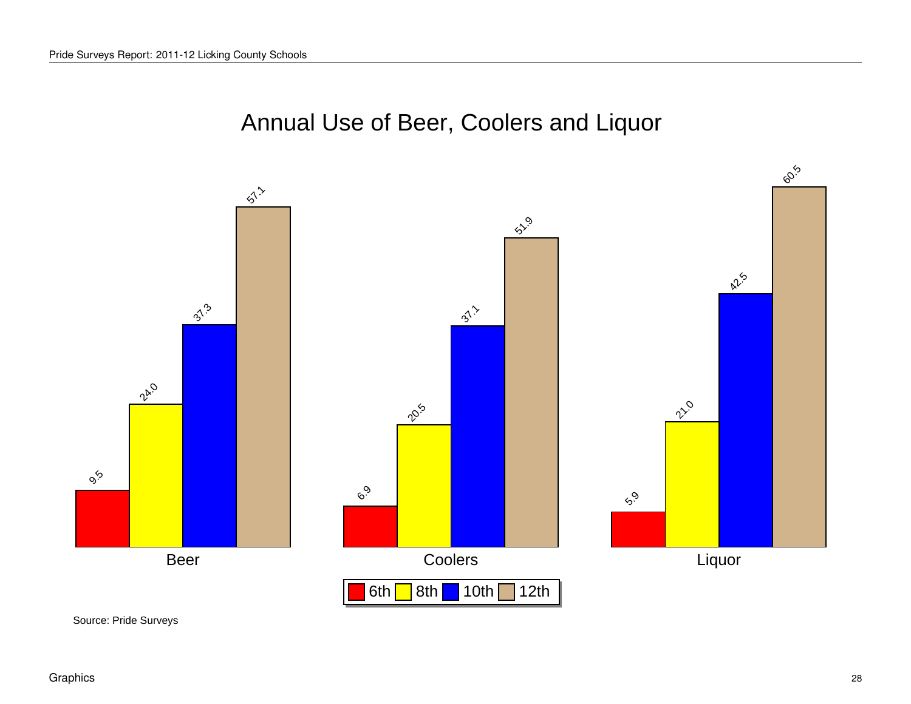# Annual Use of Beer, Coolers and Liquor

| | 6th | 8th | 10th | 12th |
|---|---|---|---|---|
| Beer | 9.5 | 24.0 | 37.3 | 57.1 |
| Coolers | 6.9 | 20.5 | 37.1 | 51.9 |
| Liquor | 5.9 | 21.0 | 42.5 | 60.5 |

Source: Pride Surveys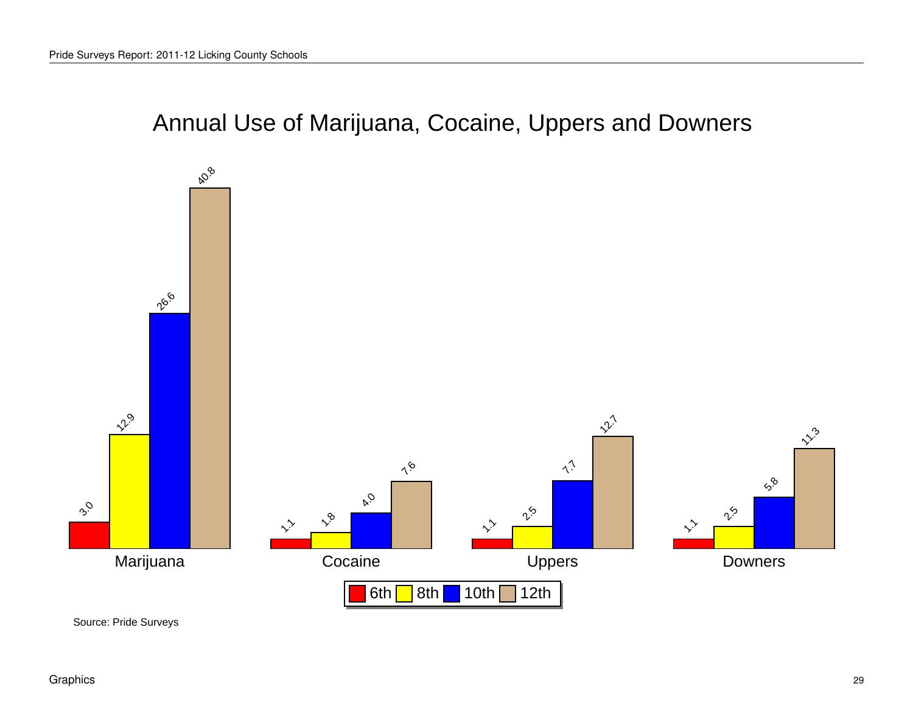## Annual Use of Marijuana, Cocaine, Uppers and Downers

| | 6th | 8th | 10th | 12th |
|---|---|---|---|---|
| Marijuana | 3.0 | 12.9 | 26.6 | 40.8 |
| Cocaine | 1.1 | 1.8 | 4.0 | 7.6 |
| Uppers | 1.1 | 2.5 | 7.7 | 12.7 |
| Downers | 1.1 | 2.5 | 5.8 | 11.3 |

Source: Pride Surveys

Graphics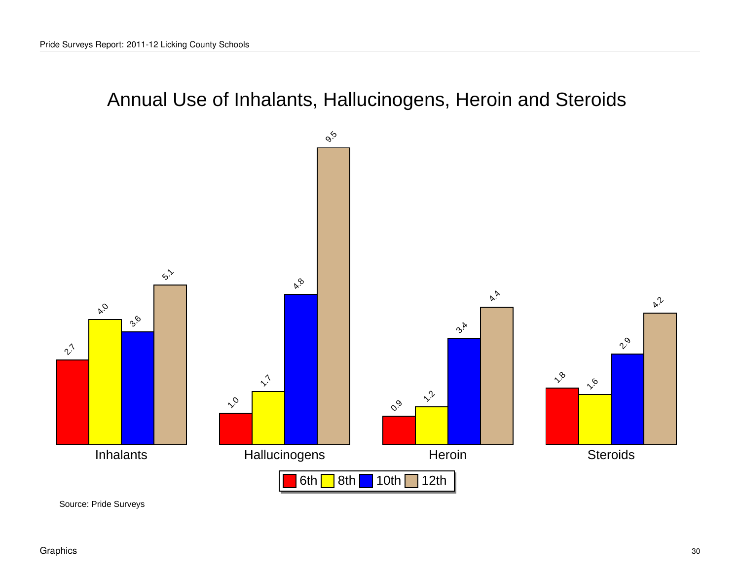# Annual Use of Inhalants, Hallucinogens, Heroin and Steroids

| | 6th | 8th | 10th | 12th |
|---|---|---|---|---|
| Inhalants | 2.7 | 4.0 | 3.6 | 5.1 |
| Hallucinogens | 1.0 | 1.7 | 4.8 | 9.5 |
| Heroin | 0.9 | 1.2 | 3.4 | 4.4 |
| Steroids | 1.8 | 1.6 | 2.9 | 4.2 |

Source: Pride Surveys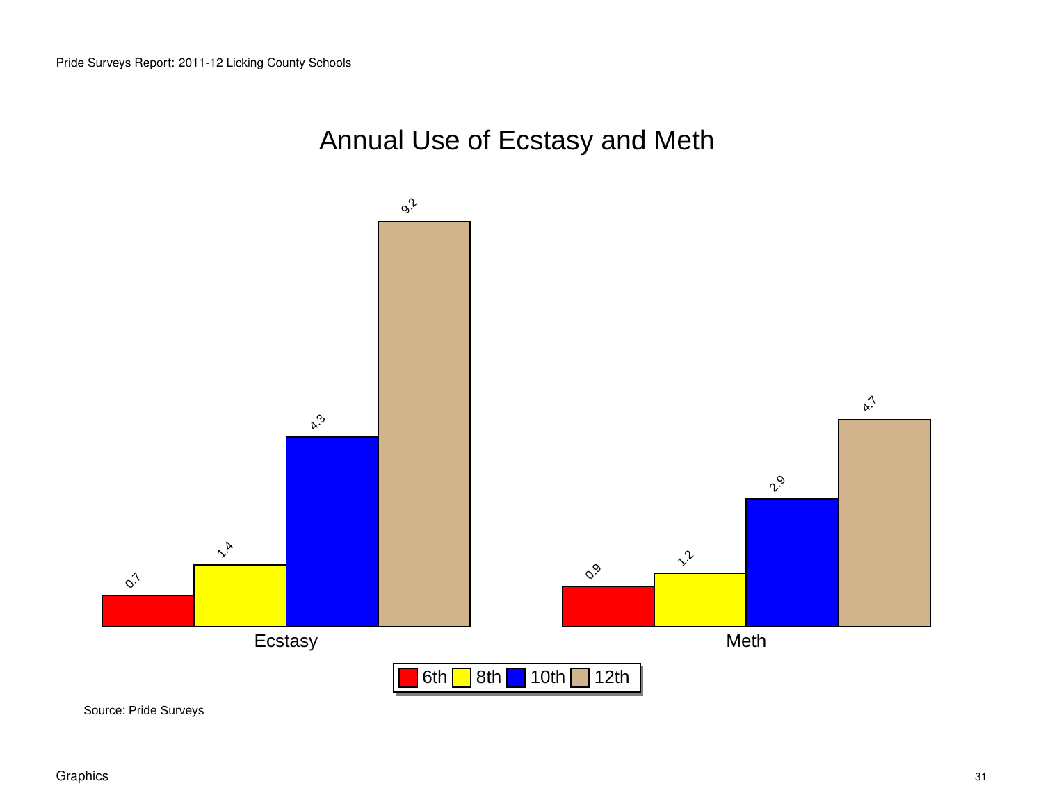# Annual Use of Ecstasy and Meth

| | 6th | 8th | 10th | 12th |
|---|---|---|---|---|
| Ecstasy | 0.7 | 1.4 | 4.3 | 9.2 |
| Meth | 0.9 | 1.2 | 2.9 | 4.7 |

Source: Pride Surveys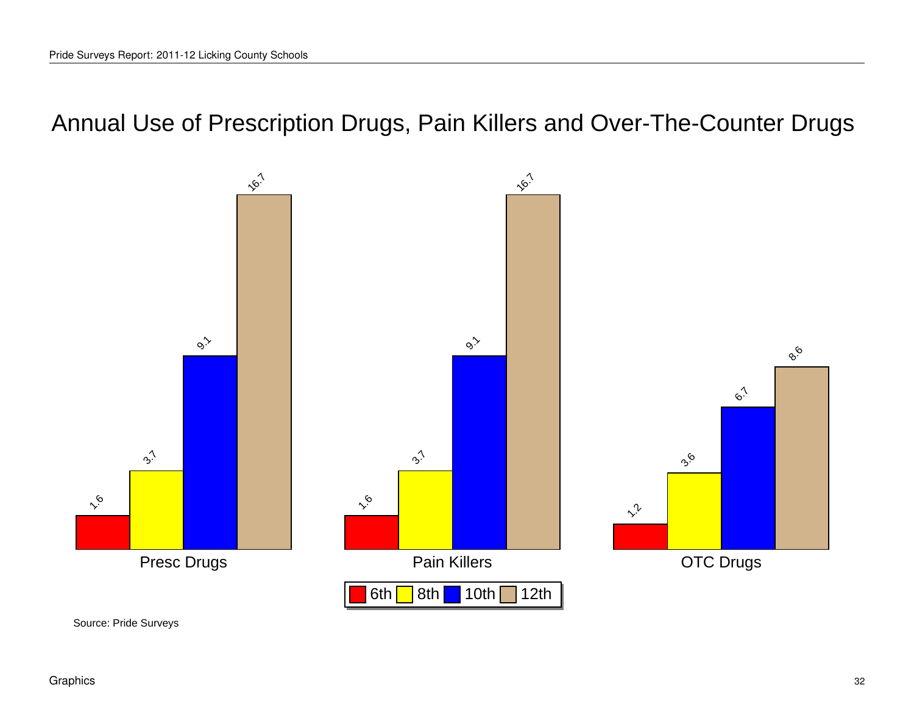# Annual Use of Prescription Drugs, Pain Killers and Over-The-Counter Drugs

| | 6th | 8th | 10th | 12th |
|---|---|---|---|---|
| Presc Drugs | 1.6 | 3.7 | 9.1 | 16.7 |
| Pain Killers | 1.6 | 3.7 | 9.1 | 16.7 |
| OTC Drugs | 1.2 | 3.6 | 6.7 | 8.6 |

Source: Pride Surveys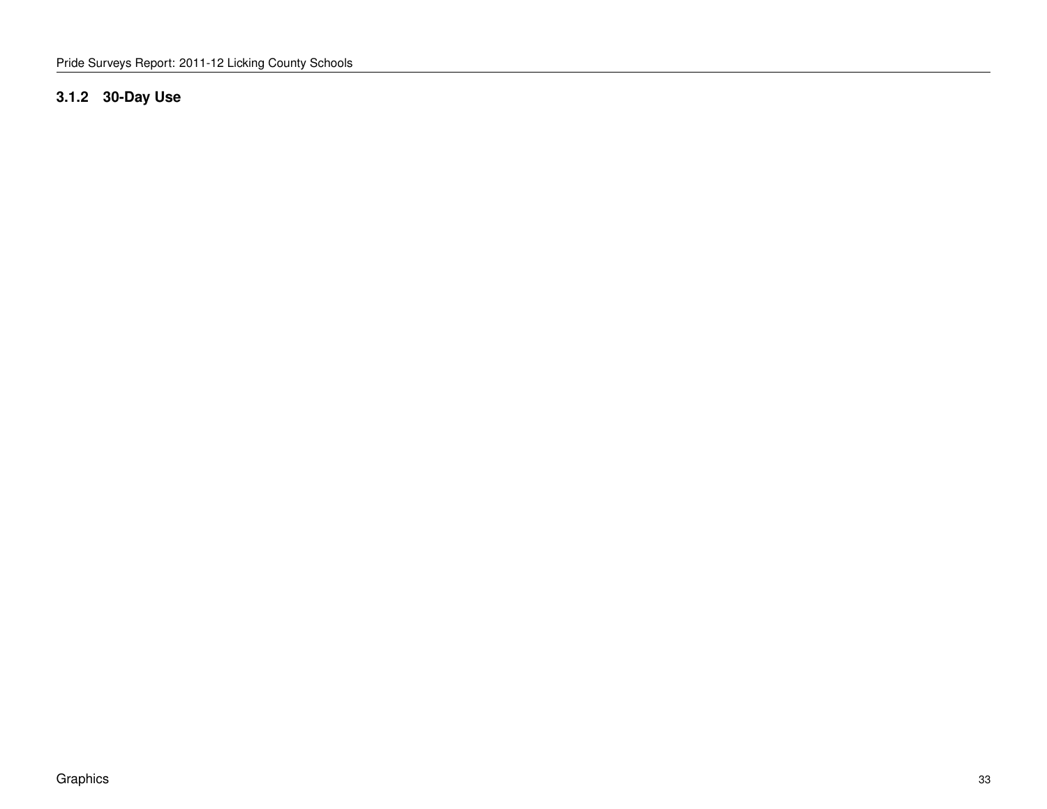### 3.1.2 30-Day Use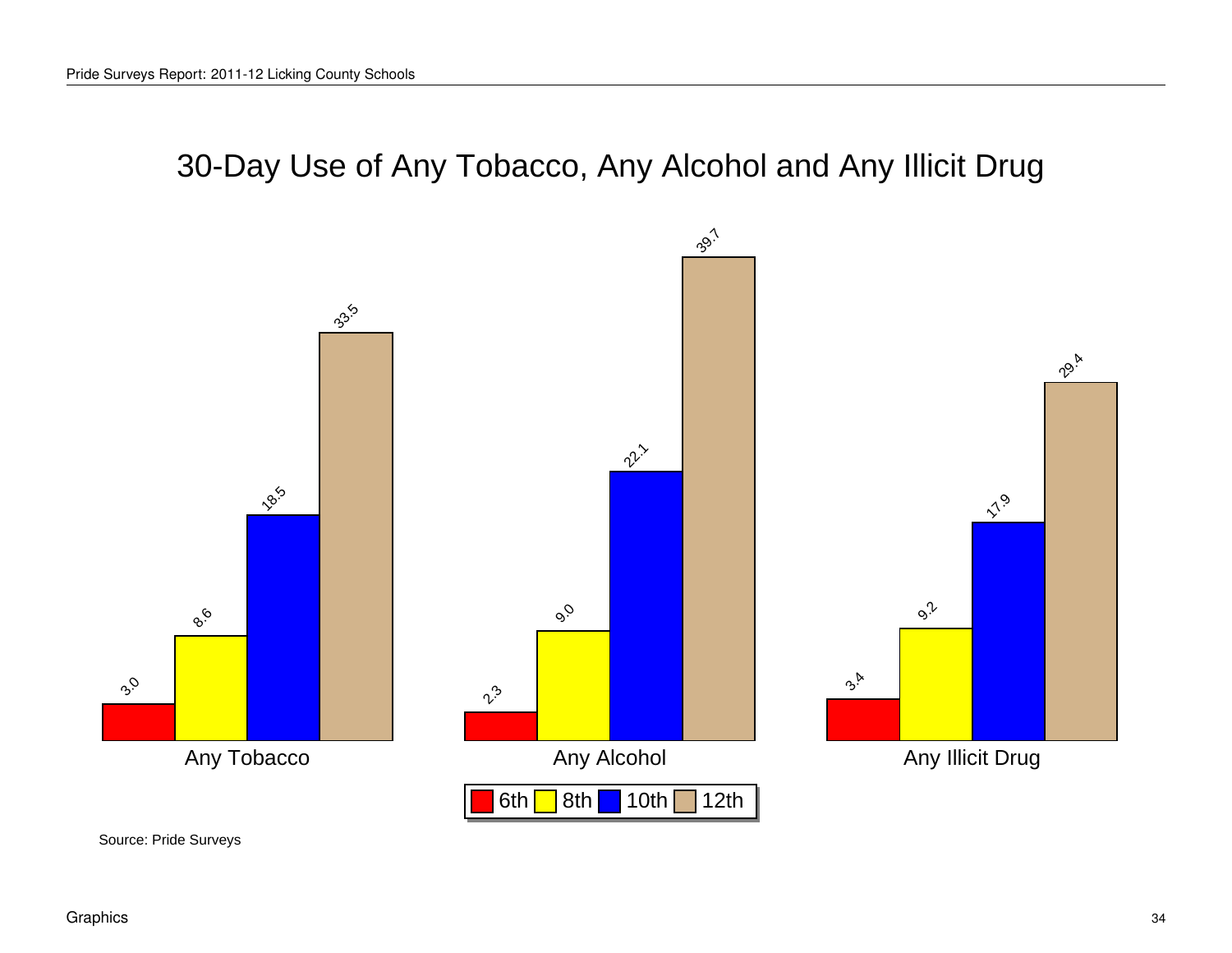# 30-Day Use of Any Tobacco, Any Alcohol and Any Illicit Drug

| | 6th | 8th | 10th | 12th |
|---|---|---|---|---|
| Any Tobacco | 3.0 | 8.6 | 18.5 | 33.5 |
| Any Alcohol | 2.3 | 9.0 | 22.1 | 39.7 |
| Any Illicit Drug | 3.4 | 9.2 | 17.9 | 29.4 |

Source: Pride Surveys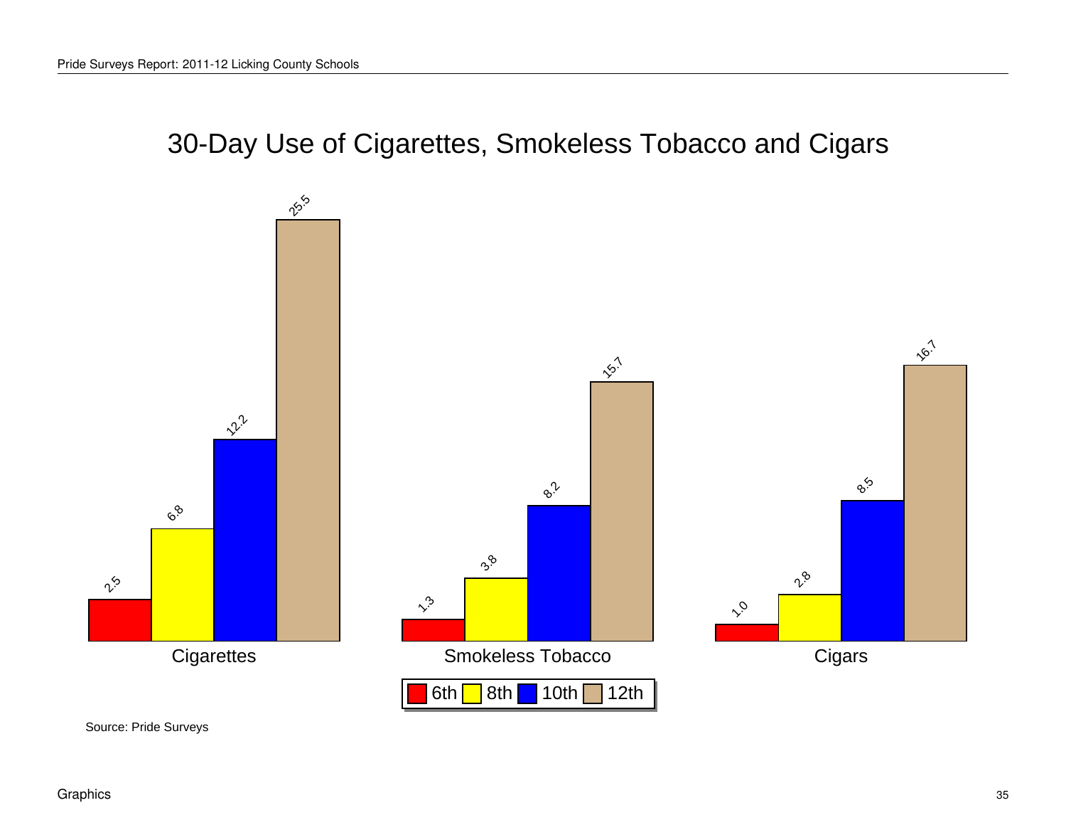# 30-Day Use of Cigarettes, Smokeless Tobacco and Cigars

| | 6th | 8th | 10th | 12th |
|---|---|---|---|---|
| Cigarettes | 2.5 | 6.8 | 12.2 | 25.5 |
| Smokeless Tobacco | 1.3 | 3.8 | 8.2 | 15.7 |
| Cigars | 1.0 | 2.8 | 8.5 | 16.7 |

Source: Pride Surveys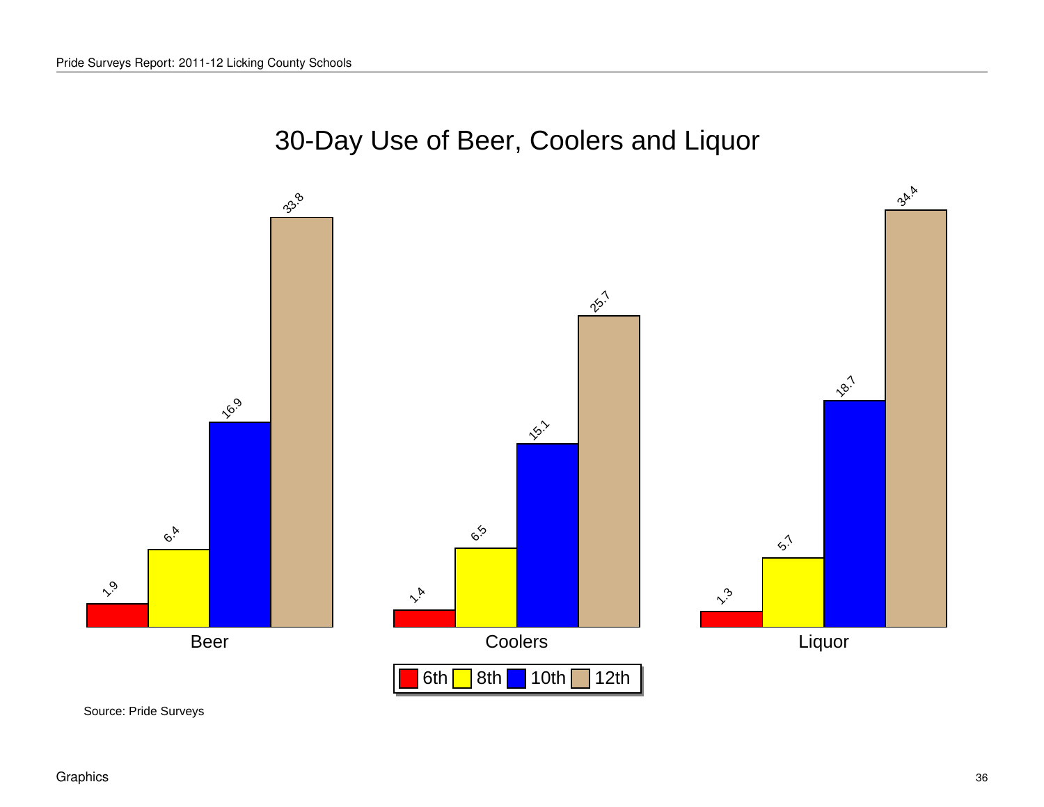# 30-Day Use of Beer, Coolers and Liquor

| | 6th | 8th | 10th | 12th |
|---|---|---|---|---|
| Beer | 1.9 | 6.4 | 16.9 | 33.8 |
| Coolers | 1.4 | 6.5 | 15.1 | 25.7 |
| Liquor | 1.3 | 5.7 | 18.7 | 34.4 |

Source: Pride Surveys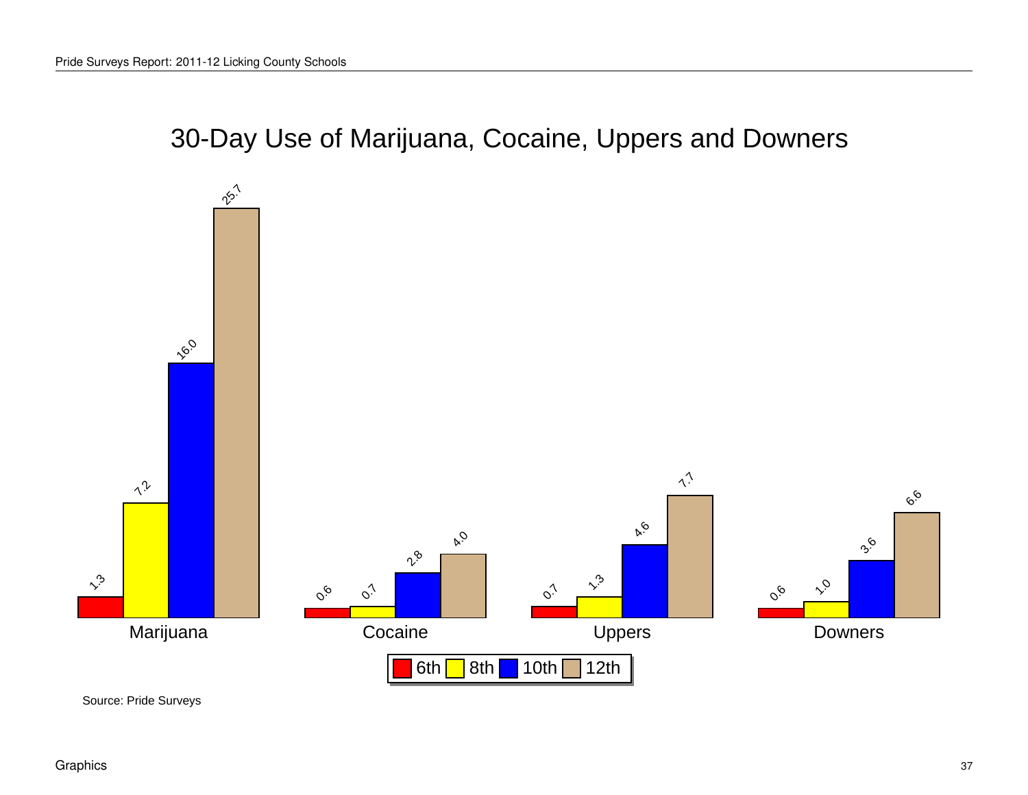## 30-Day Use of Marijuana, Cocaine, Uppers and Downers

| | 6th | 8th | 10th | 12th |
|---|---|---|---|---|
| Marijuana | 1.3 | 7.2 | 16.0 | 25.7 |
| Cocaine | 0.6 | 0.7 | 2.8 | 4.0 |
| Uppers | 0.7 | 1.3 | 4.6 | 7.7 |
| Downers | 0.6 | 1.0 | 3.6 | 6.6 |

Source: Pride Surveys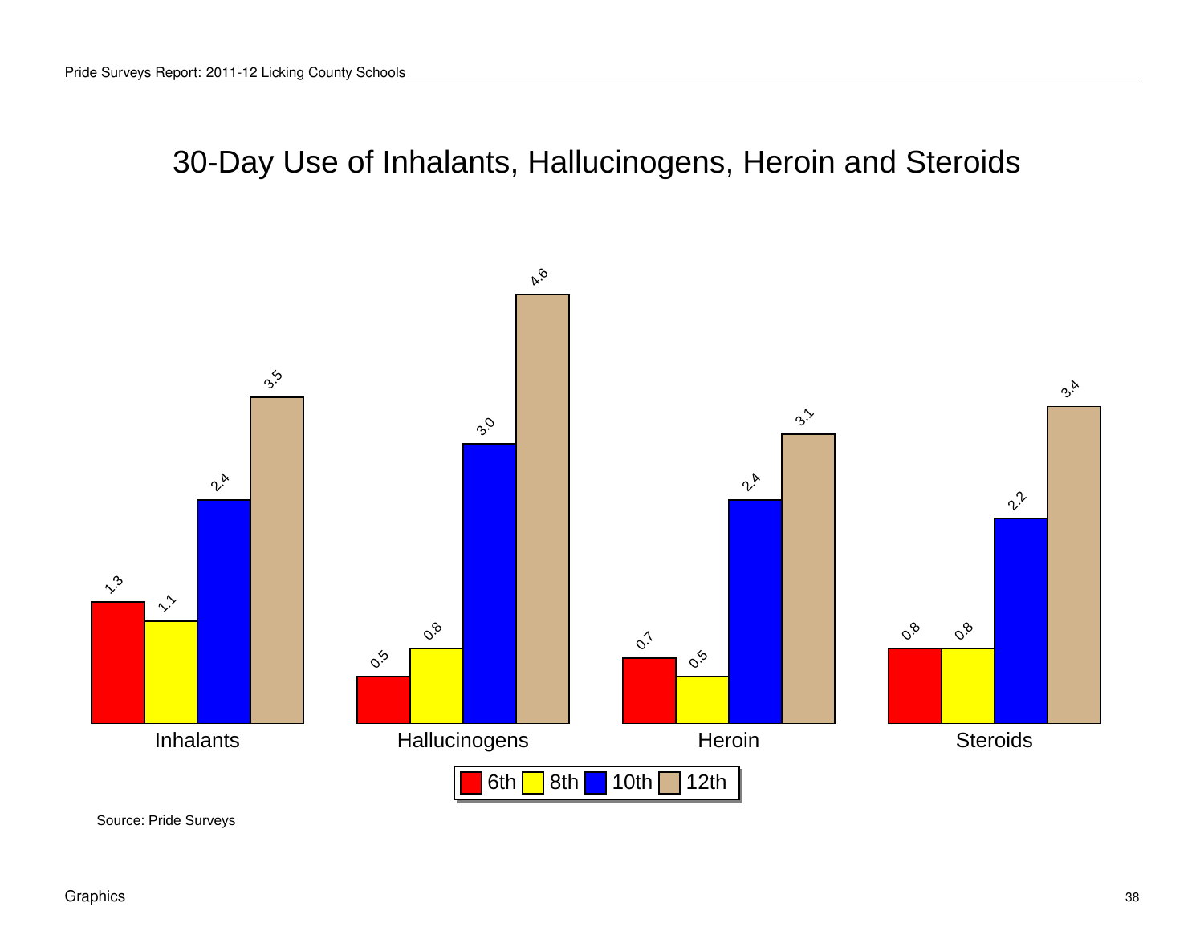# 30-Day Use of Inhalants, Hallucinogens, Heroin and Steroids

| | 6th | 8th | 10th | 12th |
|---|---|---|---|---|
| Inhalants | 1.3 | 1.1 | 2.4 | 3.5 |
| Hallucinogens | 0.5 | 0.8 | 3.0 | 4.6 |
| Heroin | 0.7 | 0.5 | 2.4 | 3.1 |
| Steroids | 0.8 | 0.8 | 2.2 | 3.4 |

Source: Pride Surveys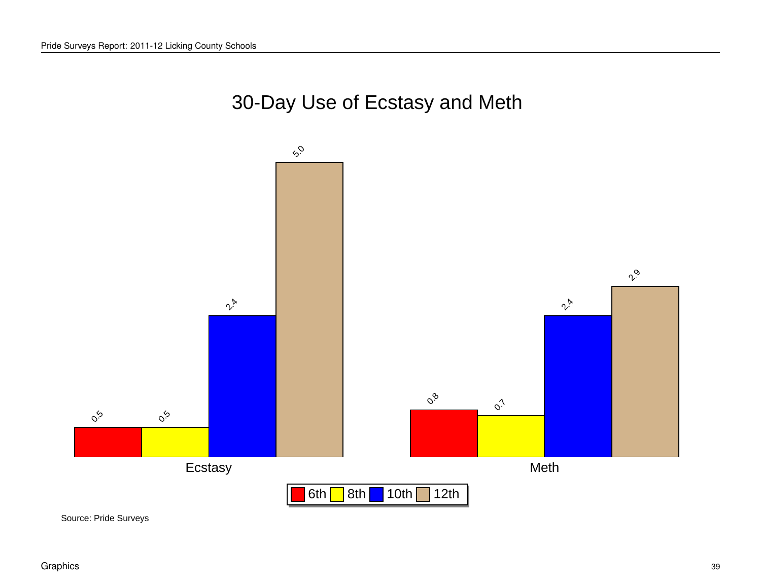# 30-Day Use of Ecstasy and Meth

| | 6th | 8th | 10th | 12th |
|---|---|---|---|---|
| Ecstasy | 0.5 | 0.5 | 2.4 | 5.0 |
| Meth | 0.8 | 0.7 | 2.4 | 2.9 |

Source: Pride Surveys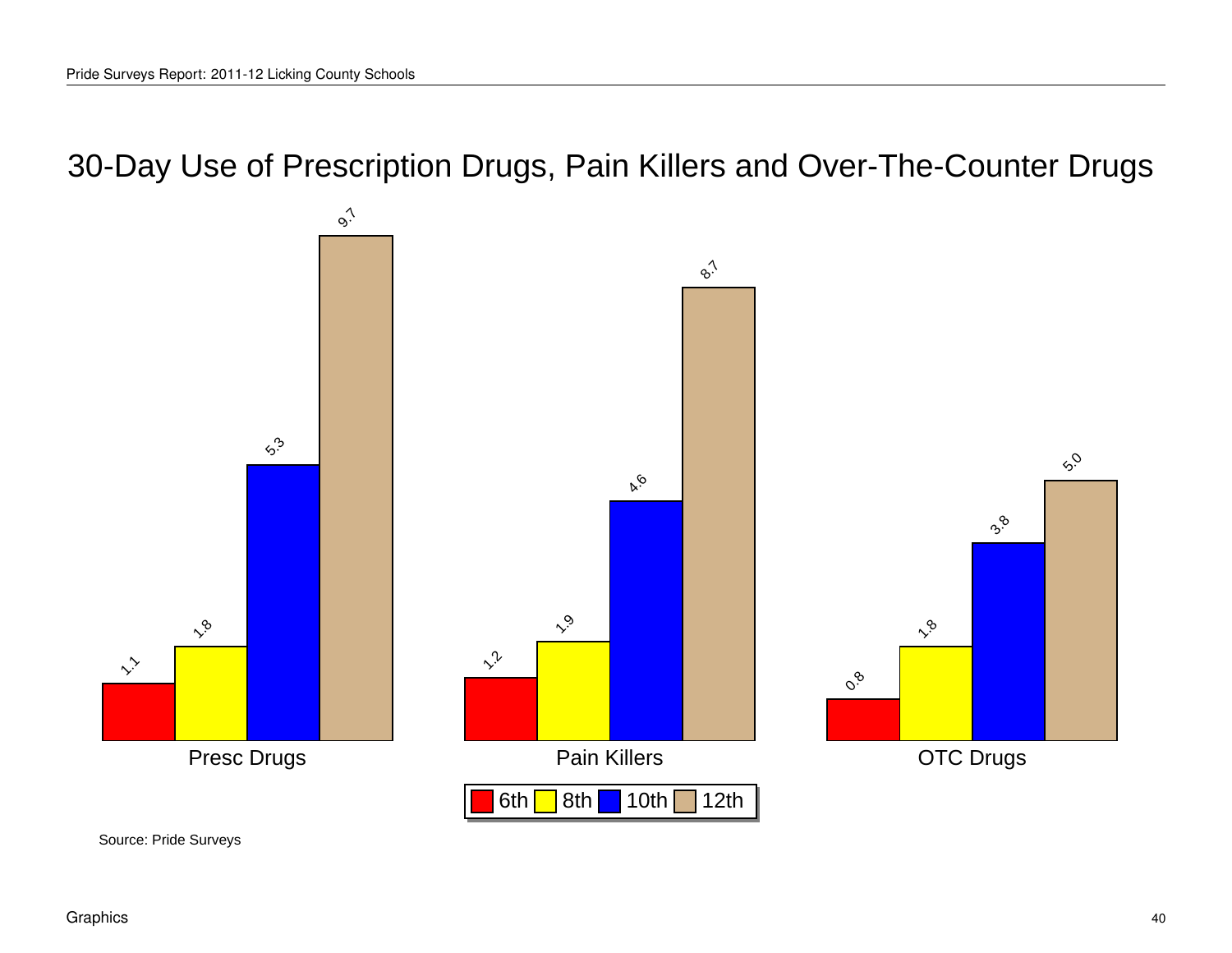# 30-Day Use of Prescription Drugs, Pain Killers and Over-The-Counter Drugs

| | 6th | 8th | 10th | 12th |
|---|---|---|---|---|
| Presc Drugs | 1.1 | 1.8 | 5.3 | 9.7 |
| Pain Killers | 1.2 | 1.9 | 4.6 | 8.7 |
| OTC Drugs | 0.8 | 1.8 | 3.8 | 5.0 |

Source: Pride Surveys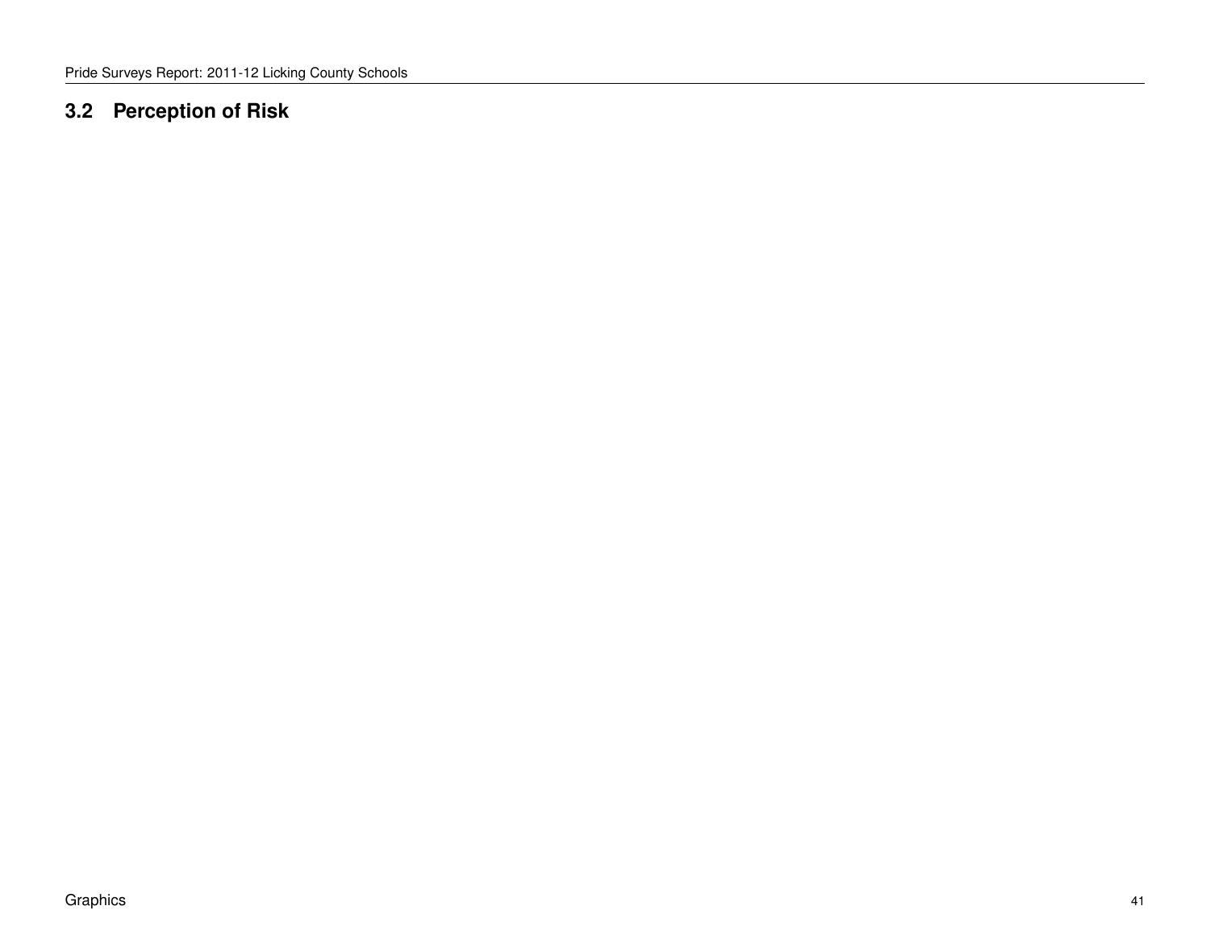## 3.2 Perception of Risk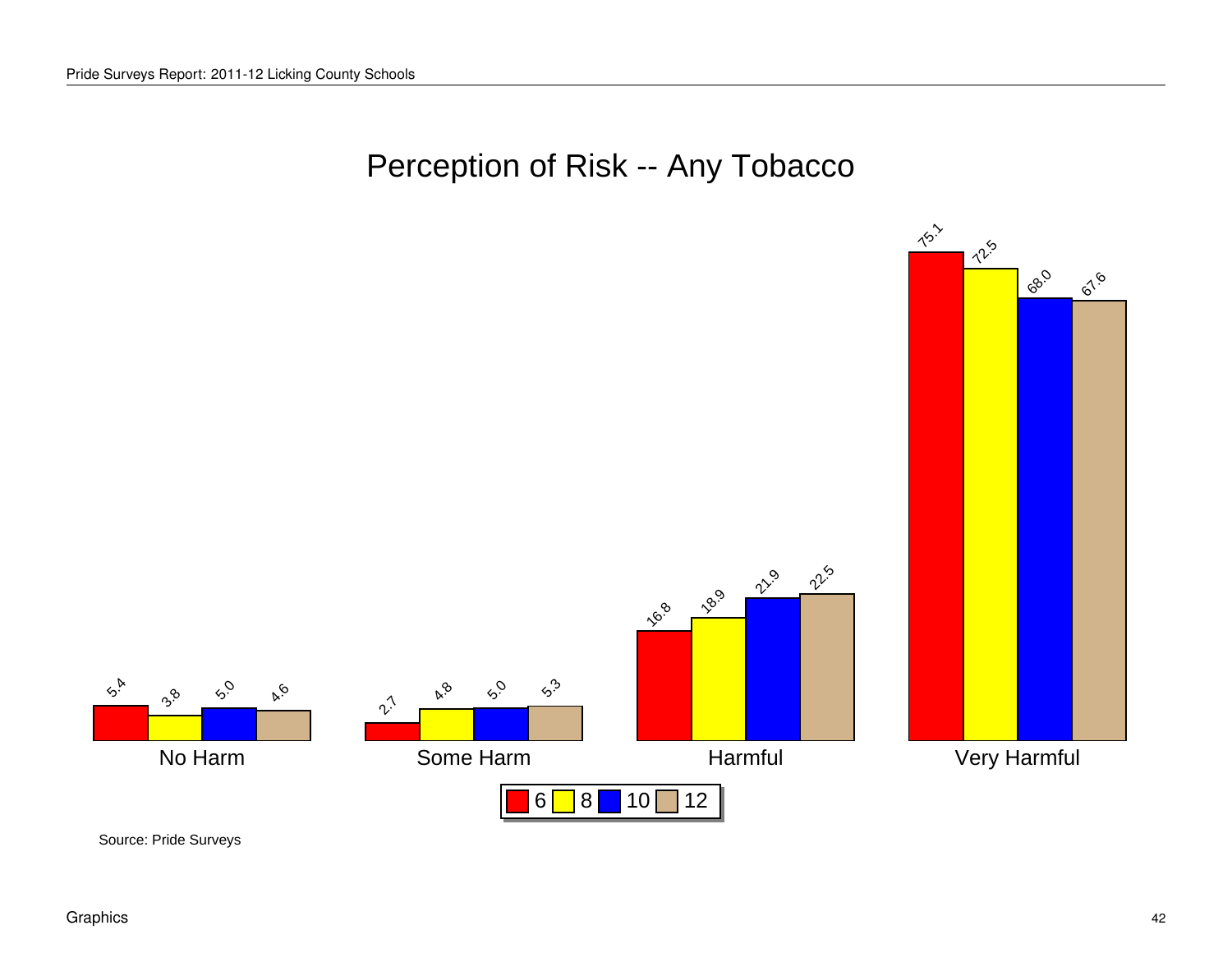# Perception of Risk -- Any Tobacco

| | 6 | 8 | 10 | 12 |
|---|---|---|---|---|
| No Harm | 5.4 | 3.8 | 5.0 | 4.6 |
| Some Harm | 2.7 | 4.8 | 5.0 | 5.3 |
| Harmful | 16.8 | 18.9 | 21.9 | 22.5 |
| Very Harmful | 75.1 | 72.5 | 68.0 | 67.6 |

Source: Pride Surveys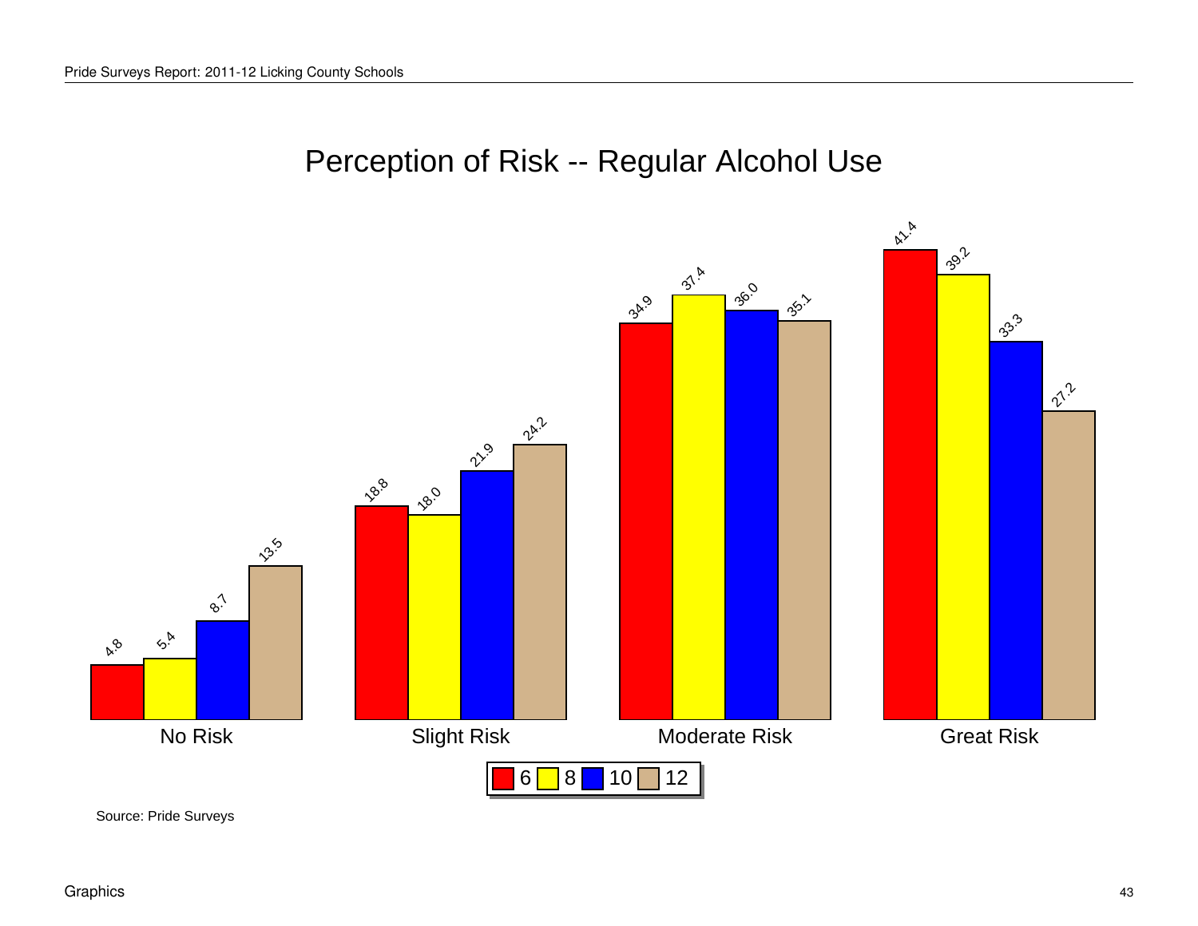# Perception of Risk -- Regular Alcohol Use

| | 6 | 8 | 10 | 12 |
|---|---|---|---|---|
| No Risk | 4.8 | 5.4 | 8.7 | 13.5 |
| Slight Risk | 18.8 | 18.0 | 21.9 | 24.2 |
| Moderate Risk | 34.9 | 37.4 | 36.0 | 35.1 |
| Great Risk | 41.4 | 39.2 | 33.3 | 27.2 |

Source: Pride Surveys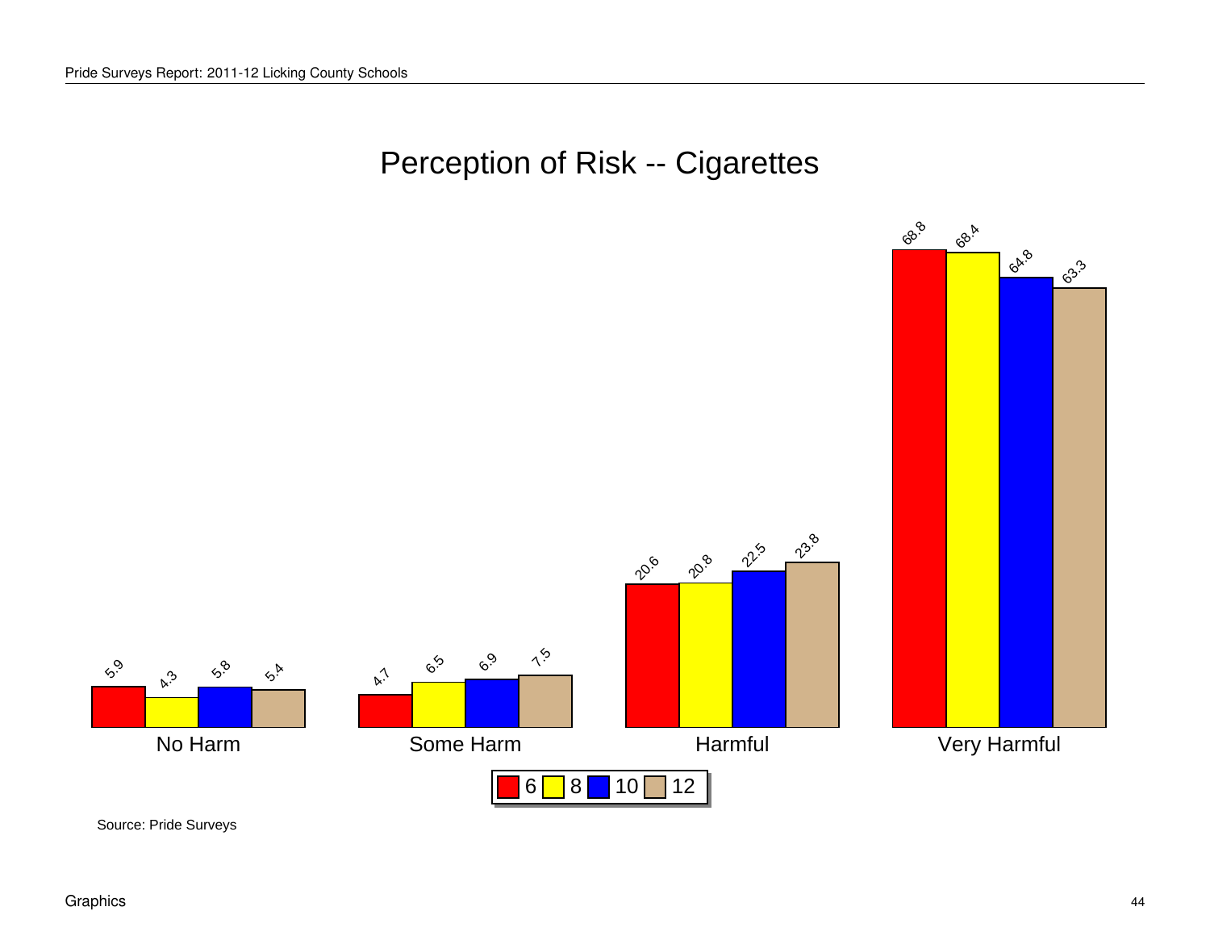# Perception of Risk -- Cigarettes

| | 6 | 8 | 10 | 12 |
|---|---|---|---|---|
| No Harm | 5.9 | 4.3 | 5.8 | 5.4 |
| Some Harm | 4.7 | 6.5 | 6.9 | 7.5 |
| Harmful | 20.6 | 20.8 | 22.5 | 23.8 |
| Very Harmful | 68.8 | 68.4 | 64.8 | 63.3 |

Source: Pride Surveys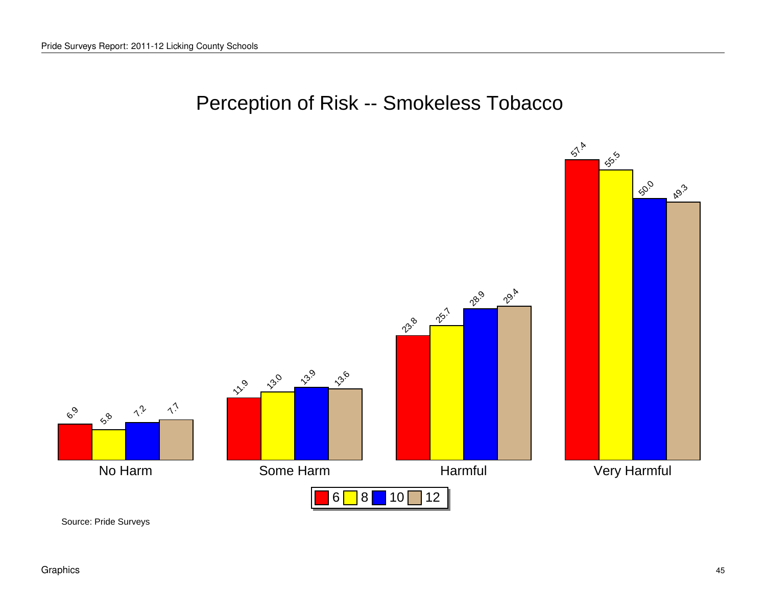# Perception of Risk -- Smokeless Tobacco

| | 6 | 8 | 10 | 12 |
|---|---|---|---|---|
| No Harm | 6.9 | 5.8 | 7.2 | 7.7 |
| Some Harm | 11.9 | 13.0 | 13.9 | 13.6 |
| Harmful | 23.8 | 25.7 | 28.9 | 29.4 |
| Very Harmful | 57.4 | 55.5 | 50.0 | 49.3 |

Source: Pride Surveys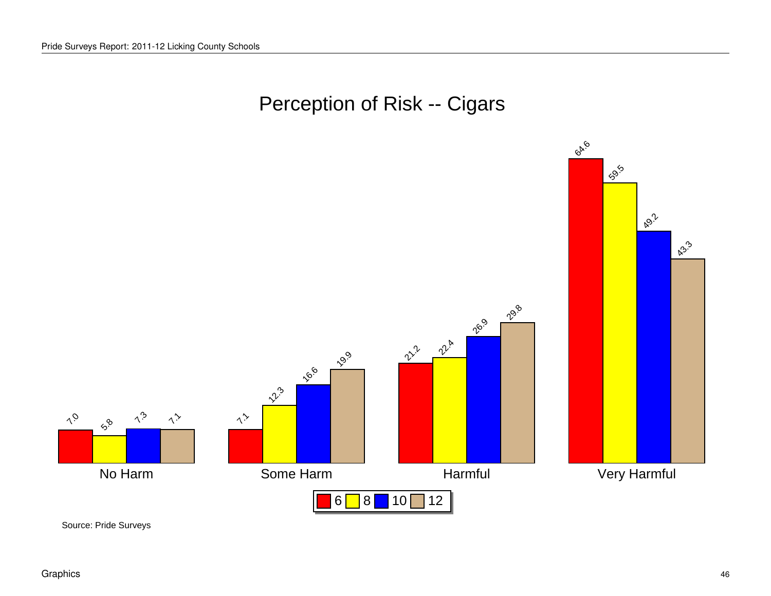# Perception of Risk -- Cigars

| | 6 | 8 | 10 | 12 |
|---|---|---|---|---|
| No Harm | 7.0 | 5.8 | 7.3 | 7.1 |
| Some Harm | 7.1 | 12.3 | 16.6 | 19.9 |
| Harmful | 21.2 | 22.4 | 26.9 | 29.8 |
| Very Harmful | 64.6 | 59.5 | 49.2 | 43.3 |

Source: Pride Surveys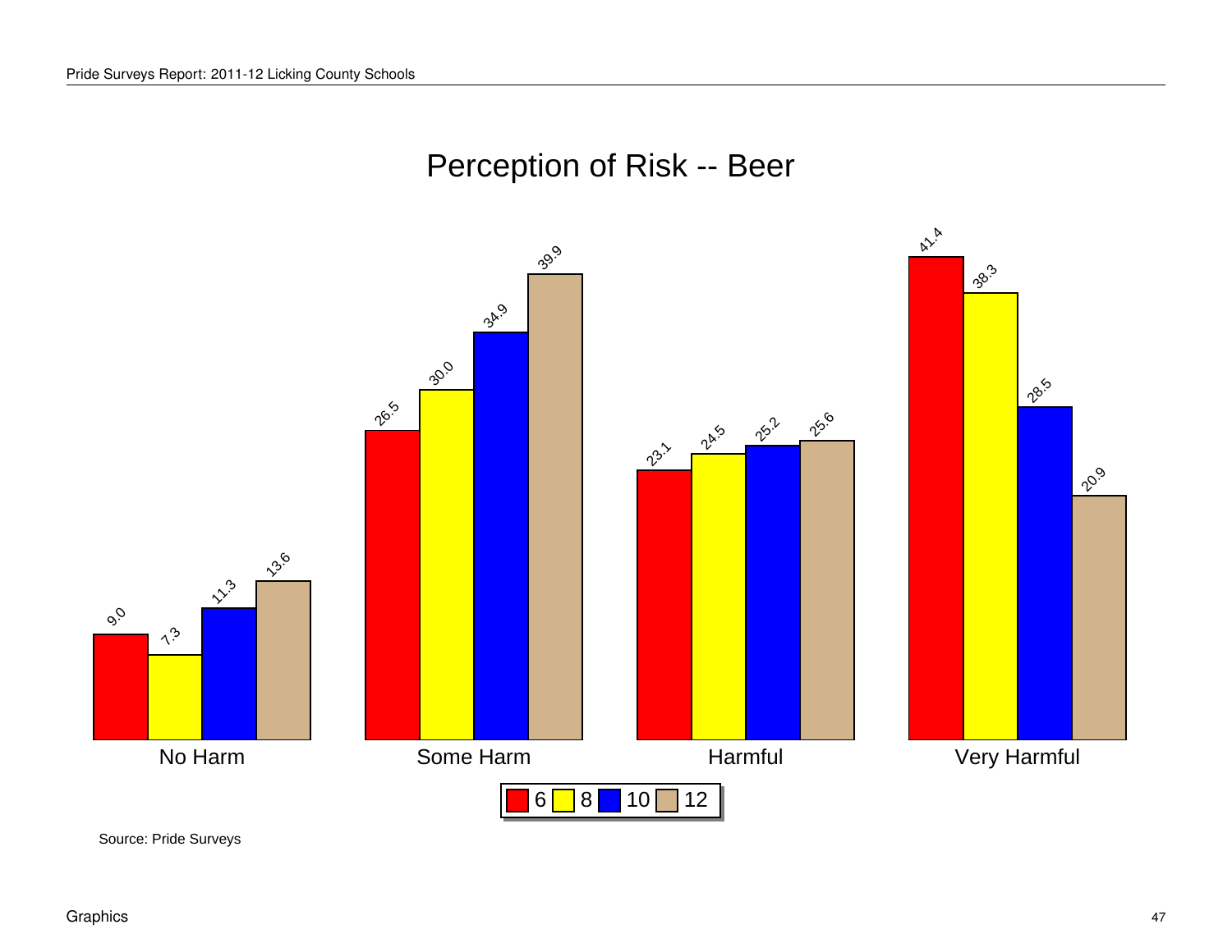# Perception of Risk -- Beer

| | 6 | 8 | 10 | 12 |
|---|---|---|---|---|
| No Harm | 9.0 | 7.3 | 11.3 | 13.6 |
| Some Harm | 26.5 | 30.0 | 34.9 | 39.9 |
| Harmful | 23.1 | 24.5 | 25.2 | 25.6 |
| Very Harmful | 41.4 | 38.3 | 28.5 | 20.9 |

Source: Pride Surveys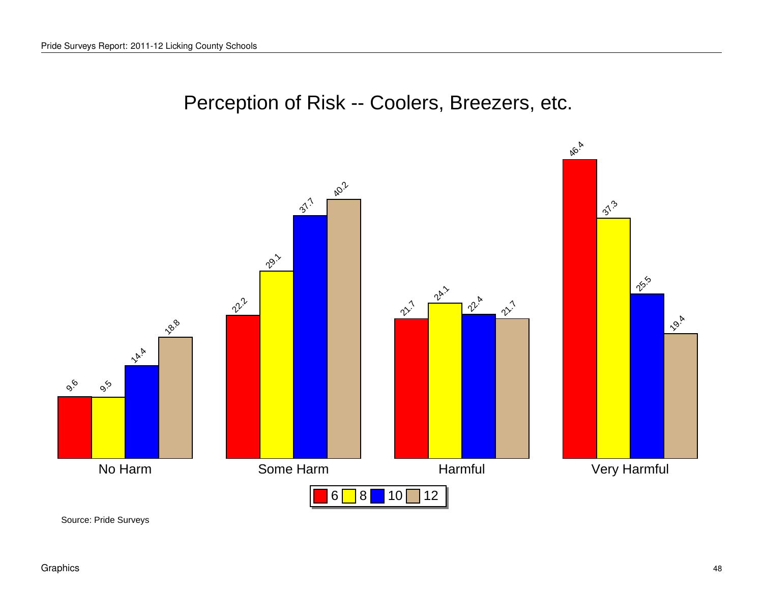# Perception of Risk -- Coolers, Breezers, etc.

| | 6 | 8 | 10 | 12 |
|---|---|---|---|---|
| No Harm | 9.6 | 9.5 | 14.4 | 18.8 |
| Some Harm | 22.2 | 29.1 | 37.7 | 40.2 |
| Harmful | 21.7 | 24.1 | 22.4 | 21.7 |
| Very Harmful | 46.4 | 37.3 | 25.5 | 19.4 |

Source: Pride Surveys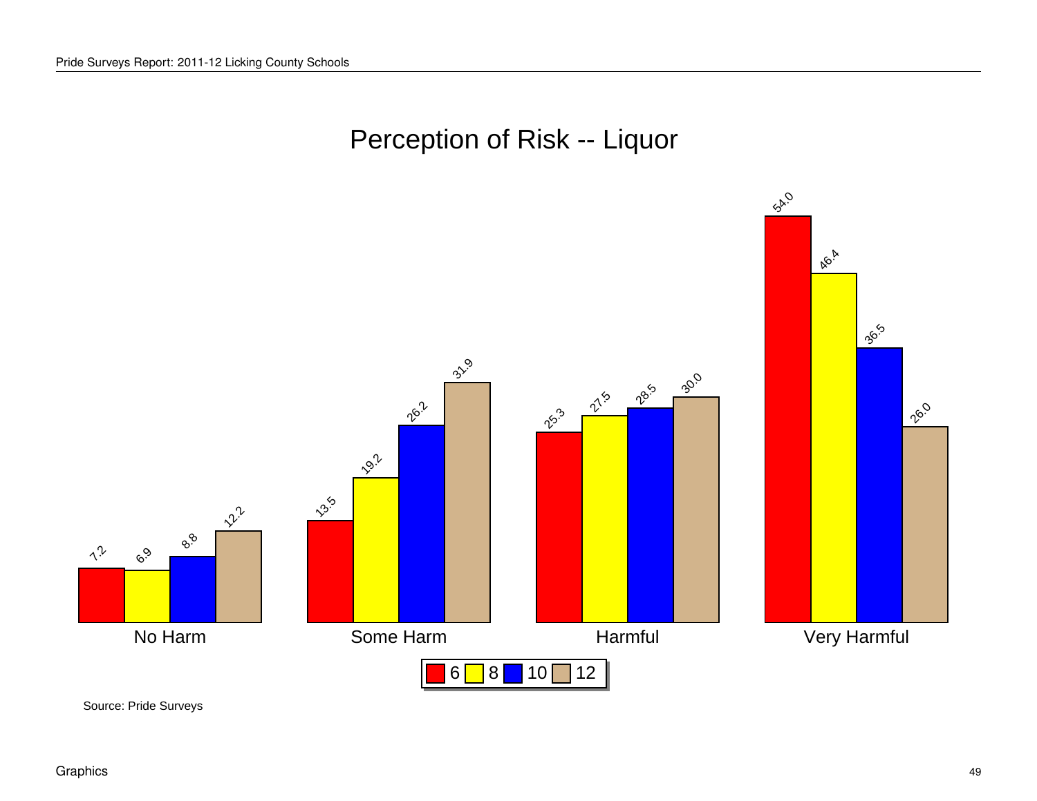# Perception of Risk -- Liquor

| | 6 | 8 | 10 | 12 |
|---|---|---|---|---|
| No Harm | 7.2 | 6.9 | 8.8 | 12.2 |
| Some Harm | 13.5 | 19.2 | 26.2 | 31.9 |
| Harmful | 25.3 | 27.5 | 28.5 | 30.0 |
| Very Harmful | 54.0 | 46.4 | 36.5 | 26.0 |

Source: Pride Surveys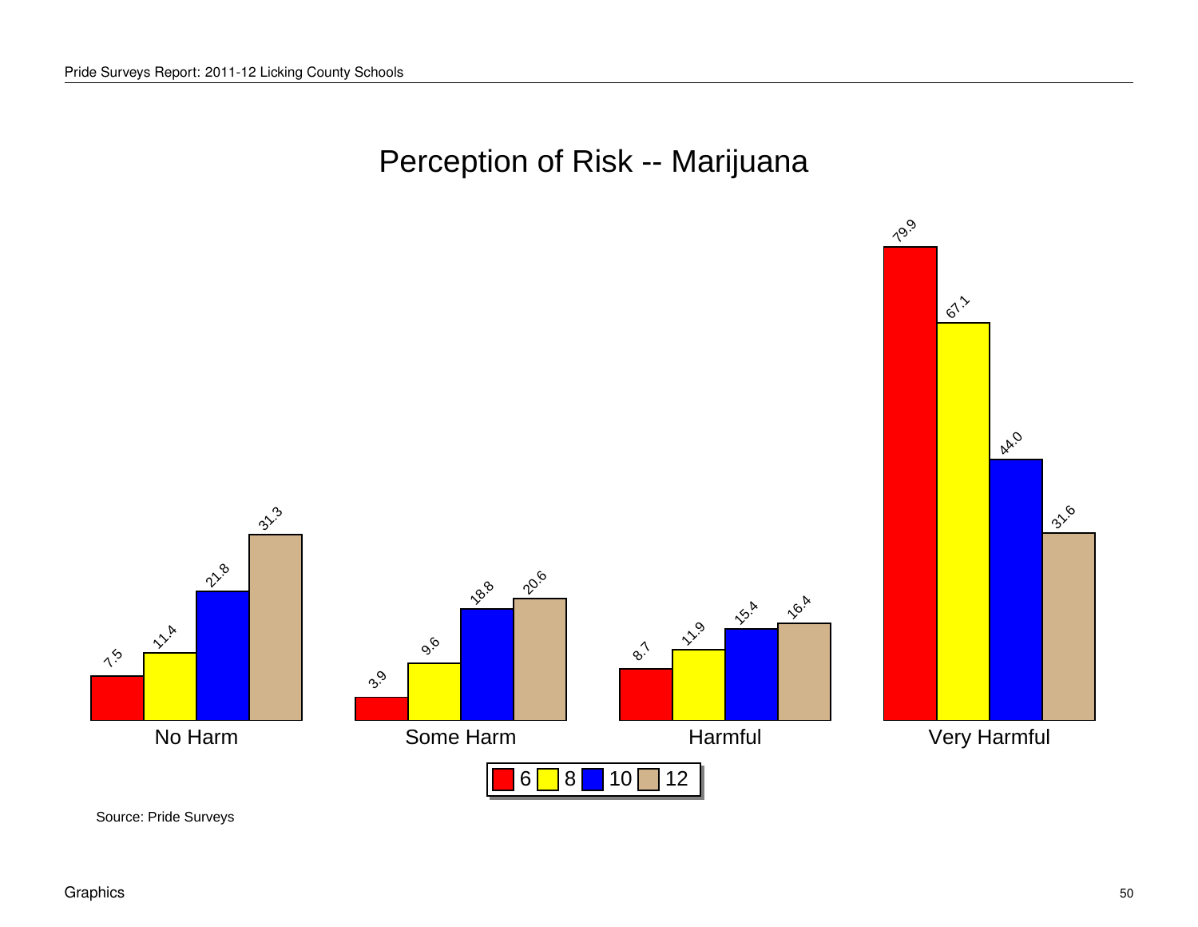# Perception of Risk -- Marijuana

| | 6 | 8 | 10 | 12 |
|---|---|---|---|---|
| No Harm | 7.5 | 11.4 | 21.8 | 31.3 |
| Some Harm | 3.9 | 9.6 | 18.8 | 20.6 |
| Harmful | 8.7 | 11.9 | 15.4 | 16.4 |
| Very Harmful | 79.9 | 67.1 | 44.0 | 31.6 |

Source: Pride Surveys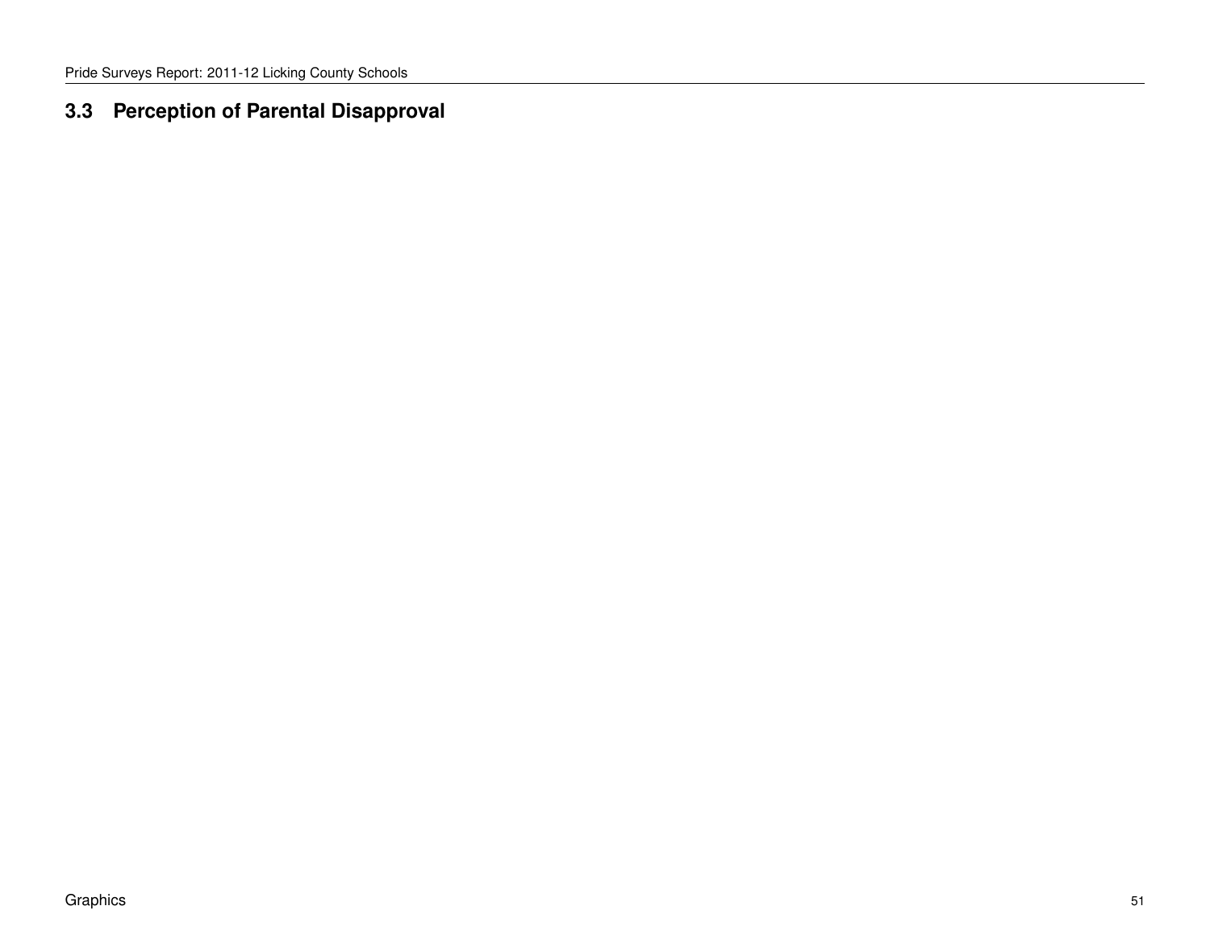## 3.3 Perception of Parental Disapproval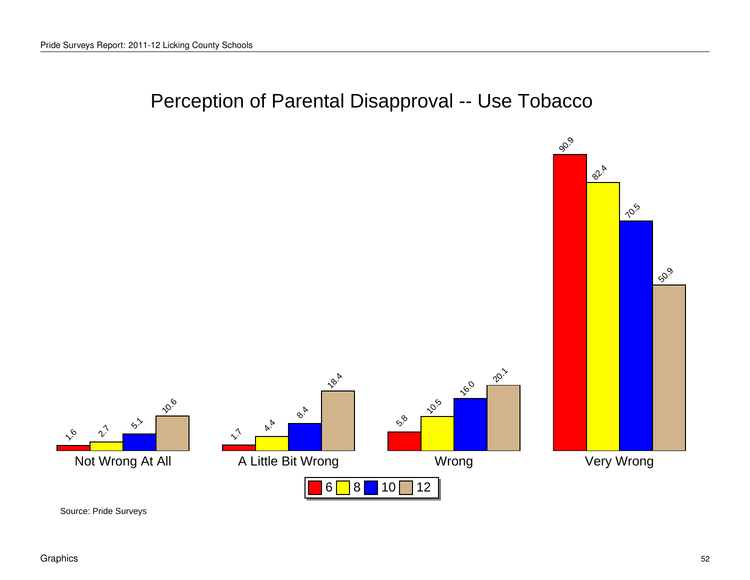# Perception of Parental Disapproval -- Use Tobacco

| | 6 | 8 | 10 | 12 |
|---|---|---|---|---|
| Not Wrong At All | 1.6 | 2.7 | 5.1 | 10.6 |
| A Little Bit Wrong | 1.7 | 4.4 | 8.4 | 18.4 |
| Wrong | 5.8 | 10.5 | 16.0 | 20.1 |
| Very Wrong | 90.9 | 82.4 | 70.5 | 50.9 |

Source: Pride Surveys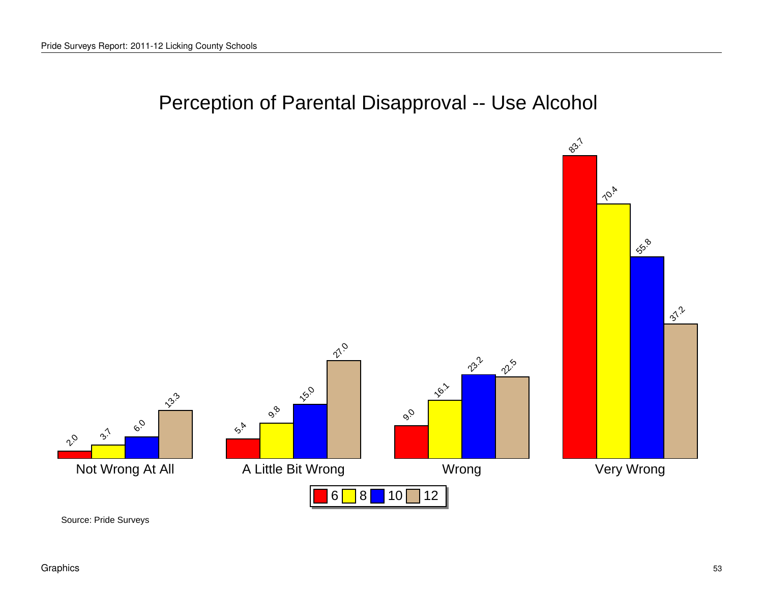# Perception of Parental Disapproval -- Use Alcohol

| | 6 | 8 | 10 | 12 |
|---|---|---|---|---|
| Not Wrong At All | 2.0 | 3.7 | 6.0 | 13.3 |
| A Little Bit Wrong | 5.4 | 9.8 | 15.0 | 27.0 |
| Wrong | 9.0 | 16.1 | 23.2 | 22.5 |
| Very Wrong | 83.7 | 70.4 | 55.8 | 37.2 |

Source: Pride Surveys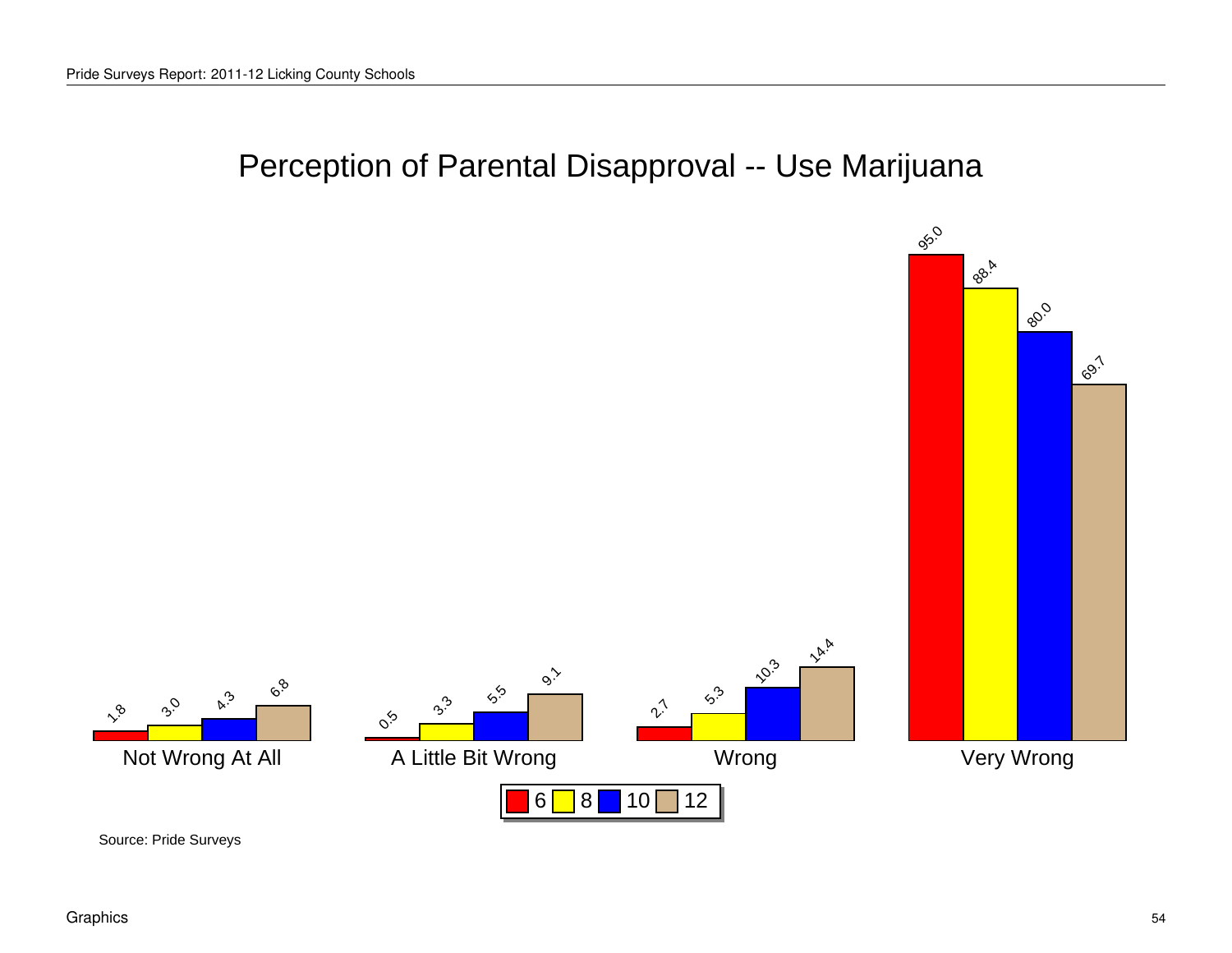# Perception of Parental Disapproval -- Use Marijuana

| Response | 6 | 8 | 10 | 12 |
|---|---|---|---|---|
| Not Wrong At All | 1.8 | 3.0 | 4.3 | 6.8 |
| A Little Bit Wrong | 0.5 | 3.3 | 5.5 | 9.1 |
| Wrong | 2.7 | 5.3 | 10.3 | 14.4 |
| Very Wrong | 95.0 | 88.4 | 80.0 | 69.7 |

Source: Pride Surveys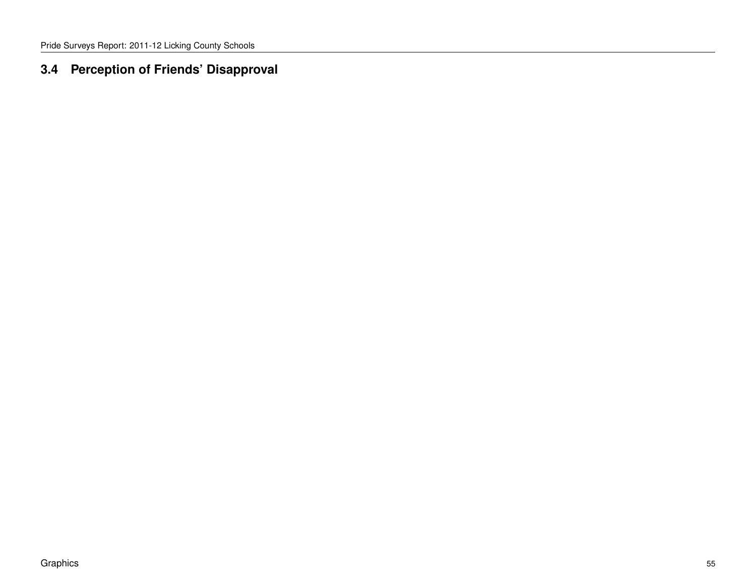## 3.4 Perception of Friends' Disapproval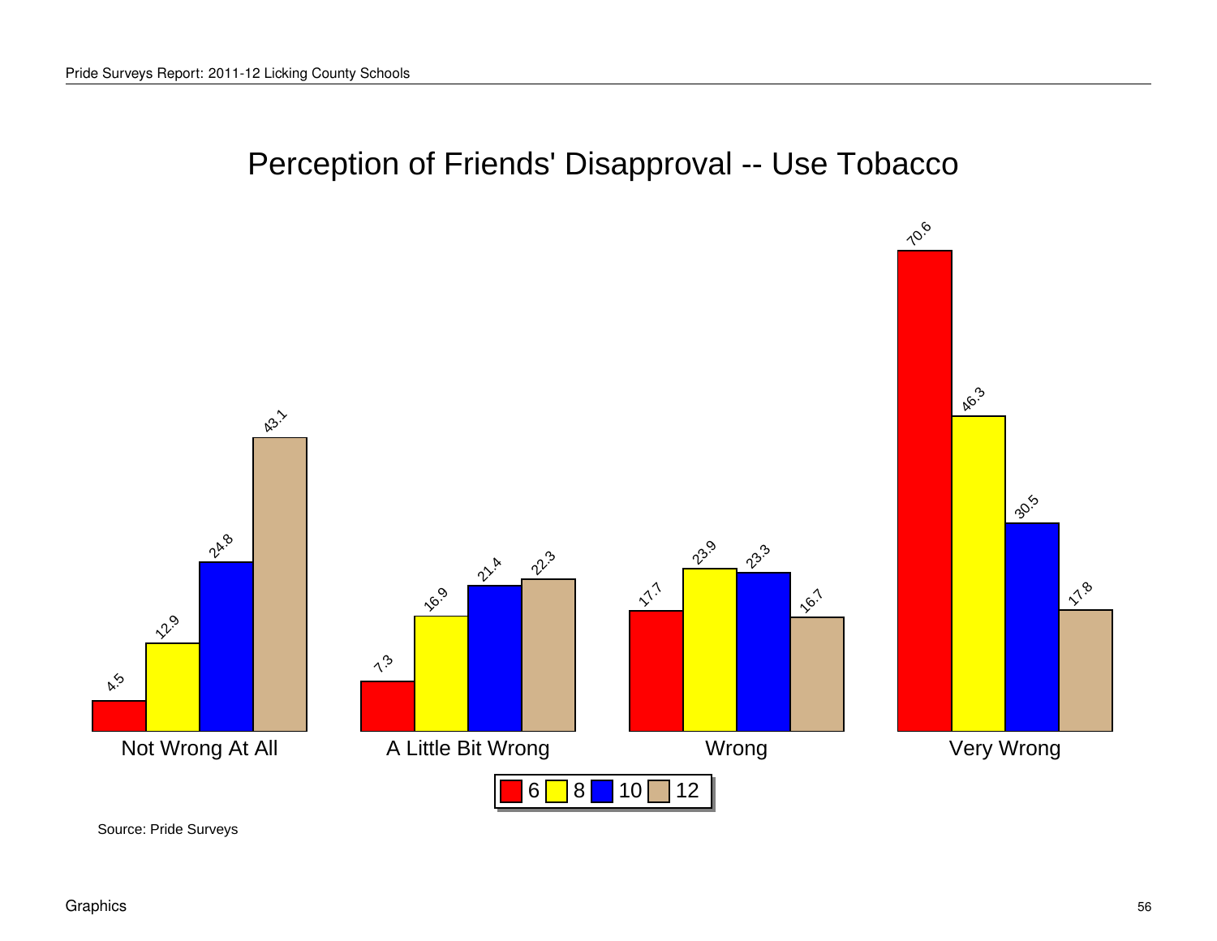# Perception of Friends' Disapproval -- Use Tobacco

| Grade | Not Wrong At All | A Little Bit Wrong | Wrong | Very Wrong |
|---|---|---|---|---|
| 6 | 4.5 | 7.3 | 17.7 | 70.6 |
| 8 | 12.9 | 16.9 | 23.9 | 46.3 |
| 10 | 24.8 | 21.4 | 23.3 | 30.5 |
| 12 | 43.1 | 22.3 | 16.7 | 17.8 |

Source: Pride Surveys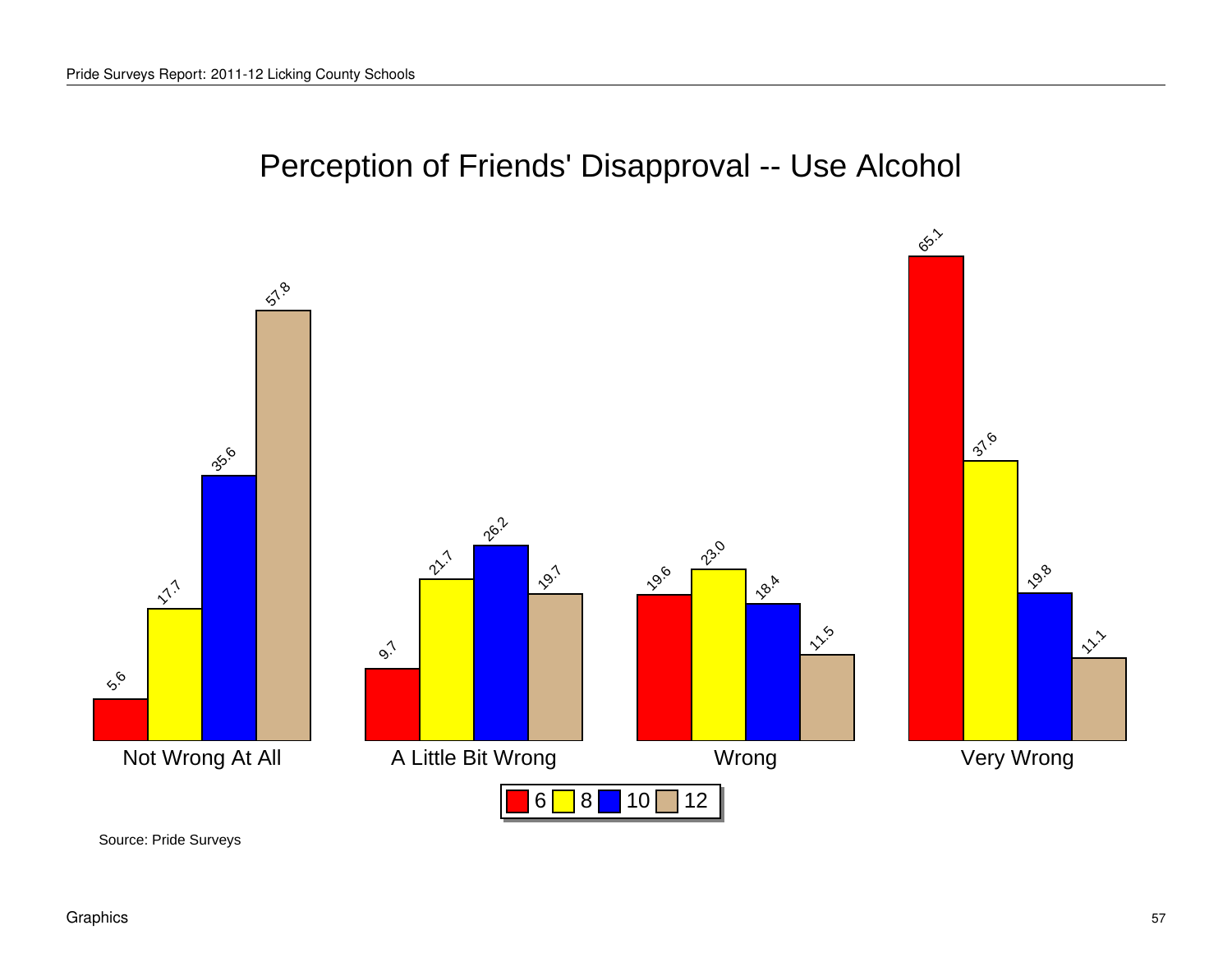# Perception of Friends' Disapproval -- Use Alcohol

| | 6 | 8 | 10 | 12 |
|---|---|---|---|---|
| Not Wrong At All | 5.6 | 17.7 | 35.6 | 57.8 |
| A Little Bit Wrong | 9.7 | 21.7 | 26.2 | 19.7 |
| Wrong | 19.6 | 23.0 | 18.4 | 11.5 |
| Very Wrong | 65.1 | 37.6 | 19.8 | 11.1 |

Source: Pride Surveys

Graphics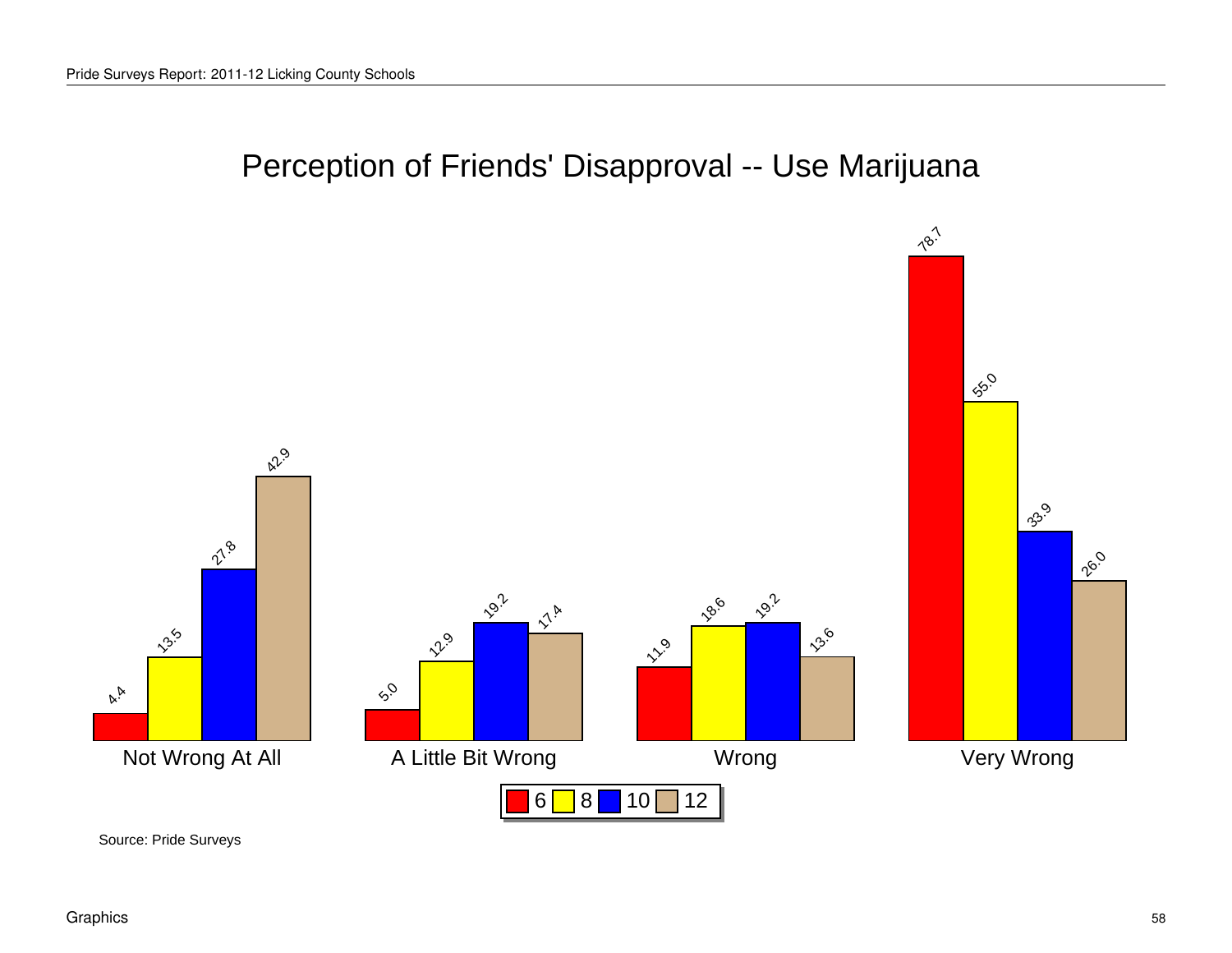# Perception of Friends' Disapproval -- Use Marijuana

| Grade | Not Wrong At All | A Little Bit Wrong | Wrong | Very Wrong |
|---|---|---|---|---|
| 6 | 4.4 | 5.0 | 11.9 | 78.7 |
| 8 | 13.5 | 12.9 | 18.6 | 55.0 |
| 10 | 27.8 | 19.2 | 19.2 | 33.9 |
| 12 | 42.9 | 17.4 | 13.6 | 26.0 |

Source: Pride Surveys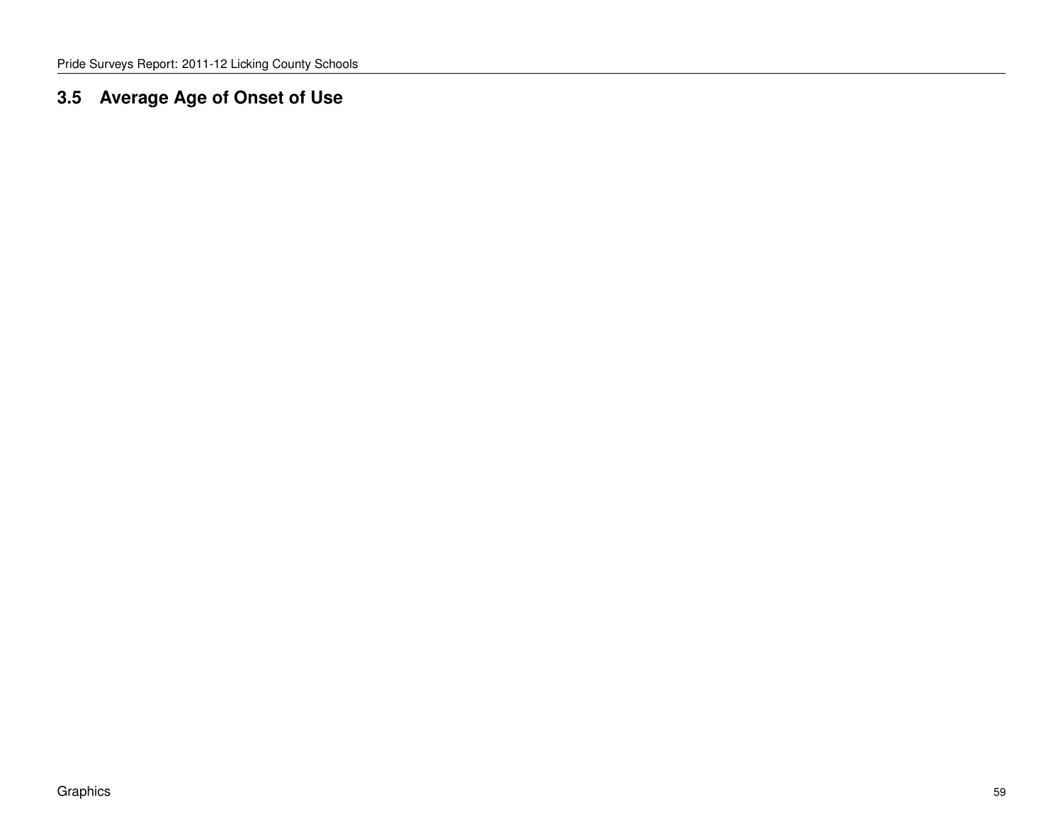## 3.5 Average Age of Onset of Use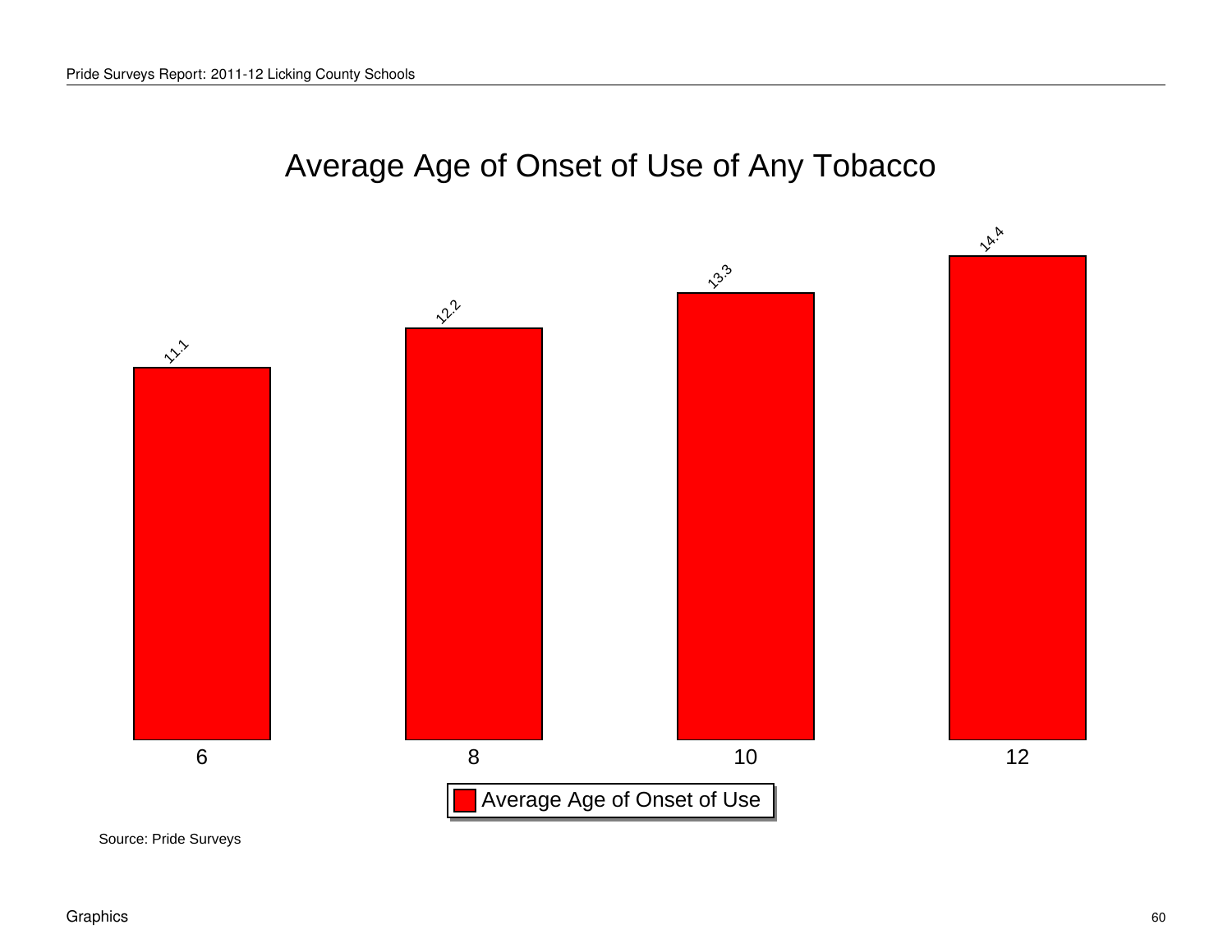# Average Age of Onset of Use of Any Tobacco

| Grade | Average Age of Onset of Use |
| --- | --- |
| 6 | 11.1 |
| 8 | 12.2 |
| 10 | 13.3 |
| 12 | 14.4 |

Source: Pride Surveys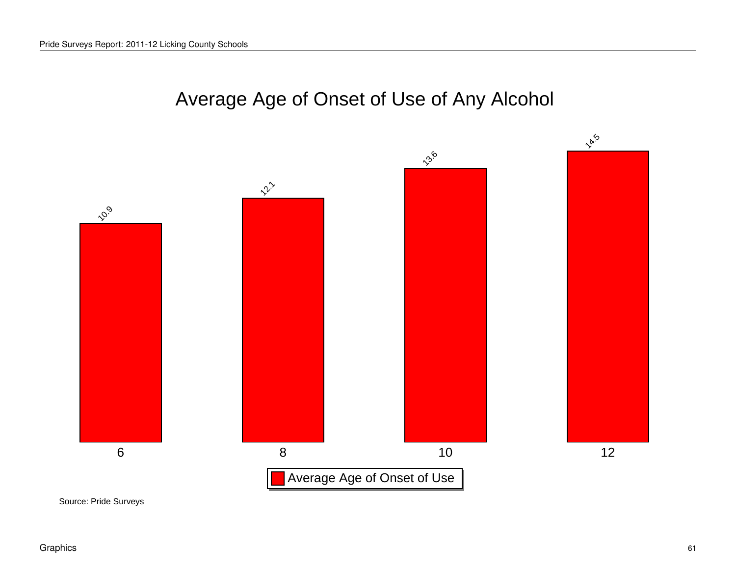# Average Age of Onset of Use of Any Alcohol

| Grade | Average Age of Onset of Use |
|---|---|
| 6 | 10.9 |
| 8 | 12.1 |
| 10 | 13.6 |
| 12 | 14.5 |

Source: Pride Surveys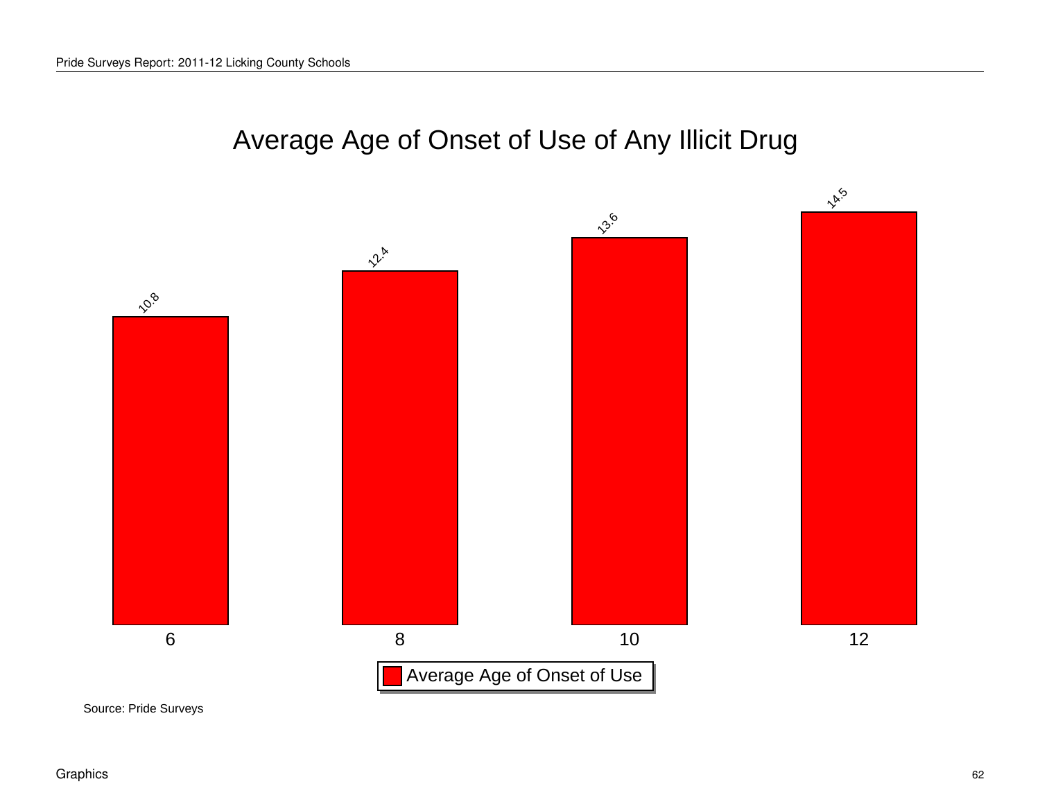## Average Age of Onset of Use of Any Illicit Drug

| Grade | Average Age of Onset of Use |
| --- | --- |
| 6 | 10.8 |
| 8 | 12.4 |
| 10 | 13.6 |
| 12 | 14.5 |

Source: Pride Surveys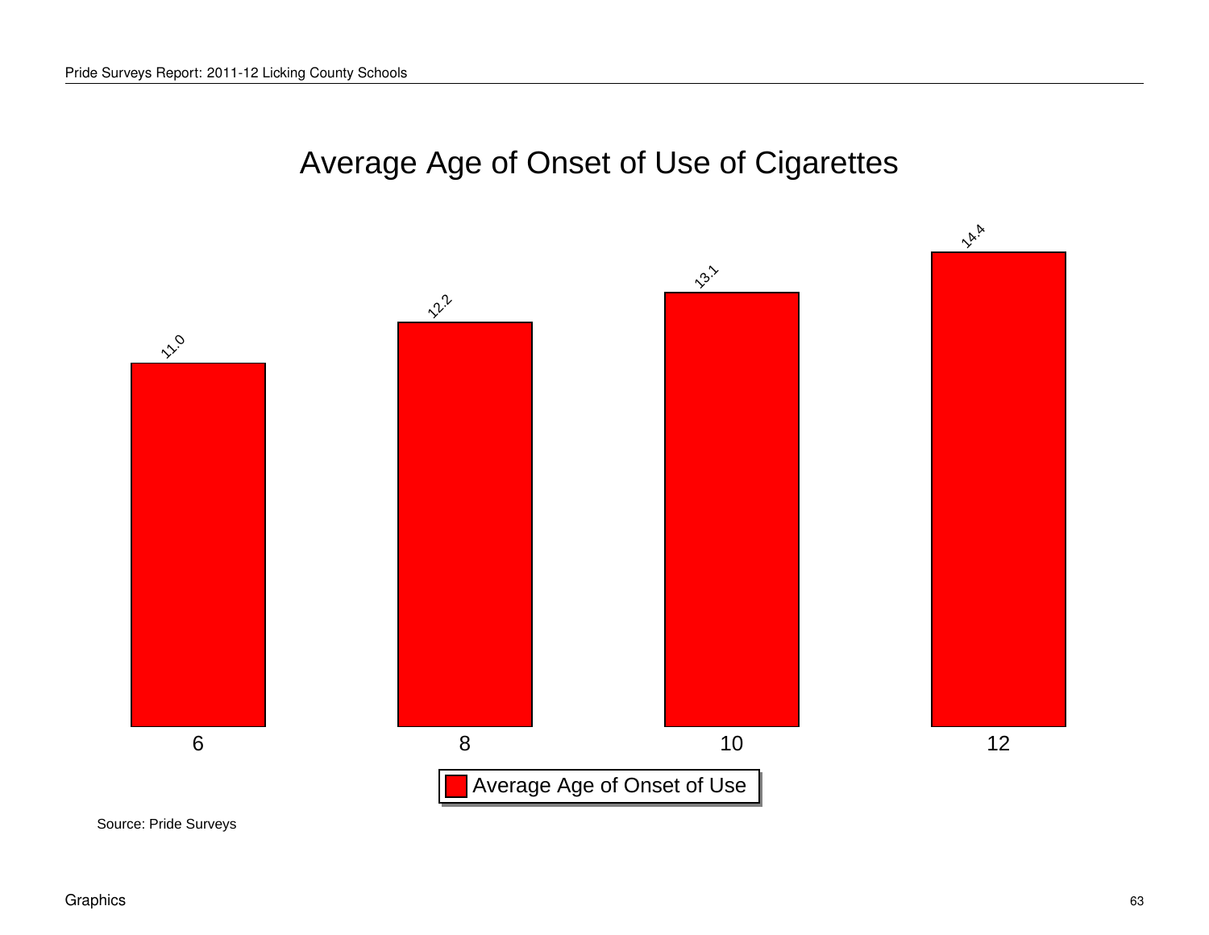# Average Age of Onset of Use of Cigarettes

| Grade | Average Age of Onset of Use |
|---|---|
| 6 | 11.0 |
| 8 | 12.2 |
| 10 | 13.1 |
| 12 | 14.4 |

Source: Pride Surveys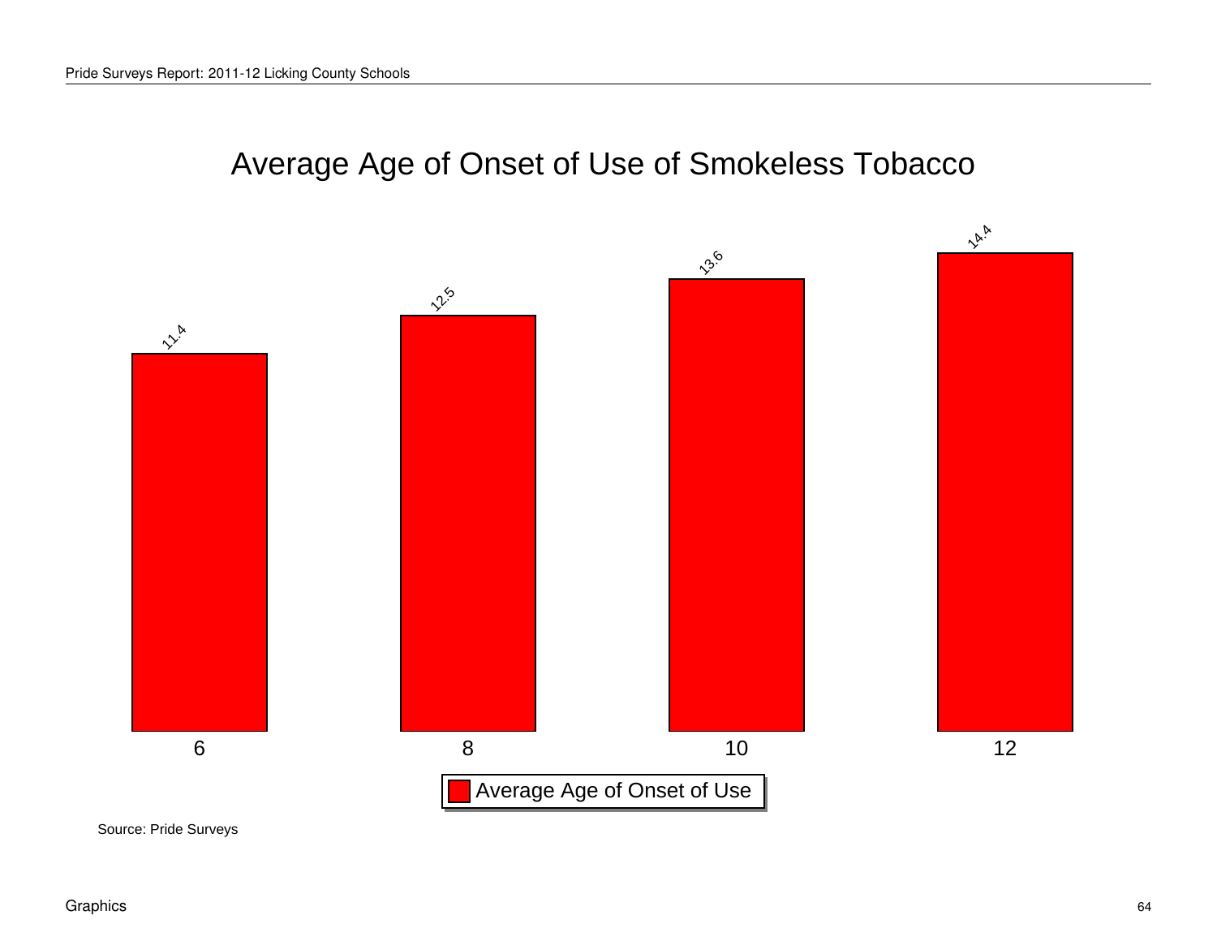# Average Age of Onset of Use of Smokeless Tobacco

| Grade | Average Age of Onset of Use |
|---|---|
| 6 | 11.4 |
| 8 | 12.5 |
| 10 | 13.6 |
| 12 | 14.4 |

Source: Pride Surveys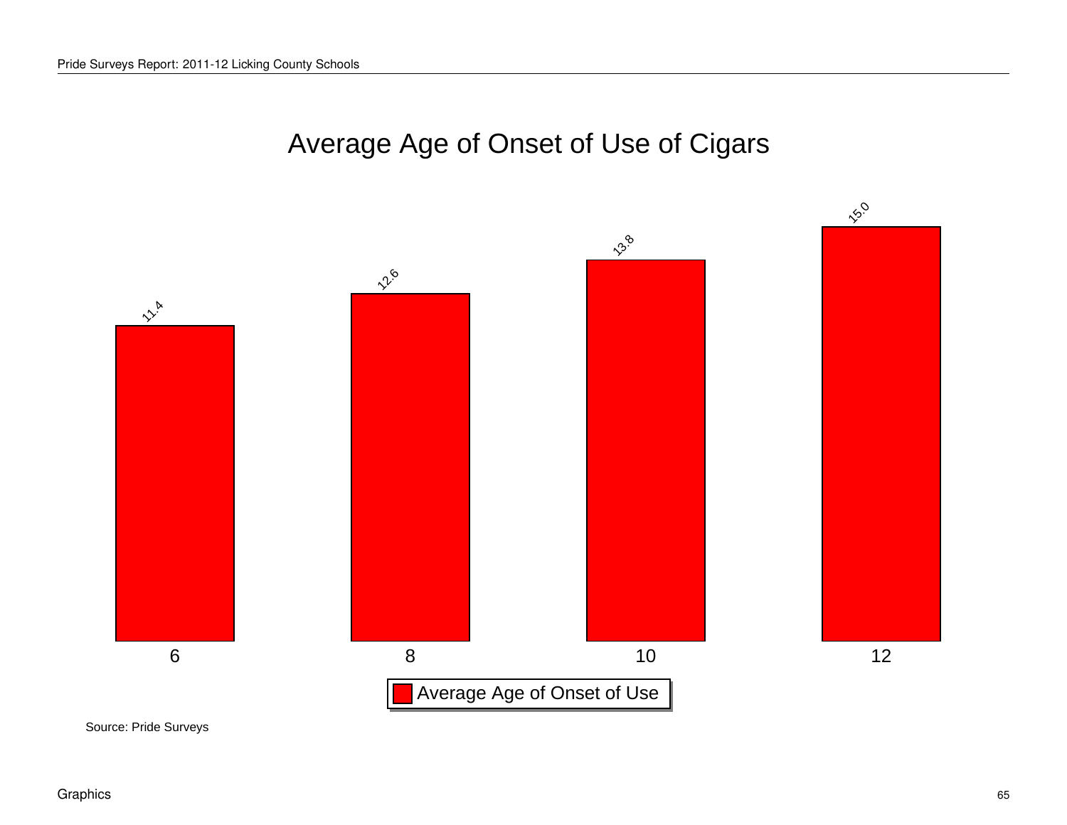# Average Age of Onset of Use of Cigars

| Grade | Average Age of Onset of Use |
|---|---|
| 6 | 11.4 |
| 8 | 12.6 |
| 10 | 13.8 |
| 12 | 15.0 |

Source: Pride Surveys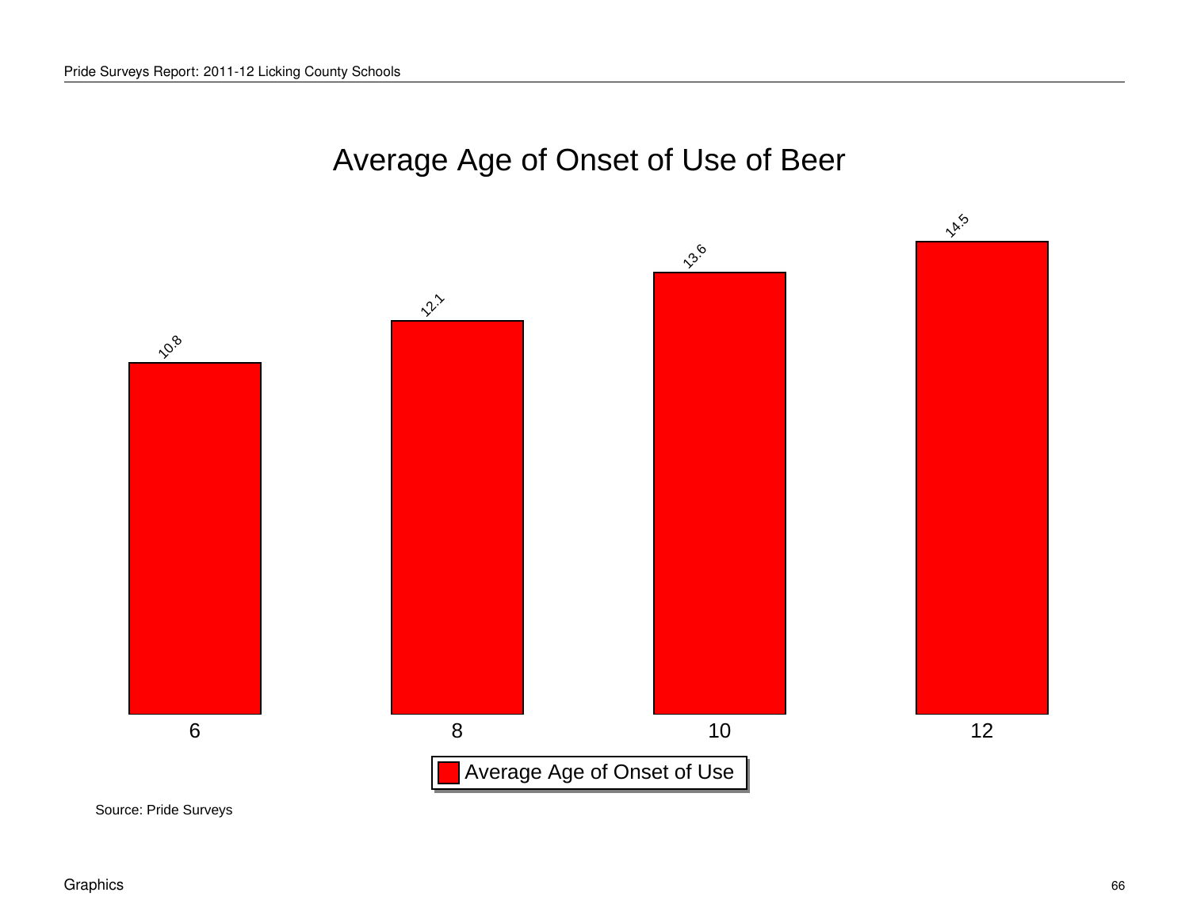# Average Age of Onset of Use of Beer

| Grade | Average Age of Onset of Use |
|---|---|
| 6 | 10.8 |
| 8 | 12.1 |
| 10 | 13.6 |
| 12 | 14.5 |

Source: Pride Surveys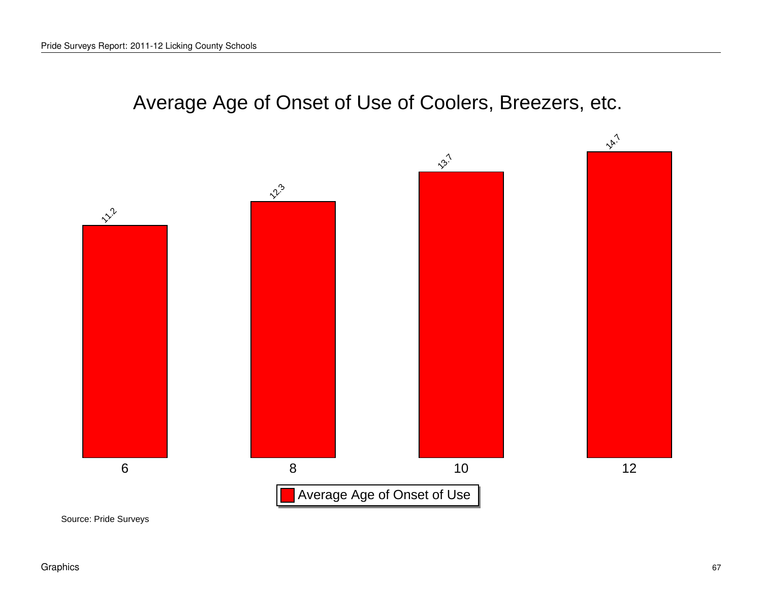# Average Age of Onset of Use of Coolers, Breezers, etc.

| Grade | Average Age of Onset of Use |
|---|---|
| 6 | 11.2 |
| 8 | 12.3 |
| 10 | 13.7 |
| 12 | 14.7 |

Source: Pride Surveys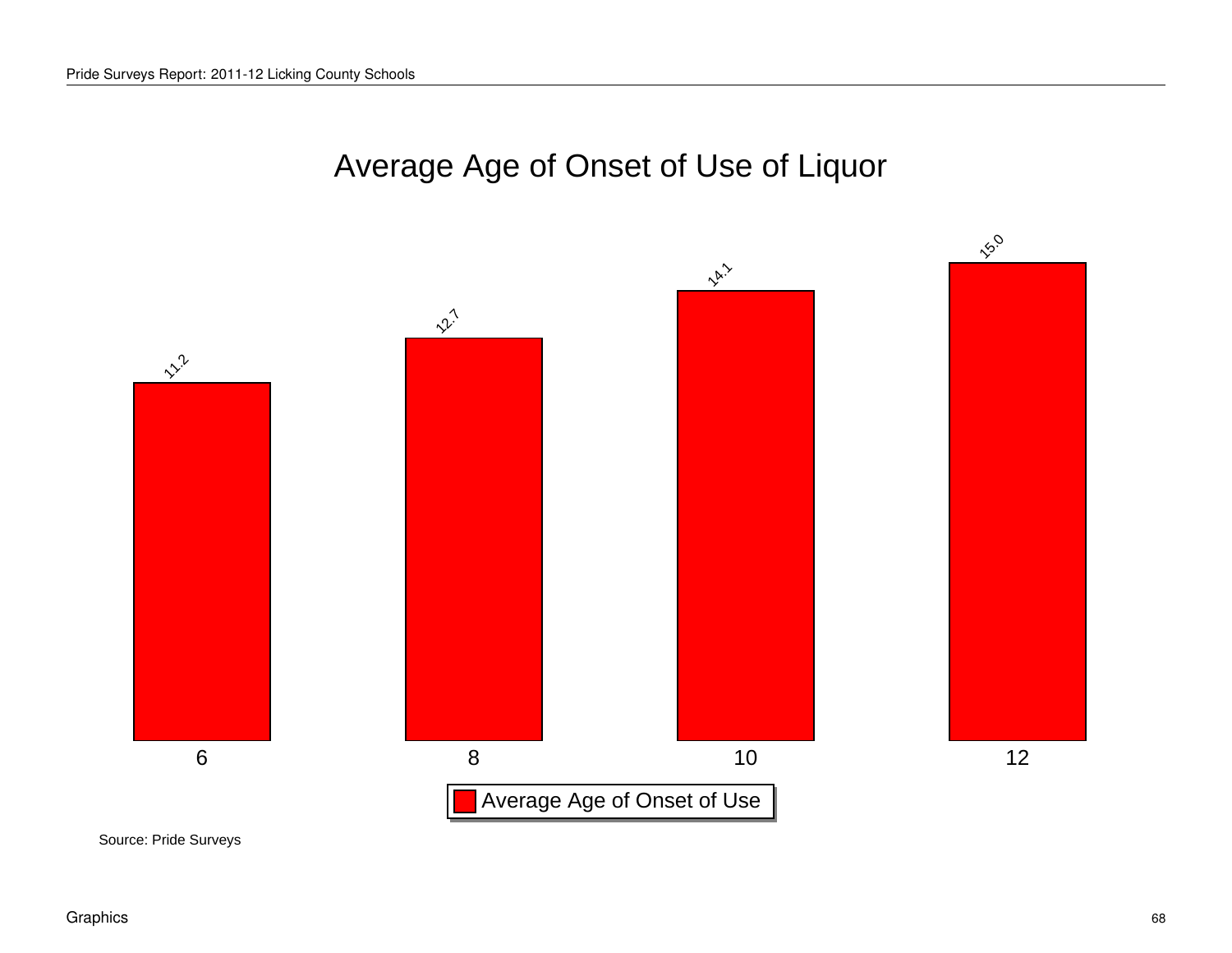# Average Age of Onset of Use of Liquor

| Grade | Average Age of Onset of Use |
|---|---|
| 6 | 11.2 |
| 8 | 12.7 |
| 10 | 14.1 |
| 12 | 15.0 |

Source: Pride Surveys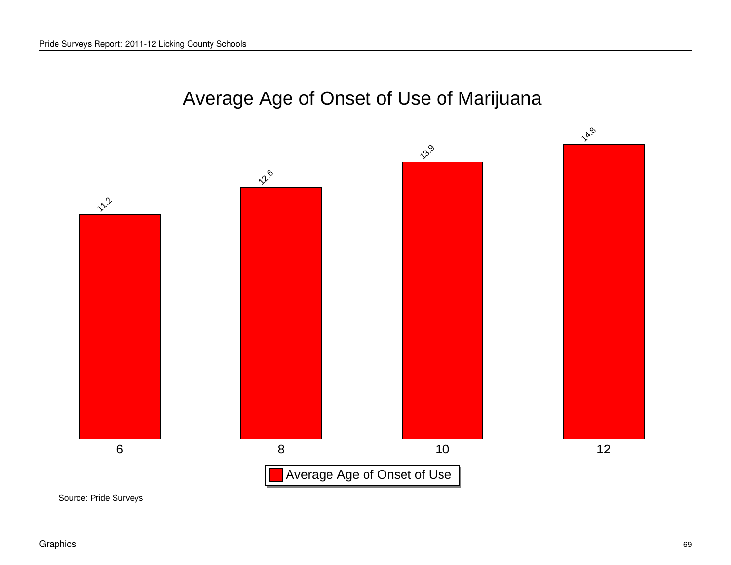# Average Age of Onset of Use of Marijuana

| Grade | Average Age of Onset of Use |
|---|---|
| 6 | 11.2 |
| 8 | 12.6 |
| 10 | 13.9 |
| 12 | 14.8 |

Source: Pride Surveys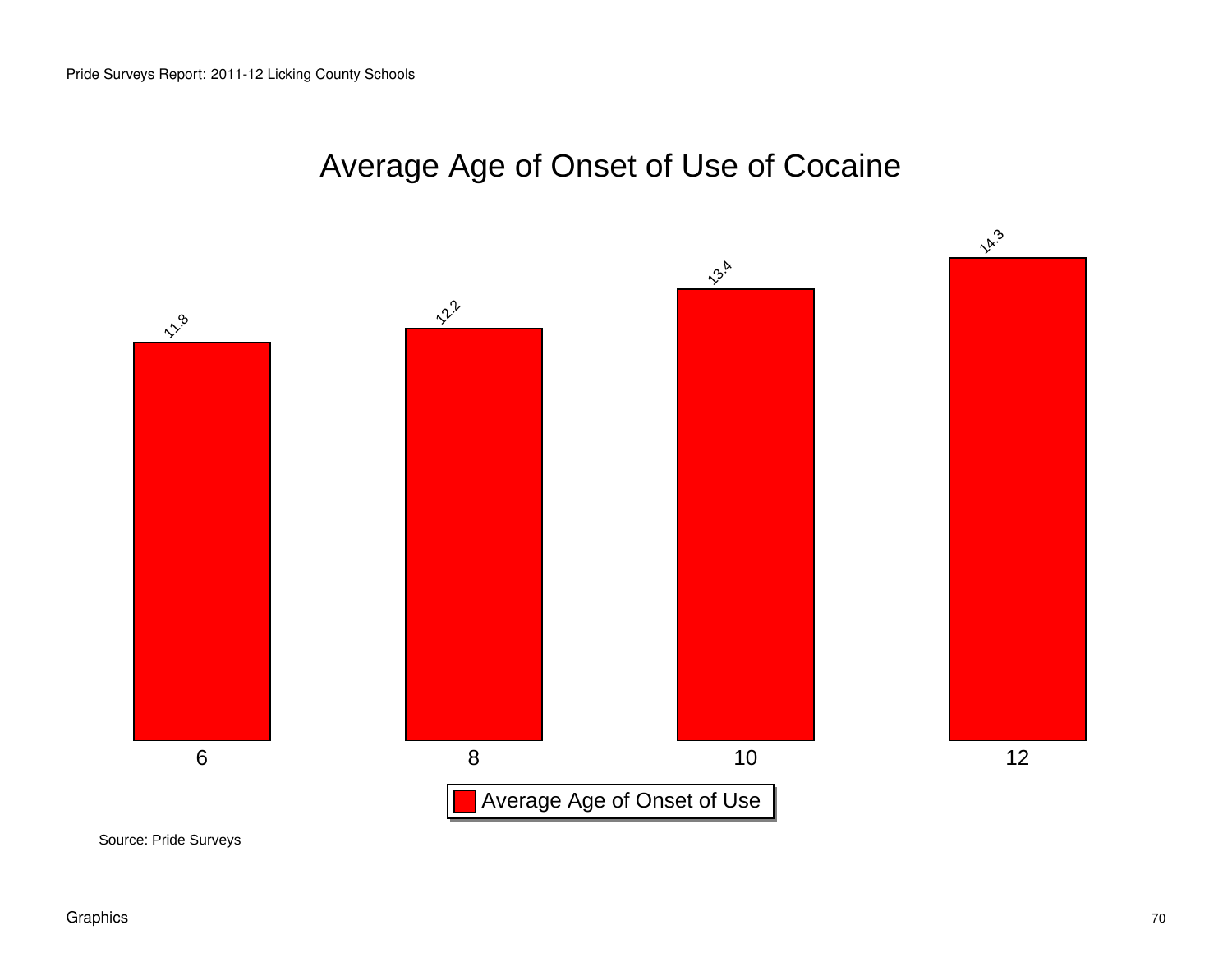# Average Age of Onset of Use of Cocaine

| Grade | Average Age of Onset of Use |
|---|---|
| 6 | 11.8 |
| 8 | 12.2 |
| 10 | 13.4 |
| 12 | 14.3 |

Source: Pride Surveys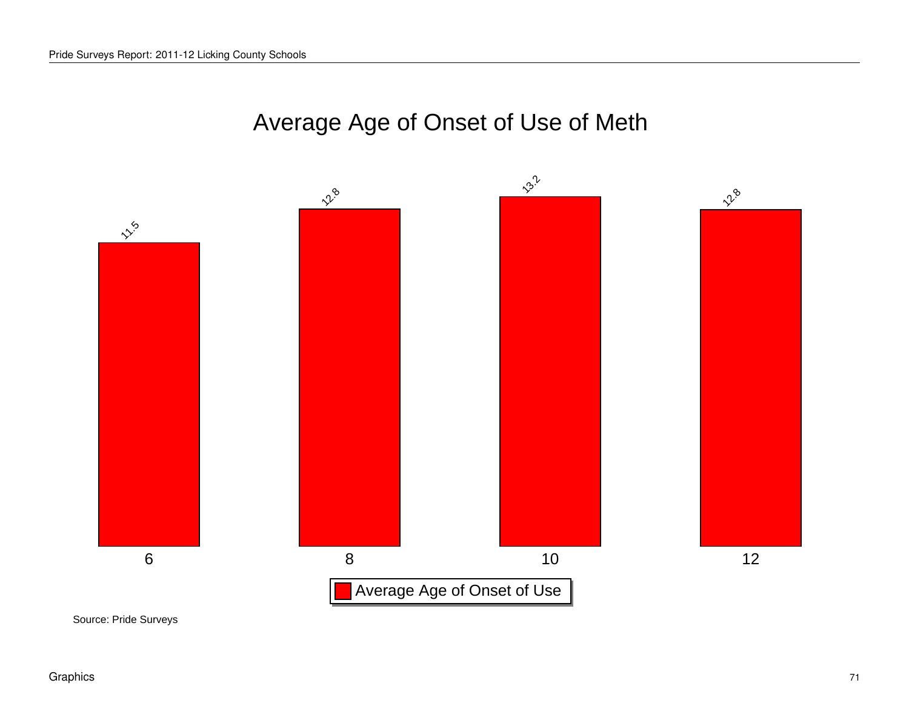# Average Age of Onset of Use of Meth

| Grade | Average Age of Onset of Use |
| --- | --- |
| 6 | 11.5 |
| 8 | 12.8 |
| 10 | 13.2 |
| 12 | 12.8 |

Source: Pride Surveys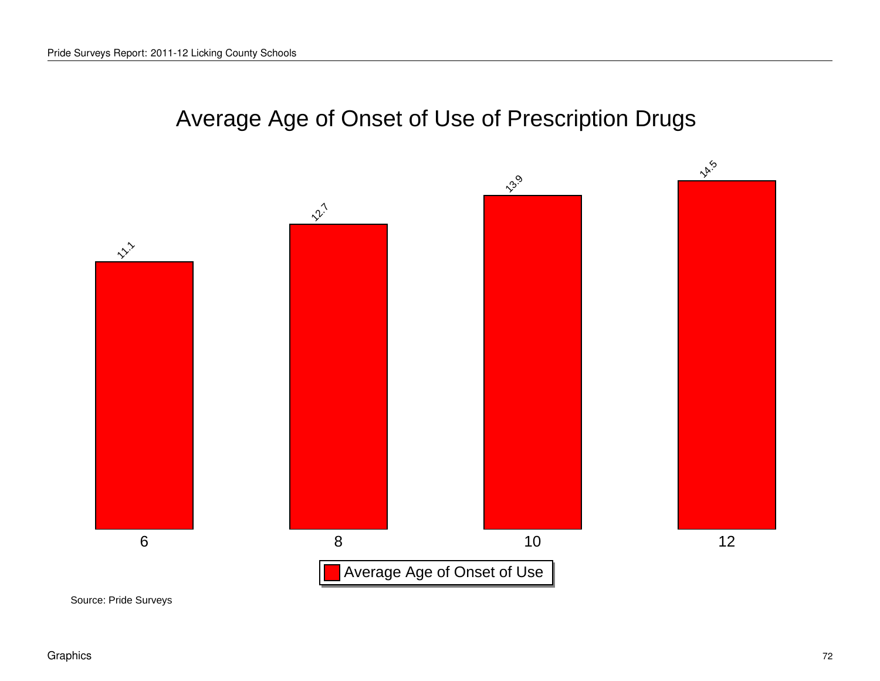# Average Age of Onset of Use of Prescription Drugs

| Grade | Average Age of Onset of Use |
| --- | --- |
| 6 | 11.1 |
| 8 | 12.7 |
| 10 | 13.9 |
| 12 | 14.5 |

Source: Pride Surveys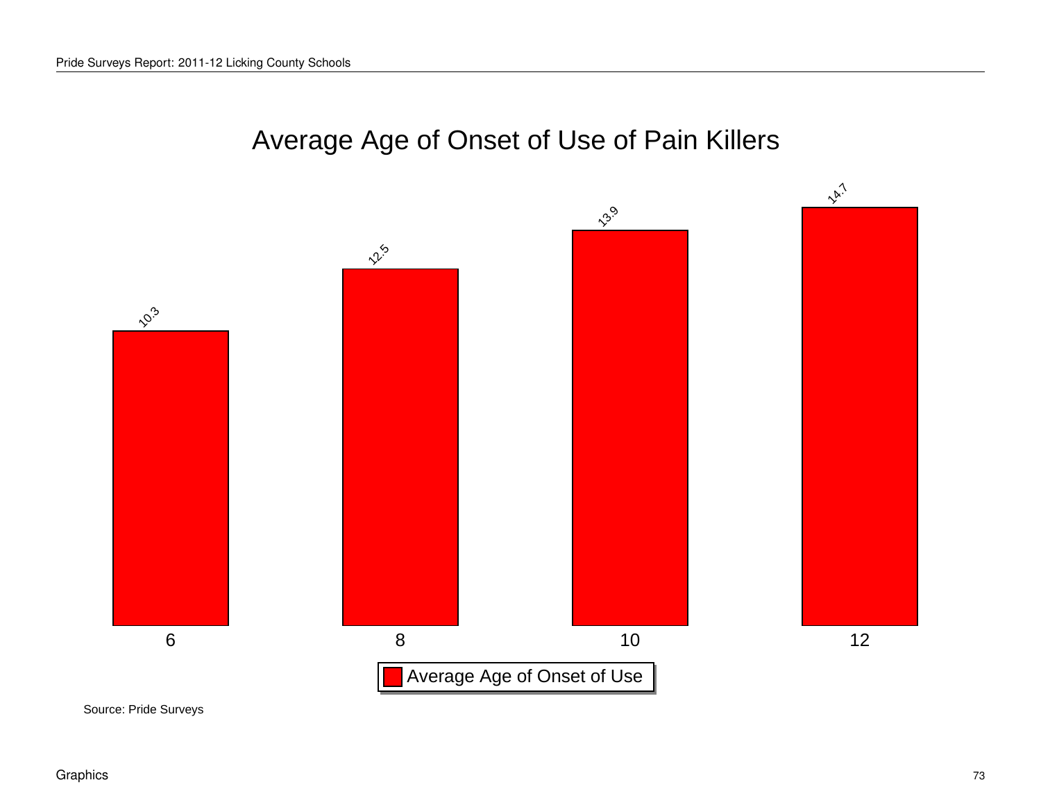# Average Age of Onset of Use of Pain Killers

| Grade | Average Age of Onset of Use |
| --- | --- |
| 6 | 10.3 |
| 8 | 12.5 |
| 10 | 13.9 |
| 12 | 14.7 |

Source: Pride Surveys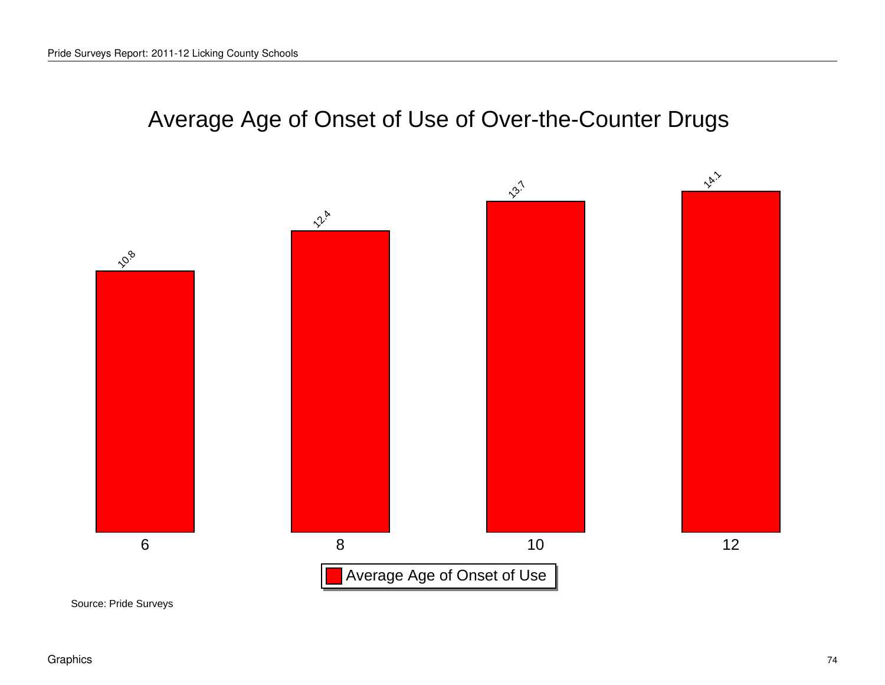# Average Age of Onset of Use of Over-the-Counter Drugs

| Grade | Average Age of Onset of Use |
|---|---|
| 6 | 10.8 |
| 8 | 12.4 |
| 10 | 13.7 |
| 12 | 14.1 |

Source: Pride Surveys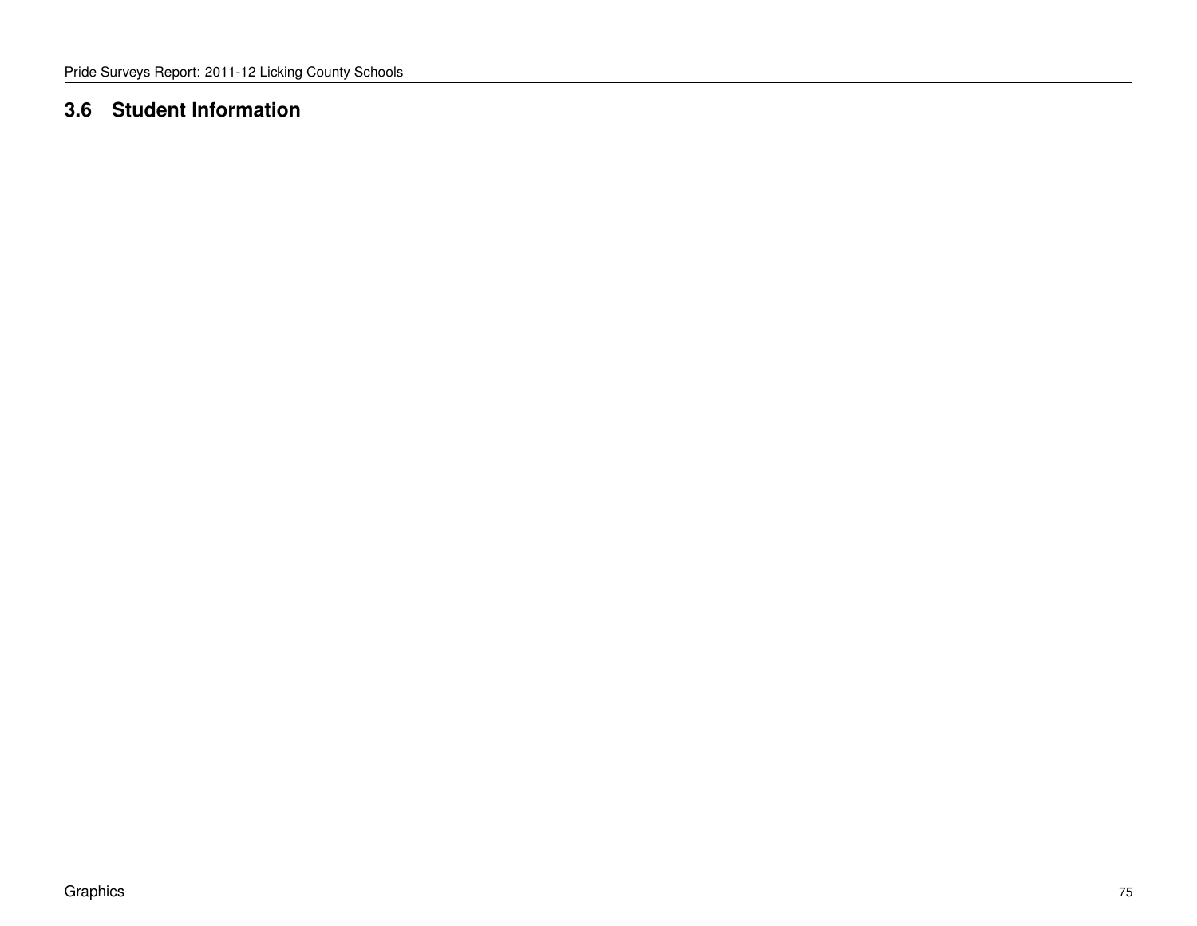## 3.6 Student Information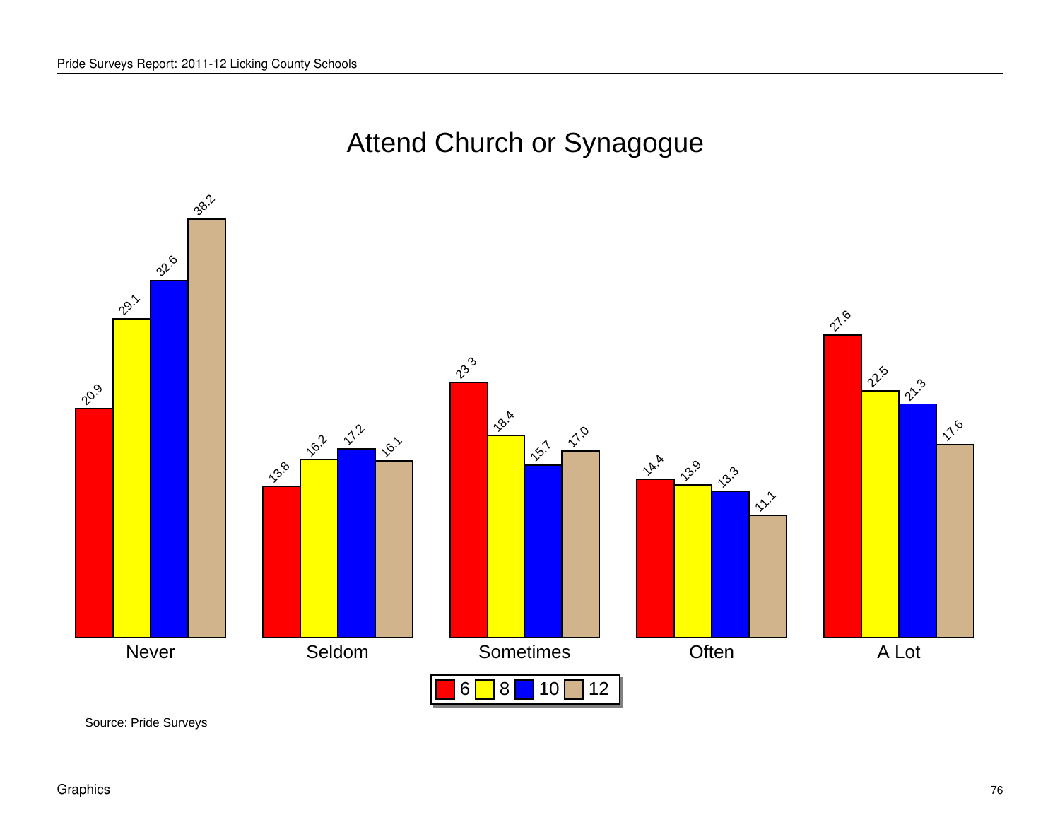# Attend Church or Synagogue

| | 6 | 8 | 10 | 12 |
|---|---|---|---|---|
| Never | 20.9 | 29.1 | 32.6 | 38.2 |
| Seldom | 13.8 | 16.2 | 17.2 | 16.1 |
| Sometimes | 23.3 | 18.4 | 15.7 | 17.0 |
| Often | 14.4 | 13.9 | 13.3 | 11.1 |
| A Lot | 27.6 | 22.5 | 21.3 | 17.6 |

Source: Pride Surveys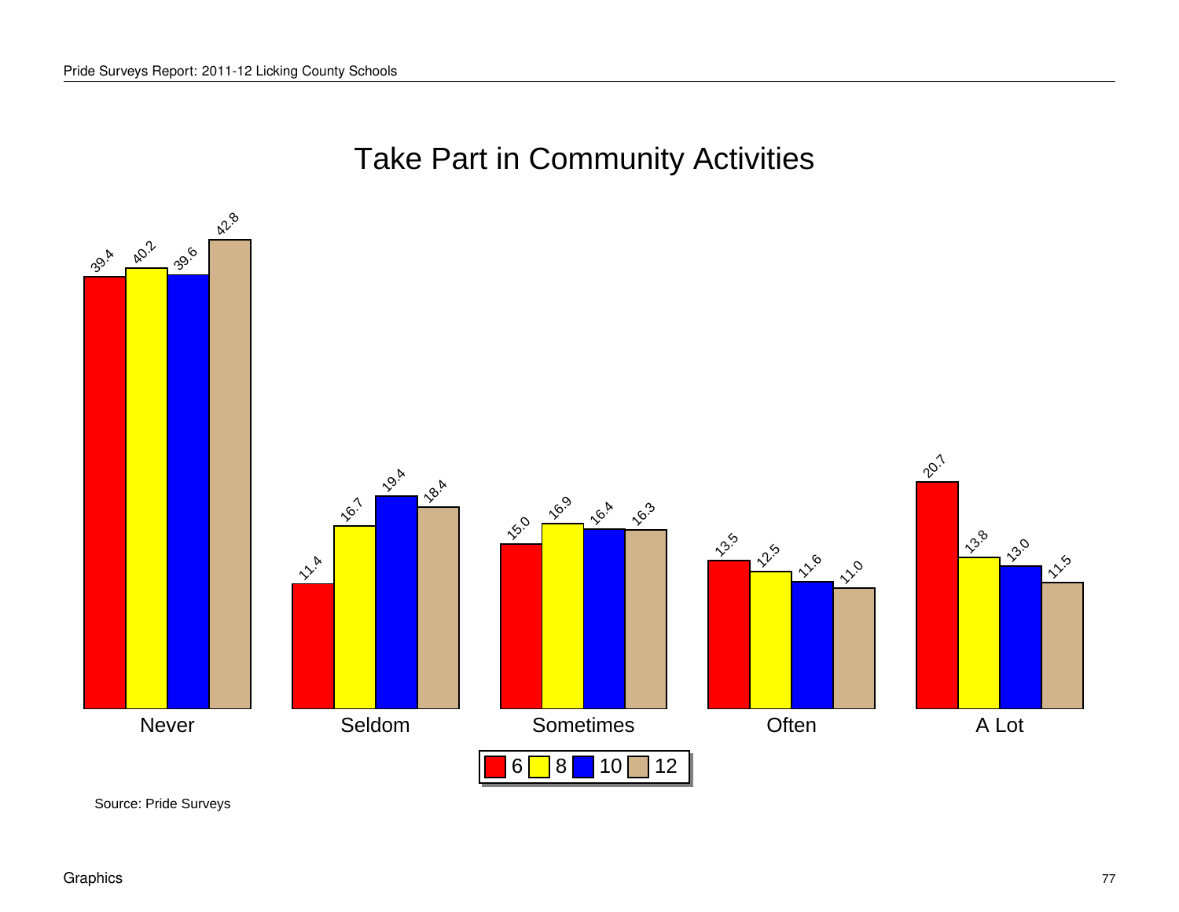# Take Part in Community Activities

| | 6 | 8 | 10 | 12 |
|---|---|---|---|---|
| Never | 39.4 | 40.2 | 39.6 | 42.8 |
| Seldom | 11.4 | 16.7 | 19.4 | 18.4 |
| Sometimes | 15.0 | 16.9 | 16.4 | 16.3 |
| Often | 13.5 | 12.5 | 11.6 | 11.0 |
| A Lot | 20.7 | 13.8 | 13.0 | 11.5 |

Source: Pride Surveys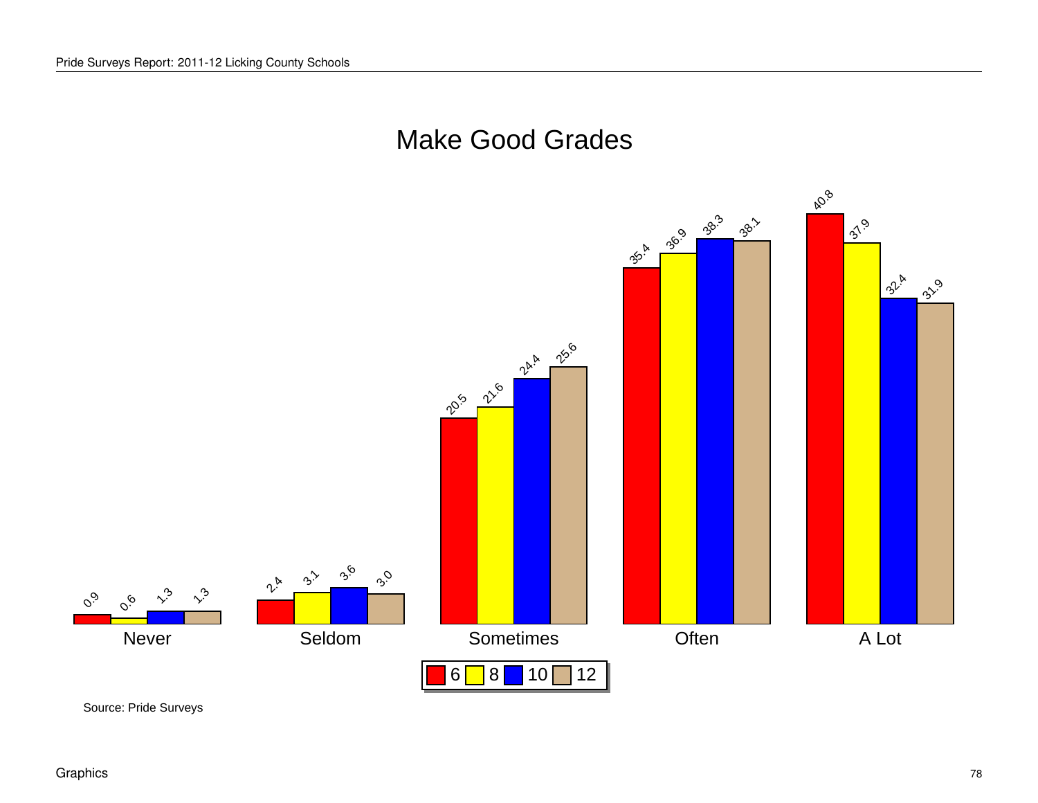# Make Good Grades

| | 6 | 8 | 10 | 12 |
|---|---|---|---|---|
| Never | 0.9 | 0.6 | 1.3 | 1.3 |
| Seldom | 2.4 | 3.1 | 3.6 | 3.0 |
| Sometimes | 20.5 | 21.6 | 24.4 | 25.6 |
| Often | 35.4 | 36.9 | 38.3 | 38.1 |
| A Lot | 40.8 | 37.9 | 32.4 | 31.9 |

Source: Pride Surveys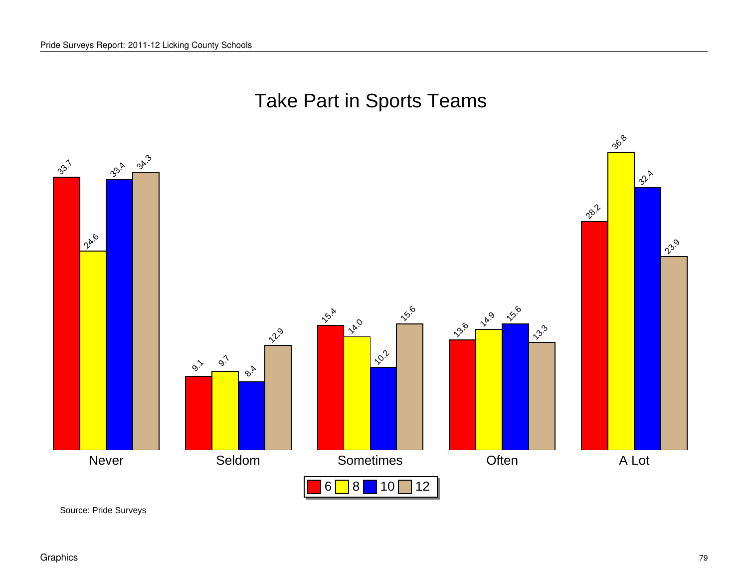# Take Part in Sports Teams

| | 6 | 8 | 10 | 12 |
|---|---|---|---|---|
| Never | 33.7 | 24.6 | 33.4 | 34.3 |
| Seldom | 9.1 | 9.7 | 8.4 | 12.9 |
| Sometimes | 15.4 | 14.0 | 10.2 | 15.6 |
| Often | 13.6 | 14.9 | 15.6 | 13.3 |
| A Lot | 28.2 | 36.8 | 32.4 | 23.9 |

Source: Pride Surveys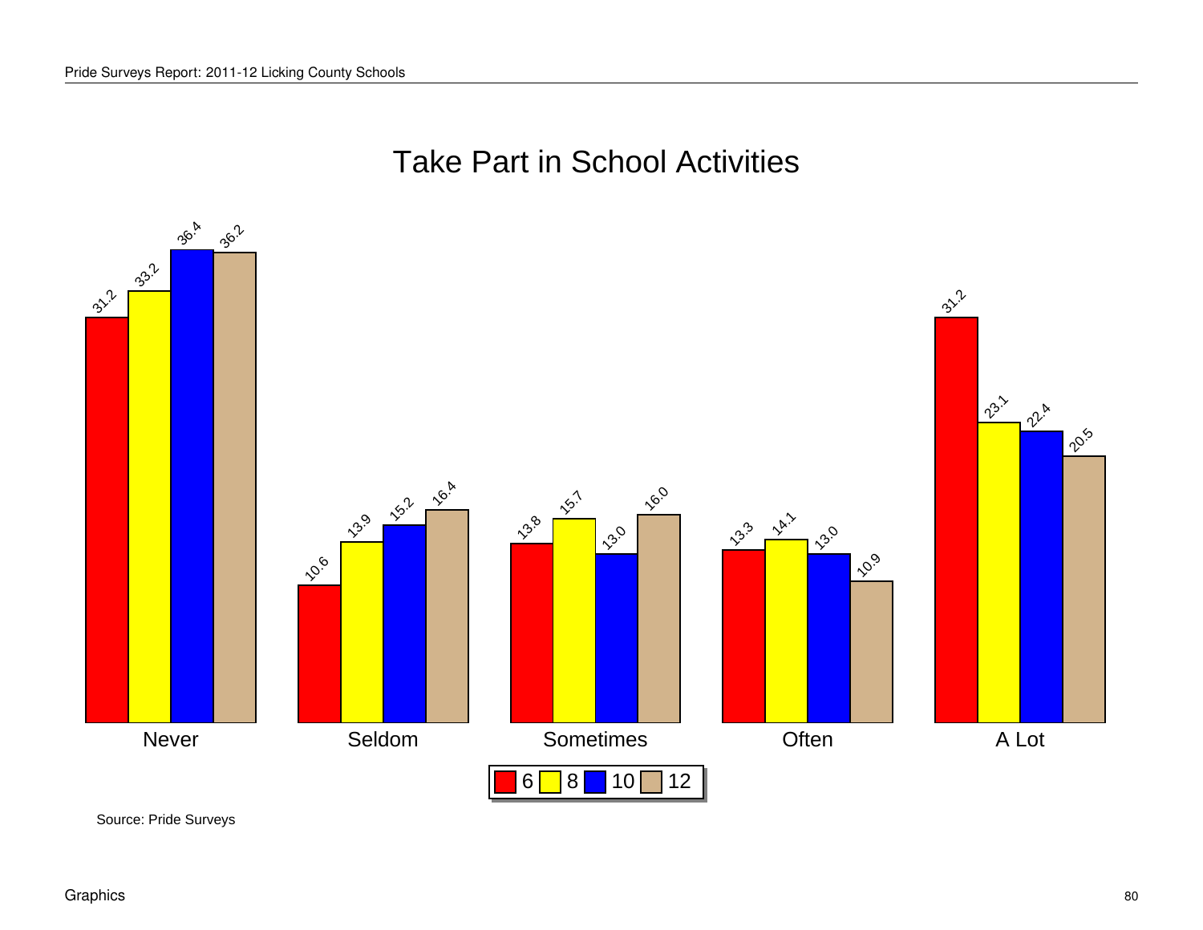# Take Part in School Activities

| | 6 | 8 | 10 | 12 |
|---|---|---|---|---|
| Never | 31.2 | 33.2 | 36.4 | 36.2 |
| Seldom | 10.6 | 13.9 | 15.2 | 16.4 |
| Sometimes | 13.8 | 15.7 | 13.0 | 16.0 |
| Often | 13.3 | 14.1 | 13.0 | 10.9 |
| A Lot | 31.2 | 23.1 | 22.4 | 20.5 |

Source: Pride Surveys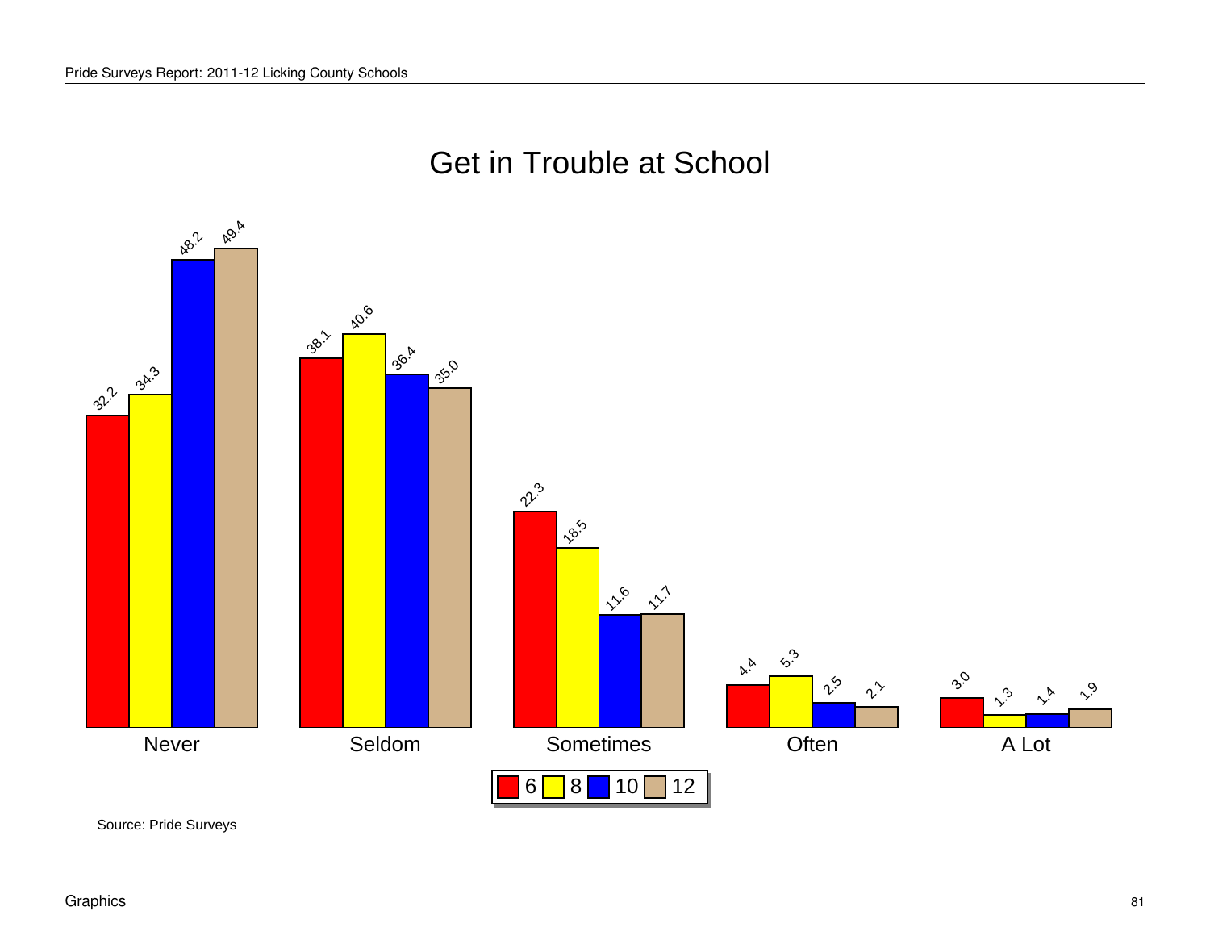# Get in Trouble at School

| | 6 | 8 | 10 | 12 |
|---|---|---|---|---|
| Never | 32.2 | 34.3 | 48.2 | 49.4 |
| Seldom | 38.1 | 40.6 | 36.4 | 35.0 |
| Sometimes | 22.3 | 18.5 | 11.6 | 11.7 |
| Often | 4.4 | 5.3 | 2.5 | 2.1 |
| A Lot | 3.0 | 1.3 | 1.4 | 1.9 |

Source: Pride Surveys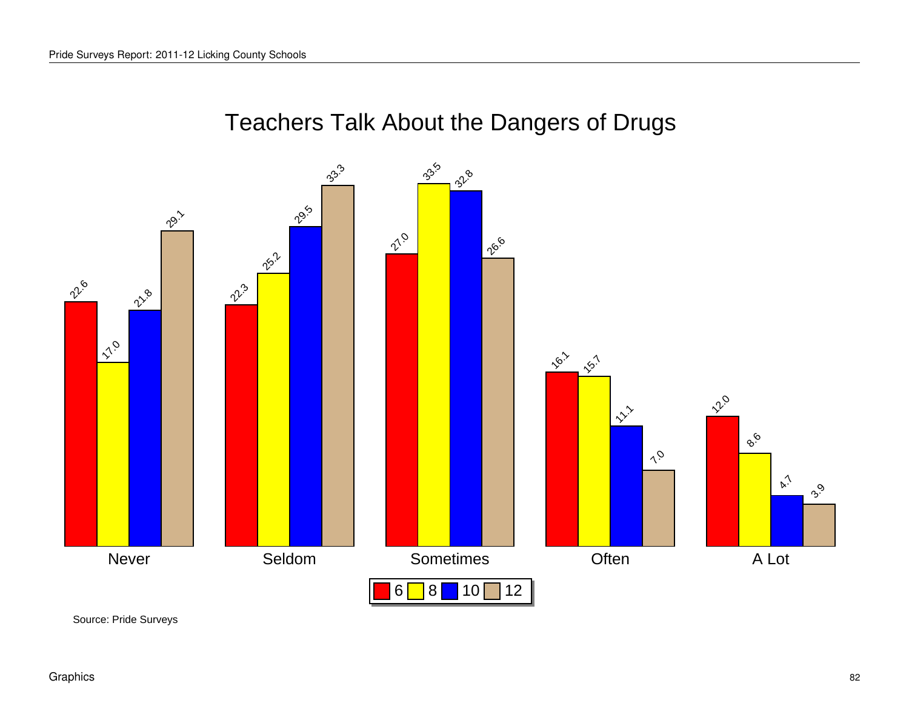# Teachers Talk About the Dangers of Drugs

| | 6 | 8 | 10 | 12 |
|---|---|---|---|---|
| Never | 22.6 | 17.0 | 21.8 | 29.1 |
| Seldom | 22.3 | 25.2 | 29.5 | 33.3 |
| Sometimes | 27.0 | 33.5 | 32.8 | 26.6 |
| Often | 16.1 | 15.7 | 11.1 | 7.0 |
| A Lot | 12.0 | 8.6 | 4.7 | 3.9 |

Source: Pride Surveys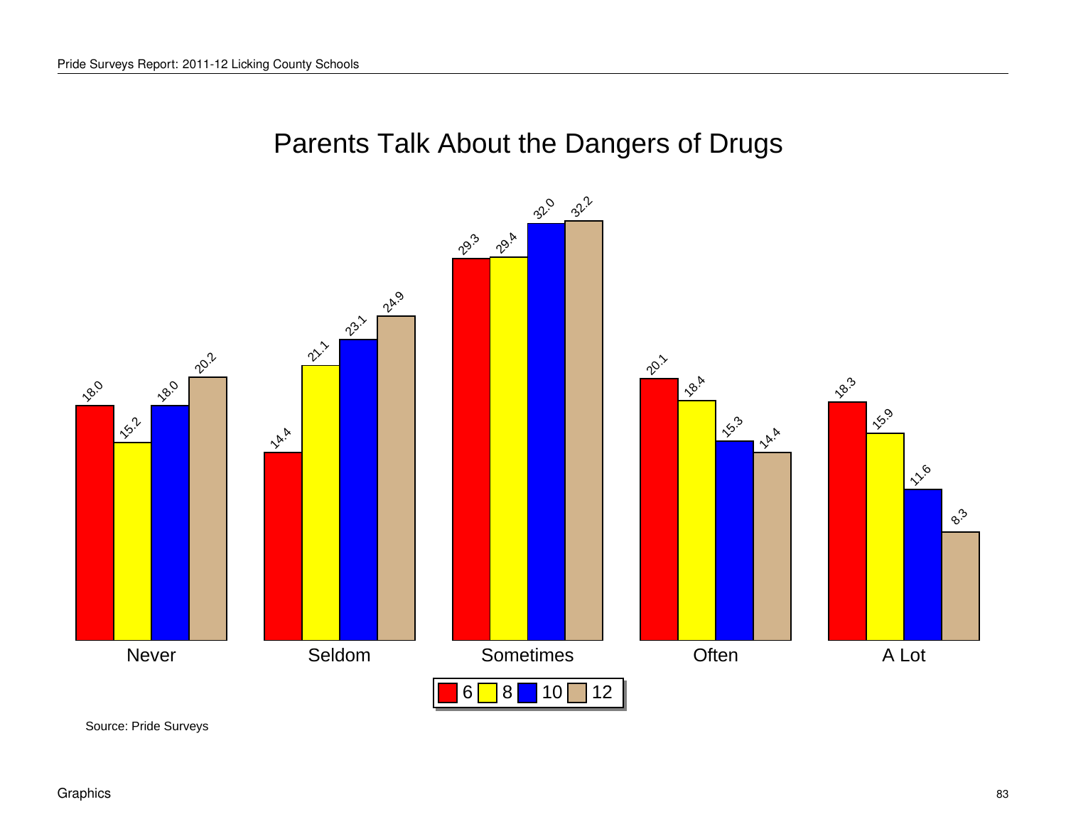# Parents Talk About the Dangers of Drugs

| | 6 | 8 | 10 | 12 |
|---|---|---|---|---|
| Never | 18.0 | 15.2 | 18.0 | 20.2 |
| Seldom | 14.4 | 21.1 | 23.1 | 24.9 |
| Sometimes | 29.3 | 29.4 | 32.0 | 32.2 |
| Often | 20.1 | 18.4 | 15.3 | 14.4 |
| A Lot | 18.3 | 15.9 | 11.6 | 8.3 |

Source: Pride Surveys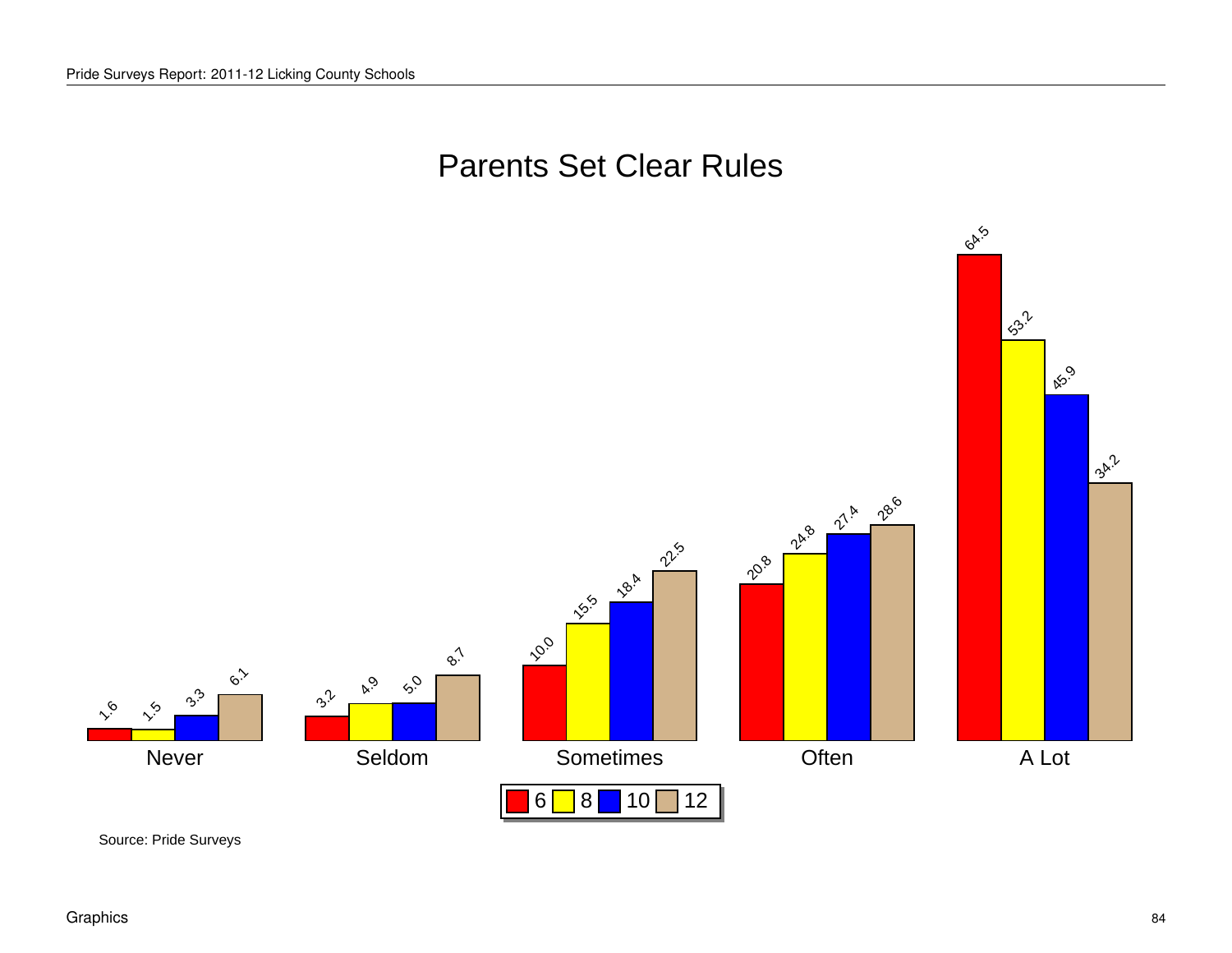# Parents Set Clear Rules

| | 6 | 8 | 10 | 12 |
|---|---|---|---|---|
| Never | 1.6 | 1.5 | 3.3 | 6.1 |
| Seldom | 3.2 | 4.9 | 5.0 | 8.7 |
| Sometimes | 10.0 | 15.5 | 18.4 | 22.5 |
| Often | 20.8 | 24.8 | 27.4 | 28.6 |
| A Lot | 64.5 | 53.2 | 45.9 | 34.2 |

Source: Pride Surveys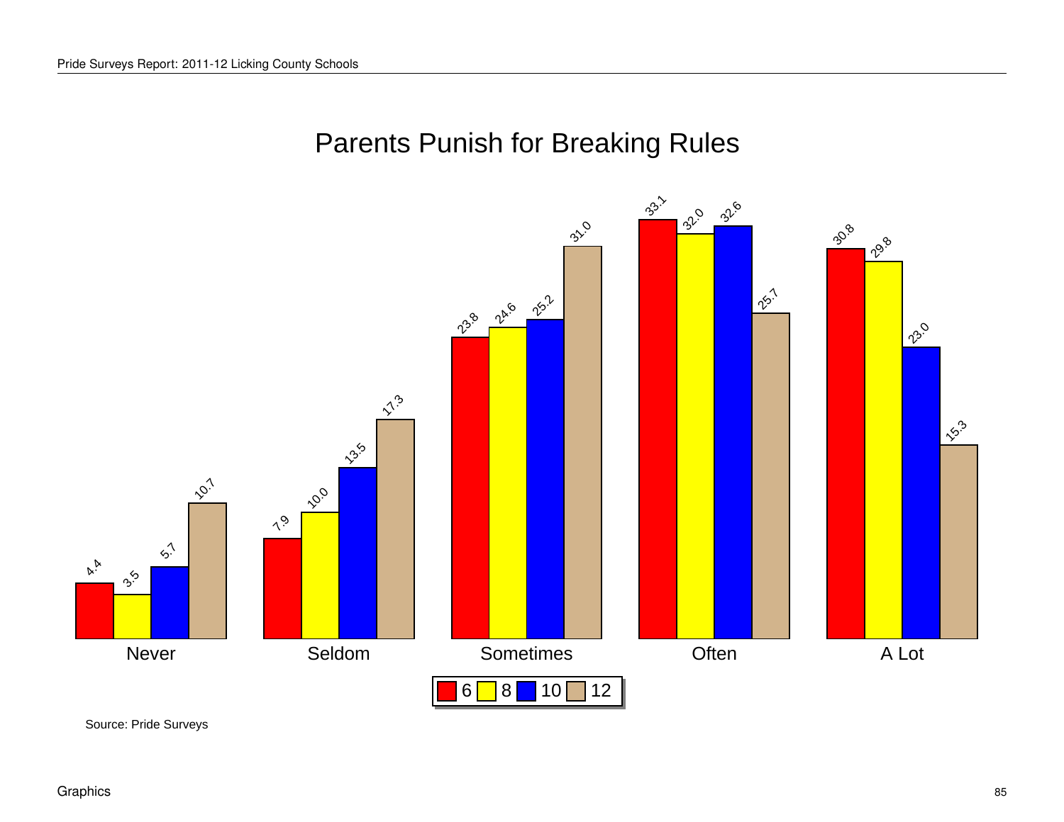# Parents Punish for Breaking Rules

| | 6 | 8 | 10 | 12 |
|---|---|---|---|---|
| Never | 4.4 | 3.5 | 5.7 | 10.7 |
| Seldom | 7.9 | 10.0 | 13.5 | 17.3 |
| Sometimes | 23.8 | 24.6 | 25.2 | 31.0 |
| Often | 33.1 | 32.0 | 32.6 | 25.7 |
| A Lot | 30.8 | 29.8 | 23.0 | 15.3 |

Source: Pride Surveys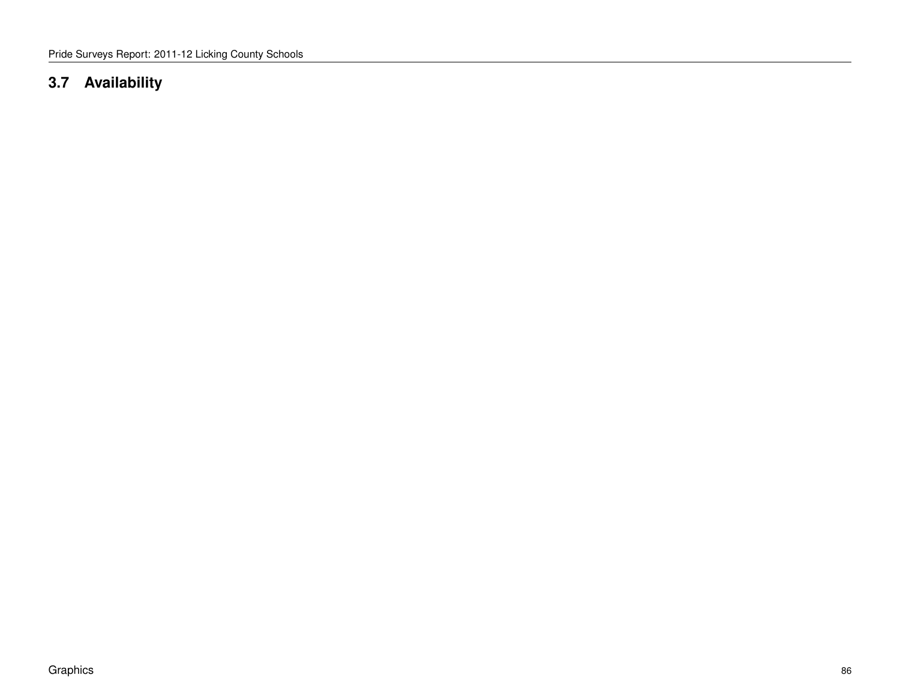## 3.7 Availability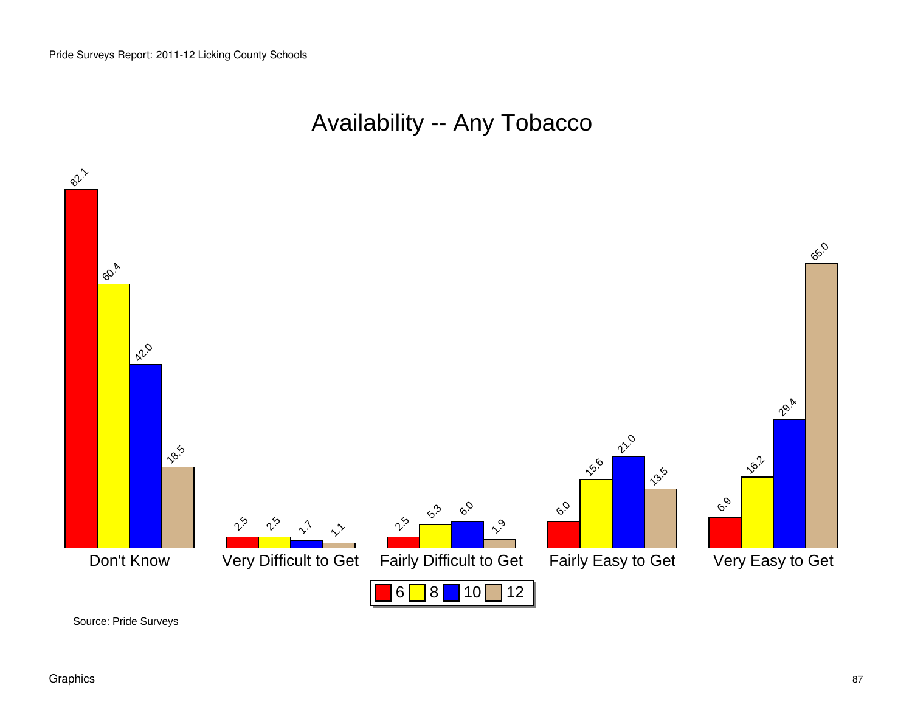# Availability -- Any Tobacco

| | 6 | 8 | 10 | 12 |
|---|---|---|---|---|
| Don't Know | 82.1 | 60.4 | 42.0 | 18.5 |
| Very Difficult to Get | 2.5 | 2.5 | 1.7 | 1.1 |
| Fairly Difficult to Get | 2.5 | 5.3 | 6.0 | 1.9 |
| Fairly Easy to Get | 6.0 | 15.6 | 21.0 | 13.5 |
| Very Easy to Get | 6.9 | 16.2 | 29.4 | 65.0 |

Source: Pride Surveys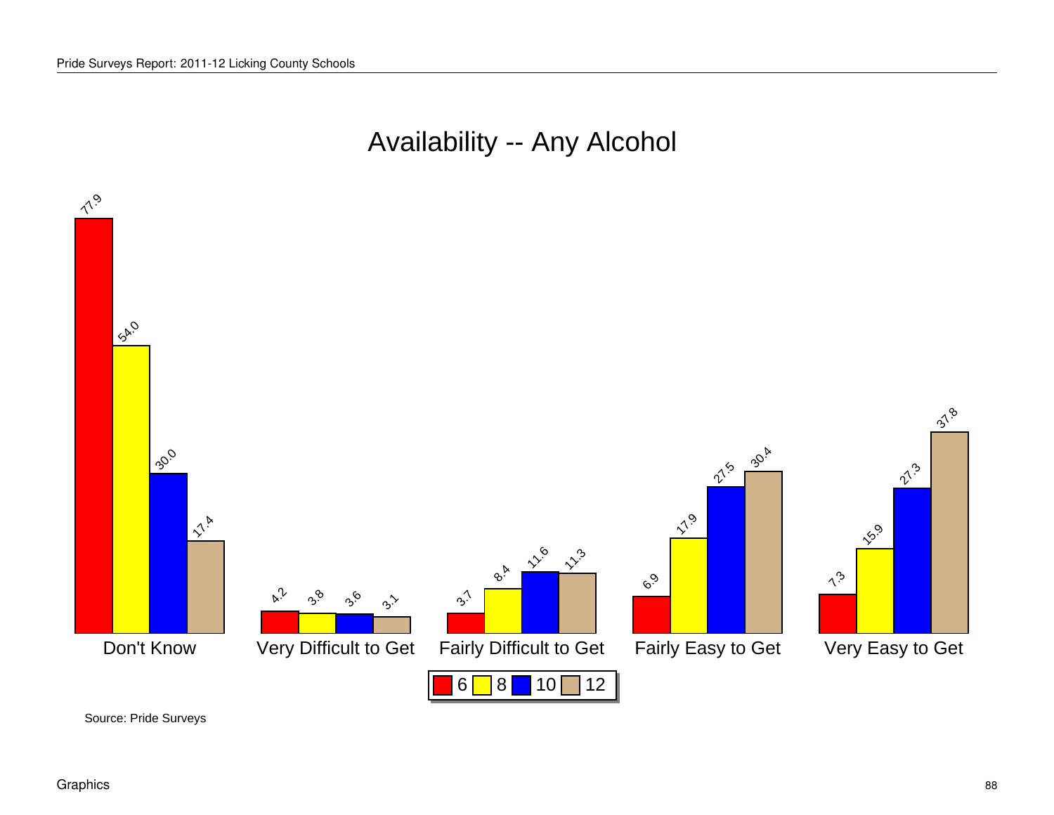# Availability -- Any Alcohol

| | 6 | 8 | 10 | 12 |
|---|---|---|---|---|
| Don't Know | 77.9 | 54.0 | 30.0 | 17.4 |
| Very Difficult to Get | 4.2 | 3.8 | 3.6 | 3.1 |
| Fairly Difficult to Get | 3.7 | 8.4 | 11.6 | 11.3 |
| Fairly Easy to Get | 6.9 | 17.9 | 27.5 | 30.4 |
| Very Easy to Get | 7.3 | 15.9 | 27.3 | 37.8 |

Source: Pride Surveys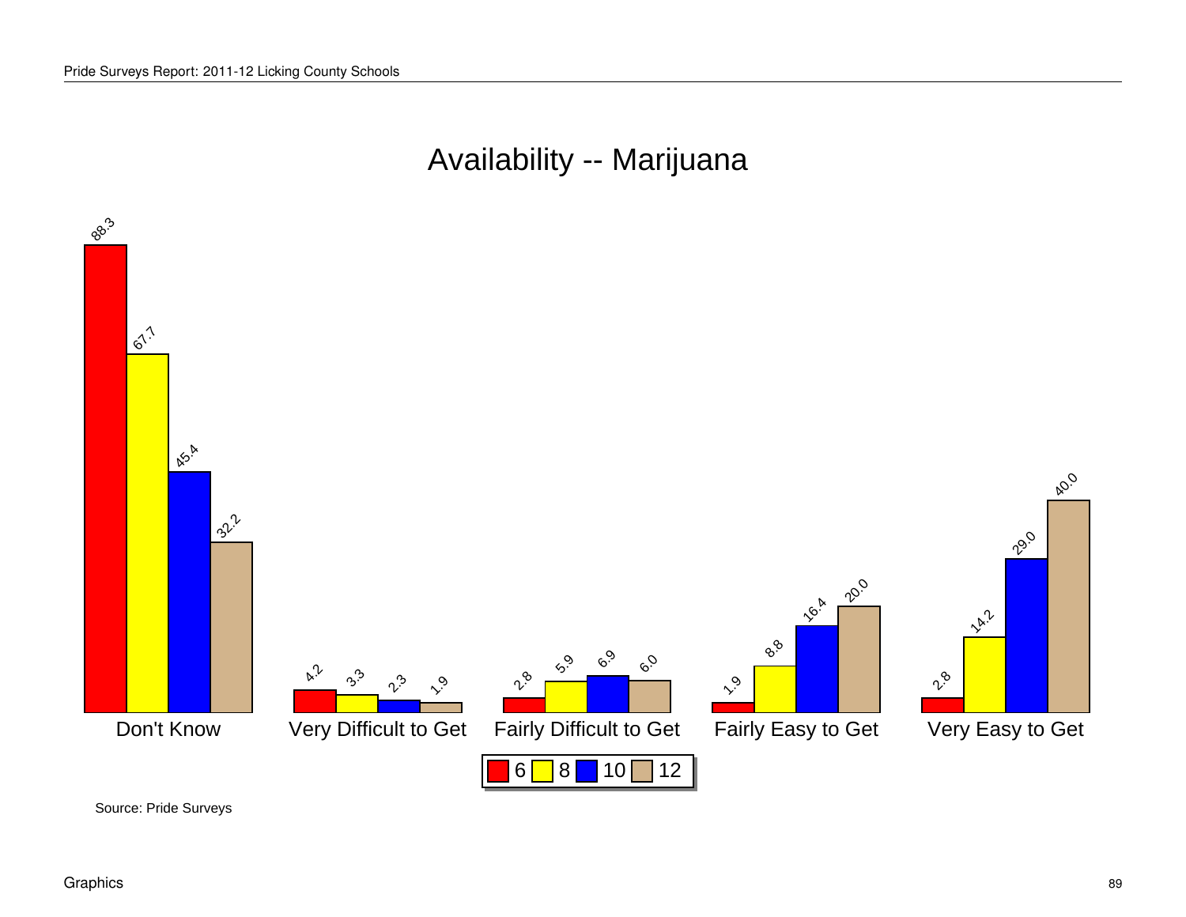# Availability -- Marijuana

| | 6 | 8 | 10 | 12 |
|---|---|---|---|---|
| Don't Know | 88.3 | 67.7 | 45.4 | 32.2 |
| Very Difficult to Get | 4.2 | 3.3 | 2.3 | 1.9 |
| Fairly Difficult to Get | 2.8 | 5.9 | 6.9 | 6.0 |
| Fairly Easy to Get | 1.9 | 8.8 | 16.4 | 20.0 |
| Very Easy to Get | 2.8 | 14.2 | 29.0 | 40.0 |

Source: Pride Surveys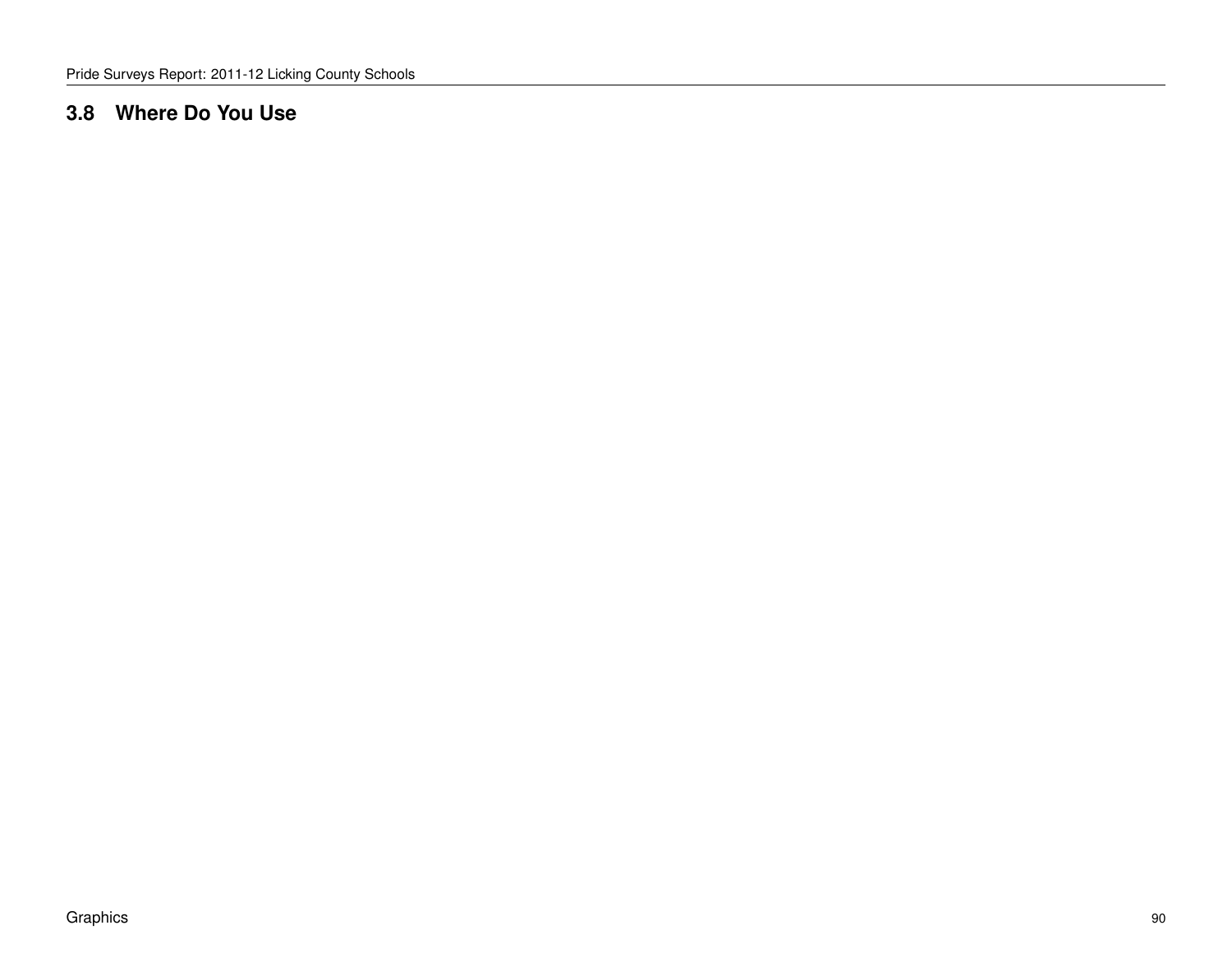## 3.8 Where Do You Use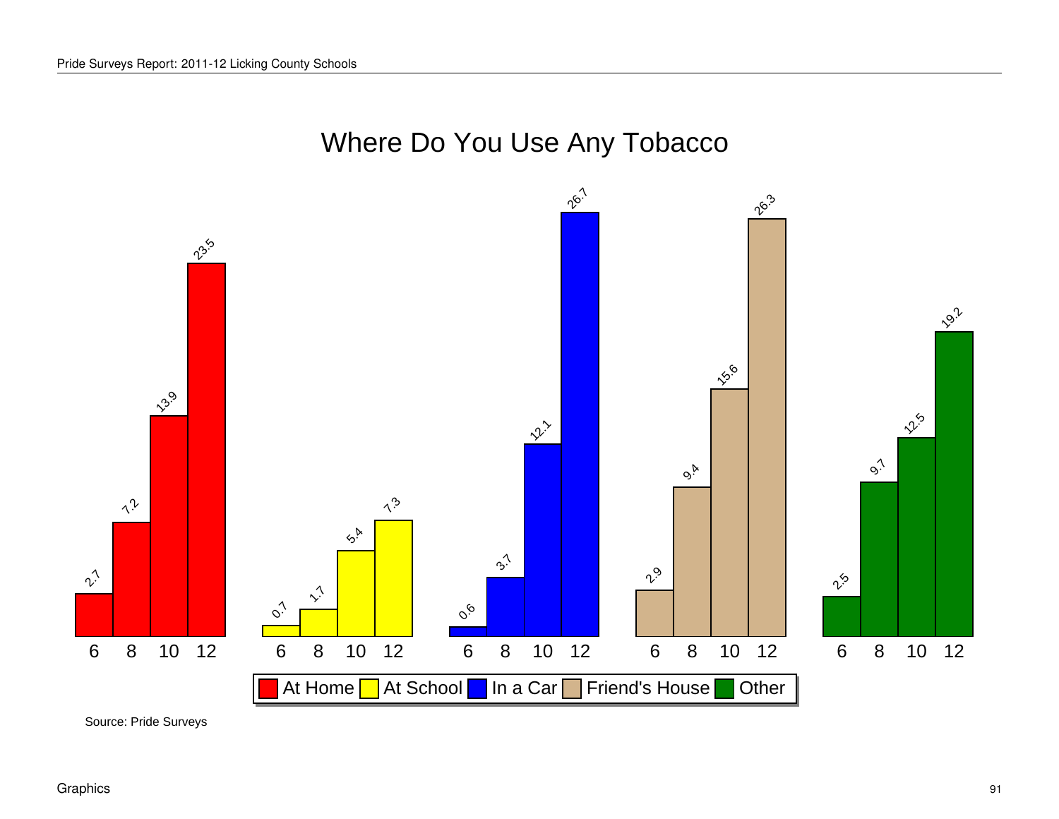# Where Do You Use Any Tobacco

| Grade | At Home | At School | In a Car | Friend's House | Other |
|---|---|---|---|---|---|
| 6 | 2.7 | 0.7 | 0.6 | 2.9 | 2.5 |
| 8 | 7.2 | 1.7 | 3.7 | 9.4 | 9.7 |
| 10 | 13.9 | 5.4 | 12.1 | 15.6 | 12.5 |
| 12 | 23.5 | 7.3 | 26.7 | 26.3 | 19.2 |

Source: Pride Surveys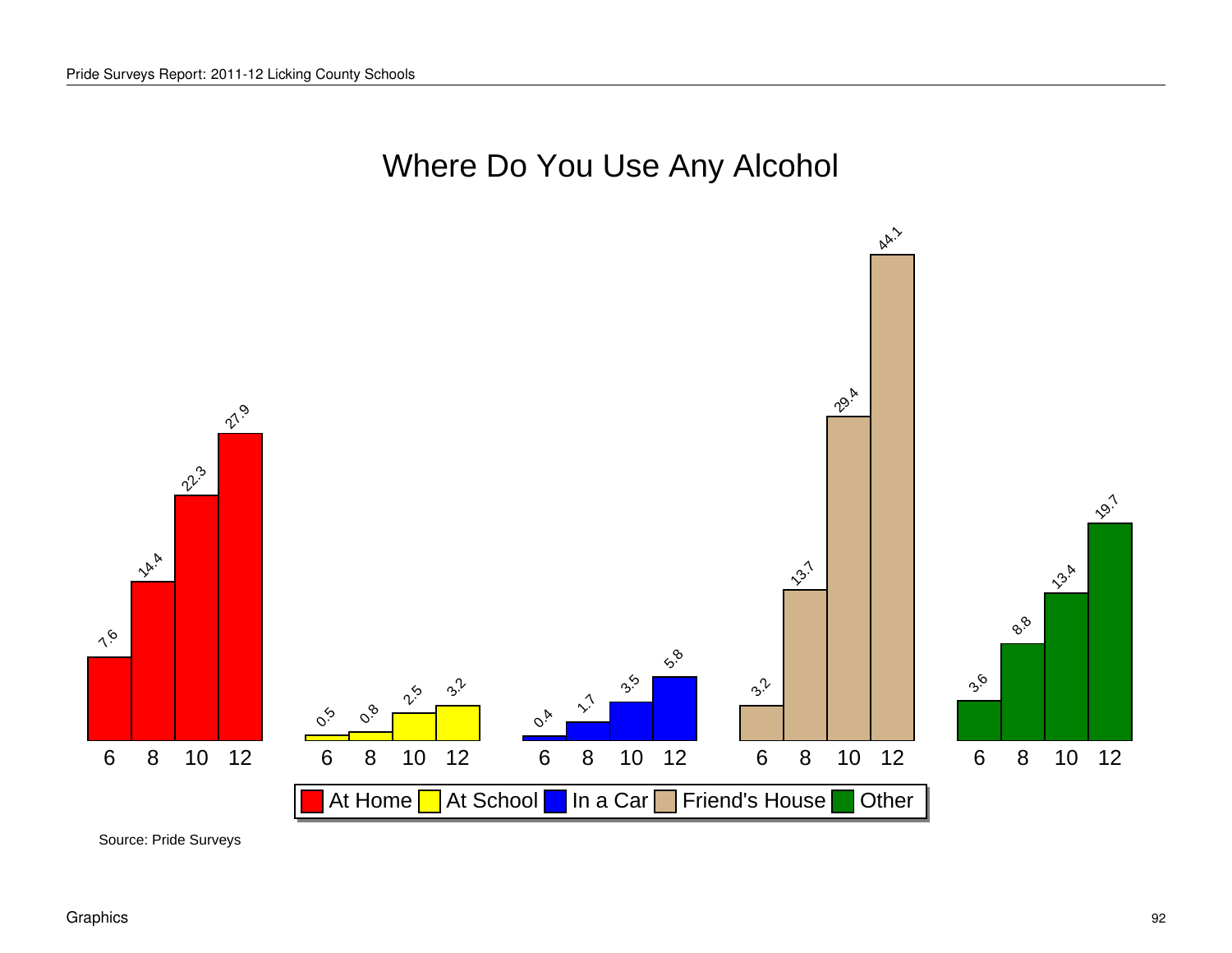# Where Do You Use Any Alcohol

| Grade | At Home | At School | In a Car | Friend's House | Other |
|---|---|---|---|---|---|
| 6 | 7.6 | 0.5 | 0.4 | 3.2 | 3.6 |
| 8 | 14.4 | 0.8 | 1.7 | 13.7 | 8.8 |
| 10 | 22.3 | 2.5 | 3.5 | 29.4 | 13.4 |
| 12 | 27.9 | 3.2 | 5.8 | 44.1 | 19.7 |

Source: Pride Surveys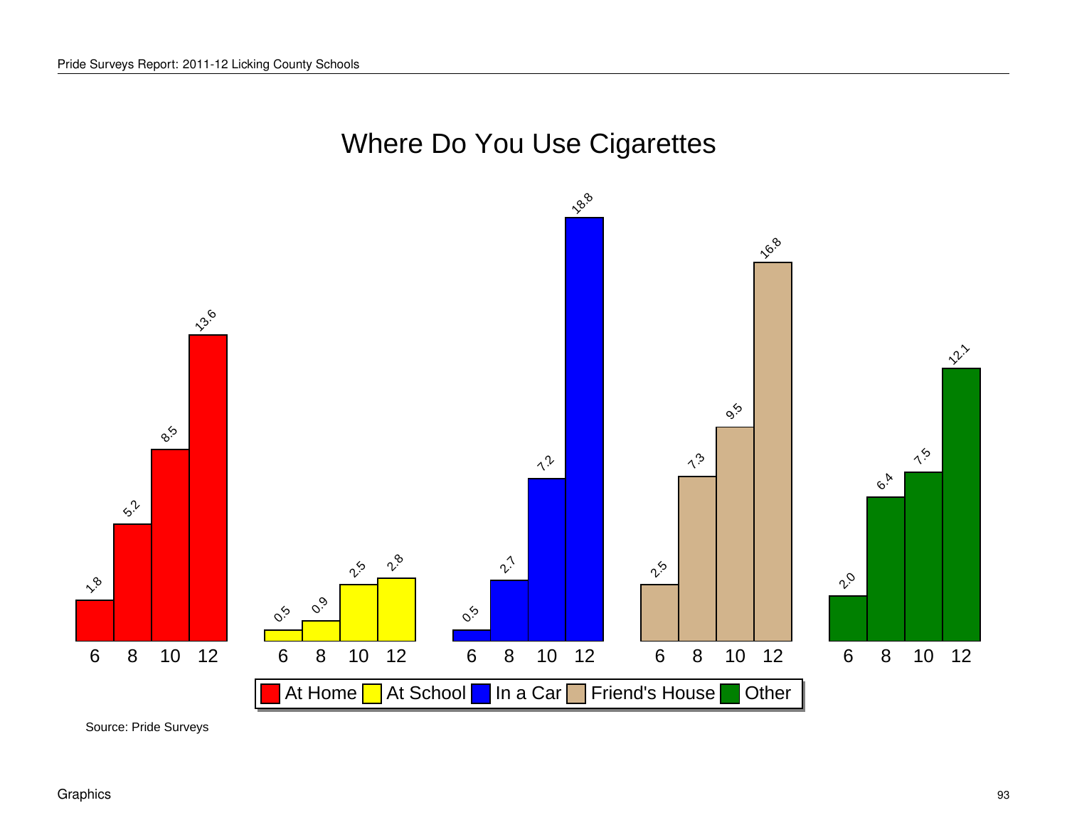## Where Do You Use Cigarettes

| Grade | At Home | At School | In a Car | Friend's House | Other |
|---|---|---|---|---|---|
| 6 | 1.8 | 0.5 | 0.5 | 2.5 | 2.0 |
| 8 | 5.2 | 0.9 | 2.7 | 7.3 | 6.4 |
| 10 | 8.5 | 2.5 | 7.2 | 9.5 | 7.5 |
| 12 | 13.6 | 2.8 | 18.8 | 16.8 | 12.1 |

Source: Pride Surveys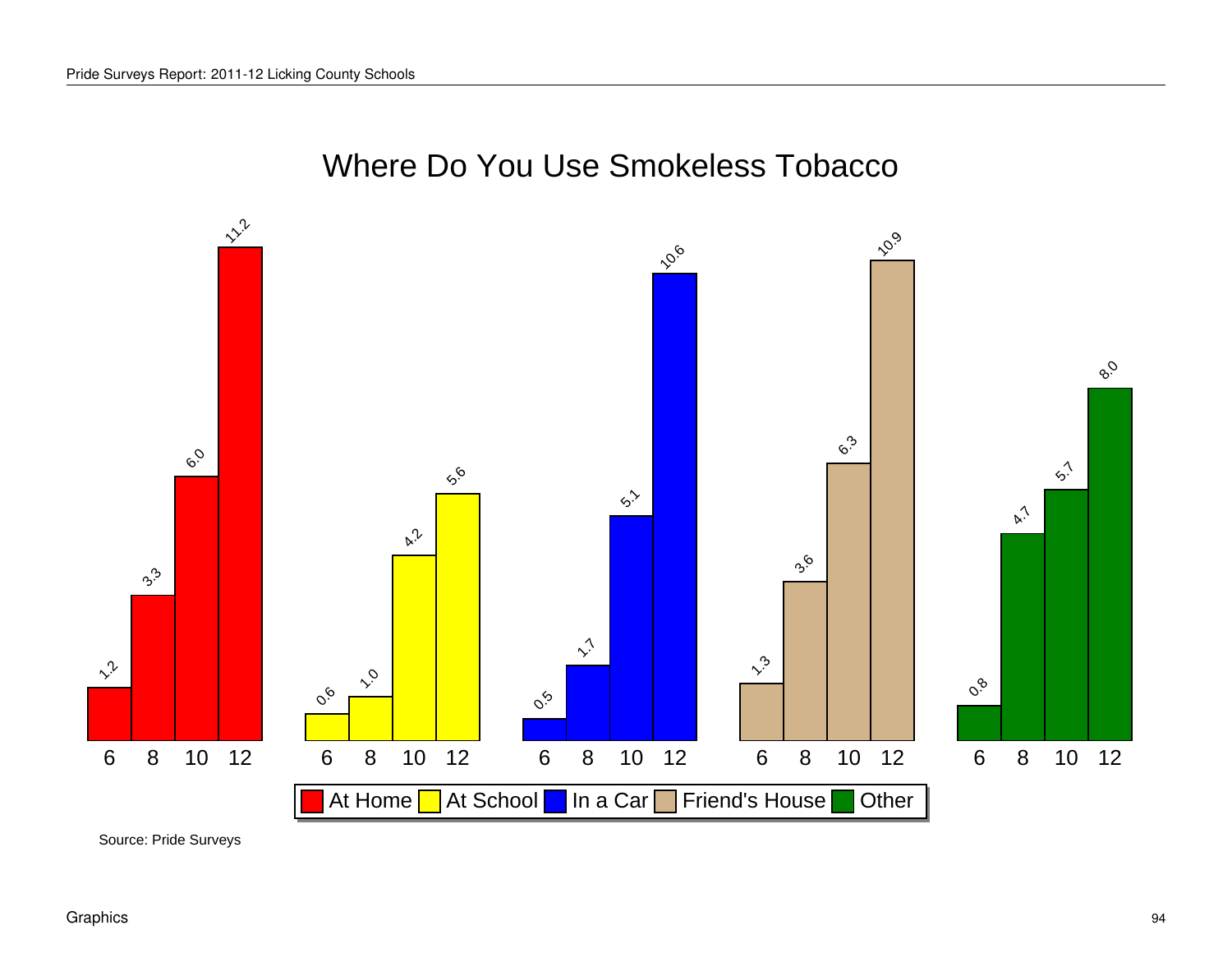# Where Do You Use Smokeless Tobacco

| Grade | At Home | At School | In a Car | Friend's House | Other |
|---|---|---|---|---|---|
| 6 | 1.2 | 0.6 | 0.5 | 1.3 | 0.8 |
| 8 | 3.3 | 1.0 | 1.7 | 3.6 | 4.7 |
| 10 | 6.0 | 4.2 | 5.1 | 6.3 | 5.7 |
| 12 | 11.2 | 5.6 | 10.6 | 10.9 | 8.0 |

Source: Pride Surveys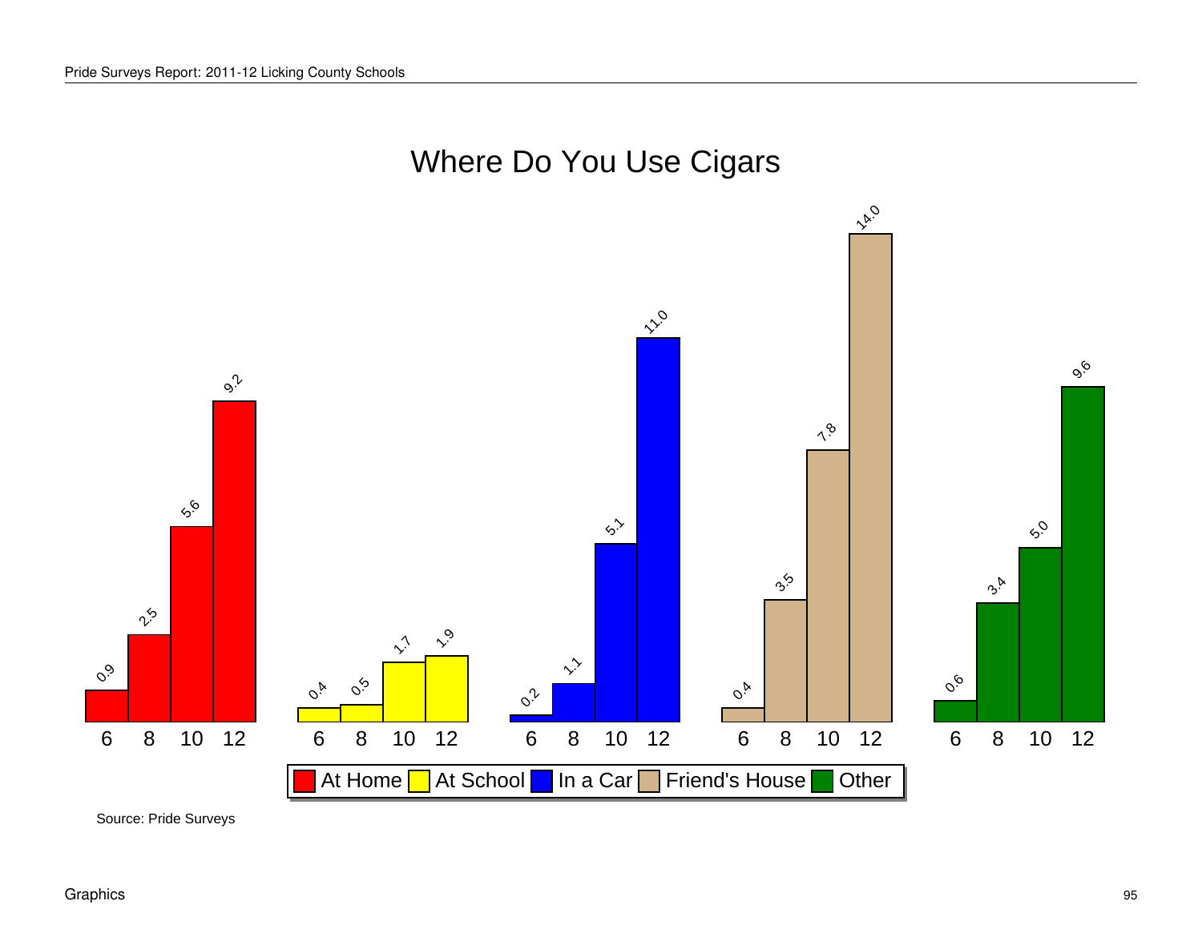# Where Do You Use Cigars

| Grade | At Home | At School | In a Car | Friend's House | Other |
|---|---|---|---|---|---|
| 6 | 0.9 | 0.4 | 0.2 | 0.4 | 0.6 |
| 8 | 2.5 | 0.5 | 1.1 | 3.5 | 3.4 |
| 10 | 5.6 | 1.7 | 5.1 | 7.8 | 5.0 |
| 12 | 9.2 | 1.9 | 11.0 | 14.0 | 9.6 |

Source: Pride Surveys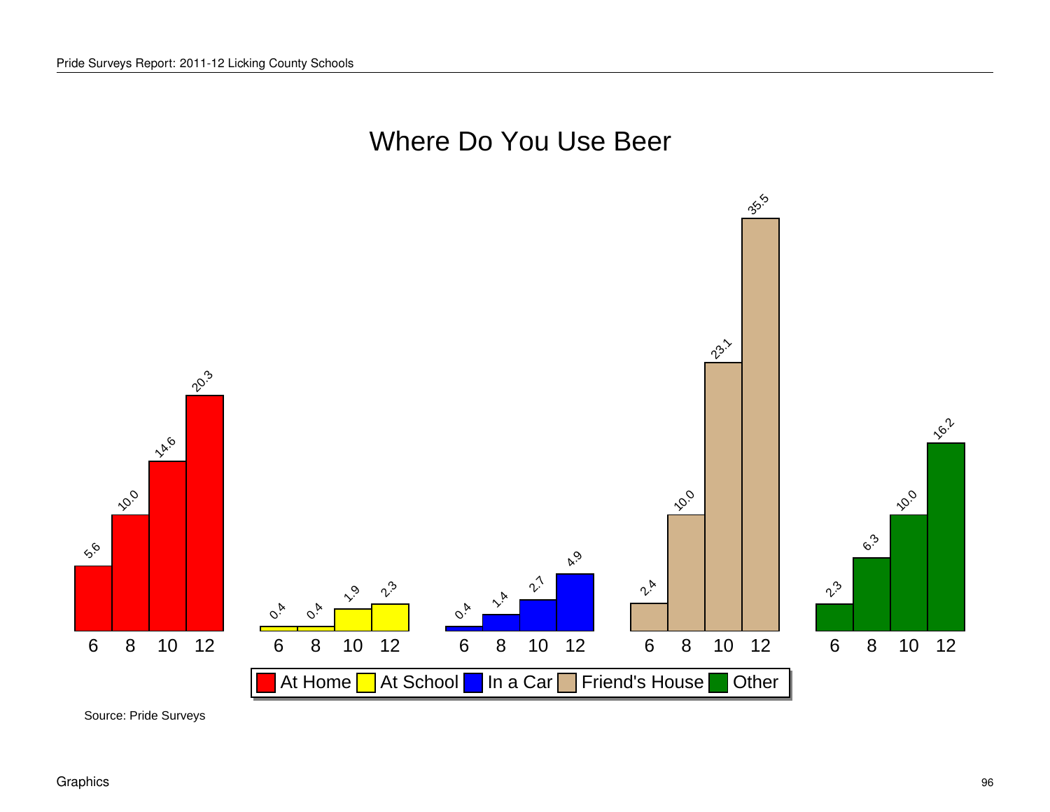# Where Do You Use Beer

| Grade | At Home | At School | In a Car | Friend's House | Other |
|---|---|---|---|---|---|
| 6 | 5.6 | 0.4 | 0.4 | 2.4 | 2.3 |
| 8 | 10.0 | 0.4 | 1.4 | 10.0 | 6.3 |
| 10 | 14.6 | 1.9 | 2.7 | 23.1 | 10.0 |
| 12 | 20.3 | 2.3 | 4.9 | 35.5 | 16.2 |

Source: Pride Surveys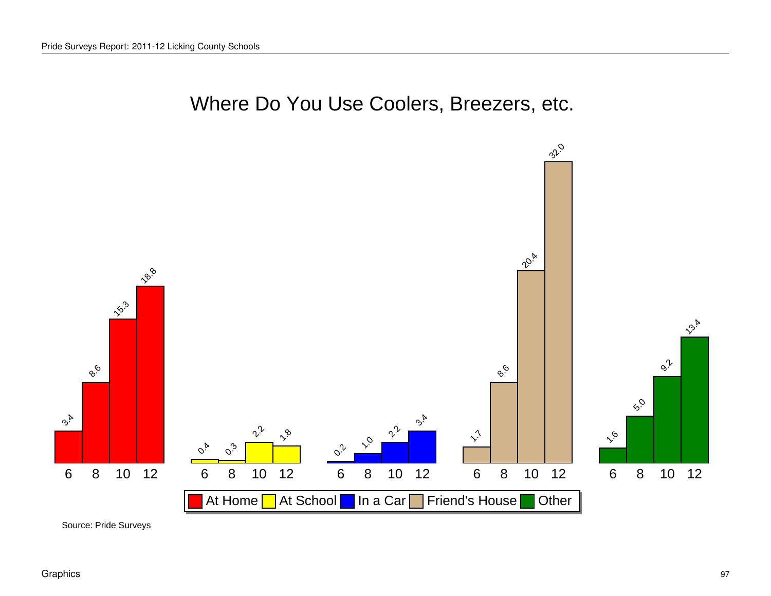# Where Do You Use Coolers, Breezers, etc.

| Grade | At Home | At School | In a Car | Friend's House | Other |
|---|---|---|---|---|---|
| 6 | 3.4 | 0.4 | 0.2 | 1.7 | 1.6 |
| 8 | 8.6 | 0.3 | 1.0 | 8.6 | 5.0 |
| 10 | 15.3 | 2.2 | 2.2 | 20.4 | 9.2 |
| 12 | 18.8 | 1.8 | 3.4 | 32.0 | 13.4 |

Source: Pride Surveys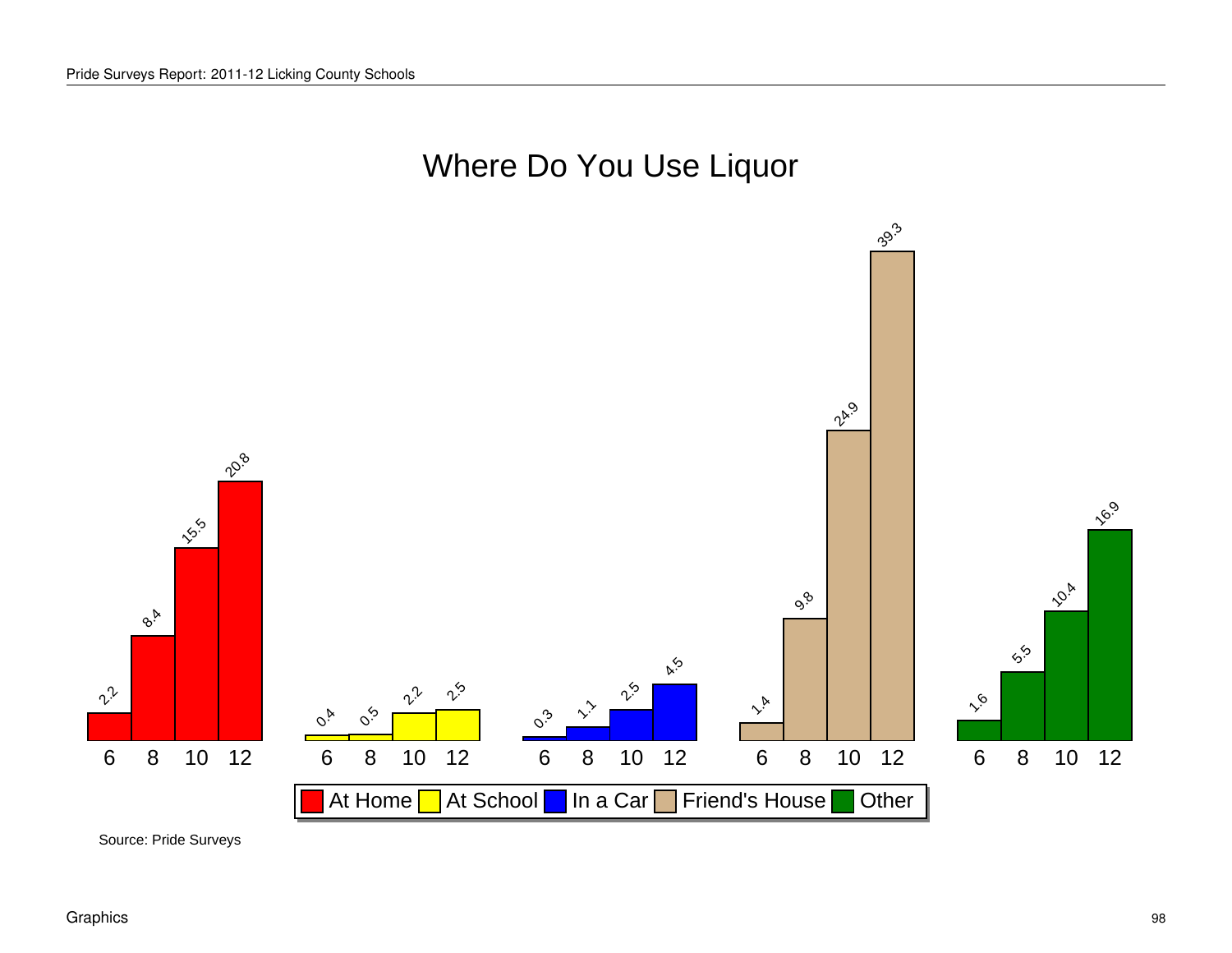# Where Do You Use Liquor

| Grade | At Home | At School | In a Car | Friend's House | Other |
|---|---|---|---|---|---|
| 6 | 2.2 | 0.4 | 0.3 | 1.4 | 1.6 |
| 8 | 8.4 | 0.5 | 1.1 | 9.8 | 5.5 |
| 10 | 15.5 | 2.2 | 2.5 | 24.9 | 10.4 |
| 12 | 20.8 | 2.5 | 4.5 | 39.3 | 16.9 |

Source: Pride Surveys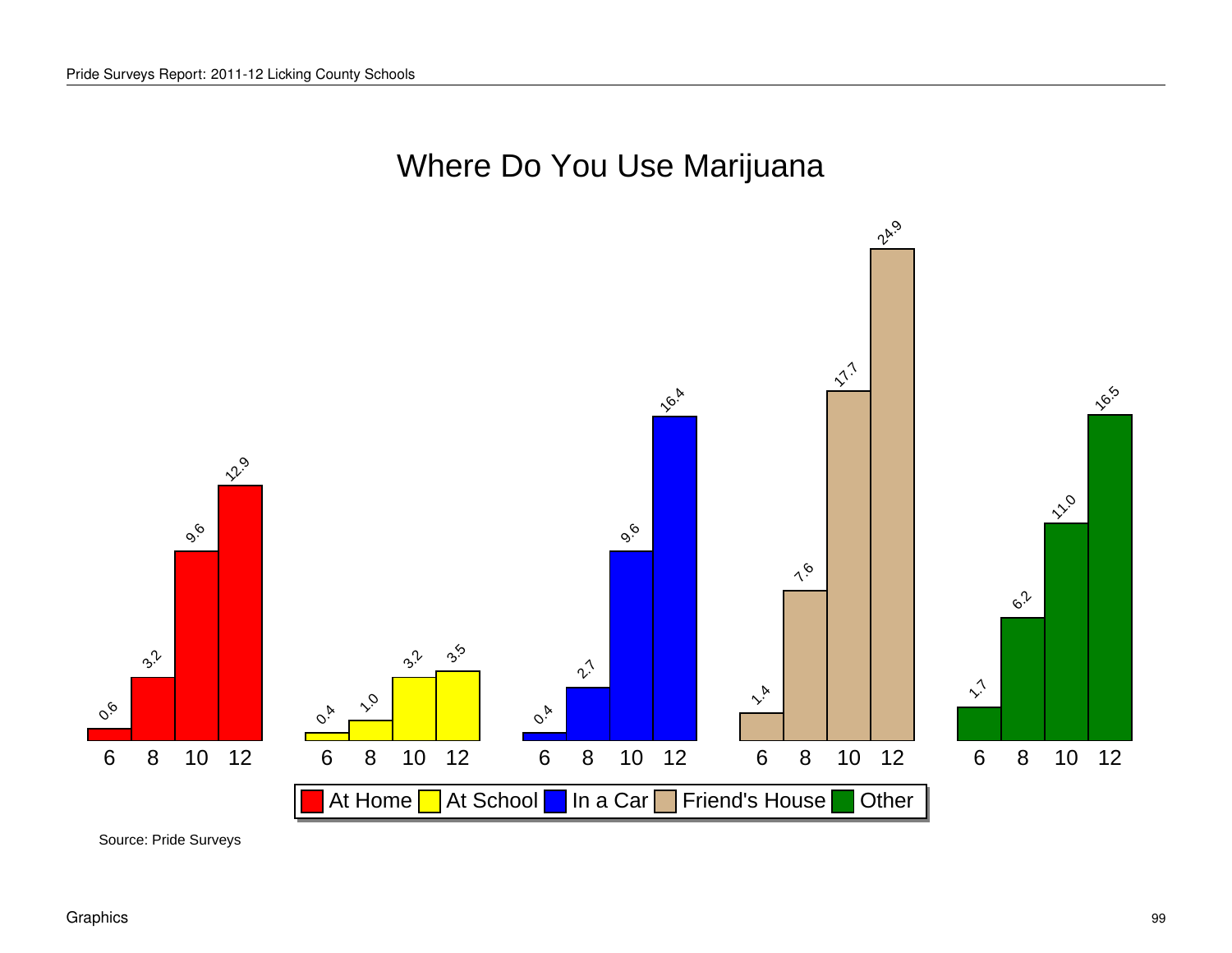## Where Do You Use Marijuana

| Grade | At Home | At School | In a Car | Friend's House | Other |
|---|---|---|---|---|---|
| 6 | 0.6 | 0.4 | 0.4 | 1.4 | 1.7 |
| 8 | 3.2 | 1.0 | 2.7 | 7.6 | 6.2 |
| 10 | 9.6 | 3.2 | 9.6 | 17.7 | 11.0 |
| 12 | 12.9 | 3.5 | 16.4 | 24.9 | 16.5 |

Source: Pride Surveys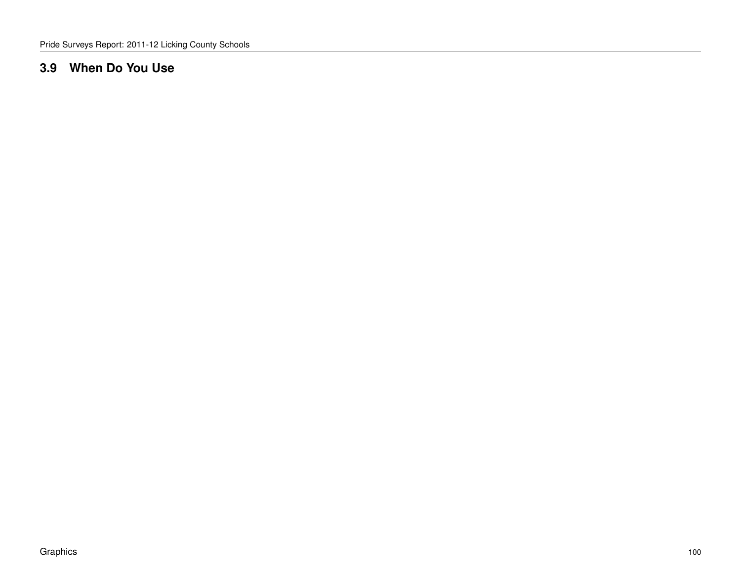## 3.9 When Do You Use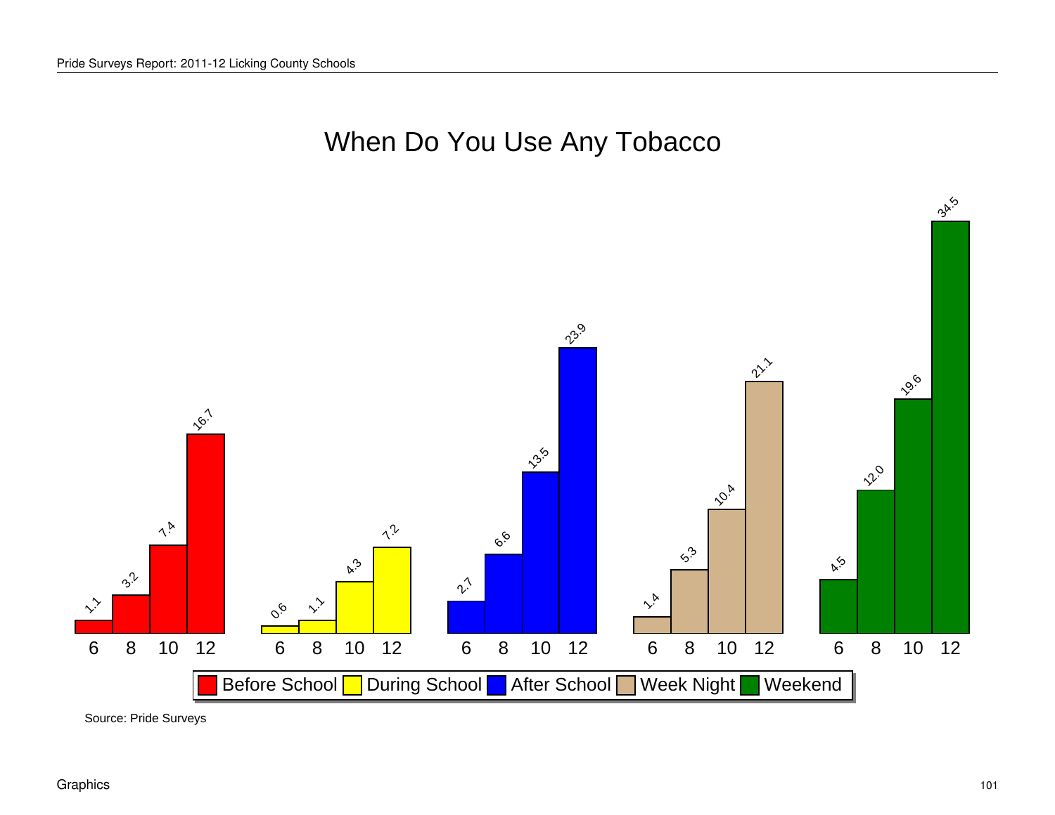# When Do You Use Any Tobacco

| Grade | Before School | During School | After School | Week Night | Weekend |
|---|---|---|---|---|---|
| 6 | 1.1 | 0.6 | 2.7 | 1.4 | 4.5 |
| 8 | 3.2 | 1.1 | 6.6 | 5.3 | 12.0 |
| 10 | 7.4 | 4.3 | 13.5 | 10.4 | 19.6 |
| 12 | 16.7 | 7.2 | 23.9 | 21.1 | 34.5 |

Source: Pride Surveys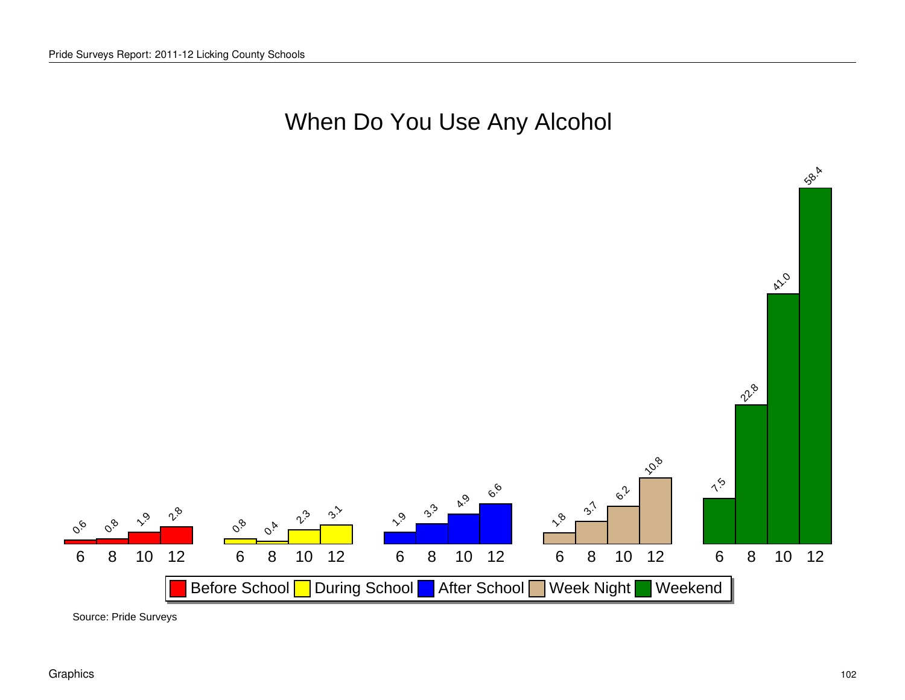# When Do You Use Any Alcohol

| Grade | Before School | During School | After School | Week Night | Weekend |
|---|---|---|---|---|---|
| 6 | 0.6 | 0.8 | 1.9 | 1.8 | 7.5 |
| 8 | 0.8 | 0.4 | 3.3 | 3.7 | 22.8 |
| 10 | 1.9 | 2.3 | 4.9 | 6.2 | 41.0 |
| 12 | 2.8 | 3.1 | 6.6 | 10.8 | 58.4 |

Source: Pride Surveys

Graphics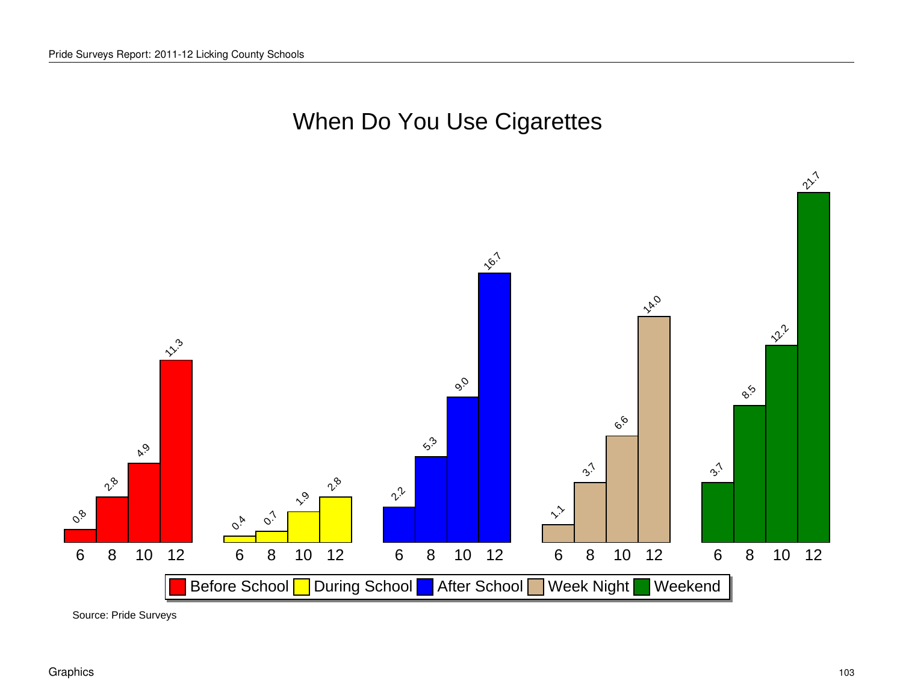# When Do You Use Cigarettes

| Grade | Before School | During School | After School | Week Night | Weekend |
|---|---|---|---|---|---|
| 6 | 0.8 | 0.4 | 2.2 | 1.1 | 3.7 |
| 8 | 2.8 | 0.7 | 5.3 | 3.7 | 8.5 |
| 10 | 4.9 | 1.9 | 9.0 | 6.6 | 12.2 |
| 12 | 11.3 | 2.8 | 16.7 | 14.0 | 21.7 |

Source: Pride Surveys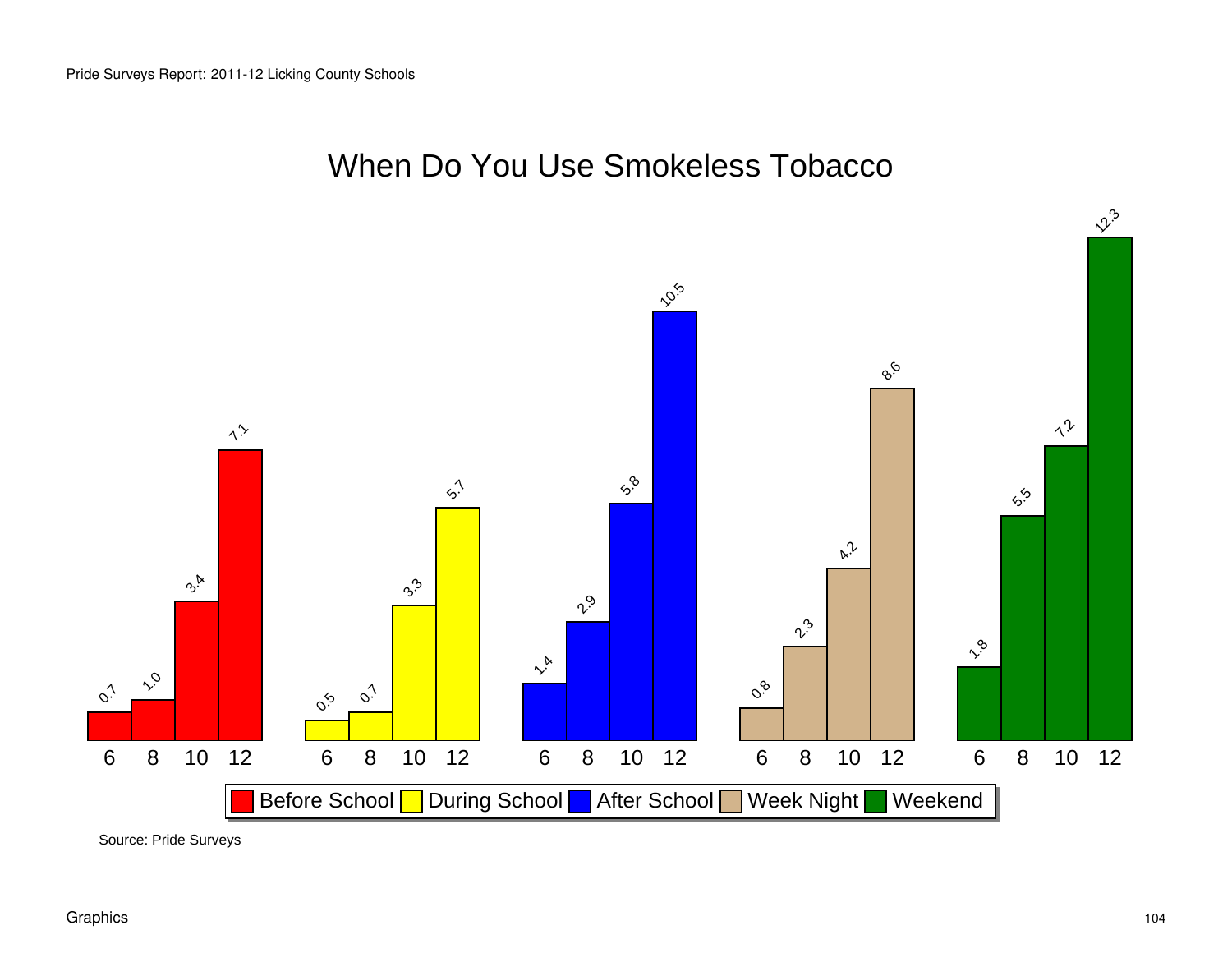# When Do You Use Smokeless Tobacco

| Grade | Before School | During School | After School | Week Night | Weekend |
|---|---|---|---|---|---|
| 6 | 0.7 | 0.5 | 1.4 | 0.8 | 1.8 |
| 8 | 1.0 | 0.7 | 2.9 | 2.3 | 5.5 |
| 10 | 3.4 | 3.3 | 5.8 | 4.2 | 7.2 |
| 12 | 7.1 | 5.7 | 10.5 | 8.6 | 12.3 |

Source: Pride Surveys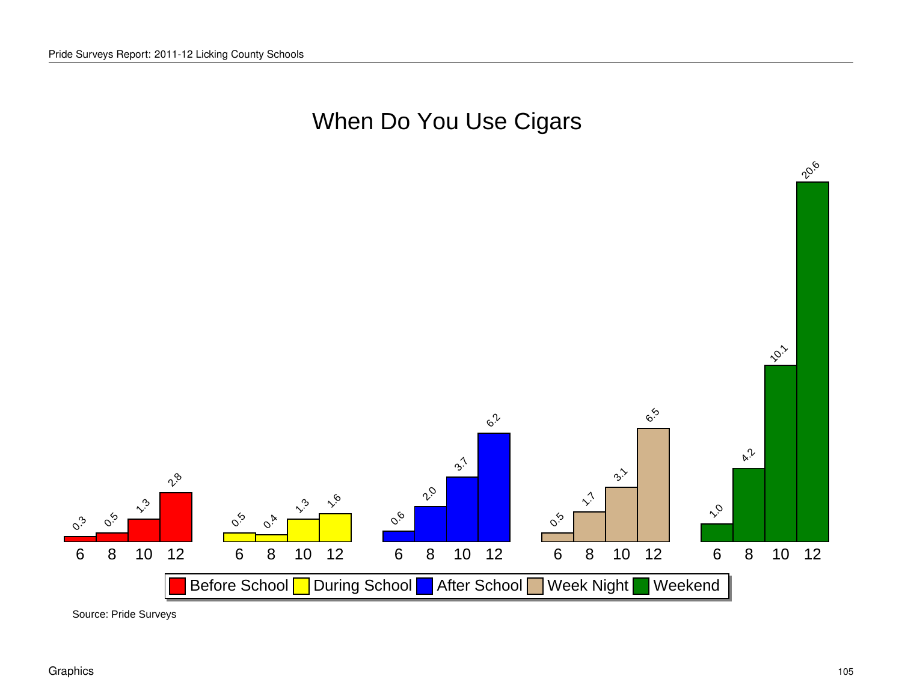# When Do You Use Cigars

| Grade | Before School | During School | After School | Week Night | Weekend |
|---|---|---|---|---|---|
| 6 | 0.3 | 0.5 | 0.6 | 0.5 | 1.0 |
| 8 | 0.5 | 0.4 | 2.0 | 1.7 | 4.2 |
| 10 | 1.3 | 1.3 | 3.7 | 3.1 | 10.1 |
| 12 | 2.8 | 1.6 | 6.2 | 6.5 | 20.6 |

Source: Pride Surveys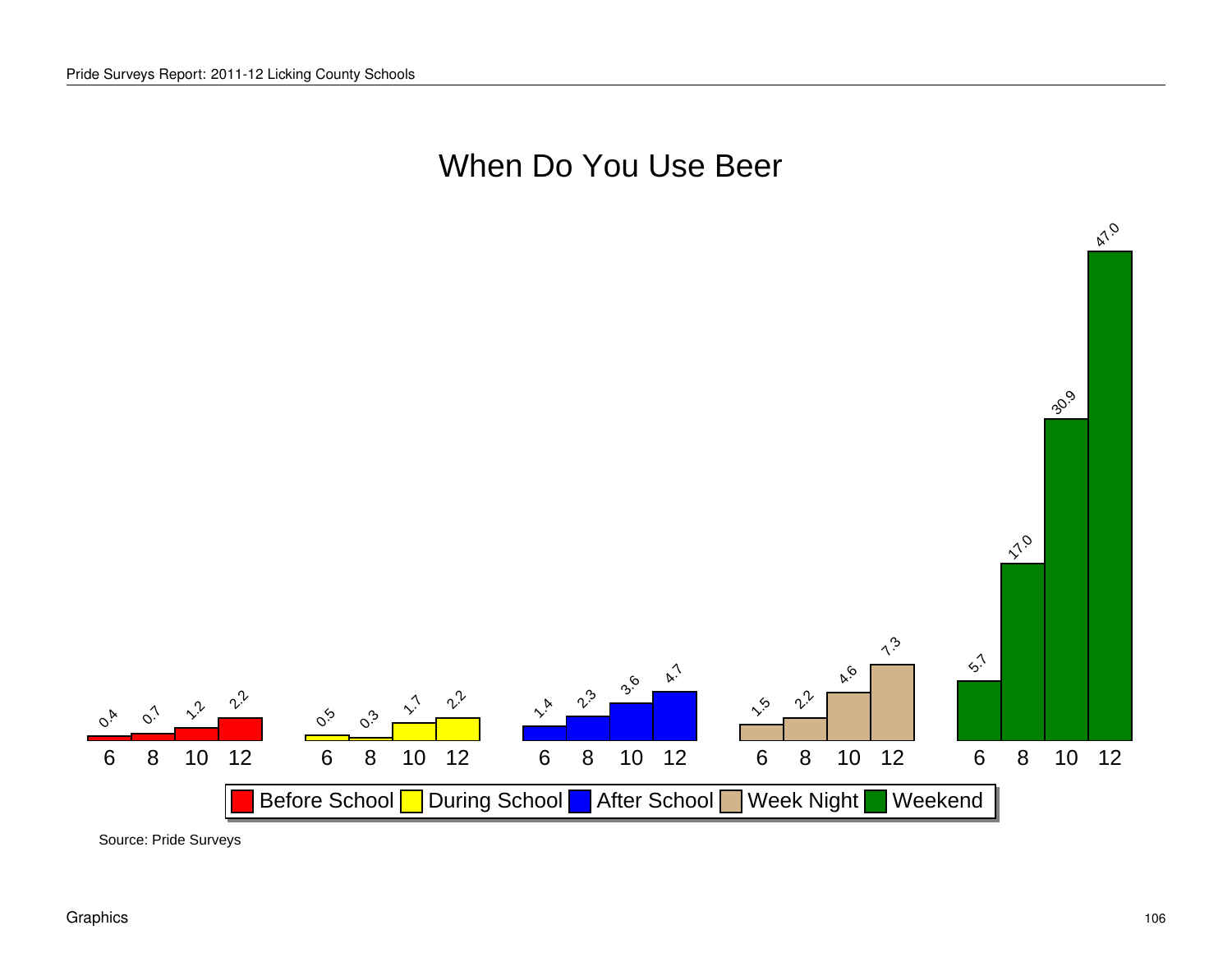# When Do You Use Beer

| Grade | Before School | During School | After School | Week Night | Weekend |
|---|---|---|---|---|---|
| 6 | 0.4 | 0.5 | 1.4 | 1.5 | 5.7 |
| 8 | 0.7 | 0.3 | 2.3 | 2.2 | 17.0 |
| 10 | 1.2 | 1.7 | 3.6 | 4.6 | 30.9 |
| 12 | 2.2 | 2.2 | 4.7 | 7.3 | 47.0 |

Source: Pride Surveys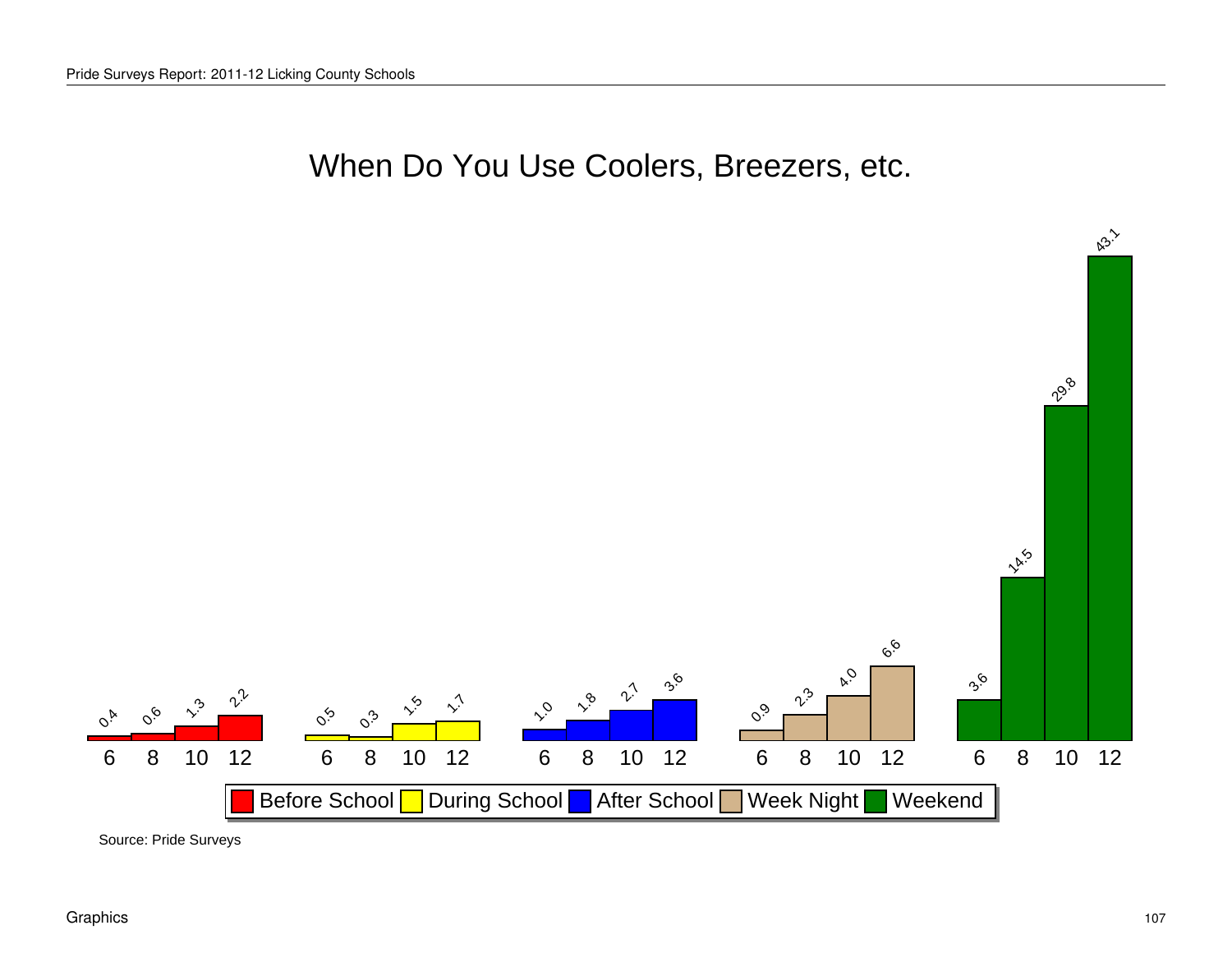# When Do You Use Coolers, Breezers, etc.

| Grade | Before School | During School | After School | Week Night | Weekend |
|---|---|---|---|---|---|
| 6 | 0.4 | 0.5 | 1.0 | 0.9 | 3.6 |
| 8 | 0.6 | 0.3 | 1.8 | 2.3 | 14.5 |
| 10 | 1.3 | 1.5 | 2.7 | 4.0 | 29.8 |
| 12 | 2.2 | 1.7 | 3.6 | 6.6 | 43.1 |

Source: Pride Surveys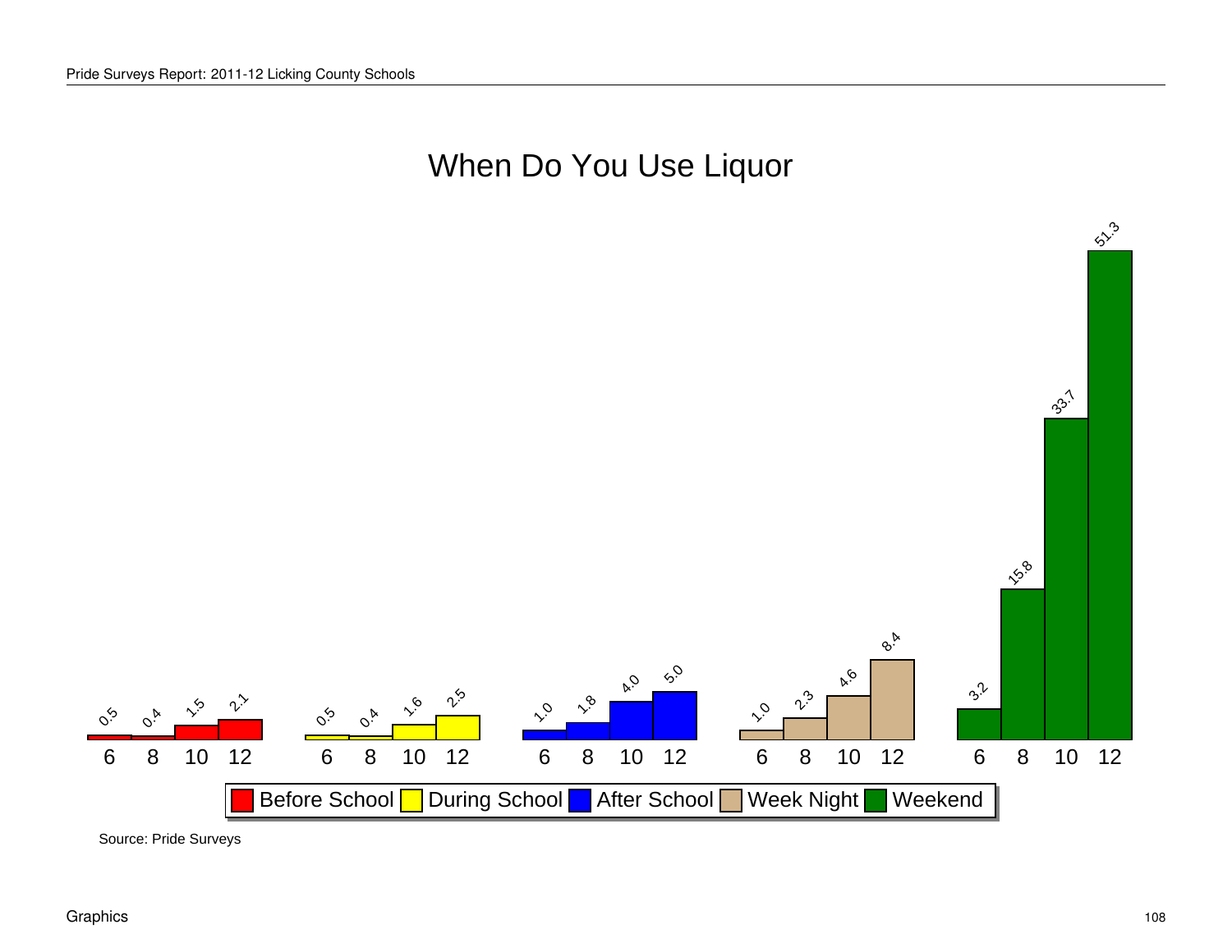# When Do You Use Liquor

| Grade | Before School | During School | After School | Week Night | Weekend |
|---|---|---|---|---|---|
| 6 | 0.5 | 0.5 | 1.0 | 1.0 | 3.2 |
| 8 | 0.4 | 0.4 | 1.8 | 2.3 | 15.8 |
| 10 | 1.5 | 1.6 | 4.0 | 4.6 | 33.7 |
| 12 | 2.1 | 2.5 | 5.0 | 8.4 | 51.3 |

Source: Pride Surveys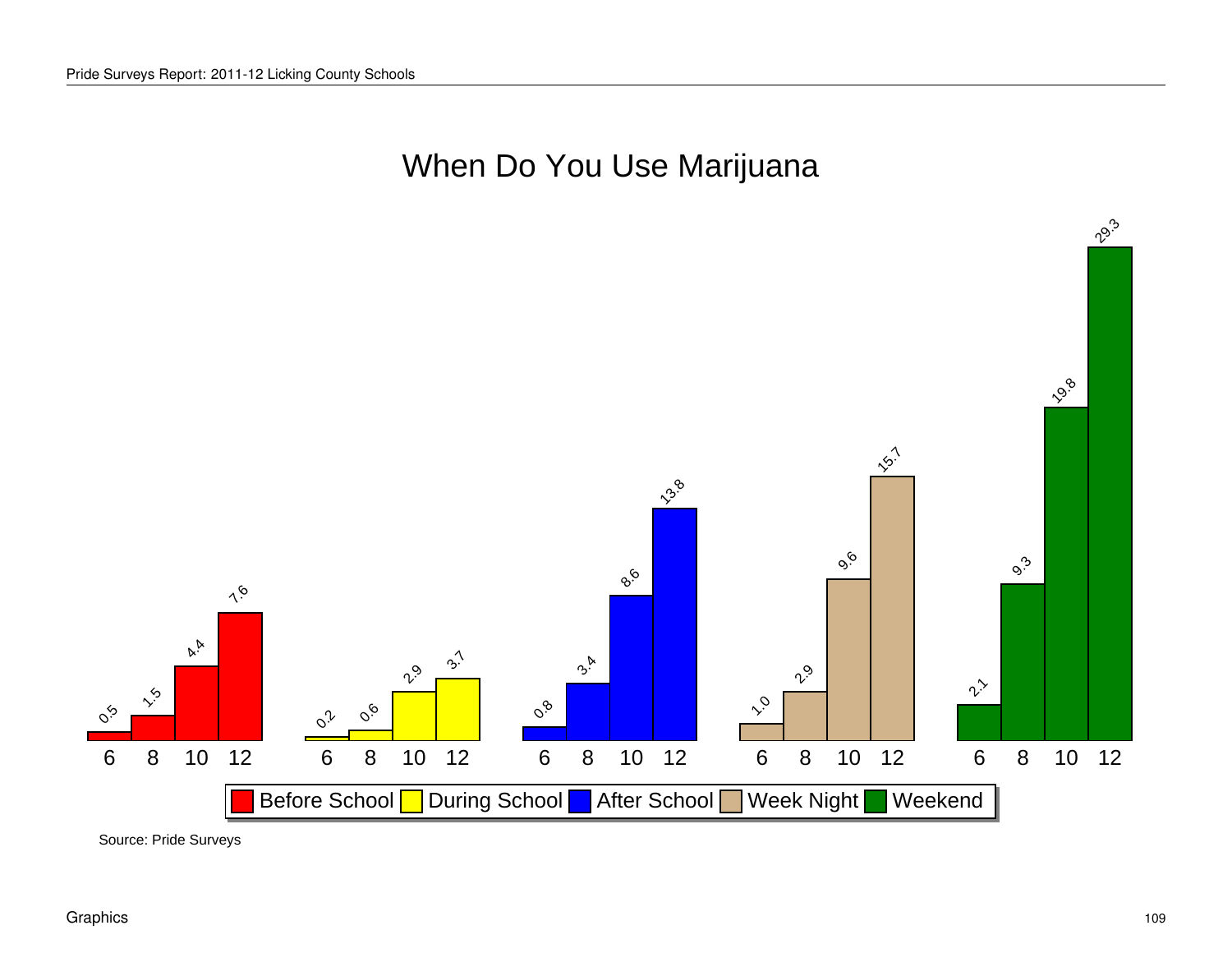# When Do You Use Marijuana

| Grade | Before School | During School | After School | Week Night | Weekend |
|---|---|---|---|---|---|
| 6 | 0.5 | 0.2 | 0.8 | 1.0 | 2.1 |
| 8 | 1.5 | 0.6 | 3.4 | 2.9 | 9.3 |
| 10 | 4.4 | 2.9 | 8.6 | 9.6 | 19.8 |
| 12 | 7.6 | 3.7 | 13.8 | 15.7 | 29.3 |

Source: Pride Surveys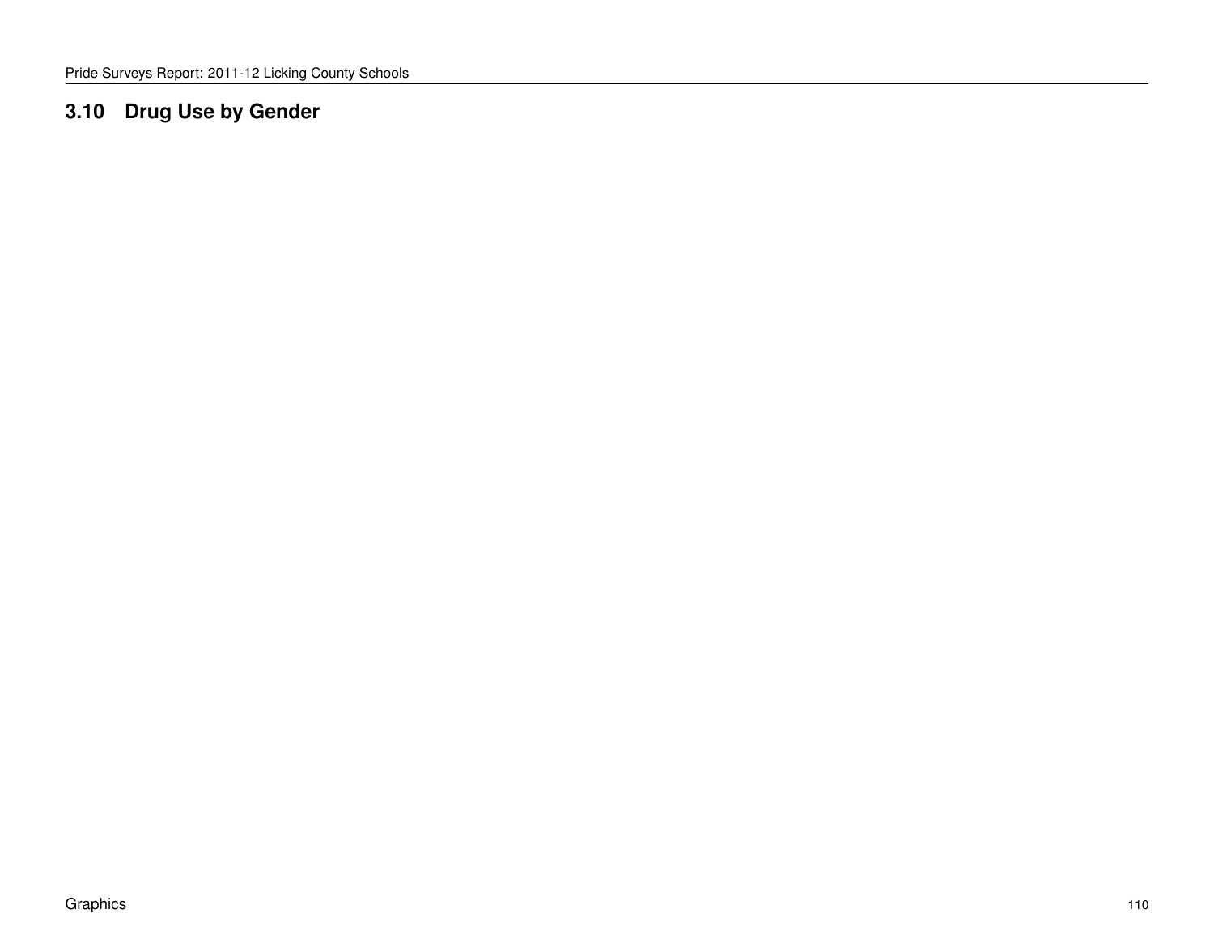## 3.10 Drug Use by Gender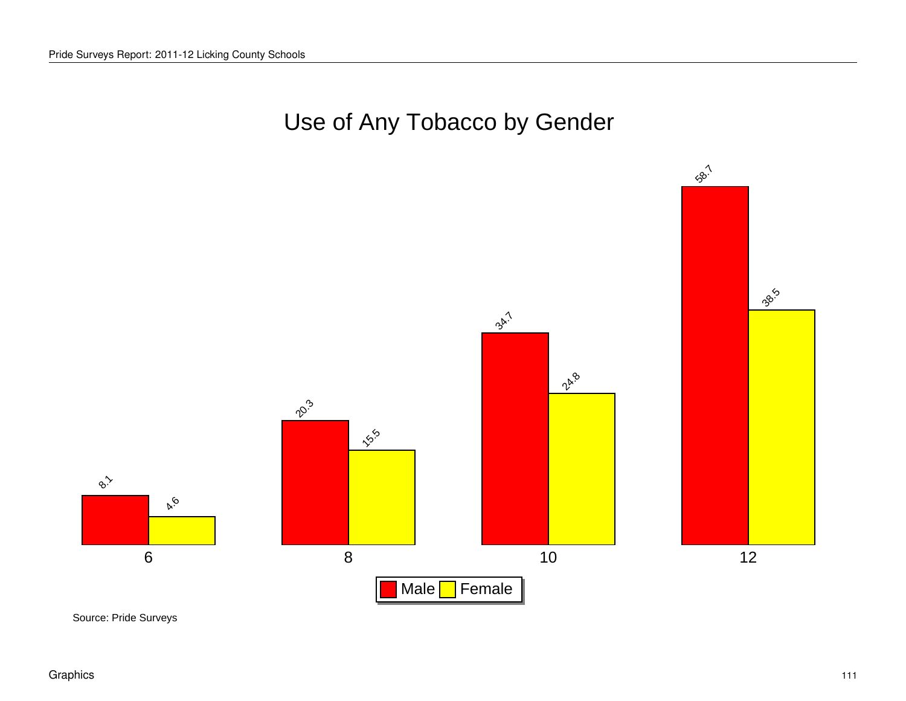# Use of Any Tobacco by Gender

| Grade | Male | Female |
|---|---|---|
| 6 | 8.1 | 4.6 |
| 8 | 20.3 | 15.5 |
| 10 | 34.7 | 24.8 |
| 12 | 58.7 | 38.5 |

Source: Pride Surveys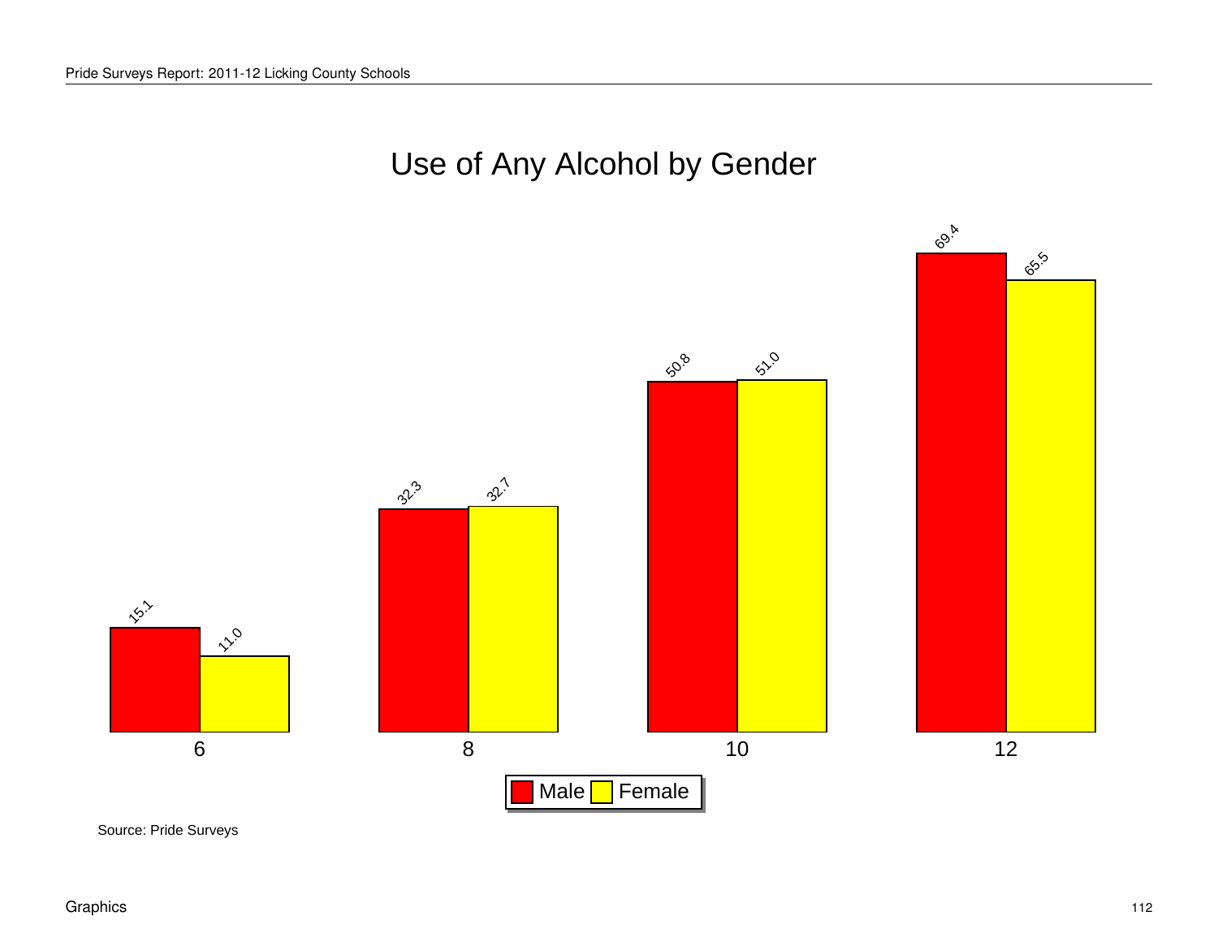# Use of Any Alcohol by Gender

| Grade | Male | Female |
|---|---|---|
| 6 | 15.1 | 11.0 |
| 8 | 32.3 | 32.7 |
| 10 | 50.8 | 51.0 |
| 12 | 69.4 | 65.5 |

Source: Pride Surveys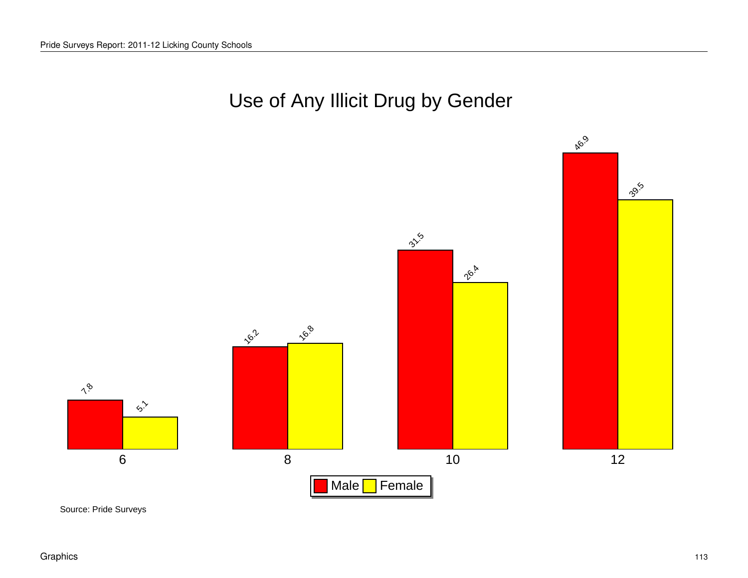# Use of Any Illicit Drug by Gender

| Grade | Male | Female |
|---|---|---|
| 6 | 7.8 | 5.1 |
| 8 | 16.2 | 16.8 |
| 10 | 31.5 | 26.4 |
| 12 | 46.9 | 39.5 |

Source: Pride Surveys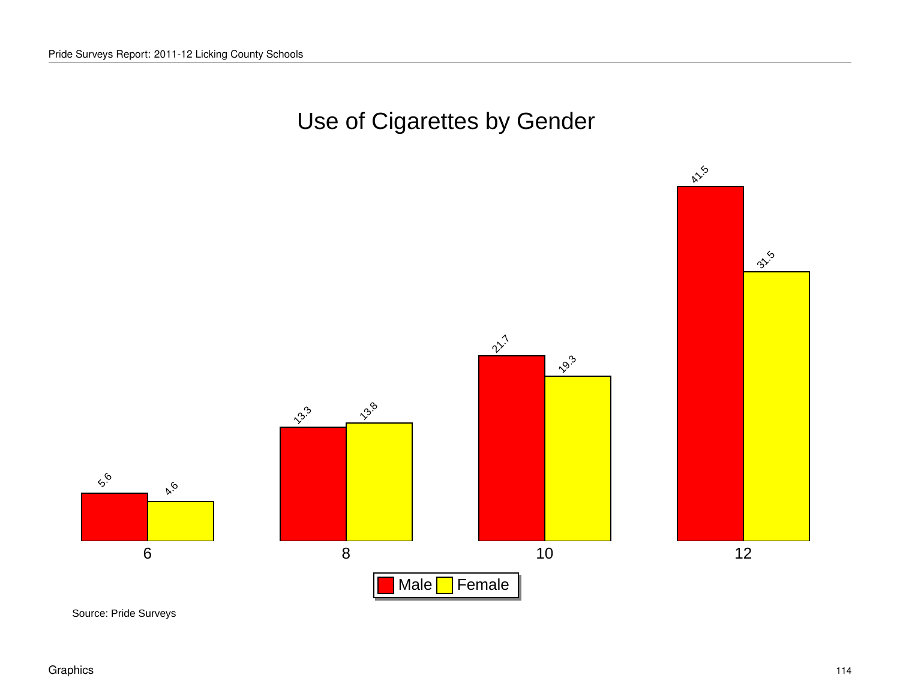# Use of Cigarettes by Gender

| Grade | Male | Female |
| --- | --- | --- |
| 6 | 5.6 | 4.6 |
| 8 | 13.3 | 13.8 |
| 10 | 21.7 | 19.3 |
| 12 | 41.5 | 31.5 |

Source: Pride Surveys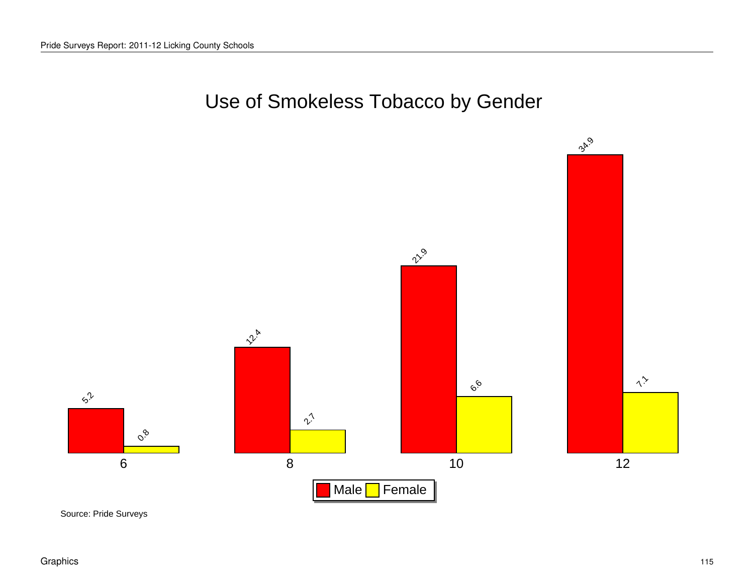# Use of Smokeless Tobacco by Gender

| Grade | Male | Female |
|---|---|---|
| 6 | 5.2 | 0.8 |
| 8 | 12.4 | 2.7 |
| 10 | 21.9 | 6.6 |
| 12 | 34.9 | 7.1 |

Source: Pride Surveys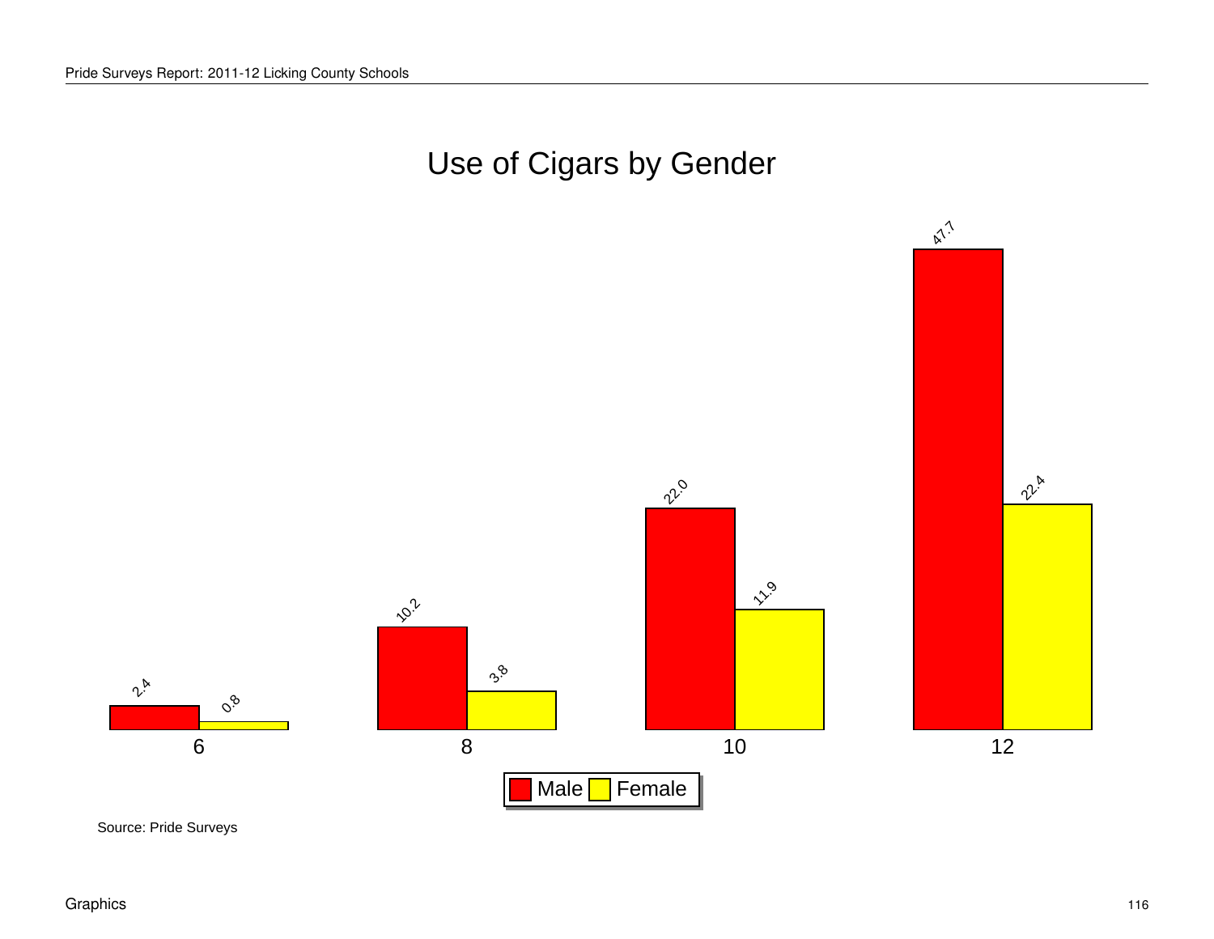# Use of Cigars by Gender

| Grade | Male | Female |
|---|---|---|
| 6 | 2.4 | 0.8 |
| 8 | 10.2 | 3.8 |
| 10 | 22.0 | 11.9 |
| 12 | 47.7 | 22.4 |

Source: Pride Surveys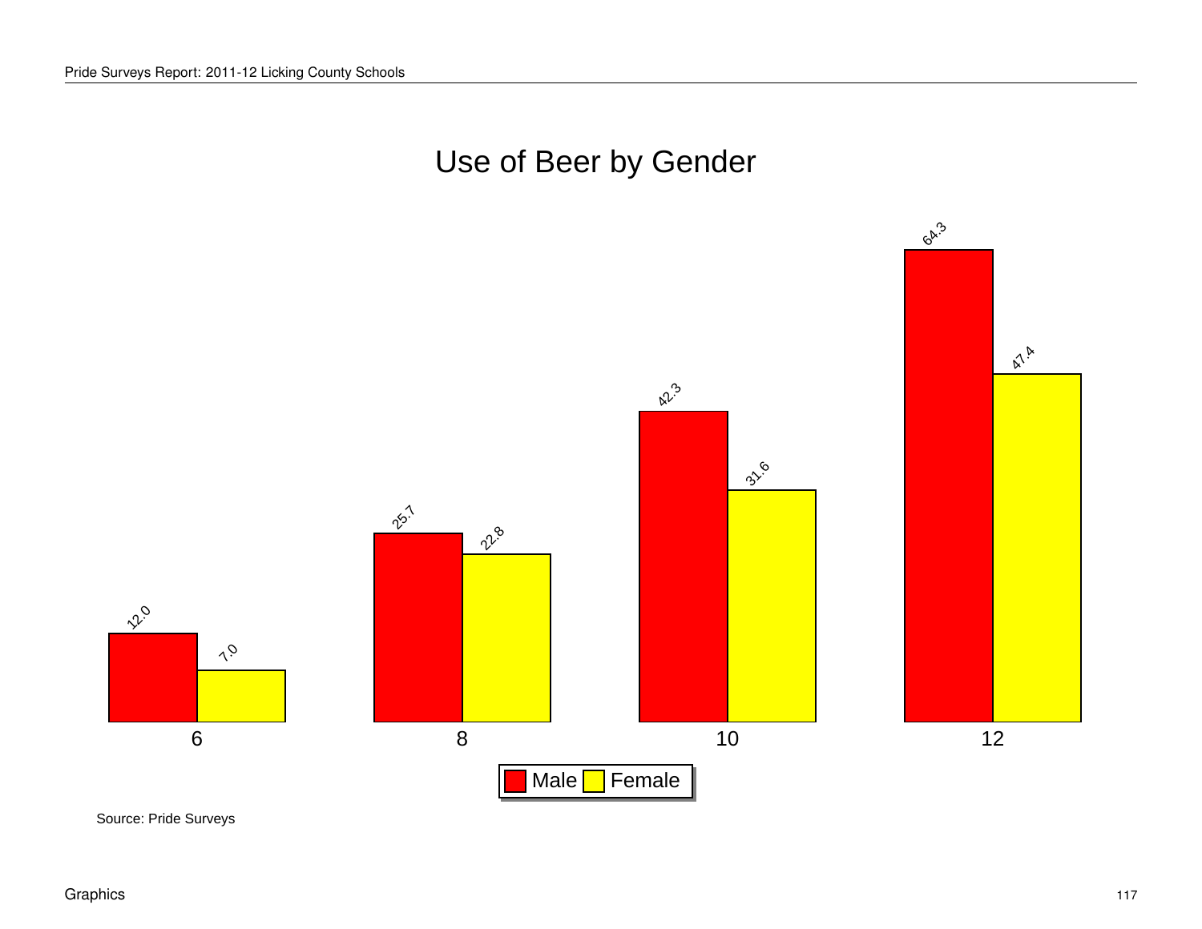# Use of Beer by Gender

| Grade | Male | Female |
| --- | --- | --- |
| 6 | 12.0 | 7.0 |
| 8 | 25.7 | 22.8 |
| 10 | 42.3 | 31.6 |
| 12 | 64.3 | 47.4 |

Source: Pride Surveys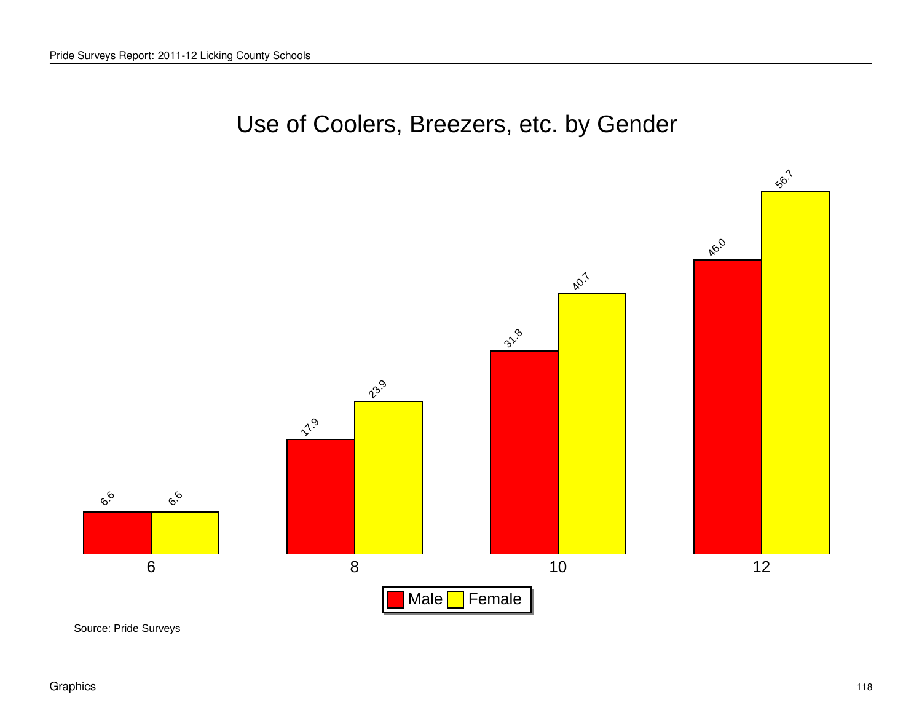# Use of Coolers, Breezers, etc. by Gender

| Grade | Male | Female |
|---|---|---|
| 6 | 6.6 | 6.6 |
| 8 | 17.9 | 23.9 |
| 10 | 31.8 | 40.7 |
| 12 | 46.0 | 56.7 |

Source: Pride Surveys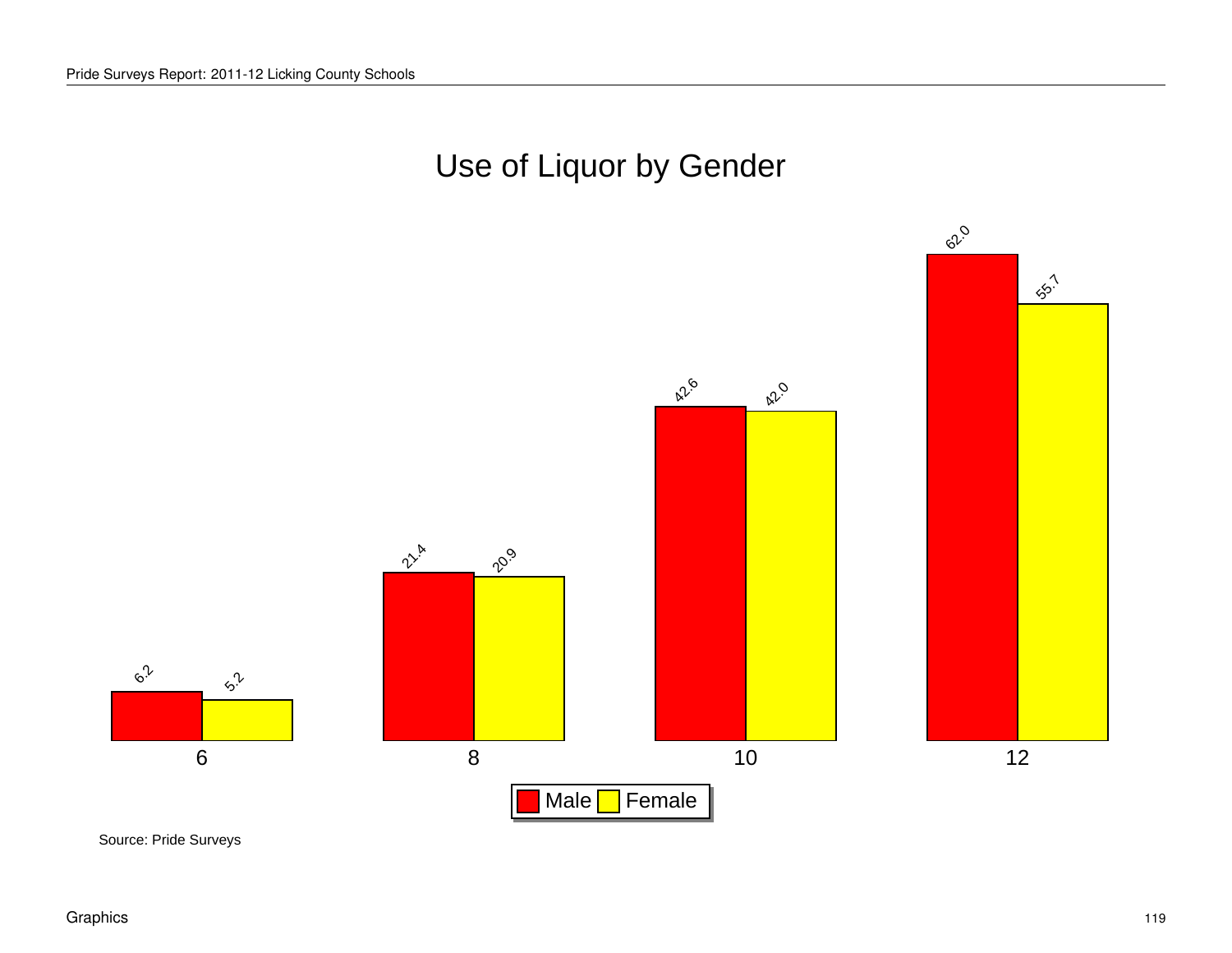# Use of Liquor by Gender

| Grade | Male | Female |
|---|---|---|
| 6 | 6.2 | 5.2 |
| 8 | 21.4 | 20.9 |
| 10 | 42.6 | 42.0 |
| 12 | 62.0 | 55.7 |

Source: Pride Surveys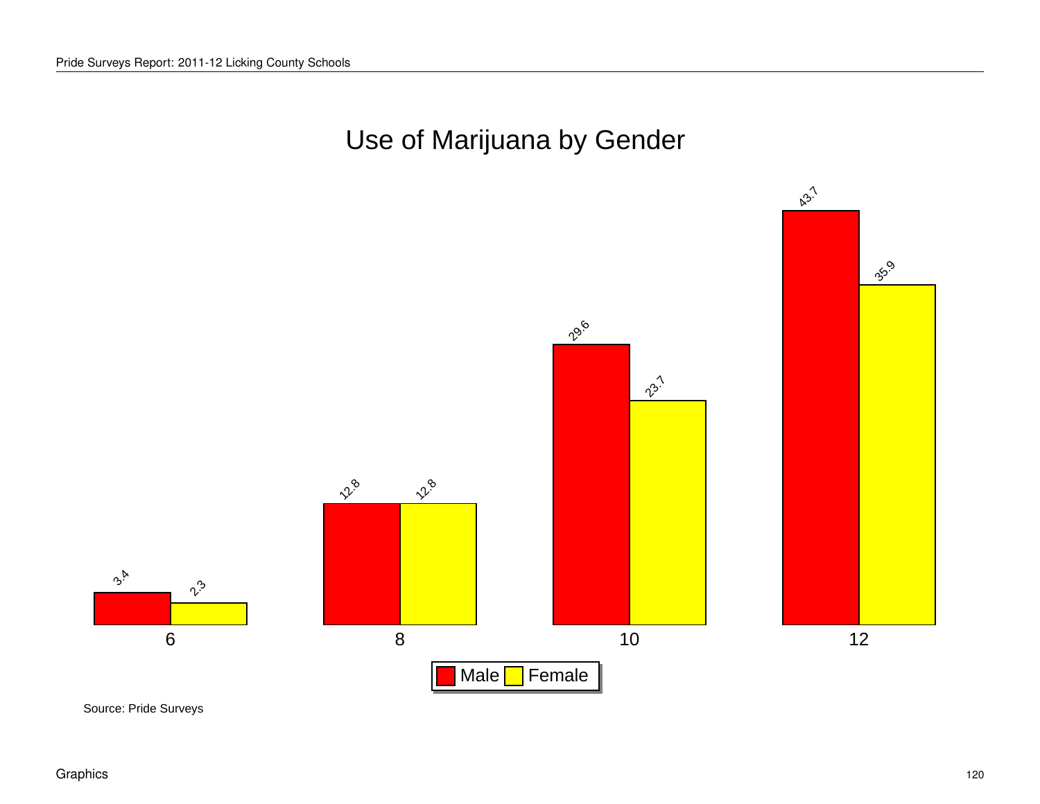# Use of Marijuana by Gender

| Grade | Male | Female |
|---|---|---|
| 6 | 3.4 | 2.3 |
| 8 | 12.8 | 12.8 |
| 10 | 29.6 | 23.7 |
| 12 | 43.7 | 35.9 |

Source: Pride Surveys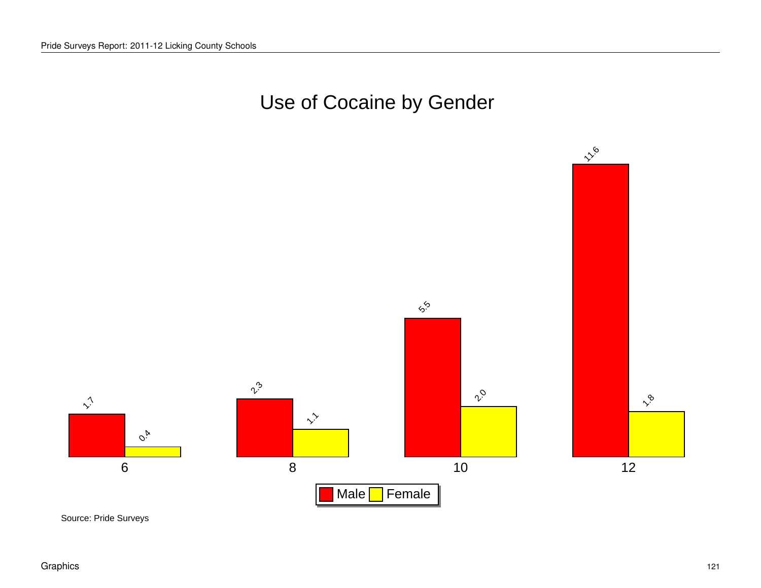# Use of Cocaine by Gender

| Grade | Male | Female |
|---|---|---|
| 6 | 1.7 | 0.4 |
| 8 | 2.3 | 1.1 |
| 10 | 5.5 | 2.0 |
| 12 | 11.6 | 1.8 |

Source: Pride Surveys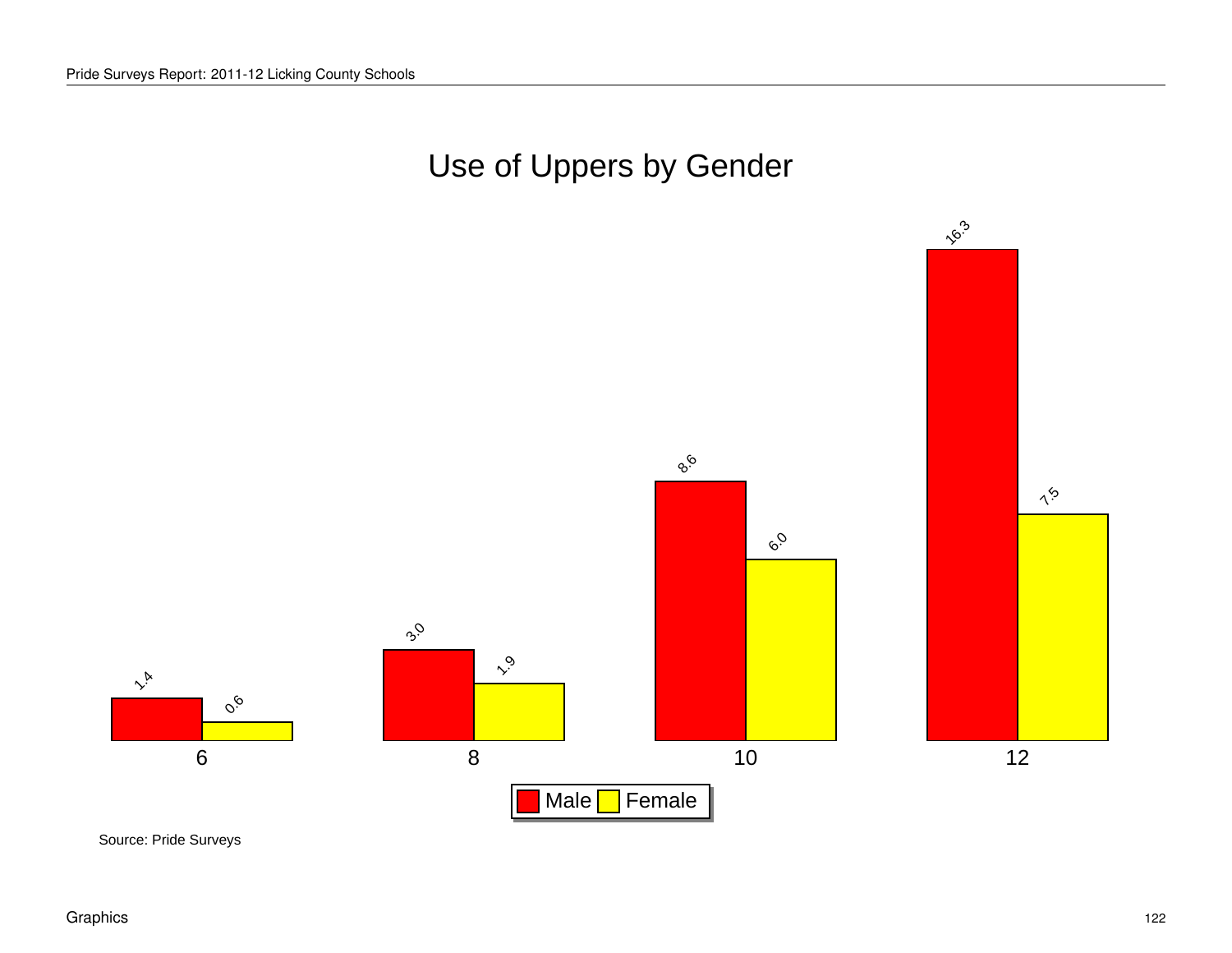# Use of Uppers by Gender

| Grade | Male | Female |
|---|---|---|
| 6 | 1.4 | 0.6 |
| 8 | 3.0 | 1.9 |
| 10 | 8.6 | 6.0 |
| 12 | 16.3 | 7.5 |

Source: Pride Surveys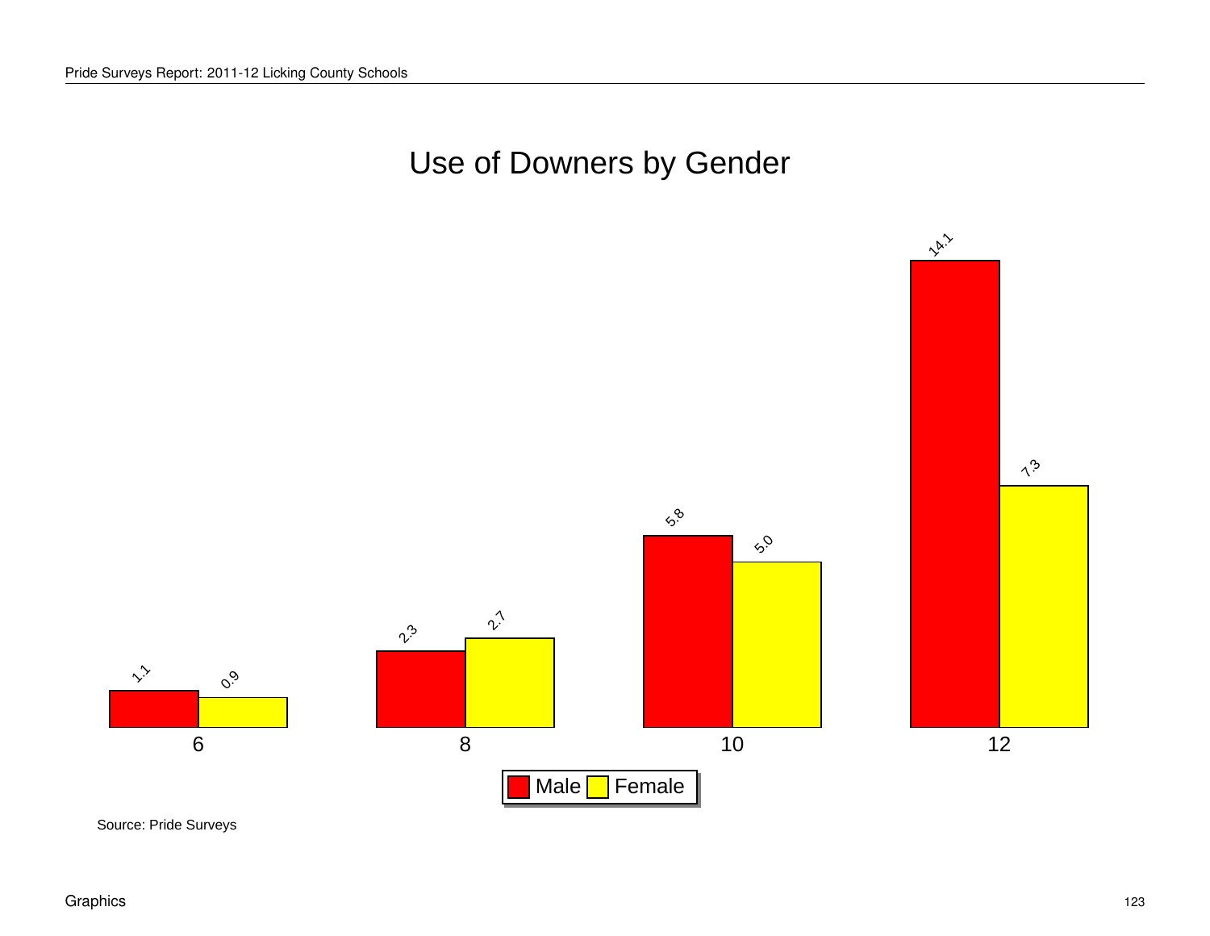# Use of Downers by Gender

| Grade | Male | Female |
|---|---|---|
| 6 | 1.1 | 0.9 |
| 8 | 2.3 | 2.7 |
| 10 | 5.8 | 5.0 |
| 12 | 14.1 | 7.3 |

Source: Pride Surveys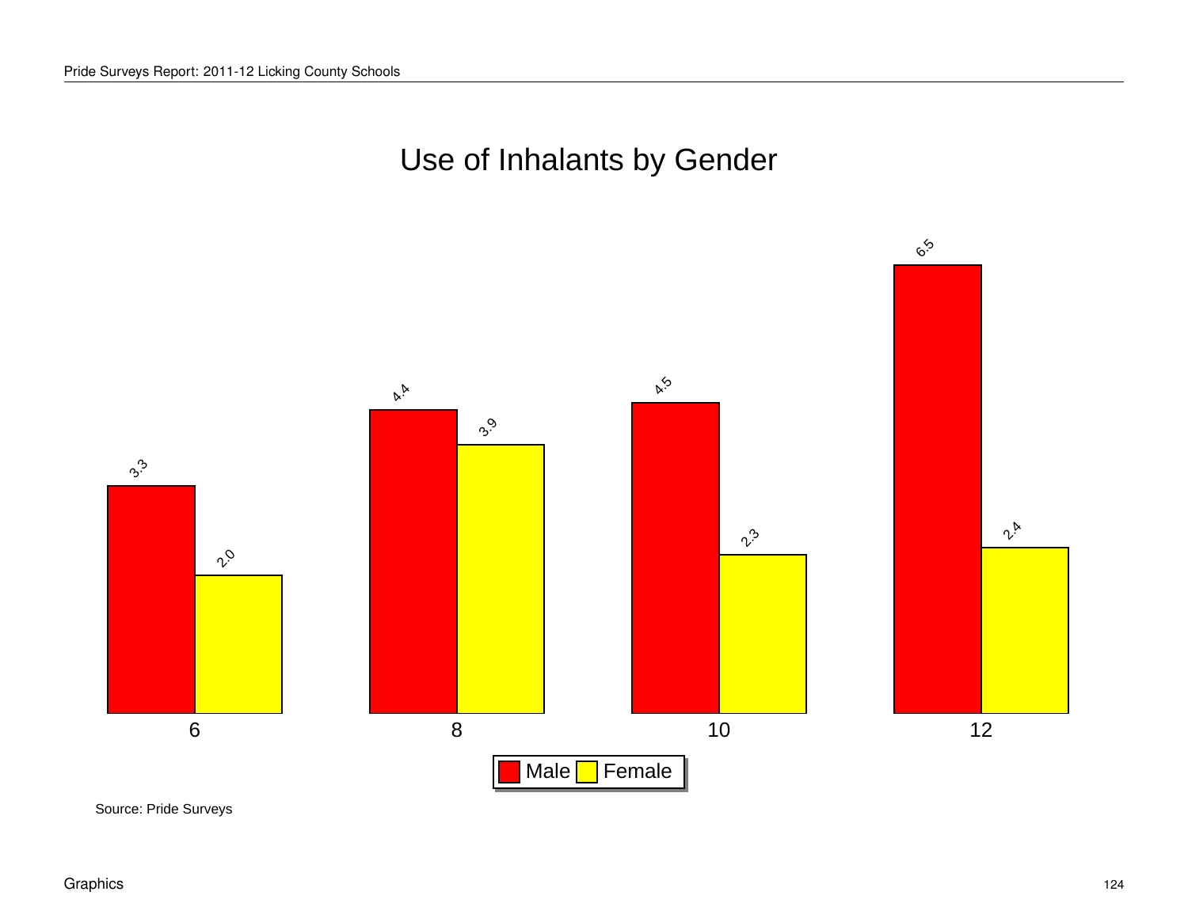# Use of Inhalants by Gender

| Grade | Male | Female |
|---|---|---|
| 6 | 3.3 | 2.0 |
| 8 | 4.4 | 3.9 |
| 10 | 4.5 | 2.3 |
| 12 | 6.5 | 2.4 |

Source: Pride Surveys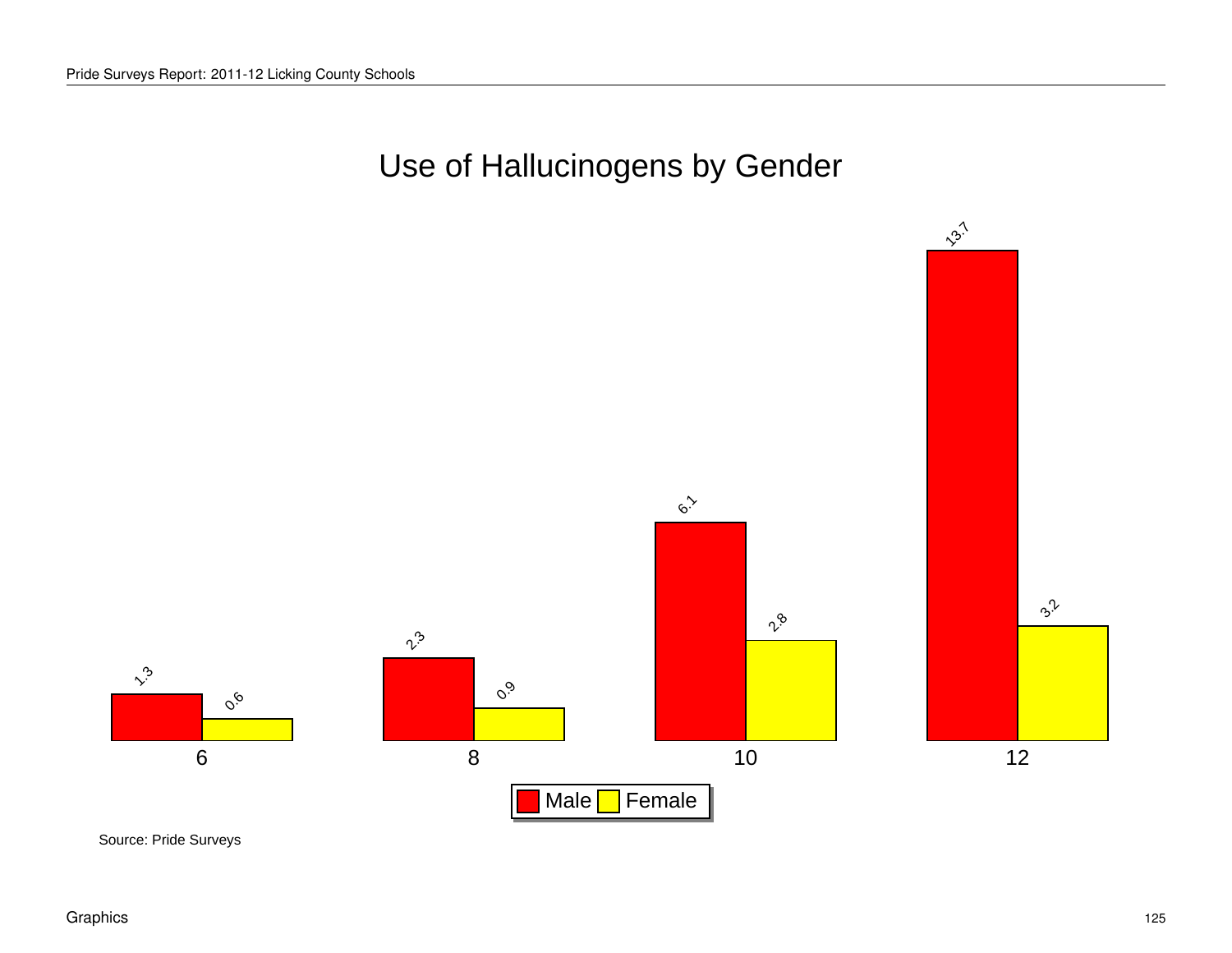# Use of Hallucinogens by Gender

| Grade | Male | Female |
|---|---|---|
| 6 | 1.3 | 0.6 |
| 8 | 2.3 | 0.9 |
| 10 | 6.1 | 2.8 |
| 12 | 13.7 | 3.2 |

Source: Pride Surveys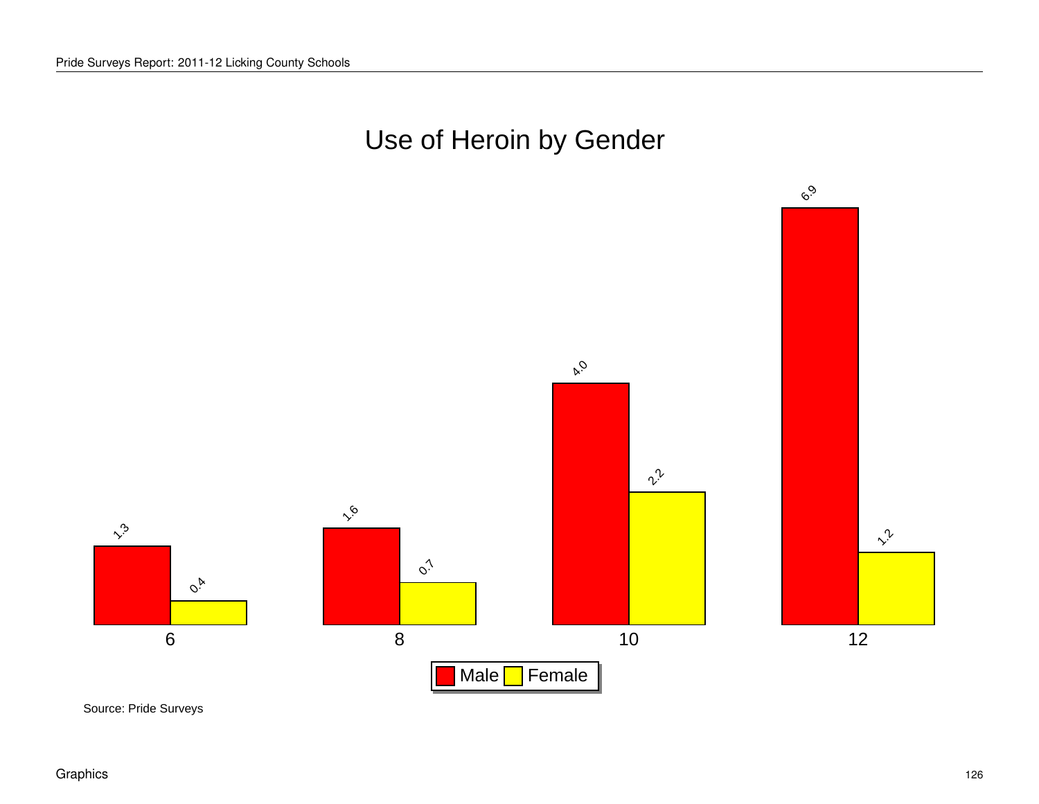# Use of Heroin by Gender

| Grade | Male | Female |
|---|---|---|
| 6 | 1.3 | 0.4 |
| 8 | 1.6 | 0.7 |
| 10 | 4.0 | 2.2 |
| 12 | 6.9 | 1.2 |

Source: Pride Surveys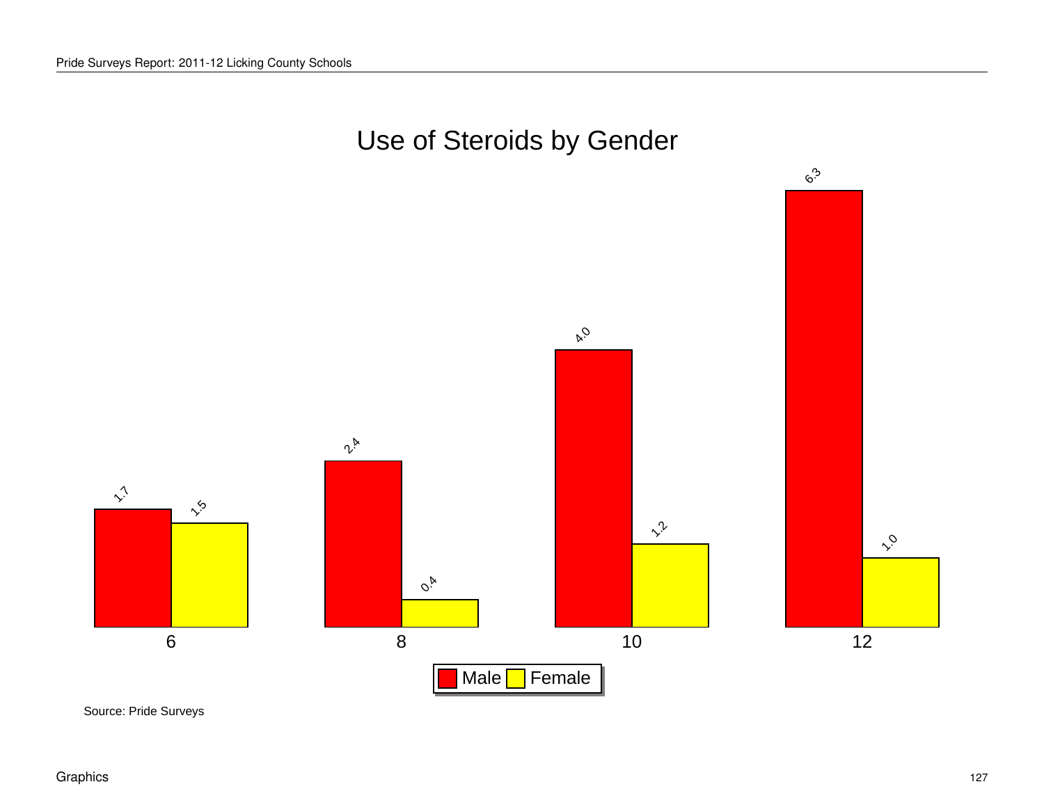# Use of Steroids by Gender

| Grade | Male | Female |
|---|---|---|
| 6 | 1.7 | 1.5 |
| 8 | 2.4 | 0.4 |
| 10 | 4.0 | 1.2 |
| 12 | 6.3 | 1.0 |

Source: Pride Surveys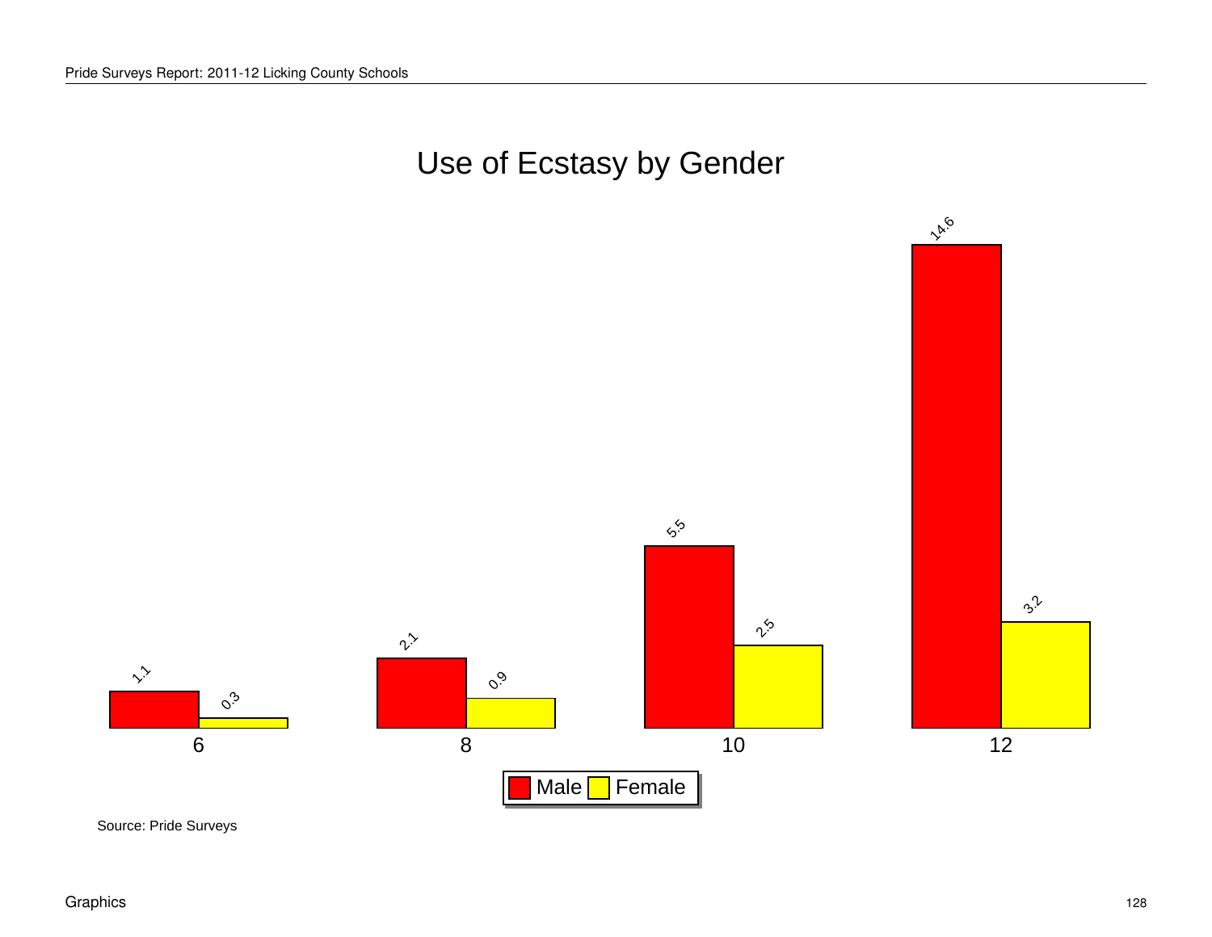# Use of Ecstasy by Gender

| Grade | Male | Female |
|---|---|---|
| 6 | 1.1 | 0.3 |
| 8 | 2.1 | 0.9 |
| 10 | 5.5 | 2.5 |
| 12 | 14.6 | 3.2 |

Source: Pride Surveys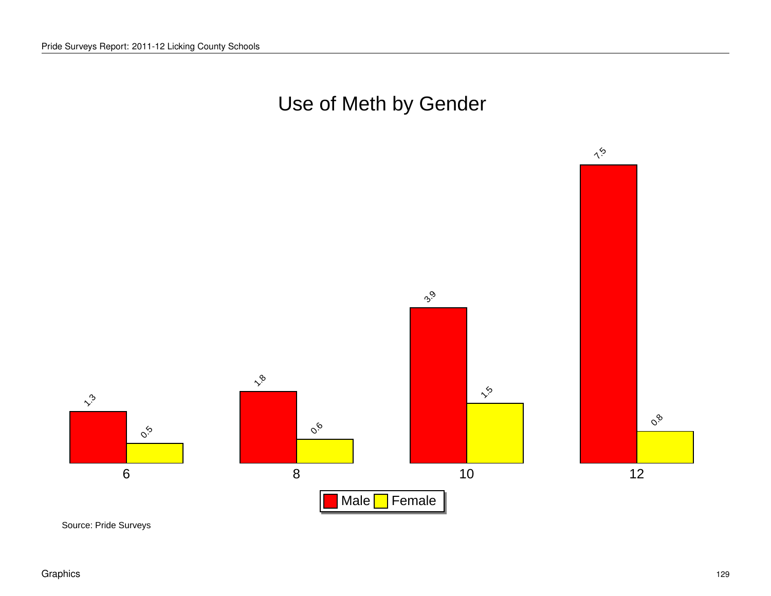# Use of Meth by Gender

| Grade | Male | Female |
| --- | --- | --- |
| 6 | 1.3 | 0.5 |
| 8 | 1.8 | 0.6 |
| 10 | 3.9 | 1.5 |
| 12 | 7.5 | 0.8 |

Source: Pride Surveys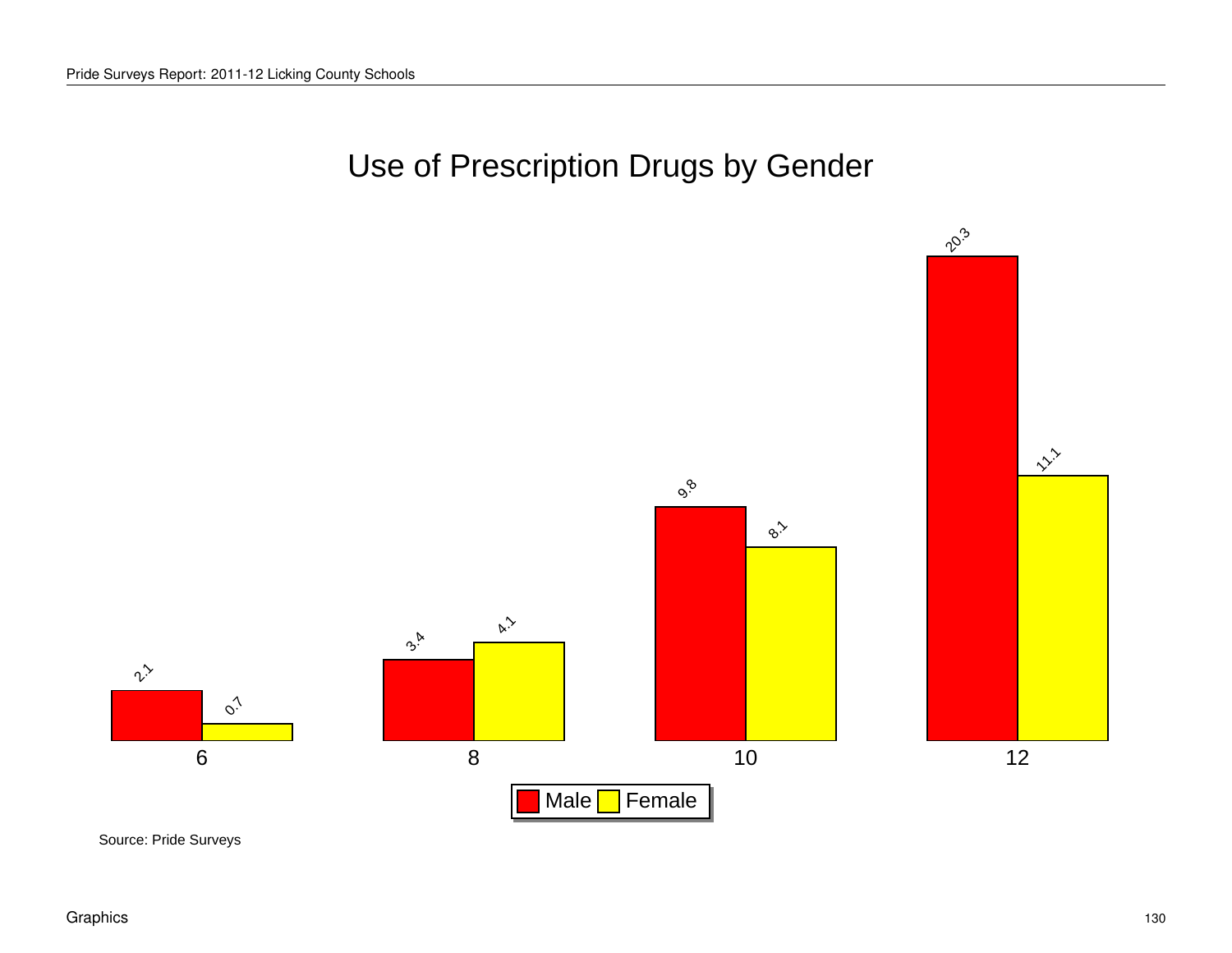# Use of Prescription Drugs by Gender

| Grade | Male | Female |
|---|---|---|
| 6 | 2.1 | 0.7 |
| 8 | 3.4 | 4.1 |
| 10 | 9.8 | 8.1 |
| 12 | 20.3 | 11.1 |

Source: Pride Surveys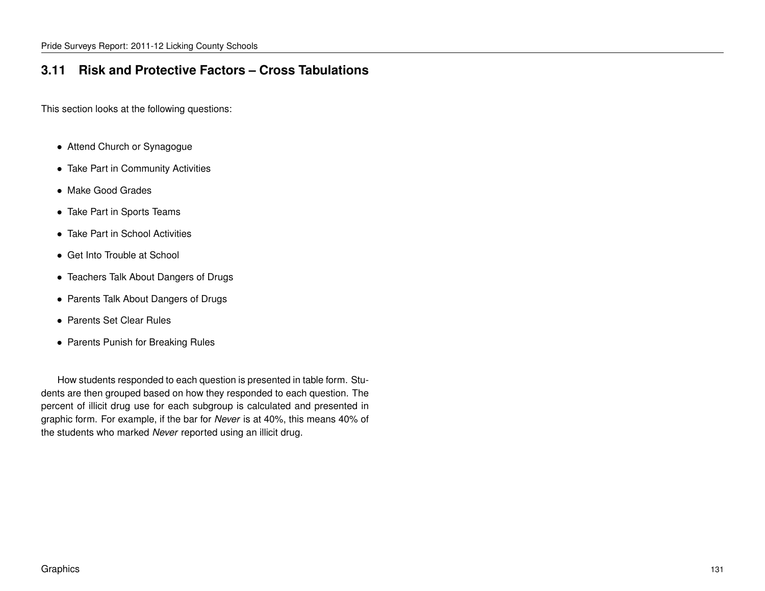## 3.11 Risk and Protective Factors – Cross Tabulations

This section looks at the following questions:

- Attend Church or Synagogue
- Take Part in Community Activities
- Make Good Grades
- Take Part in Sports Teams
- Take Part in School Activities
- Get Into Trouble at School
- Teachers Talk About Dangers of Drugs
- Parents Talk About Dangers of Drugs
- Parents Set Clear Rules
- Parents Punish for Breaking Rules

How students responded to each question is presented in table form. Students are then grouped based on how they responded to each question. The percent of illicit drug use for each subgroup is calculated and presented in graphic form. For example, if the bar for *Never* is at 40%, this means 40% of the students who marked *Never* reported using an illicit drug.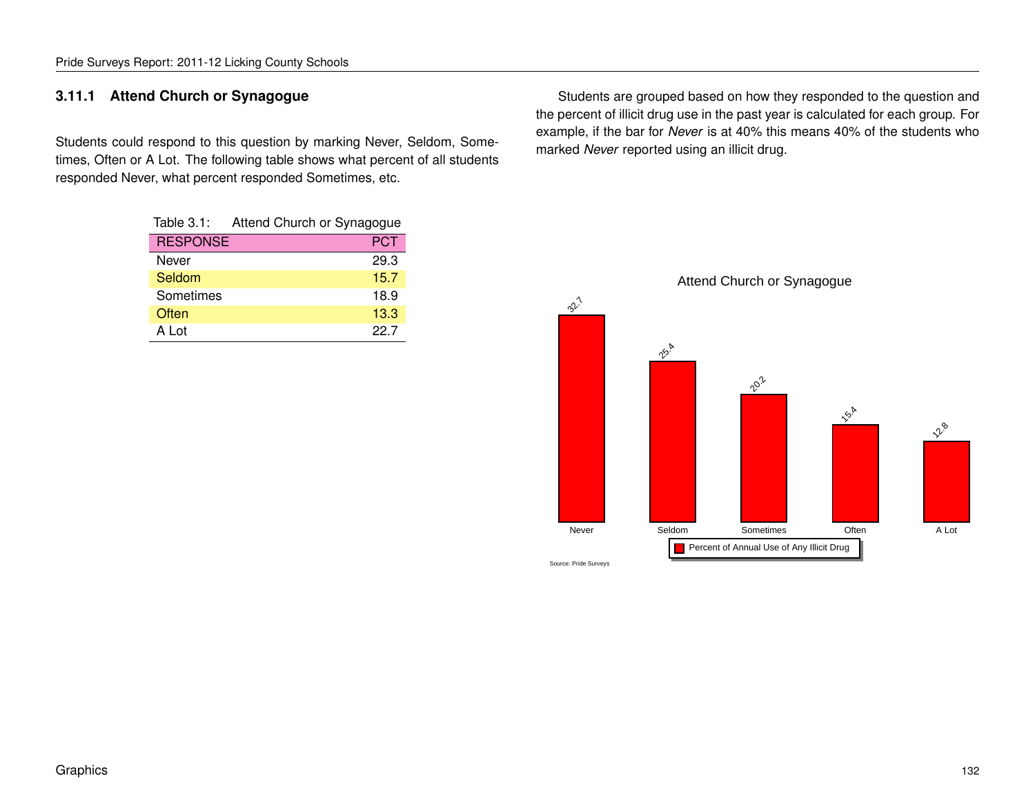### 3.11.1 Attend Church or Synagogue

Students could respond to this question by marking Never, Seldom, Sometimes, Often or A Lot. The following table shows what percent of all students responded Never, what percent responded Sometimes, etc.

Table 3.1: Attend Church or Synagogue

| RESPONSE | PCT |
|---|---|
| Never | 29.3 |
| Seldom | 15.7 |
| Sometimes | 18.9 |
| Often | 13.3 |
| A Lot | 22.7 |

Students are grouped based on how they responded to the question and the percent of illicit drug use in the past year is calculated for each group. For example, if the bar for *Never* is at 40% this means 40% of the students who marked *Never* reported using an illicit drug.

Attend Church or Synagogue

| | Never | Seldom | Sometimes | Often | A Lot |
|---|---|---|---|---|---|
| Percent of Annual Use of Any Illicit Drug | 32.7 | 25.4 | 20.2 | 15.4 | 12.8 |

Source: Pride Surveys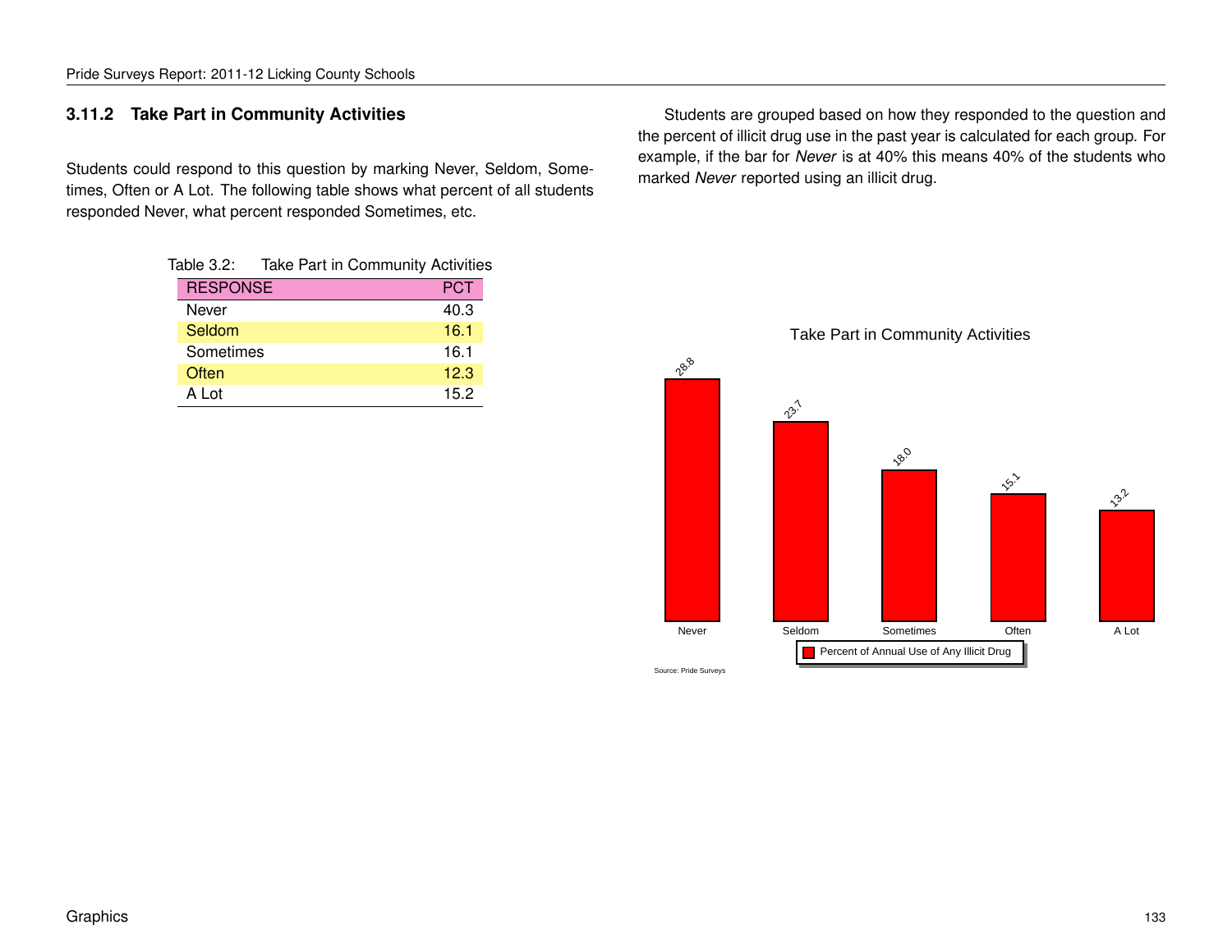### 3.11.2 Take Part in Community Activities

Students could respond to this question by marking Never, Seldom, Sometimes, Often or A Lot. The following table shows what percent of all students responded Never, what percent responded Sometimes, etc.

Table 3.2: Take Part in Community Activities

| RESPONSE | PCT |
|---|---|
| Never | 40.3 |
| Seldom | 16.1 |
| Sometimes | 16.1 |
| Often | 12.3 |
| A Lot | 15.2 |

Students are grouped based on how they responded to the question and the percent of illicit drug use in the past year is calculated for each group. For example, if the bar for *Never* is at 40% this means 40% of the students who marked *Never* reported using an illicit drug.

Take Part in Community Activities

| Response | Percent of Annual Use of Any Illicit Drug |
|---|---|
| Never | 28.8 |
| Seldom | 23.7 |
| Sometimes | 18.0 |
| Often | 15.1 |
| A Lot | 13.2 |

Source: Pride Surveys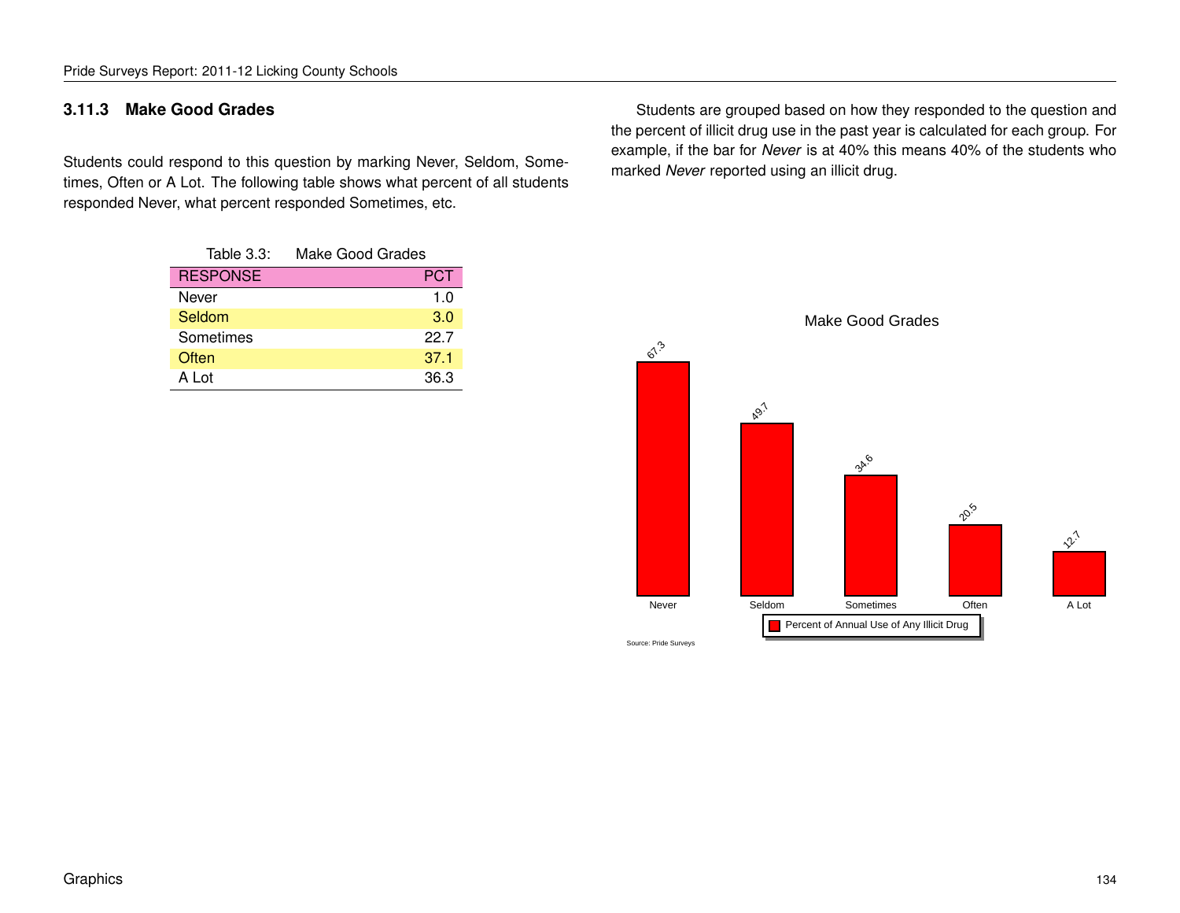### 3.11.3 Make Good Grades

Students could respond to this question by marking Never, Seldom, Sometimes, Often or A Lot. The following table shows what percent of all students responded Never, what percent responded Sometimes, etc.

Table 3.3: Make Good Grades

| RESPONSE | PCT |
|---|---|
| Never | 1.0 |
| Seldom | 3.0 |
| Sometimes | 22.7 |
| Often | 37.1 |
| A Lot | 36.3 |

Students are grouped based on how they responded to the question and the percent of illicit drug use in the past year is calculated for each group. For example, if the bar for *Never* is at 40% this means 40% of the students who marked *Never* reported using an illicit drug.

Make Good Grades

| | Never | Seldom | Sometimes | Often | A Lot |
|---|---|---|---|---|---|
| Percent of Annual Use of Any Illicit Drug | 67.3 | 49.7 | 34.6 | 20.5 | 12.7 |

Source: Pride Surveys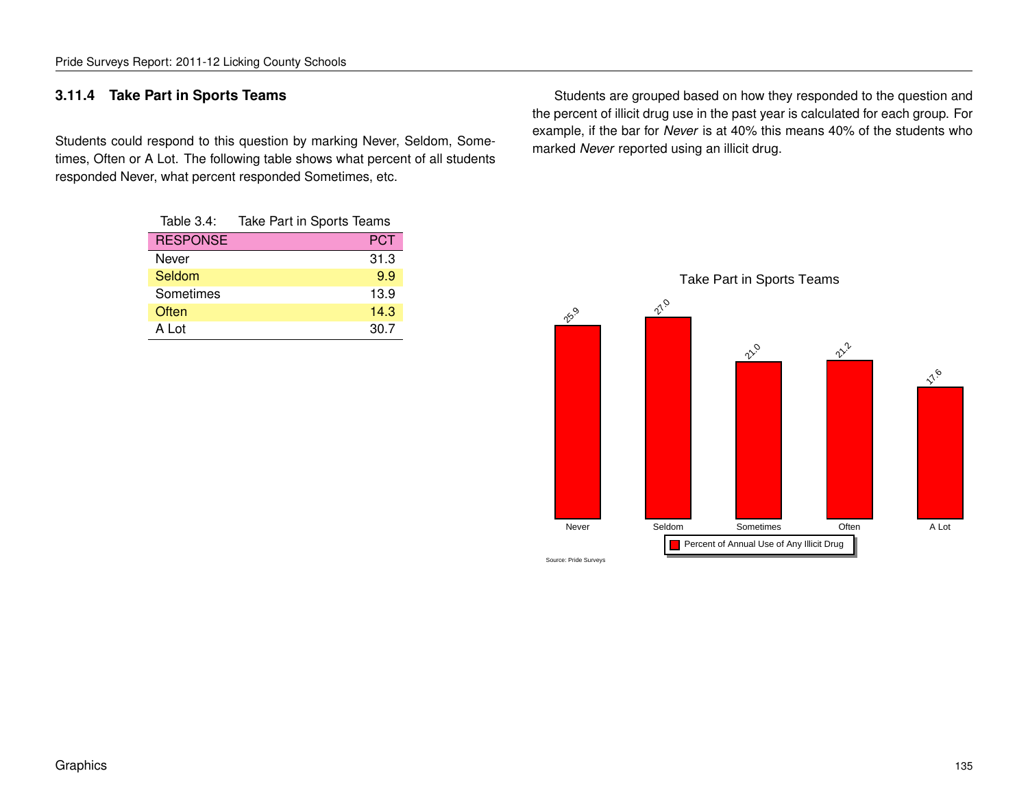### 3.11.4 Take Part in Sports Teams

Students could respond to this question by marking Never, Seldom, Sometimes, Often or A Lot. The following table shows what percent of all students responded Never, what percent responded Sometimes, etc.

Table 3.4: Take Part in Sports Teams

| RESPONSE | PCT |
|---|---|
| Never | 31.3 |
| Seldom | 9.9 |
| Sometimes | 13.9 |
| Often | 14.3 |
| A Lot | 30.7 |

Students are grouped based on how they responded to the question and the percent of illicit drug use in the past year is calculated for each group. For example, if the bar for *Never* is at 40% this means 40% of the students who marked *Never* reported using an illicit drug.

Take Part in Sports Teams

| Response | Percent of Annual Use of Any Illicit Drug |
|---|---|
| Never | 25.9 |
| Seldom | 27.0 |
| Sometimes | 21.0 |
| Often | 21.2 |
| A Lot | 17.6 |

Source: Pride Surveys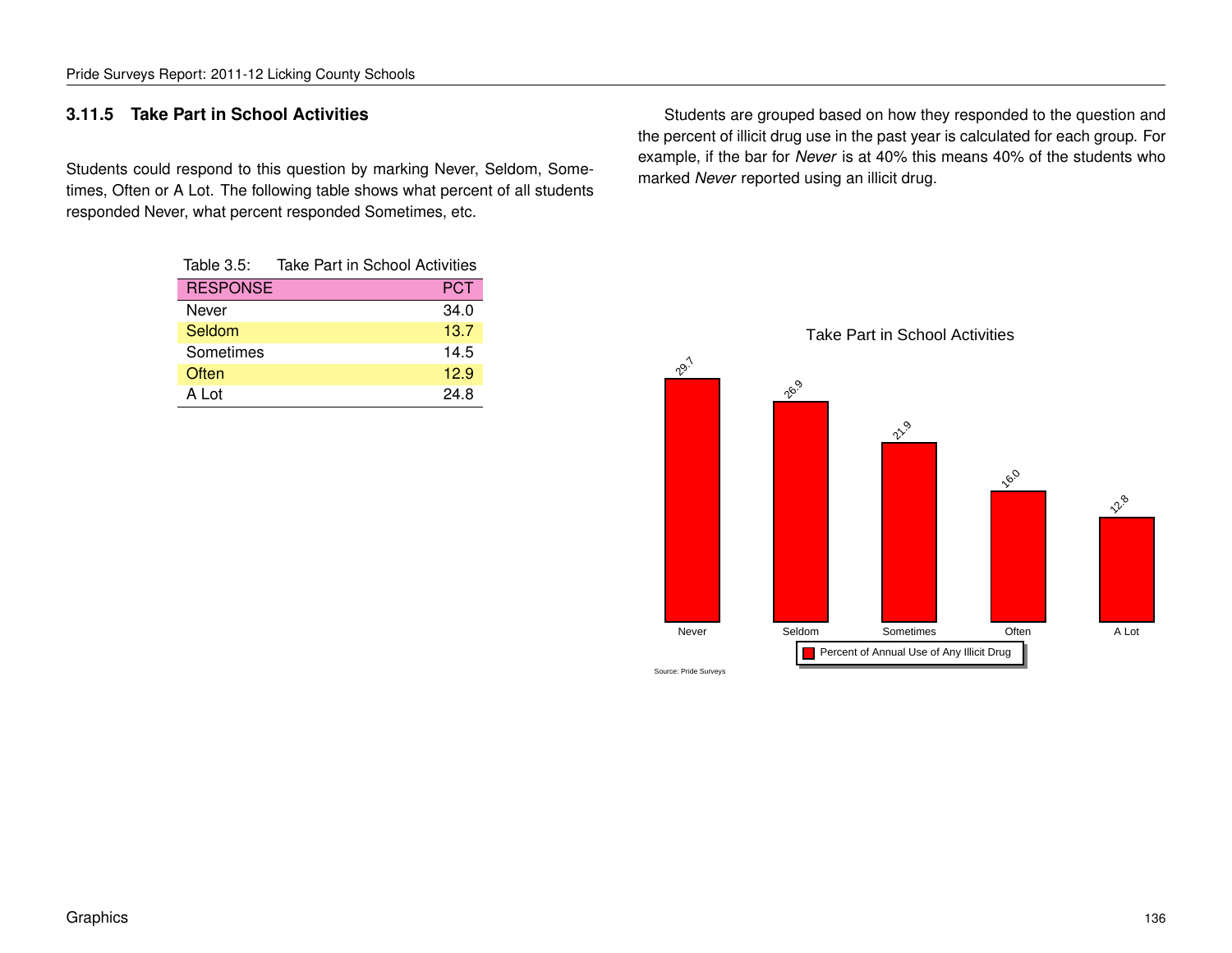### 3.11.5 Take Part in School Activities

Students could respond to this question by marking Never, Seldom, Sometimes, Often or A Lot. The following table shows what percent of all students responded Never, what percent responded Sometimes, etc.

Table 3.5: Take Part in School Activities

| RESPONSE | PCT |
|---|---|
| Never | 34.0 |
| Seldom | 13.7 |
| Sometimes | 14.5 |
| Often | 12.9 |
| A Lot | 24.8 |

Students are grouped based on how they responded to the question and the percent of illicit drug use in the past year is calculated for each group. For example, if the bar for *Never* is at 40% this means 40% of the students who marked *Never* reported using an illicit drug.

Take Part in School Activities

| Response | Percent of Annual Use of Any Illicit Drug |
|---|---|
| Never | 29.7 |
| Seldom | 26.9 |
| Sometimes | 21.9 |
| Often | 16.0 |
| A Lot | 12.8 |

Source: Pride Surveys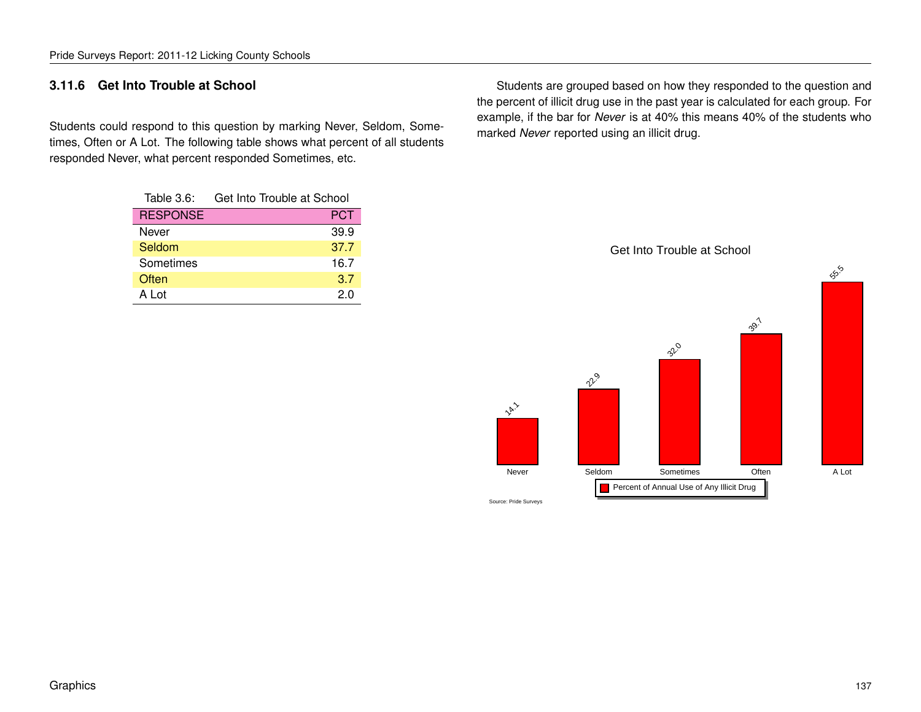### 3.11.6 Get Into Trouble at School

Students could respond to this question by marking Never, Seldom, Sometimes, Often or A Lot. The following table shows what percent of all students responded Never, what percent responded Sometimes, etc.

Table 3.6: Get Into Trouble at School

| RESPONSE | PCT |
|---|---|
| Never | 39.9 |
| Seldom | 37.7 |
| Sometimes | 16.7 |
| Often | 3.7 |
| A Lot | 2.0 |

Students are grouped based on how they responded to the question and the percent of illicit drug use in the past year is calculated for each group. For example, if the bar for *Never* is at 40% this means 40% of the students who marked *Never* reported using an illicit drug.

Get Into Trouble at School

| | Never | Seldom | Sometimes | Often | A Lot |
|---|---|---|---|---|---|
| Percent of Annual Use of Any Illicit Drug | 14.1 | 22.9 | 32.0 | 39.7 | 55.5 |

Source: Pride Surveys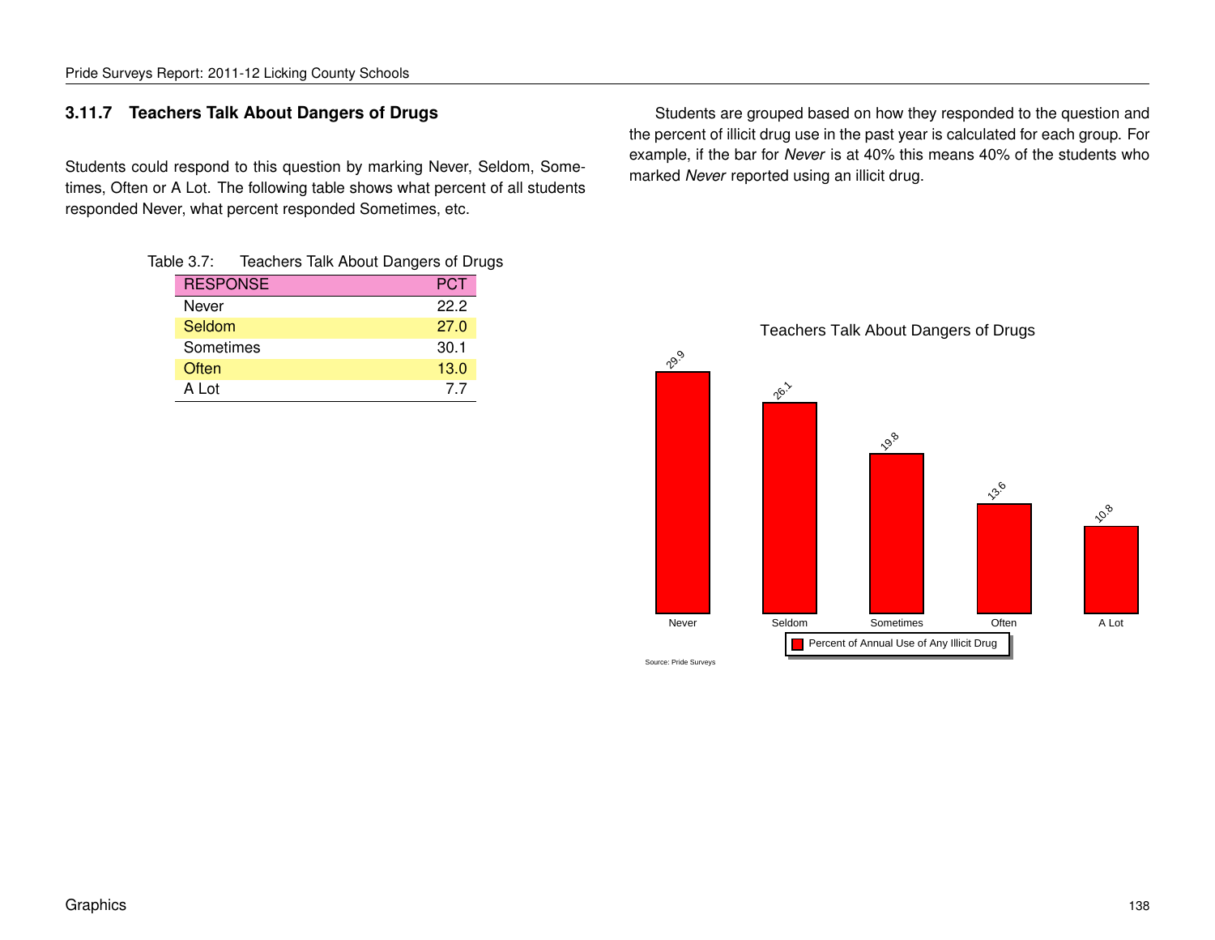### 3.11.7 Teachers Talk About Dangers of Drugs

Students could respond to this question by marking Never, Seldom, Sometimes, Often or A Lot. The following table shows what percent of all students responded Never, what percent responded Sometimes, etc.

Table 3.7: Teachers Talk About Dangers of Drugs

| RESPONSE | PCT |
|---|---|
| Never | 22.2 |
| Seldom | 27.0 |
| Sometimes | 30.1 |
| Often | 13.0 |
| A Lot | 7.7 |

Students are grouped based on how they responded to the question and the percent of illicit drug use in the past year is calculated for each group. For example, if the bar for *Never* is at 40% this means 40% of the students who marked *Never* reported using an illicit drug.

Teachers Talk About Dangers of Drugs

| Response | Percent of Annual Use of Any Illicit Drug |
|---|---|
| Never | 29.9 |
| Seldom | 26.1 |
| Sometimes | 19.8 |
| Often | 13.6 |
| A Lot | 10.8 |

Source: Pride Surveys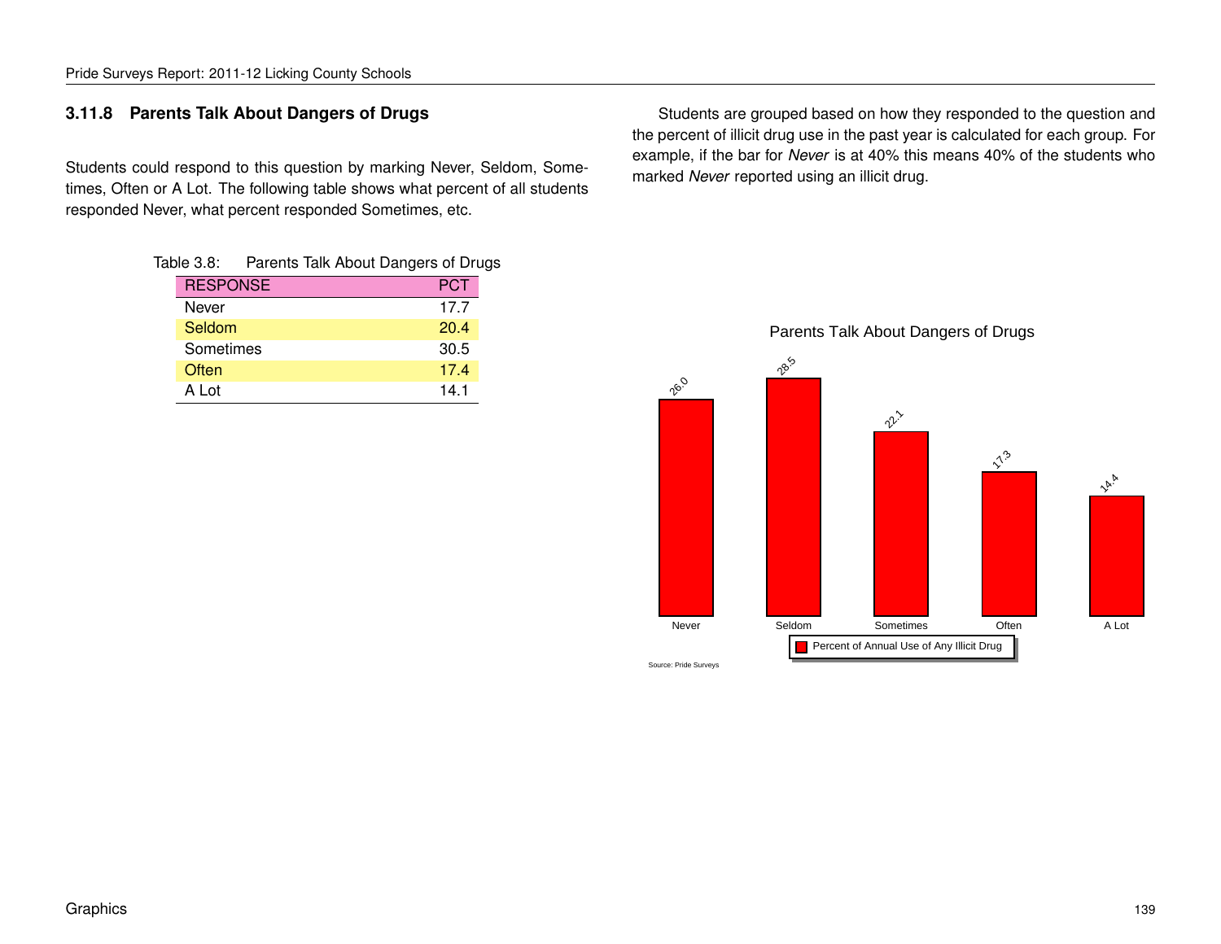### 3.11.8 Parents Talk About Dangers of Drugs

Students could respond to this question by marking Never, Seldom, Sometimes, Often or A Lot. The following table shows what percent of all students responded Never, what percent responded Sometimes, etc.

Table 3.8: Parents Talk About Dangers of Drugs

| RESPONSE | PCT |
|---|---|
| Never | 17.7 |
| Seldom | 20.4 |
| Sometimes | 30.5 |
| Often | 17.4 |
| A Lot | 14.1 |

Students are grouped based on how they responded to the question and the percent of illicit drug use in the past year is calculated for each group. For example, if the bar for *Never* is at 40% this means 40% of the students who marked *Never* reported using an illicit drug.

Parents Talk About Dangers of Drugs

| | Never | Seldom | Sometimes | Often | A Lot |
|---|---|---|---|---|---|
| Percent of Annual Use of Any Illicit Drug | 26.0 | 28.5 | 22.1 | 17.3 | 14.4 |

Source: Pride Surveys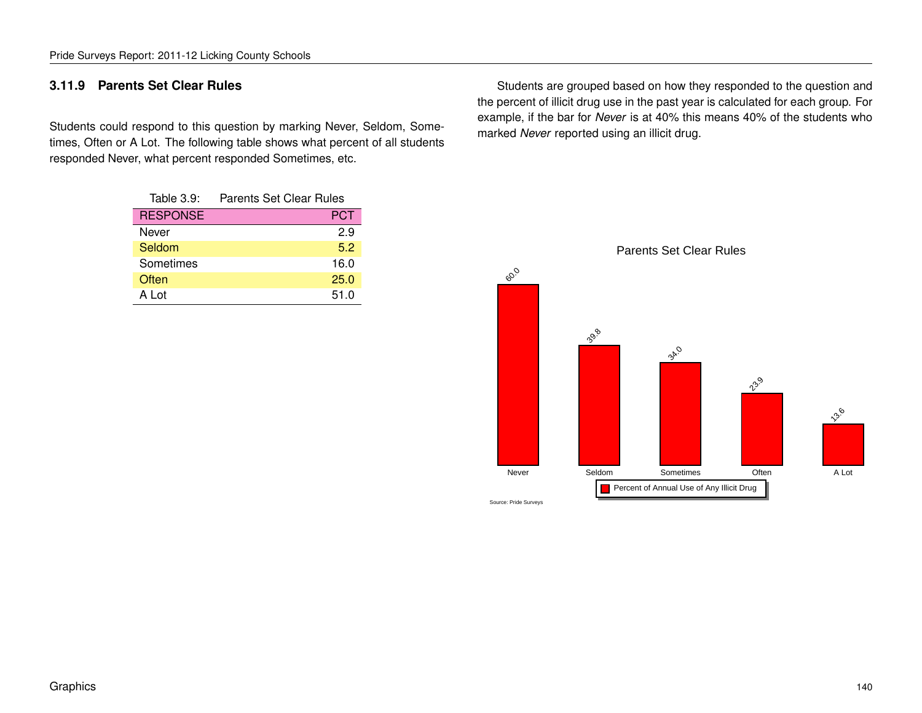### 3.11.9 Parents Set Clear Rules

Students could respond to this question by marking Never, Seldom, Sometimes, Often or A Lot. The following table shows what percent of all students responded Never, what percent responded Sometimes, etc.

Table 3.9: Parents Set Clear Rules

| RESPONSE | PCT |
|---|---|
| Never | 2.9 |
| Seldom | 5.2 |
| Sometimes | 16.0 |
| Often | 25.0 |
| A Lot | 51.0 |

Students are grouped based on how they responded to the question and the percent of illicit drug use in the past year is calculated for each group. For example, if the bar for *Never* is at 40% this means 40% of the students who marked *Never* reported using an illicit drug.

Parents Set Clear Rules

| Response | Percent of Annual Use of Any Illicit Drug |
|---|---|
| Never | 60.0 |
| Seldom | 39.8 |
| Sometimes | 34.0 |
| Often | 23.9 |
| A Lot | 13.6 |

Source: Pride Surveys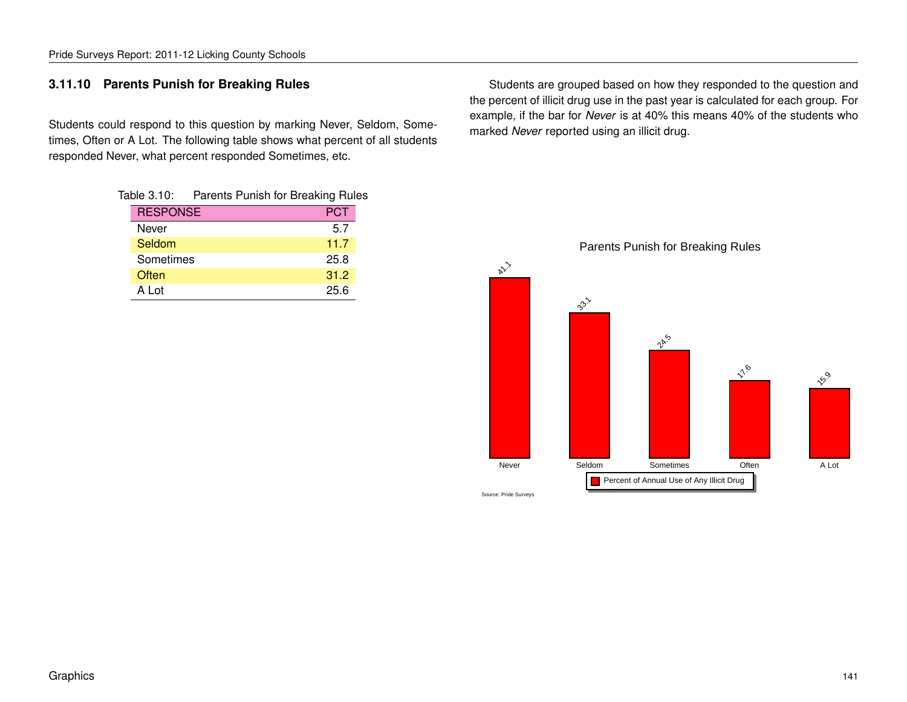### 3.11.10 Parents Punish for Breaking Rules

Students could respond to this question by marking Never, Seldom, Sometimes, Often or A Lot. The following table shows what percent of all students responded Never, what percent responded Sometimes, etc.

Table 3.10: Parents Punish for Breaking Rules

| RESPONSE | PCT |
|---|---|
| Never | 5.7 |
| Seldom | 11.7 |
| Sometimes | 25.8 |
| Often | 31.2 |
| A Lot | 25.6 |

Students are grouped based on how they responded to the question and the percent of illicit drug use in the past year is calculated for each group. For example, if the bar for *Never* is at 40% this means 40% of the students who marked *Never* reported using an illicit drug.

Parents Punish for Breaking Rules

| | Never | Seldom | Sometimes | Often | A Lot |
|---|---|---|---|---|---|
| Percent of Annual Use of Any Illicit Drug | 41.1 | 33.1 | 24.5 | 17.6 | 15.9 |

Source: Pride Surveys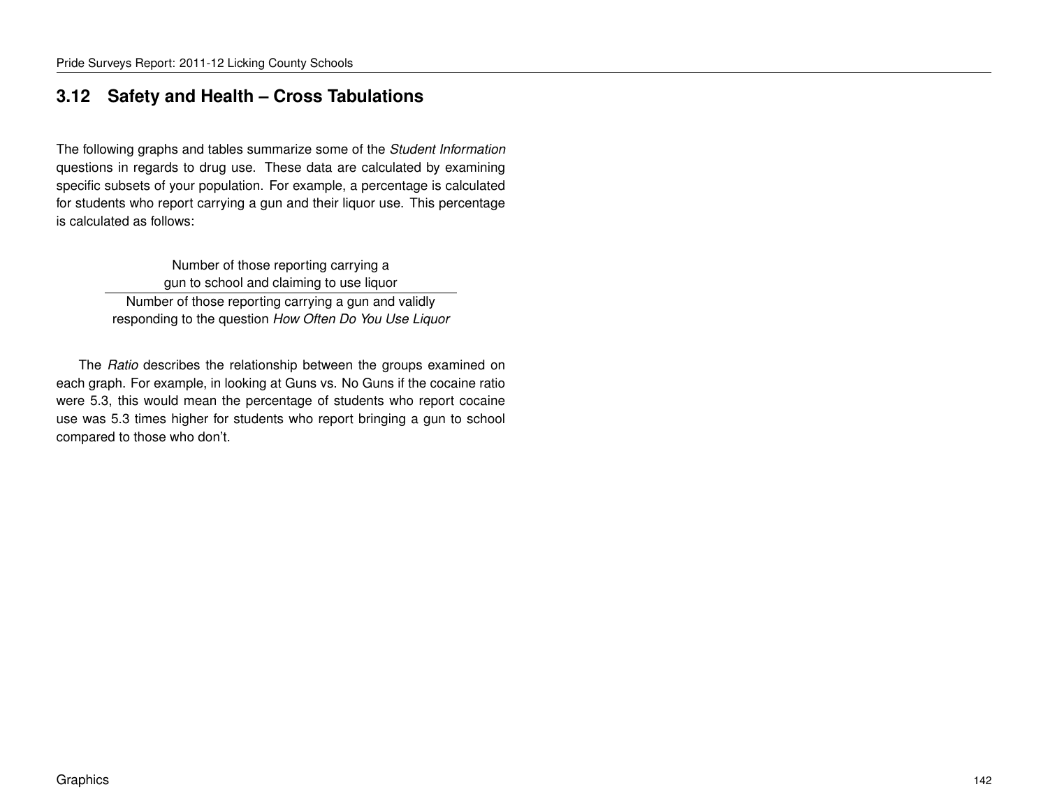## 3.12 Safety and Health – Cross Tabulations

The following graphs and tables summarize some of the *Student Information* questions in regards to drug use. These data are calculated by examining specific subsets of your population. For example, a percentage is calculated for students who report carrying a gun and their liquor use. This percentage is calculated as follows:

$$\frac{\text{Number of those reporting carrying a gun to school and claiming to use liquor}}{\text{Number of those reporting carrying a gun and validly responding to the question } \textit{How Often Do You Use Liquor}}$$

The *Ratio* describes the relationship between the groups examined on each graph. For example, in looking at Guns vs. No Guns if the cocaine ratio were 5.3, this would mean the percentage of students who report cocaine use was 5.3 times higher for students who report bringing a gun to school compared to those who don't.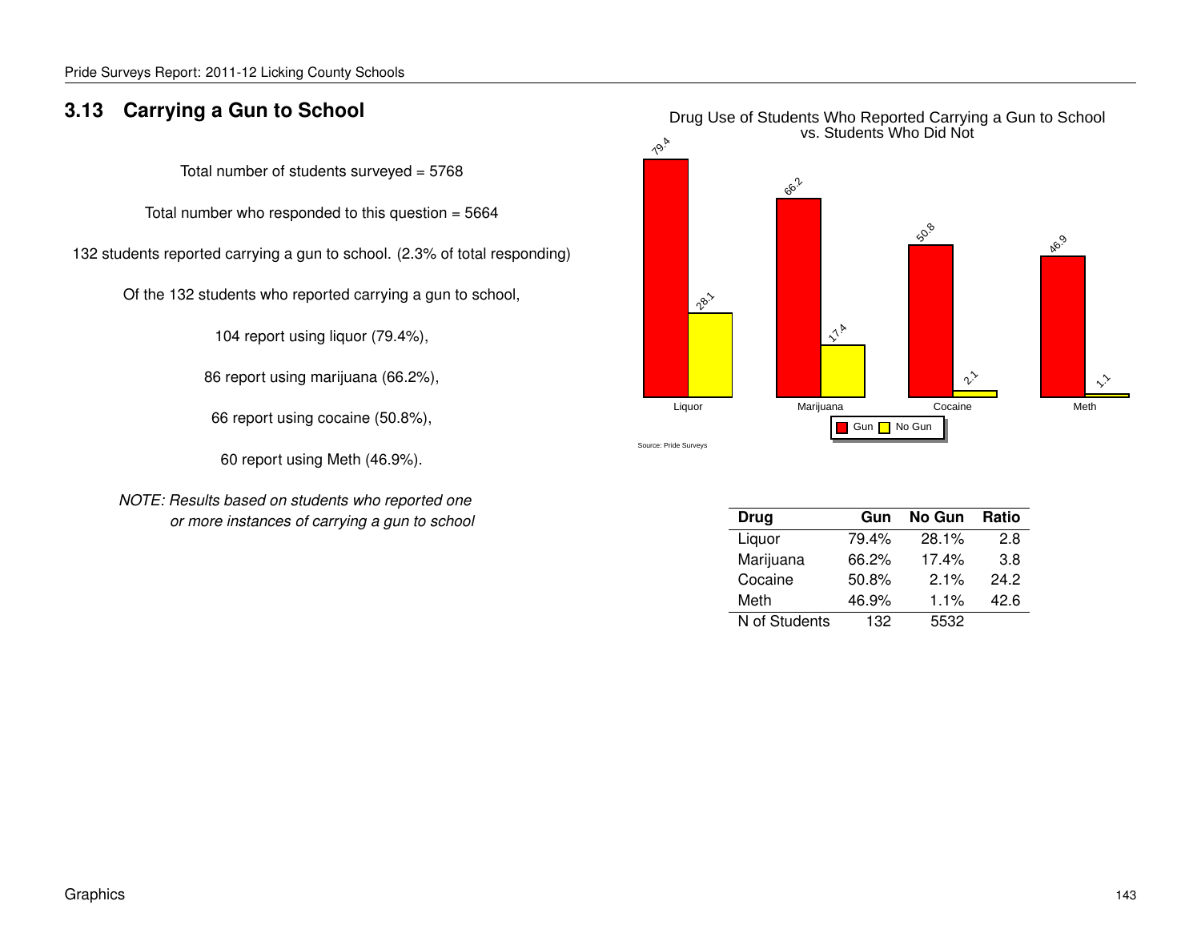## 3.13 Carrying a Gun to School

Total number of students surveyed = 5768

Total number who responded to this question = 5664

132 students reported carrying a gun to school. (2.3% of total responding)

Of the 132 students who reported carrying a gun to school,

104 report using liquor (79.4%),

86 report using marijuana (66.2%),

66 report using cocaine (50.8%),

60 report using Meth (46.9%).

*NOTE: Results based on students who reported one or more instances of carrying a gun to school*

Drug Use of Students Who Reported Carrying a Gun to School vs. Students Who Did Not

| Drug | Gun | No Gun |
|---|---|---|
| Liquor | 79.4 | 28.1 |
| Marijuana | 66.2 | 17.4 |
| Cocaine | 50.8 | 2.1 |
| Meth | 46.9 | 1.1 |

Gun / No Gun

Source: Pride Surveys

| Drug | Gun | No Gun | Ratio |
|---|---|---|---|
| Liquor | 79.4% | 28.1% | 2.8 |
| Marijuana | 66.2% | 17.4% | 3.8 |
| Cocaine | 50.8% | 2.1% | 24.2 |
| Meth | 46.9% | 1.1% | 42.6 |
| N of Students | 132 | 5532 | |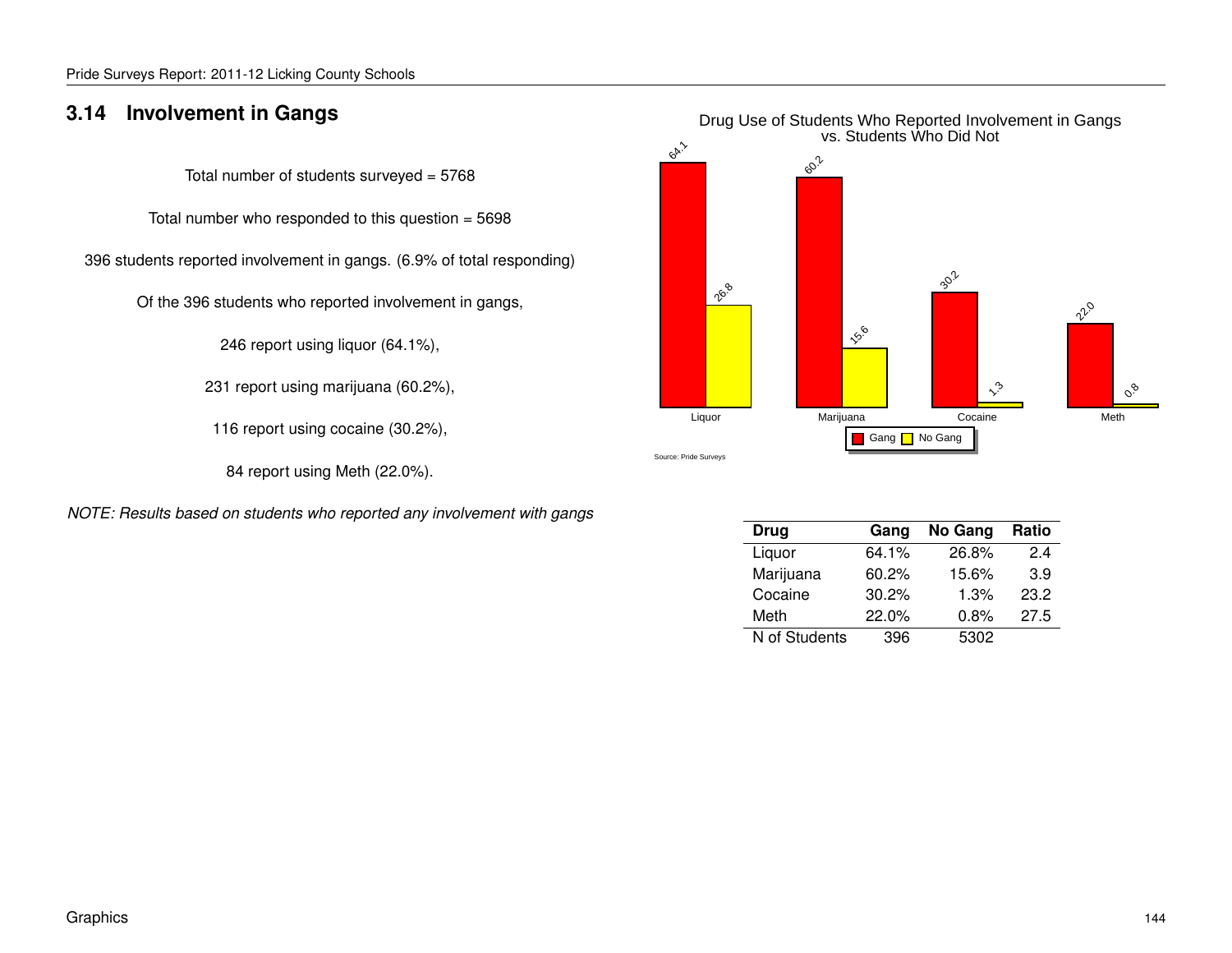## 3.14 Involvement in Gangs

Total number of students surveyed = 5768

Total number who responded to this question = 5698

396 students reported involvement in gangs. (6.9% of total responding)

Of the 396 students who reported involvement in gangs,

246 report using liquor (64.1%),

231 report using marijuana (60.2%),

116 report using cocaine (30.2%),

84 report using Meth (22.0%).

*NOTE: Results based on students who reported any involvement with gangs*

Drug Use of Students Who Reported Involvement in Gangs vs. Students Who Did Not

| | Gang | No Gang |
|---|---|---|
| Liquor | 64.1 | 26.8 |
| Marijuana | 60.2 | 15.6 |
| Cocaine | 30.2 | 1.3 |
| Meth | 22.0 | 0.8 |

Source: Pride Surveys

| Drug | Gang | No Gang | Ratio |
|---|---|---|---|
| Liquor | 64.1% | 26.8% | 2.4 |
| Marijuana | 60.2% | 15.6% | 3.9 |
| Cocaine | 30.2% | 1.3% | 23.2 |
| Meth | 22.0% | 0.8% | 27.5 |
| N of Students | 396 | 5302 | |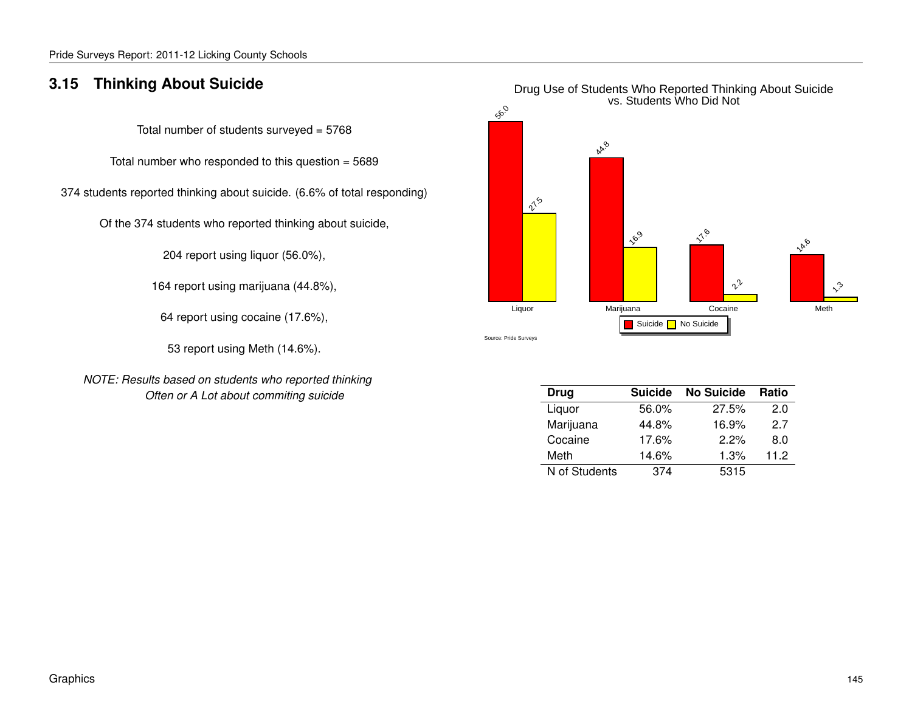## 3.15 Thinking About Suicide

Total number of students surveyed = 5768

Total number who responded to this question = 5689

374 students reported thinking about suicide. (6.6% of total responding)

Of the 374 students who reported thinking about suicide,

204 report using liquor (56.0%),

164 report using marijuana (44.8%),

64 report using cocaine (17.6%),

53 report using Meth (14.6%).

*NOTE: Results based on students who reported thinking Often or A Lot about commiting suicide*

Drug Use of Students Who Reported Thinking About Suicide vs. Students Who Did Not

| | Liquor | Marijuana | Cocaine | Meth |
|---|---|---|---|---|
| Suicide | 56.0 | 44.8 | 17.6 | 14.6 |
| No Suicide | 27.5 | 16.9 | 2.2 | 1.3 |

Source: Pride Surveys

| Drug | Suicide | No Suicide | Ratio |
|---|---|---|---|
| Liquor | 56.0% | 27.5% | 2.0 |
| Marijuana | 44.8% | 16.9% | 2.7 |
| Cocaine | 17.6% | 2.2% | 8.0 |
| Meth | 14.6% | 1.3% | 11.2 |
| N of Students | 374 | 5315 | |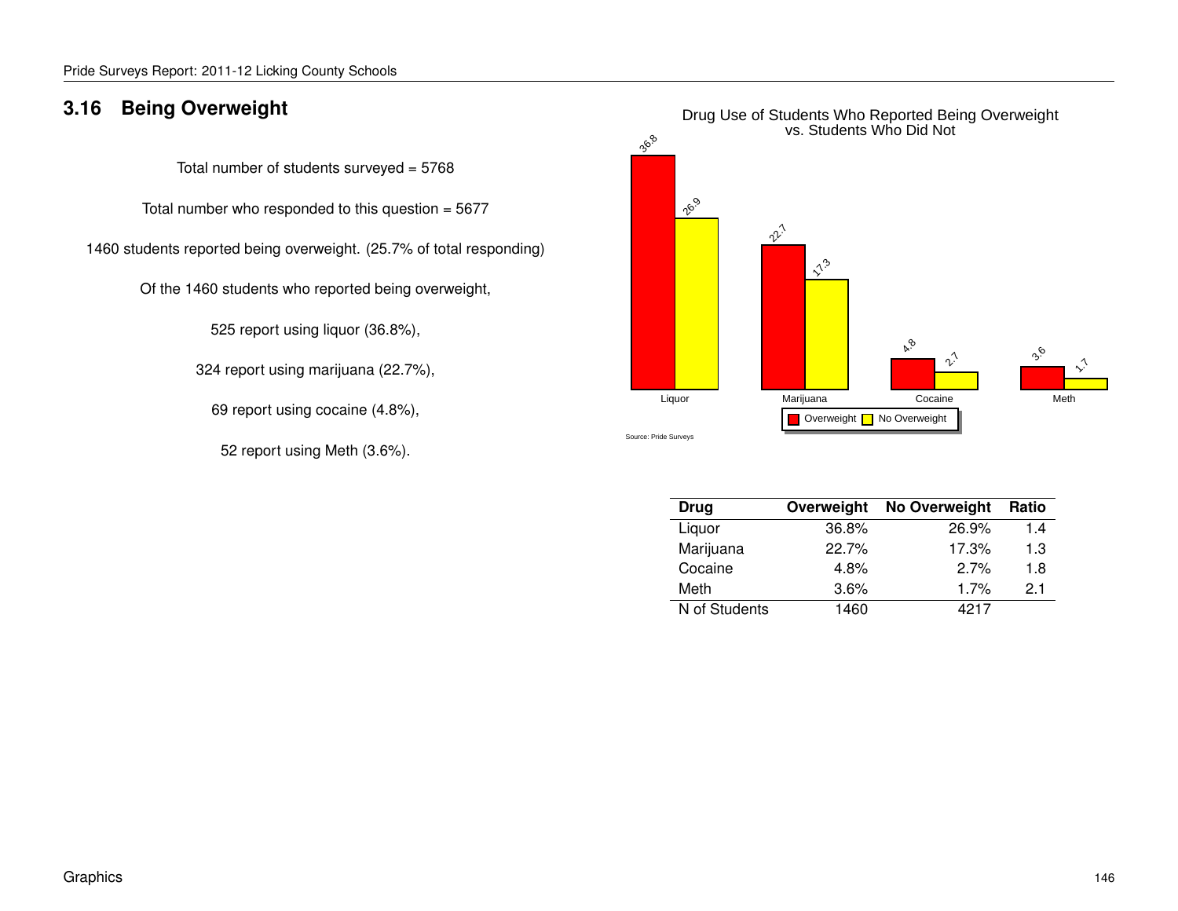## 3.16 Being Overweight

Total number of students surveyed = 5768

Total number who responded to this question = 5677

1460 students reported being overweight. (25.7% of total responding)

Of the 1460 students who reported being overweight,

525 report using liquor (36.8%),

324 report using marijuana (22.7%),

69 report using cocaine (4.8%),

52 report using Meth (3.6%).

Drug Use of Students Who Reported Being Overweight vs. Students Who Did Not

| | Liquor | Marijuana | Cocaine | Meth |
|---|---|---|---|---|
| Overweight | 36.8 | 22.7 | 4.8 | 3.6 |
| No Overweight | 26.9 | 17.3 | 2.7 | 1.7 |

Source: Pride Surveys

| Drug | Overweight | No Overweight | Ratio |
|---|---|---|---|
| Liquor | 36.8% | 26.9% | 1.4 |
| Marijuana | 22.7% | 17.3% | 1.3 |
| Cocaine | 4.8% | 2.7% | 1.8 |
| Meth | 3.6% | 1.7% | 2.1 |
| N of Students | 1460 | 4217 | |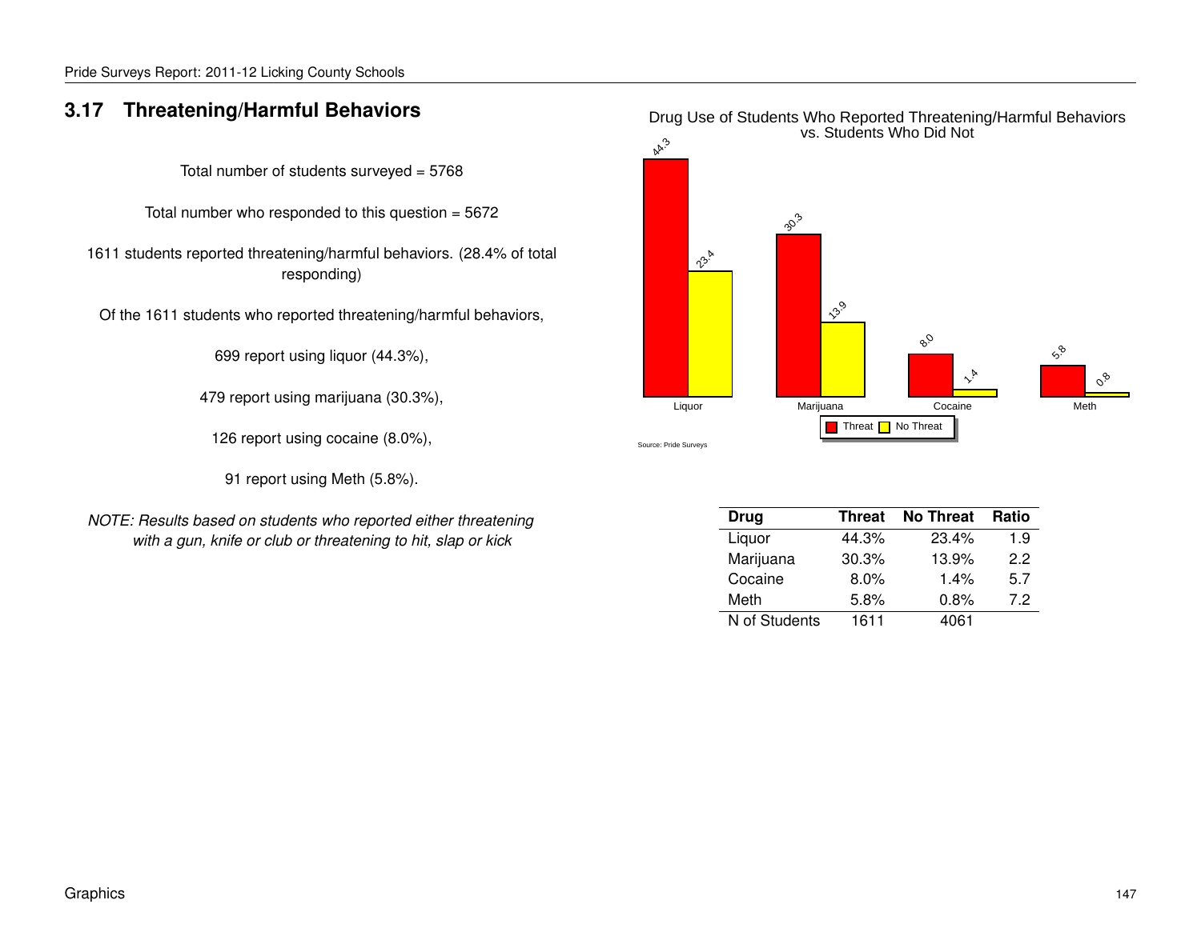## 3.17 Threatening/Harmful Behaviors

Total number of students surveyed = 5768

Total number who responded to this question = 5672

1611 students reported threatening/harmful behaviors. (28.4% of total responding)

Of the 1611 students who reported threatening/harmful behaviors,

699 report using liquor (44.3%),

479 report using marijuana (30.3%),

126 report using cocaine (8.0%),

91 report using Meth (5.8%).

*NOTE: Results based on students who reported either threatening with a gun, knife or club or threatening to hit, slap or kick*

Drug Use of Students Who Reported Threatening/Harmful Behaviors vs. Students Who Did Not

| | Liquor | Marijuana | Cocaine | Meth |
|---|---|---|---|---|
| Threat | 44.3 | 30.3 | 8.0 | 5.8 |
| No Threat | 23.4 | 13.9 | 1.4 | 0.8 |

Source: Pride Surveys

| Drug | Threat | No Threat | Ratio |
|---|---|---|---|
| Liquor | 44.3% | 23.4% | 1.9 |
| Marijuana | 30.3% | 13.9% | 2.2 |
| Cocaine | 8.0% | 1.4% | 5.7 |
| Meth | 5.8% | 0.8% | 7.2 |
| N of Students | 1611 | 4061 | |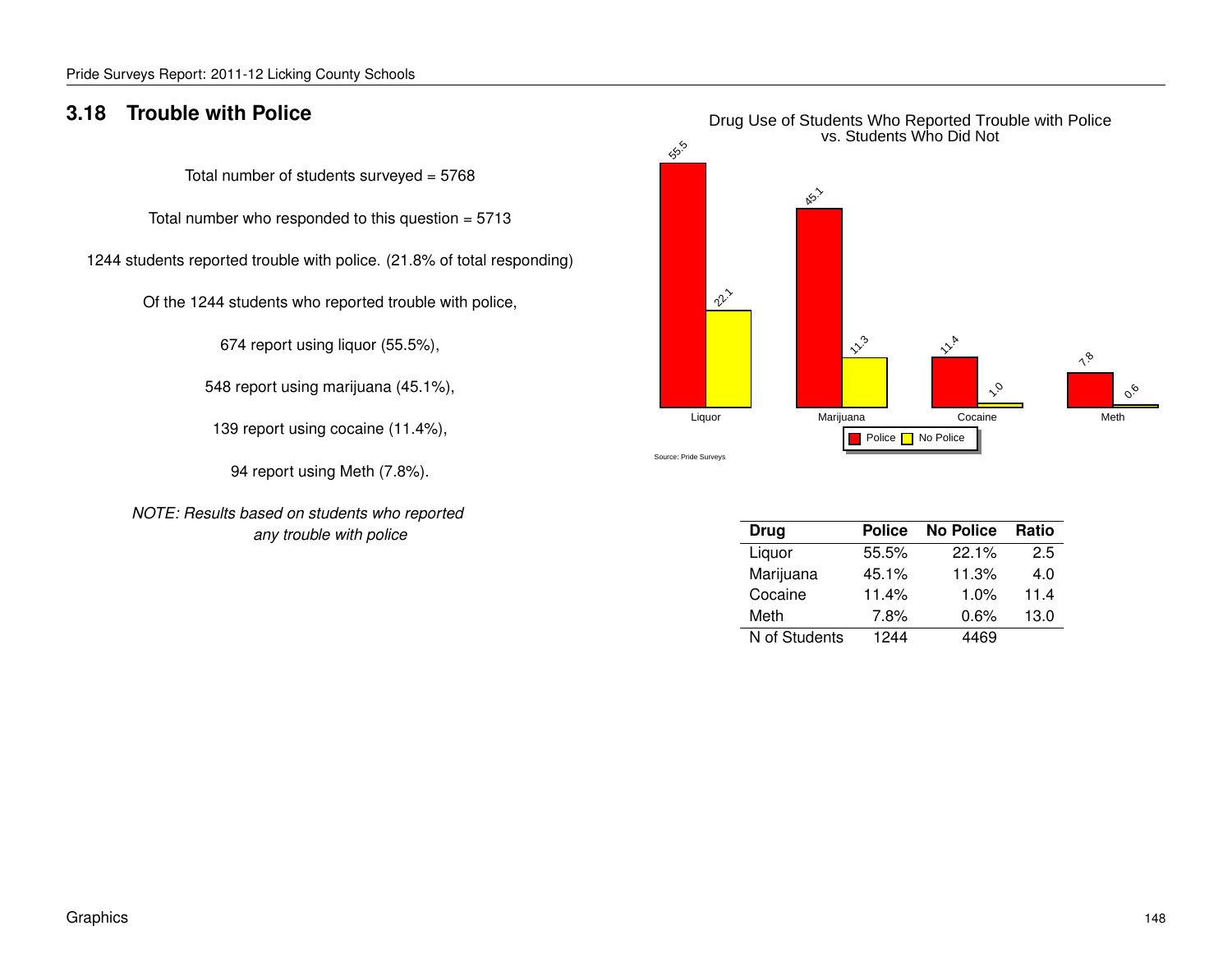## 3.18 Trouble with Police

Total number of students surveyed = 5768

Total number who responded to this question = 5713

1244 students reported trouble with police. (21.8% of total responding)

Of the 1244 students who reported trouble with police,

674 report using liquor (55.5%),

548 report using marijuana (45.1%),

139 report using cocaine (11.4%),

94 report using Meth (7.8%).

*NOTE: Results based on students who reported any trouble with police*

Drug Use of Students Who Reported Trouble with Police vs. Students Who Did Not

| | Police | No Police |
|---|---|---|
| Liquor | 55.5 | 22.1 |
| Marijuana | 45.1 | 11.3 |
| Cocaine | 11.4 | 1.0 |
| Meth | 7.8 | 0.6 |

Source: Pride Surveys

| Drug | Police | No Police | Ratio |
|---|---|---|---|
| Liquor | 55.5% | 22.1% | 2.5 |
| Marijuana | 45.1% | 11.3% | 4.0 |
| Cocaine | 11.4% | 1.0% | 11.4 |
| Meth | 7.8% | 0.6% | 13.0 |
| N of Students | 1244 | 4469 | |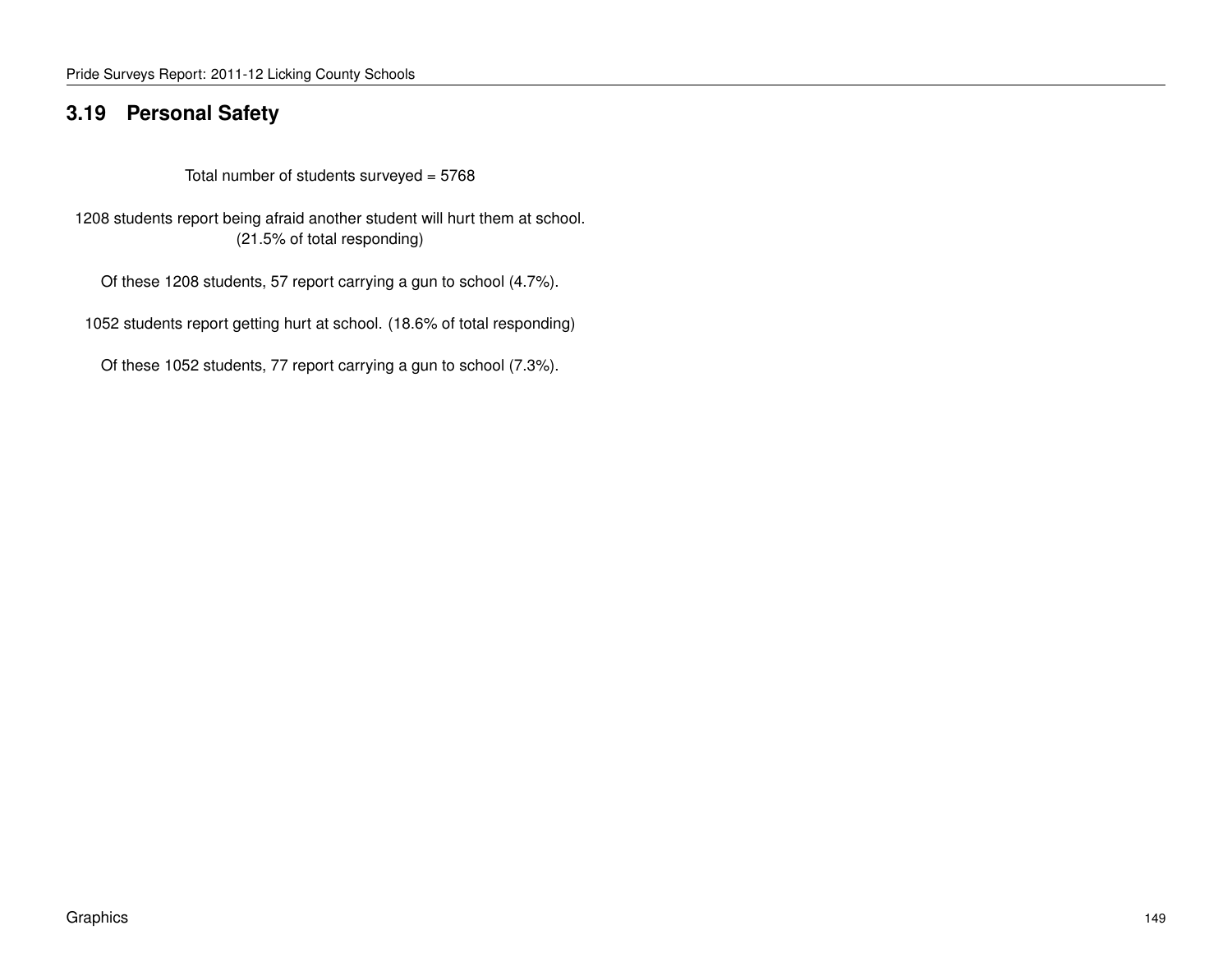## 3.19 Personal Safety

Total number of students surveyed = 5768

1208 students report being afraid another student will hurt them at school.
(21.5% of total responding)

Of these 1208 students, 57 report carrying a gun to school (4.7%).

1052 students report getting hurt at school. (18.6% of total responding)

Of these 1052 students, 77 report carrying a gun to school (7.3%).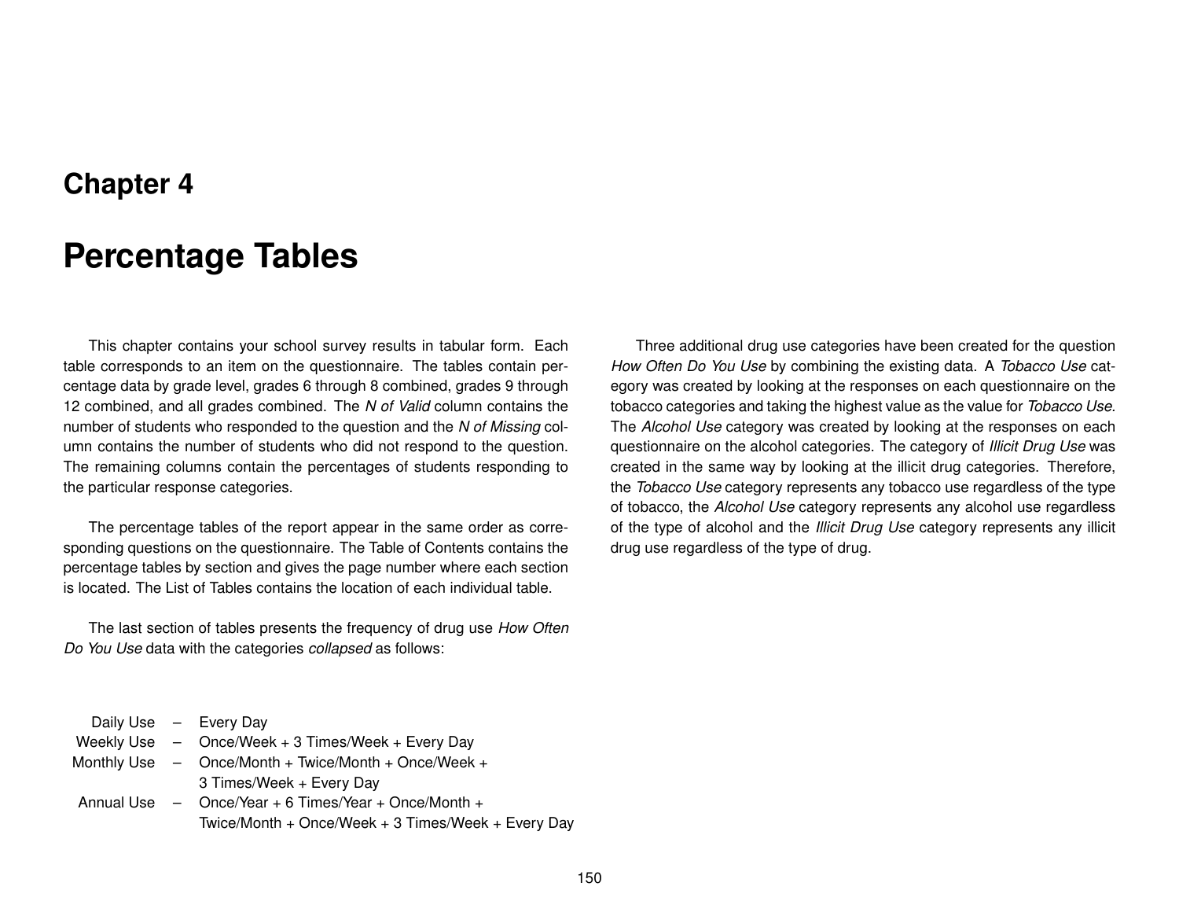# Chapter 4

# Percentage Tables

This chapter contains your school survey results in tabular form. Each table corresponds to an item on the questionnaire. The tables contain percentage data by grade level, grades 6 through 8 combined, grades 9 through 12 combined, and all grades combined. The *N of Valid* column contains the number of students who responded to the question and the *N of Missing* column contains the number of students who did not respond to the question. The remaining columns contain the percentages of students responding to the particular response categories.

The percentage tables of the report appear in the same order as corresponding questions on the questionnaire. The Table of Contents contains the percentage tables by section and gives the page number where each section is located. The List of Tables contains the location of each individual table.

The last section of tables presents the frequency of drug use *How Often Do You Use* data with the categories *collapsed* as follows:

| | | |
|---|---|---|
| Daily Use | – | Every Day |
| Weekly Use | – | Once/Week + 3 Times/Week + Every Day |
| Monthly Use | – | Once/Month + Twice/Month + Once/Week + 3 Times/Week + Every Day |
| Annual Use | – | Once/Year + 6 Times/Year + Once/Month + Twice/Month + Once/Week + 3 Times/Week + Every Day |

Three additional drug use categories have been created for the question *How Often Do You Use* by combining the existing data. A *Tobacco Use* category was created by looking at the responses on each questionnaire on the tobacco categories and taking the highest value as the value for *Tobacco Use*. The *Alcohol Use* category was created by looking at the responses on each questionnaire on the alcohol categories. The category of *Illicit Drug Use* was created in the same way by looking at the illicit drug categories. Therefore, the *Tobacco Use* category represents any tobacco use regardless of the type of tobacco, the *Alcohol Use* category represents any alcohol use regardless of the type of alcohol and the *Illicit Drug Use* category represents any illicit drug use regardless of the type of drug.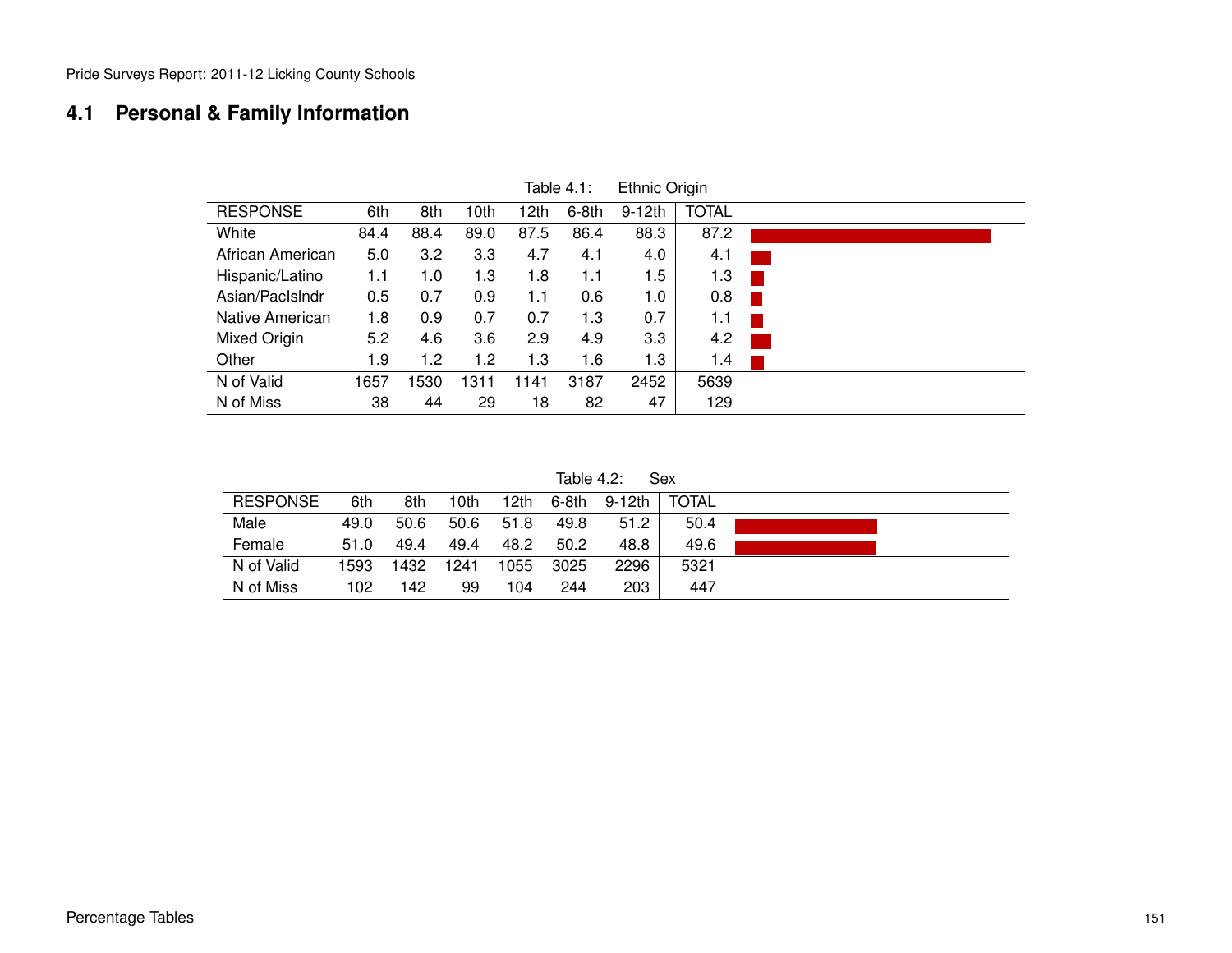## 4.1 Personal & Family Information

Table 4.1: Ethnic Origin

| RESPONSE | 6th | 8th | 10th | 12th | 6-8th | 9-12th | TOTAL |
|---|---|---|---|---|---|---|---|
| White | 84.4 | 88.4 | 89.0 | 87.5 | 86.4 | 88.3 | 87.2 |
| African American | 5.0 | 3.2 | 3.3 | 4.7 | 4.1 | 4.0 | 4.1 |
| Hispanic/Latino | 1.1 | 1.0 | 1.3 | 1.8 | 1.1 | 1.5 | 1.3 |
| Asian/PacIslndr | 0.5 | 0.7 | 0.9 | 1.1 | 0.6 | 1.0 | 0.8 |
| Native American | 1.8 | 0.9 | 0.7 | 0.7 | 1.3 | 0.7 | 1.1 |
| Mixed Origin | 5.2 | 4.6 | 3.6 | 2.9 | 4.9 | 3.3 | 4.2 |
| Other | 1.9 | 1.2 | 1.2 | 1.3 | 1.6 | 1.3 | 1.4 |
| N of Valid | 1657 | 1530 | 1311 | 1141 | 3187 | 2452 | 5639 |
| N of Miss | 38 | 44 | 29 | 18 | 82 | 47 | 129 |

Table 4.2: Sex

| RESPONSE | 6th | 8th | 10th | 12th | 6-8th | 9-12th | TOTAL |
|---|---|---|---|---|---|---|---|
| Male | 49.0 | 50.6 | 50.6 | 51.8 | 49.8 | 51.2 | 50.4 |
| Female | 51.0 | 49.4 | 49.4 | 48.2 | 50.2 | 48.8 | 49.6 |
| N of Valid | 1593 | 1432 | 1241 | 1055 | 3025 | 2296 | 5321 |
| N of Miss | 102 | 142 | 99 | 104 | 244 | 203 | 447 |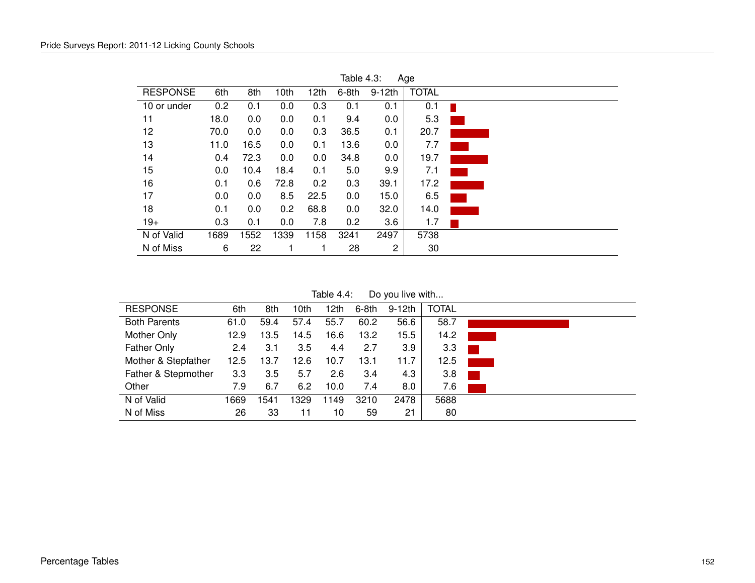Table 4.3: Age

| RESPONSE | 6th | 8th | 10th | 12th | 6-8th | 9-12th | TOTAL |
|---|---|---|---|---|---|---|---|
| 10 or under | 0.2 | 0.1 | 0.0 | 0.3 | 0.1 | 0.1 | 0.1 |
| 11 | 18.0 | 0.0 | 0.0 | 0.1 | 9.4 | 0.0 | 5.3 |
| 12 | 70.0 | 0.0 | 0.0 | 0.3 | 36.5 | 0.1 | 20.7 |
| 13 | 11.0 | 16.5 | 0.0 | 0.1 | 13.6 | 0.0 | 7.7 |
| 14 | 0.4 | 72.3 | 0.0 | 0.0 | 34.8 | 0.0 | 19.7 |
| 15 | 0.0 | 10.4 | 18.4 | 0.1 | 5.0 | 9.9 | 7.1 |
| 16 | 0.1 | 0.6 | 72.8 | 0.2 | 0.3 | 39.1 | 17.2 |
| 17 | 0.0 | 0.0 | 8.5 | 22.5 | 0.0 | 15.0 | 6.5 |
| 18 | 0.1 | 0.0 | 0.2 | 68.8 | 0.0 | 32.0 | 14.0 |
| 19+ | 0.3 | 0.1 | 0.0 | 7.8 | 0.2 | 3.6 | 1.7 |
| N of Valid | 1689 | 1552 | 1339 | 1158 | 3241 | 2497 | 5738 |
| N of Miss | 6 | 22 | 1 | 1 | 28 | 2 | 30 |

Table 4.4: Do you live with...

| RESPONSE | 6th | 8th | 10th | 12th | 6-8th | 9-12th | TOTAL |
|---|---|---|---|---|---|---|---|
| Both Parents | 61.0 | 59.4 | 57.4 | 55.7 | 60.2 | 56.6 | 58.7 |
| Mother Only | 12.9 | 13.5 | 14.5 | 16.6 | 13.2 | 15.5 | 14.2 |
| Father Only | 2.4 | 3.1 | 3.5 | 4.4 | 2.7 | 3.9 | 3.3 |
| Mother & Stepfather | 12.5 | 13.7 | 12.6 | 10.7 | 13.1 | 11.7 | 12.5 |
| Father & Stepmother | 3.3 | 3.5 | 5.7 | 2.6 | 3.4 | 4.3 | 3.8 |
| Other | 7.9 | 6.7 | 6.2 | 10.0 | 7.4 | 8.0 | 7.6 |
| N of Valid | 1669 | 1541 | 1329 | 1149 | 3210 | 2478 | 5688 |
| N of Miss | 26 | 33 | 11 | 10 | 59 | 21 | 80 |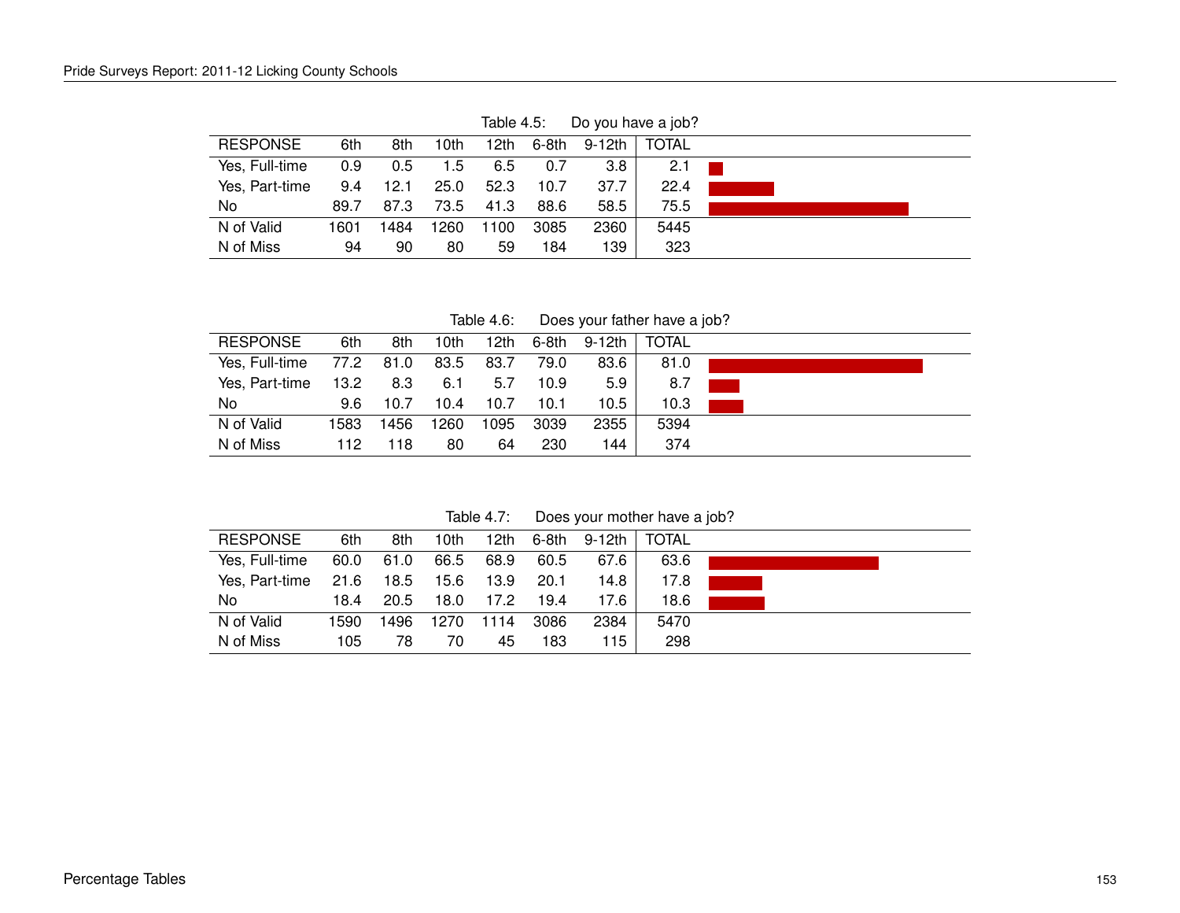Table 4.5: Do you have a job?

| RESPONSE | 6th | 8th | 10th | 12th | 6-8th | 9-12th | TOTAL |
|---|---|---|---|---|---|---|---|
| Yes, Full-time | 0.9 | 0.5 | 1.5 | 6.5 | 0.7 | 3.8 | 2.1 |
| Yes, Part-time | 9.4 | 12.1 | 25.0 | 52.3 | 10.7 | 37.7 | 22.4 |
| No | 89.7 | 87.3 | 73.5 | 41.3 | 88.6 | 58.5 | 75.5 |
| N of Valid | 1601 | 1484 | 1260 | 1100 | 3085 | 2360 | 5445 |
| N of Miss | 94 | 90 | 80 | 59 | 184 | 139 | 323 |

Table 4.6: Does your father have a job?

| RESPONSE | 6th | 8th | 10th | 12th | 6-8th | 9-12th | TOTAL |
|---|---|---|---|---|---|---|---|
| Yes, Full-time | 77.2 | 81.0 | 83.5 | 83.7 | 79.0 | 83.6 | 81.0 |
| Yes, Part-time | 13.2 | 8.3 | 6.1 | 5.7 | 10.9 | 5.9 | 8.7 |
| No | 9.6 | 10.7 | 10.4 | 10.7 | 10.1 | 10.5 | 10.3 |
| N of Valid | 1583 | 1456 | 1260 | 1095 | 3039 | 2355 | 5394 |
| N of Miss | 112 | 118 | 80 | 64 | 230 | 144 | 374 |

Table 4.7: Does your mother have a job?

| RESPONSE | 6th | 8th | 10th | 12th | 6-8th | 9-12th | TOTAL |
|---|---|---|---|---|---|---|---|
| Yes, Full-time | 60.0 | 61.0 | 66.5 | 68.9 | 60.5 | 67.6 | 63.6 |
| Yes, Part-time | 21.6 | 18.5 | 15.6 | 13.9 | 20.1 | 14.8 | 17.8 |
| No | 18.4 | 20.5 | 18.0 | 17.2 | 19.4 | 17.6 | 18.6 |
| N of Valid | 1590 | 1496 | 1270 | 1114 | 3086 | 2384 | 5470 |
| N of Miss | 105 | 78 | 70 | 45 | 183 | 115 | 298 |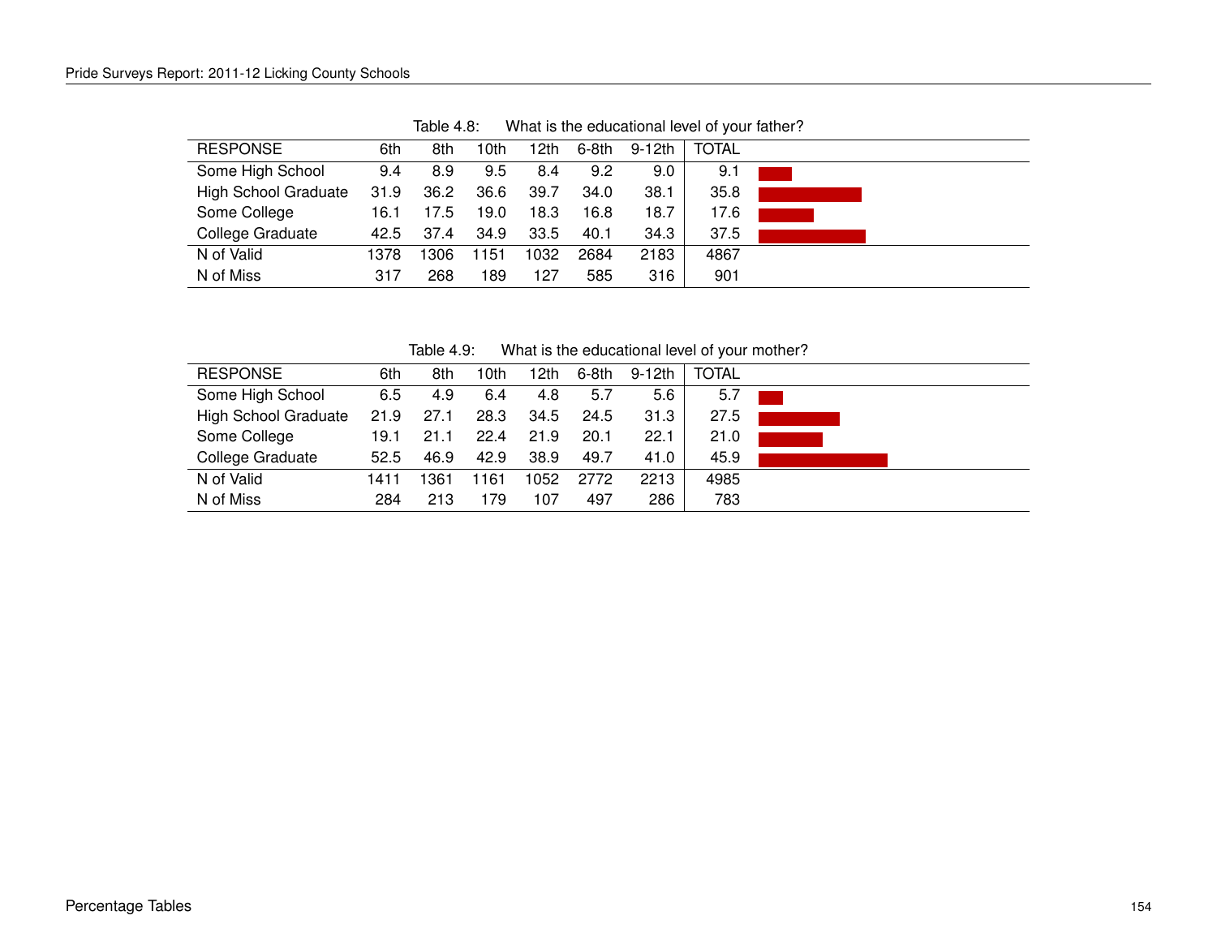Table 4.8: What is the educational level of your father?

| RESPONSE | 6th | 8th | 10th | 12th | 6-8th | 9-12th | TOTAL |
|---|---|---|---|---|---|---|---|
| Some High School | 9.4 | 8.9 | 9.5 | 8.4 | 9.2 | 9.0 | 9.1 |
| High School Graduate | 31.9 | 36.2 | 36.6 | 39.7 | 34.0 | 38.1 | 35.8 |
| Some College | 16.1 | 17.5 | 19.0 | 18.3 | 16.8 | 18.7 | 17.6 |
| College Graduate | 42.5 | 37.4 | 34.9 | 33.5 | 40.1 | 34.3 | 37.5 |
| N of Valid | 1378 | 1306 | 1151 | 1032 | 2684 | 2183 | 4867 |
| N of Miss | 317 | 268 | 189 | 127 | 585 | 316 | 901 |

Table 4.9: What is the educational level of your mother?

| RESPONSE | 6th | 8th | 10th | 12th | 6-8th | 9-12th | TOTAL |
|---|---|---|---|---|---|---|---|
| Some High School | 6.5 | 4.9 | 6.4 | 4.8 | 5.7 | 5.6 | 5.7 |
| High School Graduate | 21.9 | 27.1 | 28.3 | 34.5 | 24.5 | 31.3 | 27.5 |
| Some College | 19.1 | 21.1 | 22.4 | 21.9 | 20.1 | 22.1 | 21.0 |
| College Graduate | 52.5 | 46.9 | 42.9 | 38.9 | 49.7 | 41.0 | 45.9 |
| N of Valid | 1411 | 1361 | 1161 | 1052 | 2772 | 2213 | 4985 |
| N of Miss | 284 | 213 | 179 | 107 | 497 | 286 | 783 |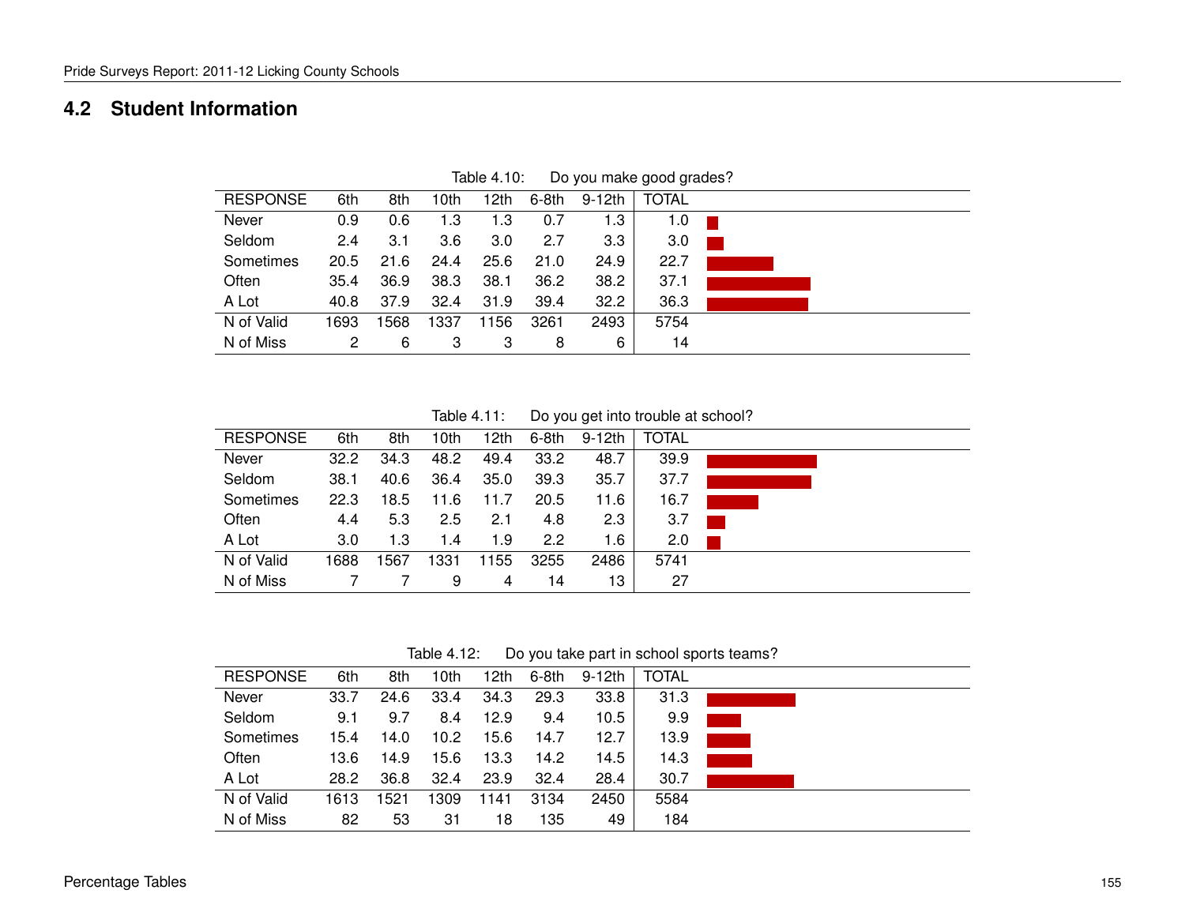## 4.2 Student Information

Table 4.10: Do you make good grades?

| RESPONSE | 6th | 8th | 10th | 12th | 6-8th | 9-12th | TOTAL |
|---|---|---|---|---|---|---|---|
| Never | 0.9 | 0.6 | 1.3 | 1.3 | 0.7 | 1.3 | 1.0 |
| Seldom | 2.4 | 3.1 | 3.6 | 3.0 | 2.7 | 3.3 | 3.0 |
| Sometimes | 20.5 | 21.6 | 24.4 | 25.6 | 21.0 | 24.9 | 22.7 |
| Often | 35.4 | 36.9 | 38.3 | 38.1 | 36.2 | 38.2 | 37.1 |
| A Lot | 40.8 | 37.9 | 32.4 | 31.9 | 39.4 | 32.2 | 36.3 |
| N of Valid | 1693 | 1568 | 1337 | 1156 | 3261 | 2493 | 5754 |
| N of Miss | 2 | 6 | 3 | 3 | 8 | 6 | 14 |

Table 4.11: Do you get into trouble at school?

| RESPONSE | 6th | 8th | 10th | 12th | 6-8th | 9-12th | TOTAL |
|---|---|---|---|---|---|---|---|
| Never | 32.2 | 34.3 | 48.2 | 49.4 | 33.2 | 48.7 | 39.9 |
| Seldom | 38.1 | 40.6 | 36.4 | 35.0 | 39.3 | 35.7 | 37.7 |
| Sometimes | 22.3 | 18.5 | 11.6 | 11.7 | 20.5 | 11.6 | 16.7 |
| Often | 4.4 | 5.3 | 2.5 | 2.1 | 4.8 | 2.3 | 3.7 |
| A Lot | 3.0 | 1.3 | 1.4 | 1.9 | 2.2 | 1.6 | 2.0 |
| N of Valid | 1688 | 1567 | 1331 | 1155 | 3255 | 2486 | 5741 |
| N of Miss | 7 | 7 | 9 | 4 | 14 | 13 | 27 |

Table 4.12: Do you take part in school sports teams?

| RESPONSE | 6th | 8th | 10th | 12th | 6-8th | 9-12th | TOTAL |
|---|---|---|---|---|---|---|---|
| Never | 33.7 | 24.6 | 33.4 | 34.3 | 29.3 | 33.8 | 31.3 |
| Seldom | 9.1 | 9.7 | 8.4 | 12.9 | 9.4 | 10.5 | 9.9 |
| Sometimes | 15.4 | 14.0 | 10.2 | 15.6 | 14.7 | 12.7 | 13.9 |
| Often | 13.6 | 14.9 | 15.6 | 13.3 | 14.2 | 14.5 | 14.3 |
| A Lot | 28.2 | 36.8 | 32.4 | 23.9 | 32.4 | 28.4 | 30.7 |
| N of Valid | 1613 | 1521 | 1309 | 1141 | 3134 | 2450 | 5584 |
| N of Miss | 82 | 53 | 31 | 18 | 135 | 49 | 184 |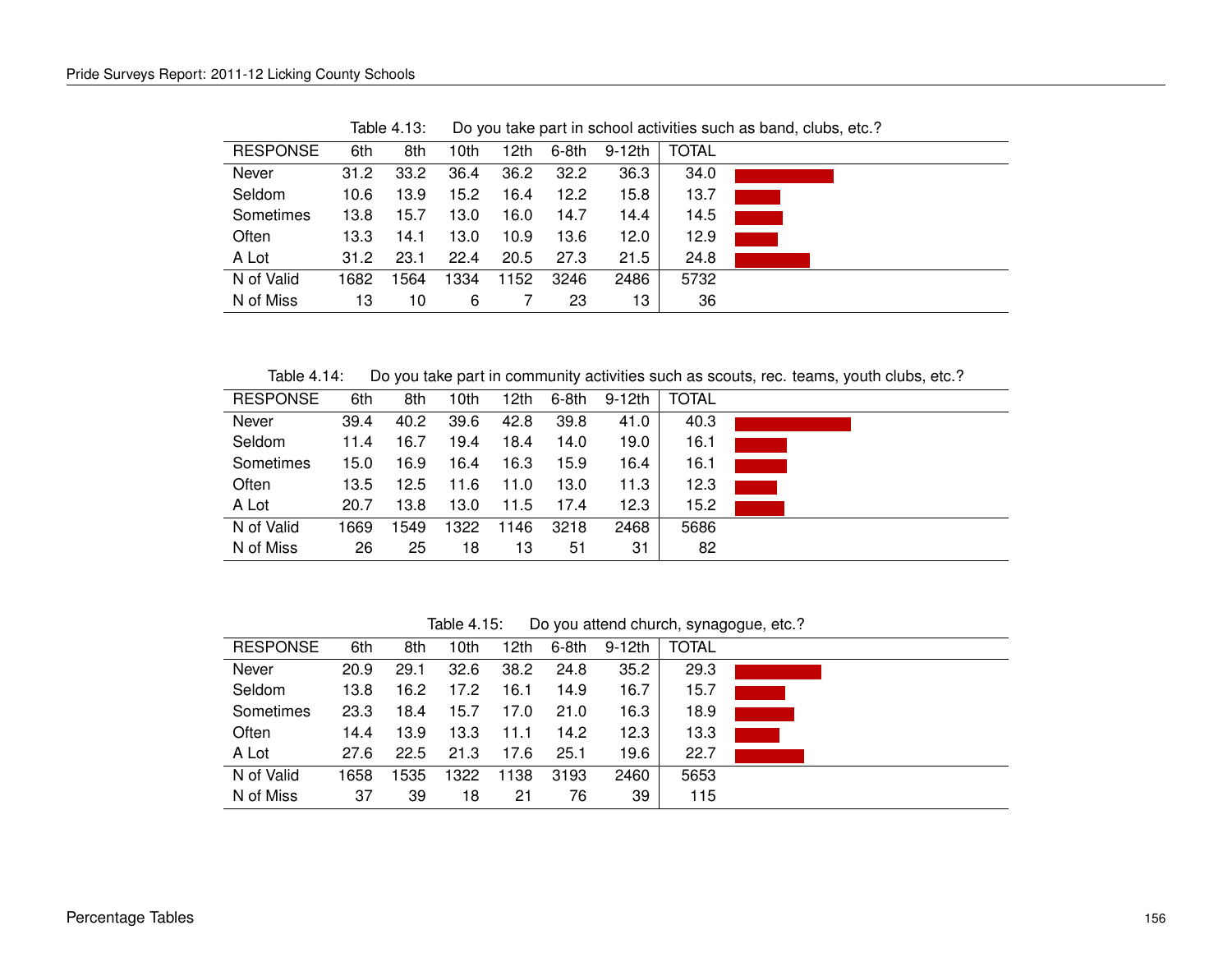Table 4.13: Do you take part in school activities such as band, clubs, etc.?

| RESPONSE | 6th | 8th | 10th | 12th | 6-8th | 9-12th | TOTAL |
|---|---|---|---|---|---|---|---|
| Never | 31.2 | 33.2 | 36.4 | 36.2 | 32.2 | 36.3 | 34.0 |
| Seldom | 10.6 | 13.9 | 15.2 | 16.4 | 12.2 | 15.8 | 13.7 |
| Sometimes | 13.8 | 15.7 | 13.0 | 16.0 | 14.7 | 14.4 | 14.5 |
| Often | 13.3 | 14.1 | 13.0 | 10.9 | 13.6 | 12.0 | 12.9 |
| A Lot | 31.2 | 23.1 | 22.4 | 20.5 | 27.3 | 21.5 | 24.8 |
| N of Valid | 1682 | 1564 | 1334 | 1152 | 3246 | 2486 | 5732 |
| N of Miss | 13 | 10 | 6 | 7 | 23 | 13 | 36 |

Table 4.14: Do you take part in community activities such as scouts, rec. teams, youth clubs, etc.?

| RESPONSE | 6th | 8th | 10th | 12th | 6-8th | 9-12th | TOTAL |
|---|---|---|---|---|---|---|---|
| Never | 39.4 | 40.2 | 39.6 | 42.8 | 39.8 | 41.0 | 40.3 |
| Seldom | 11.4 | 16.7 | 19.4 | 18.4 | 14.0 | 19.0 | 16.1 |
| Sometimes | 15.0 | 16.9 | 16.4 | 16.3 | 15.9 | 16.4 | 16.1 |
| Often | 13.5 | 12.5 | 11.6 | 11.0 | 13.0 | 11.3 | 12.3 |
| A Lot | 20.7 | 13.8 | 13.0 | 11.5 | 17.4 | 12.3 | 15.2 |
| N of Valid | 1669 | 1549 | 1322 | 1146 | 3218 | 2468 | 5686 |
| N of Miss | 26 | 25 | 18 | 13 | 51 | 31 | 82 |

Table 4.15: Do you attend church, synagogue, etc.?

| RESPONSE | 6th | 8th | 10th | 12th | 6-8th | 9-12th | TOTAL |
|---|---|---|---|---|---|---|---|
| Never | 20.9 | 29.1 | 32.6 | 38.2 | 24.8 | 35.2 | 29.3 |
| Seldom | 13.8 | 16.2 | 17.2 | 16.1 | 14.9 | 16.7 | 15.7 |
| Sometimes | 23.3 | 18.4 | 15.7 | 17.0 | 21.0 | 16.3 | 18.9 |
| Often | 14.4 | 13.9 | 13.3 | 11.1 | 14.2 | 12.3 | 13.3 |
| A Lot | 27.6 | 22.5 | 21.3 | 17.6 | 25.1 | 19.6 | 22.7 |
| N of Valid | 1658 | 1535 | 1322 | 1138 | 3193 | 2460 | 5653 |
| N of Miss | 37 | 39 | 18 | 21 | 76 | 39 | 115 |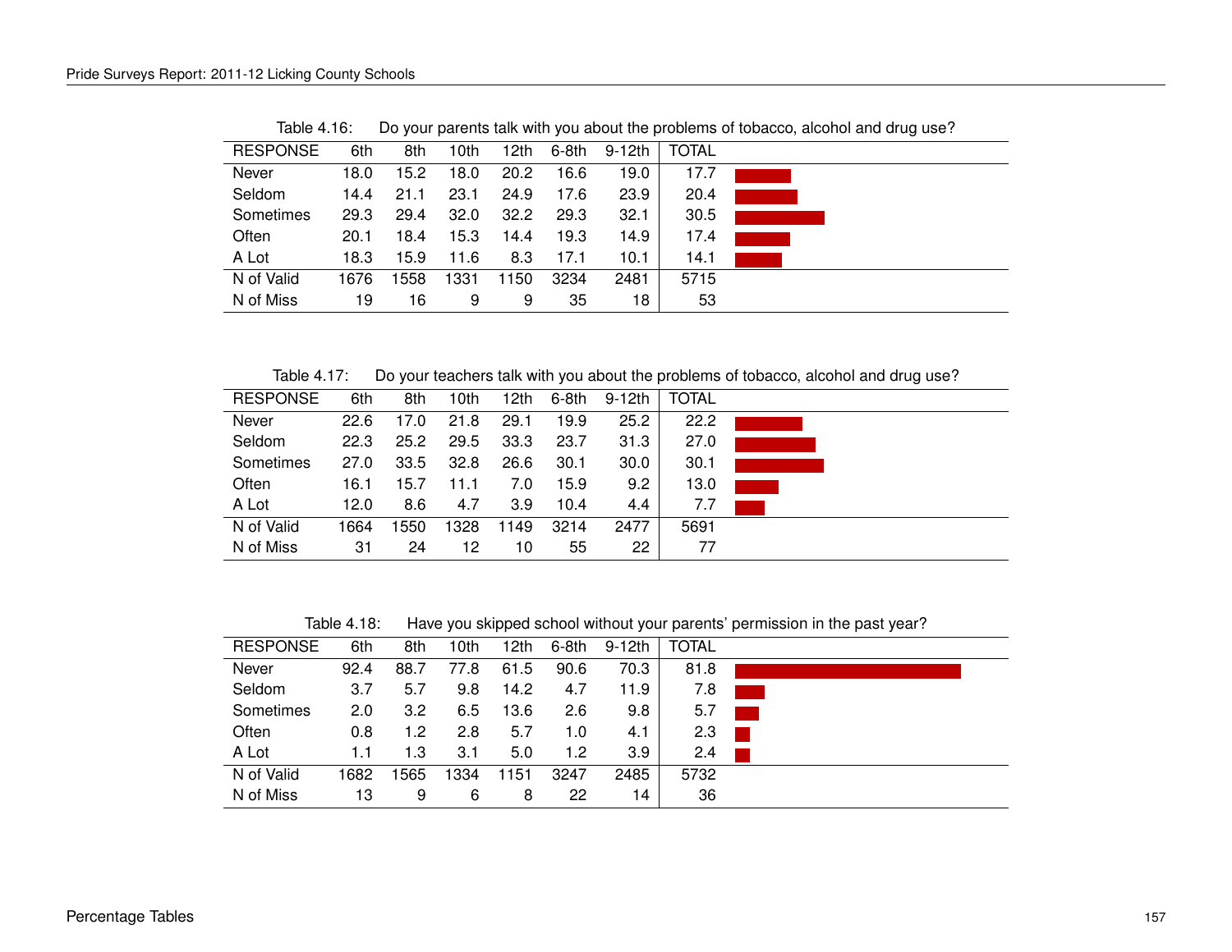Table 4.16: Do your parents talk with you about the problems of tobacco, alcohol and drug use?

| RESPONSE | 6th | 8th | 10th | 12th | 6-8th | 9-12th | TOTAL |
|---|---|---|---|---|---|---|---|
| Never | 18.0 | 15.2 | 18.0 | 20.2 | 16.6 | 19.0 | 17.7 |
| Seldom | 14.4 | 21.1 | 23.1 | 24.9 | 17.6 | 23.9 | 20.4 |
| Sometimes | 29.3 | 29.4 | 32.0 | 32.2 | 29.3 | 32.1 | 30.5 |
| Often | 20.1 | 18.4 | 15.3 | 14.4 | 19.3 | 14.9 | 17.4 |
| A Lot | 18.3 | 15.9 | 11.6 | 8.3 | 17.1 | 10.1 | 14.1 |
| N of Valid | 1676 | 1558 | 1331 | 1150 | 3234 | 2481 | 5715 |
| N of Miss | 19 | 16 | 9 | 9 | 35 | 18 | 53 |

Table 4.17: Do your teachers talk with you about the problems of tobacco, alcohol and drug use?

| RESPONSE | 6th | 8th | 10th | 12th | 6-8th | 9-12th | TOTAL |
|---|---|---|---|---|---|---|---|
| Never | 22.6 | 17.0 | 21.8 | 29.1 | 19.9 | 25.2 | 22.2 |
| Seldom | 22.3 | 25.2 | 29.5 | 33.3 | 23.7 | 31.3 | 27.0 |
| Sometimes | 27.0 | 33.5 | 32.8 | 26.6 | 30.1 | 30.0 | 30.1 |
| Often | 16.1 | 15.7 | 11.1 | 7.0 | 15.9 | 9.2 | 13.0 |
| A Lot | 12.0 | 8.6 | 4.7 | 3.9 | 10.4 | 4.4 | 7.7 |
| N of Valid | 1664 | 1550 | 1328 | 1149 | 3214 | 2477 | 5691 |
| N of Miss | 31 | 24 | 12 | 10 | 55 | 22 | 77 |

Table 4.18: Have you skipped school without your parents' permission in the past year?

| RESPONSE | 6th | 8th | 10th | 12th | 6-8th | 9-12th | TOTAL |
|---|---|---|---|---|---|---|---|
| Never | 92.4 | 88.7 | 77.8 | 61.5 | 90.6 | 70.3 | 81.8 |
| Seldom | 3.7 | 5.7 | 9.8 | 14.2 | 4.7 | 11.9 | 7.8 |
| Sometimes | 2.0 | 3.2 | 6.5 | 13.6 | 2.6 | 9.8 | 5.7 |
| Often | 0.8 | 1.2 | 2.8 | 5.7 | 1.0 | 4.1 | 2.3 |
| A Lot | 1.1 | 1.3 | 3.1 | 5.0 | 1.2 | 3.9 | 2.4 |
| N of Valid | 1682 | 1565 | 1334 | 1151 | 3247 | 2485 | 5732 |
| N of Miss | 13 | 9 | 6 | 8 | 22 | 14 | 36 |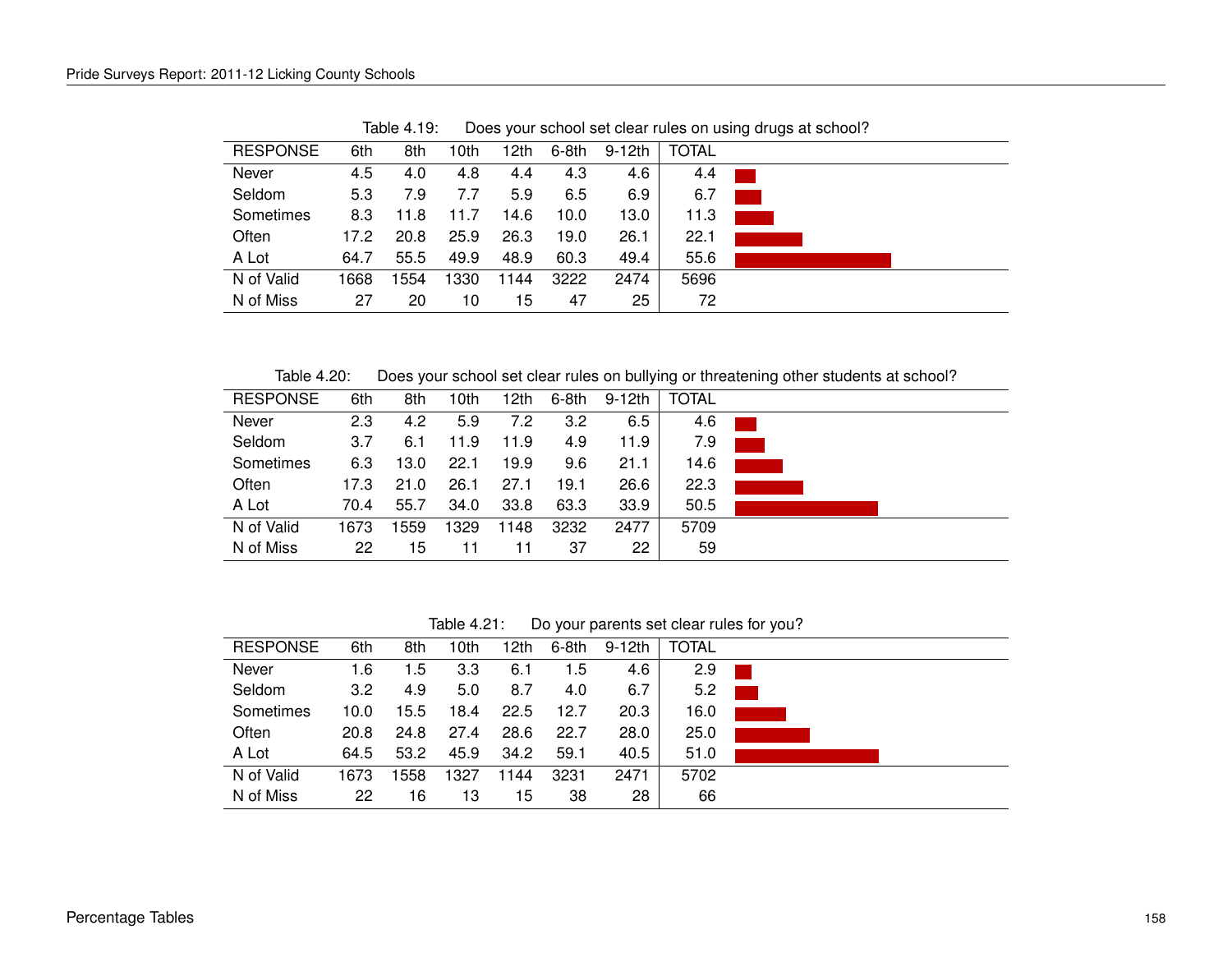Table 4.19: Does your school set clear rules on using drugs at school?

| RESPONSE | 6th | 8th | 10th | 12th | 6-8th | 9-12th | TOTAL |
|---|---|---|---|---|---|---|---|
| Never | 4.5 | 4.0 | 4.8 | 4.4 | 4.3 | 4.6 | 4.4 |
| Seldom | 5.3 | 7.9 | 7.7 | 5.9 | 6.5 | 6.9 | 6.7 |
| Sometimes | 8.3 | 11.8 | 11.7 | 14.6 | 10.0 | 13.0 | 11.3 |
| Often | 17.2 | 20.8 | 25.9 | 26.3 | 19.0 | 26.1 | 22.1 |
| A Lot | 64.7 | 55.5 | 49.9 | 48.9 | 60.3 | 49.4 | 55.6 |
| N of Valid | 1668 | 1554 | 1330 | 1144 | 3222 | 2474 | 5696 |
| N of Miss | 27 | 20 | 10 | 15 | 47 | 25 | 72 |

Table 4.20: Does your school set clear rules on bullying or threatening other students at school?

| RESPONSE | 6th | 8th | 10th | 12th | 6-8th | 9-12th | TOTAL |
|---|---|---|---|---|---|---|---|
| Never | 2.3 | 4.2 | 5.9 | 7.2 | 3.2 | 6.5 | 4.6 |
| Seldom | 3.7 | 6.1 | 11.9 | 11.9 | 4.9 | 11.9 | 7.9 |
| Sometimes | 6.3 | 13.0 | 22.1 | 19.9 | 9.6 | 21.1 | 14.6 |
| Often | 17.3 | 21.0 | 26.1 | 27.1 | 19.1 | 26.6 | 22.3 |
| A Lot | 70.4 | 55.7 | 34.0 | 33.8 | 63.3 | 33.9 | 50.5 |
| N of Valid | 1673 | 1559 | 1329 | 1148 | 3232 | 2477 | 5709 |
| N of Miss | 22 | 15 | 11 | 11 | 37 | 22 | 59 |

Table 4.21: Do your parents set clear rules for you?

| RESPONSE | 6th | 8th | 10th | 12th | 6-8th | 9-12th | TOTAL |
|---|---|---|---|---|---|---|---|
| Never | 1.6 | 1.5 | 3.3 | 6.1 | 1.5 | 4.6 | 2.9 |
| Seldom | 3.2 | 4.9 | 5.0 | 8.7 | 4.0 | 6.7 | 5.2 |
| Sometimes | 10.0 | 15.5 | 18.4 | 22.5 | 12.7 | 20.3 | 16.0 |
| Often | 20.8 | 24.8 | 27.4 | 28.6 | 22.7 | 28.0 | 25.0 |
| A Lot | 64.5 | 53.2 | 45.9 | 34.2 | 59.1 | 40.5 | 51.0 |
| N of Valid | 1673 | 1558 | 1327 | 1144 | 3231 | 2471 | 5702 |
| N of Miss | 22 | 16 | 13 | 15 | 38 | 28 | 66 |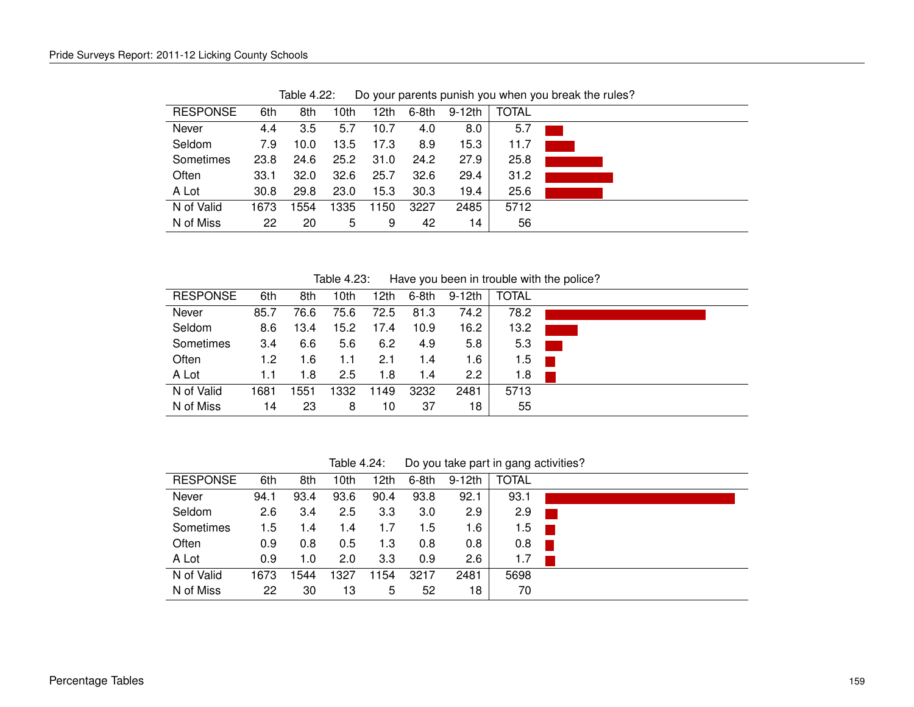Table 4.22: Do your parents punish you when you break the rules?

| RESPONSE | 6th | 8th | 10th | 12th | 6-8th | 9-12th | TOTAL |
|---|---|---|---|---|---|---|---|
| Never | 4.4 | 3.5 | 5.7 | 10.7 | 4.0 | 8.0 | 5.7 |
| Seldom | 7.9 | 10.0 | 13.5 | 17.3 | 8.9 | 15.3 | 11.7 |
| Sometimes | 23.8 | 24.6 | 25.2 | 31.0 | 24.2 | 27.9 | 25.8 |
| Often | 33.1 | 32.0 | 32.6 | 25.7 | 32.6 | 29.4 | 31.2 |
| A Lot | 30.8 | 29.8 | 23.0 | 15.3 | 30.3 | 19.4 | 25.6 |
| N of Valid | 1673 | 1554 | 1335 | 1150 | 3227 | 2485 | 5712 |
| N of Miss | 22 | 20 | 5 | 9 | 42 | 14 | 56 |

Table 4.23: Have you been in trouble with the police?

| RESPONSE | 6th | 8th | 10th | 12th | 6-8th | 9-12th | TOTAL |
|---|---|---|---|---|---|---|---|
| Never | 85.7 | 76.6 | 75.6 | 72.5 | 81.3 | 74.2 | 78.2 |
| Seldom | 8.6 | 13.4 | 15.2 | 17.4 | 10.9 | 16.2 | 13.2 |
| Sometimes | 3.4 | 6.6 | 5.6 | 6.2 | 4.9 | 5.8 | 5.3 |
| Often | 1.2 | 1.6 | 1.1 | 2.1 | 1.4 | 1.6 | 1.5 |
| A Lot | 1.1 | 1.8 | 2.5 | 1.8 | 1.4 | 2.2 | 1.8 |
| N of Valid | 1681 | 1551 | 1332 | 1149 | 3232 | 2481 | 5713 |
| N of Miss | 14 | 23 | 8 | 10 | 37 | 18 | 55 |

Table 4.24: Do you take part in gang activities?

| RESPONSE | 6th | 8th | 10th | 12th | 6-8th | 9-12th | TOTAL |
|---|---|---|---|---|---|---|---|
| Never | 94.1 | 93.4 | 93.6 | 90.4 | 93.8 | 92.1 | 93.1 |
| Seldom | 2.6 | 3.4 | 2.5 | 3.3 | 3.0 | 2.9 | 2.9 |
| Sometimes | 1.5 | 1.4 | 1.4 | 1.7 | 1.5 | 1.6 | 1.5 |
| Often | 0.9 | 0.8 | 0.5 | 1.3 | 0.8 | 0.8 | 0.8 |
| A Lot | 0.9 | 1.0 | 2.0 | 3.3 | 0.9 | 2.6 | 1.7 |
| N of Valid | 1673 | 1544 | 1327 | 1154 | 3217 | 2481 | 5698 |
| N of Miss | 22 | 30 | 13 | 5 | 52 | 18 | 70 |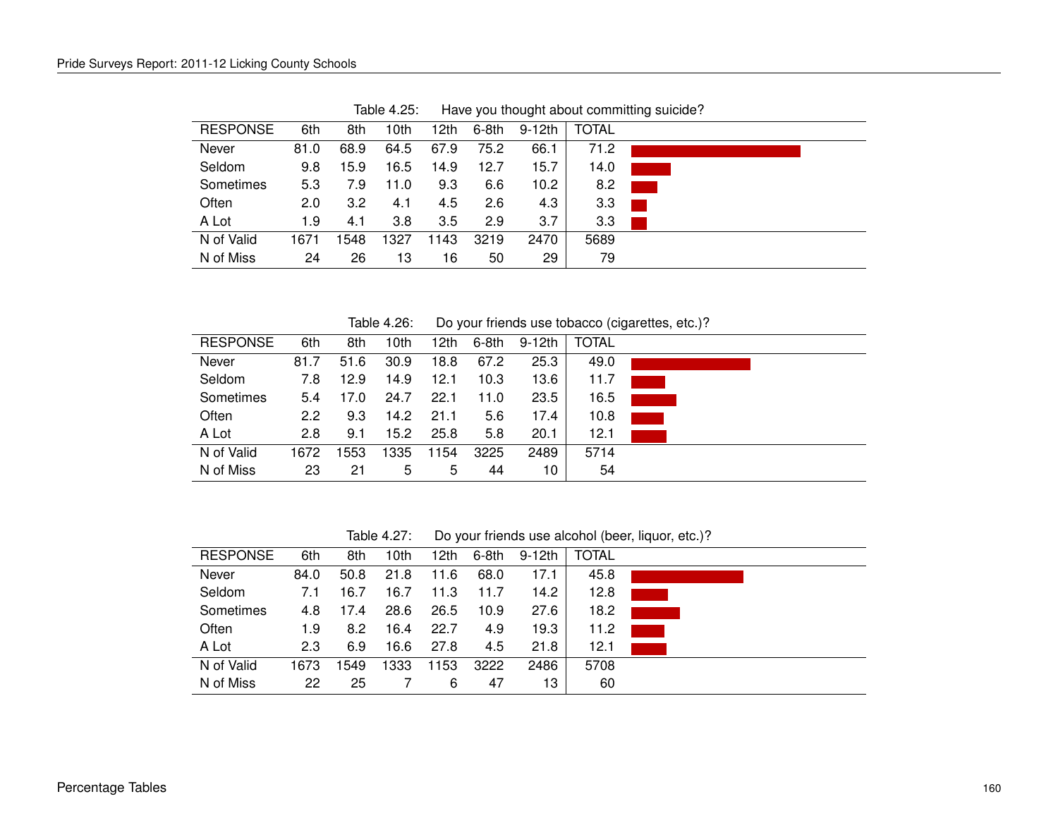Table 4.25: Have you thought about committing suicide?

| RESPONSE | 6th | 8th | 10th | 12th | 6-8th | 9-12th | TOTAL |
|---|---|---|---|---|---|---|---|
| Never | 81.0 | 68.9 | 64.5 | 67.9 | 75.2 | 66.1 | 71.2 |
| Seldom | 9.8 | 15.9 | 16.5 | 14.9 | 12.7 | 15.7 | 14.0 |
| Sometimes | 5.3 | 7.9 | 11.0 | 9.3 | 6.6 | 10.2 | 8.2 |
| Often | 2.0 | 3.2 | 4.1 | 4.5 | 2.6 | 4.3 | 3.3 |
| A Lot | 1.9 | 4.1 | 3.8 | 3.5 | 2.9 | 3.7 | 3.3 |
| N of Valid | 1671 | 1548 | 1327 | 1143 | 3219 | 2470 | 5689 |
| N of Miss | 24 | 26 | 13 | 16 | 50 | 29 | 79 |

Table 4.26: Do your friends use tobacco (cigarettes, etc.)?

| RESPONSE | 6th | 8th | 10th | 12th | 6-8th | 9-12th | TOTAL |
|---|---|---|---|---|---|---|---|
| Never | 81.7 | 51.6 | 30.9 | 18.8 | 67.2 | 25.3 | 49.0 |
| Seldom | 7.8 | 12.9 | 14.9 | 12.1 | 10.3 | 13.6 | 11.7 |
| Sometimes | 5.4 | 17.0 | 24.7 | 22.1 | 11.0 | 23.5 | 16.5 |
| Often | 2.2 | 9.3 | 14.2 | 21.1 | 5.6 | 17.4 | 10.8 |
| A Lot | 2.8 | 9.1 | 15.2 | 25.8 | 5.8 | 20.1 | 12.1 |
| N of Valid | 1672 | 1553 | 1335 | 1154 | 3225 | 2489 | 5714 |
| N of Miss | 23 | 21 | 5 | 5 | 44 | 10 | 54 |

Table 4.27: Do your friends use alcohol (beer, liquor, etc.)?

| RESPONSE | 6th | 8th | 10th | 12th | 6-8th | 9-12th | TOTAL |
|---|---|---|---|---|---|---|---|
| Never | 84.0 | 50.8 | 21.8 | 11.6 | 68.0 | 17.1 | 45.8 |
| Seldom | 7.1 | 16.7 | 16.7 | 11.3 | 11.7 | 14.2 | 12.8 |
| Sometimes | 4.8 | 17.4 | 28.6 | 26.5 | 10.9 | 27.6 | 18.2 |
| Often | 1.9 | 8.2 | 16.4 | 22.7 | 4.9 | 19.3 | 11.2 |
| A Lot | 2.3 | 6.9 | 16.6 | 27.8 | 4.5 | 21.8 | 12.1 |
| N of Valid | 1673 | 1549 | 1333 | 1153 | 3222 | 2486 | 5708 |
| N of Miss | 22 | 25 | 7 | 6 | 47 | 13 | 60 |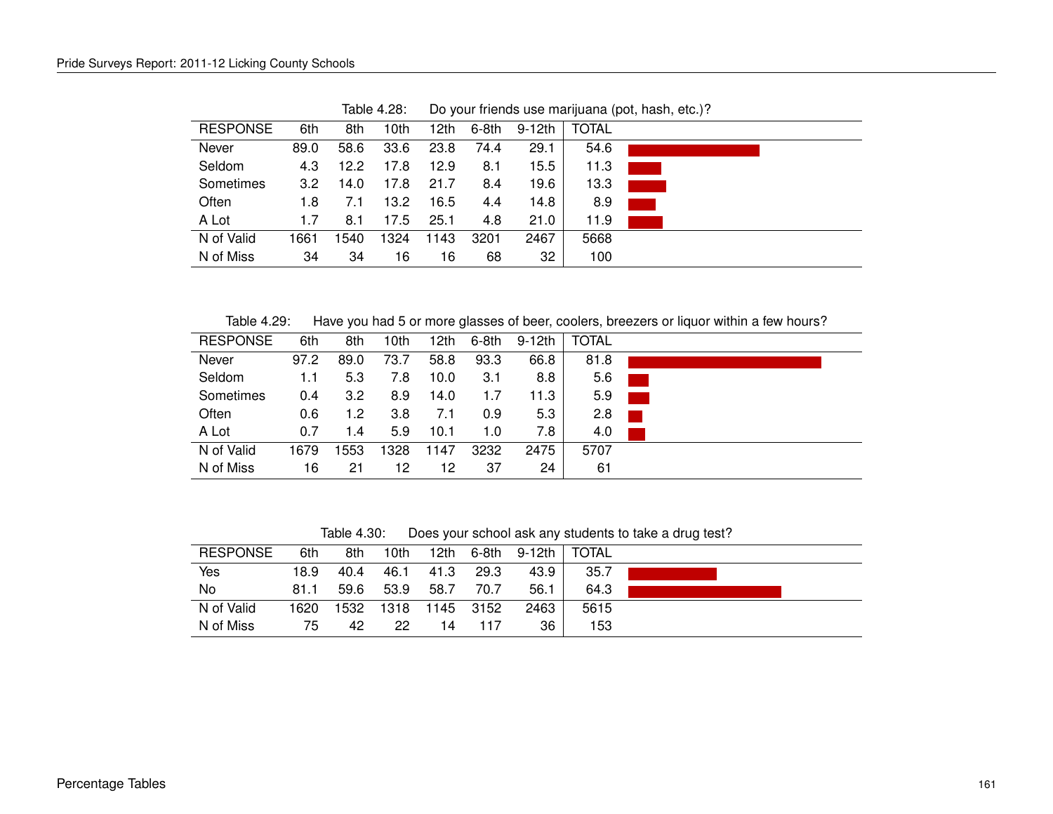Table 4.28: Do your friends use marijuana (pot, hash, etc.)?

| RESPONSE | 6th | 8th | 10th | 12th | 6-8th | 9-12th | TOTAL |
|---|---|---|---|---|---|---|---|
| Never | 89.0 | 58.6 | 33.6 | 23.8 | 74.4 | 29.1 | 54.6 |
| Seldom | 4.3 | 12.2 | 17.8 | 12.9 | 8.1 | 15.5 | 11.3 |
| Sometimes | 3.2 | 14.0 | 17.8 | 21.7 | 8.4 | 19.6 | 13.3 |
| Often | 1.8 | 7.1 | 13.2 | 16.5 | 4.4 | 14.8 | 8.9 |
| A Lot | 1.7 | 8.1 | 17.5 | 25.1 | 4.8 | 21.0 | 11.9 |
| N of Valid | 1661 | 1540 | 1324 | 1143 | 3201 | 2467 | 5668 |
| N of Miss | 34 | 34 | 16 | 16 | 68 | 32 | 100 |

Table 4.29: Have you had 5 or more glasses of beer, coolers, breezers or liquor within a few hours?

| RESPONSE | 6th | 8th | 10th | 12th | 6-8th | 9-12th | TOTAL |
|---|---|---|---|---|---|---|---|
| Never | 97.2 | 89.0 | 73.7 | 58.8 | 93.3 | 66.8 | 81.8 |
| Seldom | 1.1 | 5.3 | 7.8 | 10.0 | 3.1 | 8.8 | 5.6 |
| Sometimes | 0.4 | 3.2 | 8.9 | 14.0 | 1.7 | 11.3 | 5.9 |
| Often | 0.6 | 1.2 | 3.8 | 7.1 | 0.9 | 5.3 | 2.8 |
| A Lot | 0.7 | 1.4 | 5.9 | 10.1 | 1.0 | 7.8 | 4.0 |
| N of Valid | 1679 | 1553 | 1328 | 1147 | 3232 | 2475 | 5707 |
| N of Miss | 16 | 21 | 12 | 12 | 37 | 24 | 61 |

Table 4.30: Does your school ask any students to take a drug test?

| RESPONSE | 6th | 8th | 10th | 12th | 6-8th | 9-12th | TOTAL |
|---|---|---|---|---|---|---|---|
| Yes | 18.9 | 40.4 | 46.1 | 41.3 | 29.3 | 43.9 | 35.7 |
| No | 81.1 | 59.6 | 53.9 | 58.7 | 70.7 | 56.1 | 64.3 |
| N of Valid | 1620 | 1532 | 1318 | 1145 | 3152 | 2463 | 5615 |
| N of Miss | 75 | 42 | 22 | 14 | 117 | 36 | 153 |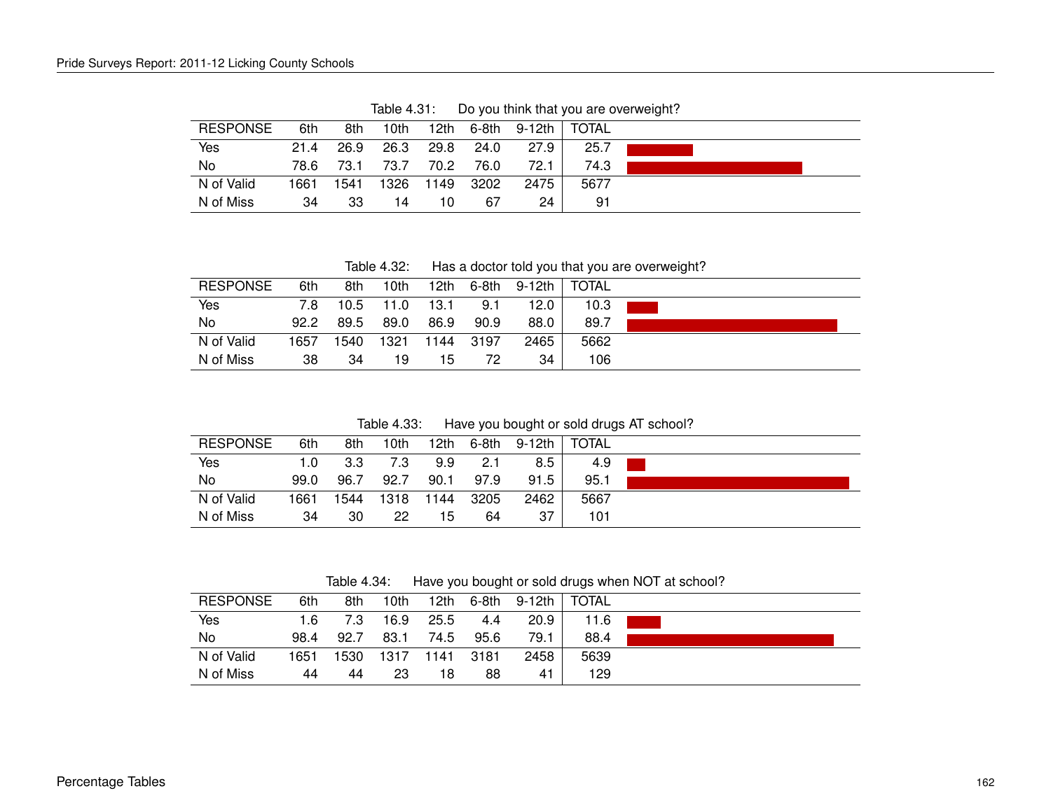Table 4.31: Do you think that you are overweight?

| RESPONSE | 6th | 8th | 10th | 12th | 6-8th | 9-12th | TOTAL |
|---|---|---|---|---|---|---|---|
| Yes | 21.4 | 26.9 | 26.3 | 29.8 | 24.0 | 27.9 | 25.7 |
| No | 78.6 | 73.1 | 73.7 | 70.2 | 76.0 | 72.1 | 74.3 |
| N of Valid | 1661 | 1541 | 1326 | 1149 | 3202 | 2475 | 5677 |
| N of Miss | 34 | 33 | 14 | 10 | 67 | 24 | 91 |

Table 4.32: Has a doctor told you that you are overweight?

| RESPONSE | 6th | 8th | 10th | 12th | 6-8th | 9-12th | TOTAL |
|---|---|---|---|---|---|---|---|
| Yes | 7.8 | 10.5 | 11.0 | 13.1 | 9.1 | 12.0 | 10.3 |
| No | 92.2 | 89.5 | 89.0 | 86.9 | 90.9 | 88.0 | 89.7 |
| N of Valid | 1657 | 1540 | 1321 | 1144 | 3197 | 2465 | 5662 |
| N of Miss | 38 | 34 | 19 | 15 | 72 | 34 | 106 |

Table 4.33: Have you bought or sold drugs AT school?

| RESPONSE | 6th | 8th | 10th | 12th | 6-8th | 9-12th | TOTAL |
|---|---|---|---|---|---|---|---|
| Yes | 1.0 | 3.3 | 7.3 | 9.9 | 2.1 | 8.5 | 4.9 |
| No | 99.0 | 96.7 | 92.7 | 90.1 | 97.9 | 91.5 | 95.1 |
| N of Valid | 1661 | 1544 | 1318 | 1144 | 3205 | 2462 | 5667 |
| N of Miss | 34 | 30 | 22 | 15 | 64 | 37 | 101 |

Table 4.34: Have you bought or sold drugs when NOT at school?

| RESPONSE | 6th | 8th | 10th | 12th | 6-8th | 9-12th | TOTAL |
|---|---|---|---|---|---|---|---|
| Yes | 1.6 | 7.3 | 16.9 | 25.5 | 4.4 | 20.9 | 11.6 |
| No | 98.4 | 92.7 | 83.1 | 74.5 | 95.6 | 79.1 | 88.4 |
| N of Valid | 1651 | 1530 | 1317 | 1141 | 3181 | 2458 | 5639 |
| N of Miss | 44 | 44 | 23 | 18 | 88 | 41 | 129 |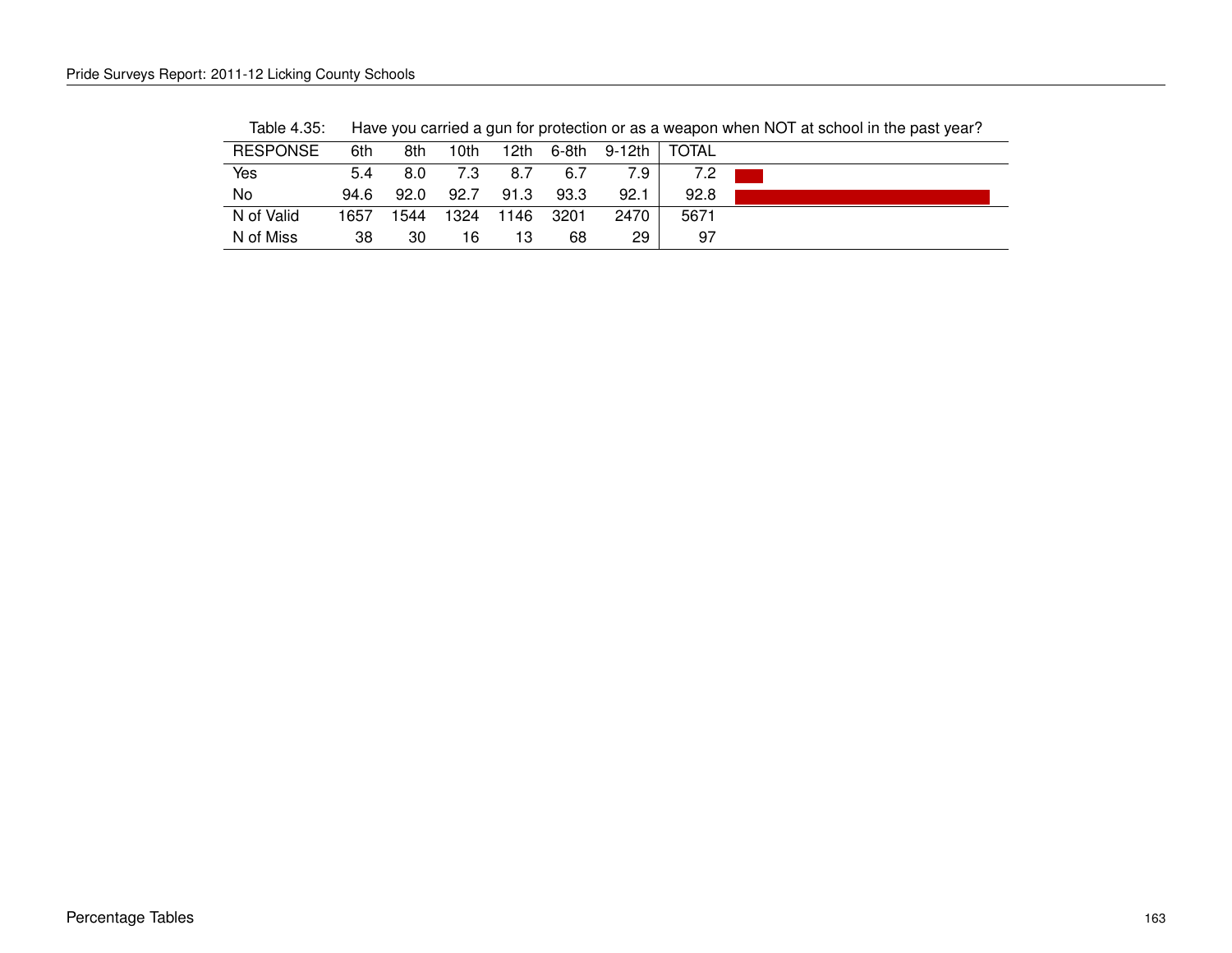Table 4.35: Have you carried a gun for protection or as a weapon when NOT at school in the past year?

| RESPONSE | 6th | 8th | 10th | 12th | 6-8th | 9-12th | TOTAL |
|---|---|---|---|---|---|---|---|
| Yes | 5.4 | 8.0 | 7.3 | 8.7 | 6.7 | 7.9 | 7.2 |
| No | 94.6 | 92.0 | 92.7 | 91.3 | 93.3 | 92.1 | 92.8 |
| N of Valid | 1657 | 1544 | 1324 | 1146 | 3201 | 2470 | 5671 |
| N of Miss | 38 | 30 | 16 | 13 | 68 | 29 | 97 |

Percentage Tables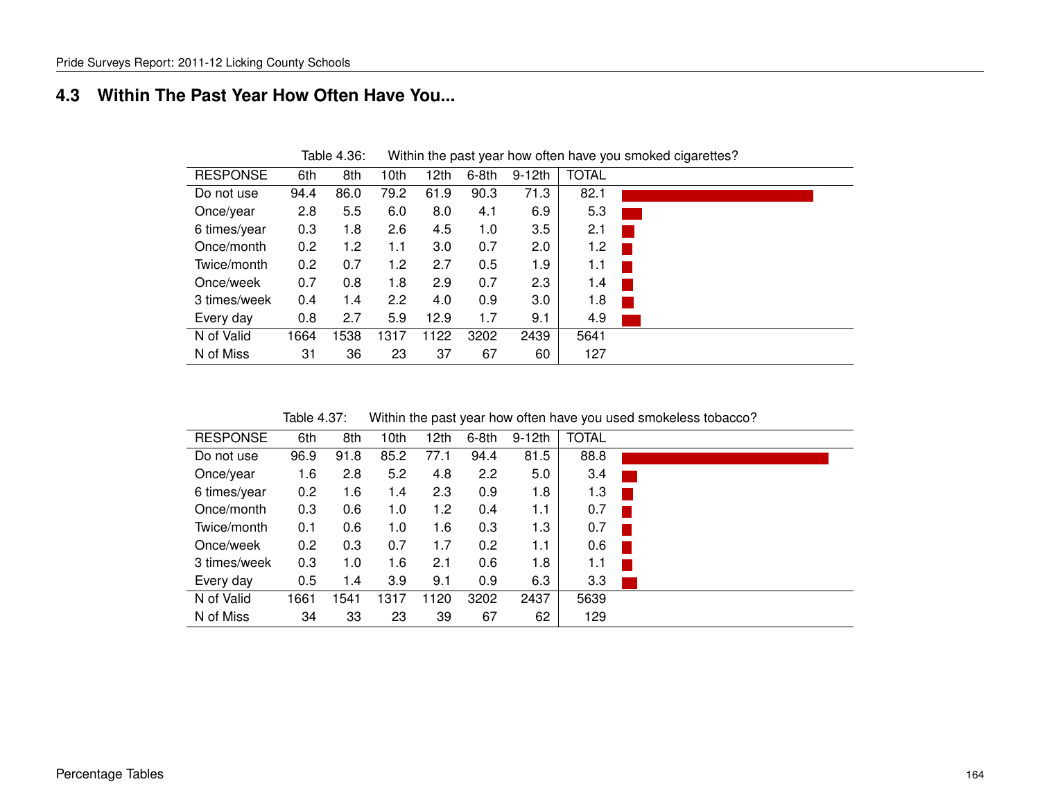## 4.3 Within The Past Year How Often Have You...

Table 4.36: Within the past year how often have you smoked cigarettes?

| RESPONSE | 6th | 8th | 10th | 12th | 6-8th | 9-12th | TOTAL |
|---|---|---|---|---|---|---|---|
| Do not use | 94.4 | 86.0 | 79.2 | 61.9 | 90.3 | 71.3 | 82.1 |
| Once/year | 2.8 | 5.5 | 6.0 | 8.0 | 4.1 | 6.9 | 5.3 |
| 6 times/year | 0.3 | 1.8 | 2.6 | 4.5 | 1.0 | 3.5 | 2.1 |
| Once/month | 0.2 | 1.2 | 1.1 | 3.0 | 0.7 | 2.0 | 1.2 |
| Twice/month | 0.2 | 0.7 | 1.2 | 2.7 | 0.5 | 1.9 | 1.1 |
| Once/week | 0.7 | 0.8 | 1.8 | 2.9 | 0.7 | 2.3 | 1.4 |
| 3 times/week | 0.4 | 1.4 | 2.2 | 4.0 | 0.9 | 3.0 | 1.8 |
| Every day | 0.8 | 2.7 | 5.9 | 12.9 | 1.7 | 9.1 | 4.9 |
| N of Valid | 1664 | 1538 | 1317 | 1122 | 3202 | 2439 | 5641 |
| N of Miss | 31 | 36 | 23 | 37 | 67 | 60 | 127 |

Table 4.37: Within the past year how often have you used smokeless tobacco?

| RESPONSE | 6th | 8th | 10th | 12th | 6-8th | 9-12th | TOTAL |
|---|---|---|---|---|---|---|---|
| Do not use | 96.9 | 91.8 | 85.2 | 77.1 | 94.4 | 81.5 | 88.8 |
| Once/year | 1.6 | 2.8 | 5.2 | 4.8 | 2.2 | 5.0 | 3.4 |
| 6 times/year | 0.2 | 1.6 | 1.4 | 2.3 | 0.9 | 1.8 | 1.3 |
| Once/month | 0.3 | 0.6 | 1.0 | 1.2 | 0.4 | 1.1 | 0.7 |
| Twice/month | 0.1 | 0.6 | 1.0 | 1.6 | 0.3 | 1.3 | 0.7 |
| Once/week | 0.2 | 0.3 | 0.7 | 1.7 | 0.2 | 1.1 | 0.6 |
| 3 times/week | 0.3 | 1.0 | 1.6 | 2.1 | 0.6 | 1.8 | 1.1 |
| Every day | 0.5 | 1.4 | 3.9 | 9.1 | 0.9 | 6.3 | 3.3 |
| N of Valid | 1661 | 1541 | 1317 | 1120 | 3202 | 2437 | 5639 |
| N of Miss | 34 | 33 | 23 | 39 | 67 | 62 | 129 |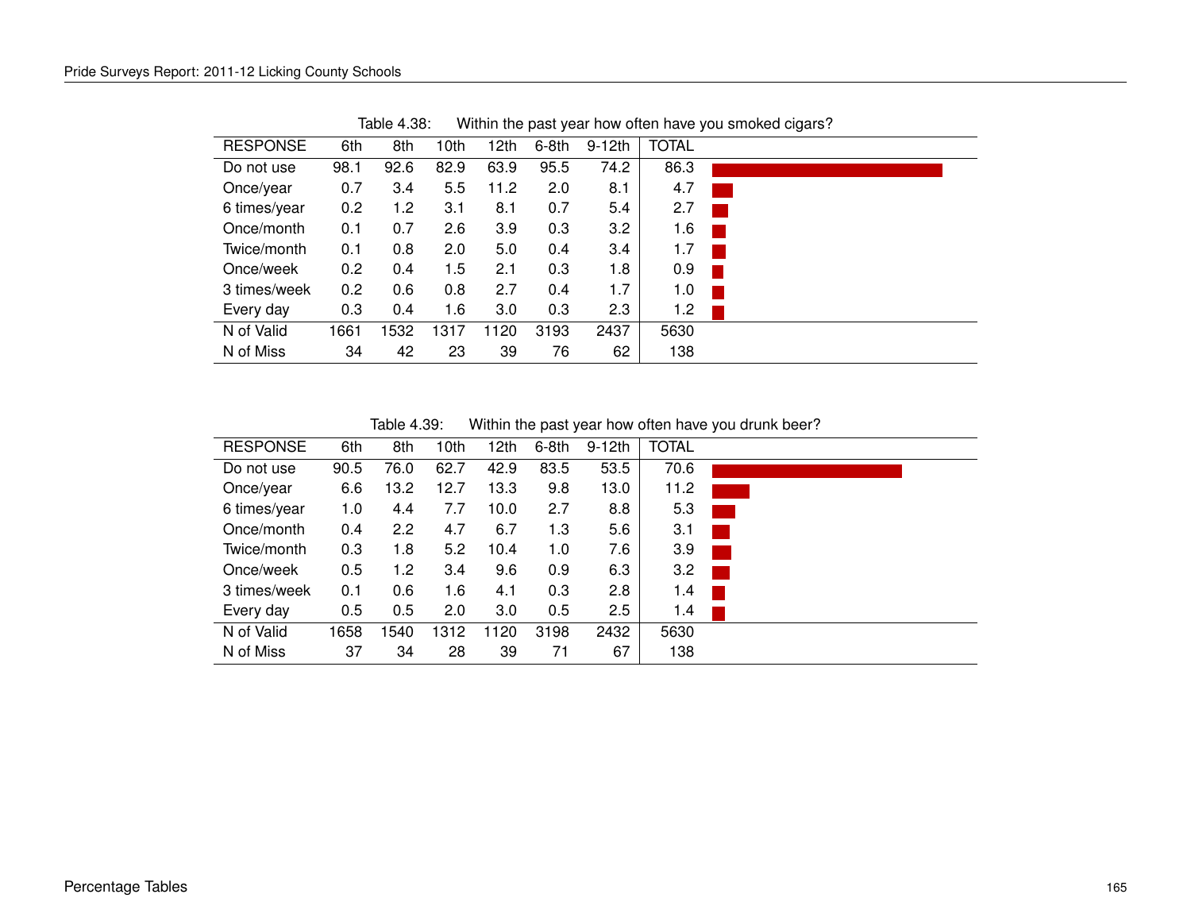Table 4.38: Within the past year how often have you smoked cigars?

| RESPONSE | 6th | 8th | 10th | 12th | 6-8th | 9-12th | TOTAL |
|---|---|---|---|---|---|---|---|
| Do not use | 98.1 | 92.6 | 82.9 | 63.9 | 95.5 | 74.2 | 86.3 |
| Once/year | 0.7 | 3.4 | 5.5 | 11.2 | 2.0 | 8.1 | 4.7 |
| 6 times/year | 0.2 | 1.2 | 3.1 | 8.1 | 0.7 | 5.4 | 2.7 |
| Once/month | 0.1 | 0.7 | 2.6 | 3.9 | 0.3 | 3.2 | 1.6 |
| Twice/month | 0.1 | 0.8 | 2.0 | 5.0 | 0.4 | 3.4 | 1.7 |
| Once/week | 0.2 | 0.4 | 1.5 | 2.1 | 0.3 | 1.8 | 0.9 |
| 3 times/week | 0.2 | 0.6 | 0.8 | 2.7 | 0.4 | 1.7 | 1.0 |
| Every day | 0.3 | 0.4 | 1.6 | 3.0 | 0.3 | 2.3 | 1.2 |
| N of Valid | 1661 | 1532 | 1317 | 1120 | 3193 | 2437 | 5630 |
| N of Miss | 34 | 42 | 23 | 39 | 76 | 62 | 138 |

Table 4.39: Within the past year how often have you drunk beer?

| RESPONSE | 6th | 8th | 10th | 12th | 6-8th | 9-12th | TOTAL |
|---|---|---|---|---|---|---|---|
| Do not use | 90.5 | 76.0 | 62.7 | 42.9 | 83.5 | 53.5 | 70.6 |
| Once/year | 6.6 | 13.2 | 12.7 | 13.3 | 9.8 | 13.0 | 11.2 |
| 6 times/year | 1.0 | 4.4 | 7.7 | 10.0 | 2.7 | 8.8 | 5.3 |
| Once/month | 0.4 | 2.2 | 4.7 | 6.7 | 1.3 | 5.6 | 3.1 |
| Twice/month | 0.3 | 1.8 | 5.2 | 10.4 | 1.0 | 7.6 | 3.9 |
| Once/week | 0.5 | 1.2 | 3.4 | 9.6 | 0.9 | 6.3 | 3.2 |
| 3 times/week | 0.1 | 0.6 | 1.6 | 4.1 | 0.3 | 2.8 | 1.4 |
| Every day | 0.5 | 0.5 | 2.0 | 3.0 | 0.5 | 2.5 | 1.4 |
| N of Valid | 1658 | 1540 | 1312 | 1120 | 3198 | 2432 | 5630 |
| N of Miss | 37 | 34 | 28 | 39 | 71 | 67 | 138 |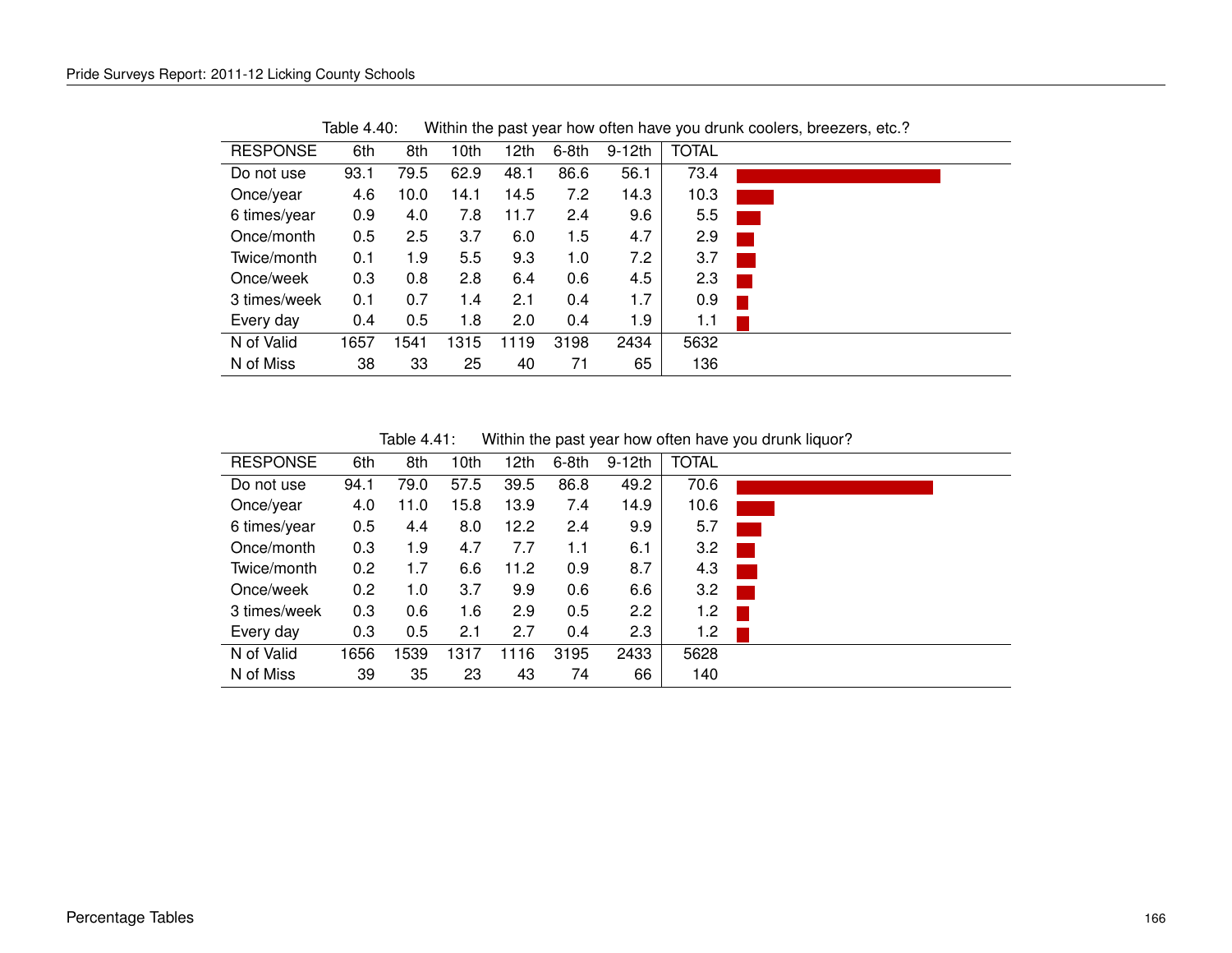Table 4.40: Within the past year how often have you drunk coolers, breezers, etc.?

| RESPONSE | 6th | 8th | 10th | 12th | 6-8th | 9-12th | TOTAL |
|---|---|---|---|---|---|---|---|
| Do not use | 93.1 | 79.5 | 62.9 | 48.1 | 86.6 | 56.1 | 73.4 |
| Once/year | 4.6 | 10.0 | 14.1 | 14.5 | 7.2 | 14.3 | 10.3 |
| 6 times/year | 0.9 | 4.0 | 7.8 | 11.7 | 2.4 | 9.6 | 5.5 |
| Once/month | 0.5 | 2.5 | 3.7 | 6.0 | 1.5 | 4.7 | 2.9 |
| Twice/month | 0.1 | 1.9 | 5.5 | 9.3 | 1.0 | 7.2 | 3.7 |
| Once/week | 0.3 | 0.8 | 2.8 | 6.4 | 0.6 | 4.5 | 2.3 |
| 3 times/week | 0.1 | 0.7 | 1.4 | 2.1 | 0.4 | 1.7 | 0.9 |
| Every day | 0.4 | 0.5 | 1.8 | 2.0 | 0.4 | 1.9 | 1.1 |
| N of Valid | 1657 | 1541 | 1315 | 1119 | 3198 | 2434 | 5632 |
| N of Miss | 38 | 33 | 25 | 40 | 71 | 65 | 136 |

Table 4.41: Within the past year how often have you drunk liquor?

| RESPONSE | 6th | 8th | 10th | 12th | 6-8th | 9-12th | TOTAL |
|---|---|---|---|---|---|---|---|
| Do not use | 94.1 | 79.0 | 57.5 | 39.5 | 86.8 | 49.2 | 70.6 |
| Once/year | 4.0 | 11.0 | 15.8 | 13.9 | 7.4 | 14.9 | 10.6 |
| 6 times/year | 0.5 | 4.4 | 8.0 | 12.2 | 2.4 | 9.9 | 5.7 |
| Once/month | 0.3 | 1.9 | 4.7 | 7.7 | 1.1 | 6.1 | 3.2 |
| Twice/month | 0.2 | 1.7 | 6.6 | 11.2 | 0.9 | 8.7 | 4.3 |
| Once/week | 0.2 | 1.0 | 3.7 | 9.9 | 0.6 | 6.6 | 3.2 |
| 3 times/week | 0.3 | 0.6 | 1.6 | 2.9 | 0.5 | 2.2 | 1.2 |
| Every day | 0.3 | 0.5 | 2.1 | 2.7 | 0.4 | 2.3 | 1.2 |
| N of Valid | 1656 | 1539 | 1317 | 1116 | 3195 | 2433 | 5628 |
| N of Miss | 39 | 35 | 23 | 43 | 74 | 66 | 140 |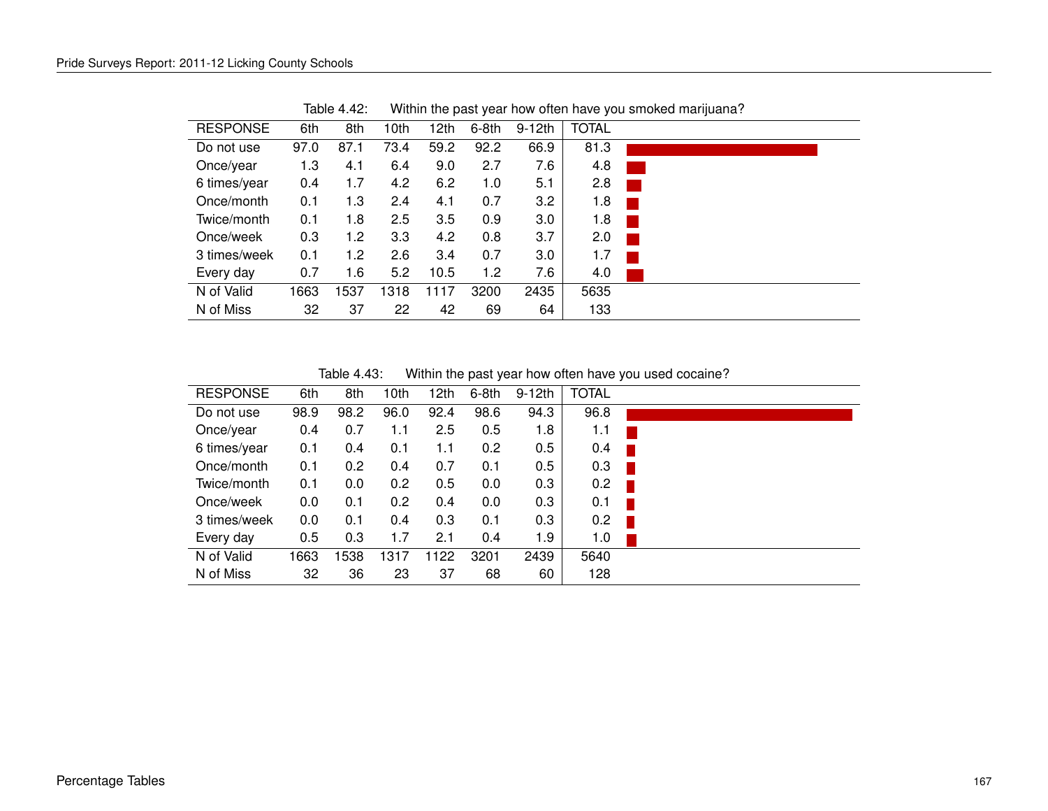Table 4.42: Within the past year how often have you smoked marijuana?

| RESPONSE | 6th | 8th | 10th | 12th | 6-8th | 9-12th | TOTAL |
|---|---|---|---|---|---|---|---|
| Do not use | 97.0 | 87.1 | 73.4 | 59.2 | 92.2 | 66.9 | 81.3 |
| Once/year | 1.3 | 4.1 | 6.4 | 9.0 | 2.7 | 7.6 | 4.8 |
| 6 times/year | 0.4 | 1.7 | 4.2 | 6.2 | 1.0 | 5.1 | 2.8 |
| Once/month | 0.1 | 1.3 | 2.4 | 4.1 | 0.7 | 3.2 | 1.8 |
| Twice/month | 0.1 | 1.8 | 2.5 | 3.5 | 0.9 | 3.0 | 1.8 |
| Once/week | 0.3 | 1.2 | 3.3 | 4.2 | 0.8 | 3.7 | 2.0 |
| 3 times/week | 0.1 | 1.2 | 2.6 | 3.4 | 0.7 | 3.0 | 1.7 |
| Every day | 0.7 | 1.6 | 5.2 | 10.5 | 1.2 | 7.6 | 4.0 |
| N of Valid | 1663 | 1537 | 1318 | 1117 | 3200 | 2435 | 5635 |
| N of Miss | 32 | 37 | 22 | 42 | 69 | 64 | 133 |

Table 4.43: Within the past year how often have you used cocaine?

| RESPONSE | 6th | 8th | 10th | 12th | 6-8th | 9-12th | TOTAL |
|---|---|---|---|---|---|---|---|
| Do not use | 98.9 | 98.2 | 96.0 | 92.4 | 98.6 | 94.3 | 96.8 |
| Once/year | 0.4 | 0.7 | 1.1 | 2.5 | 0.5 | 1.8 | 1.1 |
| 6 times/year | 0.1 | 0.4 | 0.1 | 1.1 | 0.2 | 0.5 | 0.4 |
| Once/month | 0.1 | 0.2 | 0.4 | 0.7 | 0.1 | 0.5 | 0.3 |
| Twice/month | 0.1 | 0.0 | 0.2 | 0.5 | 0.0 | 0.3 | 0.2 |
| Once/week | 0.0 | 0.1 | 0.2 | 0.4 | 0.0 | 0.3 | 0.1 |
| 3 times/week | 0.0 | 0.1 | 0.4 | 0.3 | 0.1 | 0.3 | 0.2 |
| Every day | 0.5 | 0.3 | 1.7 | 2.1 | 0.4 | 1.9 | 1.0 |
| N of Valid | 1663 | 1538 | 1317 | 1122 | 3201 | 2439 | 5640 |
| N of Miss | 32 | 36 | 23 | 37 | 68 | 60 | 128 |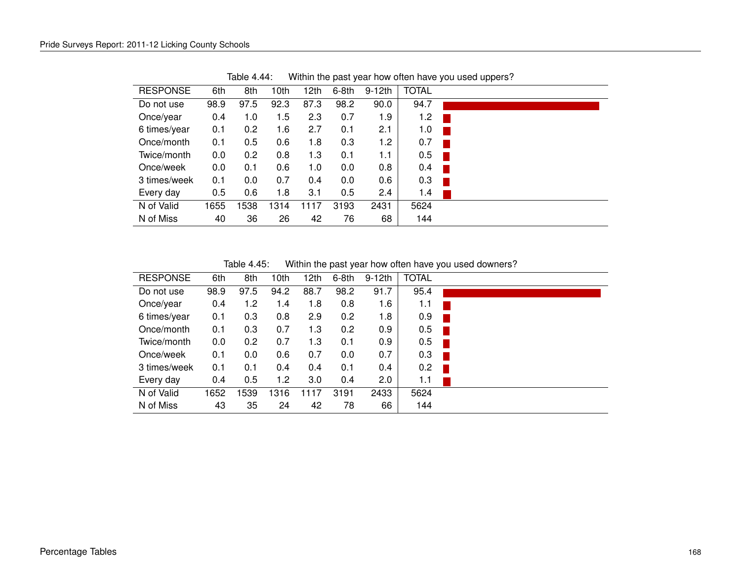Table 4.44: Within the past year how often have you used uppers?

| RESPONSE | 6th | 8th | 10th | 12th | 6-8th | 9-12th | TOTAL |
|---|---|---|---|---|---|---|---|
| Do not use | 98.9 | 97.5 | 92.3 | 87.3 | 98.2 | 90.0 | 94.7 |
| Once/year | 0.4 | 1.0 | 1.5 | 2.3 | 0.7 | 1.9 | 1.2 |
| 6 times/year | 0.1 | 0.2 | 1.6 | 2.7 | 0.1 | 2.1 | 1.0 |
| Once/month | 0.1 | 0.5 | 0.6 | 1.8 | 0.3 | 1.2 | 0.7 |
| Twice/month | 0.0 | 0.2 | 0.8 | 1.3 | 0.1 | 1.1 | 0.5 |
| Once/week | 0.0 | 0.1 | 0.6 | 1.0 | 0.0 | 0.8 | 0.4 |
| 3 times/week | 0.1 | 0.0 | 0.7 | 0.4 | 0.0 | 0.6 | 0.3 |
| Every day | 0.5 | 0.6 | 1.8 | 3.1 | 0.5 | 2.4 | 1.4 |
| N of Valid | 1655 | 1538 | 1314 | 1117 | 3193 | 2431 | 5624 |
| N of Miss | 40 | 36 | 26 | 42 | 76 | 68 | 144 |

Table 4.45: Within the past year how often have you used downers?

| RESPONSE | 6th | 8th | 10th | 12th | 6-8th | 9-12th | TOTAL |
|---|---|---|---|---|---|---|---|
| Do not use | 98.9 | 97.5 | 94.2 | 88.7 | 98.2 | 91.7 | 95.4 |
| Once/year | 0.4 | 1.2 | 1.4 | 1.8 | 0.8 | 1.6 | 1.1 |
| 6 times/year | 0.1 | 0.3 | 0.8 | 2.9 | 0.2 | 1.8 | 0.9 |
| Once/month | 0.1 | 0.3 | 0.7 | 1.3 | 0.2 | 0.9 | 0.5 |
| Twice/month | 0.0 | 0.2 | 0.7 | 1.3 | 0.1 | 0.9 | 0.5 |
| Once/week | 0.1 | 0.0 | 0.6 | 0.7 | 0.0 | 0.7 | 0.3 |
| 3 times/week | 0.1 | 0.1 | 0.4 | 0.4 | 0.1 | 0.4 | 0.2 |
| Every day | 0.4 | 0.5 | 1.2 | 3.0 | 0.4 | 2.0 | 1.1 |
| N of Valid | 1652 | 1539 | 1316 | 1117 | 3191 | 2433 | 5624 |
| N of Miss | 43 | 35 | 24 | 42 | 78 | 66 | 144 |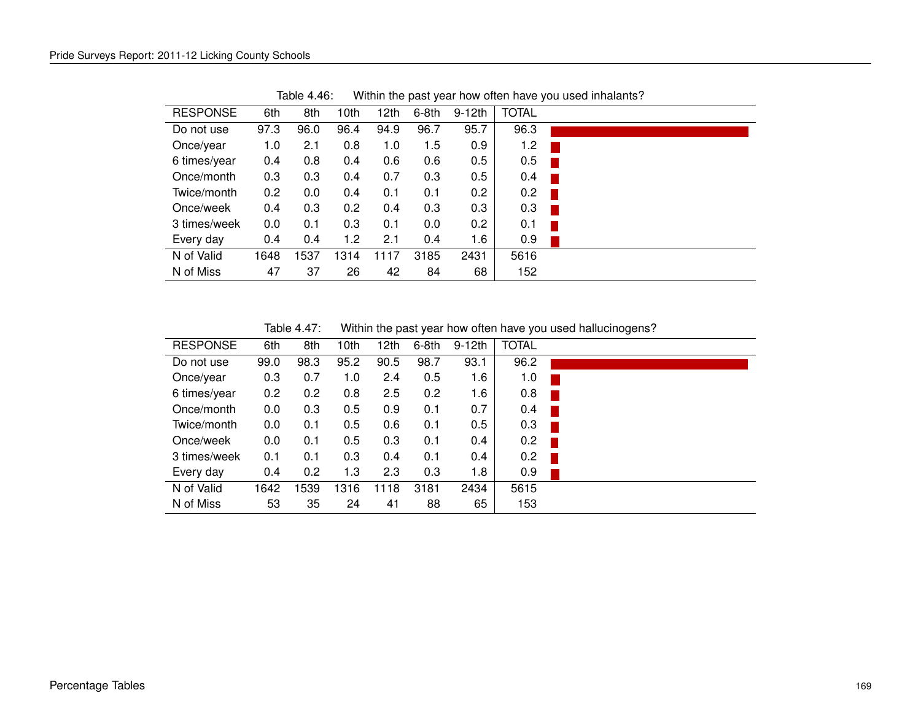Table 4.46: Within the past year how often have you used inhalants?

| RESPONSE | 6th | 8th | 10th | 12th | 6-8th | 9-12th | TOTAL |
|---|---|---|---|---|---|---|---|
| Do not use | 97.3 | 96.0 | 96.4 | 94.9 | 96.7 | 95.7 | 96.3 |
| Once/year | 1.0 | 2.1 | 0.8 | 1.0 | 1.5 | 0.9 | 1.2 |
| 6 times/year | 0.4 | 0.8 | 0.4 | 0.6 | 0.6 | 0.5 | 0.5 |
| Once/month | 0.3 | 0.3 | 0.4 | 0.7 | 0.3 | 0.5 | 0.4 |
| Twice/month | 0.2 | 0.0 | 0.4 | 0.1 | 0.1 | 0.2 | 0.2 |
| Once/week | 0.4 | 0.3 | 0.2 | 0.4 | 0.3 | 0.3 | 0.3 |
| 3 times/week | 0.0 | 0.1 | 0.3 | 0.1 | 0.0 | 0.2 | 0.1 |
| Every day | 0.4 | 0.4 | 1.2 | 2.1 | 0.4 | 1.6 | 0.9 |
| N of Valid | 1648 | 1537 | 1314 | 1117 | 3185 | 2431 | 5616 |
| N of Miss | 47 | 37 | 26 | 42 | 84 | 68 | 152 |

Table 4.47: Within the past year how often have you used hallucinogens?

| RESPONSE | 6th | 8th | 10th | 12th | 6-8th | 9-12th | TOTAL |
|---|---|---|---|---|---|---|---|
| Do not use | 99.0 | 98.3 | 95.2 | 90.5 | 98.7 | 93.1 | 96.2 |
| Once/year | 0.3 | 0.7 | 1.0 | 2.4 | 0.5 | 1.6 | 1.0 |
| 6 times/year | 0.2 | 0.2 | 0.8 | 2.5 | 0.2 | 1.6 | 0.8 |
| Once/month | 0.0 | 0.3 | 0.5 | 0.9 | 0.1 | 0.7 | 0.4 |
| Twice/month | 0.0 | 0.1 | 0.5 | 0.6 | 0.1 | 0.5 | 0.3 |
| Once/week | 0.0 | 0.1 | 0.5 | 0.3 | 0.1 | 0.4 | 0.2 |
| 3 times/week | 0.1 | 0.1 | 0.3 | 0.4 | 0.1 | 0.4 | 0.2 |
| Every day | 0.4 | 0.2 | 1.3 | 2.3 | 0.3 | 1.8 | 0.9 |
| N of Valid | 1642 | 1539 | 1316 | 1118 | 3181 | 2434 | 5615 |
| N of Miss | 53 | 35 | 24 | 41 | 88 | 65 | 153 |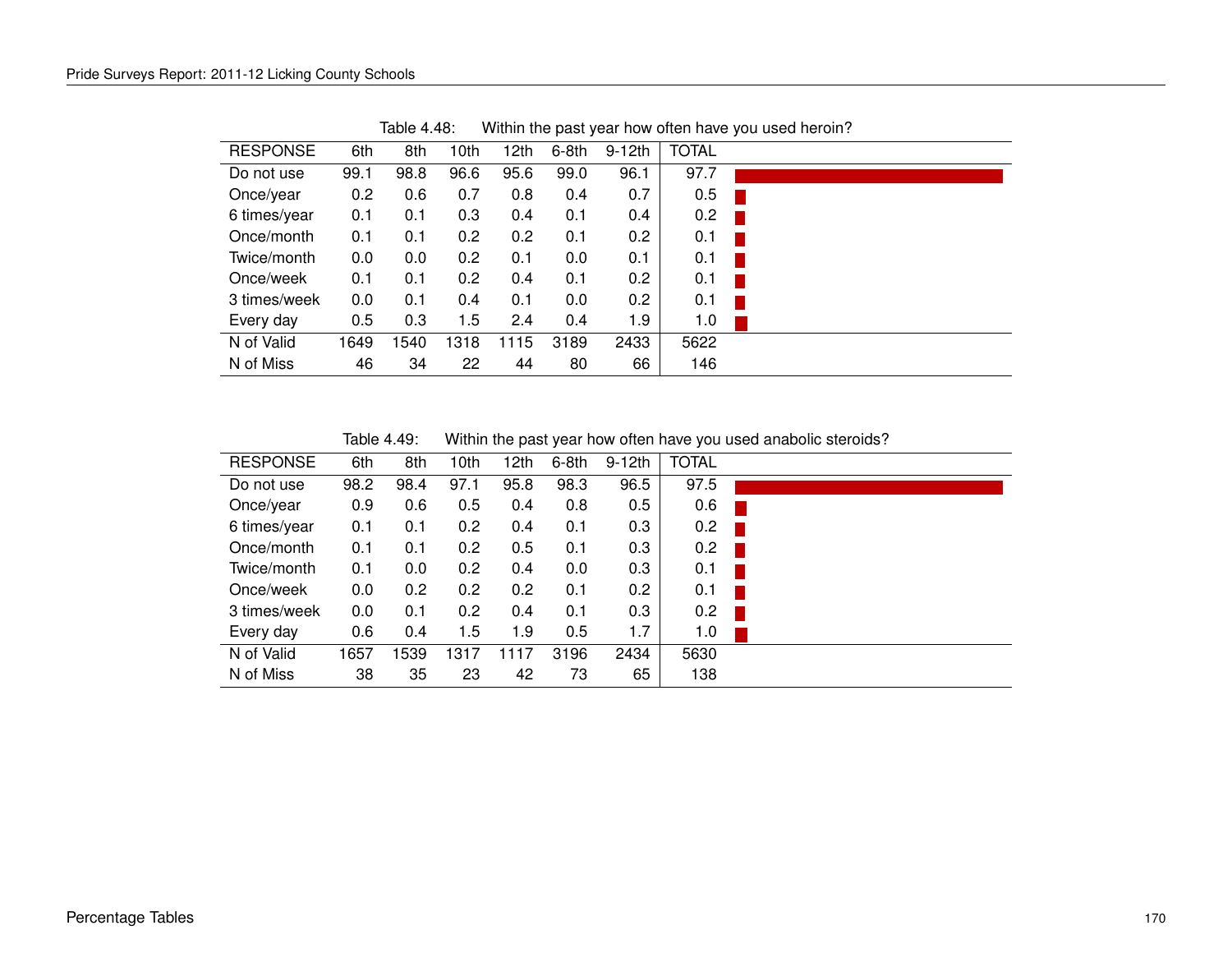Table 4.48: Within the past year how often have you used heroin?

| RESPONSE | 6th | 8th | 10th | 12th | 6-8th | 9-12th | TOTAL |
|---|---|---|---|---|---|---|---|
| Do not use | 99.1 | 98.8 | 96.6 | 95.6 | 99.0 | 96.1 | 97.7 |
| Once/year | 0.2 | 0.6 | 0.7 | 0.8 | 0.4 | 0.7 | 0.5 |
| 6 times/year | 0.1 | 0.1 | 0.3 | 0.4 | 0.1 | 0.4 | 0.2 |
| Once/month | 0.1 | 0.1 | 0.2 | 0.2 | 0.1 | 0.2 | 0.1 |
| Twice/month | 0.0 | 0.0 | 0.2 | 0.1 | 0.0 | 0.1 | 0.1 |
| Once/week | 0.1 | 0.1 | 0.2 | 0.4 | 0.1 | 0.2 | 0.1 |
| 3 times/week | 0.0 | 0.1 | 0.4 | 0.1 | 0.0 | 0.2 | 0.1 |
| Every day | 0.5 | 0.3 | 1.5 | 2.4 | 0.4 | 1.9 | 1.0 |
| N of Valid | 1649 | 1540 | 1318 | 1115 | 3189 | 2433 | 5622 |
| N of Miss | 46 | 34 | 22 | 44 | 80 | 66 | 146 |

Table 4.49: Within the past year how often have you used anabolic steroids?

| RESPONSE | 6th | 8th | 10th | 12th | 6-8th | 9-12th | TOTAL |
|---|---|---|---|---|---|---|---|
| Do not use | 98.2 | 98.4 | 97.1 | 95.8 | 98.3 | 96.5 | 97.5 |
| Once/year | 0.9 | 0.6 | 0.5 | 0.4 | 0.8 | 0.5 | 0.6 |
| 6 times/year | 0.1 | 0.1 | 0.2 | 0.4 | 0.1 | 0.3 | 0.2 |
| Once/month | 0.1 | 0.1 | 0.2 | 0.5 | 0.1 | 0.3 | 0.2 |
| Twice/month | 0.1 | 0.0 | 0.2 | 0.4 | 0.0 | 0.3 | 0.1 |
| Once/week | 0.0 | 0.2 | 0.2 | 0.2 | 0.1 | 0.2 | 0.1 |
| 3 times/week | 0.0 | 0.1 | 0.2 | 0.4 | 0.1 | 0.3 | 0.2 |
| Every day | 0.6 | 0.4 | 1.5 | 1.9 | 0.5 | 1.7 | 1.0 |
| N of Valid | 1657 | 1539 | 1317 | 1117 | 3196 | 2434 | 5630 |
| N of Miss | 38 | 35 | 23 | 42 | 73 | 65 | 138 |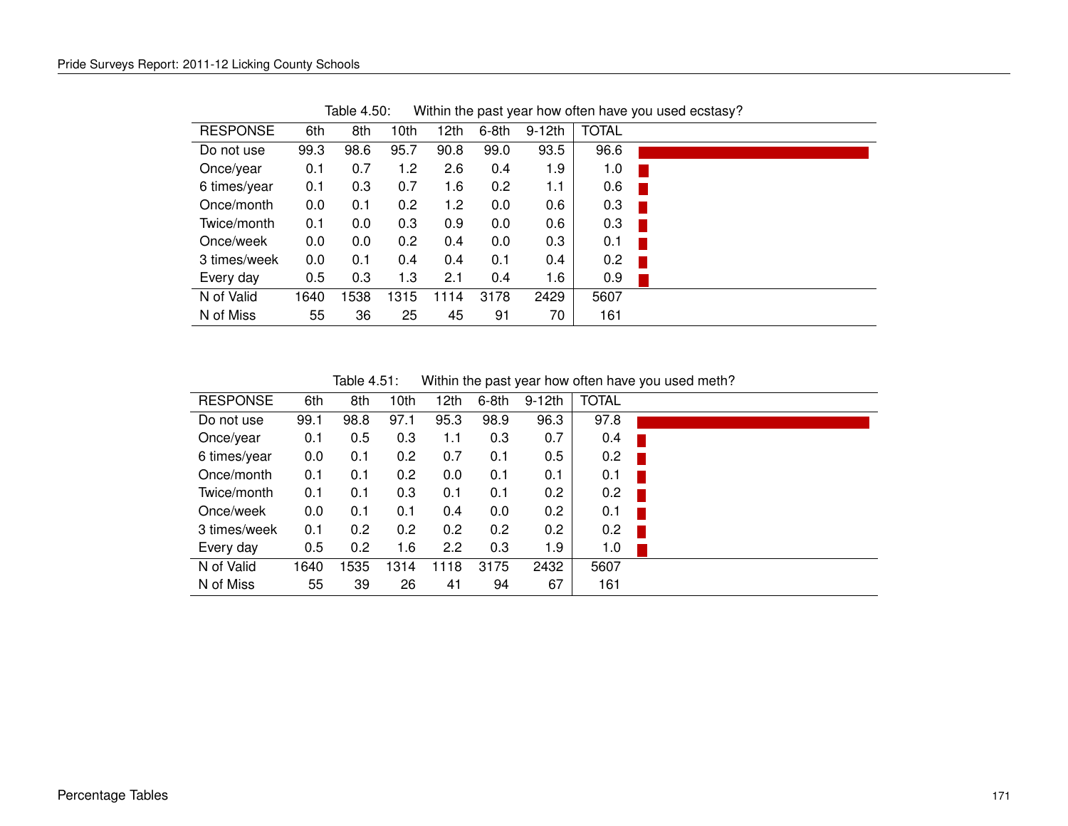Table 4.50: Within the past year how often have you used ecstasy?

| RESPONSE | 6th | 8th | 10th | 12th | 6-8th | 9-12th | TOTAL |
|---|---|---|---|---|---|---|---|
| Do not use | 99.3 | 98.6 | 95.7 | 90.8 | 99.0 | 93.5 | 96.6 |
| Once/year | 0.1 | 0.7 | 1.2 | 2.6 | 0.4 | 1.9 | 1.0 |
| 6 times/year | 0.1 | 0.3 | 0.7 | 1.6 | 0.2 | 1.1 | 0.6 |
| Once/month | 0.0 | 0.1 | 0.2 | 1.2 | 0.0 | 0.6 | 0.3 |
| Twice/month | 0.1 | 0.0 | 0.3 | 0.9 | 0.0 | 0.6 | 0.3 |
| Once/week | 0.0 | 0.0 | 0.2 | 0.4 | 0.0 | 0.3 | 0.1 |
| 3 times/week | 0.0 | 0.1 | 0.4 | 0.4 | 0.1 | 0.4 | 0.2 |
| Every day | 0.5 | 0.3 | 1.3 | 2.1 | 0.4 | 1.6 | 0.9 |
| N of Valid | 1640 | 1538 | 1315 | 1114 | 3178 | 2429 | 5607 |
| N of Miss | 55 | 36 | 25 | 45 | 91 | 70 | 161 |

Table 4.51: Within the past year how often have you used meth?

| RESPONSE | 6th | 8th | 10th | 12th | 6-8th | 9-12th | TOTAL |
|---|---|---|---|---|---|---|---|
| Do not use | 99.1 | 98.8 | 97.1 | 95.3 | 98.9 | 96.3 | 97.8 |
| Once/year | 0.1 | 0.5 | 0.3 | 1.1 | 0.3 | 0.7 | 0.4 |
| 6 times/year | 0.0 | 0.1 | 0.2 | 0.7 | 0.1 | 0.5 | 0.2 |
| Once/month | 0.1 | 0.1 | 0.2 | 0.0 | 0.1 | 0.1 | 0.1 |
| Twice/month | 0.1 | 0.1 | 0.3 | 0.1 | 0.1 | 0.2 | 0.2 |
| Once/week | 0.0 | 0.1 | 0.1 | 0.4 | 0.0 | 0.2 | 0.1 |
| 3 times/week | 0.1 | 0.2 | 0.2 | 0.2 | 0.2 | 0.2 | 0.2 |
| Every day | 0.5 | 0.2 | 1.6 | 2.2 | 0.3 | 1.9 | 1.0 |
| N of Valid | 1640 | 1535 | 1314 | 1118 | 3175 | 2432 | 5607 |
| N of Miss | 55 | 39 | 26 | 41 | 94 | 67 | 161 |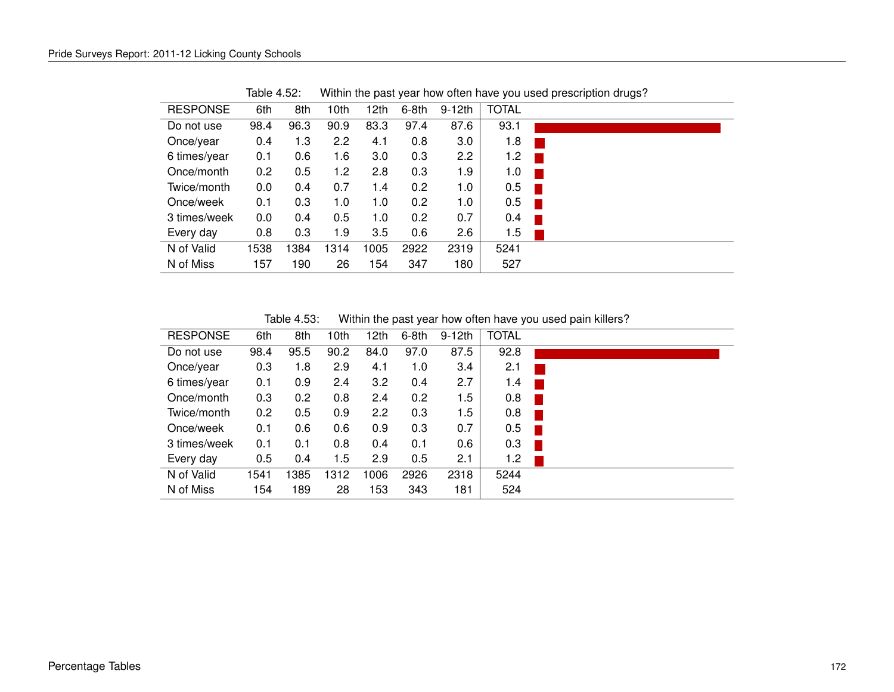Table 4.52: Within the past year how often have you used prescription drugs?

| RESPONSE | 6th | 8th | 10th | 12th | 6-8th | 9-12th | TOTAL |
|---|---|---|---|---|---|---|---|
| Do not use | 98.4 | 96.3 | 90.9 | 83.3 | 97.4 | 87.6 | 93.1 |
| Once/year | 0.4 | 1.3 | 2.2 | 4.1 | 0.8 | 3.0 | 1.8 |
| 6 times/year | 0.1 | 0.6 | 1.6 | 3.0 | 0.3 | 2.2 | 1.2 |
| Once/month | 0.2 | 0.5 | 1.2 | 2.8 | 0.3 | 1.9 | 1.0 |
| Twice/month | 0.0 | 0.4 | 0.7 | 1.4 | 0.2 | 1.0 | 0.5 |
| Once/week | 0.1 | 0.3 | 1.0 | 1.0 | 0.2 | 1.0 | 0.5 |
| 3 times/week | 0.0 | 0.4 | 0.5 | 1.0 | 0.2 | 0.7 | 0.4 |
| Every day | 0.8 | 0.3 | 1.9 | 3.5 | 0.6 | 2.6 | 1.5 |
| N of Valid | 1538 | 1384 | 1314 | 1005 | 2922 | 2319 | 5241 |
| N of Miss | 157 | 190 | 26 | 154 | 347 | 180 | 527 |

Table 4.53: Within the past year how often have you used pain killers?

| RESPONSE | 6th | 8th | 10th | 12th | 6-8th | 9-12th | TOTAL |
|---|---|---|---|---|---|---|---|
| Do not use | 98.4 | 95.5 | 90.2 | 84.0 | 97.0 | 87.5 | 92.8 |
| Once/year | 0.3 | 1.8 | 2.9 | 4.1 | 1.0 | 3.4 | 2.1 |
| 6 times/year | 0.1 | 0.9 | 2.4 | 3.2 | 0.4 | 2.7 | 1.4 |
| Once/month | 0.3 | 0.2 | 0.8 | 2.4 | 0.2 | 1.5 | 0.8 |
| Twice/month | 0.2 | 0.5 | 0.9 | 2.2 | 0.3 | 1.5 | 0.8 |
| Once/week | 0.1 | 0.6 | 0.6 | 0.9 | 0.3 | 0.7 | 0.5 |
| 3 times/week | 0.1 | 0.1 | 0.8 | 0.4 | 0.1 | 0.6 | 0.3 |
| Every day | 0.5 | 0.4 | 1.5 | 2.9 | 0.5 | 2.1 | 1.2 |
| N of Valid | 1541 | 1385 | 1312 | 1006 | 2926 | 2318 | 5244 |
| N of Miss | 154 | 189 | 28 | 153 | 343 | 181 | 524 |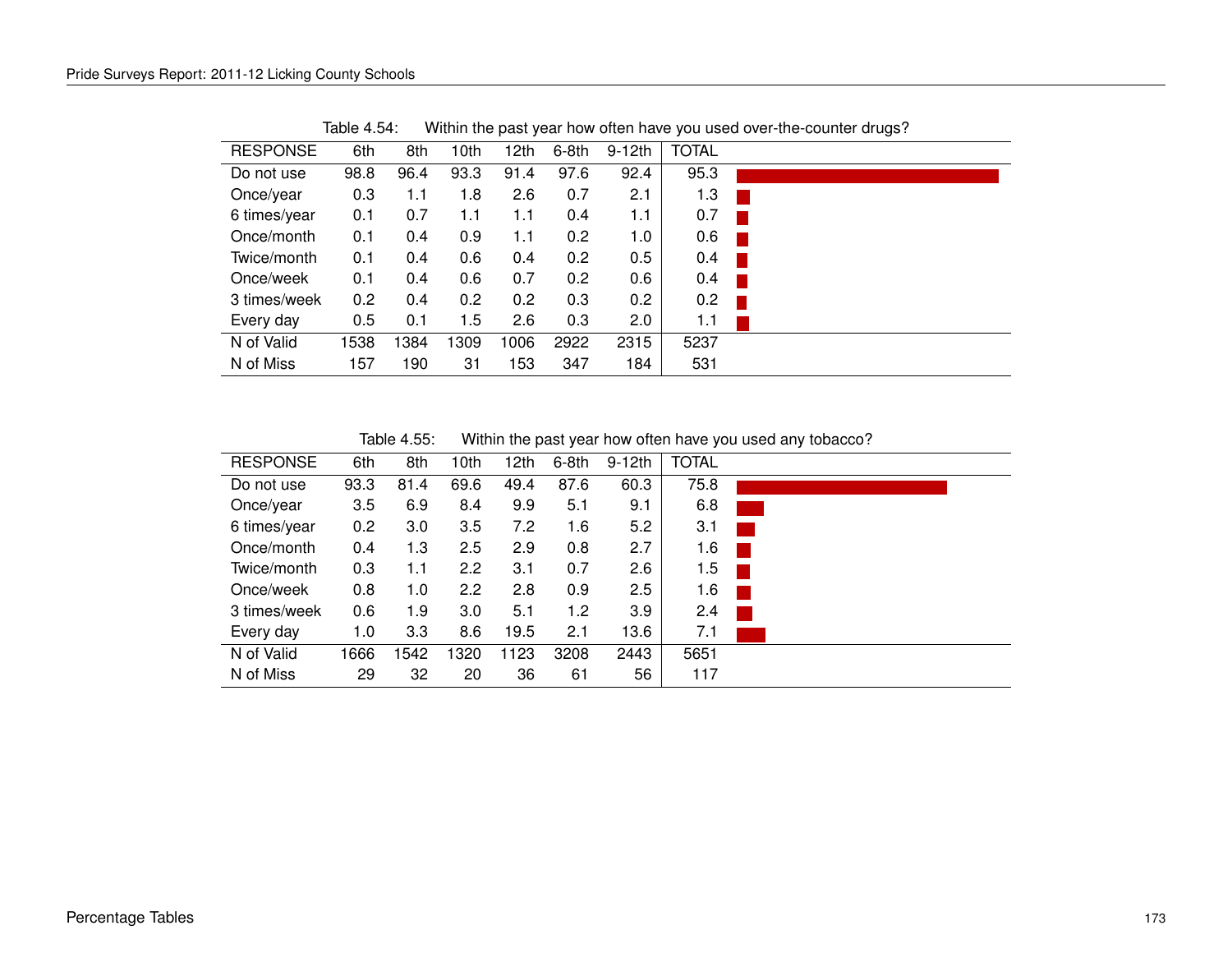Table 4.54: Within the past year how often have you used over-the-counter drugs?

| RESPONSE | 6th | 8th | 10th | 12th | 6-8th | 9-12th | TOTAL |
|---|---|---|---|---|---|---|---|
| Do not use | 98.8 | 96.4 | 93.3 | 91.4 | 97.6 | 92.4 | 95.3 |
| Once/year | 0.3 | 1.1 | 1.8 | 2.6 | 0.7 | 2.1 | 1.3 |
| 6 times/year | 0.1 | 0.7 | 1.1 | 1.1 | 0.4 | 1.1 | 0.7 |
| Once/month | 0.1 | 0.4 | 0.9 | 1.1 | 0.2 | 1.0 | 0.6 |
| Twice/month | 0.1 | 0.4 | 0.6 | 0.4 | 0.2 | 0.5 | 0.4 |
| Once/week | 0.1 | 0.4 | 0.6 | 0.7 | 0.2 | 0.6 | 0.4 |
| 3 times/week | 0.2 | 0.4 | 0.2 | 0.2 | 0.3 | 0.2 | 0.2 |
| Every day | 0.5 | 0.1 | 1.5 | 2.6 | 0.3 | 2.0 | 1.1 |
| N of Valid | 1538 | 1384 | 1309 | 1006 | 2922 | 2315 | 5237 |
| N of Miss | 157 | 190 | 31 | 153 | 347 | 184 | 531 |

Table 4.55: Within the past year how often have you used any tobacco?

| RESPONSE | 6th | 8th | 10th | 12th | 6-8th | 9-12th | TOTAL |
|---|---|---|---|---|---|---|---|
| Do not use | 93.3 | 81.4 | 69.6 | 49.4 | 87.6 | 60.3 | 75.8 |
| Once/year | 3.5 | 6.9 | 8.4 | 9.9 | 5.1 | 9.1 | 6.8 |
| 6 times/year | 0.2 | 3.0 | 3.5 | 7.2 | 1.6 | 5.2 | 3.1 |
| Once/month | 0.4 | 1.3 | 2.5 | 2.9 | 0.8 | 2.7 | 1.6 |
| Twice/month | 0.3 | 1.1 | 2.2 | 3.1 | 0.7 | 2.6 | 1.5 |
| Once/week | 0.8 | 1.0 | 2.2 | 2.8 | 0.9 | 2.5 | 1.6 |
| 3 times/week | 0.6 | 1.9 | 3.0 | 5.1 | 1.2 | 3.9 | 2.4 |
| Every day | 1.0 | 3.3 | 8.6 | 19.5 | 2.1 | 13.6 | 7.1 |
| N of Valid | 1666 | 1542 | 1320 | 1123 | 3208 | 2443 | 5651 |
| N of Miss | 29 | 32 | 20 | 36 | 61 | 56 | 117 |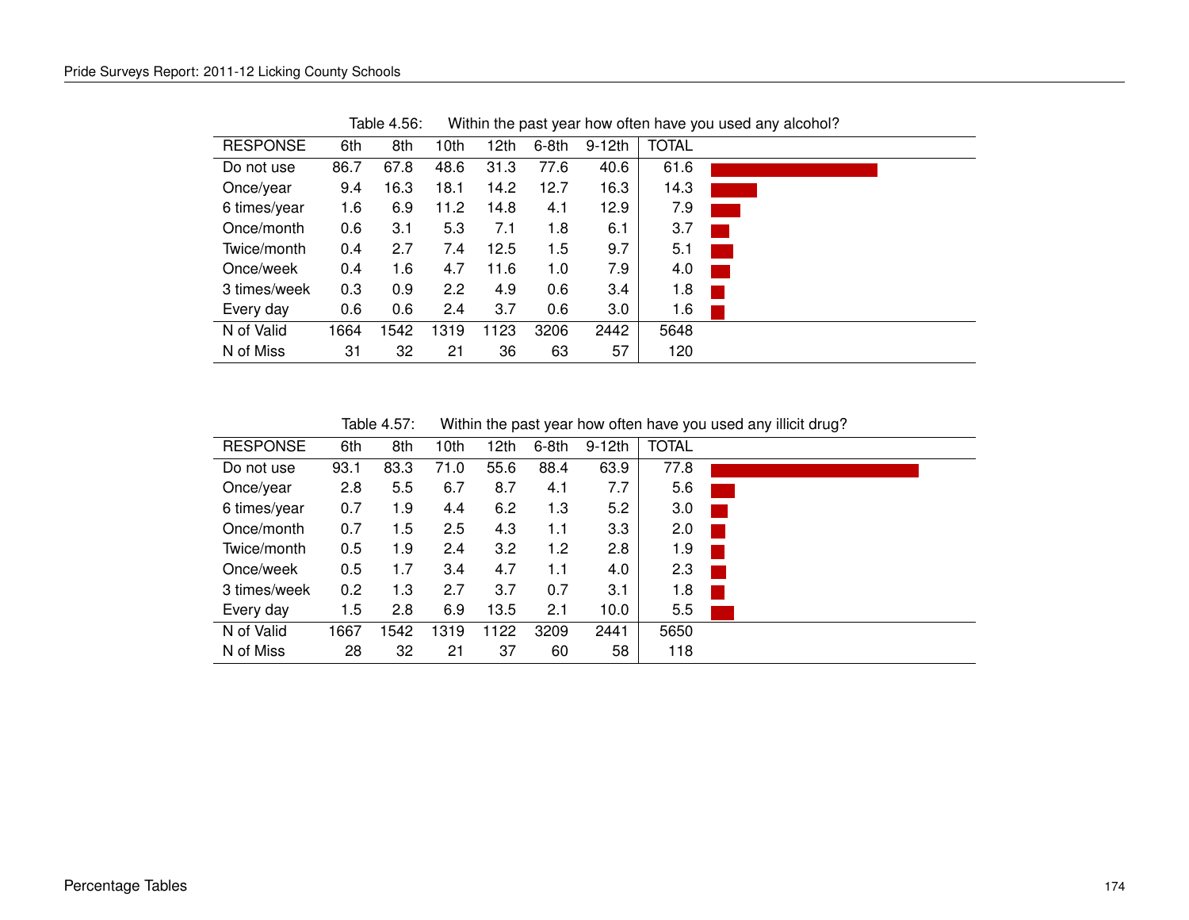Table 4.56: Within the past year how often have you used any alcohol?

| RESPONSE | 6th | 8th | 10th | 12th | 6-8th | 9-12th | TOTAL |
|---|---|---|---|---|---|---|---|
| Do not use | 86.7 | 67.8 | 48.6 | 31.3 | 77.6 | 40.6 | 61.6 |
| Once/year | 9.4 | 16.3 | 18.1 | 14.2 | 12.7 | 16.3 | 14.3 |
| 6 times/year | 1.6 | 6.9 | 11.2 | 14.8 | 4.1 | 12.9 | 7.9 |
| Once/month | 0.6 | 3.1 | 5.3 | 7.1 | 1.8 | 6.1 | 3.7 |
| Twice/month | 0.4 | 2.7 | 7.4 | 12.5 | 1.5 | 9.7 | 5.1 |
| Once/week | 0.4 | 1.6 | 4.7 | 11.6 | 1.0 | 7.9 | 4.0 |
| 3 times/week | 0.3 | 0.9 | 2.2 | 4.9 | 0.6 | 3.4 | 1.8 |
| Every day | 0.6 | 0.6 | 2.4 | 3.7 | 0.6 | 3.0 | 1.6 |
| N of Valid | 1664 | 1542 | 1319 | 1123 | 3206 | 2442 | 5648 |
| N of Miss | 31 | 32 | 21 | 36 | 63 | 57 | 120 |

Table 4.57: Within the past year how often have you used any illicit drug?

| RESPONSE | 6th | 8th | 10th | 12th | 6-8th | 9-12th | TOTAL |
|---|---|---|---|---|---|---|---|
| Do not use | 93.1 | 83.3 | 71.0 | 55.6 | 88.4 | 63.9 | 77.8 |
| Once/year | 2.8 | 5.5 | 6.7 | 8.7 | 4.1 | 7.7 | 5.6 |
| 6 times/year | 0.7 | 1.9 | 4.4 | 6.2 | 1.3 | 5.2 | 3.0 |
| Once/month | 0.7 | 1.5 | 2.5 | 4.3 | 1.1 | 3.3 | 2.0 |
| Twice/month | 0.5 | 1.9 | 2.4 | 3.2 | 1.2 | 2.8 | 1.9 |
| Once/week | 0.5 | 1.7 | 3.4 | 4.7 | 1.1 | 4.0 | 2.3 |
| 3 times/week | 0.2 | 1.3 | 2.7 | 3.7 | 0.7 | 3.1 | 1.8 |
| Every day | 1.5 | 2.8 | 6.9 | 13.5 | 2.1 | 10.0 | 5.5 |
| N of Valid | 1667 | 1542 | 1319 | 1122 | 3209 | 2441 | 5650 |
| N of Miss | 28 | 32 | 21 | 37 | 60 | 58 | 118 |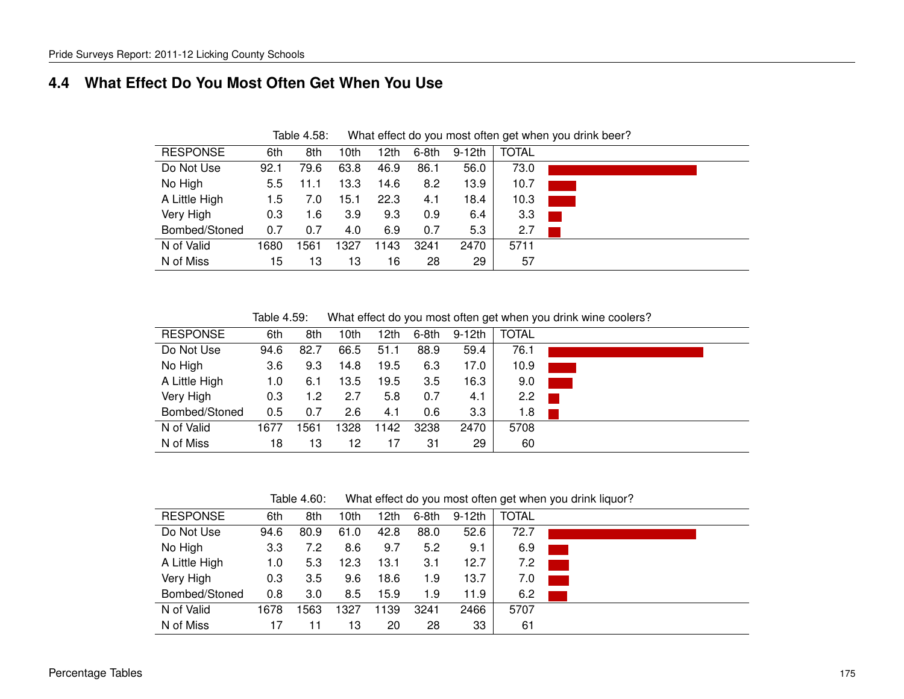## 4.4 What Effect Do You Most Often Get When You Use

Table 4.58: What effect do you most often get when you drink beer?

| RESPONSE | 6th | 8th | 10th | 12th | 6-8th | 9-12th | TOTAL |
|---|---|---|---|---|---|---|---|
| Do Not Use | 92.1 | 79.6 | 63.8 | 46.9 | 86.1 | 56.0 | 73.0 |
| No High | 5.5 | 11.1 | 13.3 | 14.6 | 8.2 | 13.9 | 10.7 |
| A Little High | 1.5 | 7.0 | 15.1 | 22.3 | 4.1 | 18.4 | 10.3 |
| Very High | 0.3 | 1.6 | 3.9 | 9.3 | 0.9 | 6.4 | 3.3 |
| Bombed/Stoned | 0.7 | 0.7 | 4.0 | 6.9 | 0.7 | 5.3 | 2.7 |
| N of Valid | 1680 | 1561 | 1327 | 1143 | 3241 | 2470 | 5711 |
| N of Miss | 15 | 13 | 13 | 16 | 28 | 29 | 57 |

Table 4.59: What effect do you most often get when you drink wine coolers?

| RESPONSE | 6th | 8th | 10th | 12th | 6-8th | 9-12th | TOTAL |
|---|---|---|---|---|---|---|---|
| Do Not Use | 94.6 | 82.7 | 66.5 | 51.1 | 88.9 | 59.4 | 76.1 |
| No High | 3.6 | 9.3 | 14.8 | 19.5 | 6.3 | 17.0 | 10.9 |
| A Little High | 1.0 | 6.1 | 13.5 | 19.5 | 3.5 | 16.3 | 9.0 |
| Very High | 0.3 | 1.2 | 2.7 | 5.8 | 0.7 | 4.1 | 2.2 |
| Bombed/Stoned | 0.5 | 0.7 | 2.6 | 4.1 | 0.6 | 3.3 | 1.8 |
| N of Valid | 1677 | 1561 | 1328 | 1142 | 3238 | 2470 | 5708 |
| N of Miss | 18 | 13 | 12 | 17 | 31 | 29 | 60 |

Table 4.60: What effect do you most often get when you drink liquor?

| RESPONSE | 6th | 8th | 10th | 12th | 6-8th | 9-12th | TOTAL |
|---|---|---|---|---|---|---|---|
| Do Not Use | 94.6 | 80.9 | 61.0 | 42.8 | 88.0 | 52.6 | 72.7 |
| No High | 3.3 | 7.2 | 8.6 | 9.7 | 5.2 | 9.1 | 6.9 |
| A Little High | 1.0 | 5.3 | 12.3 | 13.1 | 3.1 | 12.7 | 7.2 |
| Very High | 0.3 | 3.5 | 9.6 | 18.6 | 1.9 | 13.7 | 7.0 |
| Bombed/Stoned | 0.8 | 3.0 | 8.5 | 15.9 | 1.9 | 11.9 | 6.2 |
| N of Valid | 1678 | 1563 | 1327 | 1139 | 3241 | 2466 | 5707 |
| N of Miss | 17 | 11 | 13 | 20 | 28 | 33 | 61 |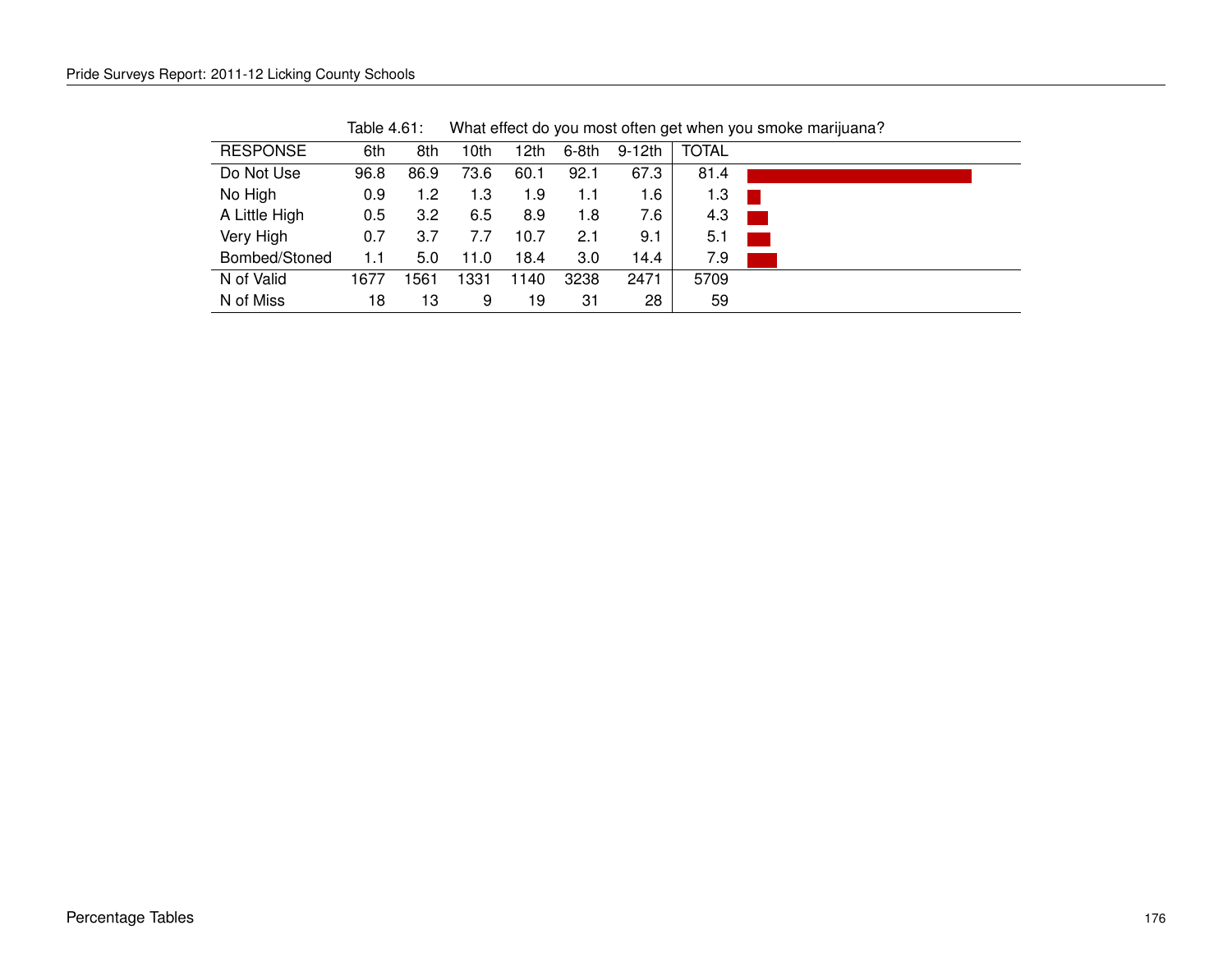Table 4.61: What effect do you most often get when you smoke marijuana?

| RESPONSE | 6th | 8th | 10th | 12th | 6-8th | 9-12th | TOTAL |
|---|---|---|---|---|---|---|---|
| Do Not Use | 96.8 | 86.9 | 73.6 | 60.1 | 92.1 | 67.3 | 81.4 |
| No High | 0.9 | 1.2 | 1.3 | 1.9 | 1.1 | 1.6 | 1.3 |
| A Little High | 0.5 | 3.2 | 6.5 | 8.9 | 1.8 | 7.6 | 4.3 |
| Very High | 0.7 | 3.7 | 7.7 | 10.7 | 2.1 | 9.1 | 5.1 |
| Bombed/Stoned | 1.1 | 5.0 | 11.0 | 18.4 | 3.0 | 14.4 | 7.9 |
| N of Valid | 1677 | 1561 | 1331 | 1140 | 3238 | 2471 | 5709 |
| N of Miss | 18 | 13 | 9 | 19 | 31 | 28 | 59 |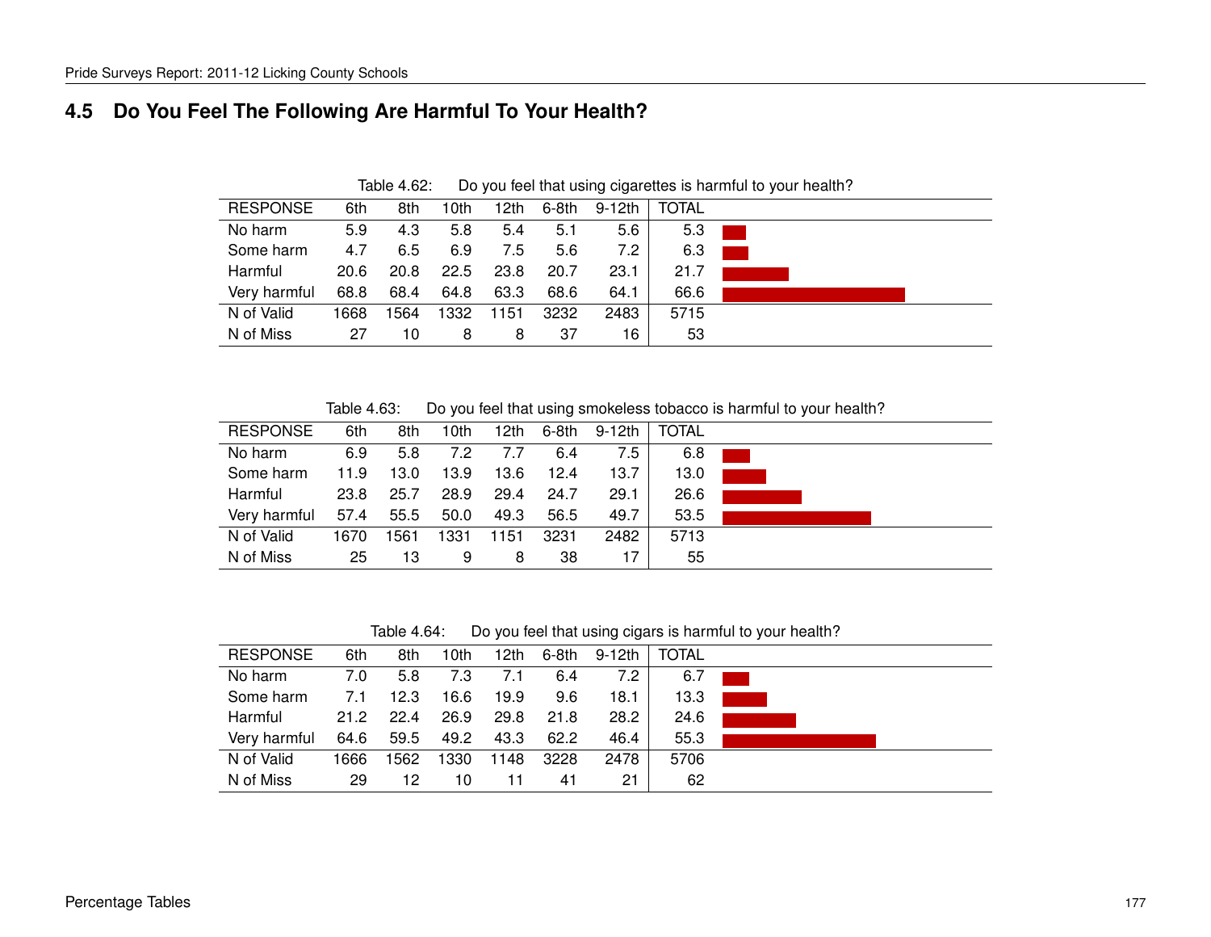## 4.5 Do You Feel The Following Are Harmful To Your Health?

Table 4.62: Do you feel that using cigarettes is harmful to your health?

| RESPONSE | 6th | 8th | 10th | 12th | 6-8th | 9-12th | TOTAL |
|---|---|---|---|---|---|---|---|
| No harm | 5.9 | 4.3 | 5.8 | 5.4 | 5.1 | 5.6 | 5.3 |
| Some harm | 4.7 | 6.5 | 6.9 | 7.5 | 5.6 | 7.2 | 6.3 |
| Harmful | 20.6 | 20.8 | 22.5 | 23.8 | 20.7 | 23.1 | 21.7 |
| Very harmful | 68.8 | 68.4 | 64.8 | 63.3 | 68.6 | 64.1 | 66.6 |
| N of Valid | 1668 | 1564 | 1332 | 1151 | 3232 | 2483 | 5715 |
| N of Miss | 27 | 10 | 8 | 8 | 37 | 16 | 53 |

Table 4.63: Do you feel that using smokeless tobacco is harmful to your health?

| RESPONSE | 6th | 8th | 10th | 12th | 6-8th | 9-12th | TOTAL |
|---|---|---|---|---|---|---|---|
| No harm | 6.9 | 5.8 | 7.2 | 7.7 | 6.4 | 7.5 | 6.8 |
| Some harm | 11.9 | 13.0 | 13.9 | 13.6 | 12.4 | 13.7 | 13.0 |
| Harmful | 23.8 | 25.7 | 28.9 | 29.4 | 24.7 | 29.1 | 26.6 |
| Very harmful | 57.4 | 55.5 | 50.0 | 49.3 | 56.5 | 49.7 | 53.5 |
| N of Valid | 1670 | 1561 | 1331 | 1151 | 3231 | 2482 | 5713 |
| N of Miss | 25 | 13 | 9 | 8 | 38 | 17 | 55 |

Table 4.64: Do you feel that using cigars is harmful to your health?

| RESPONSE | 6th | 8th | 10th | 12th | 6-8th | 9-12th | TOTAL |
|---|---|---|---|---|---|---|---|
| No harm | 7.0 | 5.8 | 7.3 | 7.1 | 6.4 | 7.2 | 6.7 |
| Some harm | 7.1 | 12.3 | 16.6 | 19.9 | 9.6 | 18.1 | 13.3 |
| Harmful | 21.2 | 22.4 | 26.9 | 29.8 | 21.8 | 28.2 | 24.6 |
| Very harmful | 64.6 | 59.5 | 49.2 | 43.3 | 62.2 | 46.4 | 55.3 |
| N of Valid | 1666 | 1562 | 1330 | 1148 | 3228 | 2478 | 5706 |
| N of Miss | 29 | 12 | 10 | 11 | 41 | 21 | 62 |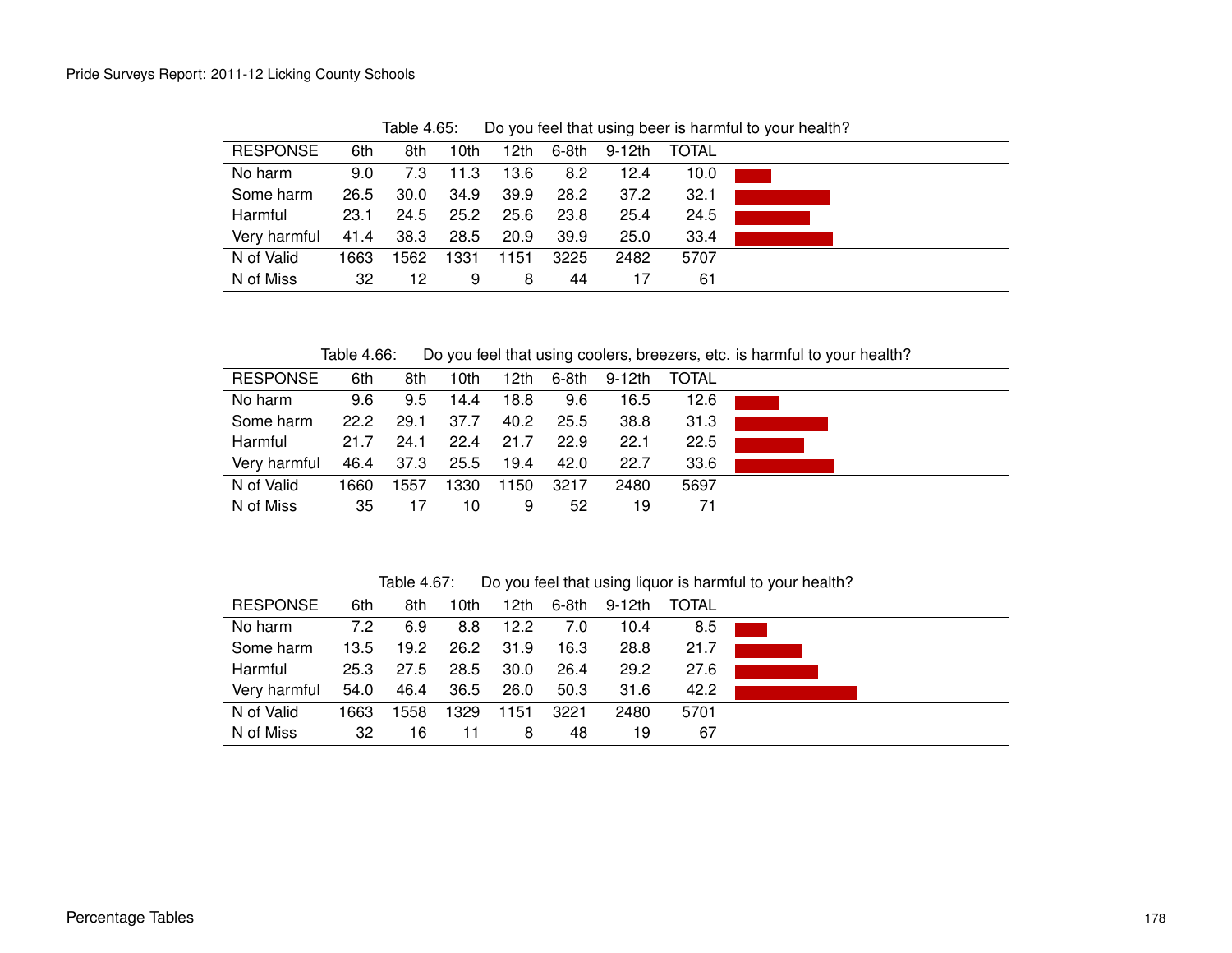Table 4.65: Do you feel that using beer is harmful to your health?

| RESPONSE | 6th | 8th | 10th | 12th | 6-8th | 9-12th | TOTAL |
|---|---|---|---|---|---|---|---|
| No harm | 9.0 | 7.3 | 11.3 | 13.6 | 8.2 | 12.4 | 10.0 |
| Some harm | 26.5 | 30.0 | 34.9 | 39.9 | 28.2 | 37.2 | 32.1 |
| Harmful | 23.1 | 24.5 | 25.2 | 25.6 | 23.8 | 25.4 | 24.5 |
| Very harmful | 41.4 | 38.3 | 28.5 | 20.9 | 39.9 | 25.0 | 33.4 |
| N of Valid | 1663 | 1562 | 1331 | 1151 | 3225 | 2482 | 5707 |
| N of Miss | 32 | 12 | 9 | 8 | 44 | 17 | 61 |

Table 4.66: Do you feel that using coolers, breezers, etc. is harmful to your health?

| RESPONSE | 6th | 8th | 10th | 12th | 6-8th | 9-12th | TOTAL |
|---|---|---|---|---|---|---|---|
| No harm | 9.6 | 9.5 | 14.4 | 18.8 | 9.6 | 16.5 | 12.6 |
| Some harm | 22.2 | 29.1 | 37.7 | 40.2 | 25.5 | 38.8 | 31.3 |
| Harmful | 21.7 | 24.1 | 22.4 | 21.7 | 22.9 | 22.1 | 22.5 |
| Very harmful | 46.4 | 37.3 | 25.5 | 19.4 | 42.0 | 22.7 | 33.6 |
| N of Valid | 1660 | 1557 | 1330 | 1150 | 3217 | 2480 | 5697 |
| N of Miss | 35 | 17 | 10 | 9 | 52 | 19 | 71 |

Table 4.67: Do you feel that using liquor is harmful to your health?

| RESPONSE | 6th | 8th | 10th | 12th | 6-8th | 9-12th | TOTAL |
|---|---|---|---|---|---|---|---|
| No harm | 7.2 | 6.9 | 8.8 | 12.2 | 7.0 | 10.4 | 8.5 |
| Some harm | 13.5 | 19.2 | 26.2 | 31.9 | 16.3 | 28.8 | 21.7 |
| Harmful | 25.3 | 27.5 | 28.5 | 30.0 | 26.4 | 29.2 | 27.6 |
| Very harmful | 54.0 | 46.4 | 36.5 | 26.0 | 50.3 | 31.6 | 42.2 |
| N of Valid | 1663 | 1558 | 1329 | 1151 | 3221 | 2480 | 5701 |
| N of Miss | 32 | 16 | 11 | 8 | 48 | 19 | 67 |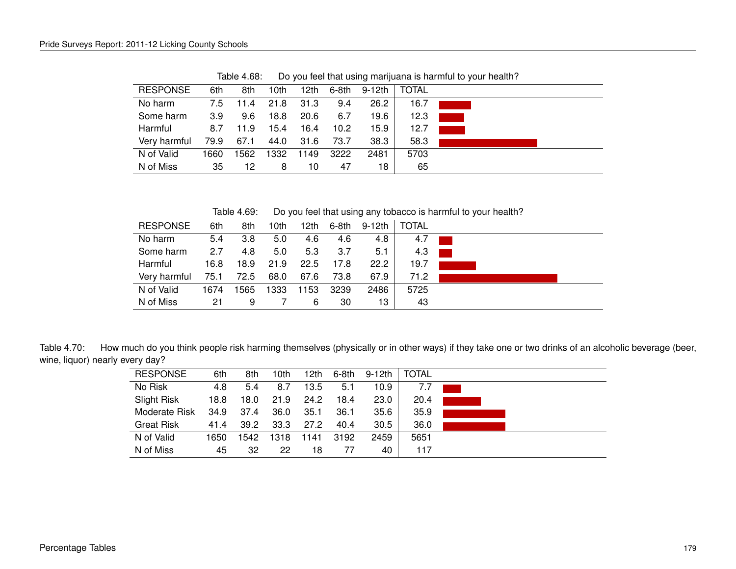Table 4.68: Do you feel that using marijuana is harmful to your health?

| RESPONSE | 6th | 8th | 10th | 12th | 6-8th | 9-12th | TOTAL |
|---|---|---|---|---|---|---|---|
| No harm | 7.5 | 11.4 | 21.8 | 31.3 | 9.4 | 26.2 | 16.7 |
| Some harm | 3.9 | 9.6 | 18.8 | 20.6 | 6.7 | 19.6 | 12.3 |
| Harmful | 8.7 | 11.9 | 15.4 | 16.4 | 10.2 | 15.9 | 12.7 |
| Very harmful | 79.9 | 67.1 | 44.0 | 31.6 | 73.7 | 38.3 | 58.3 |
| N of Valid | 1660 | 1562 | 1332 | 1149 | 3222 | 2481 | 5703 |
| N of Miss | 35 | 12 | 8 | 10 | 47 | 18 | 65 |

Table 4.69: Do you feel that using any tobacco is harmful to your health?

| RESPONSE | 6th | 8th | 10th | 12th | 6-8th | 9-12th | TOTAL |
|---|---|---|---|---|---|---|---|
| No harm | 5.4 | 3.8 | 5.0 | 4.6 | 4.6 | 4.8 | 4.7 |
| Some harm | 2.7 | 4.8 | 5.0 | 5.3 | 3.7 | 5.1 | 4.3 |
| Harmful | 16.8 | 18.9 | 21.9 | 22.5 | 17.8 | 22.2 | 19.7 |
| Very harmful | 75.1 | 72.5 | 68.0 | 67.6 | 73.8 | 67.9 | 71.2 |
| N of Valid | 1674 | 1565 | 1333 | 1153 | 3239 | 2486 | 5725 |
| N of Miss | 21 | 9 | 7 | 6 | 30 | 13 | 43 |

Table 4.70: How much do you think people risk harming themselves (physically or in other ways) if they take one or two drinks of an alcoholic beverage (beer, wine, liquor) nearly every day?

| RESPONSE | 6th | 8th | 10th | 12th | 6-8th | 9-12th | TOTAL |
|---|---|---|---|---|---|---|---|
| No Risk | 4.8 | 5.4 | 8.7 | 13.5 | 5.1 | 10.9 | 7.7 |
| Slight Risk | 18.8 | 18.0 | 21.9 | 24.2 | 18.4 | 23.0 | 20.4 |
| Moderate Risk | 34.9 | 37.4 | 36.0 | 35.1 | 36.1 | 35.6 | 35.9 |
| Great Risk | 41.4 | 39.2 | 33.3 | 27.2 | 40.4 | 30.5 | 36.0 |
| N of Valid | 1650 | 1542 | 1318 | 1141 | 3192 | 2459 | 5651 |
| N of Miss | 45 | 32 | 22 | 18 | 77 | 40 | 117 |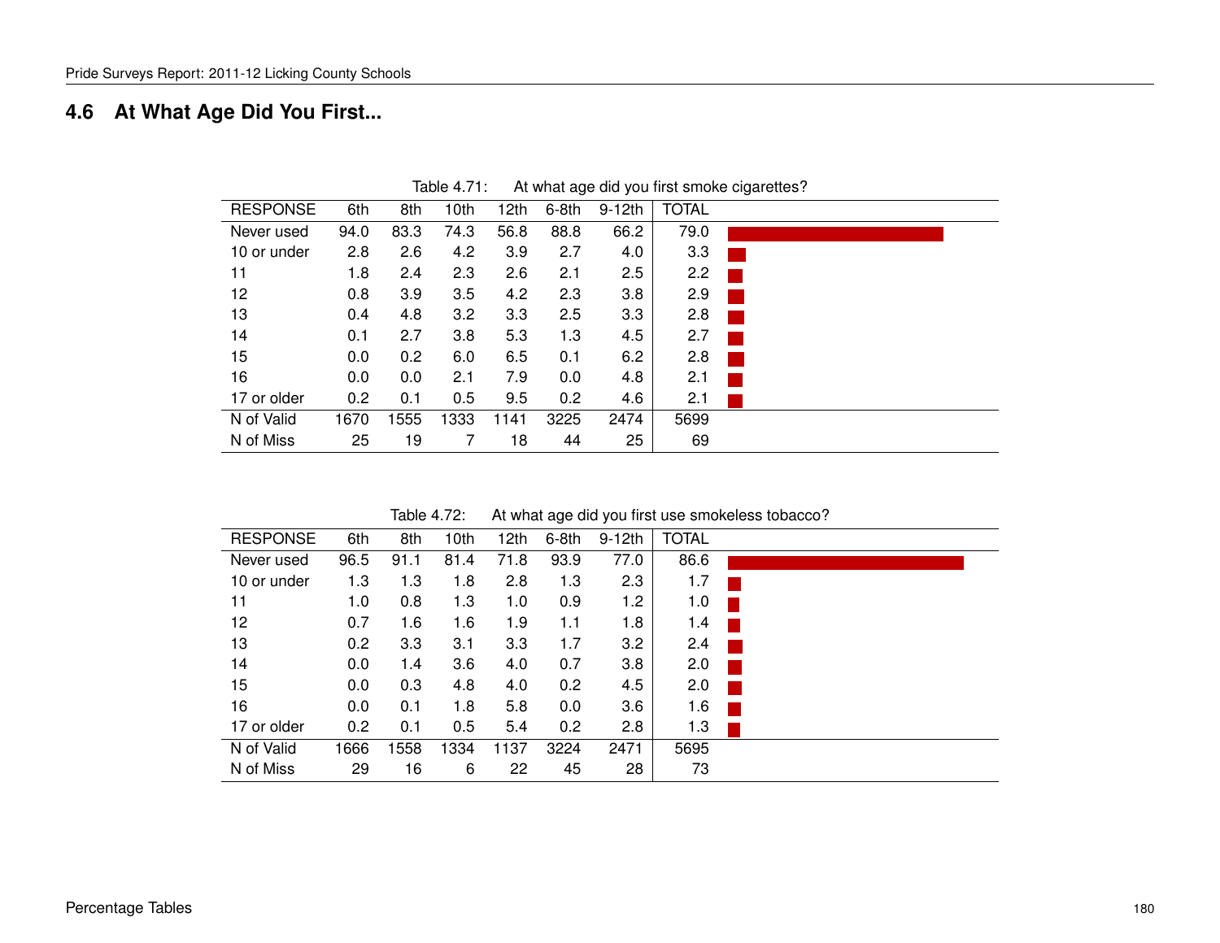## 4.6 At What Age Did You First...

Table 4.71: At what age did you first smoke cigarettes?

| RESPONSE | 6th | 8th | 10th | 12th | 6-8th | 9-12th | TOTAL |
|---|---|---|---|---|---|---|---|
| Never used | 94.0 | 83.3 | 74.3 | 56.8 | 88.8 | 66.2 | 79.0 |
| 10 or under | 2.8 | 2.6 | 4.2 | 3.9 | 2.7 | 4.0 | 3.3 |
| 11 | 1.8 | 2.4 | 2.3 | 2.6 | 2.1 | 2.5 | 2.2 |
| 12 | 0.8 | 3.9 | 3.5 | 4.2 | 2.3 | 3.8 | 2.9 |
| 13 | 0.4 | 4.8 | 3.2 | 3.3 | 2.5 | 3.3 | 2.8 |
| 14 | 0.1 | 2.7 | 3.8 | 5.3 | 1.3 | 4.5 | 2.7 |
| 15 | 0.0 | 0.2 | 6.0 | 6.5 | 0.1 | 6.2 | 2.8 |
| 16 | 0.0 | 0.0 | 2.1 | 7.9 | 0.0 | 4.8 | 2.1 |
| 17 or older | 0.2 | 0.1 | 0.5 | 9.5 | 0.2 | 4.6 | 2.1 |
| N of Valid | 1670 | 1555 | 1333 | 1141 | 3225 | 2474 | 5699 |
| N of Miss | 25 | 19 | 7 | 18 | 44 | 25 | 69 |

Table 4.72: At what age did you first use smokeless tobacco?

| RESPONSE | 6th | 8th | 10th | 12th | 6-8th | 9-12th | TOTAL |
|---|---|---|---|---|---|---|---|
| Never used | 96.5 | 91.1 | 81.4 | 71.8 | 93.9 | 77.0 | 86.6 |
| 10 or under | 1.3 | 1.3 | 1.8 | 2.8 | 1.3 | 2.3 | 1.7 |
| 11 | 1.0 | 0.8 | 1.3 | 1.0 | 0.9 | 1.2 | 1.0 |
| 12 | 0.7 | 1.6 | 1.6 | 1.9 | 1.1 | 1.8 | 1.4 |
| 13 | 0.2 | 3.3 | 3.1 | 3.3 | 1.7 | 3.2 | 2.4 |
| 14 | 0.0 | 1.4 | 3.6 | 4.0 | 0.7 | 3.8 | 2.0 |
| 15 | 0.0 | 0.3 | 4.8 | 4.0 | 0.2 | 4.5 | 2.0 |
| 16 | 0.0 | 0.1 | 1.8 | 5.8 | 0.0 | 3.6 | 1.6 |
| 17 or older | 0.2 | 0.1 | 0.5 | 5.4 | 0.2 | 2.8 | 1.3 |
| N of Valid | 1666 | 1558 | 1334 | 1137 | 3224 | 2471 | 5695 |
| N of Miss | 29 | 16 | 6 | 22 | 45 | 28 | 73 |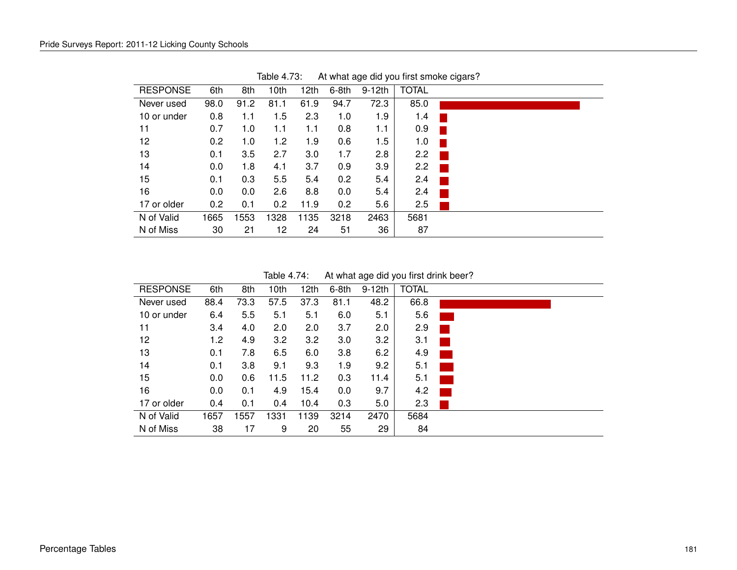Table 4.73: At what age did you first smoke cigars?

| RESPONSE | 6th | 8th | 10th | 12th | 6-8th | 9-12th | TOTAL |
|---|---|---|---|---|---|---|---|
| Never used | 98.0 | 91.2 | 81.1 | 61.9 | 94.7 | 72.3 | 85.0 |
| 10 or under | 0.8 | 1.1 | 1.5 | 2.3 | 1.0 | 1.9 | 1.4 |
| 11 | 0.7 | 1.0 | 1.1 | 1.1 | 0.8 | 1.1 | 0.9 |
| 12 | 0.2 | 1.0 | 1.2 | 1.9 | 0.6 | 1.5 | 1.0 |
| 13 | 0.1 | 3.5 | 2.7 | 3.0 | 1.7 | 2.8 | 2.2 |
| 14 | 0.0 | 1.8 | 4.1 | 3.7 | 0.9 | 3.9 | 2.2 |
| 15 | 0.1 | 0.3 | 5.5 | 5.4 | 0.2 | 5.4 | 2.4 |
| 16 | 0.0 | 0.0 | 2.6 | 8.8 | 0.0 | 5.4 | 2.4 |
| 17 or older | 0.2 | 0.1 | 0.2 | 11.9 | 0.2 | 5.6 | 2.5 |
| N of Valid | 1665 | 1553 | 1328 | 1135 | 3218 | 2463 | 5681 |
| N of Miss | 30 | 21 | 12 | 24 | 51 | 36 | 87 |

Table 4.74: At what age did you first drink beer?

| RESPONSE | 6th | 8th | 10th | 12th | 6-8th | 9-12th | TOTAL |
|---|---|---|---|---|---|---|---|
| Never used | 88.4 | 73.3 | 57.5 | 37.3 | 81.1 | 48.2 | 66.8 |
| 10 or under | 6.4 | 5.5 | 5.1 | 5.1 | 6.0 | 5.1 | 5.6 |
| 11 | 3.4 | 4.0 | 2.0 | 2.0 | 3.7 | 2.0 | 2.9 |
| 12 | 1.2 | 4.9 | 3.2 | 3.2 | 3.0 | 3.2 | 3.1 |
| 13 | 0.1 | 7.8 | 6.5 | 6.0 | 3.8 | 6.2 | 4.9 |
| 14 | 0.1 | 3.8 | 9.1 | 9.3 | 1.9 | 9.2 | 5.1 |
| 15 | 0.0 | 0.6 | 11.5 | 11.2 | 0.3 | 11.4 | 5.1 |
| 16 | 0.0 | 0.1 | 4.9 | 15.4 | 0.0 | 9.7 | 4.2 |
| 17 or older | 0.4 | 0.1 | 0.4 | 10.4 | 0.3 | 5.0 | 2.3 |
| N of Valid | 1657 | 1557 | 1331 | 1139 | 3214 | 2470 | 5684 |
| N of Miss | 38 | 17 | 9 | 20 | 55 | 29 | 84 |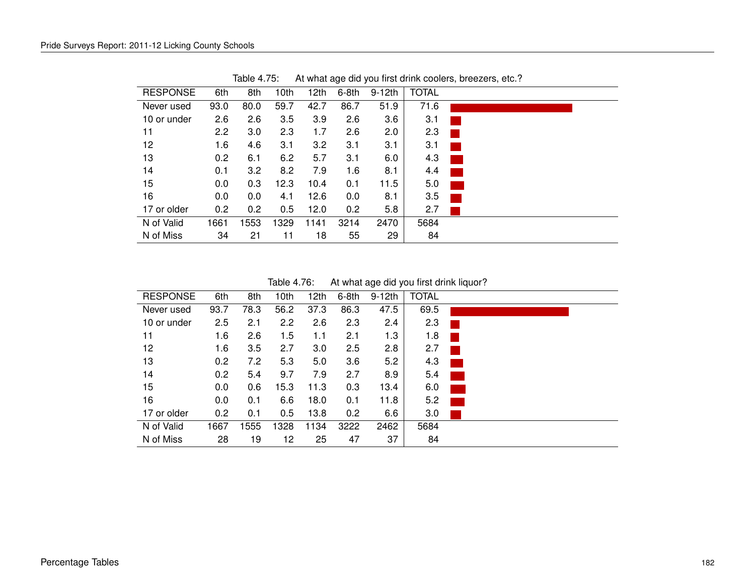Table 4.75: At what age did you first drink coolers, breezers, etc.?

| RESPONSE | 6th | 8th | 10th | 12th | 6-8th | 9-12th | TOTAL |
|---|---|---|---|---|---|---|---|
| Never used | 93.0 | 80.0 | 59.7 | 42.7 | 86.7 | 51.9 | 71.6 |
| 10 or under | 2.6 | 2.6 | 3.5 | 3.9 | 2.6 | 3.6 | 3.1 |
| 11 | 2.2 | 3.0 | 2.3 | 1.7 | 2.6 | 2.0 | 2.3 |
| 12 | 1.6 | 4.6 | 3.1 | 3.2 | 3.1 | 3.1 | 3.1 |
| 13 | 0.2 | 6.1 | 6.2 | 5.7 | 3.1 | 6.0 | 4.3 |
| 14 | 0.1 | 3.2 | 8.2 | 7.9 | 1.6 | 8.1 | 4.4 |
| 15 | 0.0 | 0.3 | 12.3 | 10.4 | 0.1 | 11.5 | 5.0 |
| 16 | 0.0 | 0.0 | 4.1 | 12.6 | 0.0 | 8.1 | 3.5 |
| 17 or older | 0.2 | 0.2 | 0.5 | 12.0 | 0.2 | 5.8 | 2.7 |
| N of Valid | 1661 | 1553 | 1329 | 1141 | 3214 | 2470 | 5684 |
| N of Miss | 34 | 21 | 11 | 18 | 55 | 29 | 84 |

Table 4.76: At what age did you first drink liquor?

| RESPONSE | 6th | 8th | 10th | 12th | 6-8th | 9-12th | TOTAL |
|---|---|---|---|---|---|---|---|
| Never used | 93.7 | 78.3 | 56.2 | 37.3 | 86.3 | 47.5 | 69.5 |
| 10 or under | 2.5 | 2.1 | 2.2 | 2.6 | 2.3 | 2.4 | 2.3 |
| 11 | 1.6 | 2.6 | 1.5 | 1.1 | 2.1 | 1.3 | 1.8 |
| 12 | 1.6 | 3.5 | 2.7 | 3.0 | 2.5 | 2.8 | 2.7 |
| 13 | 0.2 | 7.2 | 5.3 | 5.0 | 3.6 | 5.2 | 4.3 |
| 14 | 0.2 | 5.4 | 9.7 | 7.9 | 2.7 | 8.9 | 5.4 |
| 15 | 0.0 | 0.6 | 15.3 | 11.3 | 0.3 | 13.4 | 6.0 |
| 16 | 0.0 | 0.1 | 6.6 | 18.0 | 0.1 | 11.8 | 5.2 |
| 17 or older | 0.2 | 0.1 | 0.5 | 13.8 | 0.2 | 6.6 | 3.0 |
| N of Valid | 1667 | 1555 | 1328 | 1134 | 3222 | 2462 | 5684 |
| N of Miss | 28 | 19 | 12 | 25 | 47 | 37 | 84 |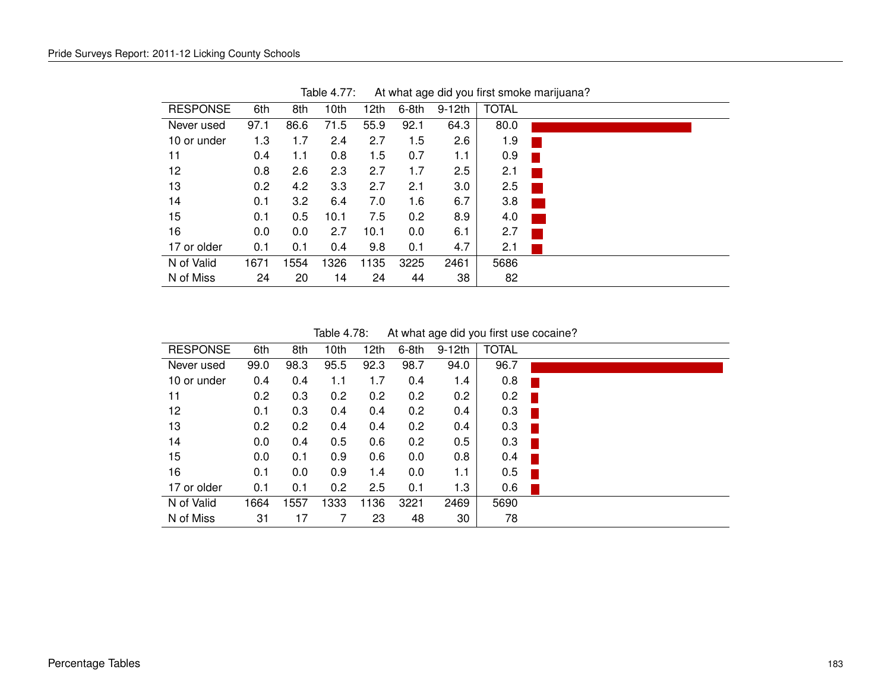Table 4.77: At what age did you first smoke marijuana?

| RESPONSE | 6th | 8th | 10th | 12th | 6-8th | 9-12th | TOTAL |
|---|---|---|---|---|---|---|---|
| Never used | 97.1 | 86.6 | 71.5 | 55.9 | 92.1 | 64.3 | 80.0 |
| 10 or under | 1.3 | 1.7 | 2.4 | 2.7 | 1.5 | 2.6 | 1.9 |
| 11 | 0.4 | 1.1 | 0.8 | 1.5 | 0.7 | 1.1 | 0.9 |
| 12 | 0.8 | 2.6 | 2.3 | 2.7 | 1.7 | 2.5 | 2.1 |
| 13 | 0.2 | 4.2 | 3.3 | 2.7 | 2.1 | 3.0 | 2.5 |
| 14 | 0.1 | 3.2 | 6.4 | 7.0 | 1.6 | 6.7 | 3.8 |
| 15 | 0.1 | 0.5 | 10.1 | 7.5 | 0.2 | 8.9 | 4.0 |
| 16 | 0.0 | 0.0 | 2.7 | 10.1 | 0.0 | 6.1 | 2.7 |
| 17 or older | 0.1 | 0.1 | 0.4 | 9.8 | 0.1 | 4.7 | 2.1 |
| N of Valid | 1671 | 1554 | 1326 | 1135 | 3225 | 2461 | 5686 |
| N of Miss | 24 | 20 | 14 | 24 | 44 | 38 | 82 |

Table 4.78: At what age did you first use cocaine?

| RESPONSE | 6th | 8th | 10th | 12th | 6-8th | 9-12th | TOTAL |
|---|---|---|---|---|---|---|---|
| Never used | 99.0 | 98.3 | 95.5 | 92.3 | 98.7 | 94.0 | 96.7 |
| 10 or under | 0.4 | 0.4 | 1.1 | 1.7 | 0.4 | 1.4 | 0.8 |
| 11 | 0.2 | 0.3 | 0.2 | 0.2 | 0.2 | 0.2 | 0.2 |
| 12 | 0.1 | 0.3 | 0.4 | 0.4 | 0.2 | 0.4 | 0.3 |
| 13 | 0.2 | 0.2 | 0.4 | 0.4 | 0.2 | 0.4 | 0.3 |
| 14 | 0.0 | 0.4 | 0.5 | 0.6 | 0.2 | 0.5 | 0.3 |
| 15 | 0.0 | 0.1 | 0.9 | 0.6 | 0.0 | 0.8 | 0.4 |
| 16 | 0.1 | 0.0 | 0.9 | 1.4 | 0.0 | 1.1 | 0.5 |
| 17 or older | 0.1 | 0.1 | 0.2 | 2.5 | 0.1 | 1.3 | 0.6 |
| N of Valid | 1664 | 1557 | 1333 | 1136 | 3221 | 2469 | 5690 |
| N of Miss | 31 | 17 | 7 | 23 | 48 | 30 | 78 |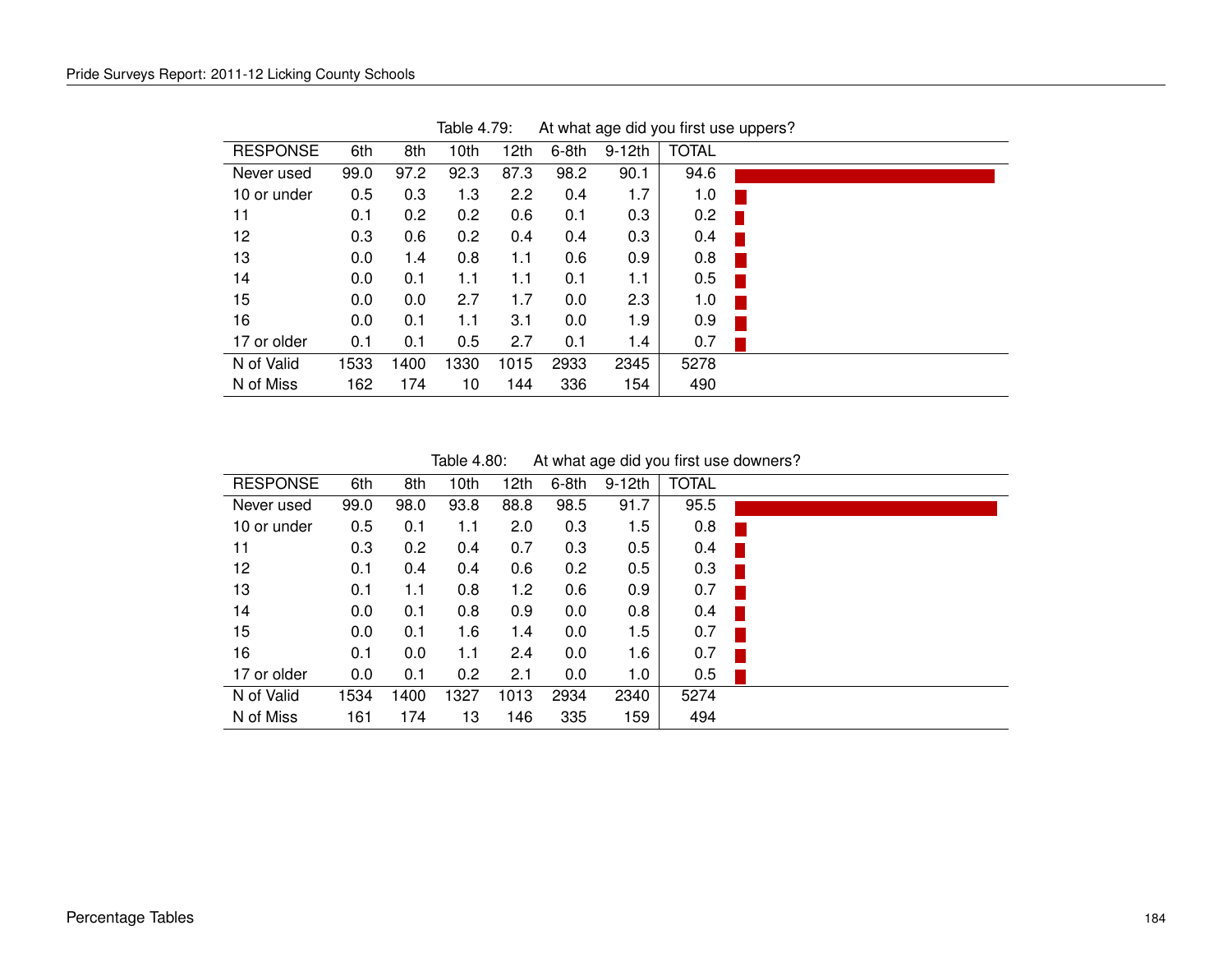Table 4.79: At what age did you first use uppers?

| RESPONSE | 6th | 8th | 10th | 12th | 6-8th | 9-12th | TOTAL |
|---|---|---|---|---|---|---|---|
| Never used | 99.0 | 97.2 | 92.3 | 87.3 | 98.2 | 90.1 | 94.6 |
| 10 or under | 0.5 | 0.3 | 1.3 | 2.2 | 0.4 | 1.7 | 1.0 |
| 11 | 0.1 | 0.2 | 0.2 | 0.6 | 0.1 | 0.3 | 0.2 |
| 12 | 0.3 | 0.6 | 0.2 | 0.4 | 0.4 | 0.3 | 0.4 |
| 13 | 0.0 | 1.4 | 0.8 | 1.1 | 0.6 | 0.9 | 0.8 |
| 14 | 0.0 | 0.1 | 1.1 | 1.1 | 0.1 | 1.1 | 0.5 |
| 15 | 0.0 | 0.0 | 2.7 | 1.7 | 0.0 | 2.3 | 1.0 |
| 16 | 0.0 | 0.1 | 1.1 | 3.1 | 0.0 | 1.9 | 0.9 |
| 17 or older | 0.1 | 0.1 | 0.5 | 2.7 | 0.1 | 1.4 | 0.7 |
| N of Valid | 1533 | 1400 | 1330 | 1015 | 2933 | 2345 | 5278 |
| N of Miss | 162 | 174 | 10 | 144 | 336 | 154 | 490 |

Table 4.80: At what age did you first use downers?

| RESPONSE | 6th | 8th | 10th | 12th | 6-8th | 9-12th | TOTAL |
|---|---|---|---|---|---|---|---|
| Never used | 99.0 | 98.0 | 93.8 | 88.8 | 98.5 | 91.7 | 95.5 |
| 10 or under | 0.5 | 0.1 | 1.1 | 2.0 | 0.3 | 1.5 | 0.8 |
| 11 | 0.3 | 0.2 | 0.4 | 0.7 | 0.3 | 0.5 | 0.4 |
| 12 | 0.1 | 0.4 | 0.4 | 0.6 | 0.2 | 0.5 | 0.3 |
| 13 | 0.1 | 1.1 | 0.8 | 1.2 | 0.6 | 0.9 | 0.7 |
| 14 | 0.0 | 0.1 | 0.8 | 0.9 | 0.0 | 0.8 | 0.4 |
| 15 | 0.0 | 0.1 | 1.6 | 1.4 | 0.0 | 1.5 | 0.7 |
| 16 | 0.1 | 0.0 | 1.1 | 2.4 | 0.0 | 1.6 | 0.7 |
| 17 or older | 0.0 | 0.1 | 0.2 | 2.1 | 0.0 | 1.0 | 0.5 |
| N of Valid | 1534 | 1400 | 1327 | 1013 | 2934 | 2340 | 5274 |
| N of Miss | 161 | 174 | 13 | 146 | 335 | 159 | 494 |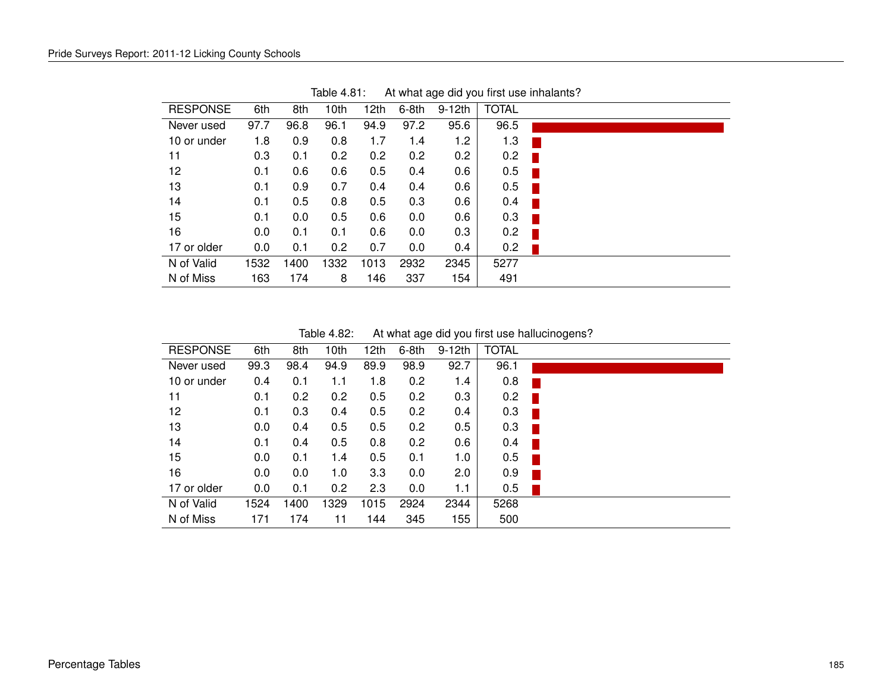Table 4.81: At what age did you first use inhalants?

| RESPONSE | 6th | 8th | 10th | 12th | 6-8th | 9-12th | TOTAL |
|---|---|---|---|---|---|---|---|
| Never used | 97.7 | 96.8 | 96.1 | 94.9 | 97.2 | 95.6 | 96.5 |
| 10 or under | 1.8 | 0.9 | 0.8 | 1.7 | 1.4 | 1.2 | 1.3 |
| 11 | 0.3 | 0.1 | 0.2 | 0.2 | 0.2 | 0.2 | 0.2 |
| 12 | 0.1 | 0.6 | 0.6 | 0.5 | 0.4 | 0.6 | 0.5 |
| 13 | 0.1 | 0.9 | 0.7 | 0.4 | 0.4 | 0.6 | 0.5 |
| 14 | 0.1 | 0.5 | 0.8 | 0.5 | 0.3 | 0.6 | 0.4 |
| 15 | 0.1 | 0.0 | 0.5 | 0.6 | 0.0 | 0.6 | 0.3 |
| 16 | 0.0 | 0.1 | 0.1 | 0.6 | 0.0 | 0.3 | 0.2 |
| 17 or older | 0.0 | 0.1 | 0.2 | 0.7 | 0.0 | 0.4 | 0.2 |
| N of Valid | 1532 | 1400 | 1332 | 1013 | 2932 | 2345 | 5277 |
| N of Miss | 163 | 174 | 8 | 146 | 337 | 154 | 491 |

Table 4.82: At what age did you first use hallucinogens?

| RESPONSE | 6th | 8th | 10th | 12th | 6-8th | 9-12th | TOTAL |
|---|---|---|---|---|---|---|---|
| Never used | 99.3 | 98.4 | 94.9 | 89.9 | 98.9 | 92.7 | 96.1 |
| 10 or under | 0.4 | 0.1 | 1.1 | 1.8 | 0.2 | 1.4 | 0.8 |
| 11 | 0.1 | 0.2 | 0.2 | 0.5 | 0.2 | 0.3 | 0.2 |
| 12 | 0.1 | 0.3 | 0.4 | 0.5 | 0.2 | 0.4 | 0.3 |
| 13 | 0.0 | 0.4 | 0.5 | 0.5 | 0.2 | 0.5 | 0.3 |
| 14 | 0.1 | 0.4 | 0.5 | 0.8 | 0.2 | 0.6 | 0.4 |
| 15 | 0.0 | 0.1 | 1.4 | 0.5 | 0.1 | 1.0 | 0.5 |
| 16 | 0.0 | 0.0 | 1.0 | 3.3 | 0.0 | 2.0 | 0.9 |
| 17 or older | 0.0 | 0.1 | 0.2 | 2.3 | 0.0 | 1.1 | 0.5 |
| N of Valid | 1524 | 1400 | 1329 | 1015 | 2924 | 2344 | 5268 |
| N of Miss | 171 | 174 | 11 | 144 | 345 | 155 | 500 |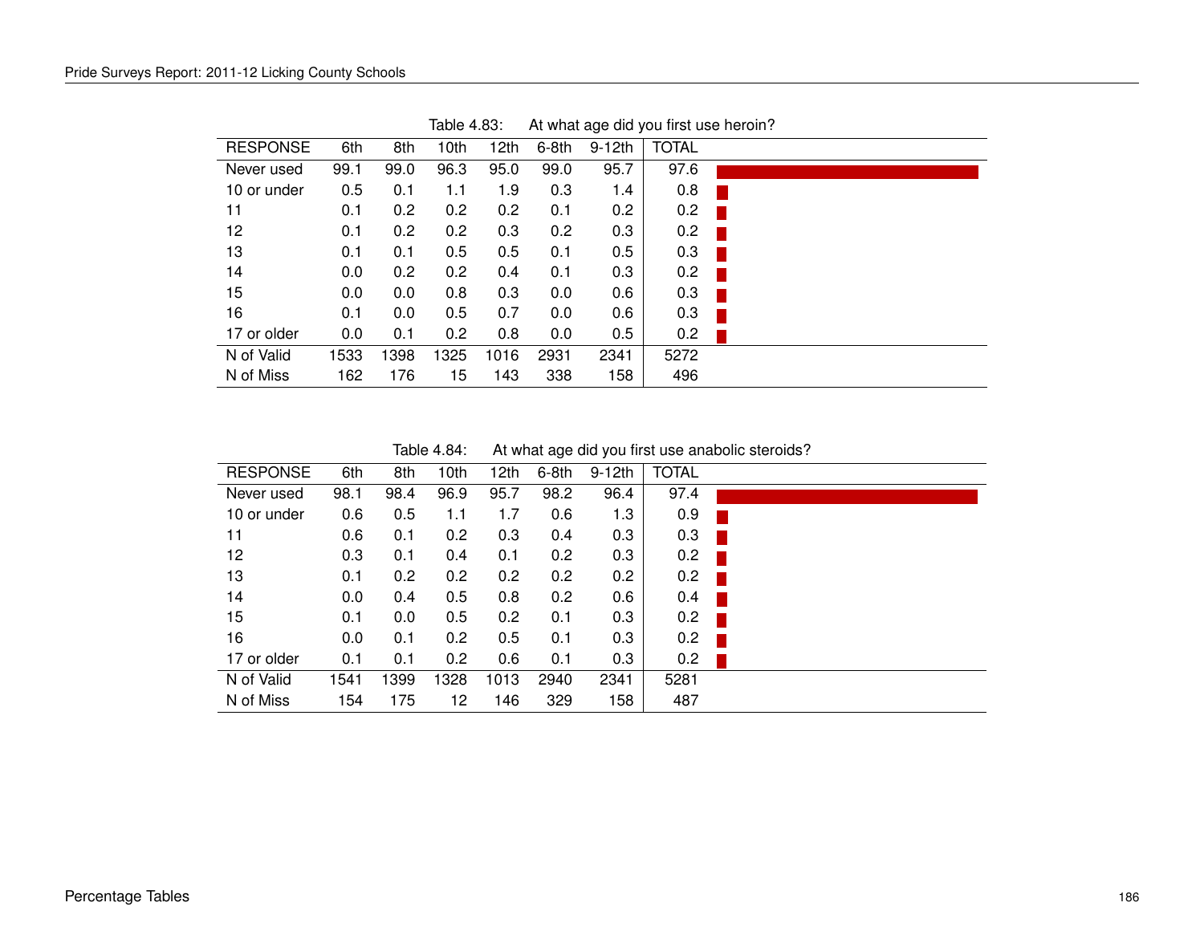Table 4.83: At what age did you first use heroin?

| RESPONSE | 6th | 8th | 10th | 12th | 6-8th | 9-12th | TOTAL |
|---|---|---|---|---|---|---|---|
| Never used | 99.1 | 99.0 | 96.3 | 95.0 | 99.0 | 95.7 | 97.6 |
| 10 or under | 0.5 | 0.1 | 1.1 | 1.9 | 0.3 | 1.4 | 0.8 |
| 11 | 0.1 | 0.2 | 0.2 | 0.2 | 0.1 | 0.2 | 0.2 |
| 12 | 0.1 | 0.2 | 0.2 | 0.3 | 0.2 | 0.3 | 0.2 |
| 13 | 0.1 | 0.1 | 0.5 | 0.5 | 0.1 | 0.5 | 0.3 |
| 14 | 0.0 | 0.2 | 0.2 | 0.4 | 0.1 | 0.3 | 0.2 |
| 15 | 0.0 | 0.0 | 0.8 | 0.3 | 0.0 | 0.6 | 0.3 |
| 16 | 0.1 | 0.0 | 0.5 | 0.7 | 0.0 | 0.6 | 0.3 |
| 17 or older | 0.0 | 0.1 | 0.2 | 0.8 | 0.0 | 0.5 | 0.2 |
| N of Valid | 1533 | 1398 | 1325 | 1016 | 2931 | 2341 | 5272 |
| N of Miss | 162 | 176 | 15 | 143 | 338 | 158 | 496 |

Table 4.84: At what age did you first use anabolic steroids?

| RESPONSE | 6th | 8th | 10th | 12th | 6-8th | 9-12th | TOTAL |
|---|---|---|---|---|---|---|---|
| Never used | 98.1 | 98.4 | 96.9 | 95.7 | 98.2 | 96.4 | 97.4 |
| 10 or under | 0.6 | 0.5 | 1.1 | 1.7 | 0.6 | 1.3 | 0.9 |
| 11 | 0.6 | 0.1 | 0.2 | 0.3 | 0.4 | 0.3 | 0.3 |
| 12 | 0.3 | 0.1 | 0.4 | 0.1 | 0.2 | 0.3 | 0.2 |
| 13 | 0.1 | 0.2 | 0.2 | 0.2 | 0.2 | 0.2 | 0.2 |
| 14 | 0.0 | 0.4 | 0.5 | 0.8 | 0.2 | 0.6 | 0.4 |
| 15 | 0.1 | 0.0 | 0.5 | 0.2 | 0.1 | 0.3 | 0.2 |
| 16 | 0.0 | 0.1 | 0.2 | 0.5 | 0.1 | 0.3 | 0.2 |
| 17 or older | 0.1 | 0.1 | 0.2 | 0.6 | 0.1 | 0.3 | 0.2 |
| N of Valid | 1541 | 1399 | 1328 | 1013 | 2940 | 2341 | 5281 |
| N of Miss | 154 | 175 | 12 | 146 | 329 | 158 | 487 |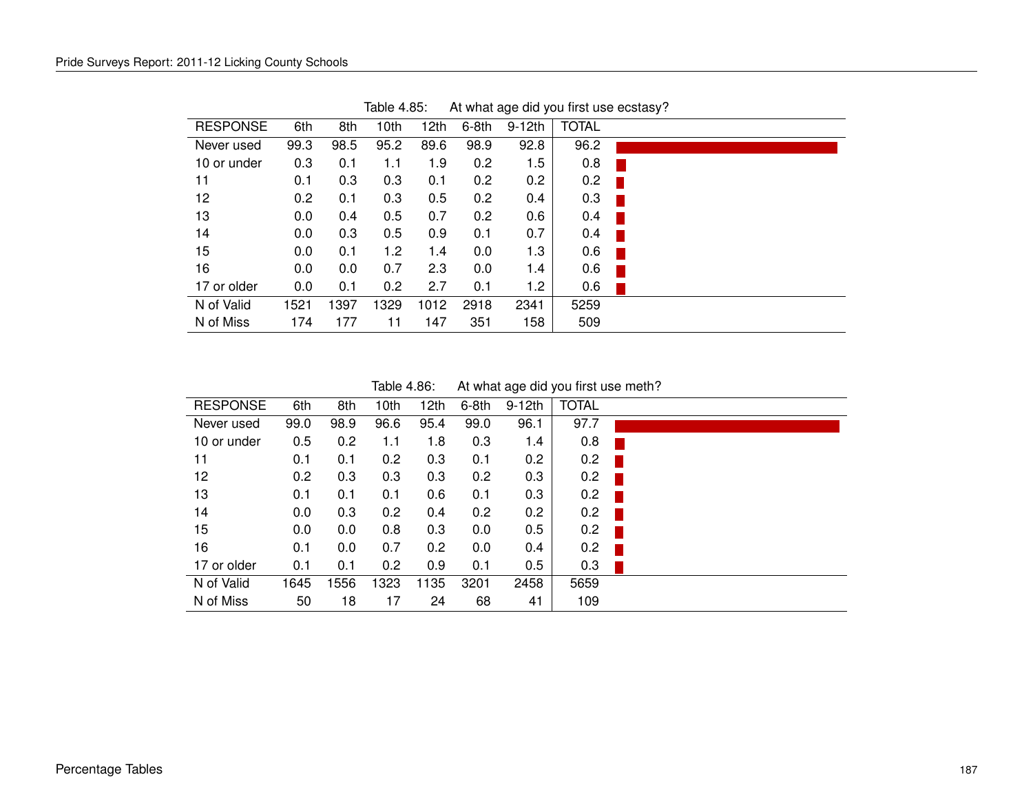Table 4.85: At what age did you first use ecstasy?

| RESPONSE | 6th | 8th | 10th | 12th | 6-8th | 9-12th | TOTAL |
|---|---|---|---|---|---|---|---|
| Never used | 99.3 | 98.5 | 95.2 | 89.6 | 98.9 | 92.8 | 96.2 |
| 10 or under | 0.3 | 0.1 | 1.1 | 1.9 | 0.2 | 1.5 | 0.8 |
| 11 | 0.1 | 0.3 | 0.3 | 0.1 | 0.2 | 0.2 | 0.2 |
| 12 | 0.2 | 0.1 | 0.3 | 0.5 | 0.2 | 0.4 | 0.3 |
| 13 | 0.0 | 0.4 | 0.5 | 0.7 | 0.2 | 0.6 | 0.4 |
| 14 | 0.0 | 0.3 | 0.5 | 0.9 | 0.1 | 0.7 | 0.4 |
| 15 | 0.0 | 0.1 | 1.2 | 1.4 | 0.0 | 1.3 | 0.6 |
| 16 | 0.0 | 0.0 | 0.7 | 2.3 | 0.0 | 1.4 | 0.6 |
| 17 or older | 0.0 | 0.1 | 0.2 | 2.7 | 0.1 | 1.2 | 0.6 |
| N of Valid | 1521 | 1397 | 1329 | 1012 | 2918 | 2341 | 5259 |
| N of Miss | 174 | 177 | 11 | 147 | 351 | 158 | 509 |

Table 4.86: At what age did you first use meth?

| RESPONSE | 6th | 8th | 10th | 12th | 6-8th | 9-12th | TOTAL |
|---|---|---|---|---|---|---|---|
| Never used | 99.0 | 98.9 | 96.6 | 95.4 | 99.0 | 96.1 | 97.7 |
| 10 or under | 0.5 | 0.2 | 1.1 | 1.8 | 0.3 | 1.4 | 0.8 |
| 11 | 0.1 | 0.1 | 0.2 | 0.3 | 0.1 | 0.2 | 0.2 |
| 12 | 0.2 | 0.3 | 0.3 | 0.3 | 0.2 | 0.3 | 0.2 |
| 13 | 0.1 | 0.1 | 0.1 | 0.6 | 0.1 | 0.3 | 0.2 |
| 14 | 0.0 | 0.3 | 0.2 | 0.4 | 0.2 | 0.2 | 0.2 |
| 15 | 0.0 | 0.0 | 0.8 | 0.3 | 0.0 | 0.5 | 0.2 |
| 16 | 0.1 | 0.0 | 0.7 | 0.2 | 0.0 | 0.4 | 0.2 |
| 17 or older | 0.1 | 0.1 | 0.2 | 0.9 | 0.1 | 0.5 | 0.3 |
| N of Valid | 1645 | 1556 | 1323 | 1135 | 3201 | 2458 | 5659 |
| N of Miss | 50 | 18 | 17 | 24 | 68 | 41 | 109 |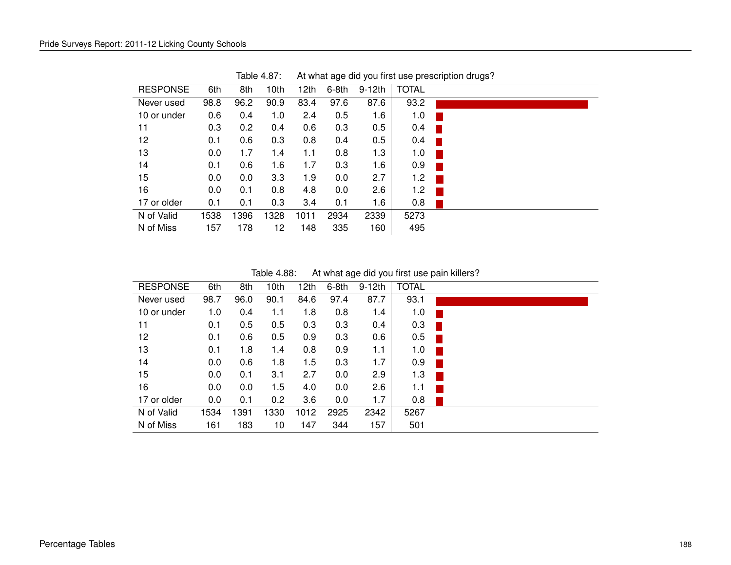Table 4.87: At what age did you first use prescription drugs?

| RESPONSE | 6th | 8th | 10th | 12th | 6-8th | 9-12th | TOTAL |
|---|---|---|---|---|---|---|---|
| Never used | 98.8 | 96.2 | 90.9 | 83.4 | 97.6 | 87.6 | 93.2 |
| 10 or under | 0.6 | 0.4 | 1.0 | 2.4 | 0.5 | 1.6 | 1.0 |
| 11 | 0.3 | 0.2 | 0.4 | 0.6 | 0.3 | 0.5 | 0.4 |
| 12 | 0.1 | 0.6 | 0.3 | 0.8 | 0.4 | 0.5 | 0.4 |
| 13 | 0.0 | 1.7 | 1.4 | 1.1 | 0.8 | 1.3 | 1.0 |
| 14 | 0.1 | 0.6 | 1.6 | 1.7 | 0.3 | 1.6 | 0.9 |
| 15 | 0.0 | 0.0 | 3.3 | 1.9 | 0.0 | 2.7 | 1.2 |
| 16 | 0.0 | 0.1 | 0.8 | 4.8 | 0.0 | 2.6 | 1.2 |
| 17 or older | 0.1 | 0.1 | 0.3 | 3.4 | 0.1 | 1.6 | 0.8 |
| N of Valid | 1538 | 1396 | 1328 | 1011 | 2934 | 2339 | 5273 |
| N of Miss | 157 | 178 | 12 | 148 | 335 | 160 | 495 |

Table 4.88: At what age did you first use pain killers?

| RESPONSE | 6th | 8th | 10th | 12th | 6-8th | 9-12th | TOTAL |
|---|---|---|---|---|---|---|---|
| Never used | 98.7 | 96.0 | 90.1 | 84.6 | 97.4 | 87.7 | 93.1 |
| 10 or under | 1.0 | 0.4 | 1.1 | 1.8 | 0.8 | 1.4 | 1.0 |
| 11 | 0.1 | 0.5 | 0.5 | 0.3 | 0.3 | 0.4 | 0.3 |
| 12 | 0.1 | 0.6 | 0.5 | 0.9 | 0.3 | 0.6 | 0.5 |
| 13 | 0.1 | 1.8 | 1.4 | 0.8 | 0.9 | 1.1 | 1.0 |
| 14 | 0.0 | 0.6 | 1.8 | 1.5 | 0.3 | 1.7 | 0.9 |
| 15 | 0.0 | 0.1 | 3.1 | 2.7 | 0.0 | 2.9 | 1.3 |
| 16 | 0.0 | 0.0 | 1.5 | 4.0 | 0.0 | 2.6 | 1.1 |
| 17 or older | 0.0 | 0.1 | 0.2 | 3.6 | 0.0 | 1.7 | 0.8 |
| N of Valid | 1534 | 1391 | 1330 | 1012 | 2925 | 2342 | 5267 |
| N of Miss | 161 | 183 | 10 | 147 | 344 | 157 | 501 |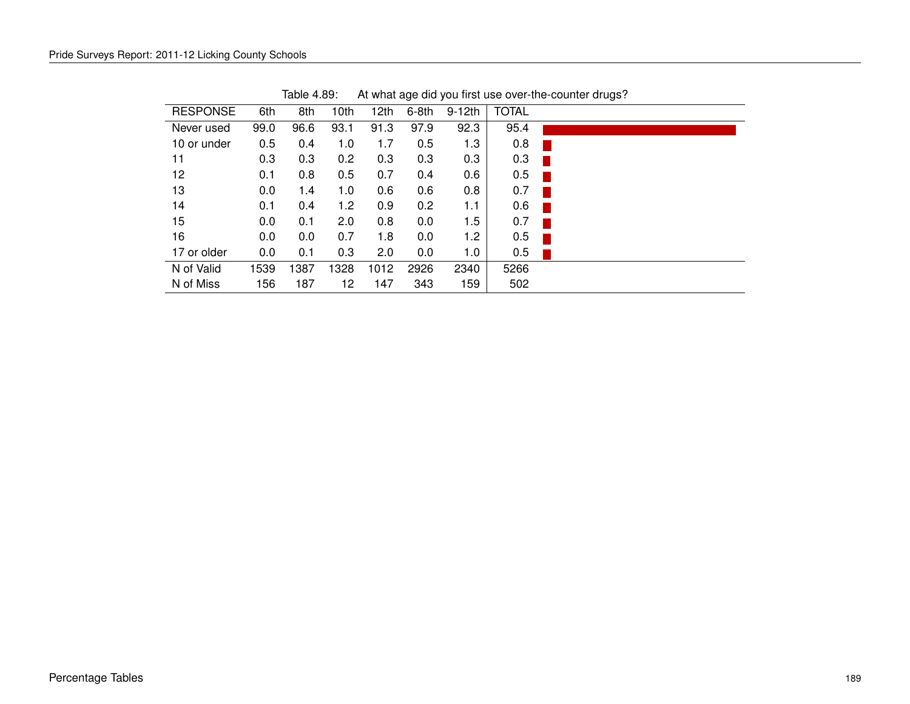Table 4.89: At what age did you first use over-the-counter drugs?

| RESPONSE | 6th | 8th | 10th | 12th | 6-8th | 9-12th | TOTAL |
|---|---|---|---|---|---|---|---|
| Never used | 99.0 | 96.6 | 93.1 | 91.3 | 97.9 | 92.3 | 95.4 |
| 10 or under | 0.5 | 0.4 | 1.0 | 1.7 | 0.5 | 1.3 | 0.8 |
| 11 | 0.3 | 0.3 | 0.2 | 0.3 | 0.3 | 0.3 | 0.3 |
| 12 | 0.1 | 0.8 | 0.5 | 0.7 | 0.4 | 0.6 | 0.5 |
| 13 | 0.0 | 1.4 | 1.0 | 0.6 | 0.6 | 0.8 | 0.7 |
| 14 | 0.1 | 0.4 | 1.2 | 0.9 | 0.2 | 1.1 | 0.6 |
| 15 | 0.0 | 0.1 | 2.0 | 0.8 | 0.0 | 1.5 | 0.7 |
| 16 | 0.0 | 0.0 | 0.7 | 1.8 | 0.0 | 1.2 | 0.5 |
| 17 or older | 0.0 | 0.1 | 0.3 | 2.0 | 0.0 | 1.0 | 0.5 |
| N of Valid | 1539 | 1387 | 1328 | 1012 | 2926 | 2340 | 5266 |
| N of Miss | 156 | 187 | 12 | 147 | 343 | 159 | 502 |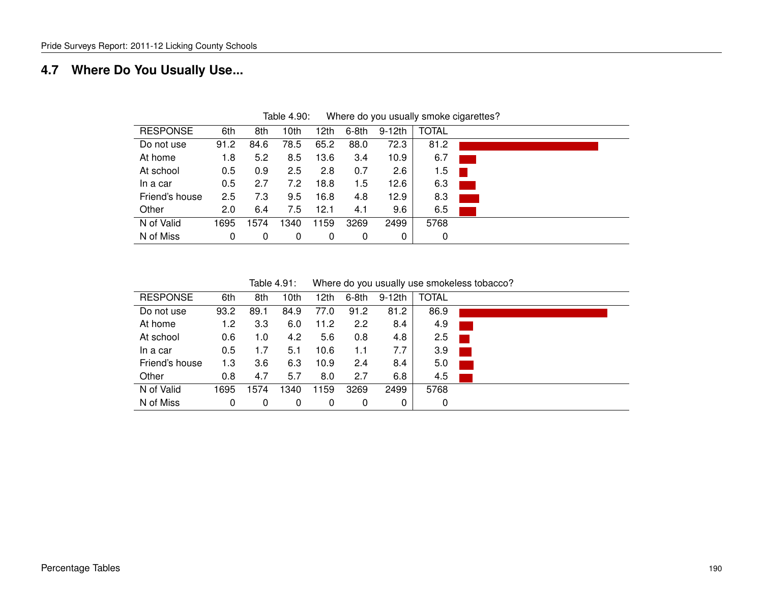## 4.7 Where Do You Usually Use...

Table 4.90: Where do you usually smoke cigarettes?

| RESPONSE | 6th | 8th | 10th | 12th | 6-8th | 9-12th | TOTAL |
|---|---|---|---|---|---|---|---|
| Do not use | 91.2 | 84.6 | 78.5 | 65.2 | 88.0 | 72.3 | 81.2 |
| At home | 1.8 | 5.2 | 8.5 | 13.6 | 3.4 | 10.9 | 6.7 |
| At school | 0.5 | 0.9 | 2.5 | 2.8 | 0.7 | 2.6 | 1.5 |
| In a car | 0.5 | 2.7 | 7.2 | 18.8 | 1.5 | 12.6 | 6.3 |
| Friend's house | 2.5 | 7.3 | 9.5 | 16.8 | 4.8 | 12.9 | 8.3 |
| Other | 2.0 | 6.4 | 7.5 | 12.1 | 4.1 | 9.6 | 6.5 |
| N of Valid | 1695 | 1574 | 1340 | 1159 | 3269 | 2499 | 5768 |
| N of Miss | 0 | 0 | 0 | 0 | 0 | 0 | 0 |

Table 4.91: Where do you usually use smokeless tobacco?

| RESPONSE | 6th | 8th | 10th | 12th | 6-8th | 9-12th | TOTAL |
|---|---|---|---|---|---|---|---|
| Do not use | 93.2 | 89.1 | 84.9 | 77.0 | 91.2 | 81.2 | 86.9 |
| At home | 1.2 | 3.3 | 6.0 | 11.2 | 2.2 | 8.4 | 4.9 |
| At school | 0.6 | 1.0 | 4.2 | 5.6 | 0.8 | 4.8 | 2.5 |
| In a car | 0.5 | 1.7 | 5.1 | 10.6 | 1.1 | 7.7 | 3.9 |
| Friend's house | 1.3 | 3.6 | 6.3 | 10.9 | 2.4 | 8.4 | 5.0 |
| Other | 0.8 | 4.7 | 5.7 | 8.0 | 2.7 | 6.8 | 4.5 |
| N of Valid | 1695 | 1574 | 1340 | 1159 | 3269 | 2499 | 5768 |
| N of Miss | 0 | 0 | 0 | 0 | 0 | 0 | 0 |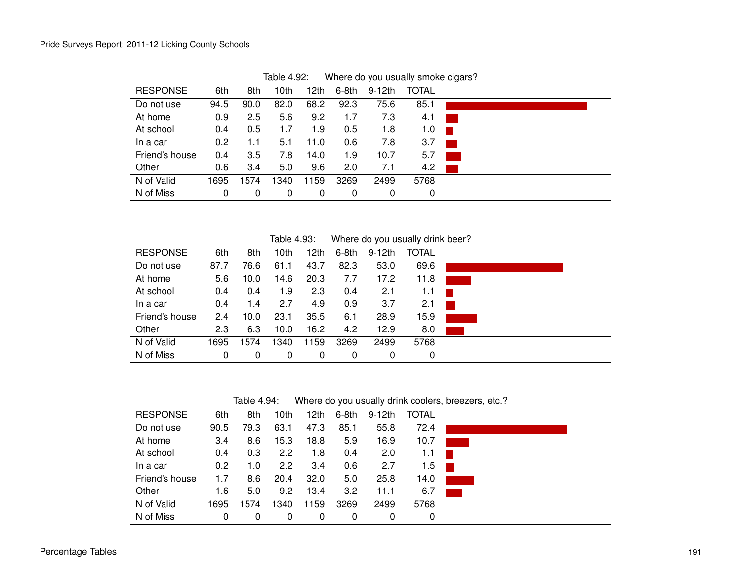Table 4.92: Where do you usually smoke cigars?

| RESPONSE | 6th | 8th | 10th | 12th | 6-8th | 9-12th | TOTAL |
|---|---|---|---|---|---|---|---|
| Do not use | 94.5 | 90.0 | 82.0 | 68.2 | 92.3 | 75.6 | 85.1 |
| At home | 0.9 | 2.5 | 5.6 | 9.2 | 1.7 | 7.3 | 4.1 |
| At school | 0.4 | 0.5 | 1.7 | 1.9 | 0.5 | 1.8 | 1.0 |
| In a car | 0.2 | 1.1 | 5.1 | 11.0 | 0.6 | 7.8 | 3.7 |
| Friend's house | 0.4 | 3.5 | 7.8 | 14.0 | 1.9 | 10.7 | 5.7 |
| Other | 0.6 | 3.4 | 5.0 | 9.6 | 2.0 | 7.1 | 4.2 |
| N of Valid | 1695 | 1574 | 1340 | 1159 | 3269 | 2499 | 5768 |
| N of Miss | 0 | 0 | 0 | 0 | 0 | 0 | 0 |

Table 4.93: Where do you usually drink beer?

| RESPONSE | 6th | 8th | 10th | 12th | 6-8th | 9-12th | TOTAL |
|---|---|---|---|---|---|---|---|
| Do not use | 87.7 | 76.6 | 61.1 | 43.7 | 82.3 | 53.0 | 69.6 |
| At home | 5.6 | 10.0 | 14.6 | 20.3 | 7.7 | 17.2 | 11.8 |
| At school | 0.4 | 0.4 | 1.9 | 2.3 | 0.4 | 2.1 | 1.1 |
| In a car | 0.4 | 1.4 | 2.7 | 4.9 | 0.9 | 3.7 | 2.1 |
| Friend's house | 2.4 | 10.0 | 23.1 | 35.5 | 6.1 | 28.9 | 15.9 |
| Other | 2.3 | 6.3 | 10.0 | 16.2 | 4.2 | 12.9 | 8.0 |
| N of Valid | 1695 | 1574 | 1340 | 1159 | 3269 | 2499 | 5768 |
| N of Miss | 0 | 0 | 0 | 0 | 0 | 0 | 0 |

Table 4.94: Where do you usually drink coolers, breezers, etc.?

| RESPONSE | 6th | 8th | 10th | 12th | 6-8th | 9-12th | TOTAL |
|---|---|---|---|---|---|---|---|
| Do not use | 90.5 | 79.3 | 63.1 | 47.3 | 85.1 | 55.8 | 72.4 |
| At home | 3.4 | 8.6 | 15.3 | 18.8 | 5.9 | 16.9 | 10.7 |
| At school | 0.4 | 0.3 | 2.2 | 1.8 | 0.4 | 2.0 | 1.1 |
| In a car | 0.2 | 1.0 | 2.2 | 3.4 | 0.6 | 2.7 | 1.5 |
| Friend's house | 1.7 | 8.6 | 20.4 | 32.0 | 5.0 | 25.8 | 14.0 |
| Other | 1.6 | 5.0 | 9.2 | 13.4 | 3.2 | 11.1 | 6.7 |
| N of Valid | 1695 | 1574 | 1340 | 1159 | 3269 | 2499 | 5768 |
| N of Miss | 0 | 0 | 0 | 0 | 0 | 0 | 0 |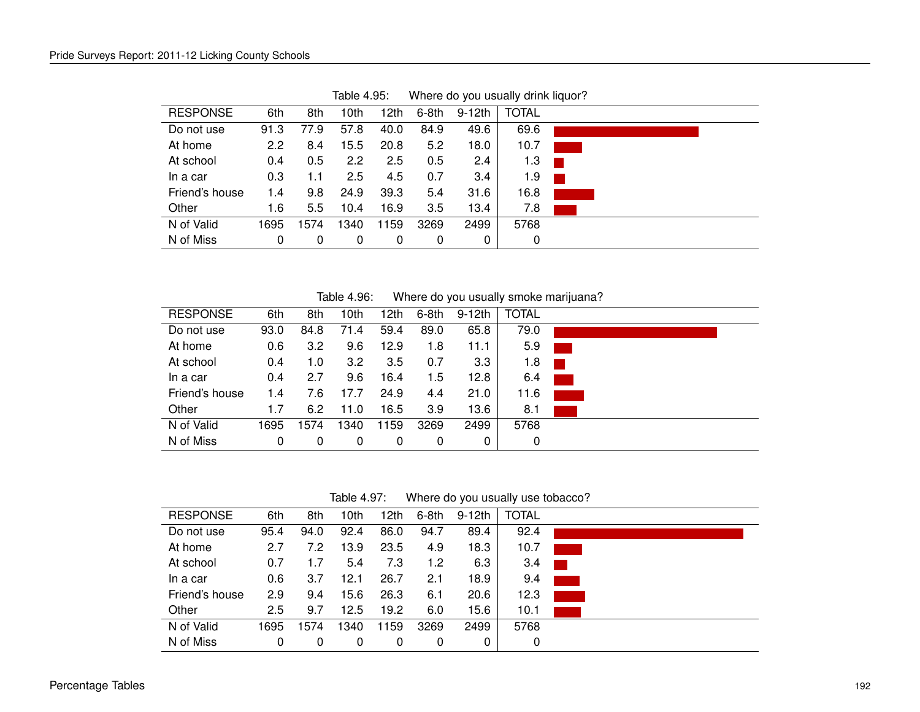Table 4.95: Where do you usually drink liquor?

| RESPONSE | 6th | 8th | 10th | 12th | 6-8th | 9-12th | TOTAL |
|---|---|---|---|---|---|---|---|
| Do not use | 91.3 | 77.9 | 57.8 | 40.0 | 84.9 | 49.6 | 69.6 |
| At home | 2.2 | 8.4 | 15.5 | 20.8 | 5.2 | 18.0 | 10.7 |
| At school | 0.4 | 0.5 | 2.2 | 2.5 | 0.5 | 2.4 | 1.3 |
| In a car | 0.3 | 1.1 | 2.5 | 4.5 | 0.7 | 3.4 | 1.9 |
| Friend's house | 1.4 | 9.8 | 24.9 | 39.3 | 5.4 | 31.6 | 16.8 |
| Other | 1.6 | 5.5 | 10.4 | 16.9 | 3.5 | 13.4 | 7.8 |
| N of Valid | 1695 | 1574 | 1340 | 1159 | 3269 | 2499 | 5768 |
| N of Miss | 0 | 0 | 0 | 0 | 0 | 0 | 0 |

Table 4.96: Where do you usually smoke marijuana?

| RESPONSE | 6th | 8th | 10th | 12th | 6-8th | 9-12th | TOTAL |
|---|---|---|---|---|---|---|---|
| Do not use | 93.0 | 84.8 | 71.4 | 59.4 | 89.0 | 65.8 | 79.0 |
| At home | 0.6 | 3.2 | 9.6 | 12.9 | 1.8 | 11.1 | 5.9 |
| At school | 0.4 | 1.0 | 3.2 | 3.5 | 0.7 | 3.3 | 1.8 |
| In a car | 0.4 | 2.7 | 9.6 | 16.4 | 1.5 | 12.8 | 6.4 |
| Friend's house | 1.4 | 7.6 | 17.7 | 24.9 | 4.4 | 21.0 | 11.6 |
| Other | 1.7 | 6.2 | 11.0 | 16.5 | 3.9 | 13.6 | 8.1 |
| N of Valid | 1695 | 1574 | 1340 | 1159 | 3269 | 2499 | 5768 |
| N of Miss | 0 | 0 | 0 | 0 | 0 | 0 | 0 |

Table 4.97: Where do you usually use tobacco?

| RESPONSE | 6th | 8th | 10th | 12th | 6-8th | 9-12th | TOTAL |
|---|---|---|---|---|---|---|---|
| Do not use | 95.4 | 94.0 | 92.4 | 86.0 | 94.7 | 89.4 | 92.4 |
| At home | 2.7 | 7.2 | 13.9 | 23.5 | 4.9 | 18.3 | 10.7 |
| At school | 0.7 | 1.7 | 5.4 | 7.3 | 1.2 | 6.3 | 3.4 |
| In a car | 0.6 | 3.7 | 12.1 | 26.7 | 2.1 | 18.9 | 9.4 |
| Friend's house | 2.9 | 9.4 | 15.6 | 26.3 | 6.1 | 20.6 | 12.3 |
| Other | 2.5 | 9.7 | 12.5 | 19.2 | 6.0 | 15.6 | 10.1 |
| N of Valid | 1695 | 1574 | 1340 | 1159 | 3269 | 2499 | 5768 |
| N of Miss | 0 | 0 | 0 | 0 | 0 | 0 | 0 |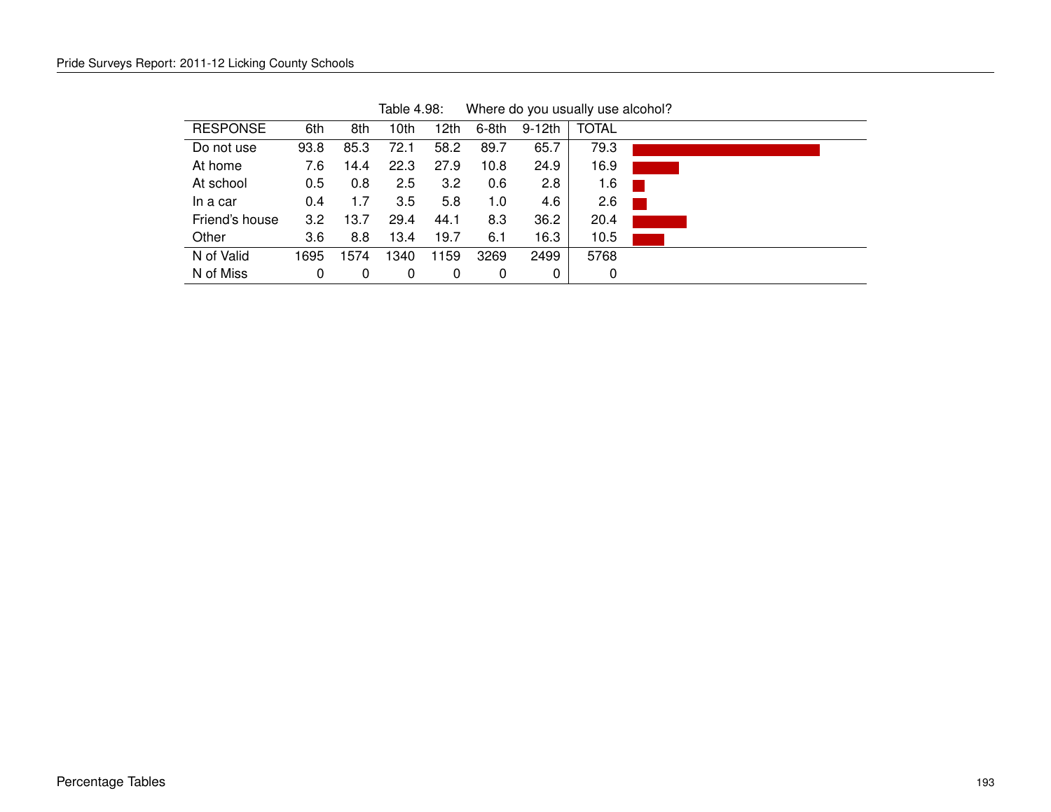Table 4.98: Where do you usually use alcohol?

| RESPONSE | 6th | 8th | 10th | 12th | 6-8th | 9-12th | TOTAL |
|---|---|---|---|---|---|---|---|
| Do not use | 93.8 | 85.3 | 72.1 | 58.2 | 89.7 | 65.7 | 79.3 |
| At home | 7.6 | 14.4 | 22.3 | 27.9 | 10.8 | 24.9 | 16.9 |
| At school | 0.5 | 0.8 | 2.5 | 3.2 | 0.6 | 2.8 | 1.6 |
| In a car | 0.4 | 1.7 | 3.5 | 5.8 | 1.0 | 4.6 | 2.6 |
| Friend's house | 3.2 | 13.7 | 29.4 | 44.1 | 8.3 | 36.2 | 20.4 |
| Other | 3.6 | 8.8 | 13.4 | 19.7 | 6.1 | 16.3 | 10.5 |
| N of Valid | 1695 | 1574 | 1340 | 1159 | 3269 | 2499 | 5768 |
| N of Miss | 0 | 0 | 0 | 0 | 0 | 0 | 0 |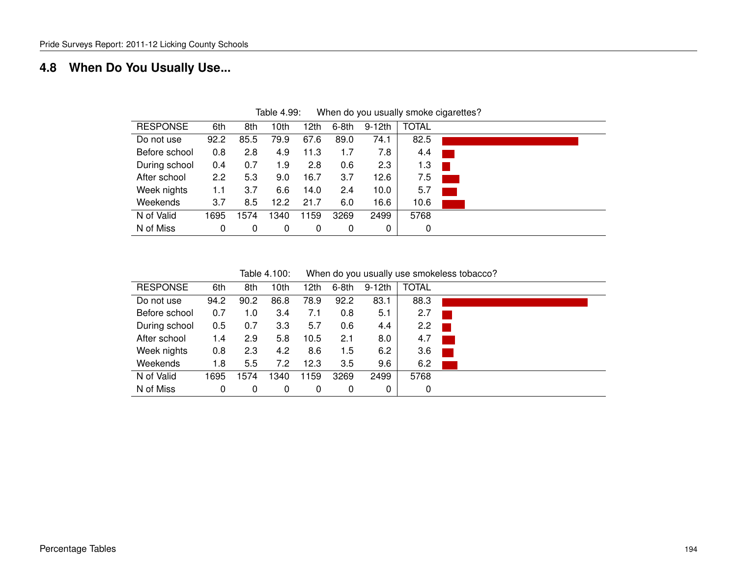## 4.8 When Do You Usually Use...

Table 4.99: When do you usually smoke cigarettes?

| RESPONSE | 6th | 8th | 10th | 12th | 6-8th | 9-12th | TOTAL |
|---|---|---|---|---|---|---|---|
| Do not use | 92.2 | 85.5 | 79.9 | 67.6 | 89.0 | 74.1 | 82.5 |
| Before school | 0.8 | 2.8 | 4.9 | 11.3 | 1.7 | 7.8 | 4.4 |
| During school | 0.4 | 0.7 | 1.9 | 2.8 | 0.6 | 2.3 | 1.3 |
| After school | 2.2 | 5.3 | 9.0 | 16.7 | 3.7 | 12.6 | 7.5 |
| Week nights | 1.1 | 3.7 | 6.6 | 14.0 | 2.4 | 10.0 | 5.7 |
| Weekends | 3.7 | 8.5 | 12.2 | 21.7 | 6.0 | 16.6 | 10.6 |
| N of Valid | 1695 | 1574 | 1340 | 1159 | 3269 | 2499 | 5768 |
| N of Miss | 0 | 0 | 0 | 0 | 0 | 0 | 0 |

Table 4.100: When do you usually use smokeless tobacco?

| RESPONSE | 6th | 8th | 10th | 12th | 6-8th | 9-12th | TOTAL |
|---|---|---|---|---|---|---|---|
| Do not use | 94.2 | 90.2 | 86.8 | 78.9 | 92.2 | 83.1 | 88.3 |
| Before school | 0.7 | 1.0 | 3.4 | 7.1 | 0.8 | 5.1 | 2.7 |
| During school | 0.5 | 0.7 | 3.3 | 5.7 | 0.6 | 4.4 | 2.2 |
| After school | 1.4 | 2.9 | 5.8 | 10.5 | 2.1 | 8.0 | 4.7 |
| Week nights | 0.8 | 2.3 | 4.2 | 8.6 | 1.5 | 6.2 | 3.6 |
| Weekends | 1.8 | 5.5 | 7.2 | 12.3 | 3.5 | 9.6 | 6.2 |
| N of Valid | 1695 | 1574 | 1340 | 1159 | 3269 | 2499 | 5768 |
| N of Miss | 0 | 0 | 0 | 0 | 0 | 0 | 0 |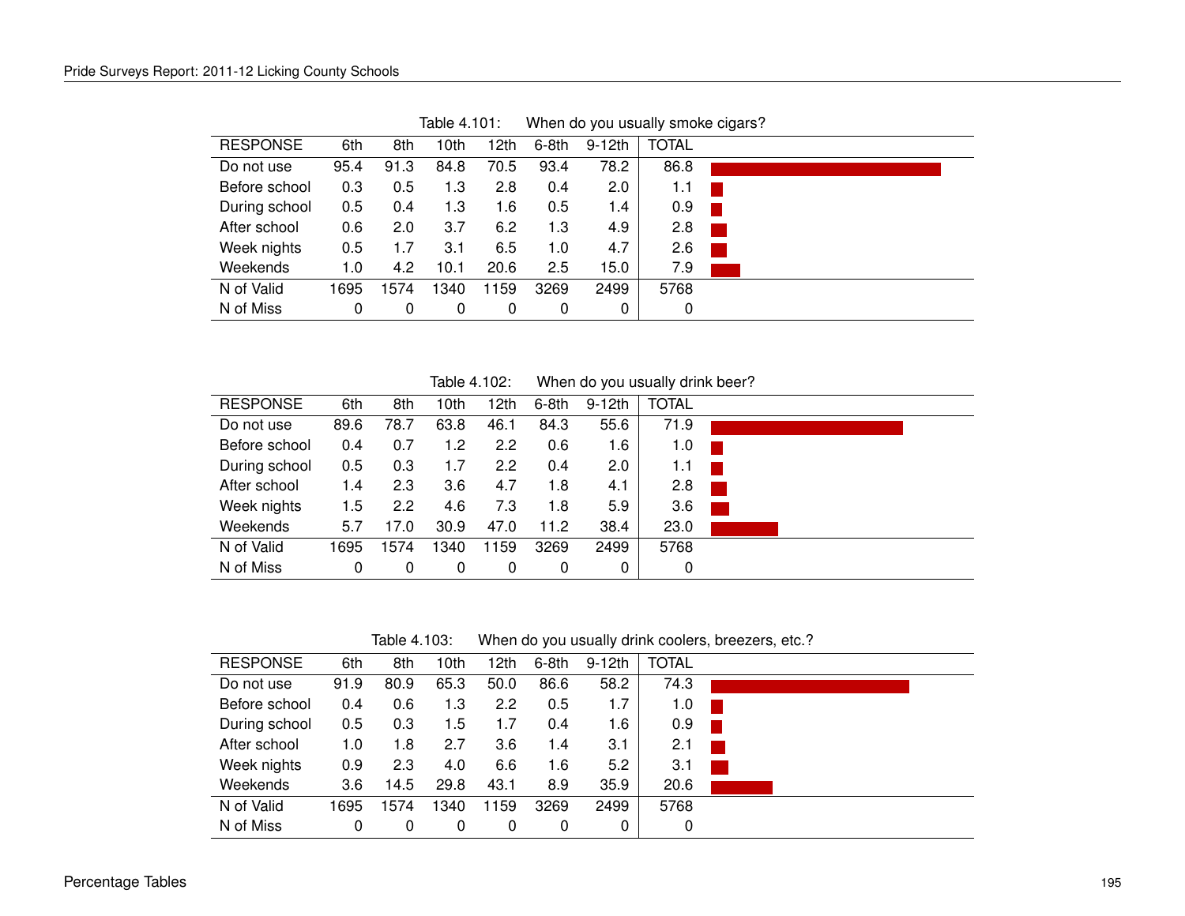Table 4.101: When do you usually smoke cigars?

| RESPONSE | 6th | 8th | 10th | 12th | 6-8th | 9-12th | TOTAL |
|---|---|---|---|---|---|---|---|
| Do not use | 95.4 | 91.3 | 84.8 | 70.5 | 93.4 | 78.2 | 86.8 |
| Before school | 0.3 | 0.5 | 1.3 | 2.8 | 0.4 | 2.0 | 1.1 |
| During school | 0.5 | 0.4 | 1.3 | 1.6 | 0.5 | 1.4 | 0.9 |
| After school | 0.6 | 2.0 | 3.7 | 6.2 | 1.3 | 4.9 | 2.8 |
| Week nights | 0.5 | 1.7 | 3.1 | 6.5 | 1.0 | 4.7 | 2.6 |
| Weekends | 1.0 | 4.2 | 10.1 | 20.6 | 2.5 | 15.0 | 7.9 |
| N of Valid | 1695 | 1574 | 1340 | 1159 | 3269 | 2499 | 5768 |
| N of Miss | 0 | 0 | 0 | 0 | 0 | 0 | 0 |

Table 4.102: When do you usually drink beer?

| RESPONSE | 6th | 8th | 10th | 12th | 6-8th | 9-12th | TOTAL |
|---|---|---|---|---|---|---|---|
| Do not use | 89.6 | 78.7 | 63.8 | 46.1 | 84.3 | 55.6 | 71.9 |
| Before school | 0.4 | 0.7 | 1.2 | 2.2 | 0.6 | 1.6 | 1.0 |
| During school | 0.5 | 0.3 | 1.7 | 2.2 | 0.4 | 2.0 | 1.1 |
| After school | 1.4 | 2.3 | 3.6 | 4.7 | 1.8 | 4.1 | 2.8 |
| Week nights | 1.5 | 2.2 | 4.6 | 7.3 | 1.8 | 5.9 | 3.6 |
| Weekends | 5.7 | 17.0 | 30.9 | 47.0 | 11.2 | 38.4 | 23.0 |
| N of Valid | 1695 | 1574 | 1340 | 1159 | 3269 | 2499 | 5768 |
| N of Miss | 0 | 0 | 0 | 0 | 0 | 0 | 0 |

Table 4.103: When do you usually drink coolers, breezers, etc.?

| RESPONSE | 6th | 8th | 10th | 12th | 6-8th | 9-12th | TOTAL |
|---|---|---|---|---|---|---|---|
| Do not use | 91.9 | 80.9 | 65.3 | 50.0 | 86.6 | 58.2 | 74.3 |
| Before school | 0.4 | 0.6 | 1.3 | 2.2 | 0.5 | 1.7 | 1.0 |
| During school | 0.5 | 0.3 | 1.5 | 1.7 | 0.4 | 1.6 | 0.9 |
| After school | 1.0 | 1.8 | 2.7 | 3.6 | 1.4 | 3.1 | 2.1 |
| Week nights | 0.9 | 2.3 | 4.0 | 6.6 | 1.6 | 5.2 | 3.1 |
| Weekends | 3.6 | 14.5 | 29.8 | 43.1 | 8.9 | 35.9 | 20.6 |
| N of Valid | 1695 | 1574 | 1340 | 1159 | 3269 | 2499 | 5768 |
| N of Miss | 0 | 0 | 0 | 0 | 0 | 0 | 0 |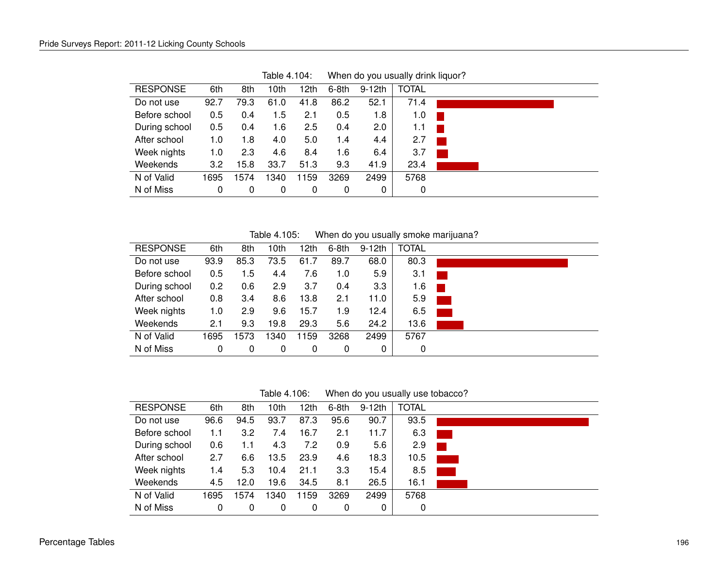Table 4.104: When do you usually drink liquor?

| RESPONSE | 6th | 8th | 10th | 12th | 6-8th | 9-12th | TOTAL |
|---|---|---|---|---|---|---|---|
| Do not use | 92.7 | 79.3 | 61.0 | 41.8 | 86.2 | 52.1 | 71.4 |
| Before school | 0.5 | 0.4 | 1.5 | 2.1 | 0.5 | 1.8 | 1.0 |
| During school | 0.5 | 0.4 | 1.6 | 2.5 | 0.4 | 2.0 | 1.1 |
| After school | 1.0 | 1.8 | 4.0 | 5.0 | 1.4 | 4.4 | 2.7 |
| Week nights | 1.0 | 2.3 | 4.6 | 8.4 | 1.6 | 6.4 | 3.7 |
| Weekends | 3.2 | 15.8 | 33.7 | 51.3 | 9.3 | 41.9 | 23.4 |
| N of Valid | 1695 | 1574 | 1340 | 1159 | 3269 | 2499 | 5768 |
| N of Miss | 0 | 0 | 0 | 0 | 0 | 0 | 0 |

Table 4.105: When do you usually smoke marijuana?

| RESPONSE | 6th | 8th | 10th | 12th | 6-8th | 9-12th | TOTAL |
|---|---|---|---|---|---|---|---|
| Do not use | 93.9 | 85.3 | 73.5 | 61.7 | 89.7 | 68.0 | 80.3 |
| Before school | 0.5 | 1.5 | 4.4 | 7.6 | 1.0 | 5.9 | 3.1 |
| During school | 0.2 | 0.6 | 2.9 | 3.7 | 0.4 | 3.3 | 1.6 |
| After school | 0.8 | 3.4 | 8.6 | 13.8 | 2.1 | 11.0 | 5.9 |
| Week nights | 1.0 | 2.9 | 9.6 | 15.7 | 1.9 | 12.4 | 6.5 |
| Weekends | 2.1 | 9.3 | 19.8 | 29.3 | 5.6 | 24.2 | 13.6 |
| N of Valid | 1695 | 1573 | 1340 | 1159 | 3268 | 2499 | 5767 |
| N of Miss | 0 | 0 | 0 | 0 | 0 | 0 | 0 |

Table 4.106: When do you usually use tobacco?

| RESPONSE | 6th | 8th | 10th | 12th | 6-8th | 9-12th | TOTAL |
|---|---|---|---|---|---|---|---|
| Do not use | 96.6 | 94.5 | 93.7 | 87.3 | 95.6 | 90.7 | 93.5 |
| Before school | 1.1 | 3.2 | 7.4 | 16.7 | 2.1 | 11.7 | 6.3 |
| During school | 0.6 | 1.1 | 4.3 | 7.2 | 0.9 | 5.6 | 2.9 |
| After school | 2.7 | 6.6 | 13.5 | 23.9 | 4.6 | 18.3 | 10.5 |
| Week nights | 1.4 | 5.3 | 10.4 | 21.1 | 3.3 | 15.4 | 8.5 |
| Weekends | 4.5 | 12.0 | 19.6 | 34.5 | 8.1 | 26.5 | 16.1 |
| N of Valid | 1695 | 1574 | 1340 | 1159 | 3269 | 2499 | 5768 |
| N of Miss | 0 | 0 | 0 | 0 | 0 | 0 | 0 |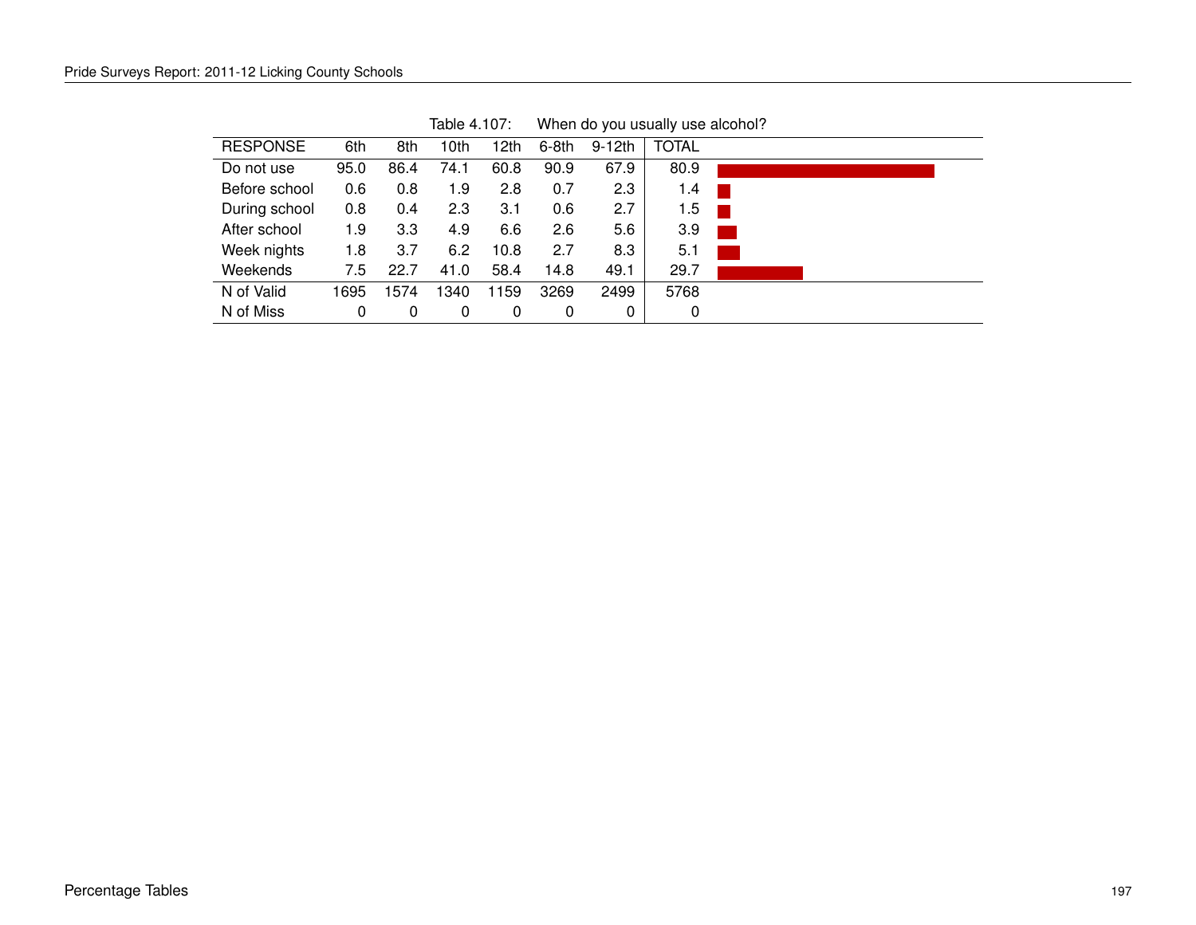Table 4.107: When do you usually use alcohol?

| RESPONSE | 6th | 8th | 10th | 12th | 6-8th | 9-12th | TOTAL |
|---|---|---|---|---|---|---|---|
| Do not use | 95.0 | 86.4 | 74.1 | 60.8 | 90.9 | 67.9 | 80.9 |
| Before school | 0.6 | 0.8 | 1.9 | 2.8 | 0.7 | 2.3 | 1.4 |
| During school | 0.8 | 0.4 | 2.3 | 3.1 | 0.6 | 2.7 | 1.5 |
| After school | 1.9 | 3.3 | 4.9 | 6.6 | 2.6 | 5.6 | 3.9 |
| Week nights | 1.8 | 3.7 | 6.2 | 10.8 | 2.7 | 8.3 | 5.1 |
| Weekends | 7.5 | 22.7 | 41.0 | 58.4 | 14.8 | 49.1 | 29.7 |
| N of Valid | 1695 | 1574 | 1340 | 1159 | 3269 | 2499 | 5768 |
| N of Miss | 0 | 0 | 0 | 0 | 0 | 0 | 0 |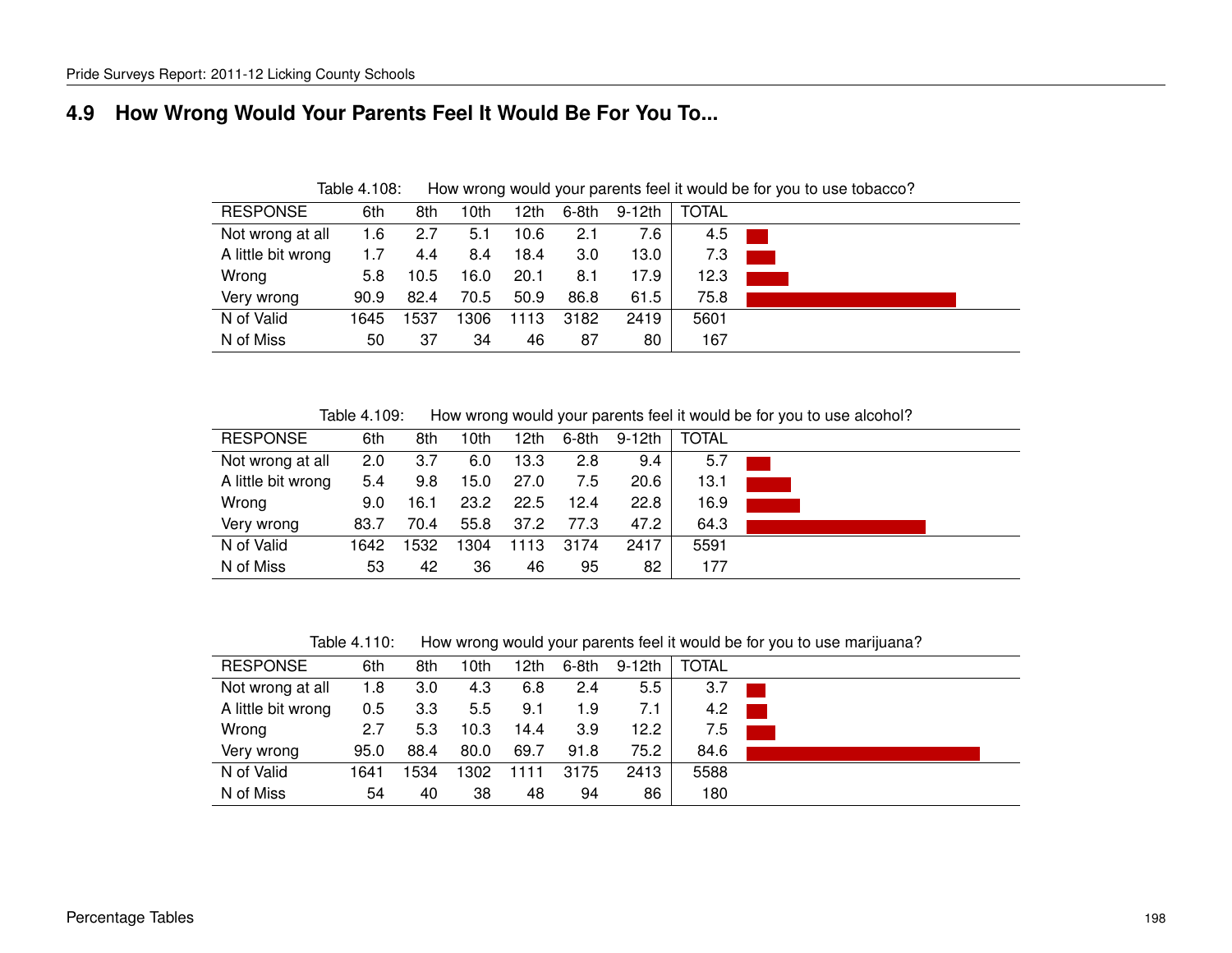## 4.9 How Wrong Would Your Parents Feel It Would Be For You To...

Table 4.108: How wrong would your parents feel it would be for you to use tobacco?

| RESPONSE | 6th | 8th | 10th | 12th | 6-8th | 9-12th | TOTAL |
|---|---|---|---|---|---|---|---|
| Not wrong at all | 1.6 | 2.7 | 5.1 | 10.6 | 2.1 | 7.6 | 4.5 |
| A little bit wrong | 1.7 | 4.4 | 8.4 | 18.4 | 3.0 | 13.0 | 7.3 |
| Wrong | 5.8 | 10.5 | 16.0 | 20.1 | 8.1 | 17.9 | 12.3 |
| Very wrong | 90.9 | 82.4 | 70.5 | 50.9 | 86.8 | 61.5 | 75.8 |
| N of Valid | 1645 | 1537 | 1306 | 1113 | 3182 | 2419 | 5601 |
| N of Miss | 50 | 37 | 34 | 46 | 87 | 80 | 167 |

Table 4.109: How wrong would your parents feel it would be for you to use alcohol?

| RESPONSE | 6th | 8th | 10th | 12th | 6-8th | 9-12th | TOTAL |
|---|---|---|---|---|---|---|---|
| Not wrong at all | 2.0 | 3.7 | 6.0 | 13.3 | 2.8 | 9.4 | 5.7 |
| A little bit wrong | 5.4 | 9.8 | 15.0 | 27.0 | 7.5 | 20.6 | 13.1 |
| Wrong | 9.0 | 16.1 | 23.2 | 22.5 | 12.4 | 22.8 | 16.9 |
| Very wrong | 83.7 | 70.4 | 55.8 | 37.2 | 77.3 | 47.2 | 64.3 |
| N of Valid | 1642 | 1532 | 1304 | 1113 | 3174 | 2417 | 5591 |
| N of Miss | 53 | 42 | 36 | 46 | 95 | 82 | 177 |

Table 4.110: How wrong would your parents feel it would be for you to use marijuana?

| RESPONSE | 6th | 8th | 10th | 12th | 6-8th | 9-12th | TOTAL |
|---|---|---|---|---|---|---|---|
| Not wrong at all | 1.8 | 3.0 | 4.3 | 6.8 | 2.4 | 5.5 | 3.7 |
| A little bit wrong | 0.5 | 3.3 | 5.5 | 9.1 | 1.9 | 7.1 | 4.2 |
| Wrong | 2.7 | 5.3 | 10.3 | 14.4 | 3.9 | 12.2 | 7.5 |
| Very wrong | 95.0 | 88.4 | 80.0 | 69.7 | 91.8 | 75.2 | 84.6 |
| N of Valid | 1641 | 1534 | 1302 | 1111 | 3175 | 2413 | 5588 |
| N of Miss | 54 | 40 | 38 | 48 | 94 | 86 | 180 |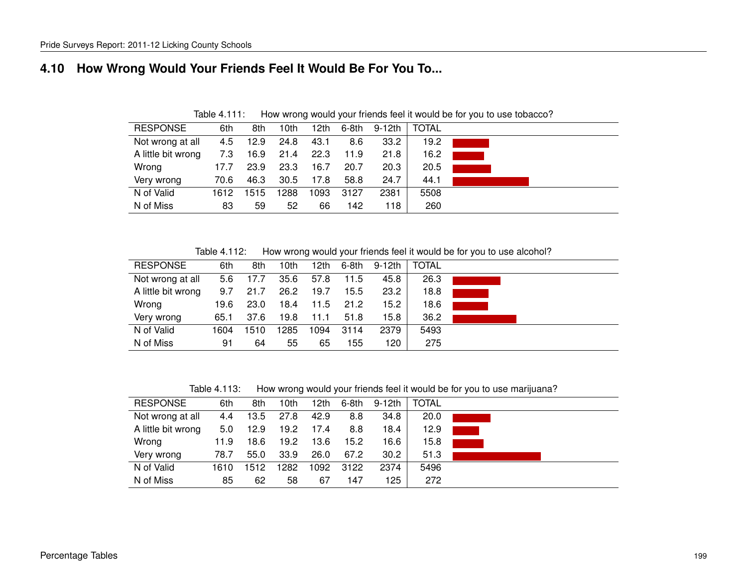## 4.10 How Wrong Would Your Friends Feel It Would Be For You To...

Table 4.111: How wrong would your friends feel it would be for you to use tobacco?

| RESPONSE | 6th | 8th | 10th | 12th | 6-8th | 9-12th | TOTAL |
|---|---|---|---|---|---|---|---|
| Not wrong at all | 4.5 | 12.9 | 24.8 | 43.1 | 8.6 | 33.2 | 19.2 |
| A little bit wrong | 7.3 | 16.9 | 21.4 | 22.3 | 11.9 | 21.8 | 16.2 |
| Wrong | 17.7 | 23.9 | 23.3 | 16.7 | 20.7 | 20.3 | 20.5 |
| Very wrong | 70.6 | 46.3 | 30.5 | 17.8 | 58.8 | 24.7 | 44.1 |
| N of Valid | 1612 | 1515 | 1288 | 1093 | 3127 | 2381 | 5508 |
| N of Miss | 83 | 59 | 52 | 66 | 142 | 118 | 260 |

Table 4.112: How wrong would your friends feel it would be for you to use alcohol?

| RESPONSE | 6th | 8th | 10th | 12th | 6-8th | 9-12th | TOTAL |
|---|---|---|---|---|---|---|---|
| Not wrong at all | 5.6 | 17.7 | 35.6 | 57.8 | 11.5 | 45.8 | 26.3 |
| A little bit wrong | 9.7 | 21.7 | 26.2 | 19.7 | 15.5 | 23.2 | 18.8 |
| Wrong | 19.6 | 23.0 | 18.4 | 11.5 | 21.2 | 15.2 | 18.6 |
| Very wrong | 65.1 | 37.6 | 19.8 | 11.1 | 51.8 | 15.8 | 36.2 |
| N of Valid | 1604 | 1510 | 1285 | 1094 | 3114 | 2379 | 5493 |
| N of Miss | 91 | 64 | 55 | 65 | 155 | 120 | 275 |

Table 4.113: How wrong would your friends feel it would be for you to use marijuana?

| RESPONSE | 6th | 8th | 10th | 12th | 6-8th | 9-12th | TOTAL |
|---|---|---|---|---|---|---|---|
| Not wrong at all | 4.4 | 13.5 | 27.8 | 42.9 | 8.8 | 34.8 | 20.0 |
| A little bit wrong | 5.0 | 12.9 | 19.2 | 17.4 | 8.8 | 18.4 | 12.9 |
| Wrong | 11.9 | 18.6 | 19.2 | 13.6 | 15.2 | 16.6 | 15.8 |
| Very wrong | 78.7 | 55.0 | 33.9 | 26.0 | 67.2 | 30.2 | 51.3 |
| N of Valid | 1610 | 1512 | 1282 | 1092 | 3122 | 2374 | 5496 |
| N of Miss | 85 | 62 | 58 | 67 | 147 | 125 | 272 |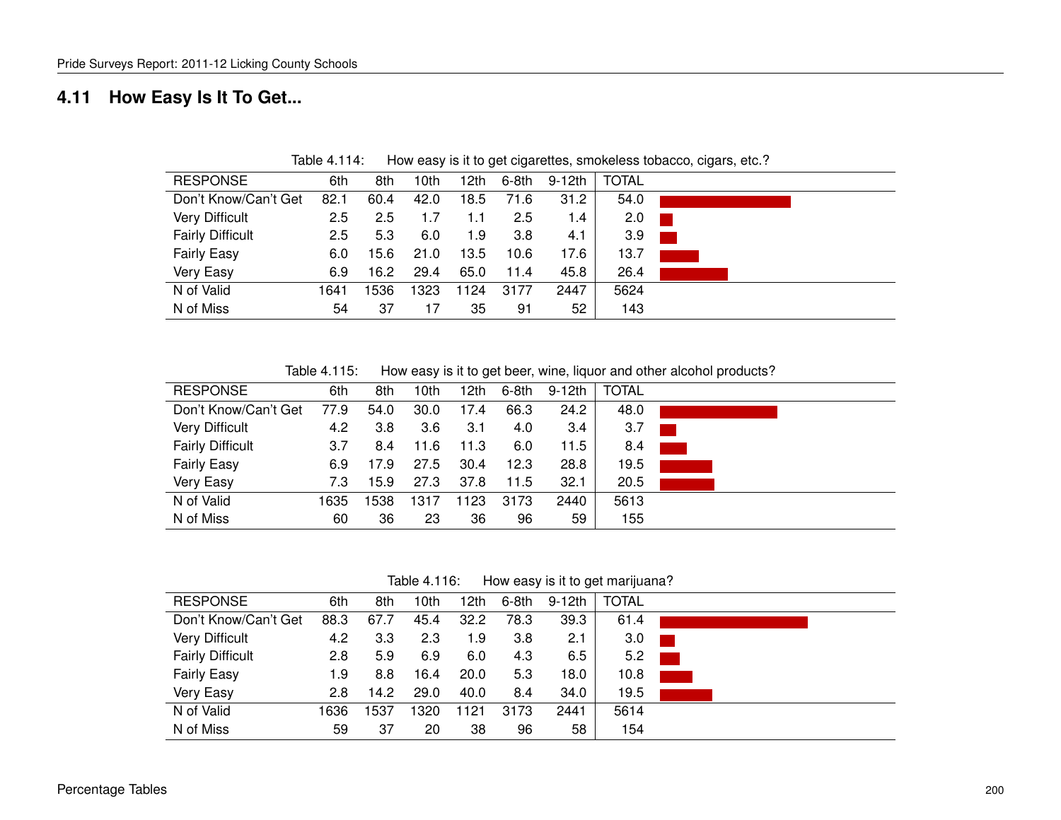## 4.11 How Easy Is It To Get...

Table 4.114: How easy is it to get cigarettes, smokeless tobacco, cigars, etc.?

| RESPONSE | 6th | 8th | 10th | 12th | 6-8th | 9-12th | TOTAL |
|---|---|---|---|---|---|---|---|
| Don't Know/Can't Get | 82.1 | 60.4 | 42.0 | 18.5 | 71.6 | 31.2 | 54.0 |
| Very Difficult | 2.5 | 2.5 | 1.7 | 1.1 | 2.5 | 1.4 | 2.0 |
| Fairly Difficult | 2.5 | 5.3 | 6.0 | 1.9 | 3.8 | 4.1 | 3.9 |
| Fairly Easy | 6.0 | 15.6 | 21.0 | 13.5 | 10.6 | 17.6 | 13.7 |
| Very Easy | 6.9 | 16.2 | 29.4 | 65.0 | 11.4 | 45.8 | 26.4 |
| N of Valid | 1641 | 1536 | 1323 | 1124 | 3177 | 2447 | 5624 |
| N of Miss | 54 | 37 | 17 | 35 | 91 | 52 | 143 |

Table 4.115: How easy is it to get beer, wine, liquor and other alcohol products?

| RESPONSE | 6th | 8th | 10th | 12th | 6-8th | 9-12th | TOTAL |
|---|---|---|---|---|---|---|---|
| Don't Know/Can't Get | 77.9 | 54.0 | 30.0 | 17.4 | 66.3 | 24.2 | 48.0 |
| Very Difficult | 4.2 | 3.8 | 3.6 | 3.1 | 4.0 | 3.4 | 3.7 |
| Fairly Difficult | 3.7 | 8.4 | 11.6 | 11.3 | 6.0 | 11.5 | 8.4 |
| Fairly Easy | 6.9 | 17.9 | 27.5 | 30.4 | 12.3 | 28.8 | 19.5 |
| Very Easy | 7.3 | 15.9 | 27.3 | 37.8 | 11.5 | 32.1 | 20.5 |
| N of Valid | 1635 | 1538 | 1317 | 1123 | 3173 | 2440 | 5613 |
| N of Miss | 60 | 36 | 23 | 36 | 96 | 59 | 155 |

Table 4.116: How easy is it to get marijuana?

| RESPONSE | 6th | 8th | 10th | 12th | 6-8th | 9-12th | TOTAL |
|---|---|---|---|---|---|---|---|
| Don't Know/Can't Get | 88.3 | 67.7 | 45.4 | 32.2 | 78.3 | 39.3 | 61.4 |
| Very Difficult | 4.2 | 3.3 | 2.3 | 1.9 | 3.8 | 2.1 | 3.0 |
| Fairly Difficult | 2.8 | 5.9 | 6.9 | 6.0 | 4.3 | 6.5 | 5.2 |
| Fairly Easy | 1.9 | 8.8 | 16.4 | 20.0 | 5.3 | 18.0 | 10.8 |
| Very Easy | 2.8 | 14.2 | 29.0 | 40.0 | 8.4 | 34.0 | 19.5 |
| N of Valid | 1636 | 1537 | 1320 | 1121 | 3173 | 2441 | 5614 |
| N of Miss | 59 | 37 | 20 | 38 | 96 | 58 | 154 |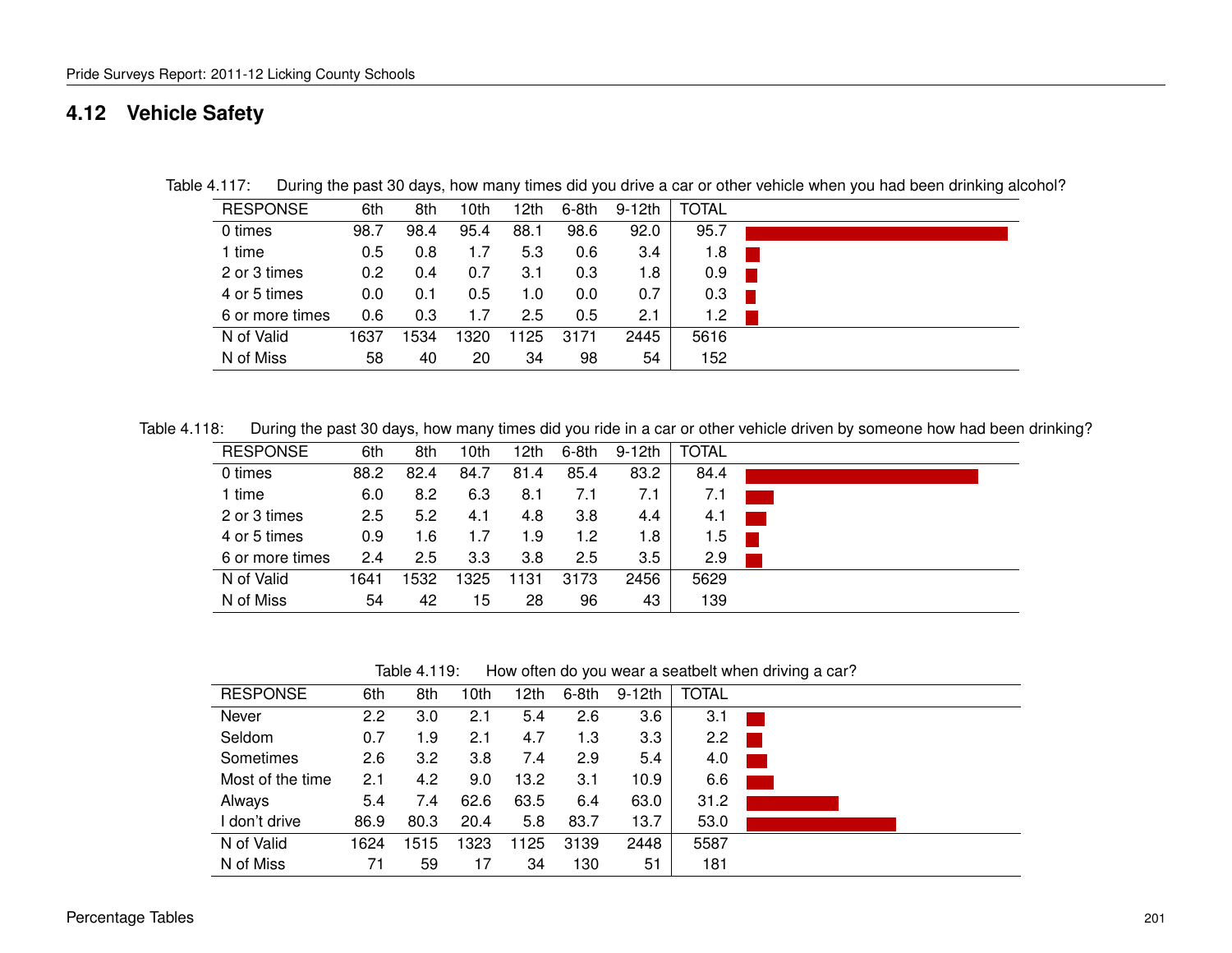## 4.12 Vehicle Safety

Table 4.117: During the past 30 days, how many times did you drive a car or other vehicle when you had been drinking alcohol?

| RESPONSE | 6th | 8th | 10th | 12th | 6-8th | 9-12th | TOTAL |
|---|---|---|---|---|---|---|---|
| 0 times | 98.7 | 98.4 | 95.4 | 88.1 | 98.6 | 92.0 | 95.7 |
| 1 time | 0.5 | 0.8 | 1.7 | 5.3 | 0.6 | 3.4 | 1.8 |
| 2 or 3 times | 0.2 | 0.4 | 0.7 | 3.1 | 0.3 | 1.8 | 0.9 |
| 4 or 5 times | 0.0 | 0.1 | 0.5 | 1.0 | 0.0 | 0.7 | 0.3 |
| 6 or more times | 0.6 | 0.3 | 1.7 | 2.5 | 0.5 | 2.1 | 1.2 |
| N of Valid | 1637 | 1534 | 1320 | 1125 | 3171 | 2445 | 5616 |
| N of Miss | 58 | 40 | 20 | 34 | 98 | 54 | 152 |

Table 4.118: During the past 30 days, how many times did you ride in a car or other vehicle driven by someone how had been drinking?

| RESPONSE | 6th | 8th | 10th | 12th | 6-8th | 9-12th | TOTAL |
|---|---|---|---|---|---|---|---|
| 0 times | 88.2 | 82.4 | 84.7 | 81.4 | 85.4 | 83.2 | 84.4 |
| 1 time | 6.0 | 8.2 | 6.3 | 8.1 | 7.1 | 7.1 | 7.1 |
| 2 or 3 times | 2.5 | 5.2 | 4.1 | 4.8 | 3.8 | 4.4 | 4.1 |
| 4 or 5 times | 0.9 | 1.6 | 1.7 | 1.9 | 1.2 | 1.8 | 1.5 |
| 6 or more times | 2.4 | 2.5 | 3.3 | 3.8 | 2.5 | 3.5 | 2.9 |
| N of Valid | 1641 | 1532 | 1325 | 1131 | 3173 | 2456 | 5629 |
| N of Miss | 54 | 42 | 15 | 28 | 96 | 43 | 139 |

Table 4.119: How often do you wear a seatbelt when driving a car?

| RESPONSE | 6th | 8th | 10th | 12th | 6-8th | 9-12th | TOTAL |
|---|---|---|---|---|---|---|---|
| Never | 2.2 | 3.0 | 2.1 | 5.4 | 2.6 | 3.6 | 3.1 |
| Seldom | 0.7 | 1.9 | 2.1 | 4.7 | 1.3 | 3.3 | 2.2 |
| Sometimes | 2.6 | 3.2 | 3.8 | 7.4 | 2.9 | 5.4 | 4.0 |
| Most of the time | 2.1 | 4.2 | 9.0 | 13.2 | 3.1 | 10.9 | 6.6 |
| Always | 5.4 | 7.4 | 62.6 | 63.5 | 6.4 | 63.0 | 31.2 |
| I don't drive | 86.9 | 80.3 | 20.4 | 5.8 | 83.7 | 13.7 | 53.0 |
| N of Valid | 1624 | 1515 | 1323 | 1125 | 3139 | 2448 | 5587 |
| N of Miss | 71 | 59 | 17 | 34 | 130 | 51 | 181 |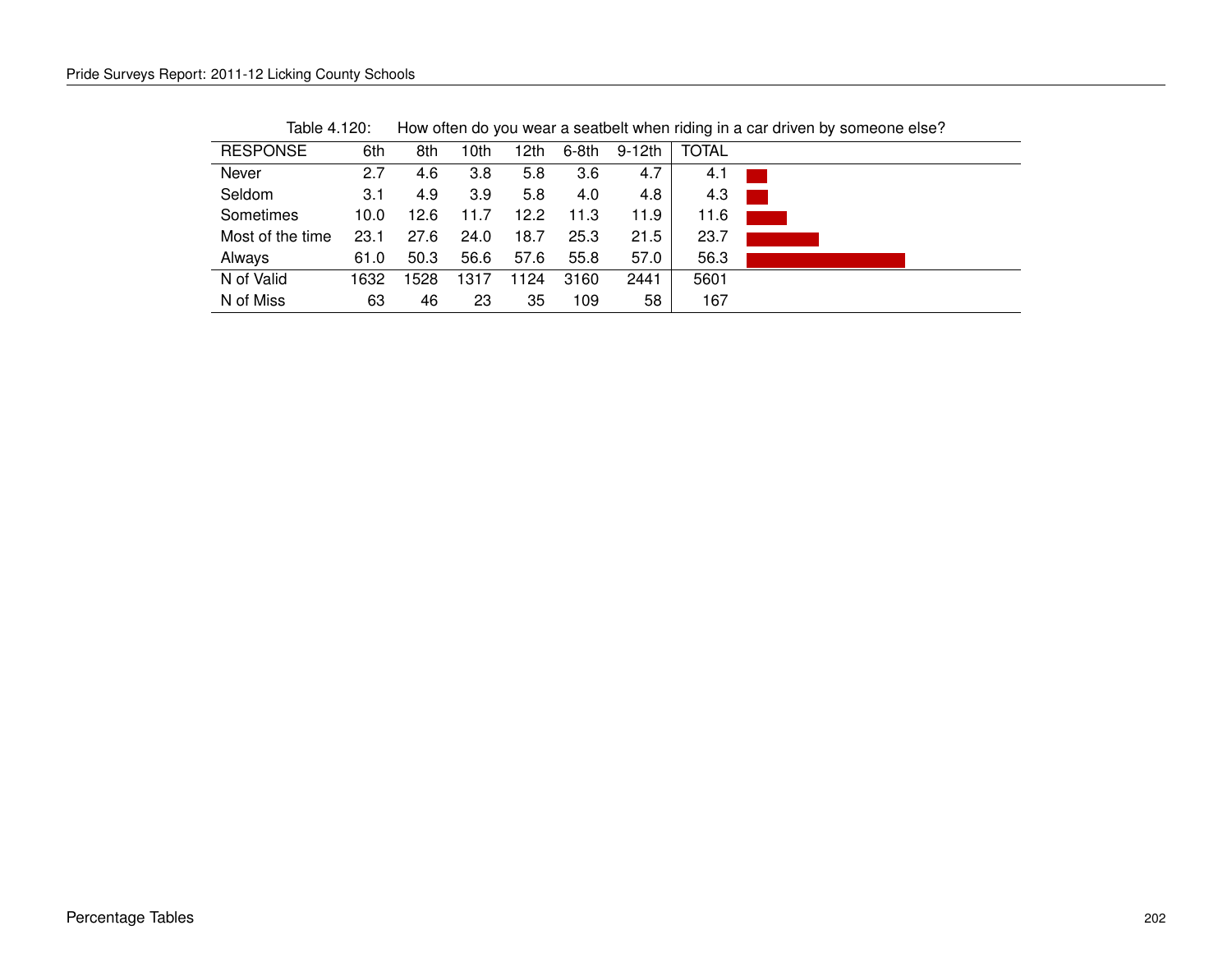Table 4.120: How often do you wear a seatbelt when riding in a car driven by someone else?

| RESPONSE | 6th | 8th | 10th | 12th | 6-8th | 9-12th | TOTAL |
|---|---|---|---|---|---|---|---|
| Never | 2.7 | 4.6 | 3.8 | 5.8 | 3.6 | 4.7 | 4.1 |
| Seldom | 3.1 | 4.9 | 3.9 | 5.8 | 4.0 | 4.8 | 4.3 |
| Sometimes | 10.0 | 12.6 | 11.7 | 12.2 | 11.3 | 11.9 | 11.6 |
| Most of the time | 23.1 | 27.6 | 24.0 | 18.7 | 25.3 | 21.5 | 23.7 |
| Always | 61.0 | 50.3 | 56.6 | 57.6 | 55.8 | 57.0 | 56.3 |
| N of Valid | 1632 | 1528 | 1317 | 1124 | 3160 | 2441 | 5601 |
| N of Miss | 63 | 46 | 23 | 35 | 109 | 58 | 167 |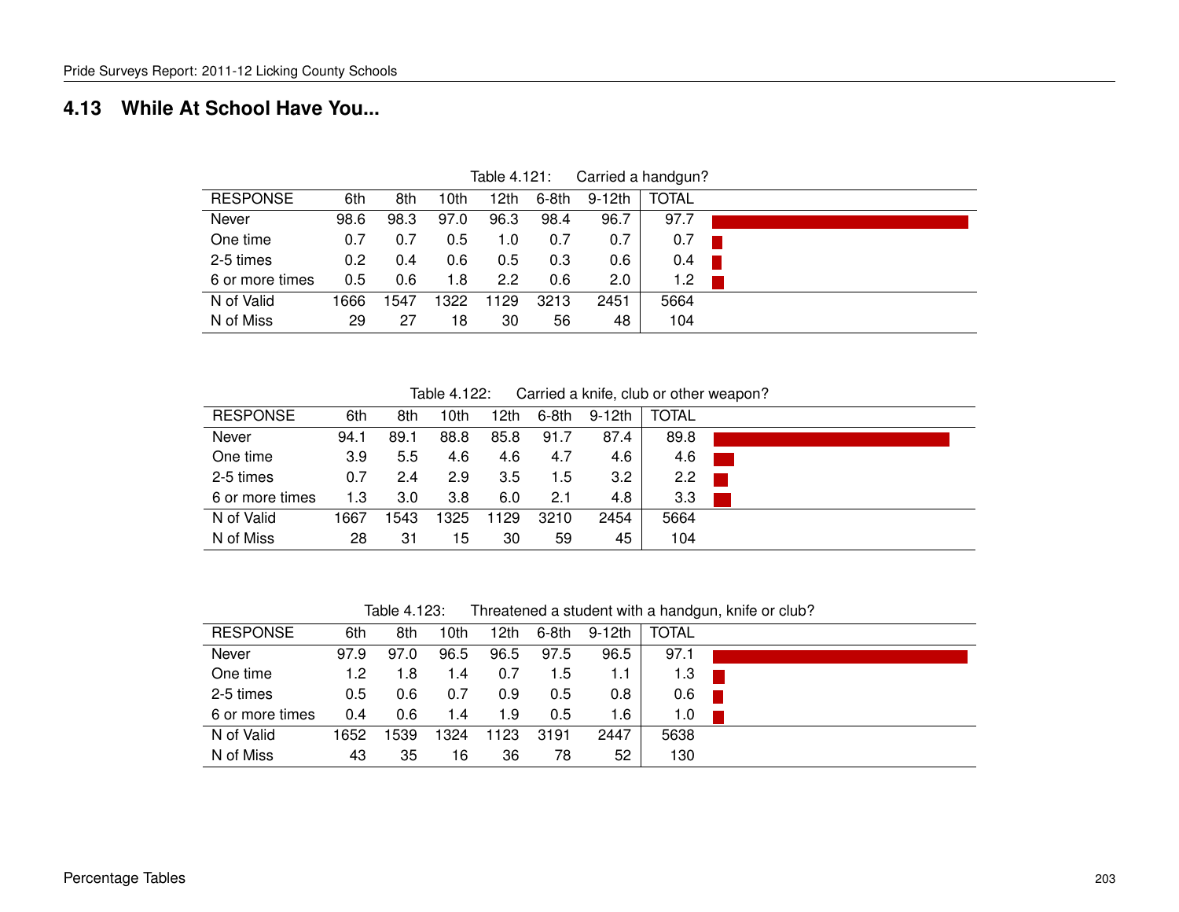## 4.13 While At School Have You...

Table 4.121: Carried a handgun?

| RESPONSE | 6th | 8th | 10th | 12th | 6-8th | 9-12th | TOTAL |
|---|---|---|---|---|---|---|---|
| Never | 98.6 | 98.3 | 97.0 | 96.3 | 98.4 | 96.7 | 97.7 |
| One time | 0.7 | 0.7 | 0.5 | 1.0 | 0.7 | 0.7 | 0.7 |
| 2-5 times | 0.2 | 0.4 | 0.6 | 0.5 | 0.3 | 0.6 | 0.4 |
| 6 or more times | 0.5 | 0.6 | 1.8 | 2.2 | 0.6 | 2.0 | 1.2 |
| N of Valid | 1666 | 1547 | 1322 | 1129 | 3213 | 2451 | 5664 |
| N of Miss | 29 | 27 | 18 | 30 | 56 | 48 | 104 |

Table 4.122: Carried a knife, club or other weapon?

| RESPONSE | 6th | 8th | 10th | 12th | 6-8th | 9-12th | TOTAL |
|---|---|---|---|---|---|---|---|
| Never | 94.1 | 89.1 | 88.8 | 85.8 | 91.7 | 87.4 | 89.8 |
| One time | 3.9 | 5.5 | 4.6 | 4.6 | 4.7 | 4.6 | 4.6 |
| 2-5 times | 0.7 | 2.4 | 2.9 | 3.5 | 1.5 | 3.2 | 2.2 |
| 6 or more times | 1.3 | 3.0 | 3.8 | 6.0 | 2.1 | 4.8 | 3.3 |
| N of Valid | 1667 | 1543 | 1325 | 1129 | 3210 | 2454 | 5664 |
| N of Miss | 28 | 31 | 15 | 30 | 59 | 45 | 104 |

Table 4.123: Threatened a student with a handgun, knife or club?

| RESPONSE | 6th | 8th | 10th | 12th | 6-8th | 9-12th | TOTAL |
|---|---|---|---|---|---|---|---|
| Never | 97.9 | 97.0 | 96.5 | 96.5 | 97.5 | 96.5 | 97.1 |
| One time | 1.2 | 1.8 | 1.4 | 0.7 | 1.5 | 1.1 | 1.3 |
| 2-5 times | 0.5 | 0.6 | 0.7 | 0.9 | 0.5 | 0.8 | 0.6 |
| 6 or more times | 0.4 | 0.6 | 1.4 | 1.9 | 0.5 | 1.6 | 1.0 |
| N of Valid | 1652 | 1539 | 1324 | 1123 | 3191 | 2447 | 5638 |
| N of Miss | 43 | 35 | 16 | 36 | 78 | 52 | 130 |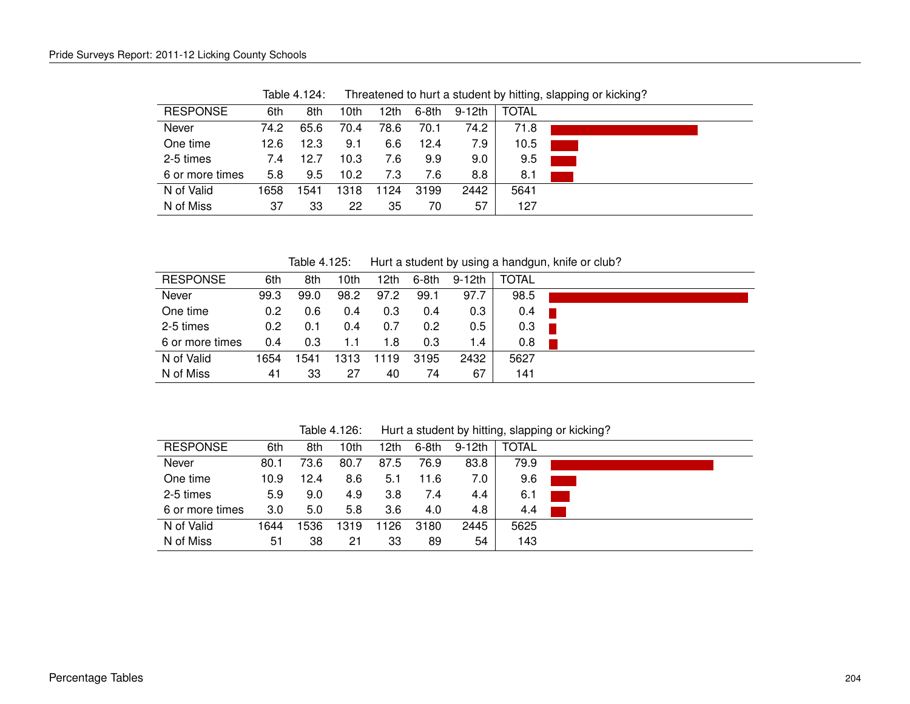Table 4.124: Threatened to hurt a student by hitting, slapping or kicking?

| RESPONSE | 6th | 8th | 10th | 12th | 6-8th | 9-12th | TOTAL |
|---|---|---|---|---|---|---|---|
| Never | 74.2 | 65.6 | 70.4 | 78.6 | 70.1 | 74.2 | 71.8 |
| One time | 12.6 | 12.3 | 9.1 | 6.6 | 12.4 | 7.9 | 10.5 |
| 2-5 times | 7.4 | 12.7 | 10.3 | 7.6 | 9.9 | 9.0 | 9.5 |
| 6 or more times | 5.8 | 9.5 | 10.2 | 7.3 | 7.6 | 8.8 | 8.1 |
| N of Valid | 1658 | 1541 | 1318 | 1124 | 3199 | 2442 | 5641 |
| N of Miss | 37 | 33 | 22 | 35 | 70 | 57 | 127 |

Table 4.125: Hurt a student by using a handgun, knife or club?

| RESPONSE | 6th | 8th | 10th | 12th | 6-8th | 9-12th | TOTAL |
|---|---|---|---|---|---|---|---|
| Never | 99.3 | 99.0 | 98.2 | 97.2 | 99.1 | 97.7 | 98.5 |
| One time | 0.2 | 0.6 | 0.4 | 0.3 | 0.4 | 0.3 | 0.4 |
| 2-5 times | 0.2 | 0.1 | 0.4 | 0.7 | 0.2 | 0.5 | 0.3 |
| 6 or more times | 0.4 | 0.3 | 1.1 | 1.8 | 0.3 | 1.4 | 0.8 |
| N of Valid | 1654 | 1541 | 1313 | 1119 | 3195 | 2432 | 5627 |
| N of Miss | 41 | 33 | 27 | 40 | 74 | 67 | 141 |

Table 4.126: Hurt a student by hitting, slapping or kicking?

| RESPONSE | 6th | 8th | 10th | 12th | 6-8th | 9-12th | TOTAL |
|---|---|---|---|---|---|---|---|
| Never | 80.1 | 73.6 | 80.7 | 87.5 | 76.9 | 83.8 | 79.9 |
| One time | 10.9 | 12.4 | 8.6 | 5.1 | 11.6 | 7.0 | 9.6 |
| 2-5 times | 5.9 | 9.0 | 4.9 | 3.8 | 7.4 | 4.4 | 6.1 |
| 6 or more times | 3.0 | 5.0 | 5.8 | 3.6 | 4.0 | 4.8 | 4.4 |
| N of Valid | 1644 | 1536 | 1319 | 1126 | 3180 | 2445 | 5625 |
| N of Miss | 51 | 38 | 21 | 33 | 89 | 54 | 143 |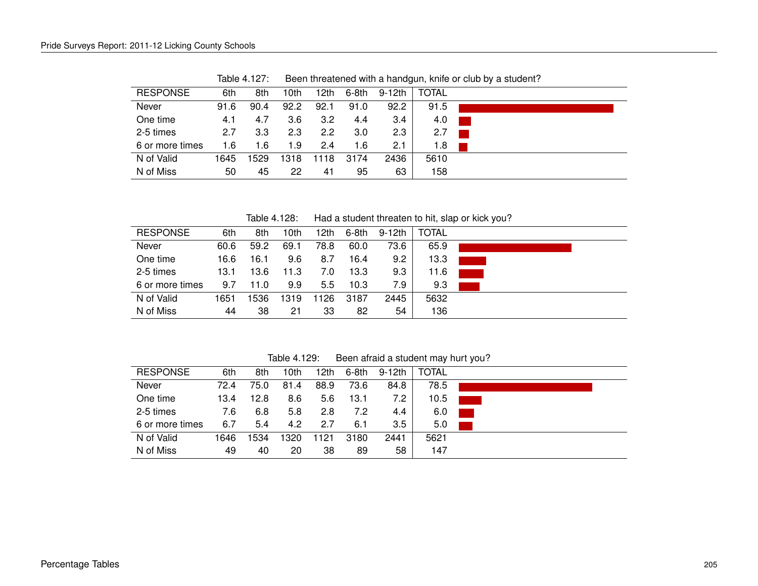Table 4.127: Been threatened with a handgun, knife or club by a student?

| RESPONSE | 6th | 8th | 10th | 12th | 6-8th | 9-12th | TOTAL |
|---|---|---|---|---|---|---|---|
| Never | 91.6 | 90.4 | 92.2 | 92.1 | 91.0 | 92.2 | 91.5 |
| One time | 4.1 | 4.7 | 3.6 | 3.2 | 4.4 | 3.4 | 4.0 |
| 2-5 times | 2.7 | 3.3 | 2.3 | 2.2 | 3.0 | 2.3 | 2.7 |
| 6 or more times | 1.6 | 1.6 | 1.9 | 2.4 | 1.6 | 2.1 | 1.8 |
| N of Valid | 1645 | 1529 | 1318 | 1118 | 3174 | 2436 | 5610 |
| N of Miss | 50 | 45 | 22 | 41 | 95 | 63 | 158 |

Table 4.128: Had a student threaten to hit, slap or kick you?

| RESPONSE | 6th | 8th | 10th | 12th | 6-8th | 9-12th | TOTAL |
|---|---|---|---|---|---|---|---|
| Never | 60.6 | 59.2 | 69.1 | 78.8 | 60.0 | 73.6 | 65.9 |
| One time | 16.6 | 16.1 | 9.6 | 8.7 | 16.4 | 9.2 | 13.3 |
| 2-5 times | 13.1 | 13.6 | 11.3 | 7.0 | 13.3 | 9.3 | 11.6 |
| 6 or more times | 9.7 | 11.0 | 9.9 | 5.5 | 10.3 | 7.9 | 9.3 |
| N of Valid | 1651 | 1536 | 1319 | 1126 | 3187 | 2445 | 5632 |
| N of Miss | 44 | 38 | 21 | 33 | 82 | 54 | 136 |

Table 4.129: Been afraid a student may hurt you?

| RESPONSE | 6th | 8th | 10th | 12th | 6-8th | 9-12th | TOTAL |
|---|---|---|---|---|---|---|---|
| Never | 72.4 | 75.0 | 81.4 | 88.9 | 73.6 | 84.8 | 78.5 |
| One time | 13.4 | 12.8 | 8.6 | 5.6 | 13.1 | 7.2 | 10.5 |
| 2-5 times | 7.6 | 6.8 | 5.8 | 2.8 | 7.2 | 4.4 | 6.0 |
| 6 or more times | 6.7 | 5.4 | 4.2 | 2.7 | 6.1 | 3.5 | 5.0 |
| N of Valid | 1646 | 1534 | 1320 | 1121 | 3180 | 2441 | 5621 |
| N of Miss | 49 | 40 | 20 | 38 | 89 | 58 | 147 |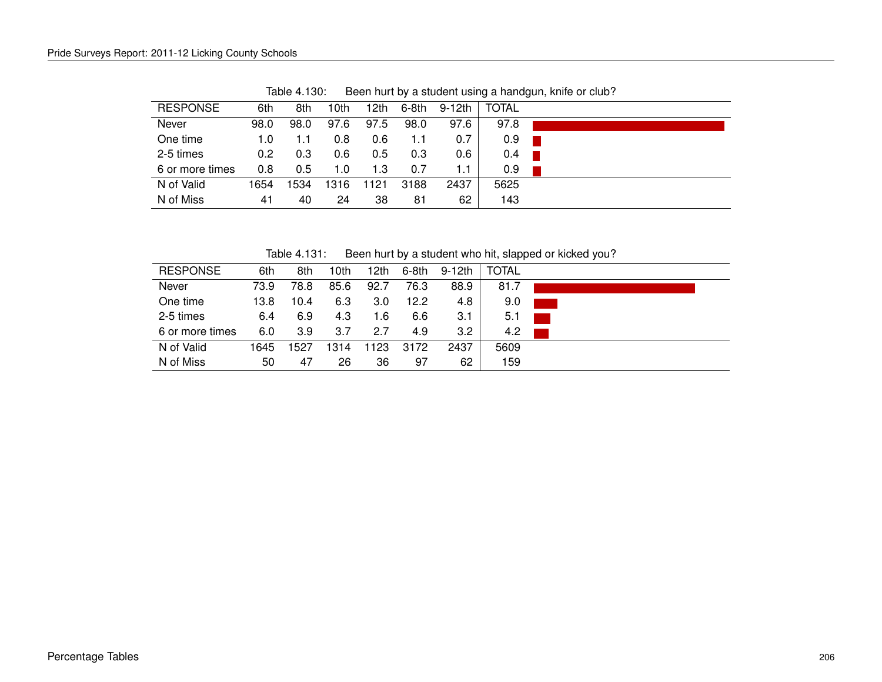Table 4.130: Been hurt by a student using a handgun, knife or club?

| RESPONSE | 6th | 8th | 10th | 12th | 6-8th | 9-12th | TOTAL |
|---|---|---|---|---|---|---|---|
| Never | 98.0 | 98.0 | 97.6 | 97.5 | 98.0 | 97.6 | 97.8 |
| One time | 1.0 | 1.1 | 0.8 | 0.6 | 1.1 | 0.7 | 0.9 |
| 2-5 times | 0.2 | 0.3 | 0.6 | 0.5 | 0.3 | 0.6 | 0.4 |
| 6 or more times | 0.8 | 0.5 | 1.0 | 1.3 | 0.7 | 1.1 | 0.9 |
| N of Valid | 1654 | 1534 | 1316 | 1121 | 3188 | 2437 | 5625 |
| N of Miss | 41 | 40 | 24 | 38 | 81 | 62 | 143 |

Table 4.131: Been hurt by a student who hit, slapped or kicked you?

| RESPONSE | 6th | 8th | 10th | 12th | 6-8th | 9-12th | TOTAL |
|---|---|---|---|---|---|---|---|
| Never | 73.9 | 78.8 | 85.6 | 92.7 | 76.3 | 88.9 | 81.7 |
| One time | 13.8 | 10.4 | 6.3 | 3.0 | 12.2 | 4.8 | 9.0 |
| 2-5 times | 6.4 | 6.9 | 4.3 | 1.6 | 6.6 | 3.1 | 5.1 |
| 6 or more times | 6.0 | 3.9 | 3.7 | 2.7 | 4.9 | 3.2 | 4.2 |
| N of Valid | 1645 | 1527 | 1314 | 1123 | 3172 | 2437 | 5609 |
| N of Miss | 50 | 47 | 26 | 36 | 97 | 62 | 159 |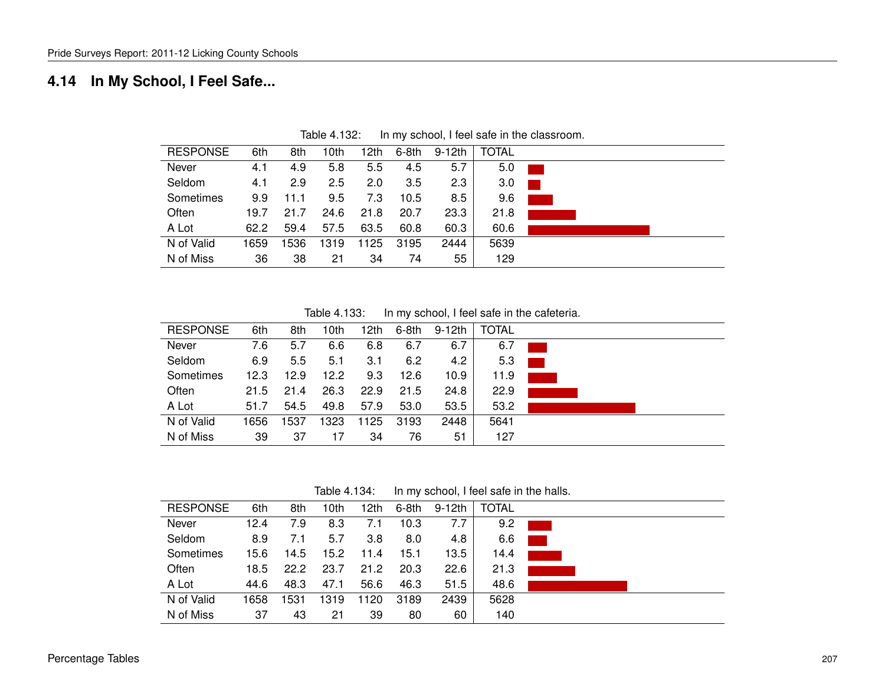## 4.14 In My School, I Feel Safe...

Table 4.132: In my school, I feel safe in the classroom.

| RESPONSE | 6th | 8th | 10th | 12th | 6-8th | 9-12th | TOTAL |
|---|---|---|---|---|---|---|---|
| Never | 4.1 | 4.9 | 5.8 | 5.5 | 4.5 | 5.7 | 5.0 |
| Seldom | 4.1 | 2.9 | 2.5 | 2.0 | 3.5 | 2.3 | 3.0 |
| Sometimes | 9.9 | 11.1 | 9.5 | 7.3 | 10.5 | 8.5 | 9.6 |
| Often | 19.7 | 21.7 | 24.6 | 21.8 | 20.7 | 23.3 | 21.8 |
| A Lot | 62.2 | 59.4 | 57.5 | 63.5 | 60.8 | 60.3 | 60.6 |
| N of Valid | 1659 | 1536 | 1319 | 1125 | 3195 | 2444 | 5639 |
| N of Miss | 36 | 38 | 21 | 34 | 74 | 55 | 129 |

Table 4.133: In my school, I feel safe in the cafeteria.

| RESPONSE | 6th | 8th | 10th | 12th | 6-8th | 9-12th | TOTAL |
|---|---|---|---|---|---|---|---|
| Never | 7.6 | 5.7 | 6.6 | 6.8 | 6.7 | 6.7 | 6.7 |
| Seldom | 6.9 | 5.5 | 5.1 | 3.1 | 6.2 | 4.2 | 5.3 |
| Sometimes | 12.3 | 12.9 | 12.2 | 9.3 | 12.6 | 10.9 | 11.9 |
| Often | 21.5 | 21.4 | 26.3 | 22.9 | 21.5 | 24.8 | 22.9 |
| A Lot | 51.7 | 54.5 | 49.8 | 57.9 | 53.0 | 53.5 | 53.2 |
| N of Valid | 1656 | 1537 | 1323 | 1125 | 3193 | 2448 | 5641 |
| N of Miss | 39 | 37 | 17 | 34 | 76 | 51 | 127 |

Table 4.134: In my school, I feel safe in the halls.

| RESPONSE | 6th | 8th | 10th | 12th | 6-8th | 9-12th | TOTAL |
|---|---|---|---|---|---|---|---|
| Never | 12.4 | 7.9 | 8.3 | 7.1 | 10.3 | 7.7 | 9.2 |
| Seldom | 8.9 | 7.1 | 5.7 | 3.8 | 8.0 | 4.8 | 6.6 |
| Sometimes | 15.6 | 14.5 | 15.2 | 11.4 | 15.1 | 13.5 | 14.4 |
| Often | 18.5 | 22.2 | 23.7 | 21.2 | 20.3 | 22.6 | 21.3 |
| A Lot | 44.6 | 48.3 | 47.1 | 56.6 | 46.3 | 51.5 | 48.6 |
| N of Valid | 1658 | 1531 | 1319 | 1120 | 3189 | 2439 | 5628 |
| N of Miss | 37 | 43 | 21 | 39 | 80 | 60 | 140 |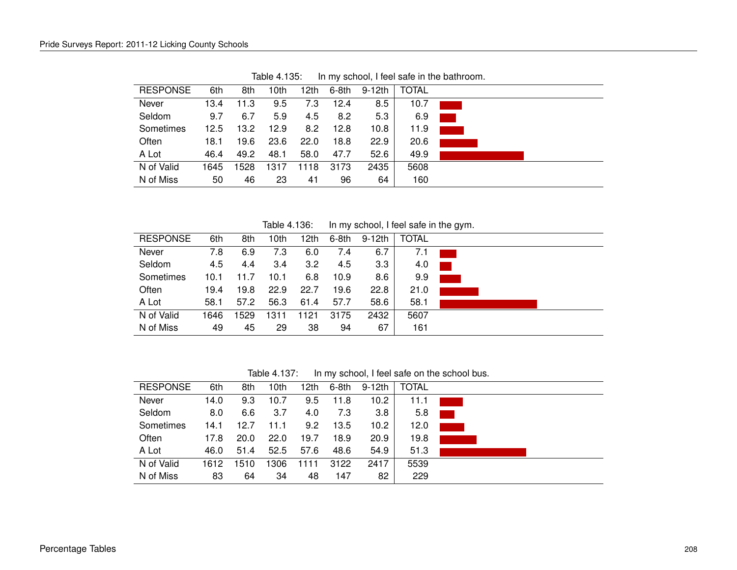Table 4.135: In my school, I feel safe in the bathroom.

| RESPONSE | 6th | 8th | 10th | 12th | 6-8th | 9-12th | TOTAL |
|---|---|---|---|---|---|---|---|
| Never | 13.4 | 11.3 | 9.5 | 7.3 | 12.4 | 8.5 | 10.7 |
| Seldom | 9.7 | 6.7 | 5.9 | 4.5 | 8.2 | 5.3 | 6.9 |
| Sometimes | 12.5 | 13.2 | 12.9 | 8.2 | 12.8 | 10.8 | 11.9 |
| Often | 18.1 | 19.6 | 23.6 | 22.0 | 18.8 | 22.9 | 20.6 |
| A Lot | 46.4 | 49.2 | 48.1 | 58.0 | 47.7 | 52.6 | 49.9 |
| N of Valid | 1645 | 1528 | 1317 | 1118 | 3173 | 2435 | 5608 |
| N of Miss | 50 | 46 | 23 | 41 | 96 | 64 | 160 |

Table 4.136: In my school, I feel safe in the gym.

| RESPONSE | 6th | 8th | 10th | 12th | 6-8th | 9-12th | TOTAL |
|---|---|---|---|---|---|---|---|
| Never | 7.8 | 6.9 | 7.3 | 6.0 | 7.4 | 6.7 | 7.1 |
| Seldom | 4.5 | 4.4 | 3.4 | 3.2 | 4.5 | 3.3 | 4.0 |
| Sometimes | 10.1 | 11.7 | 10.1 | 6.8 | 10.9 | 8.6 | 9.9 |
| Often | 19.4 | 19.8 | 22.9 | 22.7 | 19.6 | 22.8 | 21.0 |
| A Lot | 58.1 | 57.2 | 56.3 | 61.4 | 57.7 | 58.6 | 58.1 |
| N of Valid | 1646 | 1529 | 1311 | 1121 | 3175 | 2432 | 5607 |
| N of Miss | 49 | 45 | 29 | 38 | 94 | 67 | 161 |

Table 4.137: In my school, I feel safe on the school bus.

| RESPONSE | 6th | 8th | 10th | 12th | 6-8th | 9-12th | TOTAL |
|---|---|---|---|---|---|---|---|
| Never | 14.0 | 9.3 | 10.7 | 9.5 | 11.8 | 10.2 | 11.1 |
| Seldom | 8.0 | 6.6 | 3.7 | 4.0 | 7.3 | 3.8 | 5.8 |
| Sometimes | 14.1 | 12.7 | 11.1 | 9.2 | 13.5 | 10.2 | 12.0 |
| Often | 17.8 | 20.0 | 22.0 | 19.7 | 18.9 | 20.9 | 19.8 |
| A Lot | 46.0 | 51.4 | 52.5 | 57.6 | 48.6 | 54.9 | 51.3 |
| N of Valid | 1612 | 1510 | 1306 | 1111 | 3122 | 2417 | 5539 |
| N of Miss | 83 | 64 | 34 | 48 | 147 | 82 | 229 |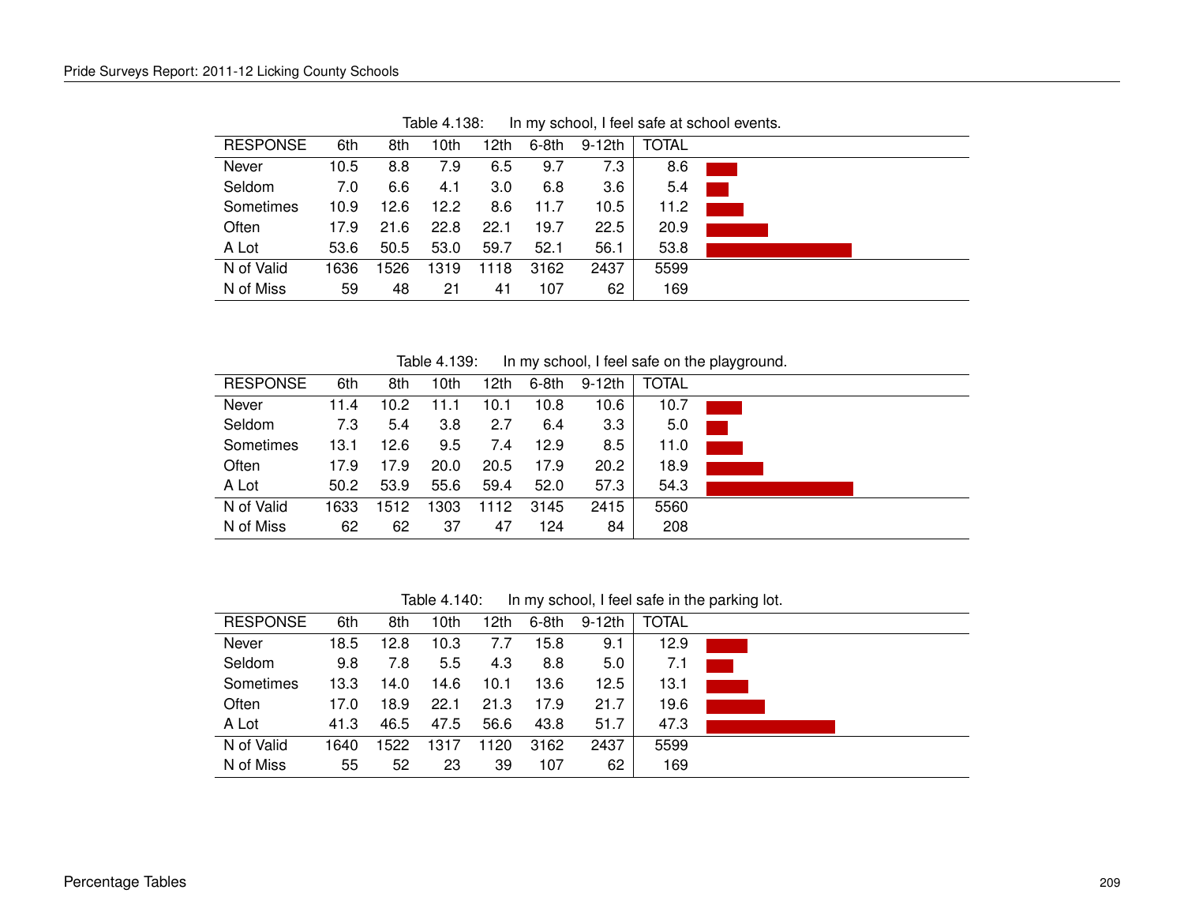Table 4.138: In my school, I feel safe at school events.

| RESPONSE | 6th | 8th | 10th | 12th | 6-8th | 9-12th | TOTAL |
|---|---|---|---|---|---|---|---|
| Never | 10.5 | 8.8 | 7.9 | 6.5 | 9.7 | 7.3 | 8.6 |
| Seldom | 7.0 | 6.6 | 4.1 | 3.0 | 6.8 | 3.6 | 5.4 |
| Sometimes | 10.9 | 12.6 | 12.2 | 8.6 | 11.7 | 10.5 | 11.2 |
| Often | 17.9 | 21.6 | 22.8 | 22.1 | 19.7 | 22.5 | 20.9 |
| A Lot | 53.6 | 50.5 | 53.0 | 59.7 | 52.1 | 56.1 | 53.8 |
| N of Valid | 1636 | 1526 | 1319 | 1118 | 3162 | 2437 | 5599 |
| N of Miss | 59 | 48 | 21 | 41 | 107 | 62 | 169 |

Table 4.139: In my school, I feel safe on the playground.

| RESPONSE | 6th | 8th | 10th | 12th | 6-8th | 9-12th | TOTAL |
|---|---|---|---|---|---|---|---|
| Never | 11.4 | 10.2 | 11.1 | 10.1 | 10.8 | 10.6 | 10.7 |
| Seldom | 7.3 | 5.4 | 3.8 | 2.7 | 6.4 | 3.3 | 5.0 |
| Sometimes | 13.1 | 12.6 | 9.5 | 7.4 | 12.9 | 8.5 | 11.0 |
| Often | 17.9 | 17.9 | 20.0 | 20.5 | 17.9 | 20.2 | 18.9 |
| A Lot | 50.2 | 53.9 | 55.6 | 59.4 | 52.0 | 57.3 | 54.3 |
| N of Valid | 1633 | 1512 | 1303 | 1112 | 3145 | 2415 | 5560 |
| N of Miss | 62 | 62 | 37 | 47 | 124 | 84 | 208 |

Table 4.140: In my school, I feel safe in the parking lot.

| RESPONSE | 6th | 8th | 10th | 12th | 6-8th | 9-12th | TOTAL |
|---|---|---|---|---|---|---|---|
| Never | 18.5 | 12.8 | 10.3 | 7.7 | 15.8 | 9.1 | 12.9 |
| Seldom | 9.8 | 7.8 | 5.5 | 4.3 | 8.8 | 5.0 | 7.1 |
| Sometimes | 13.3 | 14.0 | 14.6 | 10.1 | 13.6 | 12.5 | 13.1 |
| Often | 17.0 | 18.9 | 22.1 | 21.3 | 17.9 | 21.7 | 19.6 |
| A Lot | 41.3 | 46.5 | 47.5 | 56.6 | 43.8 | 51.7 | 47.3 |
| N of Valid | 1640 | 1522 | 1317 | 1120 | 3162 | 2437 | 5599 |
| N of Miss | 55 | 52 | 23 | 39 | 107 | 62 | 169 |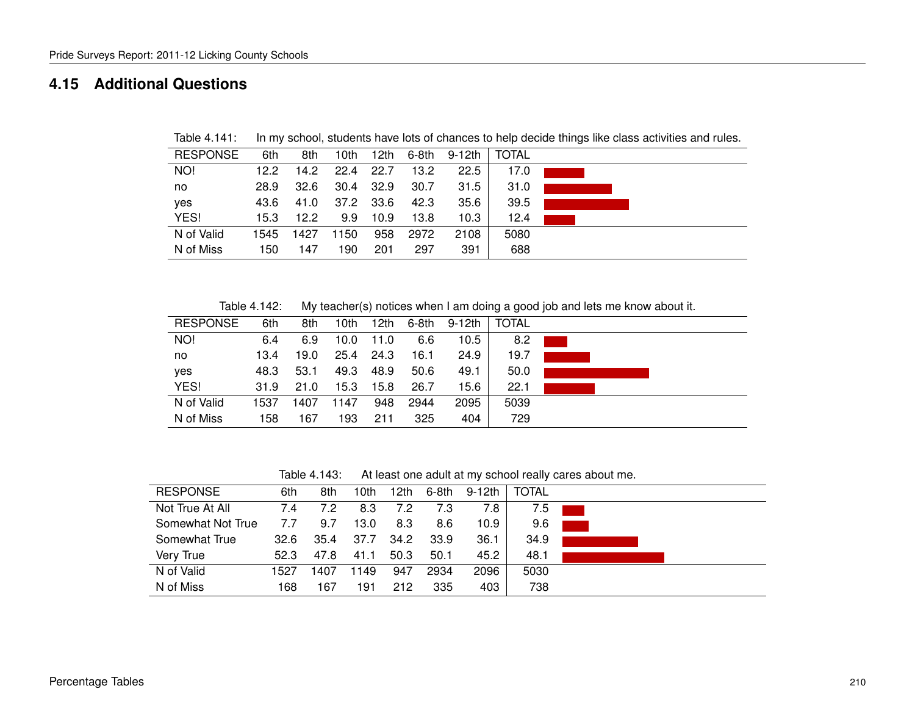## 4.15 Additional Questions

Table 4.141: In my school, students have lots of chances to help decide things like class activities and rules.

| RESPONSE | 6th | 8th | 10th | 12th | 6-8th | 9-12th | TOTAL |
|---|---|---|---|---|---|---|---|
| NO! | 12.2 | 14.2 | 22.4 | 22.7 | 13.2 | 22.5 | 17.0 |
| no | 28.9 | 32.6 | 30.4 | 32.9 | 30.7 | 31.5 | 31.0 |
| yes | 43.6 | 41.0 | 37.2 | 33.6 | 42.3 | 35.6 | 39.5 |
| YES! | 15.3 | 12.2 | 9.9 | 10.9 | 13.8 | 10.3 | 12.4 |
| N of Valid | 1545 | 1427 | 1150 | 958 | 2972 | 2108 | 5080 |
| N of Miss | 150 | 147 | 190 | 201 | 297 | 391 | 688 |

Table 4.142: My teacher(s) notices when I am doing a good job and lets me know about it.

| RESPONSE | 6th | 8th | 10th | 12th | 6-8th | 9-12th | TOTAL |
|---|---|---|---|---|---|---|---|
| NO! | 6.4 | 6.9 | 10.0 | 11.0 | 6.6 | 10.5 | 8.2 |
| no | 13.4 | 19.0 | 25.4 | 24.3 | 16.1 | 24.9 | 19.7 |
| yes | 48.3 | 53.1 | 49.3 | 48.9 | 50.6 | 49.1 | 50.0 |
| YES! | 31.9 | 21.0 | 15.3 | 15.8 | 26.7 | 15.6 | 22.1 |
| N of Valid | 1537 | 1407 | 1147 | 948 | 2944 | 2095 | 5039 |
| N of Miss | 158 | 167 | 193 | 211 | 325 | 404 | 729 |

Table 4.143: At least one adult at my school really cares about me.

| RESPONSE | 6th | 8th | 10th | 12th | 6-8th | 9-12th | TOTAL |
|---|---|---|---|---|---|---|---|
| Not True At All | 7.4 | 7.2 | 8.3 | 7.2 | 7.3 | 7.8 | 7.5 |
| Somewhat Not True | 7.7 | 9.7 | 13.0 | 8.3 | 8.6 | 10.9 | 9.6 |
| Somewhat True | 32.6 | 35.4 | 37.7 | 34.2 | 33.9 | 36.1 | 34.9 |
| Very True | 52.3 | 47.8 | 41.1 | 50.3 | 50.1 | 45.2 | 48.1 |
| N of Valid | 1527 | 1407 | 1149 | 947 | 2934 | 2096 | 5030 |
| N of Miss | 168 | 167 | 191 | 212 | 335 | 403 | 738 |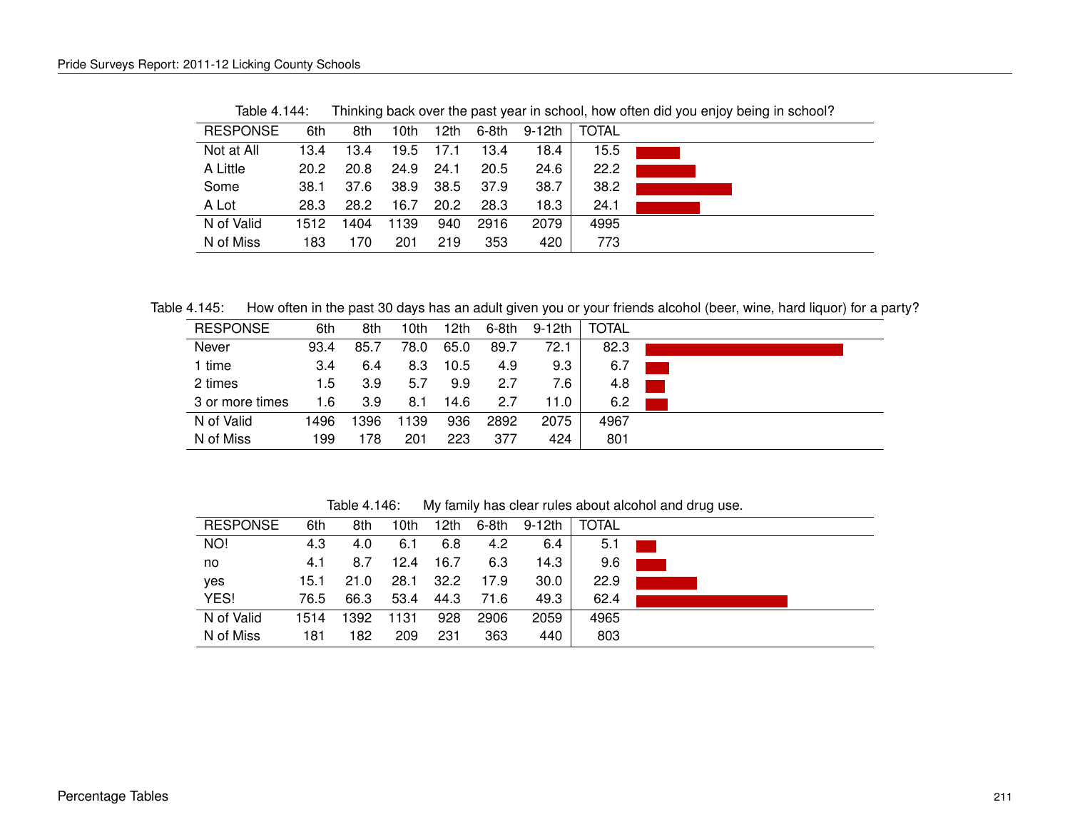Table 4.144: Thinking back over the past year in school, how often did you enjoy being in school?

| RESPONSE | 6th | 8th | 10th | 12th | 6-8th | 9-12th | TOTAL |
|---|---|---|---|---|---|---|---|
| Not at All | 13.4 | 13.4 | 19.5 | 17.1 | 13.4 | 18.4 | 15.5 |
| A Little | 20.2 | 20.8 | 24.9 | 24.1 | 20.5 | 24.6 | 22.2 |
| Some | 38.1 | 37.6 | 38.9 | 38.5 | 37.9 | 38.7 | 38.2 |
| A Lot | 28.3 | 28.2 | 16.7 | 20.2 | 28.3 | 18.3 | 24.1 |
| N of Valid | 1512 | 1404 | 1139 | 940 | 2916 | 2079 | 4995 |
| N of Miss | 183 | 170 | 201 | 219 | 353 | 420 | 773 |

Table 4.145: How often in the past 30 days has an adult given you or your friends alcohol (beer, wine, hard liquor) for a party?

| RESPONSE | 6th | 8th | 10th | 12th | 6-8th | 9-12th | TOTAL |
|---|---|---|---|---|---|---|---|
| Never | 93.4 | 85.7 | 78.0 | 65.0 | 89.7 | 72.1 | 82.3 |
| 1 time | 3.4 | 6.4 | 8.3 | 10.5 | 4.9 | 9.3 | 6.7 |
| 2 times | 1.5 | 3.9 | 5.7 | 9.9 | 2.7 | 7.6 | 4.8 |
| 3 or more times | 1.6 | 3.9 | 8.1 | 14.6 | 2.7 | 11.0 | 6.2 |
| N of Valid | 1496 | 1396 | 1139 | 936 | 2892 | 2075 | 4967 |
| N of Miss | 199 | 178 | 201 | 223 | 377 | 424 | 801 |

Table 4.146: My family has clear rules about alcohol and drug use.

| RESPONSE | 6th | 8th | 10th | 12th | 6-8th | 9-12th | TOTAL |
|---|---|---|---|---|---|---|---|
| NO! | 4.3 | 4.0 | 6.1 | 6.8 | 4.2 | 6.4 | 5.1 |
| no | 4.1 | 8.7 | 12.4 | 16.7 | 6.3 | 14.3 | 9.6 |
| yes | 15.1 | 21.0 | 28.1 | 32.2 | 17.9 | 30.0 | 22.9 |
| YES! | 76.5 | 66.3 | 53.4 | 44.3 | 71.6 | 49.3 | 62.4 |
| N of Valid | 1514 | 1392 | 1131 | 928 | 2906 | 2059 | 4965 |
| N of Miss | 181 | 182 | 209 | 231 | 363 | 440 | 803 |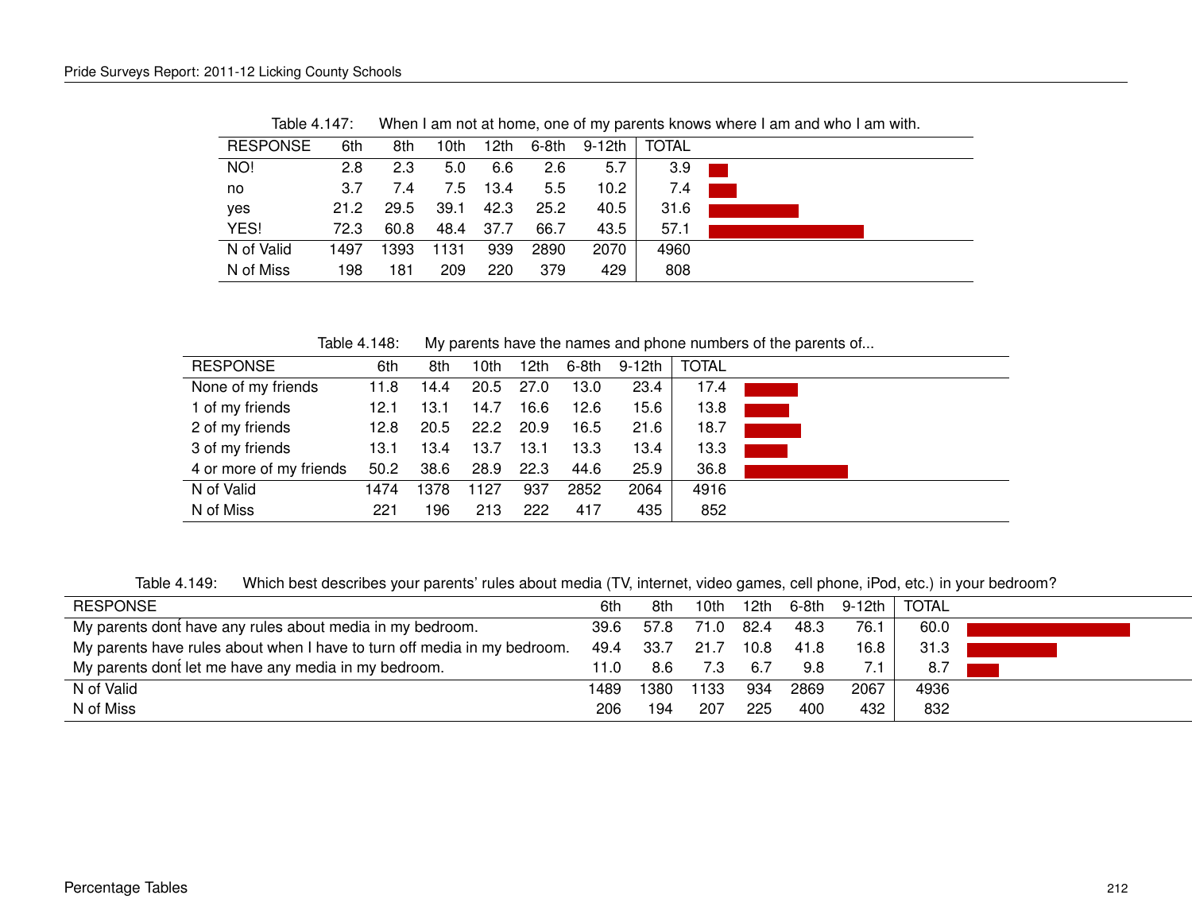Table 4.147: When I am not at home, one of my parents knows where I am and who I am with.

| RESPONSE | 6th | 8th | 10th | 12th | 6-8th | 9-12th | TOTAL |
|---|---|---|---|---|---|---|---|
| NO! | 2.8 | 2.3 | 5.0 | 6.6 | 2.6 | 5.7 | 3.9 |
| no | 3.7 | 7.4 | 7.5 | 13.4 | 5.5 | 10.2 | 7.4 |
| yes | 21.2 | 29.5 | 39.1 | 42.3 | 25.2 | 40.5 | 31.6 |
| YES! | 72.3 | 60.8 | 48.4 | 37.7 | 66.7 | 43.5 | 57.1 |
| N of Valid | 1497 | 1393 | 1131 | 939 | 2890 | 2070 | 4960 |
| N of Miss | 198 | 181 | 209 | 220 | 379 | 429 | 808 |

Table 4.148: My parents have the names and phone numbers of the parents of...

| RESPONSE | 6th | 8th | 10th | 12th | 6-8th | 9-12th | TOTAL |
|---|---|---|---|---|---|---|---|
| None of my friends | 11.8 | 14.4 | 20.5 | 27.0 | 13.0 | 23.4 | 17.4 |
| 1 of my friends | 12.1 | 13.1 | 14.7 | 16.6 | 12.6 | 15.6 | 13.8 |
| 2 of my friends | 12.8 | 20.5 | 22.2 | 20.9 | 16.5 | 21.6 | 18.7 |
| 3 of my friends | 13.1 | 13.4 | 13.7 | 13.1 | 13.3 | 13.4 | 13.3 |
| 4 or more of my friends | 50.2 | 38.6 | 28.9 | 22.3 | 44.6 | 25.9 | 36.8 |
| N of Valid | 1474 | 1378 | 1127 | 937 | 2852 | 2064 | 4916 |
| N of Miss | 221 | 196 | 213 | 222 | 417 | 435 | 852 |

Table 4.149: Which best describes your parents' rules about media (TV, internet, video games, cell phone, iPod, etc.) in your bedroom?

| RESPONSE | 6th | 8th | 10th | 12th | 6-8th | 9-12th | TOTAL |
|---|---|---|---|---|---|---|---|
| My parents dont́ have any rules about media in my bedroom. | 39.6 | 57.8 | 71.0 | 82.4 | 48.3 | 76.1 | 60.0 |
| My parents have rules about when I have to turn off media in my bedroom. | 49.4 | 33.7 | 21.7 | 10.8 | 41.8 | 16.8 | 31.3 |
| My parents dont́ let me have any media in my bedroom. | 11.0 | 8.6 | 7.3 | 6.7 | 9.8 | 7.1 | 8.7 |
| N of Valid | 1489 | 1380 | 1133 | 934 | 2869 | 2067 | 4936 |
| N of Miss | 206 | 194 | 207 | 225 | 400 | 432 | 832 |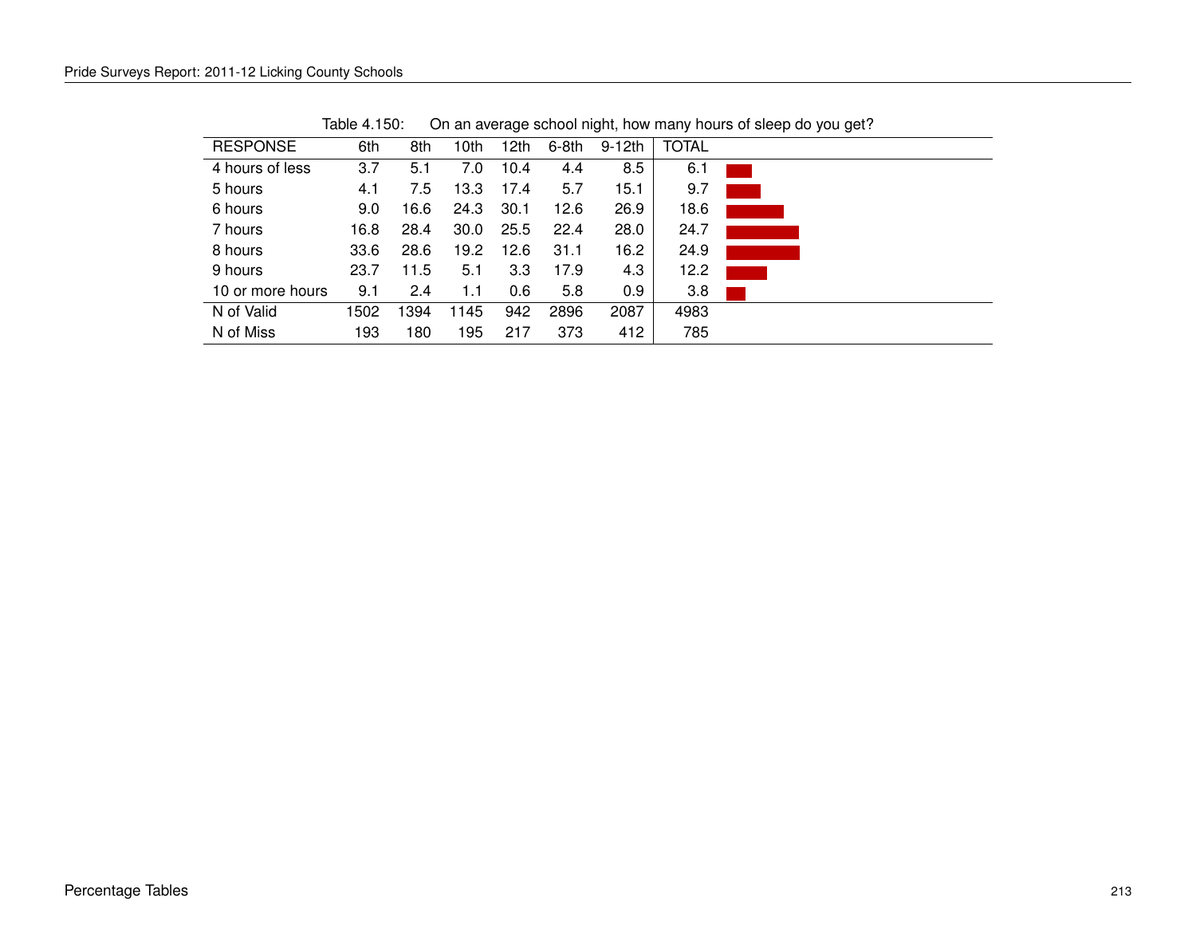Table 4.150: On an average school night, how many hours of sleep do you get?

| RESPONSE | 6th | 8th | 10th | 12th | 6-8th | 9-12th | TOTAL |
|---|---|---|---|---|---|---|---|
| 4 hours of less | 3.7 | 5.1 | 7.0 | 10.4 | 4.4 | 8.5 | 6.1 |
| 5 hours | 4.1 | 7.5 | 13.3 | 17.4 | 5.7 | 15.1 | 9.7 |
| 6 hours | 9.0 | 16.6 | 24.3 | 30.1 | 12.6 | 26.9 | 18.6 |
| 7 hours | 16.8 | 28.4 | 30.0 | 25.5 | 22.4 | 28.0 | 24.7 |
| 8 hours | 33.6 | 28.6 | 19.2 | 12.6 | 31.1 | 16.2 | 24.9 |
| 9 hours | 23.7 | 11.5 | 5.1 | 3.3 | 17.9 | 4.3 | 12.2 |
| 10 or more hours | 9.1 | 2.4 | 1.1 | 0.6 | 5.8 | 0.9 | 3.8 |
| N of Valid | 1502 | 1394 | 1145 | 942 | 2896 | 2087 | 4983 |
| N of Miss | 193 | 180 | 195 | 217 | 373 | 412 | 785 |

Percentage Tables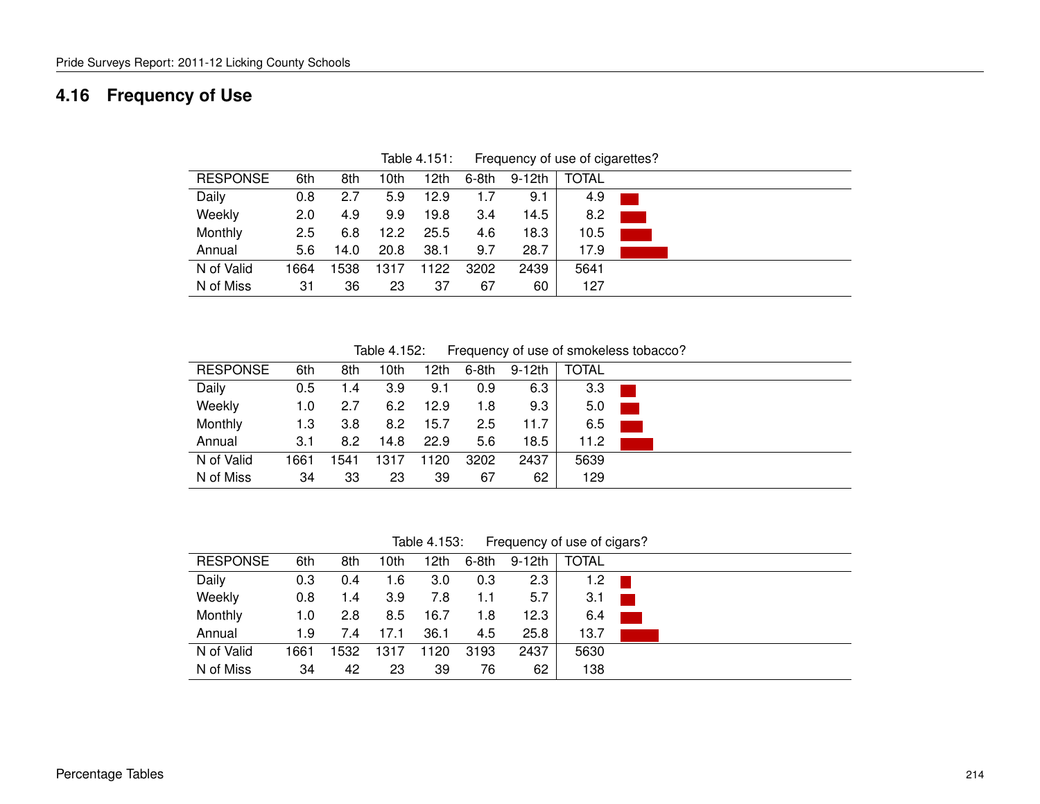## 4.16 Frequency of Use

Table 4.151: Frequency of use of cigarettes?

| RESPONSE | 6th | 8th | 10th | 12th | 6-8th | 9-12th | TOTAL |
|---|---|---|---|---|---|---|---|
| Daily | 0.8 | 2.7 | 5.9 | 12.9 | 1.7 | 9.1 | 4.9 |
| Weekly | 2.0 | 4.9 | 9.9 | 19.8 | 3.4 | 14.5 | 8.2 |
| Monthly | 2.5 | 6.8 | 12.2 | 25.5 | 4.6 | 18.3 | 10.5 |
| Annual | 5.6 | 14.0 | 20.8 | 38.1 | 9.7 | 28.7 | 17.9 |
| N of Valid | 1664 | 1538 | 1317 | 1122 | 3202 | 2439 | 5641 |
| N of Miss | 31 | 36 | 23 | 37 | 67 | 60 | 127 |

Table 4.152: Frequency of use of smokeless tobacco?

| RESPONSE | 6th | 8th | 10th | 12th | 6-8th | 9-12th | TOTAL |
|---|---|---|---|---|---|---|---|
| Daily | 0.5 | 1.4 | 3.9 | 9.1 | 0.9 | 6.3 | 3.3 |
| Weekly | 1.0 | 2.7 | 6.2 | 12.9 | 1.8 | 9.3 | 5.0 |
| Monthly | 1.3 | 3.8 | 8.2 | 15.7 | 2.5 | 11.7 | 6.5 |
| Annual | 3.1 | 8.2 | 14.8 | 22.9 | 5.6 | 18.5 | 11.2 |
| N of Valid | 1661 | 1541 | 1317 | 1120 | 3202 | 2437 | 5639 |
| N of Miss | 34 | 33 | 23 | 39 | 67 | 62 | 129 |

Table 4.153: Frequency of use of cigars?

| RESPONSE | 6th | 8th | 10th | 12th | 6-8th | 9-12th | TOTAL |
|---|---|---|---|---|---|---|---|
| Daily | 0.3 | 0.4 | 1.6 | 3.0 | 0.3 | 2.3 | 1.2 |
| Weekly | 0.8 | 1.4 | 3.9 | 7.8 | 1.1 | 5.7 | 3.1 |
| Monthly | 1.0 | 2.8 | 8.5 | 16.7 | 1.8 | 12.3 | 6.4 |
| Annual | 1.9 | 7.4 | 17.1 | 36.1 | 4.5 | 25.8 | 13.7 |
| N of Valid | 1661 | 1532 | 1317 | 1120 | 3193 | 2437 | 5630 |
| N of Miss | 34 | 42 | 23 | 39 | 76 | 62 | 138 |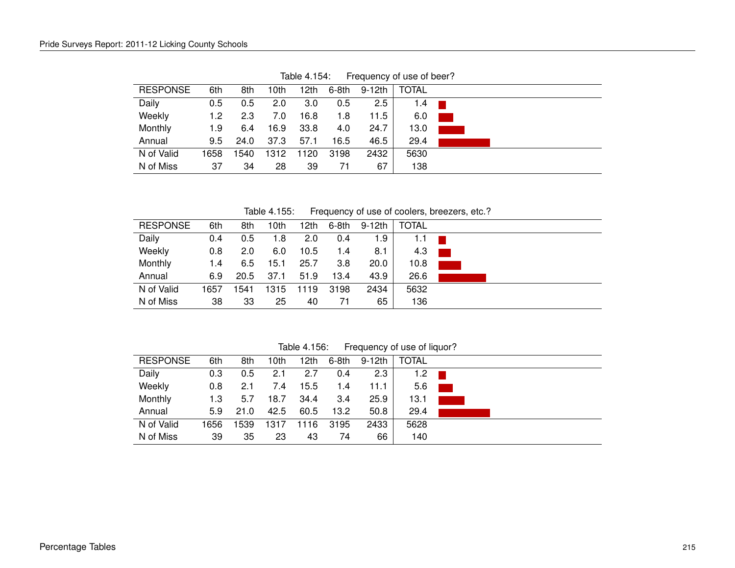Table 4.154: Frequency of use of beer?

| RESPONSE | 6th | 8th | 10th | 12th | 6-8th | 9-12th | TOTAL |
|---|---|---|---|---|---|---|---|
| Daily | 0.5 | 0.5 | 2.0 | 3.0 | 0.5 | 2.5 | 1.4 |
| Weekly | 1.2 | 2.3 | 7.0 | 16.8 | 1.8 | 11.5 | 6.0 |
| Monthly | 1.9 | 6.4 | 16.9 | 33.8 | 4.0 | 24.7 | 13.0 |
| Annual | 9.5 | 24.0 | 37.3 | 57.1 | 16.5 | 46.5 | 29.4 |
| N of Valid | 1658 | 1540 | 1312 | 1120 | 3198 | 2432 | 5630 |
| N of Miss | 37 | 34 | 28 | 39 | 71 | 67 | 138 |

Table 4.155: Frequency of use of coolers, breezers, etc.?

| RESPONSE | 6th | 8th | 10th | 12th | 6-8th | 9-12th | TOTAL |
|---|---|---|---|---|---|---|---|
| Daily | 0.4 | 0.5 | 1.8 | 2.0 | 0.4 | 1.9 | 1.1 |
| Weekly | 0.8 | 2.0 | 6.0 | 10.5 | 1.4 | 8.1 | 4.3 |
| Monthly | 1.4 | 6.5 | 15.1 | 25.7 | 3.8 | 20.0 | 10.8 |
| Annual | 6.9 | 20.5 | 37.1 | 51.9 | 13.4 | 43.9 | 26.6 |
| N of Valid | 1657 | 1541 | 1315 | 1119 | 3198 | 2434 | 5632 |
| N of Miss | 38 | 33 | 25 | 40 | 71 | 65 | 136 |

Table 4.156: Frequency of use of liquor?

| RESPONSE | 6th | 8th | 10th | 12th | 6-8th | 9-12th | TOTAL |
|---|---|---|---|---|---|---|---|
| Daily | 0.3 | 0.5 | 2.1 | 2.7 | 0.4 | 2.3 | 1.2 |
| Weekly | 0.8 | 2.1 | 7.4 | 15.5 | 1.4 | 11.1 | 5.6 |
| Monthly | 1.3 | 5.7 | 18.7 | 34.4 | 3.4 | 25.9 | 13.1 |
| Annual | 5.9 | 21.0 | 42.5 | 60.5 | 13.2 | 50.8 | 29.4 |
| N of Valid | 1656 | 1539 | 1317 | 1116 | 3195 | 2433 | 5628 |
| N of Miss | 39 | 35 | 23 | 43 | 74 | 66 | 140 |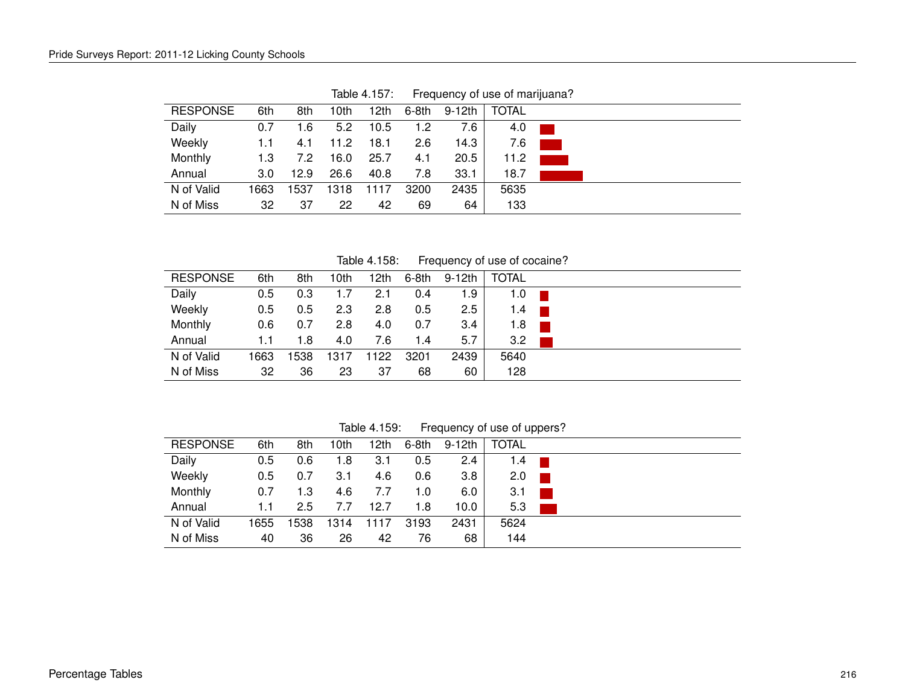Table 4.157: Frequency of use of marijuana?

| RESPONSE | 6th | 8th | 10th | 12th | 6-8th | 9-12th | TOTAL |
|---|---|---|---|---|---|---|---|
| Daily | 0.7 | 1.6 | 5.2 | 10.5 | 1.2 | 7.6 | 4.0 |
| Weekly | 1.1 | 4.1 | 11.2 | 18.1 | 2.6 | 14.3 | 7.6 |
| Monthly | 1.3 | 7.2 | 16.0 | 25.7 | 4.1 | 20.5 | 11.2 |
| Annual | 3.0 | 12.9 | 26.6 | 40.8 | 7.8 | 33.1 | 18.7 |
| N of Valid | 1663 | 1537 | 1318 | 1117 | 3200 | 2435 | 5635 |
| N of Miss | 32 | 37 | 22 | 42 | 69 | 64 | 133 |

Table 4.158: Frequency of use of cocaine?

| RESPONSE | 6th | 8th | 10th | 12th | 6-8th | 9-12th | TOTAL |
|---|---|---|---|---|---|---|---|
| Daily | 0.5 | 0.3 | 1.7 | 2.1 | 0.4 | 1.9 | 1.0 |
| Weekly | 0.5 | 0.5 | 2.3 | 2.8 | 0.5 | 2.5 | 1.4 |
| Monthly | 0.6 | 0.7 | 2.8 | 4.0 | 0.7 | 3.4 | 1.8 |
| Annual | 1.1 | 1.8 | 4.0 | 7.6 | 1.4 | 5.7 | 3.2 |
| N of Valid | 1663 | 1538 | 1317 | 1122 | 3201 | 2439 | 5640 |
| N of Miss | 32 | 36 | 23 | 37 | 68 | 60 | 128 |

Table 4.159: Frequency of use of uppers?

| RESPONSE | 6th | 8th | 10th | 12th | 6-8th | 9-12th | TOTAL |
|---|---|---|---|---|---|---|---|
| Daily | 0.5 | 0.6 | 1.8 | 3.1 | 0.5 | 2.4 | 1.4 |
| Weekly | 0.5 | 0.7 | 3.1 | 4.6 | 0.6 | 3.8 | 2.0 |
| Monthly | 0.7 | 1.3 | 4.6 | 7.7 | 1.0 | 6.0 | 3.1 |
| Annual | 1.1 | 2.5 | 7.7 | 12.7 | 1.8 | 10.0 | 5.3 |
| N of Valid | 1655 | 1538 | 1314 | 1117 | 3193 | 2431 | 5624 |
| N of Miss | 40 | 36 | 26 | 42 | 76 | 68 | 144 |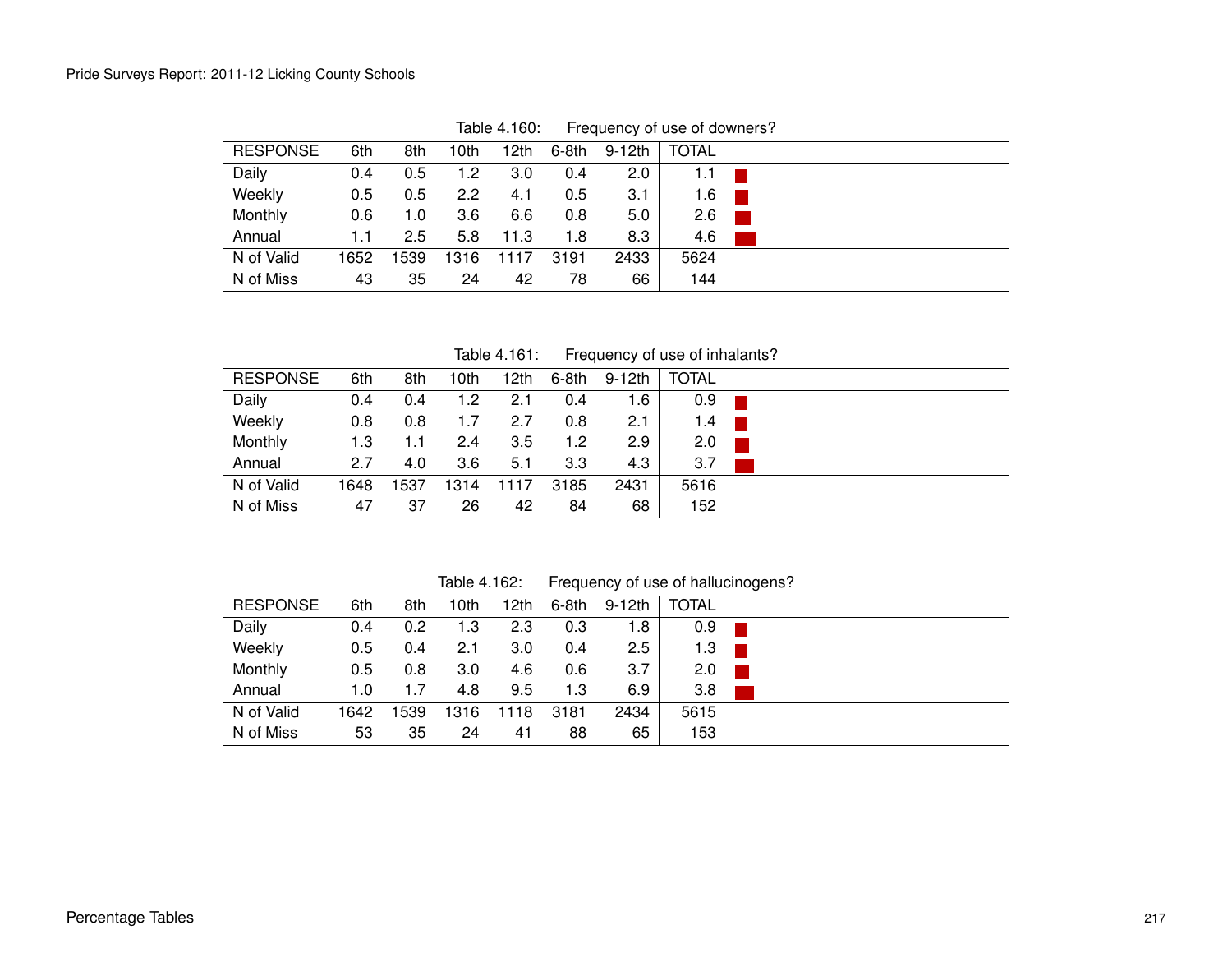Table 4.160: Frequency of use of downers?

| RESPONSE | 6th | 8th | 10th | 12th | 6-8th | 9-12th | TOTAL |
|---|---|---|---|---|---|---|---|
| Daily | 0.4 | 0.5 | 1.2 | 3.0 | 0.4 | 2.0 | 1.1 |
| Weekly | 0.5 | 0.5 | 2.2 | 4.1 | 0.5 | 3.1 | 1.6 |
| Monthly | 0.6 | 1.0 | 3.6 | 6.6 | 0.8 | 5.0 | 2.6 |
| Annual | 1.1 | 2.5 | 5.8 | 11.3 | 1.8 | 8.3 | 4.6 |
| N of Valid | 1652 | 1539 | 1316 | 1117 | 3191 | 2433 | 5624 |
| N of Miss | 43 | 35 | 24 | 42 | 78 | 66 | 144 |

Table 4.161: Frequency of use of inhalants?

| RESPONSE | 6th | 8th | 10th | 12th | 6-8th | 9-12th | TOTAL |
|---|---|---|---|---|---|---|---|
| Daily | 0.4 | 0.4 | 1.2 | 2.1 | 0.4 | 1.6 | 0.9 |
| Weekly | 0.8 | 0.8 | 1.7 | 2.7 | 0.8 | 2.1 | 1.4 |
| Monthly | 1.3 | 1.1 | 2.4 | 3.5 | 1.2 | 2.9 | 2.0 |
| Annual | 2.7 | 4.0 | 3.6 | 5.1 | 3.3 | 4.3 | 3.7 |
| N of Valid | 1648 | 1537 | 1314 | 1117 | 3185 | 2431 | 5616 |
| N of Miss | 47 | 37 | 26 | 42 | 84 | 68 | 152 |

Table 4.162: Frequency of use of hallucinogens?

| RESPONSE | 6th | 8th | 10th | 12th | 6-8th | 9-12th | TOTAL |
|---|---|---|---|---|---|---|---|
| Daily | 0.4 | 0.2 | 1.3 | 2.3 | 0.3 | 1.8 | 0.9 |
| Weekly | 0.5 | 0.4 | 2.1 | 3.0 | 0.4 | 2.5 | 1.3 |
| Monthly | 0.5 | 0.8 | 3.0 | 4.6 | 0.6 | 3.7 | 2.0 |
| Annual | 1.0 | 1.7 | 4.8 | 9.5 | 1.3 | 6.9 | 3.8 |
| N of Valid | 1642 | 1539 | 1316 | 1118 | 3181 | 2434 | 5615 |
| N of Miss | 53 | 35 | 24 | 41 | 88 | 65 | 153 |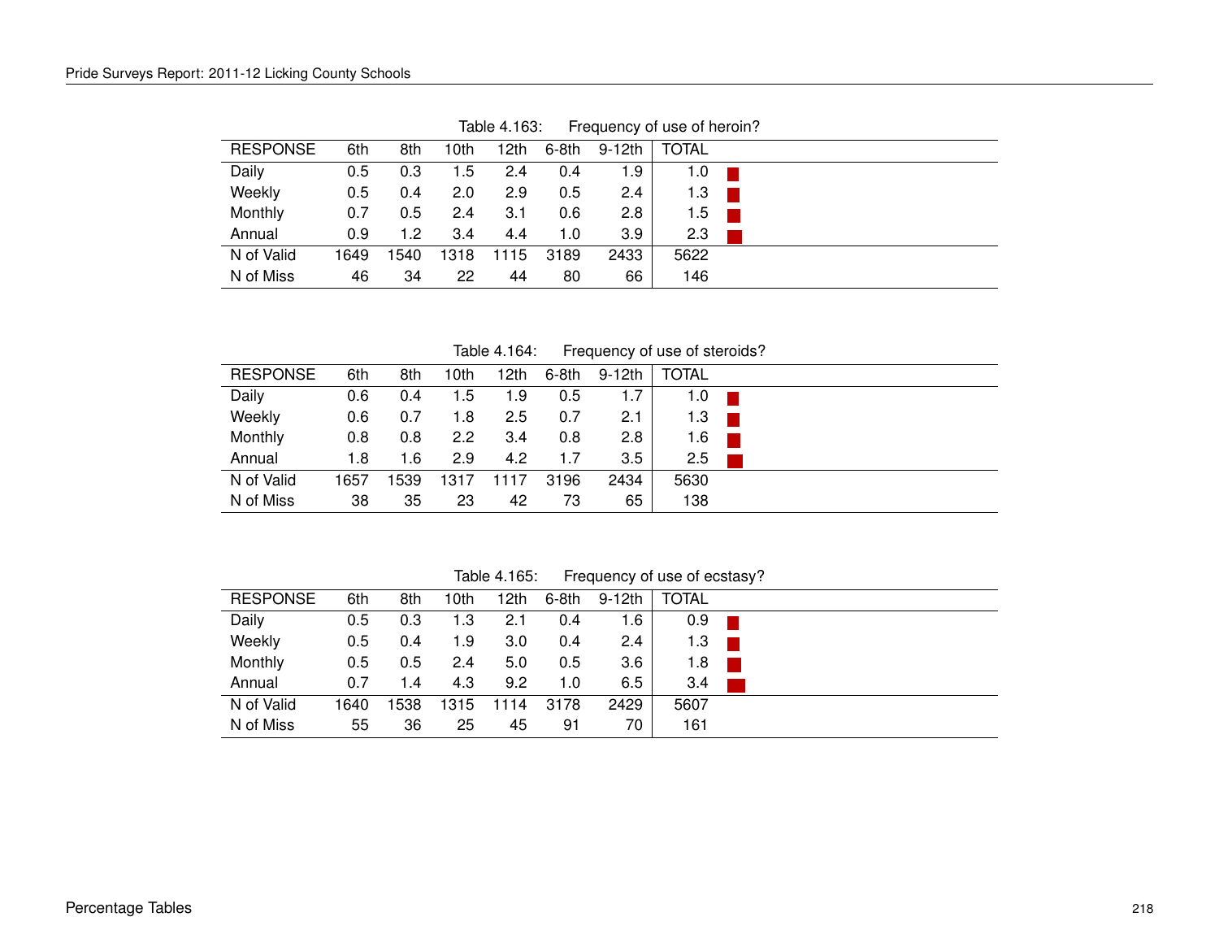Table 4.163: Frequency of use of heroin?

| RESPONSE | 6th | 8th | 10th | 12th | 6-8th | 9-12th | TOTAL |
|---|---|---|---|---|---|---|---|
| Daily | 0.5 | 0.3 | 1.5 | 2.4 | 0.4 | 1.9 | 1.0 |
| Weekly | 0.5 | 0.4 | 2.0 | 2.9 | 0.5 | 2.4 | 1.3 |
| Monthly | 0.7 | 0.5 | 2.4 | 3.1 | 0.6 | 2.8 | 1.5 |
| Annual | 0.9 | 1.2 | 3.4 | 4.4 | 1.0 | 3.9 | 2.3 |
| N of Valid | 1649 | 1540 | 1318 | 1115 | 3189 | 2433 | 5622 |
| N of Miss | 46 | 34 | 22 | 44 | 80 | 66 | 146 |

Table 4.164: Frequency of use of steroids?

| RESPONSE | 6th | 8th | 10th | 12th | 6-8th | 9-12th | TOTAL |
|---|---|---|---|---|---|---|---|
| Daily | 0.6 | 0.4 | 1.5 | 1.9 | 0.5 | 1.7 | 1.0 |
| Weekly | 0.6 | 0.7 | 1.8 | 2.5 | 0.7 | 2.1 | 1.3 |
| Monthly | 0.8 | 0.8 | 2.2 | 3.4 | 0.8 | 2.8 | 1.6 |
| Annual | 1.8 | 1.6 | 2.9 | 4.2 | 1.7 | 3.5 | 2.5 |
| N of Valid | 1657 | 1539 | 1317 | 1117 | 3196 | 2434 | 5630 |
| N of Miss | 38 | 35 | 23 | 42 | 73 | 65 | 138 |

Table 4.165: Frequency of use of ecstasy?

| RESPONSE | 6th | 8th | 10th | 12th | 6-8th | 9-12th | TOTAL |
|---|---|---|---|---|---|---|---|
| Daily | 0.5 | 0.3 | 1.3 | 2.1 | 0.4 | 1.6 | 0.9 |
| Weekly | 0.5 | 0.4 | 1.9 | 3.0 | 0.4 | 2.4 | 1.3 |
| Monthly | 0.5 | 0.5 | 2.4 | 5.0 | 0.5 | 3.6 | 1.8 |
| Annual | 0.7 | 1.4 | 4.3 | 9.2 | 1.0 | 6.5 | 3.4 |
| N of Valid | 1640 | 1538 | 1315 | 1114 | 3178 | 2429 | 5607 |
| N of Miss | 55 | 36 | 25 | 45 | 91 | 70 | 161 |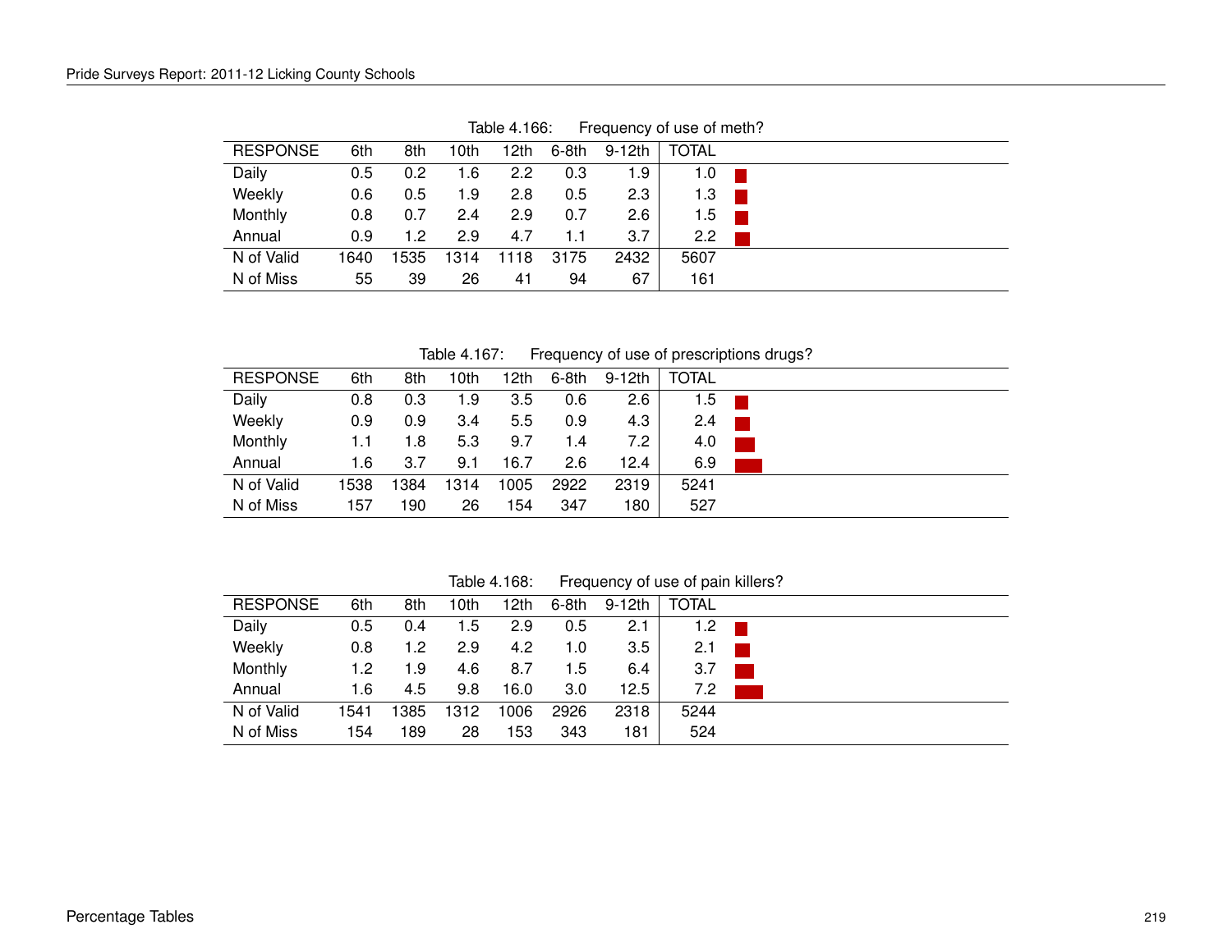Table 4.166: Frequency of use of meth?

| RESPONSE | 6th | 8th | 10th | 12th | 6-8th | 9-12th | TOTAL |
|---|---|---|---|---|---|---|---|
| Daily | 0.5 | 0.2 | 1.6 | 2.2 | 0.3 | 1.9 | 1.0 |
| Weekly | 0.6 | 0.5 | 1.9 | 2.8 | 0.5 | 2.3 | 1.3 |
| Monthly | 0.8 | 0.7 | 2.4 | 2.9 | 0.7 | 2.6 | 1.5 |
| Annual | 0.9 | 1.2 | 2.9 | 4.7 | 1.1 | 3.7 | 2.2 |
| N of Valid | 1640 | 1535 | 1314 | 1118 | 3175 | 2432 | 5607 |
| N of Miss | 55 | 39 | 26 | 41 | 94 | 67 | 161 |

Table 4.167: Frequency of use of prescriptions drugs?

| RESPONSE | 6th | 8th | 10th | 12th | 6-8th | 9-12th | TOTAL |
|---|---|---|---|---|---|---|---|
| Daily | 0.8 | 0.3 | 1.9 | 3.5 | 0.6 | 2.6 | 1.5 |
| Weekly | 0.9 | 0.9 | 3.4 | 5.5 | 0.9 | 4.3 | 2.4 |
| Monthly | 1.1 | 1.8 | 5.3 | 9.7 | 1.4 | 7.2 | 4.0 |
| Annual | 1.6 | 3.7 | 9.1 | 16.7 | 2.6 | 12.4 | 6.9 |
| N of Valid | 1538 | 1384 | 1314 | 1005 | 2922 | 2319 | 5241 |
| N of Miss | 157 | 190 | 26 | 154 | 347 | 180 | 527 |

Table 4.168: Frequency of use of pain killers?

| RESPONSE | 6th | 8th | 10th | 12th | 6-8th | 9-12th | TOTAL |
|---|---|---|---|---|---|---|---|
| Daily | 0.5 | 0.4 | 1.5 | 2.9 | 0.5 | 2.1 | 1.2 |
| Weekly | 0.8 | 1.2 | 2.9 | 4.2 | 1.0 | 3.5 | 2.1 |
| Monthly | 1.2 | 1.9 | 4.6 | 8.7 | 1.5 | 6.4 | 3.7 |
| Annual | 1.6 | 4.5 | 9.8 | 16.0 | 3.0 | 12.5 | 7.2 |
| N of Valid | 1541 | 1385 | 1312 | 1006 | 2926 | 2318 | 5244 |
| N of Miss | 154 | 189 | 28 | 153 | 343 | 181 | 524 |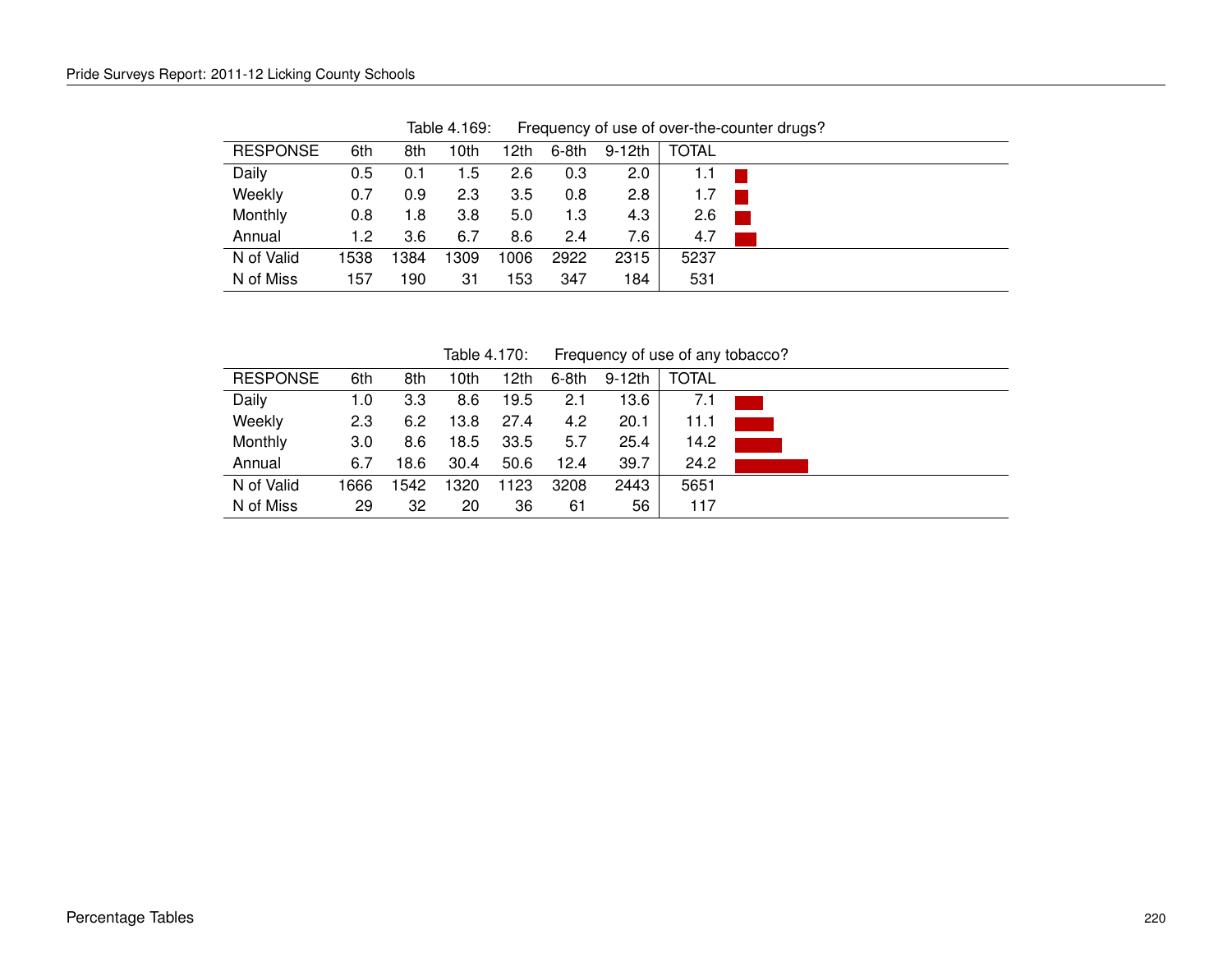Table 4.169: Frequency of use of over-the-counter drugs?

| RESPONSE | 6th | 8th | 10th | 12th | 6-8th | 9-12th | TOTAL |
|---|---|---|---|---|---|---|---|
| Daily | 0.5 | 0.1 | 1.5 | 2.6 | 0.3 | 2.0 | 1.1 |
| Weekly | 0.7 | 0.9 | 2.3 | 3.5 | 0.8 | 2.8 | 1.7 |
| Monthly | 0.8 | 1.8 | 3.8 | 5.0 | 1.3 | 4.3 | 2.6 |
| Annual | 1.2 | 3.6 | 6.7 | 8.6 | 2.4 | 7.6 | 4.7 |
| N of Valid | 1538 | 1384 | 1309 | 1006 | 2922 | 2315 | 5237 |
| N of Miss | 157 | 190 | 31 | 153 | 347 | 184 | 531 |

Table 4.170: Frequency of use of any tobacco?

| RESPONSE | 6th | 8th | 10th | 12th | 6-8th | 9-12th | TOTAL |
|---|---|---|---|---|---|---|---|
| Daily | 1.0 | 3.3 | 8.6 | 19.5 | 2.1 | 13.6 | 7.1 |
| Weekly | 2.3 | 6.2 | 13.8 | 27.4 | 4.2 | 20.1 | 11.1 |
| Monthly | 3.0 | 8.6 | 18.5 | 33.5 | 5.7 | 25.4 | 14.2 |
| Annual | 6.7 | 18.6 | 30.4 | 50.6 | 12.4 | 39.7 | 24.2 |
| N of Valid | 1666 | 1542 | 1320 | 1123 | 3208 | 2443 | 5651 |
| N of Miss | 29 | 32 | 20 | 36 | 61 | 56 | 117 |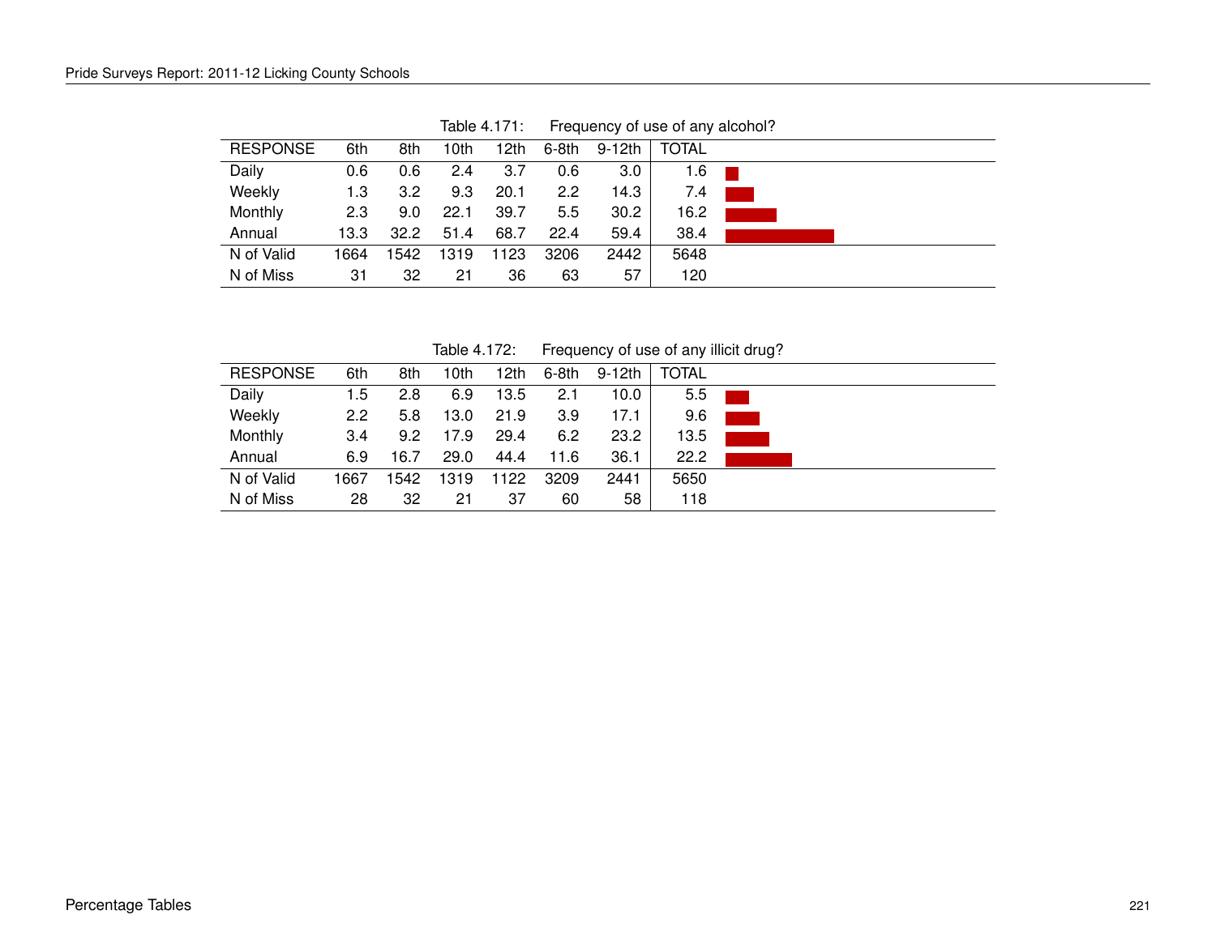Table 4.171: Frequency of use of any alcohol?

| RESPONSE | 6th | 8th | 10th | 12th | 6-8th | 9-12th | TOTAL |
|---|---|---|---|---|---|---|---|
| Daily | 0.6 | 0.6 | 2.4 | 3.7 | 0.6 | 3.0 | 1.6 |
| Weekly | 1.3 | 3.2 | 9.3 | 20.1 | 2.2 | 14.3 | 7.4 |
| Monthly | 2.3 | 9.0 | 22.1 | 39.7 | 5.5 | 30.2 | 16.2 |
| Annual | 13.3 | 32.2 | 51.4 | 68.7 | 22.4 | 59.4 | 38.4 |
| N of Valid | 1664 | 1542 | 1319 | 1123 | 3206 | 2442 | 5648 |
| N of Miss | 31 | 32 | 21 | 36 | 63 | 57 | 120 |

Table 4.172: Frequency of use of any illicit drug?

| RESPONSE | 6th | 8th | 10th | 12th | 6-8th | 9-12th | TOTAL |
|---|---|---|---|---|---|---|---|
| Daily | 1.5 | 2.8 | 6.9 | 13.5 | 2.1 | 10.0 | 5.5 |
| Weekly | 2.2 | 5.8 | 13.0 | 21.9 | 3.9 | 17.1 | 9.6 |
| Monthly | 3.4 | 9.2 | 17.9 | 29.4 | 6.2 | 23.2 | 13.5 |
| Annual | 6.9 | 16.7 | 29.0 | 44.4 | 11.6 | 36.1 | 22.2 |
| N of Valid | 1667 | 1542 | 1319 | 1122 | 3209 | 2441 | 5650 |
| N of Miss | 28 | 32 | 21 | 37 | 60 | 58 | 118 |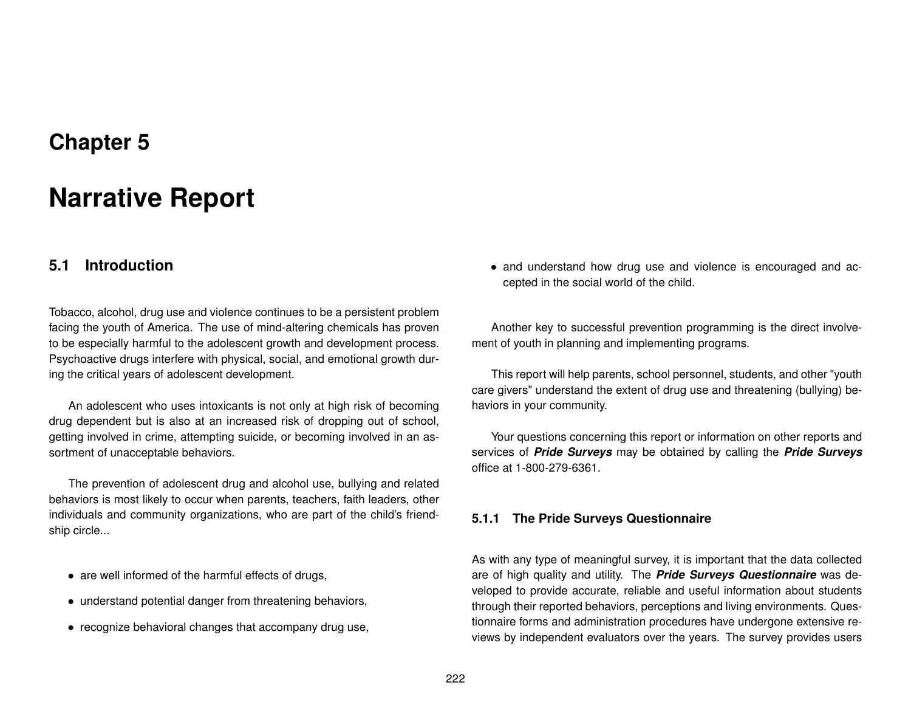# Chapter 5

# Narrative Report

## 5.1 Introduction

Tobacco, alcohol, drug use and violence continues to be a persistent problem facing the youth of America. The use of mind-altering chemicals has proven to be especially harmful to the adolescent growth and development process. Psychoactive drugs interfere with physical, social, and emotional growth during the critical years of adolescent development.

An adolescent who uses intoxicants is not only at high risk of becoming drug dependent but is also at an increased risk of dropping out of school, getting involved in crime, attempting suicide, or becoming involved in an assortment of unacceptable behaviors.

The prevention of adolescent drug and alcohol use, bullying and related behaviors is most likely to occur when parents, teachers, faith leaders, other individuals and community organizations, who are part of the child's friendship circle...

- are well informed of the harmful effects of drugs,
- understand potential danger from threatening behaviors,
- recognize behavioral changes that accompany drug use,
- and understand how drug use and violence is encouraged and accepted in the social world of the child.

Another key to successful prevention programming is the direct involvement of youth in planning and implementing programs.

This report will help parents, school personnel, students, and other "youth care givers" understand the extent of drug use and threatening (bullying) behaviors in your community.

Your questions concerning this report or information on other reports and services of ***Pride Surveys*** may be obtained by calling the ***Pride Surveys*** office at 1-800-279-6361.

### 5.1.1 The Pride Surveys Questionnaire

As with any type of meaningful survey, it is important that the data collected are of high quality and utility. The ***Pride Surveys Questionnaire*** was developed to provide accurate, reliable and useful information about students through their reported behaviors, perceptions and living environments. Questionnaire forms and administration procedures have undergone extensive reviews by independent evaluators over the years. The survey provides users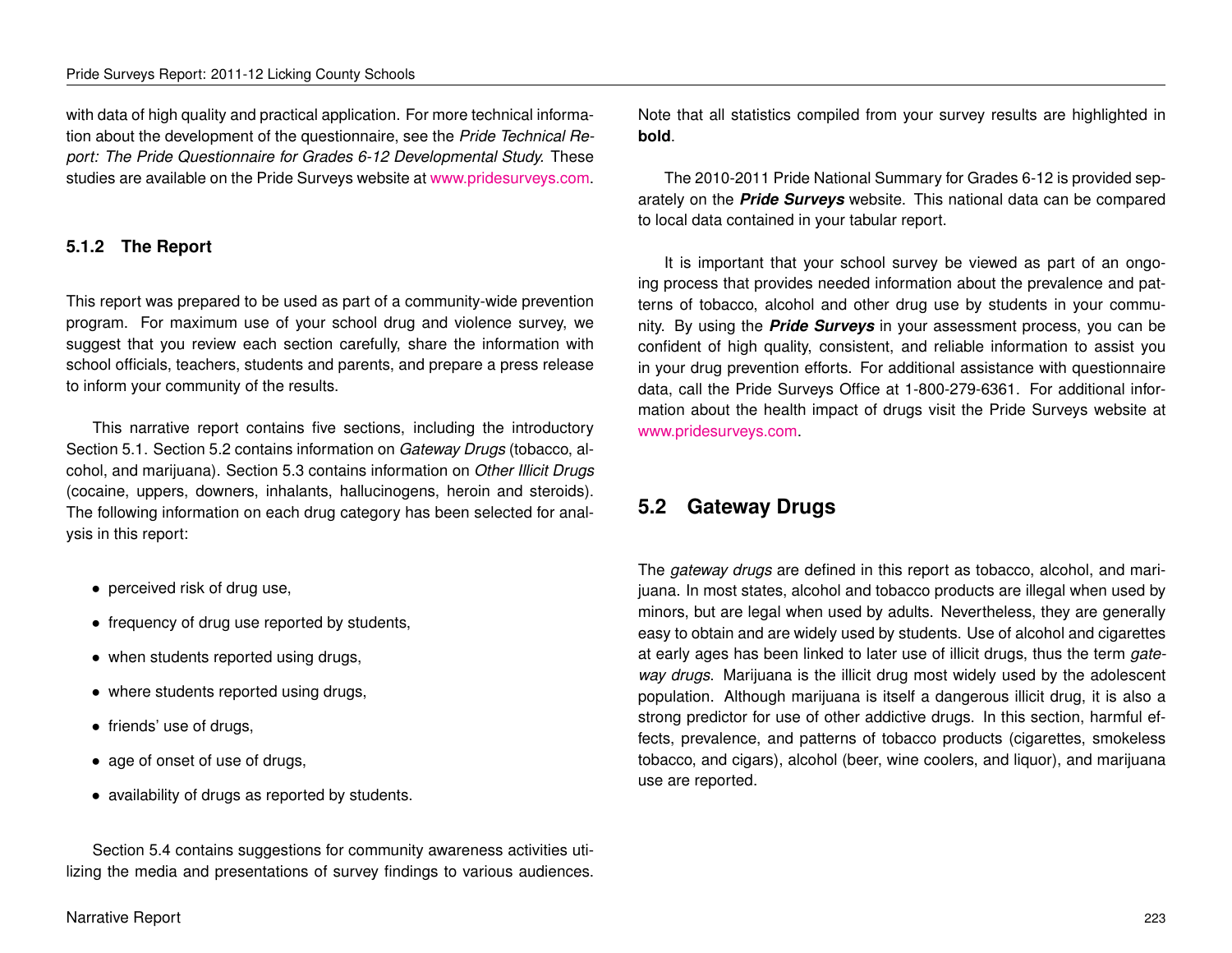with data of high quality and practical application. For more technical information about the development of the questionnaire, see the *Pride Technical Report: The Pride Questionnaire for Grades 6-12 Developmental Study.* These studies are available on the Pride Surveys website at www.pridesurveys.com.

### 5.1.2 The Report

This report was prepared to be used as part of a community-wide prevention program. For maximum use of your school drug and violence survey, we suggest that you review each section carefully, share the information with school officials, teachers, students and parents, and prepare a press release to inform your community of the results.

This narrative report contains five sections, including the introductory Section 5.1. Section 5.2 contains information on *Gateway Drugs* (tobacco, alcohol, and marijuana). Section 5.3 contains information on *Other Illicit Drugs* (cocaine, uppers, downers, inhalants, hallucinogens, heroin and steroids). The following information on each drug category has been selected for analysis in this report:

- perceived risk of drug use,
- frequency of drug use reported by students,
- when students reported using drugs,
- where students reported using drugs,
- friends' use of drugs,
- age of onset of use of drugs,
- availability of drugs as reported by students.

Section 5.4 contains suggestions for community awareness activities utilizing the media and presentations of survey findings to various audiences. Note that all statistics compiled from your survey results are highlighted in **bold**.

The 2010-2011 Pride National Summary for Grades 6-12 is provided separately on the ***Pride Surveys*** website. This national data can be compared to local data contained in your tabular report.

It is important that your school survey be viewed as part of an ongoing process that provides needed information about the prevalence and patterns of tobacco, alcohol and other drug use by students in your community. By using the ***Pride Surveys*** in your assessment process, you can be confident of high quality, consistent, and reliable information to assist you in your drug prevention efforts. For additional assistance with questionnaire data, call the Pride Surveys Office at 1-800-279-6361. For additional information about the health impact of drugs visit the Pride Surveys website at www.pridesurveys.com.

## 5.2 Gateway Drugs

The *gateway drugs* are defined in this report as tobacco, alcohol, and marijuana. In most states, alcohol and tobacco products are illegal when used by minors, but are legal when used by adults. Nevertheless, they are generally easy to obtain and are widely used by students. Use of alcohol and cigarettes at early ages has been linked to later use of illicit drugs, thus the term *gateway drugs*. Marijuana is the illicit drug most widely used by the adolescent population. Although marijuana is itself a dangerous illicit drug, it is also a strong predictor for use of other addictive drugs. In this section, harmful effects, prevalence, and patterns of tobacco products (cigarettes, smokeless tobacco, and cigars), alcohol (beer, wine coolers, and liquor), and marijuana use are reported.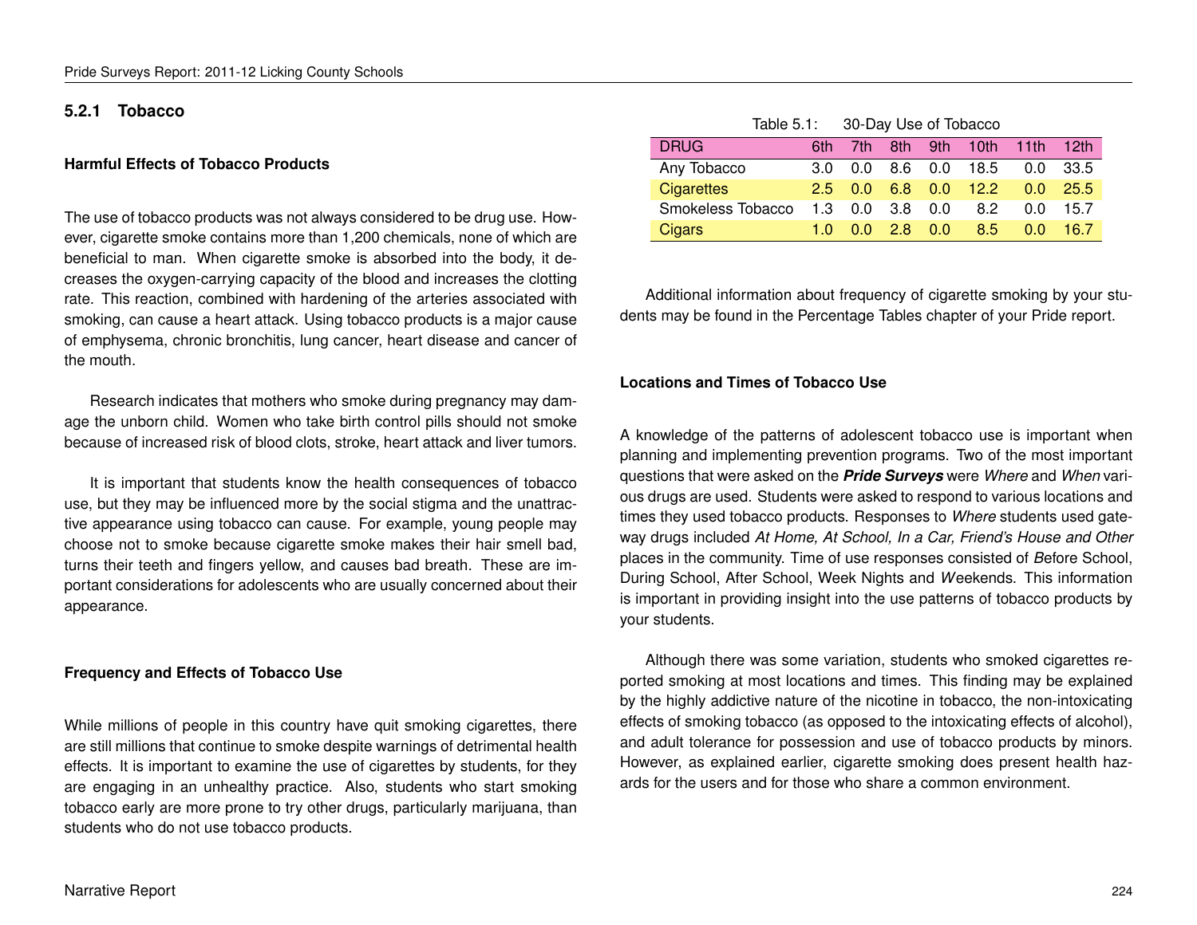### 5.2.1 Tobacco

**Harmful Effects of Tobacco Products**

The use of tobacco products was not always considered to be drug use. However, cigarette smoke contains more than 1,200 chemicals, none of which are beneficial to man. When cigarette smoke is absorbed into the body, it decreases the oxygen-carrying capacity of the blood and increases the clotting rate. This reaction, combined with hardening of the arteries associated with smoking, can cause a heart attack. Using tobacco products is a major cause of emphysema, chronic bronchitis, lung cancer, heart disease and cancer of the mouth.

Research indicates that mothers who smoke during pregnancy may damage the unborn child. Women who take birth control pills should not smoke because of increased risk of blood clots, stroke, heart attack and liver tumors.

It is important that students know the health consequences of tobacco use, but they may be influenced more by the social stigma and the unattractive appearance using tobacco can cause. For example, young people may choose not to smoke because cigarette smoke makes their hair smell bad, turns their teeth and fingers yellow, and causes bad breath. These are important considerations for adolescents who are usually concerned about their appearance.

**Frequency and Effects of Tobacco Use**

While millions of people in this country have quit smoking cigarettes, there are still millions that continue to smoke despite warnings of detrimental health effects. It is important to examine the use of cigarettes by students, for they are engaging in an unhealthy practice. Also, students who start smoking tobacco early are more prone to try other drugs, particularly marijuana, than students who do not use tobacco products.

Table 5.1: 30-Day Use of Tobacco

| DRUG | 6th | 7th | 8th | 9th | 10th | 11th | 12th |
|---|---|---|---|---|---|---|---|
| Any Tobacco | 3.0 | 0.0 | 8.6 | 0.0 | 18.5 | 0.0 | 33.5 |
| Cigarettes | 2.5 | 0.0 | 6.8 | 0.0 | 12.2 | 0.0 | 25.5 |
| Smokeless Tobacco | 1.3 | 0.0 | 3.8 | 0.0 | 8.2 | 0.0 | 15.7 |
| Cigars | 1.0 | 0.0 | 2.8 | 0.0 | 8.5 | 0.0 | 16.7 |

Additional information about frequency of cigarette smoking by your students may be found in the Percentage Tables chapter of your Pride report.

**Locations and Times of Tobacco Use**

A knowledge of the patterns of adolescent tobacco use is important when planning and implementing prevention programs. Two of the most important questions that were asked on the ***Pride Surveys*** were *Where* and *When* various drugs are used. Students were asked to respond to various locations and times they used tobacco products. Responses to *Where* students used gateway drugs included *At Home, At School, In a Car, Friend's House and Other* places in the community. Time of use responses consisted of *B*efore School, During School, After School, Week Nights and *W*eekends. This information is important in providing insight into the use patterns of tobacco products by your students.

Although there was some variation, students who smoked cigarettes reported smoking at most locations and times. This finding may be explained by the highly addictive nature of the nicotine in tobacco, the non-intoxicating effects of smoking tobacco (as opposed to the intoxicating effects of alcohol), and adult tolerance for possession and use of tobacco products by minors. However, as explained earlier, cigarette smoking does present health hazards for the users and for those who share a common environment.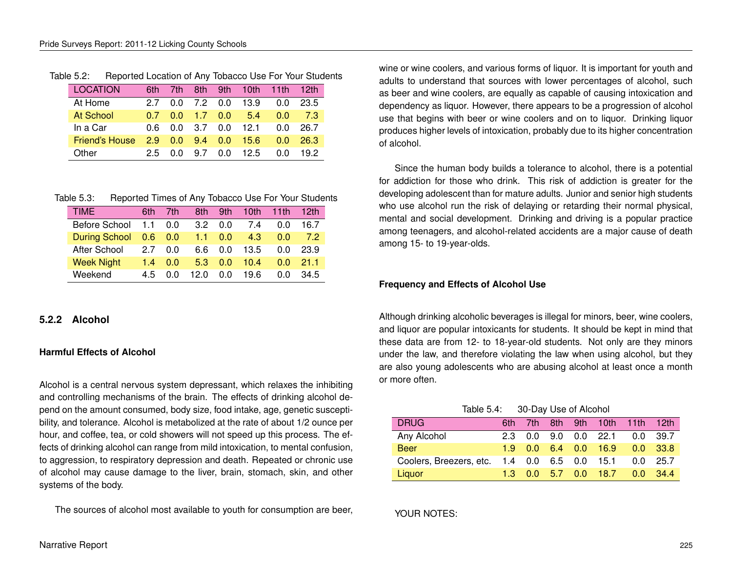Table 5.2: Reported Location of Any Tobacco Use For Your Students

| LOCATION | 6th | 7th | 8th | 9th | 10th | 11th | 12th |
|---|---|---|---|---|---|---|---|
| At Home | 2.7 | 0.0 | 7.2 | 0.0 | 13.9 | 0.0 | 23.5 |
| At School | 0.7 | 0.0 | 1.7 | 0.0 | 5.4 | 0.0 | 7.3 |
| In a Car | 0.6 | 0.0 | 3.7 | 0.0 | 12.1 | 0.0 | 26.7 |
| Friend's House | 2.9 | 0.0 | 9.4 | 0.0 | 15.6 | 0.0 | 26.3 |
| Other | 2.5 | 0.0 | 9.7 | 0.0 | 12.5 | 0.0 | 19.2 |

Table 5.3: Reported Times of Any Tobacco Use For Your Students

| TIME | 6th | 7th | 8th | 9th | 10th | 11th | 12th |
|---|---|---|---|---|---|---|---|
| Before School | 1.1 | 0.0 | 3.2 | 0.0 | 7.4 | 0.0 | 16.7 |
| During School | 0.6 | 0.0 | 1.1 | 0.0 | 4.3 | 0.0 | 7.2 |
| After School | 2.7 | 0.0 | 6.6 | 0.0 | 13.5 | 0.0 | 23.9 |
| Week Night | 1.4 | 0.0 | 5.3 | 0.0 | 10.4 | 0.0 | 21.1 |
| Weekend | 4.5 | 0.0 | 12.0 | 0.0 | 19.6 | 0.0 | 34.5 |

### 5.2.2 Alcohol

**Harmful Effects of Alcohol**

Alcohol is a central nervous system depressant, which relaxes the inhibiting and controlling mechanisms of the brain. The effects of drinking alcohol depend on the amount consumed, body size, food intake, age, genetic susceptibility, and tolerance. Alcohol is metabolized at the rate of about 1/2 ounce per hour, and coffee, tea, or cold showers will not speed up this process. The effects of drinking alcohol can range from mild intoxication, to mental confusion, to aggression, to respiratory depression and death. Repeated or chronic use of alcohol may cause damage to the liver, brain, stomach, skin, and other systems of the body.

The sources of alcohol most available to youth for consumption are beer, wine or wine coolers, and various forms of liquor. It is important for youth and adults to understand that sources with lower percentages of alcohol, such as beer and wine coolers, are equally as capable of causing intoxication and dependency as liquor. However, there appears to be a progression of alcohol use that begins with beer or wine coolers and on to liquor. Drinking liquor produces higher levels of intoxication, probably due to its higher concentration of alcohol.

Since the human body builds a tolerance to alcohol, there is a potential for addiction for those who drink. This risk of addiction is greater for the developing adolescent than for mature adults. Junior and senior high students who use alcohol run the risk of delaying or retarding their normal physical, mental and social development. Drinking and driving is a popular practice among teenagers, and alcohol-related accidents are a major cause of death among 15- to 19-year-olds.

**Frequency and Effects of Alcohol Use**

Although drinking alcoholic beverages is illegal for minors, beer, wine coolers, and liquor are popular intoxicants for students. It should be kept in mind that these data are from 12- to 18-year-old students. Not only are they minors under the law, and therefore violating the law when using alcohol, but they are also young adolescents who are abusing alcohol at least once a month or more often.

Table 5.4: 30-Day Use of Alcohol

| DRUG | 6th | 7th | 8th | 9th | 10th | 11th | 12th |
|---|---|---|---|---|---|---|---|
| Any Alcohol | 2.3 | 0.0 | 9.0 | 0.0 | 22.1 | 0.0 | 39.7 |
| Beer | 1.9 | 0.0 | 6.4 | 0.0 | 16.9 | 0.0 | 33.8 |
| Coolers, Breezers, etc. | 1.4 | 0.0 | 6.5 | 0.0 | 15.1 | 0.0 | 25.7 |
| Liquor | 1.3 | 0.0 | 5.7 | 0.0 | 18.7 | 0.0 | 34.4 |

YOUR NOTES: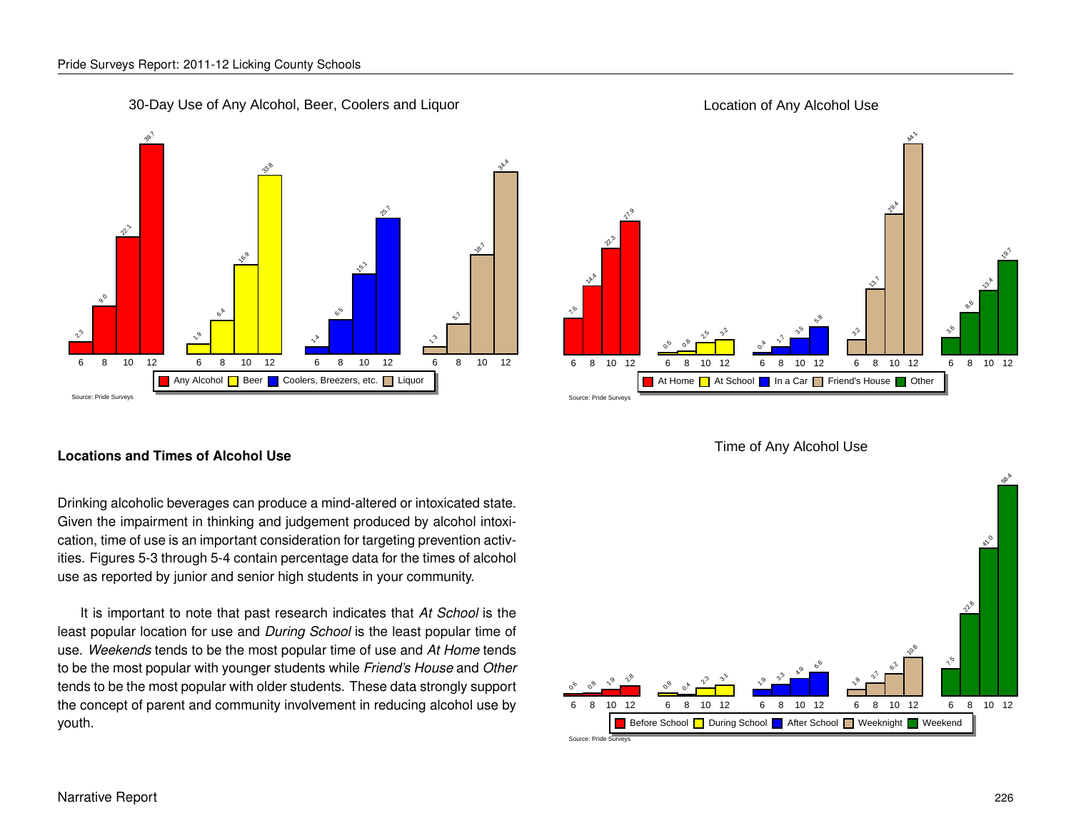## 30-Day Use of Any Alcohol, Beer, Coolers and Liquor

| Grade | Any Alcohol | Beer | Coolers, Breezers, etc. | Liquor |
|---|---|---|---|---|
| 6 | 2.3 | 1.9 | 1.4 | 1.3 |
| 8 | 9.0 | 6.4 | 6.5 | 5.7 |
| 10 | 22.1 | 16.9 | 15.1 | 18.7 |
| 12 | 39.7 | 33.6 | 25.7 | 34.4 |

Source: Pride Surveys

## Location of Any Alcohol Use

| Grade | At Home | At School | In a Car | Friend's House | Other |
|---|---|---|---|---|---|
| 6 | 7.6 | 0.5 | 0.4 | 3.2 | 3.6 |
| 8 | 14.4 | 0.8 | 1.7 | 13.7 | 8.8 |
| 10 | 22.3 | 2.5 | 3.5 | 29.4 | 13.4 |
| 12 | 27.9 | 3.2 | 5.8 | 44.1 | 19.7 |

Source: Pride Surveys

### Locations and Times of Alcohol Use

Drinking alcoholic beverages can produce a mind-altered or intoxicated state. Given the impairment in thinking and judgement produced by alcohol intoxication, time of use is an important consideration for targeting prevention activities. Figures 5-3 through 5-4 contain percentage data for the times of alcohol use as reported by junior and senior high students in your community.

It is important to note that past research indicates that *At School* is the least popular location for use and *During School* is the least popular time of use. *Weekends* tends to be the most popular time of use and *At Home* tends to be the most popular with younger students while *Friend's House* and *Other* tends to be the most popular with older students. These data strongly support the concept of parent and community involvement in reducing alcohol use by youth.

## Time of Any Alcohol Use

| Grade | Before School | During School | After School | Weeknight | Weekend |
|---|---|---|---|---|---|
| 6 | 0.6 | 0.8 | 1.9 | 1.8 | 7.5 |
| 8 | 0.8 | 0.4 | 3.3 | 3.7 | 22.8 |
| 10 | 1.9 | 2.3 | 4.9 | 6.2 | 41.0 |
| 12 | 2.8 | 3.1 | 6.6 | 10.8 | 58.4 |

Source: Pride Surveys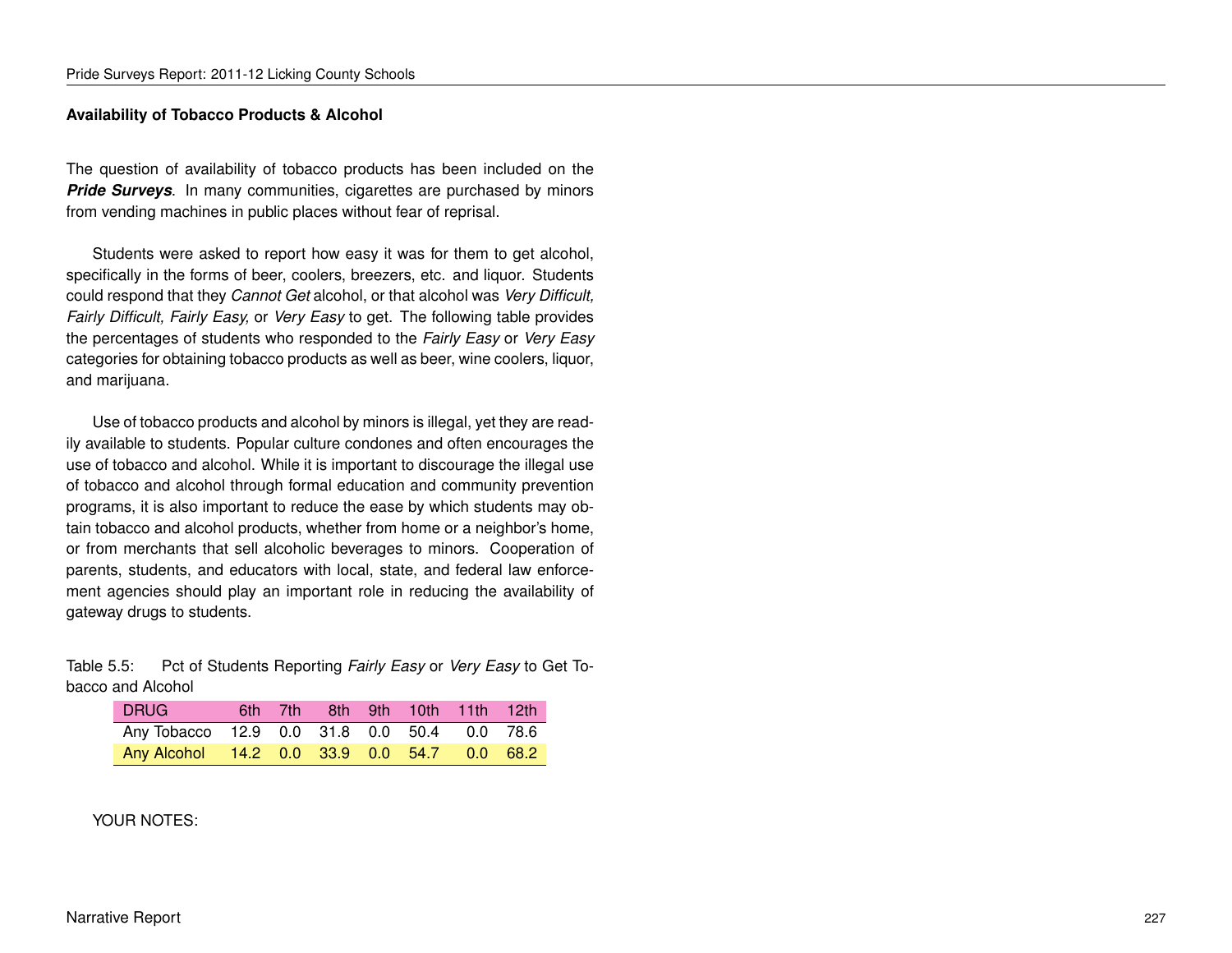### Availability of Tobacco Products & Alcohol

The question of availability of tobacco products has been included on the ***Pride Surveys***. In many communities, cigarettes are purchased by minors from vending machines in public places without fear of reprisal.

Students were asked to report how easy it was for them to get alcohol, specifically in the forms of beer, coolers, breezers, etc. and liquor. Students could respond that they *Cannot Get* alcohol, or that alcohol was *Very Difficult, Fairly Difficult, Fairly Easy,* or *Very Easy* to get. The following table provides the percentages of students who responded to the *Fairly Easy* or *Very Easy* categories for obtaining tobacco products as well as beer, wine coolers, liquor, and marijuana.

Use of tobacco products and alcohol by minors is illegal, yet they are readily available to students. Popular culture condones and often encourages the use of tobacco and alcohol. While it is important to discourage the illegal use of tobacco and alcohol through formal education and community prevention programs, it is also important to reduce the ease by which students may obtain tobacco and alcohol products, whether from home or a neighbor's home, or from merchants that sell alcoholic beverages to minors. Cooperation of parents, students, and educators with local, state, and federal law enforcement agencies should play an important role in reducing the availability of gateway drugs to students.

Table 5.5: Pct of Students Reporting *Fairly Easy* or *Very Easy* to Get Tobacco and Alcohol

| DRUG | 6th | 7th | 8th | 9th | 10th | 11th | 12th |
|---|---|---|---|---|---|---|---|
| Any Tobacco | 12.9 | 0.0 | 31.8 | 0.0 | 50.4 | 0.0 | 78.6 |
| Any Alcohol | 14.2 | 0.0 | 33.9 | 0.0 | 54.7 | 0.0 | 68.2 |

YOUR NOTES: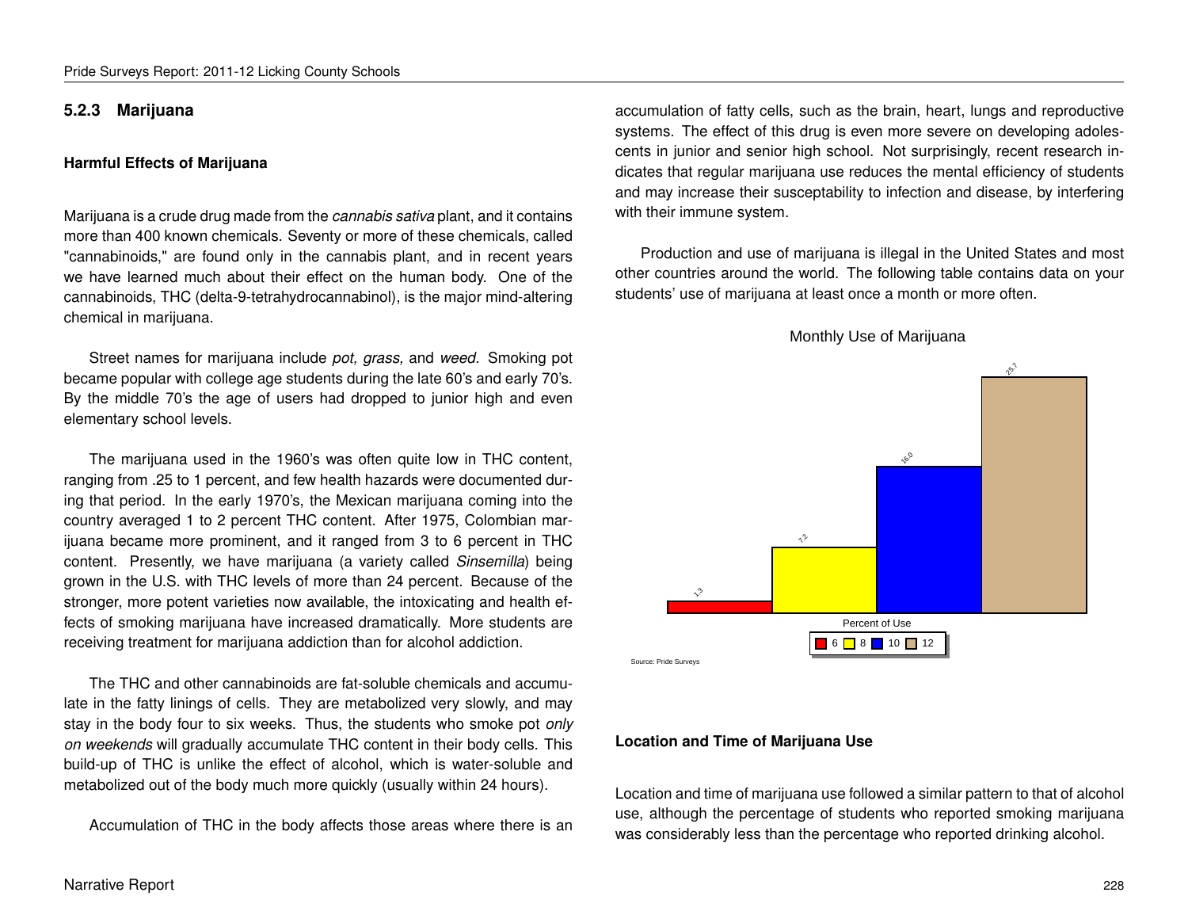### 5.2.3 Marijuana

**Harmful Effects of Marijuana**

Marijuana is a crude drug made from the *cannabis sativa* plant, and it contains more than 400 known chemicals. Seventy or more of these chemicals, called "cannabinoids," are found only in the cannabis plant, and in recent years we have learned much about their effect on the human body. One of the cannabinoids, THC (delta-9-tetrahydrocannabinol), is the major mind-altering chemical in marijuana.

Street names for marijuana include *pot, grass,* and *weed.* Smoking pot became popular with college age students during the late 60's and early 70's. By the middle 70's the age of users had dropped to junior high and even elementary school levels.

The marijuana used in the 1960's was often quite low in THC content, ranging from .25 to 1 percent, and few health hazards were documented during that period. In the early 1970's, the Mexican marijuana coming into the country averaged 1 to 2 percent THC content. After 1975, Colombian marijuana became more prominent, and it ranged from 3 to 6 percent in THC content. Presently, we have marijuana (a variety called *Sinsemilla*) being grown in the U.S. with THC levels of more than 24 percent. Because of the stronger, more potent varieties now available, the intoxicating and health effects of smoking marijuana have increased dramatically. More students are receiving treatment for marijuana addiction than for alcohol addiction.

The THC and other cannabinoids are fat-soluble chemicals and accumulate in the fatty linings of cells. They are metabolized very slowly, and may stay in the body four to six weeks. Thus, the students who smoke pot *only on weekends* will gradually accumulate THC content in their body cells. This build-up of THC is unlike the effect of alcohol, which is water-soluble and metabolized out of the body much more quickly (usually within 24 hours).

Accumulation of THC in the body affects those areas where there is an accumulation of fatty cells, such as the brain, heart, lungs and reproductive systems. The effect of this drug is even more severe on developing adolescents in junior and senior high school. Not surprisingly, recent research indicates that regular marijuana use reduces the mental efficiency of students and may increase their susceptability to infection and disease, by interfering with their immune system.

Production and use of marijuana is illegal in the United States and most other countries around the world. The following table contains data on your students' use of marijuana at least once a month or more often.

Monthly Use of Marijuana

| Grade | Percent of Use |
|---|---|
| 6 | 1.3 |
| 8 | 7.2 |
| 10 | 16.0 |
| 12 | 25.7 |

Source: Pride Surveys

**Location and Time of Marijuana Use**

Location and time of marijuana use followed a similar pattern to that of alcohol use, although the percentage of students who reported smoking marijuana was considerably less than the percentage who reported drinking alcohol.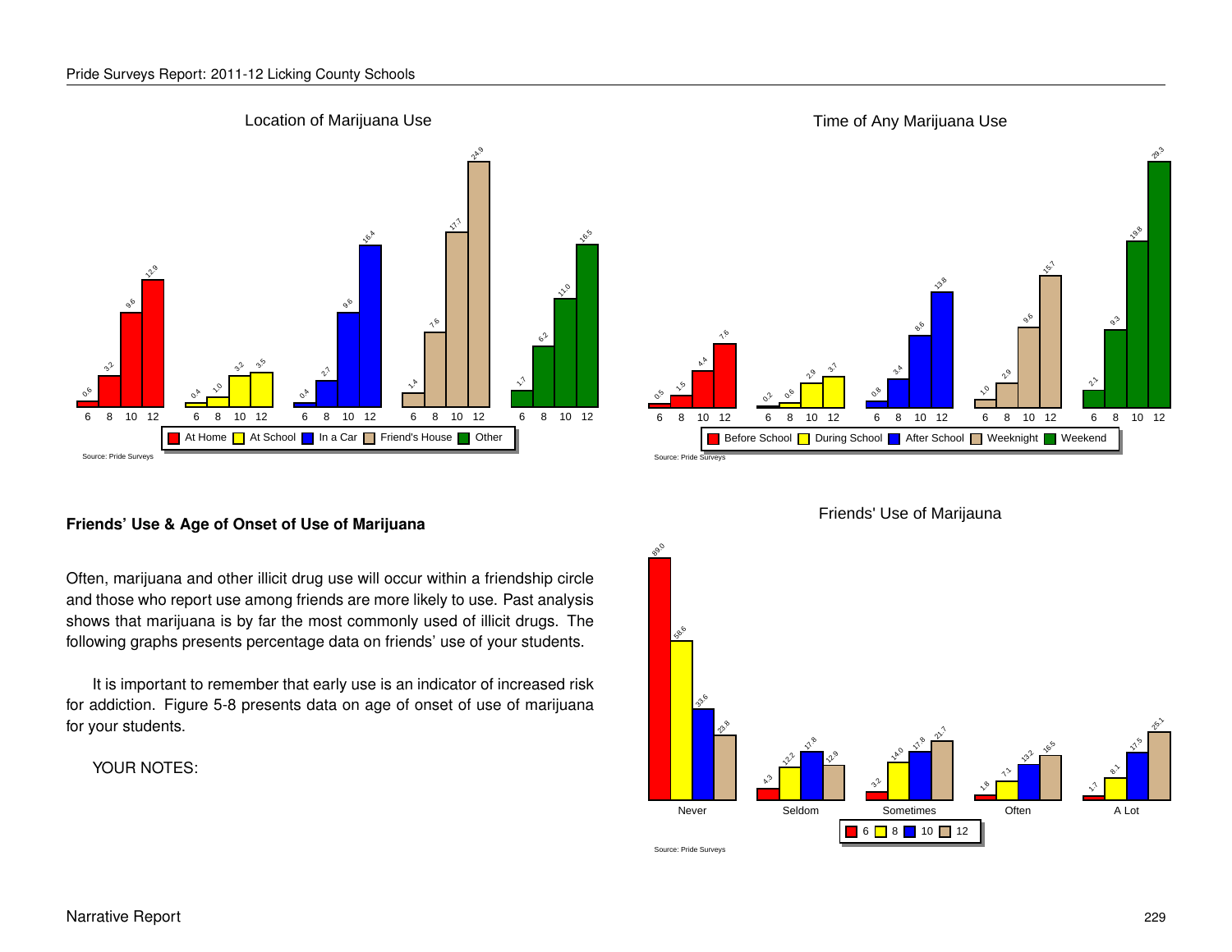## Location of Marijuana Use

| Grade | At Home | At School | In a Car | Friend's House | Other |
|---|---|---|---|---|---|
| 6 | 0.6 | 0.4 | 0.4 | 1.4 | 1.7 |
| 8 | 3.2 | 1.0 | 2.7 | 7.6 | 6.2 |
| 10 | 9.6 | 3.2 | 9.6 | 17.7 | 11.0 |
| 12 | 12.9 | 3.5 | 16.4 | 24.9 | 16.5 |

Source: Pride Surveys

## Time of Any Marijuana Use

| Grade | Before School | During School | After School | Weeknight | Weekend |
|---|---|---|---|---|---|
| 6 | 0.5 | 0.2 | 0.8 | 1.0 | 2.1 |
| 8 | 1.5 | 0.6 | 3.4 | 2.9 | 9.3 |
| 10 | 4.4 | 2.9 | 8.6 | 9.6 | 19.8 |
| 12 | 7.6 | 3.7 | 13.8 | 15.7 | 29.3 |

Source: Pride Surveys

### Friends' Use & Age of Onset of Use of Marijuana

Often, marijuana and other illicit drug use will occur within a friendship circle and those who report use among friends are more likely to use. Past analysis shows that marijuana is by far the most commonly used of illicit drugs. The following graphs presents percentage data on friends' use of your students.

It is important to remember that early use is an indicator of increased risk for addiction. Figure 5-8 presents data on age of onset of use of marijuana for your students.

YOUR NOTES:

## Friends' Use of Marijauna

| Grade | Never | Seldom | Sometimes | Often | A Lot |
|---|---|---|---|---|---|
| 6 | 89.0 | 4.3 | 3.2 | 1.8 | 1.7 |
| 8 | 58.6 | 12.2 | 14.0 | 7.1 | 8.1 |
| 10 | 33.6 | 17.8 | 17.8 | 13.2 | 17.5 |
| 12 | 23.8 | 12.9 | 21.7 | 16.5 | 25.1 |

Source: Pride Surveys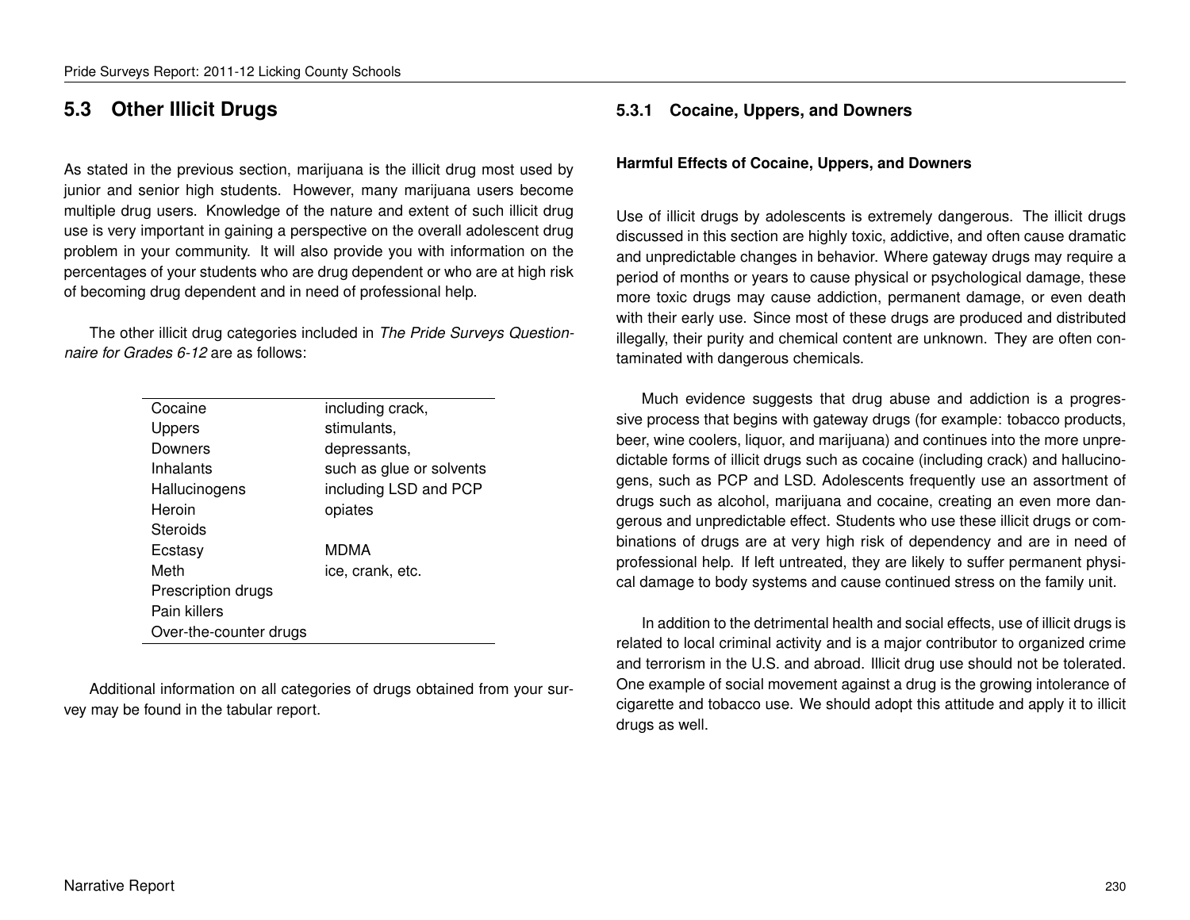## 5.3 Other Illicit Drugs

As stated in the previous section, marijuana is the illicit drug most used by junior and senior high students. However, many marijuana users become multiple drug users. Knowledge of the nature and extent of such illicit drug use is very important in gaining a perspective on the overall adolescent drug problem in your community. It will also provide you with information on the percentages of your students who are drug dependent or who are at high risk of becoming drug dependent and in need of professional help.

The other illicit drug categories included in *The Pride Surveys Questionnaire for Grades 6-12* are as follows:

| | |
|---|---|
| Cocaine | including crack, |
| Uppers | stimulants, |
| Downers | depressants, |
| Inhalants | such as glue or solvents |
| Hallucinogens | including LSD and PCP |
| Heroin | opiates |
| Steroids | |
| Ecstasy | MDMA |
| Meth | ice, crank, etc. |
| Prescription drugs | |
| Pain killers | |
| Over-the-counter drugs | |

Additional information on all categories of drugs obtained from your survey may be found in the tabular report.

### 5.3.1 Cocaine, Uppers, and Downers

**Harmful Effects of Cocaine, Uppers, and Downers**

Use of illicit drugs by adolescents is extremely dangerous. The illicit drugs discussed in this section are highly toxic, addictive, and often cause dramatic and unpredictable changes in behavior. Where gateway drugs may require a period of months or years to cause physical or psychological damage, these more toxic drugs may cause addiction, permanent damage, or even death with their early use. Since most of these drugs are produced and distributed illegally, their purity and chemical content are unknown. They are often contaminated with dangerous chemicals.

Much evidence suggests that drug abuse and addiction is a progressive process that begins with gateway drugs (for example: tobacco products, beer, wine coolers, liquor, and marijuana) and continues into the more unpredictable forms of illicit drugs such as cocaine (including crack) and hallucinogens, such as PCP and LSD. Adolescents frequently use an assortment of drugs such as alcohol, marijuana and cocaine, creating an even more dangerous and unpredictable effect. Students who use these illicit drugs or combinations of drugs are at very high risk of dependency and are in need of professional help. If left untreated, they are likely to suffer permanent physical damage to body systems and cause continued stress on the family unit.

In addition to the detrimental health and social effects, use of illicit drugs is related to local criminal activity and is a major contributor to organized crime and terrorism in the U.S. and abroad. Illicit drug use should not be tolerated. One example of social movement against a drug is the growing intolerance of cigarette and tobacco use. We should adopt this attitude and apply it to illicit drugs as well.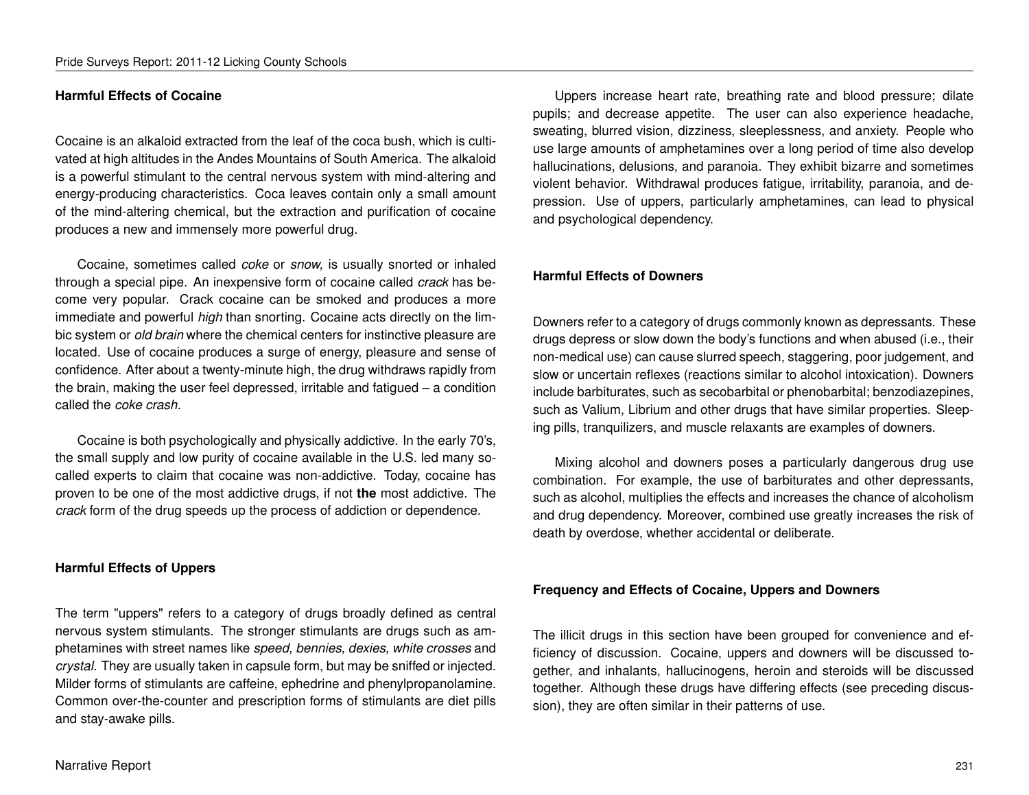### Harmful Effects of Cocaine

Cocaine is an alkaloid extracted from the leaf of the coca bush, which is cultivated at high altitudes in the Andes Mountains of South America. The alkaloid is a powerful stimulant to the central nervous system with mind-altering and energy-producing characteristics. Coca leaves contain only a small amount of the mind-altering chemical, but the extraction and purification of cocaine produces a new and immensely more powerful drug.

Cocaine, sometimes called *coke* or *snow,* is usually snorted or inhaled through a special pipe. An inexpensive form of cocaine called *crack* has become very popular. Crack cocaine can be smoked and produces a more immediate and powerful *high* than snorting. Cocaine acts directly on the limbic system or *old brain* where the chemical centers for instinctive pleasure are located. Use of cocaine produces a surge of energy, pleasure and sense of confidence. After about a twenty-minute high, the drug withdraws rapidly from the brain, making the user feel depressed, irritable and fatigued – a condition called the *coke crash.*

Cocaine is both psychologically and physically addictive. In the early 70's, the small supply and low purity of cocaine available in the U.S. led many so-called experts to claim that cocaine was non-addictive. Today, cocaine has proven to be one of the most addictive drugs, if not **the** most addictive. The *crack* form of the drug speeds up the process of addiction or dependence.

### Harmful Effects of Uppers

The term "uppers" refers to a category of drugs broadly defined as central nervous system stimulants. The stronger stimulants are drugs such as amphetamines with street names like *speed, bennies, dexies, white crosses* and *crystal.* They are usually taken in capsule form, but may be sniffed or injected. Milder forms of stimulants are caffeine, ephedrine and phenylpropanolamine. Common over-the-counter and prescription forms of stimulants are diet pills and stay-awake pills.

Uppers increase heart rate, breathing rate and blood pressure; dilate pupils; and decrease appetite. The user can also experience headache, sweating, blurred vision, dizziness, sleeplessness, and anxiety. People who use large amounts of amphetamines over a long period of time also develop hallucinations, delusions, and paranoia. They exhibit bizarre and sometimes violent behavior. Withdrawal produces fatigue, irritability, paranoia, and depression. Use of uppers, particularly amphetamines, can lead to physical and psychological dependency.

### Harmful Effects of Downers

Downers refer to a category of drugs commonly known as depressants. These drugs depress or slow down the body's functions and when abused (i.e., their non-medical use) can cause slurred speech, staggering, poor judgement, and slow or uncertain reflexes (reactions similar to alcohol intoxication). Downers include barbiturates, such as secobarbital or phenobarbital; benzodiazepines, such as Valium, Librium and other drugs that have similar properties. Sleeping pills, tranquilizers, and muscle relaxants are examples of downers.

Mixing alcohol and downers poses a particularly dangerous drug use combination. For example, the use of barbiturates and other depressants, such as alcohol, multiplies the effects and increases the chance of alcoholism and drug dependency. Moreover, combined use greatly increases the risk of death by overdose, whether accidental or deliberate.

### Frequency and Effects of Cocaine, Uppers and Downers

The illicit drugs in this section have been grouped for convenience and efficiency of discussion. Cocaine, uppers and downers will be discussed together, and inhalants, hallucinogens, heroin and steroids will be discussed together. Although these drugs have differing effects (see preceding discussion), they are often similar in their patterns of use.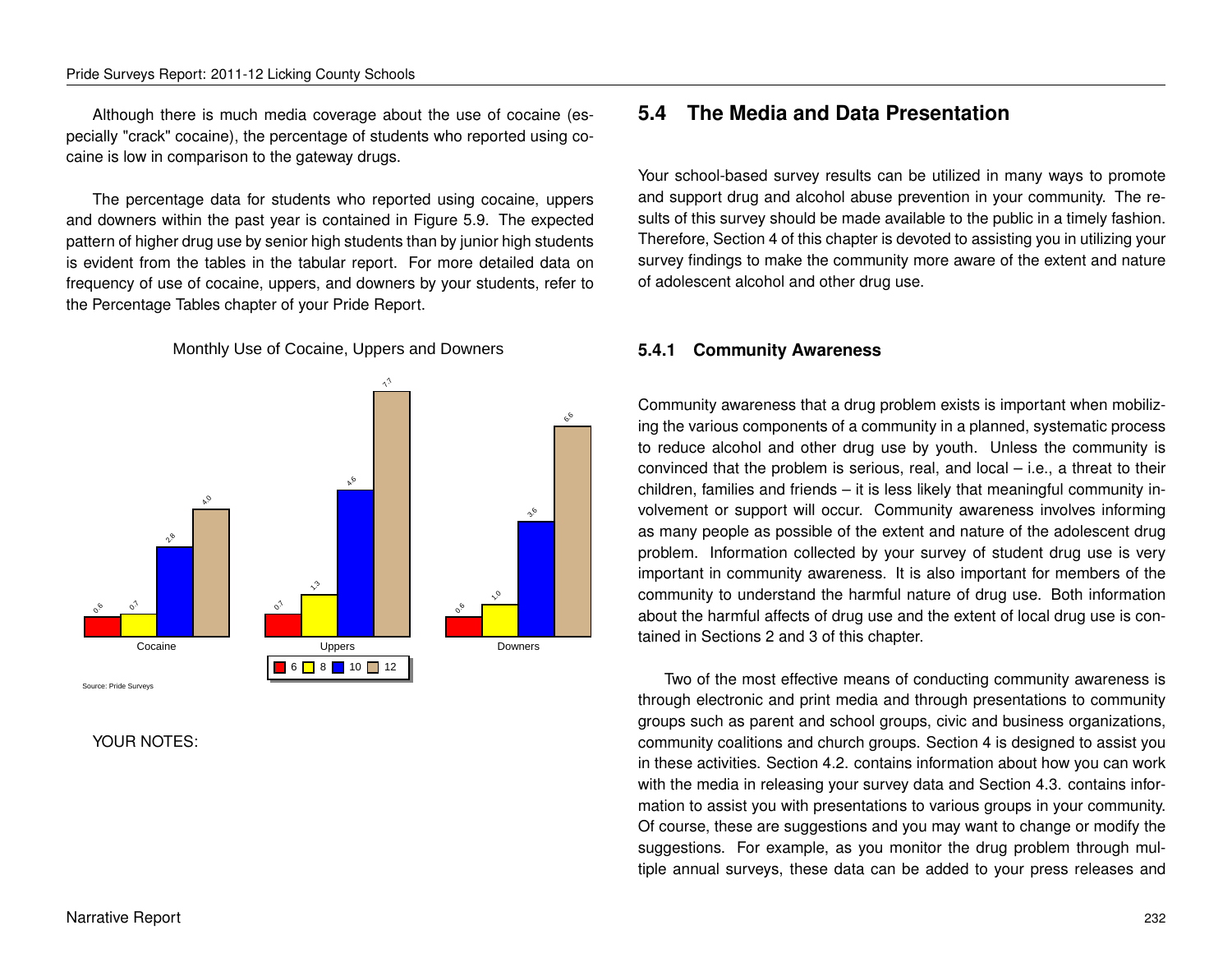Although there is much media coverage about the use of cocaine (especially "crack" cocaine), the percentage of students who reported using cocaine is low in comparison to the gateway drugs.

The percentage data for students who reported using cocaine, uppers and downers within the past year is contained in Figure 5.9. The expected pattern of higher drug use by senior high students than by junior high students is evident from the tables in the tabular report. For more detailed data on frequency of use of cocaine, uppers, and downers by your students, refer to the Percentage Tables chapter of your Pride Report.

Monthly Use of Cocaine, Uppers and Downers

| Grade | Cocaine | Uppers | Downers |
|---|---|---|---|
| 6 | 0.6 | 0.7 | 0.6 |
| 8 | 0.7 | 1.3 | 1.0 |
| 10 | 2.8 | 4.6 | 3.6 |
| 12 | 4.0 | 7.7 | 6.6 |

Source: Pride Surveys

YOUR NOTES:

## 5.4 The Media and Data Presentation

Your school-based survey results can be utilized in many ways to promote and support drug and alcohol abuse prevention in your community. The results of this survey should be made available to the public in a timely fashion. Therefore, Section 4 of this chapter is devoted to assisting you in utilizing your survey findings to make the community more aware of the extent and nature of adolescent alcohol and other drug use.

### 5.4.1 Community Awareness

Community awareness that a drug problem exists is important when mobilizing the various components of a community in a planned, systematic process to reduce alcohol and other drug use by youth. Unless the community is convinced that the problem is serious, real, and local – i.e., a threat to their children, families and friends – it is less likely that meaningful community involvement or support will occur. Community awareness involves informing as many people as possible of the extent and nature of the adolescent drug problem. Information collected by your survey of student drug use is very important in community awareness. It is also important for members of the community to understand the harmful nature of drug use. Both information about the harmful affects of drug use and the extent of local drug use is contained in Sections 2 and 3 of this chapter.

Two of the most effective means of conducting community awareness is through electronic and print media and through presentations to community groups such as parent and school groups, civic and business organizations, community coalitions and church groups. Section 4 is designed to assist you in these activities. Section 4.2. contains information about how you can work with the media in releasing your survey data and Section 4.3. contains information to assist you with presentations to various groups in your community. Of course, these are suggestions and you may want to change or modify the suggestions. For example, as you monitor the drug problem through multiple annual surveys, these data can be added to your press releases and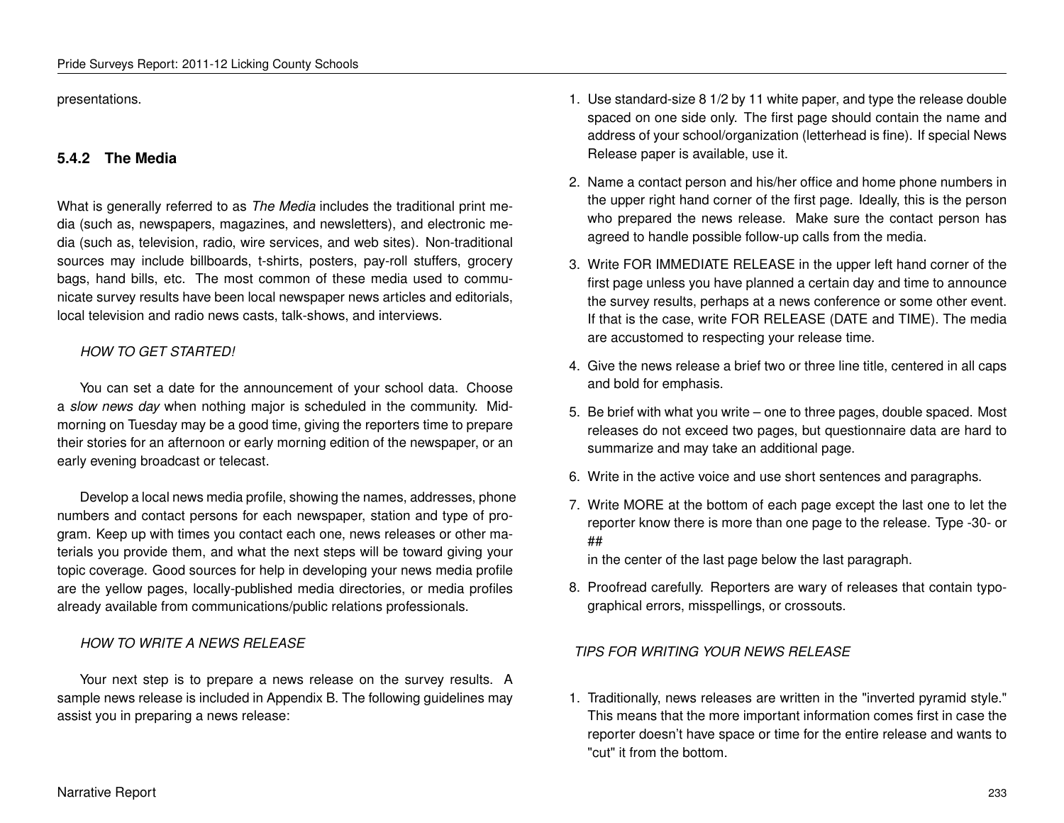presentations.

### 5.4.2 The Media

What is generally referred to as *The Media* includes the traditional print media (such as, newspapers, magazines, and newsletters), and electronic media (such as, television, radio, wire services, and web sites). Non-traditional sources may include billboards, t-shirts, posters, pay-roll stuffers, grocery bags, hand bills, etc. The most common of these media used to communicate survey results have been local newspaper news articles and editorials, local television and radio news casts, talk-shows, and interviews.

*HOW TO GET STARTED!*

You can set a date for the announcement of your school data. Choose a *slow news day* when nothing major is scheduled in the community. Mid-morning on Tuesday may be a good time, giving the reporters time to prepare their stories for an afternoon or early morning edition of the newspaper, or an early evening broadcast or telecast.

Develop a local news media profile, showing the names, addresses, phone numbers and contact persons for each newspaper, station and type of program. Keep up with times you contact each one, news releases or other materials you provide them, and what the next steps will be toward giving your topic coverage. Good sources for help in developing your news media profile are the yellow pages, locally-published media directories, or media profiles already available from communications/public relations professionals.

*HOW TO WRITE A NEWS RELEASE*

Your next step is to prepare a news release on the survey results. A sample news release is included in Appendix B. The following guidelines may assist you in preparing a news release:

1. Use standard-size 8 1/2 by 11 white paper, and type the release double spaced on one side only. The first page should contain the name and address of your school/organization (letterhead is fine). If special News Release paper is available, use it.
2. Name a contact person and his/her office and home phone numbers in the upper right hand corner of the first page. Ideally, this is the person who prepared the news release. Make sure the contact person has agreed to handle possible follow-up calls from the media.
3. Write FOR IMMEDIATE RELEASE in the upper left hand corner of the first page unless you have planned a certain day and time to announce the survey results, perhaps at a news conference or some other event. If that is the case, write FOR RELEASE (DATE and TIME). The media are accustomed to respecting your release time.
4. Give the news release a brief two or three line title, centered in all caps and bold for emphasis.
5. Be brief with what you write – one to three pages, double spaced. Most releases do not exceed two pages, but questionnaire data are hard to summarize and may take an additional page.
6. Write in the active voice and use short sentences and paragraphs.
7. Write MORE at the bottom of each page except the last one to let the reporter know there is more than one page to the release. Type -30- or ##
   in the center of the last page below the last paragraph.
8. Proofread carefully. Reporters are wary of releases that contain typographical errors, misspellings, or crossouts.

*TIPS FOR WRITING YOUR NEWS RELEASE*

1. Traditionally, news releases are written in the "inverted pyramid style." This means that the more important information comes first in case the reporter doesn't have space or time for the entire release and wants to "cut" it from the bottom.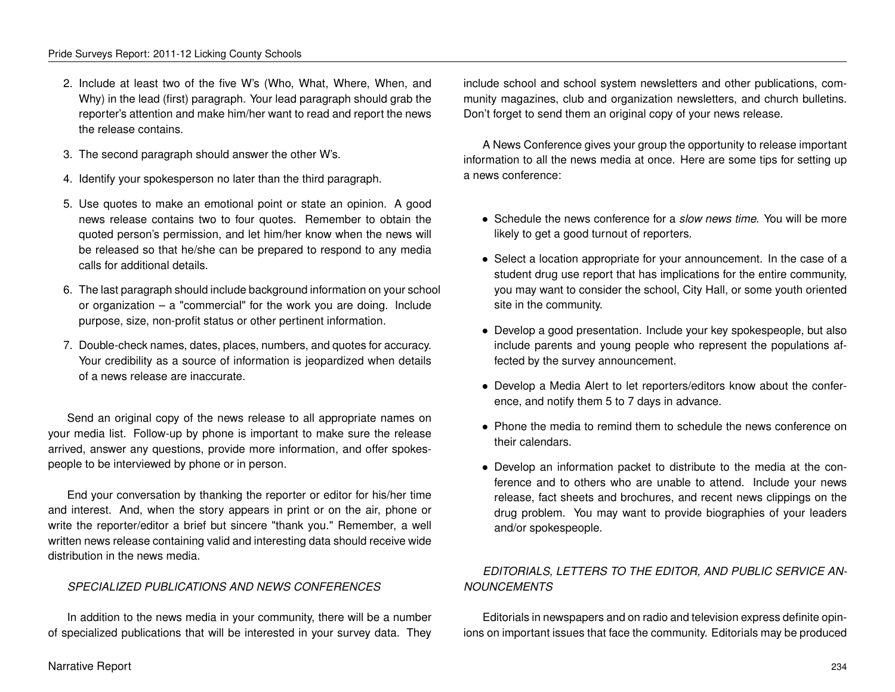2. Include at least two of the five W's (Who, What, Where, When, and Why) in the lead (first) paragraph. Your lead paragraph should grab the reporter's attention and make him/her want to read and report the news the release contains.

3. The second paragraph should answer the other W's.

4. Identify your spokesperson no later than the third paragraph.

5. Use quotes to make an emotional point or state an opinion. A good news release contains two to four quotes. Remember to obtain the quoted person's permission, and let him/her know when the news will be released so that he/she can be prepared to respond to any media calls for additional details.

6. The last paragraph should include background information on your school or organization – a "commercial" for the work you are doing. Include purpose, size, non-profit status or other pertinent information.

7. Double-check names, dates, places, numbers, and quotes for accuracy. Your credibility as a source of information is jeopardized when details of a news release are inaccurate.

Send an original copy of the news release to all appropriate names on your media list. Follow-up by phone is important to make sure the release arrived, answer any questions, provide more information, and offer spokespeople to be interviewed by phone or in person.

End your conversation by thanking the reporter or editor for his/her time and interest. And, when the story appears in print or on the air, phone or write the reporter/editor a brief but sincere "thank you." Remember, a well written news release containing valid and interesting data should receive wide distribution in the news media.

### *SPECIALIZED PUBLICATIONS AND NEWS CONFERENCES*

In addition to the news media in your community, there will be a number of specialized publications that will be interested in your survey data. They include school and school system newsletters and other publications, community magazines, club and organization newsletters, and church bulletins. Don't forget to send them an original copy of your news release.

A News Conference gives your group the opportunity to release important information to all the news media at once. Here are some tips for setting up a news conference:

- Schedule the news conference for a *slow news time.* You will be more likely to get a good turnout of reporters.
- Select a location appropriate for your announcement. In the case of a student drug use report that has implications for the entire community, you may want to consider the school, City Hall, or some youth oriented site in the community.
- Develop a good presentation. Include your key spokespeople, but also include parents and young people who represent the populations affected by the survey announcement.
- Develop a Media Alert to let reporters/editors know about the conference, and notify them 5 to 7 days in advance.
- Phone the media to remind them to schedule the news conference on their calendars.
- Develop an information packet to distribute to the media at the conference and to others who are unable to attend. Include your news release, fact sheets and brochures, and recent news clippings on the drug problem. You may want to provide biographies of your leaders and/or spokespeople.

### *EDITORIALS, LETTERS TO THE EDITOR, AND PUBLIC SERVICE ANNOUNCEMENTS*

Editorials in newspapers and on radio and television express definite opinions on important issues that face the community. Editorials may be produced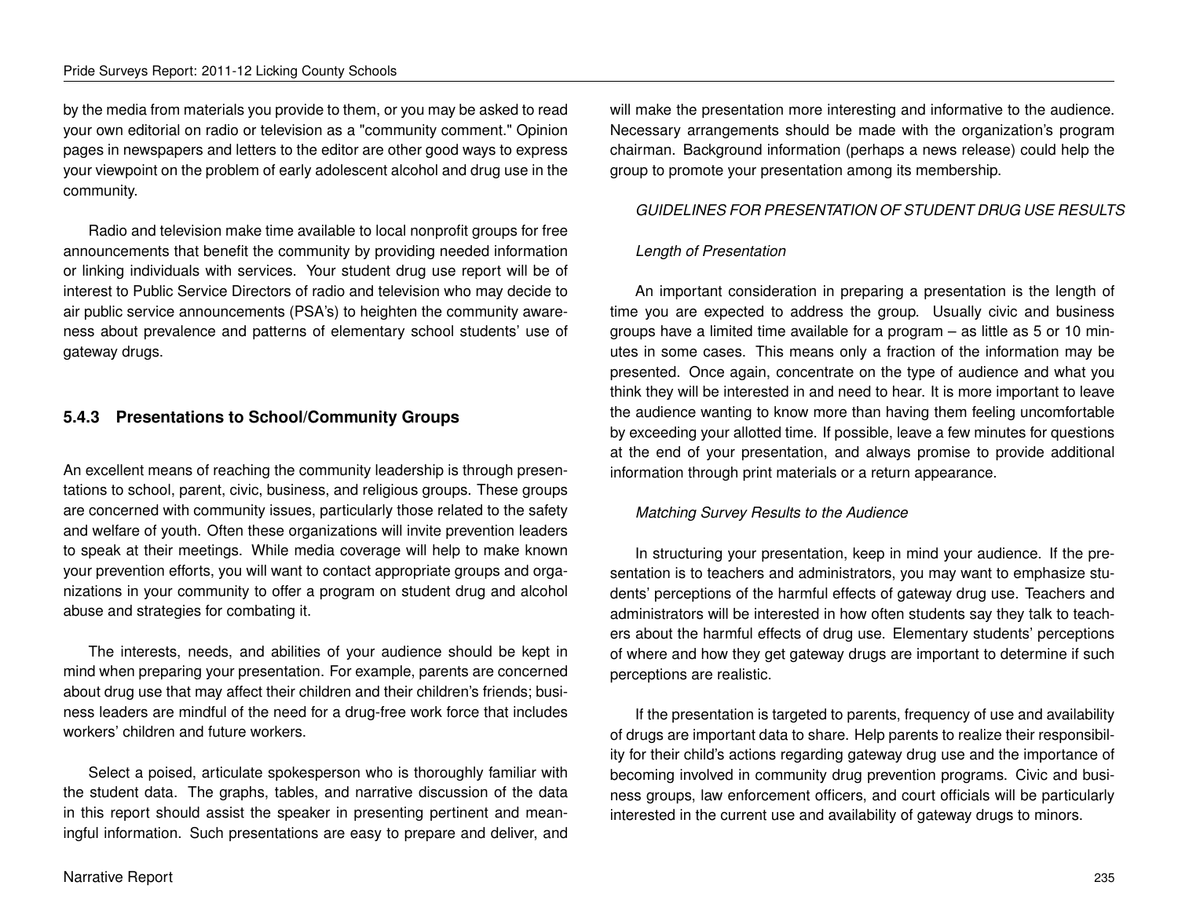by the media from materials you provide to them, or you may be asked to read your own editorial on radio or television as a "community comment." Opinion pages in newspapers and letters to the editor are other good ways to express your viewpoint on the problem of early adolescent alcohol and drug use in the community.

Radio and television make time available to local nonprofit groups for free announcements that benefit the community by providing needed information or linking individuals with services. Your student drug use report will be of interest to Public Service Directors of radio and television who may decide to air public service announcements (PSA's) to heighten the community awareness about prevalence and patterns of elementary school students' use of gateway drugs.

### 5.4.3 Presentations to School/Community Groups

An excellent means of reaching the community leadership is through presentations to school, parent, civic, business, and religious groups. These groups are concerned with community issues, particularly those related to the safety and welfare of youth. Often these organizations will invite prevention leaders to speak at their meetings. While media coverage will help to make known your prevention efforts, you will want to contact appropriate groups and organizations in your community to offer a program on student drug and alcohol abuse and strategies for combating it.

The interests, needs, and abilities of your audience should be kept in mind when preparing your presentation. For example, parents are concerned about drug use that may affect their children and their children's friends; business leaders are mindful of the need for a drug-free work force that includes workers' children and future workers.

Select a poised, articulate spokesperson who is thoroughly familiar with the student data. The graphs, tables, and narrative discussion of the data in this report should assist the speaker in presenting pertinent and meaningful information. Such presentations are easy to prepare and deliver, and will make the presentation more interesting and informative to the audience. Necessary arrangements should be made with the organization's program chairman. Background information (perhaps a news release) could help the group to promote your presentation among its membership.

*GUIDELINES FOR PRESENTATION OF STUDENT DRUG USE RESULTS*

*Length of Presentation*

An important consideration in preparing a presentation is the length of time you are expected to address the group. Usually civic and business groups have a limited time available for a program – as little as 5 or 10 minutes in some cases. This means only a fraction of the information may be presented. Once again, concentrate on the type of audience and what you think they will be interested in and need to hear. It is more important to leave the audience wanting to know more than having them feeling uncomfortable by exceeding your allotted time. If possible, leave a few minutes for questions at the end of your presentation, and always promise to provide additional information through print materials or a return appearance.

*Matching Survey Results to the Audience*

In structuring your presentation, keep in mind your audience. If the presentation is to teachers and administrators, you may want to emphasize students' perceptions of the harmful effects of gateway drug use. Teachers and administrators will be interested in how often students say they talk to teachers about the harmful effects of drug use. Elementary students' perceptions of where and how they get gateway drugs are important to determine if such perceptions are realistic.

If the presentation is targeted to parents, frequency of use and availability of drugs are important data to share. Help parents to realize their responsibility for their child's actions regarding gateway drug use and the importance of becoming involved in community drug prevention programs. Civic and business groups, law enforcement officers, and court officials will be particularly interested in the current use and availability of gateway drugs to minors.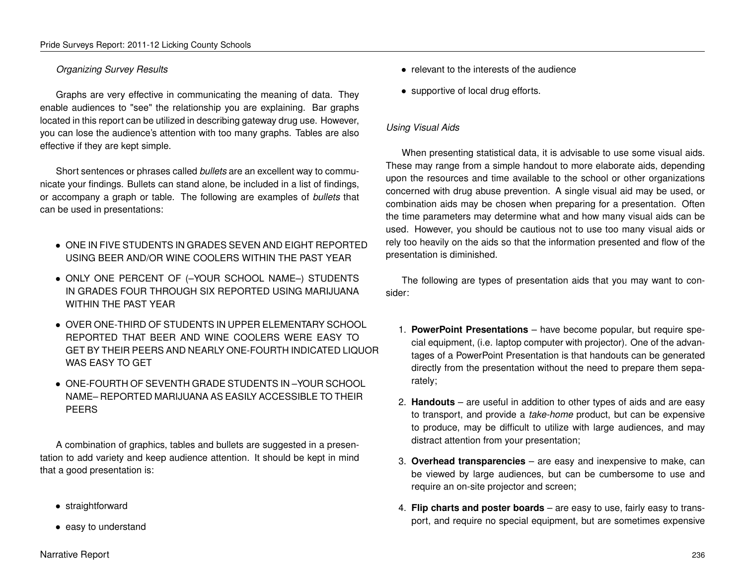*Organizing Survey Results*

Graphs are very effective in communicating the meaning of data. They enable audiences to "see" the relationship you are explaining. Bar graphs located in this report can be utilized in describing gateway drug use. However, you can lose the audience's attention with too many graphs. Tables are also effective if they are kept simple.

Short sentences or phrases called *bullets* are an excellent way to communicate your findings. Bullets can stand alone, be included in a list of findings, or accompany a graph or table. The following are examples of *bullets* that can be used in presentations:

- ONE IN FIVE STUDENTS IN GRADES SEVEN AND EIGHT REPORTED USING BEER AND/OR WINE COOLERS WITHIN THE PAST YEAR
- ONLY ONE PERCENT OF (–YOUR SCHOOL NAME–) STUDENTS IN GRADES FOUR THROUGH SIX REPORTED USING MARIJUANA WITHIN THE PAST YEAR
- OVER ONE-THIRD OF STUDENTS IN UPPER ELEMENTARY SCHOOL REPORTED THAT BEER AND WINE COOLERS WERE EASY TO GET BY THEIR PEERS AND NEARLY ONE-FOURTH INDICATED LIQUOR WAS EASY TO GET
- ONE-FOURTH OF SEVENTH GRADE STUDENTS IN –YOUR SCHOOL NAME– REPORTED MARIJUANA AS EASILY ACCESSIBLE TO THEIR PEERS

A combination of graphics, tables and bullets are suggested in a presentation to add variety and keep audience attention. It should be kept in mind that a good presentation is:

- straightforward
- easy to understand
- relevant to the interests of the audience
- supportive of local drug efforts.

*Using Visual Aids*

When presenting statistical data, it is advisable to use some visual aids. These may range from a simple handout to more elaborate aids, depending upon the resources and time available to the school or other organizations concerned with drug abuse prevention. A single visual aid may be used, or combination aids may be chosen when preparing for a presentation. Often the time parameters may determine what and how many visual aids can be used. However, you should be cautious not to use too many visual aids or rely too heavily on the aids so that the information presented and flow of the presentation is diminished.

The following are types of presentation aids that you may want to consider:

1. **PowerPoint Presentations** – have become popular, but require special equipment, (i.e. laptop computer with projector). One of the advantages of a PowerPoint Presentation is that handouts can be generated directly from the presentation without the need to prepare them separately;
2. **Handouts** – are useful in addition to other types of aids and are easy to transport, and provide a *take-home* product, but can be expensive to produce, may be difficult to utilize with large audiences, and may distract attention from your presentation;
3. **Overhead transparencies** – are easy and inexpensive to make, can be viewed by large audiences, but can be cumbersome to use and require an on-site projector and screen;
4. **Flip charts and poster boards** – are easy to use, fairly easy to transport, and require no special equipment, but are sometimes expensive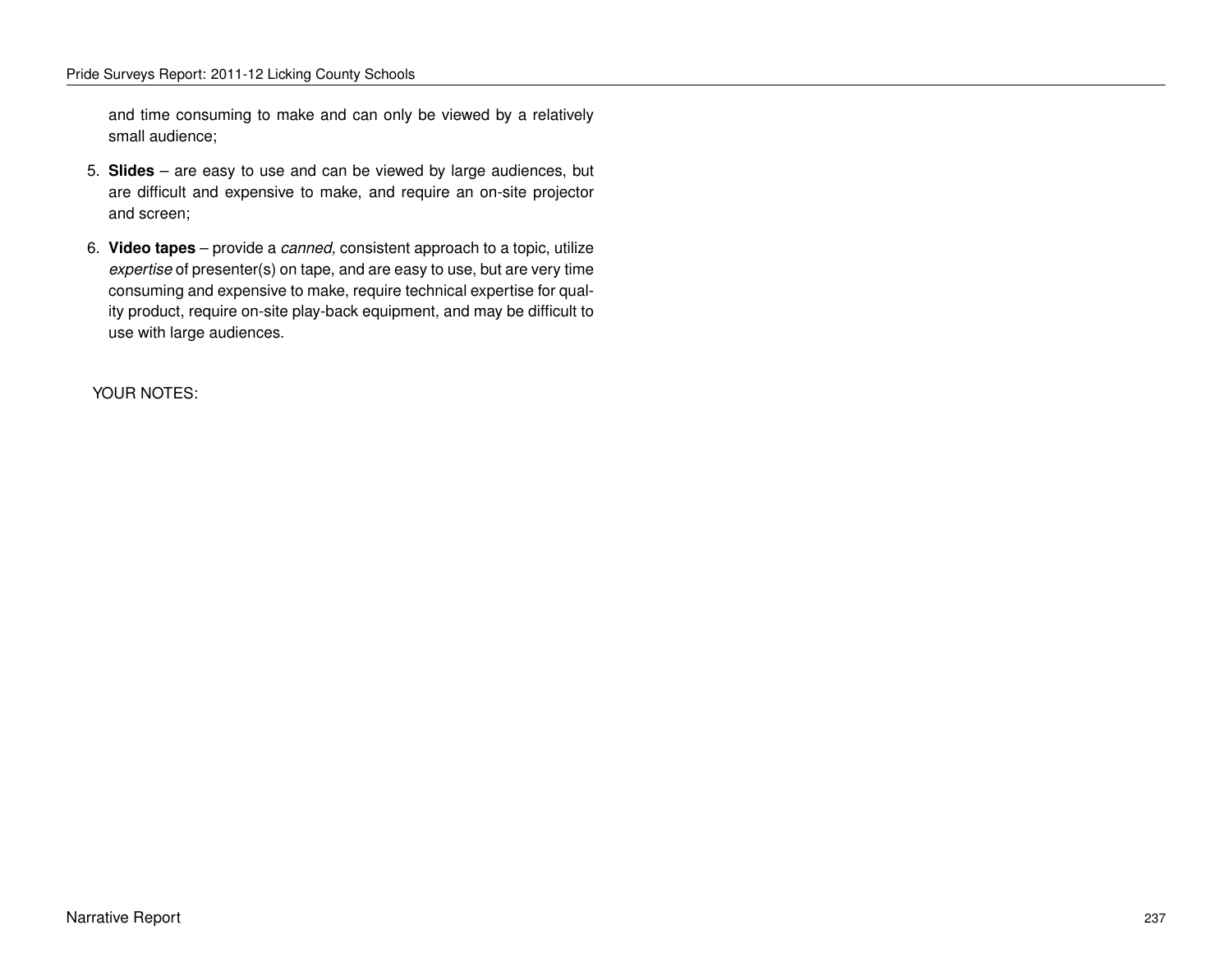and time consuming to make and can only be viewed by a relatively small audience;

5. **Slides** – are easy to use and can be viewed by large audiences, but are difficult and expensive to make, and require an on-site projector and screen;

6. **Video tapes** – provide a *canned,* consistent approach to a topic, utilize *expertise* of presenter(s) on tape, and are easy to use, but are very time consuming and expensive to make, require technical expertise for quality product, require on-site play-back equipment, and may be difficult to use with large audiences.

YOUR NOTES: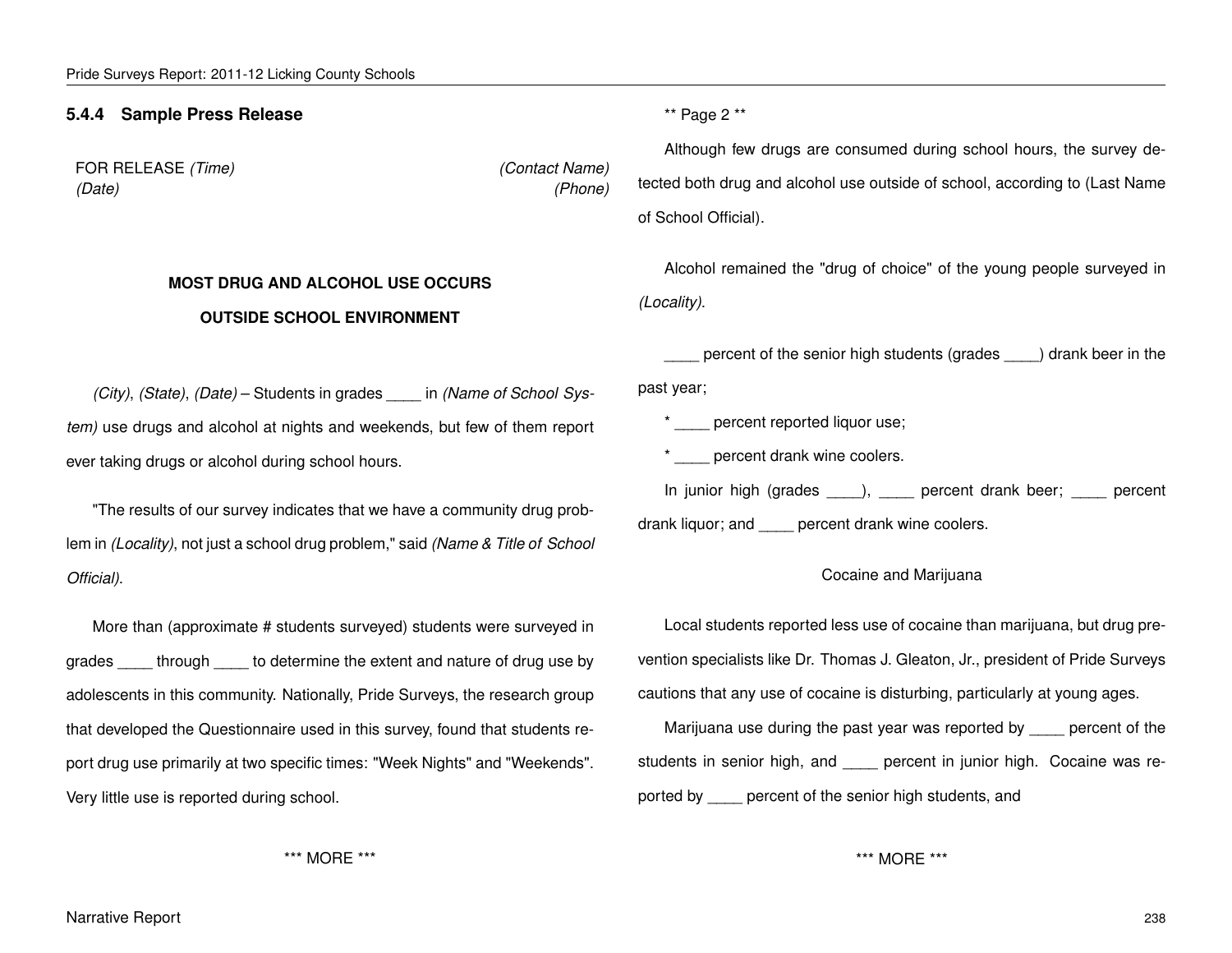### 5.4.4 Sample Press Release

FOR RELEASE *(Time)*
*(Date)*

*(Contact Name)*
*(Phone)*

**MOST DRUG AND ALCOHOL USE OCCURS**

**OUTSIDE SCHOOL ENVIRONMENT**

*(City)*, *(State)*, *(Date)* – Students in grades ____ in *(Name of School System)* use drugs and alcohol at nights and weekends, but few of them report ever taking drugs or alcohol during school hours.

"The results of our survey indicates that we have a community drug problem in *(Locality)*, not just a school drug problem," said *(Name & Title of School Official)*.

More than (approximate # students surveyed) students were surveyed in grades ____ through ____ to determine the extent and nature of drug use by adolescents in this community. Nationally, Pride Surveys, the research group that developed the Questionnaire used in this survey, found that students report drug use primarily at two specific times: "Week Nights" and "Weekends". Very little use is reported during school.

*** MORE ***

** Page 2 **

Although few drugs are consumed during school hours, the survey detected both drug and alcohol use outside of school, according to (Last Name of School Official).

Alcohol remained the "drug of choice" of the young people surveyed in *(Locality)*.

____ percent of the senior high students (grades ____) drank beer in the past year;

* ____ percent reported liquor use;

* ____ percent drank wine coolers.

In junior high (grades ____), ____ percent drank beer; ____ percent drank liquor; and ____ percent drank wine coolers.

Cocaine and Marijuana

Local students reported less use of cocaine than marijuana, but drug prevention specialists like Dr. Thomas J. Gleaton, Jr., president of Pride Surveys cautions that any use of cocaine is disturbing, particularly at young ages.

Marijuana use during the past year was reported by ____ percent of the students in senior high, and ____ percent in junior high. Cocaine was reported by ____ percent of the senior high students, and

*** MORE ***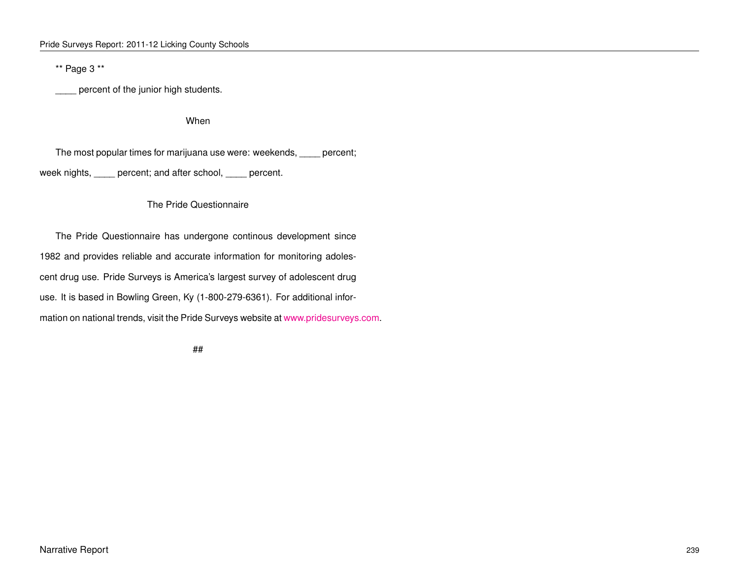** Page 3 **

____ percent of the junior high students.

When

The most popular times for marijuana use were: weekends, ____ percent; week nights, ____ percent; and after school, ____ percent.

The Pride Questionnaire

The Pride Questionnaire has undergone continous development since 1982 and provides reliable and accurate information for monitoring adolescent drug use. Pride Surveys is America's largest survey of adolescent drug use. It is based in Bowling Green, Ky (1-800-279-6361). For additional information on national trends, visit the Pride Surveys website at www.pridesurveys.com.

##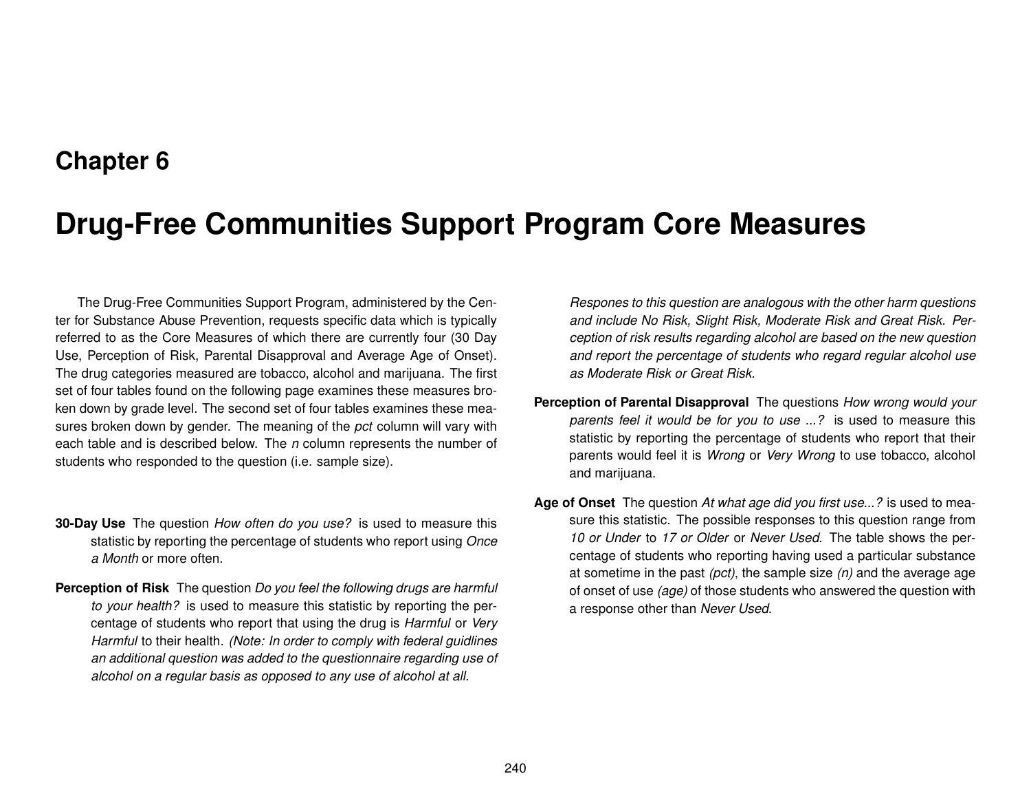# Chapter 6

# Drug-Free Communities Support Program Core Measures

The Drug-Free Communities Support Program, administered by the Center for Substance Abuse Prevention, requests specific data which is typically referred to as the Core Measures of which there are currently four (30 Day Use, Perception of Risk, Parental Disapproval and Average Age of Onset). The drug categories measured are tobacco, alcohol and marijuana. The first set of four tables found on the following page examines these measures broken down by grade level. The second set of four tables examines these measures broken down by gender. The meaning of the *pct* column will vary with each table and is described below. The *n* column represents the number of students who responded to the question (i.e. sample size).

**30-Day Use** The question *How often do you use?* is used to measure this statistic by reporting the percentage of students who report using *Once a Month* or more often.

**Perception of Risk** The question *Do you feel the following drugs are harmful to your health?* is used to measure this statistic by reporting the percentage of students who report that using the drug is *Harmful* or *Very Harmful* to their health. *(Note: In order to comply with federal guidlines an additional question was added to the questionnaire regarding use of alcohol on a regular basis as opposed to any use of alcohol at all. Respones to this question are analogous with the other harm questions and include No Risk, Slight Risk, Moderate Risk and Great Risk. Perception of risk results regarding alcohol are based on the new question and report the percentage of students who regard regular alcohol use as Moderate Risk or Great Risk.*

**Perception of Parental Disapproval** The questions *How wrong would your parents feel it would be for you to use ...?* is used to measure this statistic by reporting the percentage of students who report that their parents would feel it is *Wrong* or *Very Wrong* to use tobacco, alcohol and marijuana.

**Age of Onset** The question *At what age did you first use...?* is used to measure this statistic. The possible responses to this question range from *10 or Under* to *17 or Older* or *Never Used*. The table shows the percentage of students who reporting having used a particular substance at sometime in the past *(pct)*, the sample size *(n)* and the average age of onset of use *(age)* of those students who answered the question with a response other than *Never Used*.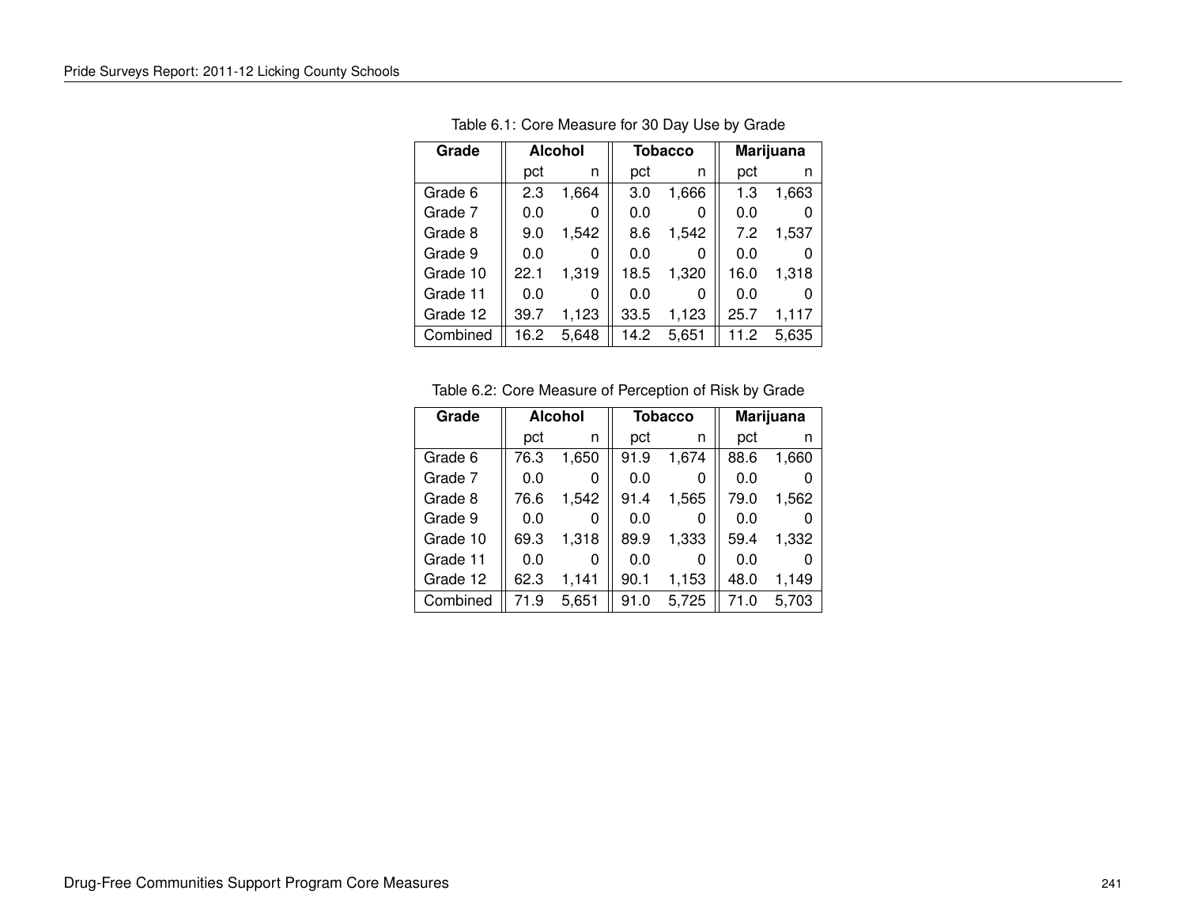Table 6.1: Core Measure for 30 Day Use by Grade

| Grade | Alcohol | | Tobacco | | Marijuana | |
|---|---|---|---|---|---|---|
| | pct | n | pct | n | pct | n |
| Grade 6 | 2.3 | 1,664 | 3.0 | 1,666 | 1.3 | 1,663 |
| Grade 7 | 0.0 | 0 | 0.0 | 0 | 0.0 | 0 |
| Grade 8 | 9.0 | 1,542 | 8.6 | 1,542 | 7.2 | 1,537 |
| Grade 9 | 0.0 | 0 | 0.0 | 0 | 0.0 | 0 |
| Grade 10 | 22.1 | 1,319 | 18.5 | 1,320 | 16.0 | 1,318 |
| Grade 11 | 0.0 | 0 | 0.0 | 0 | 0.0 | 0 |
| Grade 12 | 39.7 | 1,123 | 33.5 | 1,123 | 25.7 | 1,117 |
| Combined | 16.2 | 5,648 | 14.2 | 5,651 | 11.2 | 5,635 |

Table 6.2: Core Measure of Perception of Risk by Grade

| Grade | Alcohol | | Tobacco | | Marijuana | |
|---|---|---|---|---|---|---|
| | pct | n | pct | n | pct | n |
| Grade 6 | 76.3 | 1,650 | 91.9 | 1,674 | 88.6 | 1,660 |
| Grade 7 | 0.0 | 0 | 0.0 | 0 | 0.0 | 0 |
| Grade 8 | 76.6 | 1,542 | 91.4 | 1,565 | 79.0 | 1,562 |
| Grade 9 | 0.0 | 0 | 0.0 | 0 | 0.0 | 0 |
| Grade 10 | 69.3 | 1,318 | 89.9 | 1,333 | 59.4 | 1,332 |
| Grade 11 | 0.0 | 0 | 0.0 | 0 | 0.0 | 0 |
| Grade 12 | 62.3 | 1,141 | 90.1 | 1,153 | 48.0 | 1,149 |
| Combined | 71.9 | 5,651 | 91.0 | 5,725 | 71.0 | 5,703 |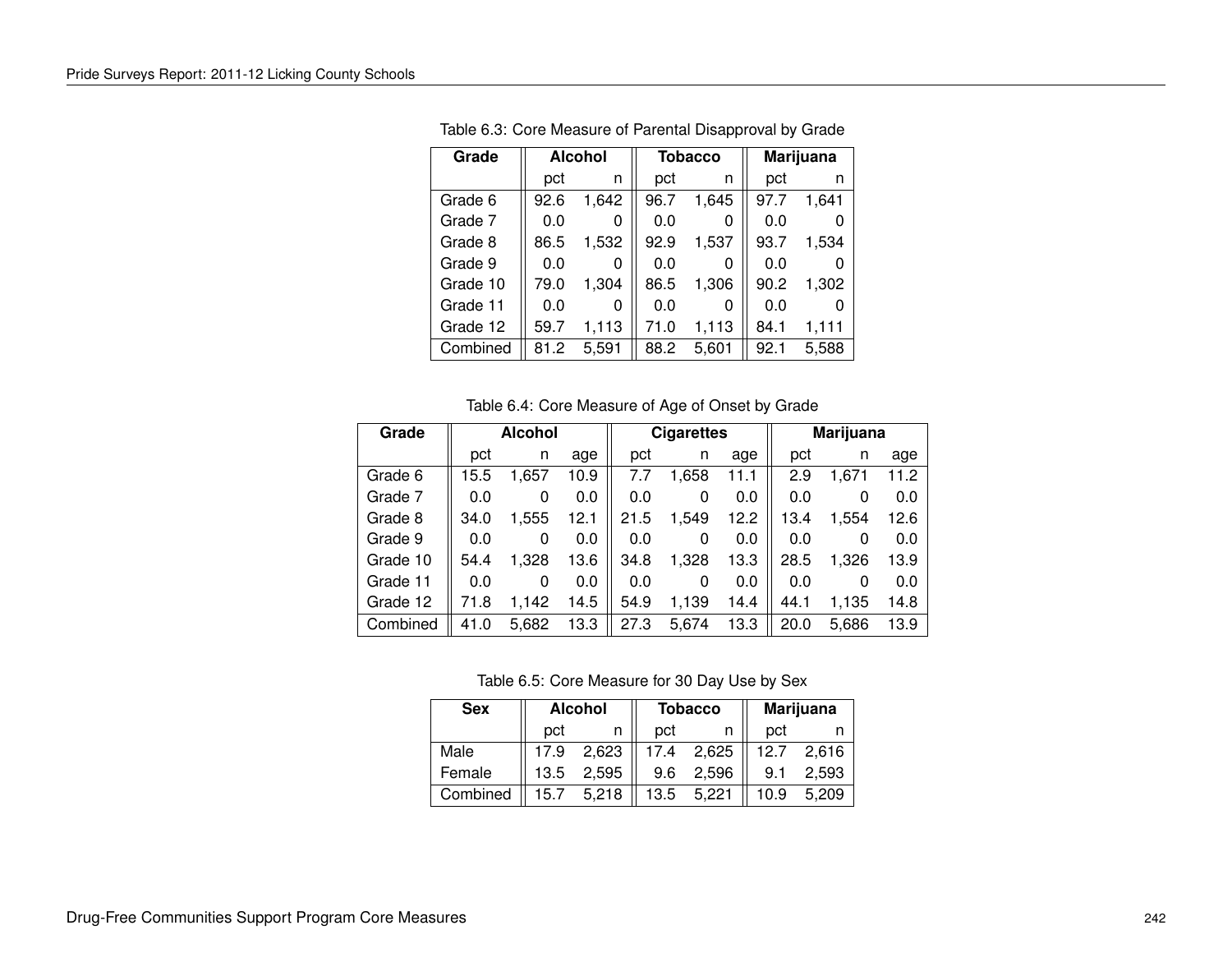Table 6.3: Core Measure of Parental Disapproval by Grade

| Grade | Alcohol | | Tobacco | | Marijuana | |
|---|---|---|---|---|---|---|
| | pct | n | pct | n | pct | n |
| Grade 6 | 92.6 | 1,642 | 96.7 | 1,645 | 97.7 | 1,641 |
| Grade 7 | 0.0 | 0 | 0.0 | 0 | 0.0 | 0 |
| Grade 8 | 86.5 | 1,532 | 92.9 | 1,537 | 93.7 | 1,534 |
| Grade 9 | 0.0 | 0 | 0.0 | 0 | 0.0 | 0 |
| Grade 10 | 79.0 | 1,304 | 86.5 | 1,306 | 90.2 | 1,302 |
| Grade 11 | 0.0 | 0 | 0.0 | 0 | 0.0 | 0 |
| Grade 12 | 59.7 | 1,113 | 71.0 | 1,113 | 84.1 | 1,111 |
| Combined | 81.2 | 5,591 | 88.2 | 5,601 | 92.1 | 5,588 |

Table 6.4: Core Measure of Age of Onset by Grade

| Grade | Alcohol | | | Cigarettes | | | Marijuana | | |
|---|---|---|---|---|---|---|---|---|---|
| | pct | n | age | pct | n | age | pct | n | age |
| Grade 6 | 15.5 | 1,657 | 10.9 | 7.7 | 1,658 | 11.1 | 2.9 | 1,671 | 11.2 |
| Grade 7 | 0.0 | 0 | 0.0 | 0.0 | 0 | 0.0 | 0.0 | 0 | 0.0 |
| Grade 8 | 34.0 | 1,555 | 12.1 | 21.5 | 1,549 | 12.2 | 13.4 | 1,554 | 12.6 |
| Grade 9 | 0.0 | 0 | 0.0 | 0.0 | 0 | 0.0 | 0.0 | 0 | 0.0 |
| Grade 10 | 54.4 | 1,328 | 13.6 | 34.8 | 1,328 | 13.3 | 28.5 | 1,326 | 13.9 |
| Grade 11 | 0.0 | 0 | 0.0 | 0.0 | 0 | 0.0 | 0.0 | 0 | 0.0 |
| Grade 12 | 71.8 | 1,142 | 14.5 | 54.9 | 1,139 | 14.4 | 44.1 | 1,135 | 14.8 |
| Combined | 41.0 | 5,682 | 13.3 | 27.3 | 5,674 | 13.3 | 20.0 | 5,686 | 13.9 |

Table 6.5: Core Measure for 30 Day Use by Sex

| Sex | Alcohol | | Tobacco | | Marijuana | |
|---|---|---|---|---|---|---|
| | pct | n | pct | n | pct | n |
| Male | 17.9 | 2,623 | 17.4 | 2,625 | 12.7 | 2,616 |
| Female | 13.5 | 2,595 | 9.6 | 2,596 | 9.1 | 2,593 |
| Combined | 15.7 | 5,218 | 13.5 | 5,221 | 10.9 | 5,209 |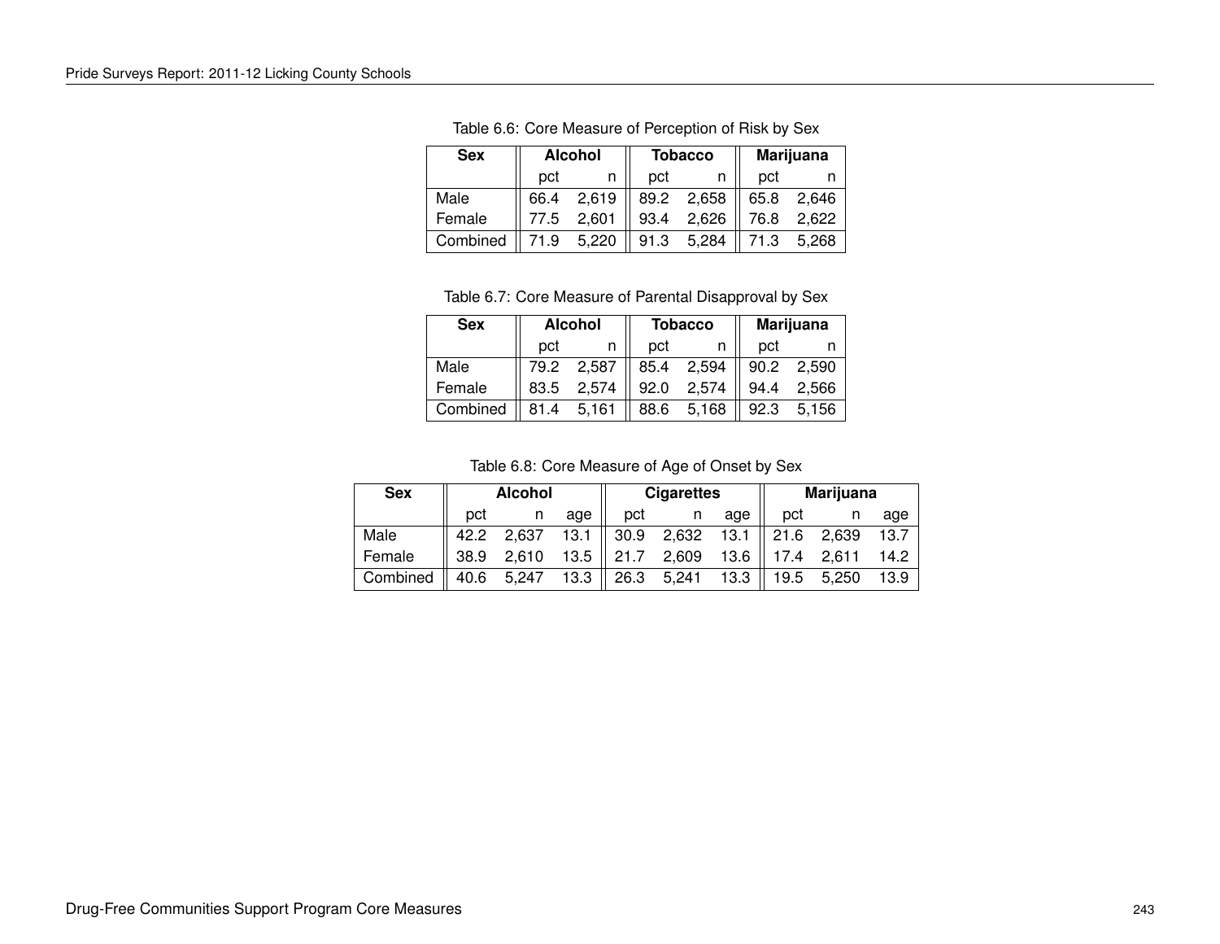Table 6.6: Core Measure of Perception of Risk by Sex

| Sex | Alcohol | | Tobacco | | Marijuana | |
|---|---|---|---|---|---|---|
| | pct | n | pct | n | pct | n |
| Male | 66.4 | 2,619 | 89.2 | 2,658 | 65.8 | 2,646 |
| Female | 77.5 | 2,601 | 93.4 | 2,626 | 76.8 | 2,622 |
| Combined | 71.9 | 5,220 | 91.3 | 5,284 | 71.3 | 5,268 |

Table 6.7: Core Measure of Parental Disapproval by Sex

| Sex | Alcohol | | Tobacco | | Marijuana | |
|---|---|---|---|---|---|---|
| | pct | n | pct | n | pct | n |
| Male | 79.2 | 2,587 | 85.4 | 2,594 | 90.2 | 2,590 |
| Female | 83.5 | 2,574 | 92.0 | 2,574 | 94.4 | 2,566 |
| Combined | 81.4 | 5,161 | 88.6 | 5,168 | 92.3 | 5,156 |

Table 6.8: Core Measure of Age of Onset by Sex

| Sex | Alcohol | | | Cigarettes | | | Marijuana | | |
|---|---|---|---|---|---|---|---|---|---|
| | pct | n | age | pct | n | age | pct | n | age |
| Male | 42.2 | 2,637 | 13.1 | 30.9 | 2,632 | 13.1 | 21.6 | 2,639 | 13.7 |
| Female | 38.9 | 2,610 | 13.5 | 21.7 | 2,609 | 13.6 | 17.4 | 2,611 | 14.2 |
| Combined | 40.6 | 5,247 | 13.3 | 26.3 | 5,241 | 13.3 | 19.5 | 5,250 | 13.9 |